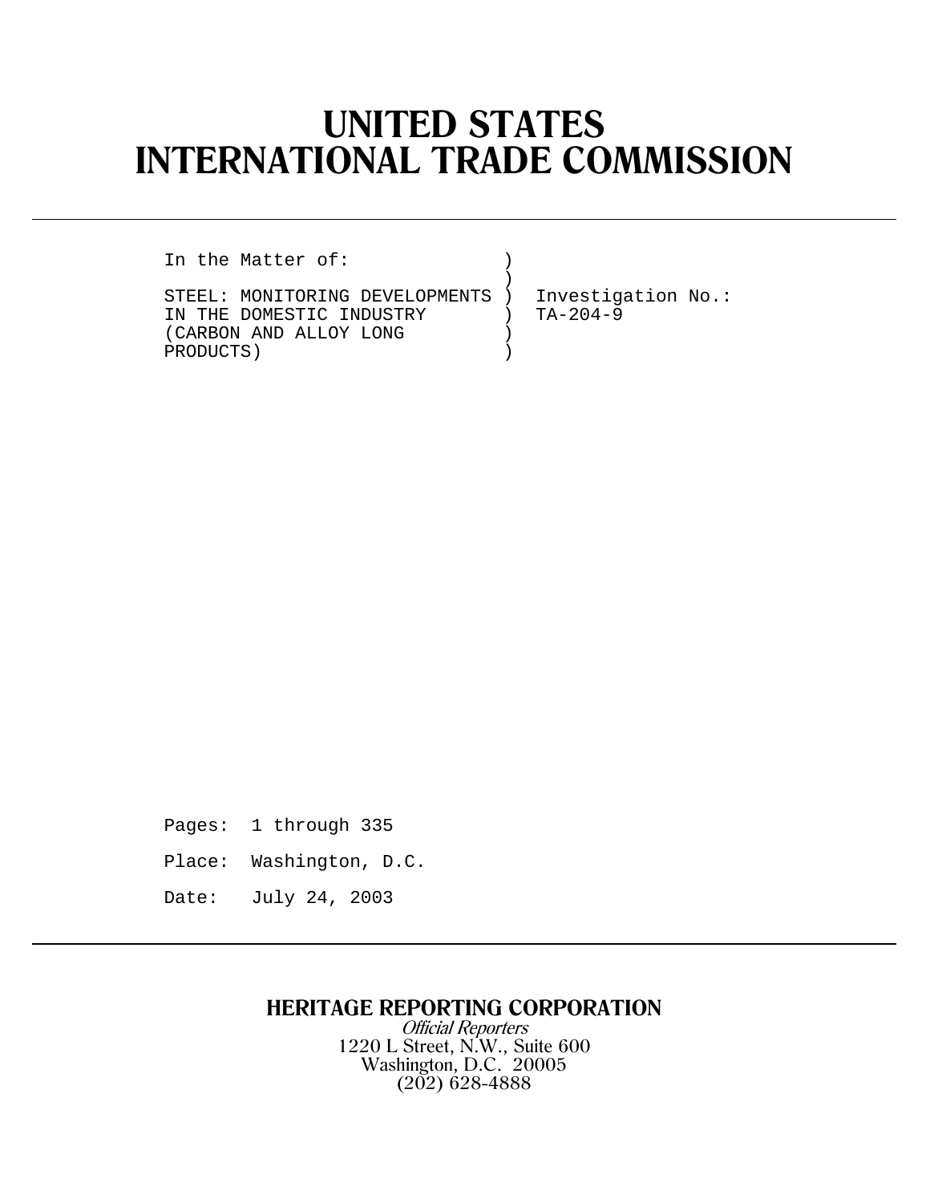# UNITED STATES
# INTERNATIONAL TRADE COMMISSION

---

```
In the Matter of:              )
                               )
STEEL: MONITORING DEVELOPMENTS )  Investigation No.:
IN THE DOMESTIC INDUSTRY       )  TA-204-9
(CARBON AND ALLOY LONG         )
PRODUCTS)                      )
```

Pages: 1 through 335

Place: Washington, D.C.

Date: July 24, 2003

---

**HERITAGE REPORTING CORPORATION**

*Official Reporters*

1220 L Street, N.W., Suite 600

Washington, D.C. 20005

(202) 628-4888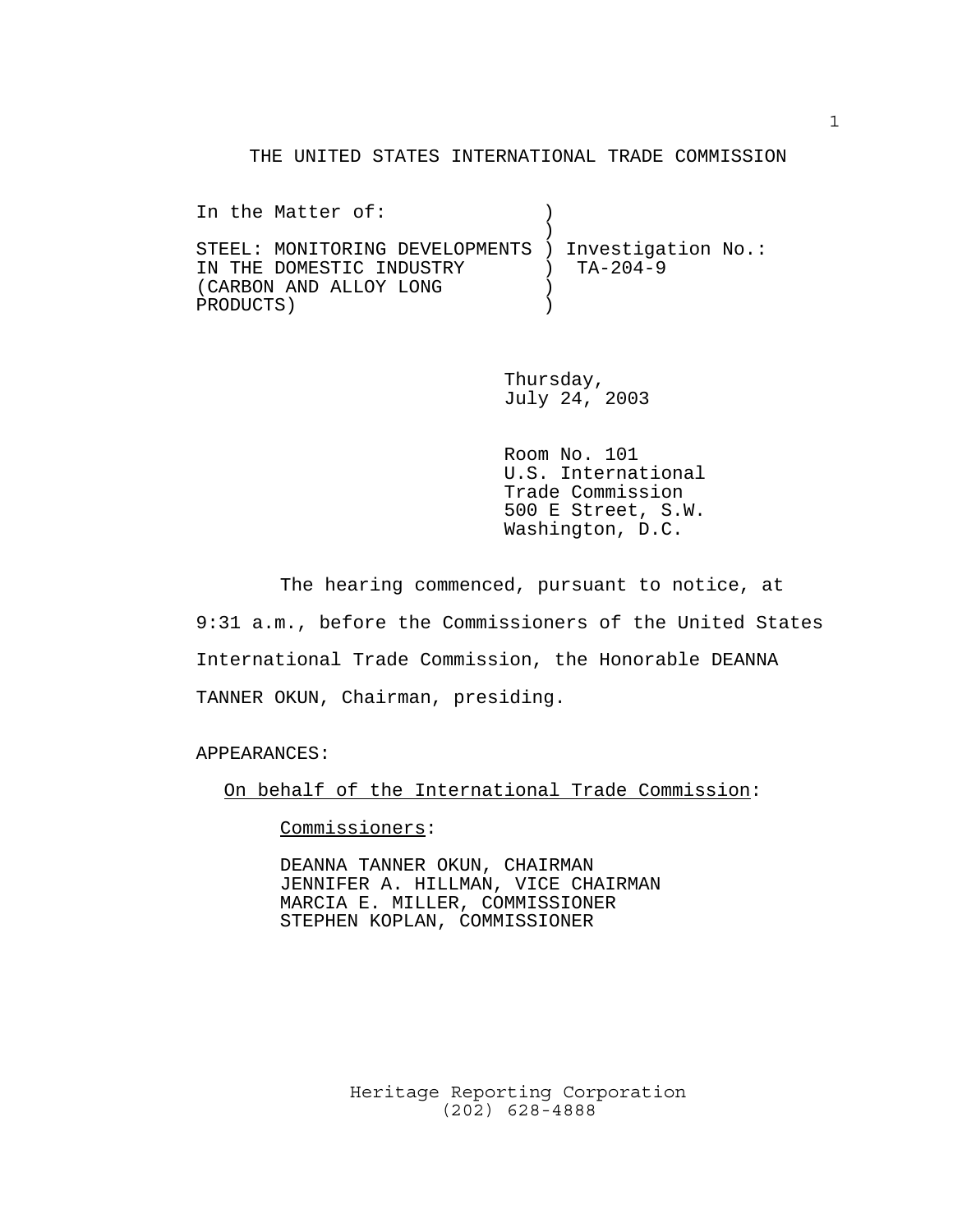THE UNITED STATES INTERNATIONAL TRADE COMMISSION

```
In the Matter of:              )
                               )
STEEL: MONITORING DEVELOPMENTS ) Investigation No.:
IN THE DOMESTIC INDUSTRY       )  TA-204-9
(CARBON AND ALLOY LONG         )
PRODUCTS)                      )
```

Thursday,
July 24, 2003

Room No. 101
U.S. International
Trade Commission
500 E Street, S.W.
Washington, D.C.

The hearing commenced, pursuant to notice, at 9:31 a.m., before the Commissioners of the United States International Trade Commission, the Honorable DEANNA TANNER OKUN, Chairman, presiding.

APPEARANCES:

On behalf of the International Trade Commission:

Commissioners:

DEANNA TANNER OKUN, CHAIRMAN
JENNIFER A. HILLMAN, VICE CHAIRMAN
MARCIA E. MILLER, COMMISSIONER
STEPHEN KOPLAN, COMMISSIONER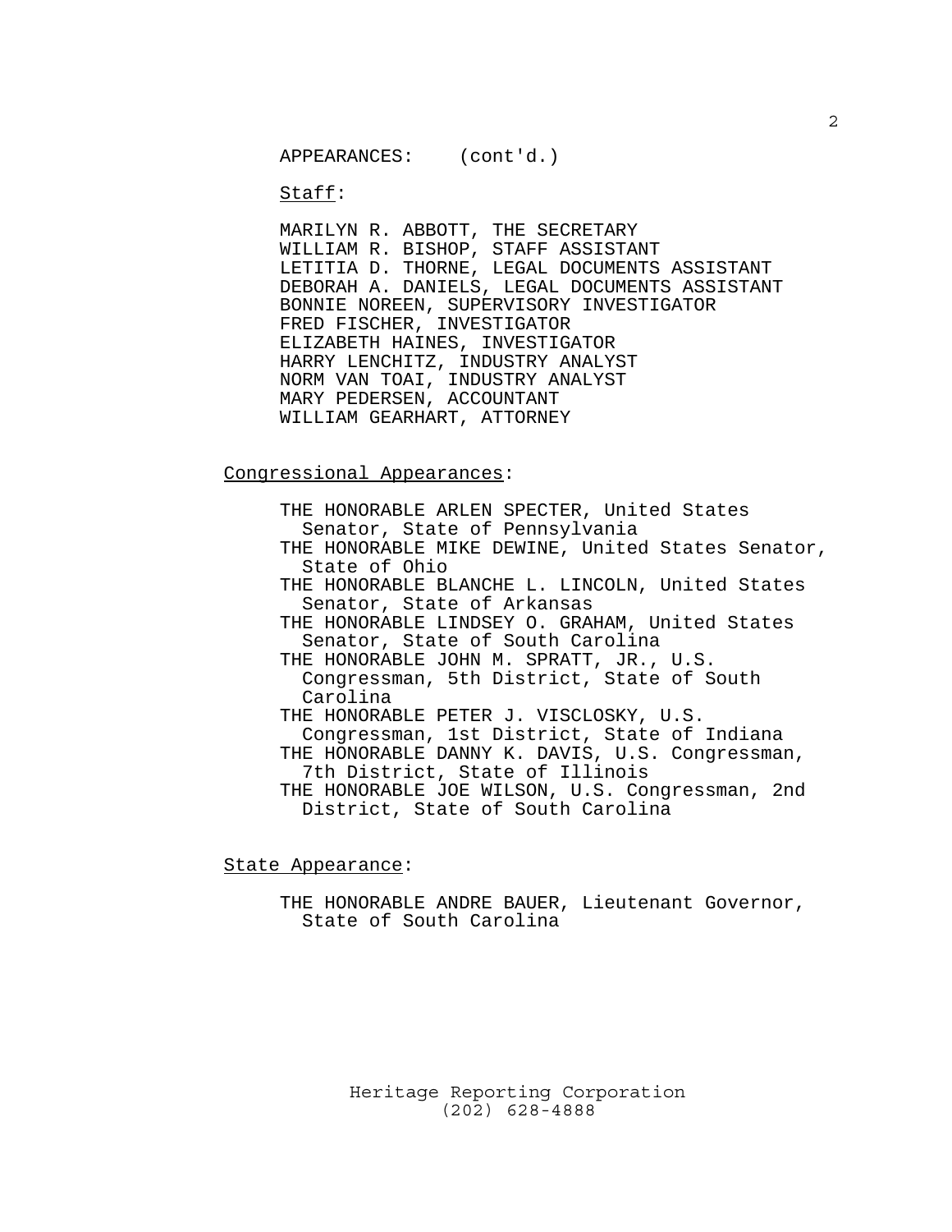APPEARANCES: (cont'd.)

<u>Staff</u>:

MARILYN R. ABBOTT, THE SECRETARY
WILLIAM R. BISHOP, STAFF ASSISTANT
LETITIA D. THORNE, LEGAL DOCUMENTS ASSISTANT
DEBORAH A. DANIELS, LEGAL DOCUMENTS ASSISTANT
BONNIE NOREEN, SUPERVISORY INVESTIGATOR
FRED FISCHER, INVESTIGATOR
ELIZABETH HAINES, INVESTIGATOR
HARRY LENCHITZ, INDUSTRY ANALYST
NORM VAN TOAI, INDUSTRY ANALYST
MARY PEDERSEN, ACCOUNTANT
WILLIAM GEARHART, ATTORNEY

<u>Congressional Appearances</u>:

THE HONORABLE ARLEN SPECTER, United States Senator, State of Pennsylvania
THE HONORABLE MIKE DEWINE, United States Senator, State of Ohio
THE HONORABLE BLANCHE L. LINCOLN, United States Senator, State of Arkansas
THE HONORABLE LINDSEY O. GRAHAM, United States Senator, State of South Carolina
THE HONORABLE JOHN M. SPRATT, JR., U.S. Congressman, 5th District, State of South Carolina
THE HONORABLE PETER J. VISCLOSKY, U.S. Congressman, 1st District, State of Indiana
THE HONORABLE DANNY K. DAVIS, U.S. Congressman, 7th District, State of Illinois
THE HONORABLE JOE WILSON, U.S. Congressman, 2nd District, State of South Carolina

<u>State Appearance</u>:

THE HONORABLE ANDRE BAUER, Lieutenant Governor, State of South Carolina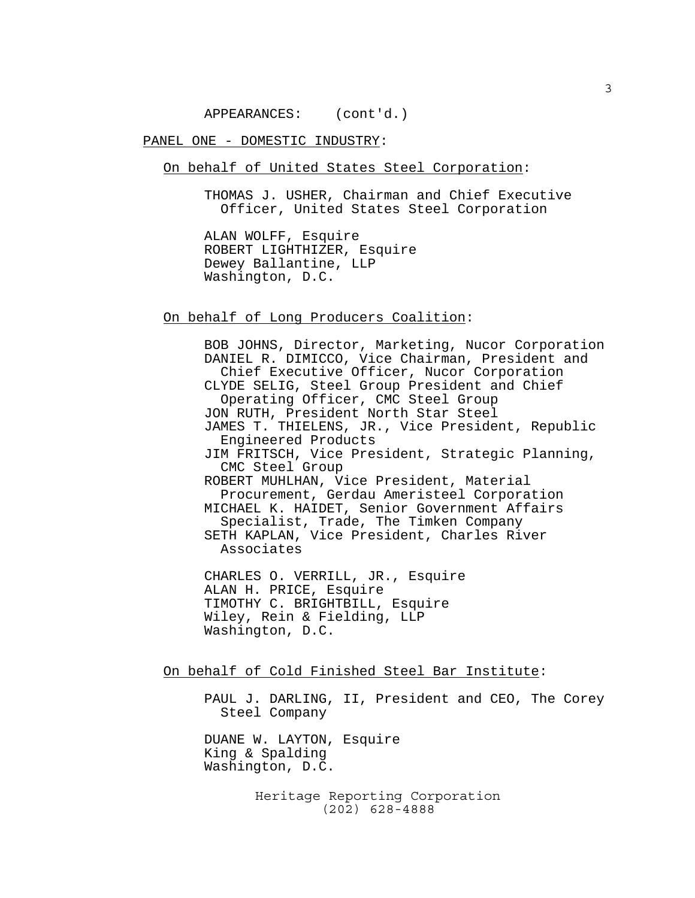APPEARANCES: (cont'd.)

PANEL ONE - DOMESTIC INDUSTRY:

On behalf of United States Steel Corporation:

THOMAS J. USHER, Chairman and Chief Executive Officer, United States Steel Corporation

ALAN WOLFF, Esquire
ROBERT LIGHTHIZER, Esquire
Dewey Ballantine, LLP
Washington, D.C.

On behalf of Long Producers Coalition:

BOB JOHNS, Director, Marketing, Nucor Corporation
DANIEL R. DIMICCO, Vice Chairman, President and Chief Executive Officer, Nucor Corporation
CLYDE SELIG, Steel Group President and Chief Operating Officer, CMC Steel Group
JON RUTH, President North Star Steel
JAMES T. THIELENS, JR., Vice President, Republic Engineered Products
JIM FRITSCH, Vice President, Strategic Planning, CMC Steel Group
ROBERT MUHLHAN, Vice President, Material Procurement, Gerdau Ameristeel Corporation
MICHAEL K. HAIDET, Senior Government Affairs Specialist, Trade, The Timken Company
SETH KAPLAN, Vice President, Charles River Associates

CHARLES O. VERRILL, JR., Esquire
ALAN H. PRICE, Esquire
TIMOTHY C. BRIGHTBILL, Esquire
Wiley, Rein & Fielding, LLP
Washington, D.C.

On behalf of Cold Finished Steel Bar Institute:

PAUL J. DARLING, II, President and CEO, The Corey Steel Company

DUANE W. LAYTON, Esquire
King & Spalding
Washington, D.C.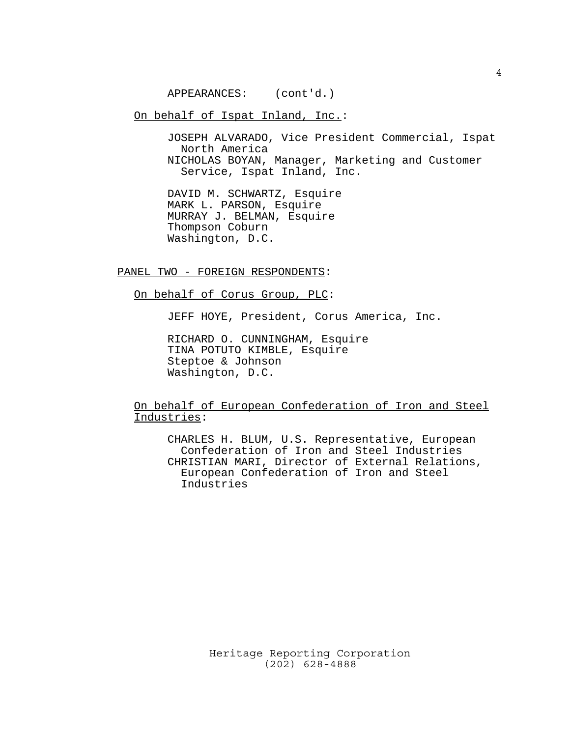APPEARANCES: (cont'd.)

On behalf of Ispat Inland, Inc.:

JOSEPH ALVARADO, Vice President Commercial, Ispat North America
NICHOLAS BOYAN, Manager, Marketing and Customer Service, Ispat Inland, Inc.

DAVID M. SCHWARTZ, Esquire
MARK L. PARSON, Esquire
MURRAY J. BELMAN, Esquire
Thompson Coburn
Washington, D.C.

PANEL TWO - FOREIGN RESPONDENTS:

On behalf of Corus Group, PLC:

JEFF HOYE, President, Corus America, Inc.

RICHARD O. CUNNINGHAM, Esquire
TINA POTUTO KIMBLE, Esquire
Steptoe & Johnson
Washington, D.C.

On behalf of European Confederation of Iron and Steel Industries:

CHARLES H. BLUM, U.S. Representative, European Confederation of Iron and Steel Industries
CHRISTIAN MARI, Director of External Relations, European Confederation of Iron and Steel Industries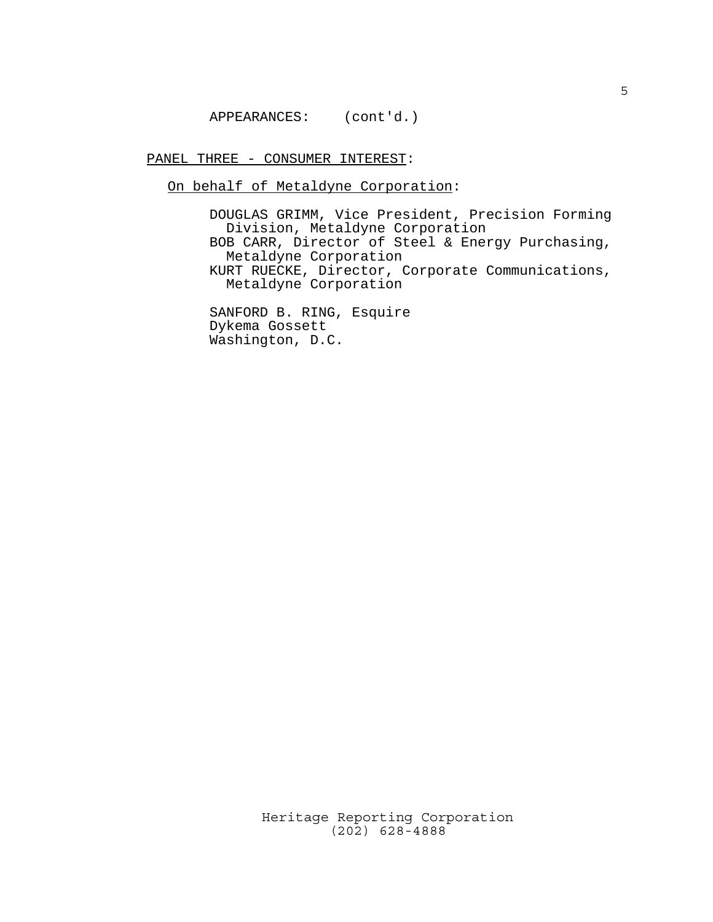APPEARANCES: (cont'd.)

PANEL THREE - CONSUMER INTEREST:

On behalf of Metaldyne Corporation:

DOUGLAS GRIMM, Vice President, Precision Forming Division, Metaldyne Corporation
BOB CARR, Director of Steel & Energy Purchasing, Metaldyne Corporation
KURT RUECKE, Director, Corporate Communications, Metaldyne Corporation

SANFORD B. RING, Esquire
Dykema Gossett
Washington, D.C.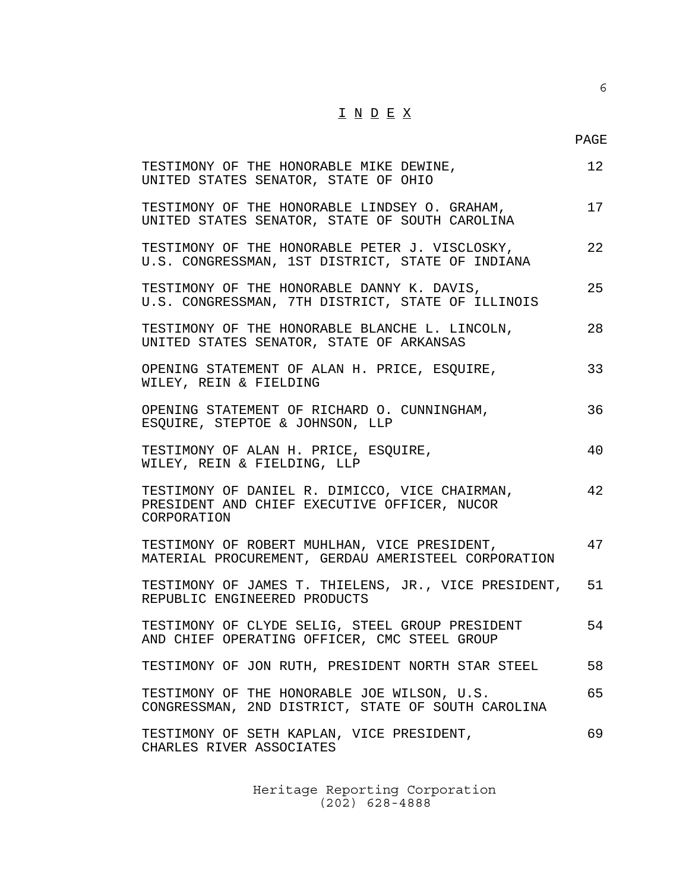# I N D E X

| | PAGE |
|---|---|
| TESTIMONY OF THE HONORABLE MIKE DEWINE, UNITED STATES SENATOR, STATE OF OHIO | 12 |
| TESTIMONY OF THE HONORABLE LINDSEY O. GRAHAM, UNITED STATES SENATOR, STATE OF SOUTH CAROLINA | 17 |
| TESTIMONY OF THE HONORABLE PETER J. VISCLOSKY, U.S. CONGRESSMAN, 1ST DISTRICT, STATE OF INDIANA | 22 |
| TESTIMONY OF THE HONORABLE DANNY K. DAVIS, U.S. CONGRESSMAN, 7TH DISTRICT, STATE OF ILLINOIS | 25 |
| TESTIMONY OF THE HONORABLE BLANCHE L. LINCOLN, UNITED STATES SENATOR, STATE OF ARKANSAS | 28 |
| OPENING STATEMENT OF ALAN H. PRICE, ESQUIRE, WILEY, REIN & FIELDING | 33 |
| OPENING STATEMENT OF RICHARD O. CUNNINGHAM, ESQUIRE, STEPTOE & JOHNSON, LLP | 36 |
| TESTIMONY OF ALAN H. PRICE, ESQUIRE, WILEY, REIN & FIELDING, LLP | 40 |
| TESTIMONY OF DANIEL R. DIMICCO, VICE CHAIRMAN, PRESIDENT AND CHIEF EXECUTIVE OFFICER, NUCOR CORPORATION | 42 |
| TESTIMONY OF ROBERT MUHLHAN, VICE PRESIDENT, MATERIAL PROCUREMENT, GERDAU AMERISTEEL CORPORATION | 47 |
| TESTIMONY OF JAMES T. THIELENS, JR., VICE PRESIDENT, REPUBLIC ENGINEERED PRODUCTS | 51 |
| TESTIMONY OF CLYDE SELIG, STEEL GROUP PRESIDENT AND CHIEF OPERATING OFFICER, CMC STEEL GROUP | 54 |
| TESTIMONY OF JON RUTH, PRESIDENT NORTH STAR STEEL | 58 |
| TESTIMONY OF THE HONORABLE JOE WILSON, U.S. CONGRESSMAN, 2ND DISTRICT, STATE OF SOUTH CAROLINA | 65 |
| TESTIMONY OF SETH KAPLAN, VICE PRESIDENT, CHARLES RIVER ASSOCIATES | 69 |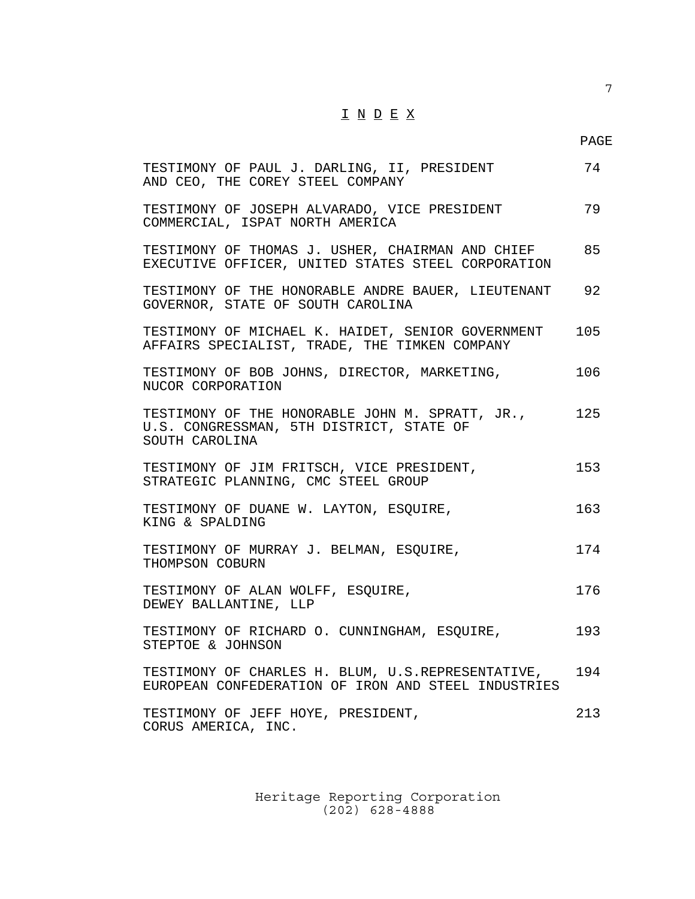# I N D E X

| | PAGE |
|---|---|
| TESTIMONY OF PAUL J. DARLING, II, PRESIDENT AND CEO, THE COREY STEEL COMPANY | 74 |
| TESTIMONY OF JOSEPH ALVARADO, VICE PRESIDENT COMMERCIAL, ISPAT NORTH AMERICA | 79 |
| TESTIMONY OF THOMAS J. USHER, CHAIRMAN AND CHIEF EXECUTIVE OFFICER, UNITED STATES STEEL CORPORATION | 85 |
| TESTIMONY OF THE HONORABLE ANDRE BAUER, LIEUTENANT GOVERNOR, STATE OF SOUTH CAROLINA | 92 |
| TESTIMONY OF MICHAEL K. HAIDET, SENIOR GOVERNMENT AFFAIRS SPECIALIST, TRADE, THE TIMKEN COMPANY | 105 |
| TESTIMONY OF BOB JOHNS, DIRECTOR, MARKETING, NUCOR CORPORATION | 106 |
| TESTIMONY OF THE HONORABLE JOHN M. SPRATT, JR., U.S. CONGRESSMAN, 5TH DISTRICT, STATE OF SOUTH CAROLINA | 125 |
| TESTIMONY OF JIM FRITSCH, VICE PRESIDENT, STRATEGIC PLANNING, CMC STEEL GROUP | 153 |
| TESTIMONY OF DUANE W. LAYTON, ESQUIRE, KING & SPALDING | 163 |
| TESTIMONY OF MURRAY J. BELMAN, ESQUIRE, THOMPSON COBURN | 174 |
| TESTIMONY OF ALAN WOLFF, ESQUIRE, DEWEY BALLANTINE, LLP | 176 |
| TESTIMONY OF RICHARD O. CUNNINGHAM, ESQUIRE, STEPTOE & JOHNSON | 193 |
| TESTIMONY OF CHARLES H. BLUM, U.S.REPRESENTATIVE, EUROPEAN CONFEDERATION OF IRON AND STEEL INDUSTRIES | 194 |
| TESTIMONY OF JEFF HOYE, PRESIDENT, CORUS AMERICA, INC. | 213 |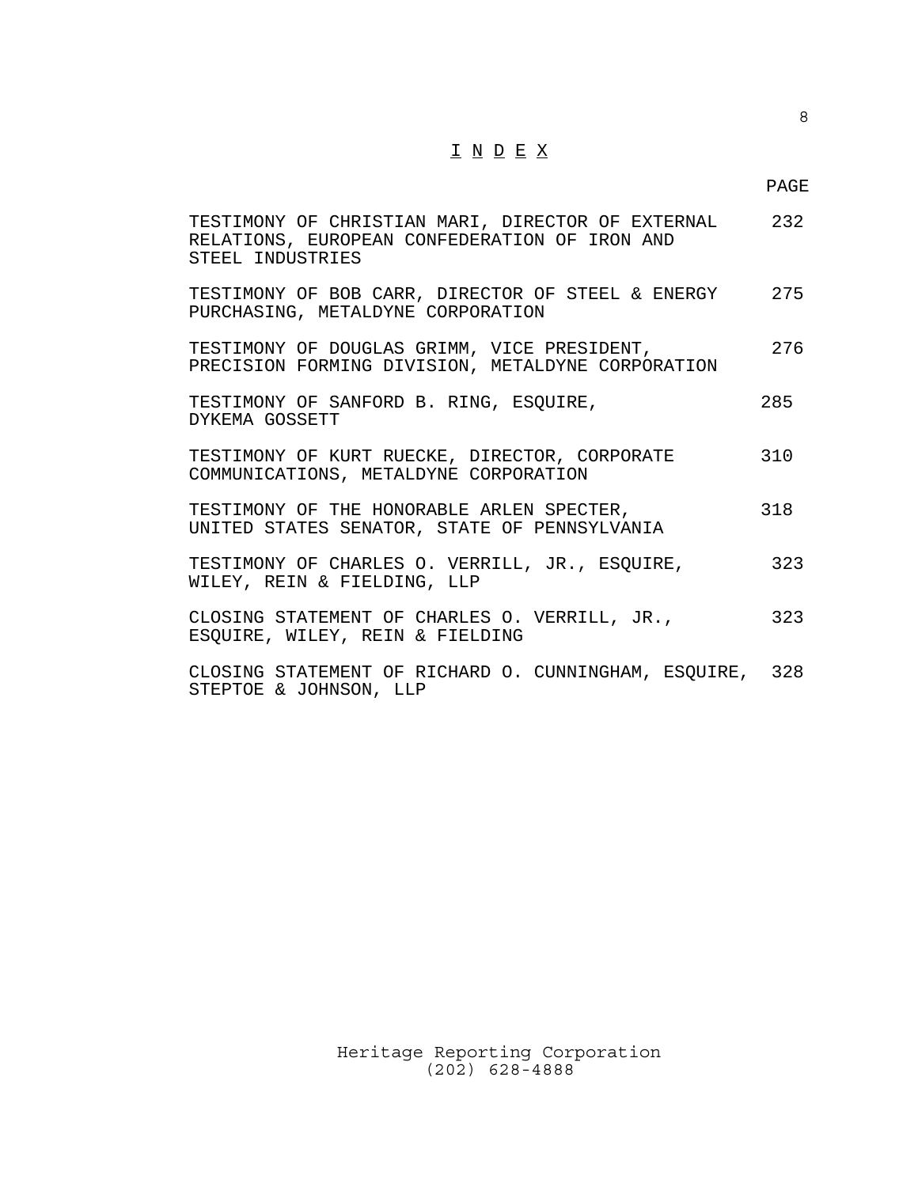# I N D E X

| | PAGE |
|---|---|
| TESTIMONY OF CHRISTIAN MARI, DIRECTOR OF EXTERNAL RELATIONS, EUROPEAN CONFEDERATION OF IRON AND STEEL INDUSTRIES | 232 |
| TESTIMONY OF BOB CARR, DIRECTOR OF STEEL & ENERGY PURCHASING, METALDYNE CORPORATION | 275 |
| TESTIMONY OF DOUGLAS GRIMM, VICE PRESIDENT, PRECISION FORMING DIVISION, METALDYNE CORPORATION | 276 |
| TESTIMONY OF SANFORD B. RING, ESQUIRE, DYKEMA GOSSETT | 285 |
| TESTIMONY OF KURT RUECKE, DIRECTOR, CORPORATE COMMUNICATIONS, METALDYNE CORPORATION | 310 |
| TESTIMONY OF THE HONORABLE ARLEN SPECTER, UNITED STATES SENATOR, STATE OF PENNSYLVANIA | 318 |
| TESTIMONY OF CHARLES O. VERRILL, JR., ESQUIRE, WILEY, REIN & FIELDING, LLP | 323 |
| CLOSING STATEMENT OF CHARLES O. VERRILL, JR., ESQUIRE, WILEY, REIN & FIELDING | 323 |
| CLOSING STATEMENT OF RICHARD O. CUNNINGHAM, ESQUIRE, STEPTOE & JOHNSON, LLP | 328 |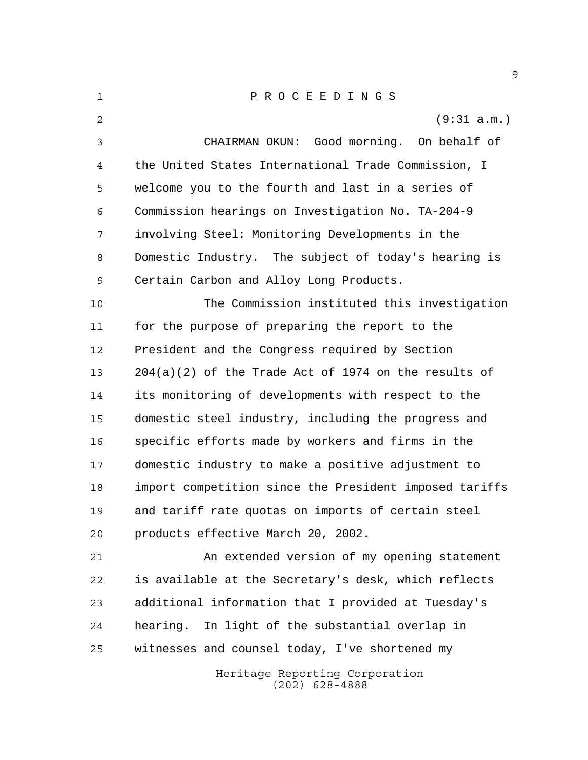P R O C E E D I N G S

(9:31 a.m.)

CHAIRMAN OKUN: Good morning. On behalf of the United States International Trade Commission, I welcome you to the fourth and last in a series of Commission hearings on Investigation No. TA-204-9 involving Steel: Monitoring Developments in the Domestic Industry. The subject of today's hearing is Certain Carbon and Alloy Long Products.

The Commission instituted this investigation for the purpose of preparing the report to the President and the Congress required by Section 204(a)(2) of the Trade Act of 1974 on the results of its monitoring of developments with respect to the domestic steel industry, including the progress and specific efforts made by workers and firms in the domestic industry to make a positive adjustment to import competition since the President imposed tariffs and tariff rate quotas on imports of certain steel products effective March 20, 2002.

An extended version of my opening statement is available at the Secretary's desk, which reflects additional information that I provided at Tuesday's hearing. In light of the substantial overlap in witnesses and counsel today, I've shortened my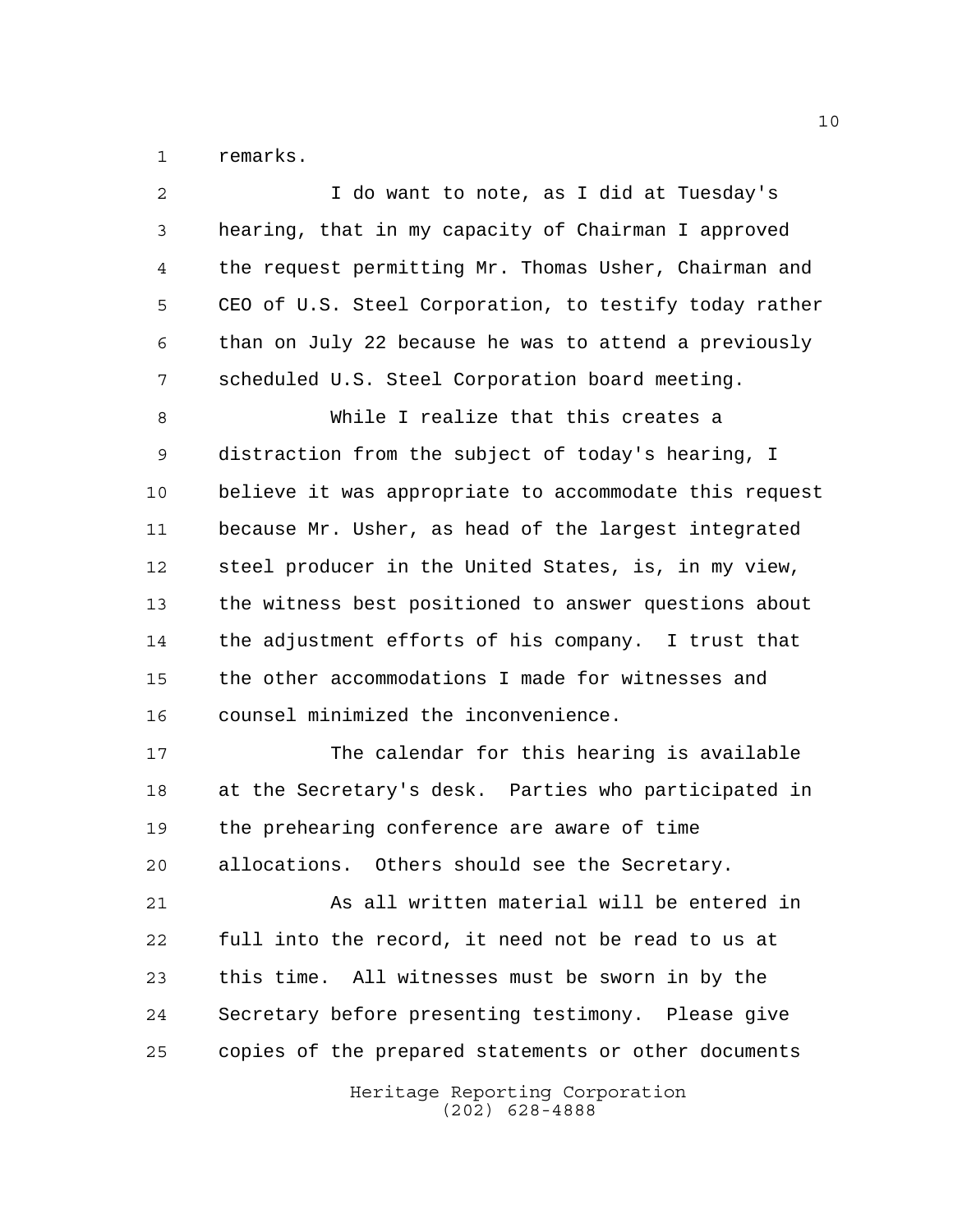remarks.

I do want to note, as I did at Tuesday's hearing, that in my capacity of Chairman I approved the request permitting Mr. Thomas Usher, Chairman and CEO of U.S. Steel Corporation, to testify today rather than on July 22 because he was to attend a previously scheduled U.S. Steel Corporation board meeting.

While I realize that this creates a distraction from the subject of today's hearing, I believe it was appropriate to accommodate this request because Mr. Usher, as head of the largest integrated steel producer in the United States, is, in my view, the witness best positioned to answer questions about the adjustment efforts of his company. I trust that the other accommodations I made for witnesses and counsel minimized the inconvenience.

The calendar for this hearing is available at the Secretary's desk. Parties who participated in the prehearing conference are aware of time allocations. Others should see the Secretary.

As all written material will be entered in full into the record, it need not be read to us at this time. All witnesses must be sworn in by the Secretary before presenting testimony. Please give copies of the prepared statements or other documents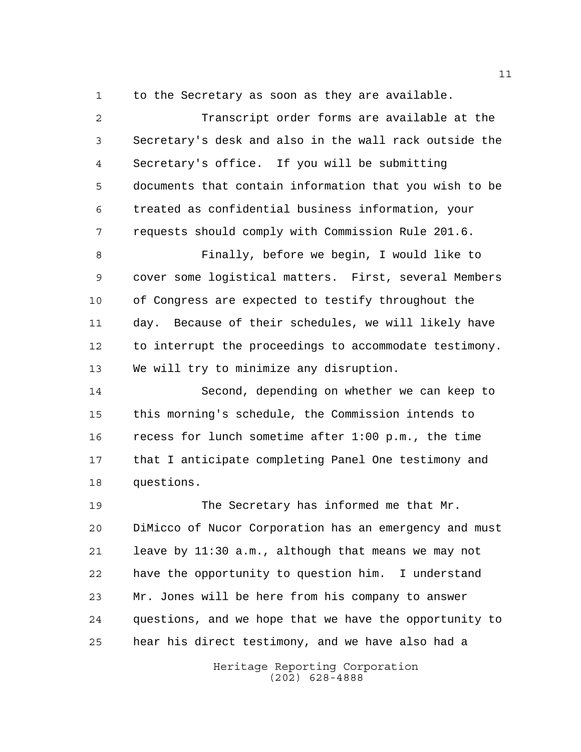to the Secretary as soon as they are available.

Transcript order forms are available at the Secretary's desk and also in the wall rack outside the Secretary's office. If you will be submitting documents that contain information that you wish to be treated as confidential business information, your requests should comply with Commission Rule 201.6.

Finally, before we begin, I would like to cover some logistical matters. First, several Members of Congress are expected to testify throughout the day. Because of their schedules, we will likely have to interrupt the proceedings to accommodate testimony. We will try to minimize any disruption.

Second, depending on whether we can keep to this morning's schedule, the Commission intends to recess for lunch sometime after 1:00 p.m., the time that I anticipate completing Panel One testimony and questions.

The Secretary has informed me that Mr. DiMicco of Nucor Corporation has an emergency and must leave by 11:30 a.m., although that means we may not have the opportunity to question him. I understand Mr. Jones will be here from his company to answer questions, and we hope that we have the opportunity to hear his direct testimony, and we have also had a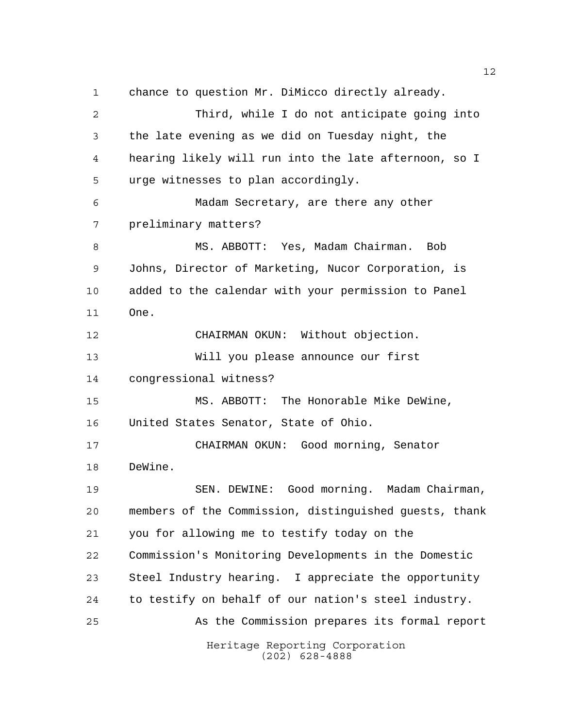chance to question Mr. DiMicco directly already.

Third, while I do not anticipate going into the late evening as we did on Tuesday night, the hearing likely will run into the late afternoon, so I urge witnesses to plan accordingly.

Madam Secretary, are there any other preliminary matters?

MS. ABBOTT: Yes, Madam Chairman. Bob Johns, Director of Marketing, Nucor Corporation, is added to the calendar with your permission to Panel One.

CHAIRMAN OKUN: Without objection.

Will you please announce our first congressional witness?

MS. ABBOTT: The Honorable Mike DeWine, United States Senator, State of Ohio.

CHAIRMAN OKUN: Good morning, Senator DeWine.

SEN. DEWINE: Good morning. Madam Chairman, members of the Commission, distinguished guests, thank you for allowing me to testify today on the Commission's Monitoring Developments in the Domestic Steel Industry hearing. I appreciate the opportunity to testify on behalf of our nation's steel industry.

As the Commission prepares its formal report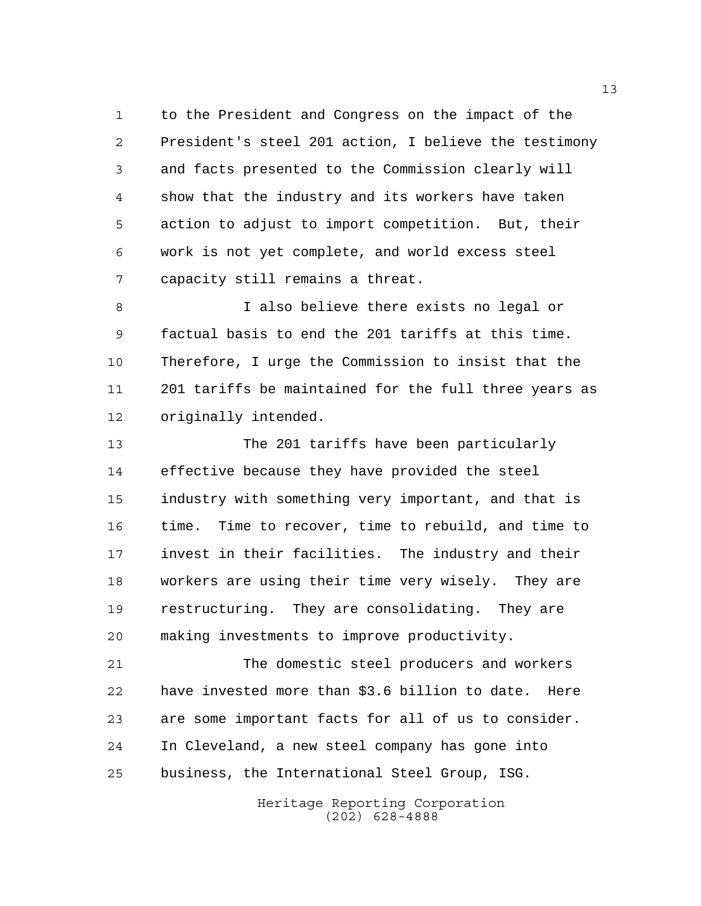to the President and Congress on the impact of the President's steel 201 action, I believe the testimony and facts presented to the Commission clearly will show that the industry and its workers have taken action to adjust to import competition. But, their work is not yet complete, and world excess steel capacity still remains a threat.

I also believe there exists no legal or factual basis to end the 201 tariffs at this time. Therefore, I urge the Commission to insist that the 201 tariffs be maintained for the full three years as originally intended.

The 201 tariffs have been particularly effective because they have provided the steel industry with something very important, and that is time. Time to recover, time to rebuild, and time to invest in their facilities. The industry and their workers are using their time very wisely. They are restructuring. They are consolidating. They are making investments to improve productivity.

The domestic steel producers and workers have invested more than $3.6 billion to date. Here are some important facts for all of us to consider. In Cleveland, a new steel company has gone into business, the International Steel Group, ISG.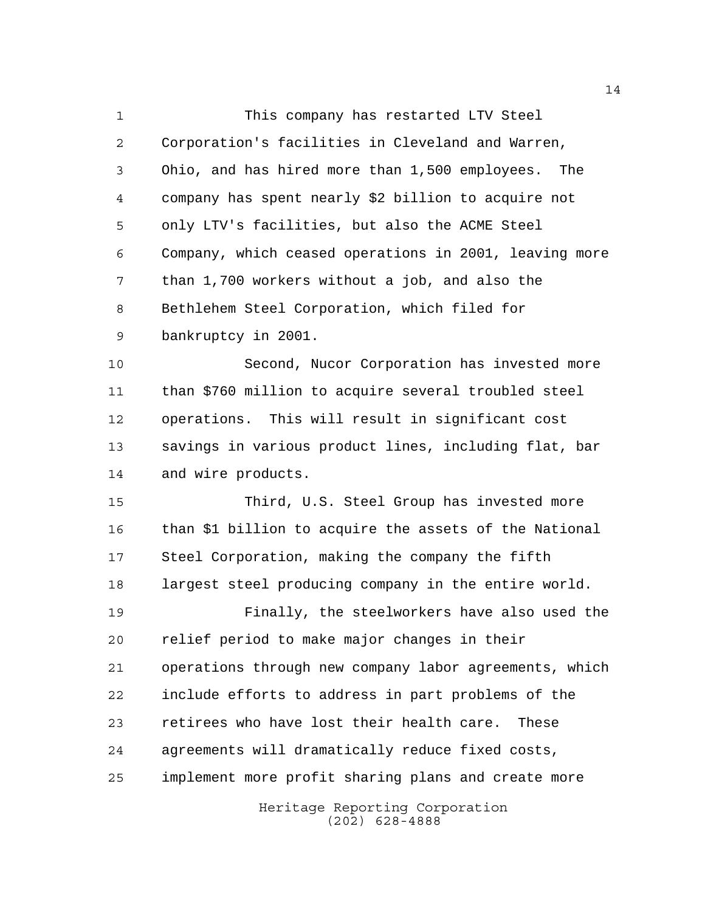This company has restarted LTV Steel Corporation's facilities in Cleveland and Warren, Ohio, and has hired more than 1,500 employees. The company has spent nearly $2 billion to acquire not only LTV's facilities, but also the ACME Steel Company, which ceased operations in 2001, leaving more than 1,700 workers without a job, and also the Bethlehem Steel Corporation, which filed for bankruptcy in 2001.

Second, Nucor Corporation has invested more than $760 million to acquire several troubled steel operations. This will result in significant cost savings in various product lines, including flat, bar and wire products.

Third, U.S. Steel Group has invested more than $1 billion to acquire the assets of the National Steel Corporation, making the company the fifth largest steel producing company in the entire world.

Finally, the steelworkers have also used the relief period to make major changes in their operations through new company labor agreements, which include efforts to address in part problems of the retirees who have lost their health care. These agreements will dramatically reduce fixed costs, implement more profit sharing plans and create more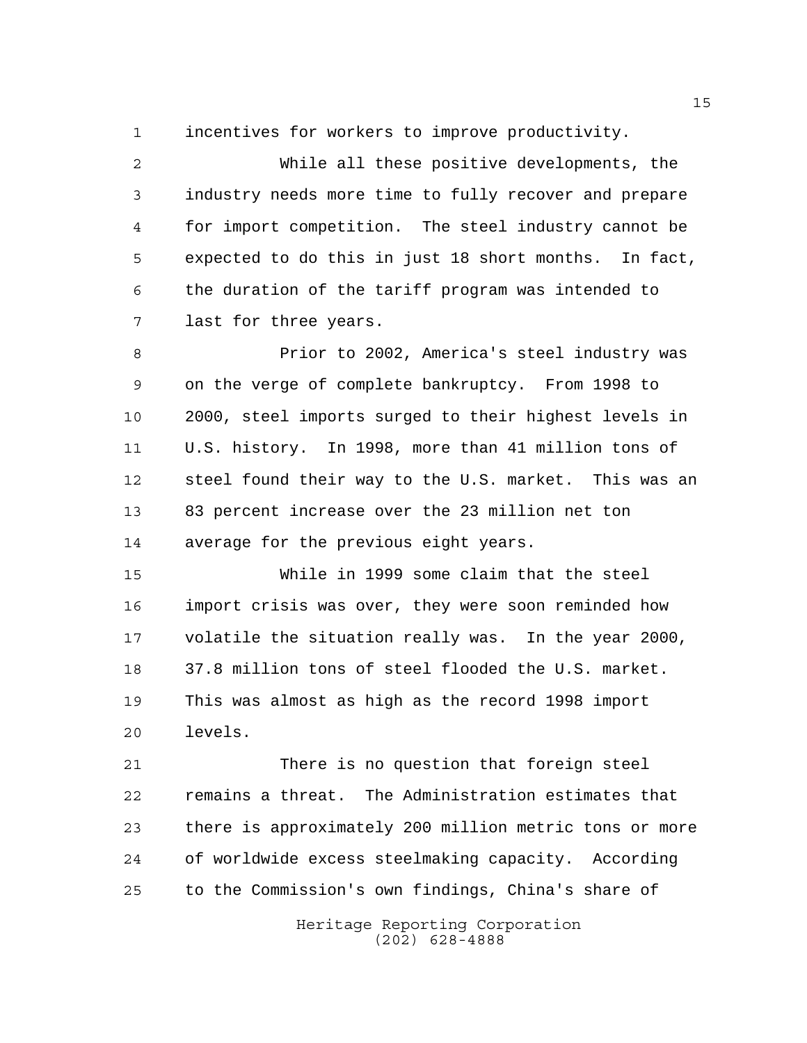incentives for workers to improve productivity.

While all these positive developments, the industry needs more time to fully recover and prepare for import competition. The steel industry cannot be expected to do this in just 18 short months. In fact, the duration of the tariff program was intended to last for three years.

Prior to 2002, America's steel industry was on the verge of complete bankruptcy. From 1998 to 2000, steel imports surged to their highest levels in U.S. history. In 1998, more than 41 million tons of steel found their way to the U.S. market. This was an 83 percent increase over the 23 million net ton average for the previous eight years.

While in 1999 some claim that the steel import crisis was over, they were soon reminded how volatile the situation really was. In the year 2000, 37.8 million tons of steel flooded the U.S. market. This was almost as high as the record 1998 import levels.

There is no question that foreign steel remains a threat. The Administration estimates that there is approximately 200 million metric tons or more of worldwide excess steelmaking capacity. According to the Commission's own findings, China's share of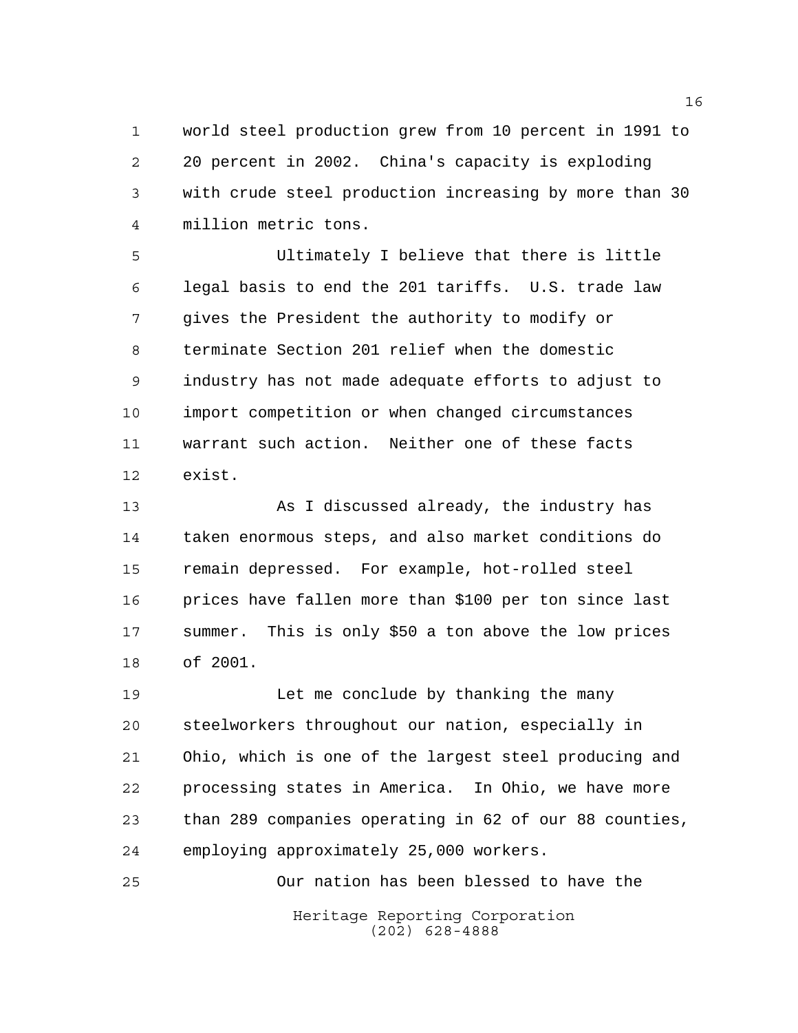world steel production grew from 10 percent in 1991 to 20 percent in 2002. China's capacity is exploding with crude steel production increasing by more than 30 million metric tons.

Ultimately I believe that there is little legal basis to end the 201 tariffs. U.S. trade law gives the President the authority to modify or terminate Section 201 relief when the domestic industry has not made adequate efforts to adjust to import competition or when changed circumstances warrant such action. Neither one of these facts exist.

As I discussed already, the industry has taken enormous steps, and also market conditions do remain depressed. For example, hot-rolled steel prices have fallen more than $100 per ton since last summer. This is only $50 a ton above the low prices of 2001.

Let me conclude by thanking the many steelworkers throughout our nation, especially in Ohio, which is one of the largest steel producing and processing states in America. In Ohio, we have more than 289 companies operating in 62 of our 88 counties, employing approximately 25,000 workers.

Our nation has been blessed to have the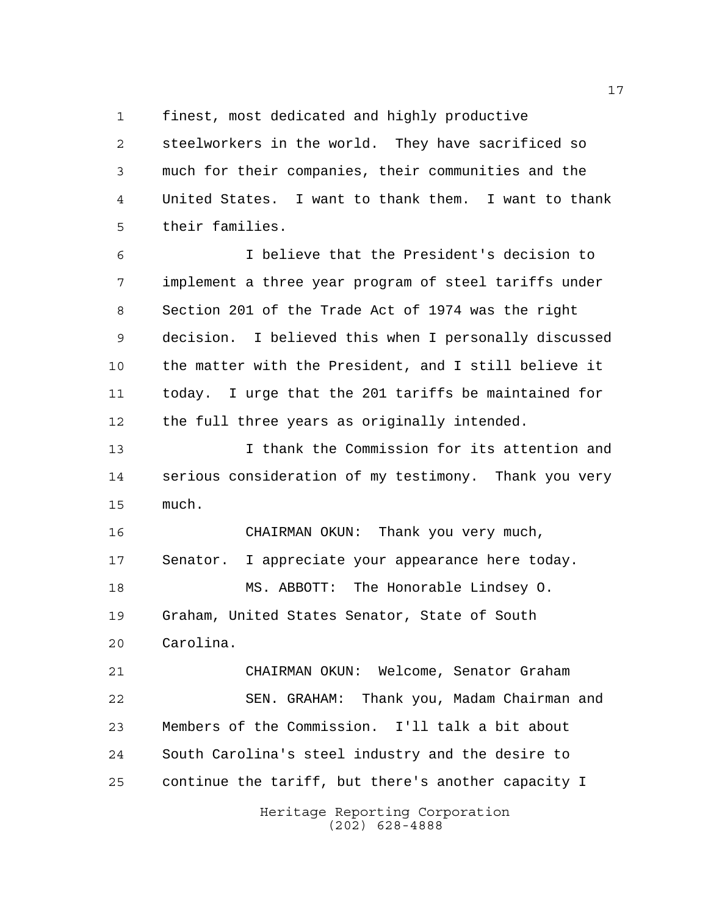finest, most dedicated and highly productive steelworkers in the world. They have sacrificed so much for their companies, their communities and the United States. I want to thank them. I want to thank their families.

I believe that the President's decision to implement a three year program of steel tariffs under Section 201 of the Trade Act of 1974 was the right decision. I believed this when I personally discussed the matter with the President, and I still believe it today. I urge that the 201 tariffs be maintained for the full three years as originally intended.

I thank the Commission for its attention and serious consideration of my testimony. Thank you very much.

CHAIRMAN OKUN: Thank you very much, Senator. I appreciate your appearance here today.

MS. ABBOTT: The Honorable Lindsey O. Graham, United States Senator, State of South Carolina.

CHAIRMAN OKUN: Welcome, Senator Graham

SEN. GRAHAM: Thank you, Madam Chairman and Members of the Commission. I'll talk a bit about South Carolina's steel industry and the desire to continue the tariff, but there's another capacity I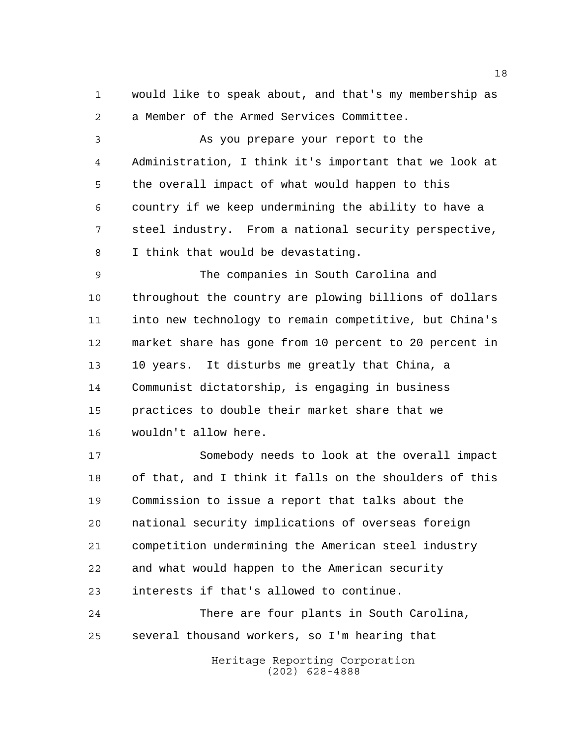would like to speak about, and that's my membership as a Member of the Armed Services Committee.

As you prepare your report to the Administration, I think it's important that we look at the overall impact of what would happen to this country if we keep undermining the ability to have a steel industry. From a national security perspective, I think that would be devastating.

The companies in South Carolina and throughout the country are plowing billions of dollars into new technology to remain competitive, but China's market share has gone from 10 percent to 20 percent in 10 years. It disturbs me greatly that China, a Communist dictatorship, is engaging in business practices to double their market share that we wouldn't allow here.

Somebody needs to look at the overall impact of that, and I think it falls on the shoulders of this Commission to issue a report that talks about the national security implications of overseas foreign competition undermining the American steel industry and what would happen to the American security interests if that's allowed to continue.

There are four plants in South Carolina, several thousand workers, so I'm hearing that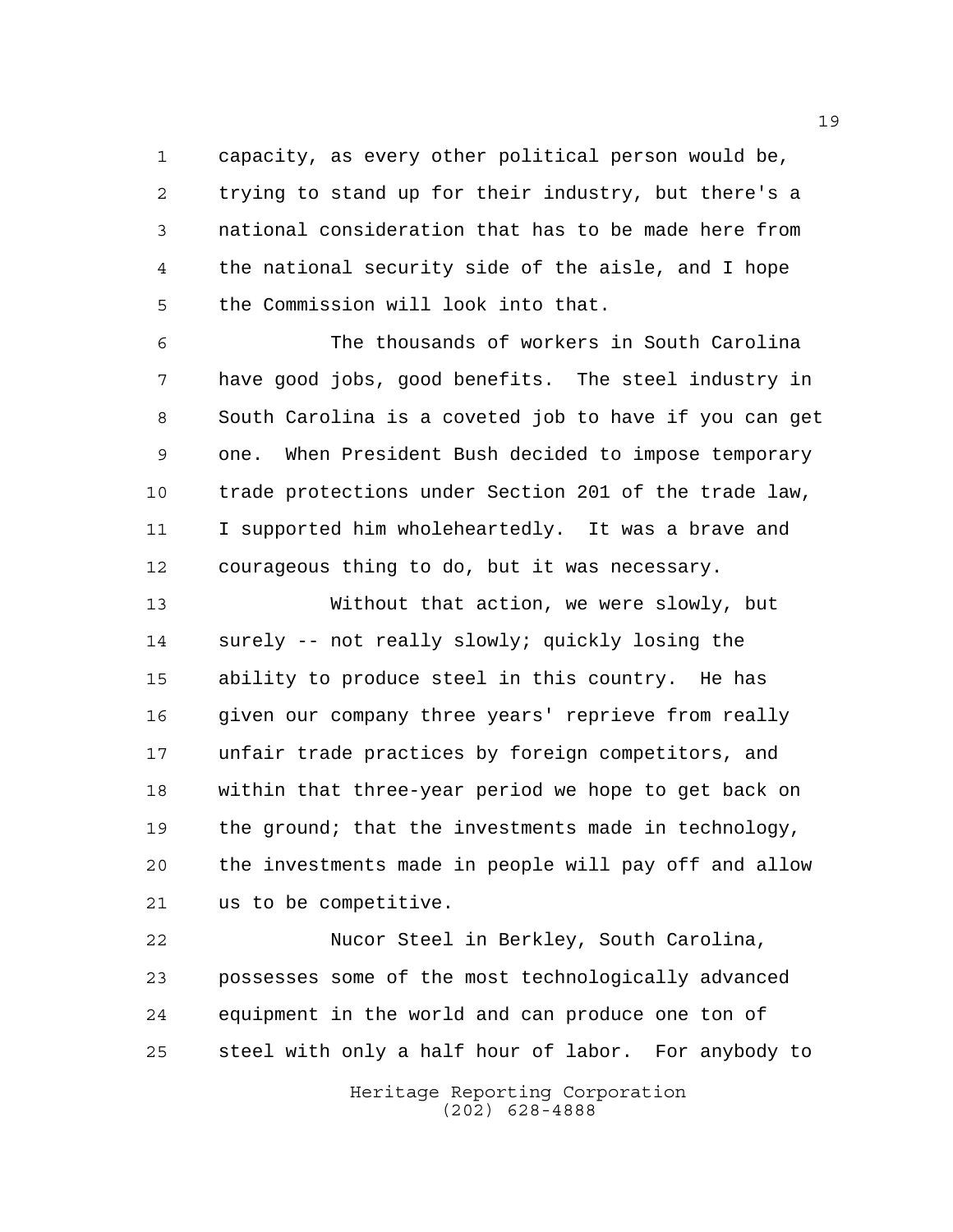capacity, as every other political person would be, trying to stand up for their industry, but there's a national consideration that has to be made here from the national security side of the aisle, and I hope the Commission will look into that.

The thousands of workers in South Carolina have good jobs, good benefits. The steel industry in South Carolina is a coveted job to have if you can get one. When President Bush decided to impose temporary trade protections under Section 201 of the trade law, I supported him wholeheartedly. It was a brave and courageous thing to do, but it was necessary.

Without that action, we were slowly, but surely -- not really slowly; quickly losing the ability to produce steel in this country. He has given our company three years' reprieve from really unfair trade practices by foreign competitors, and within that three-year period we hope to get back on the ground; that the investments made in technology, the investments made in people will pay off and allow us to be competitive.

Nucor Steel in Berkley, South Carolina, possesses some of the most technologically advanced equipment in the world and can produce one ton of steel with only a half hour of labor. For anybody to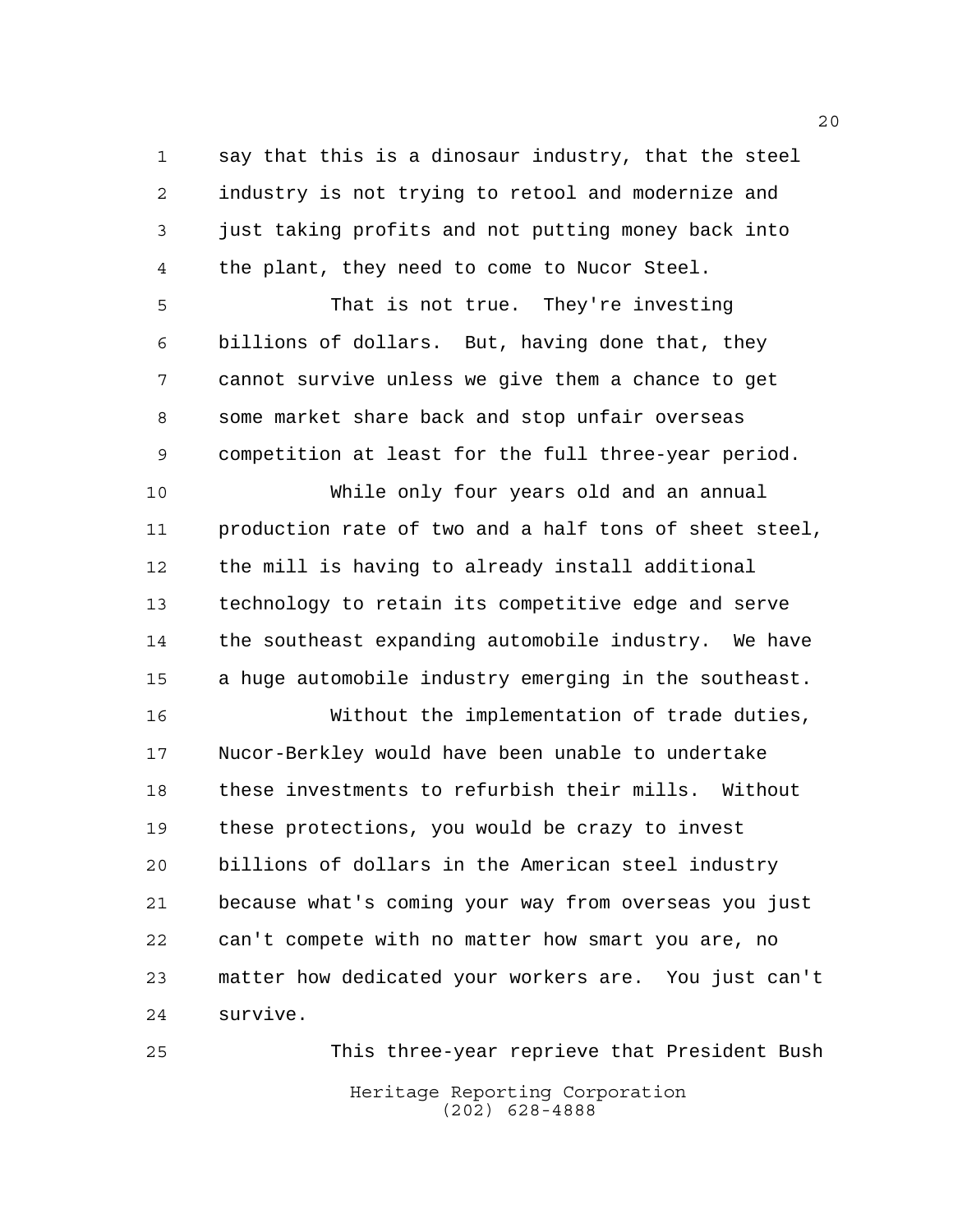say that this is a dinosaur industry, that the steel industry is not trying to retool and modernize and just taking profits and not putting money back into the plant, they need to come to Nucor Steel.

That is not true. They're investing billions of dollars. But, having done that, they cannot survive unless we give them a chance to get some market share back and stop unfair overseas competition at least for the full three-year period.

While only four years old and an annual production rate of two and a half tons of sheet steel, the mill is having to already install additional technology to retain its competitive edge and serve the southeast expanding automobile industry. We have a huge automobile industry emerging in the southeast.

Without the implementation of trade duties, Nucor-Berkley would have been unable to undertake these investments to refurbish their mills. Without these protections, you would be crazy to invest billions of dollars in the American steel industry because what's coming your way from overseas you just can't compete with no matter how smart you are, no matter how dedicated your workers are. You just can't survive.

This three-year reprieve that President Bush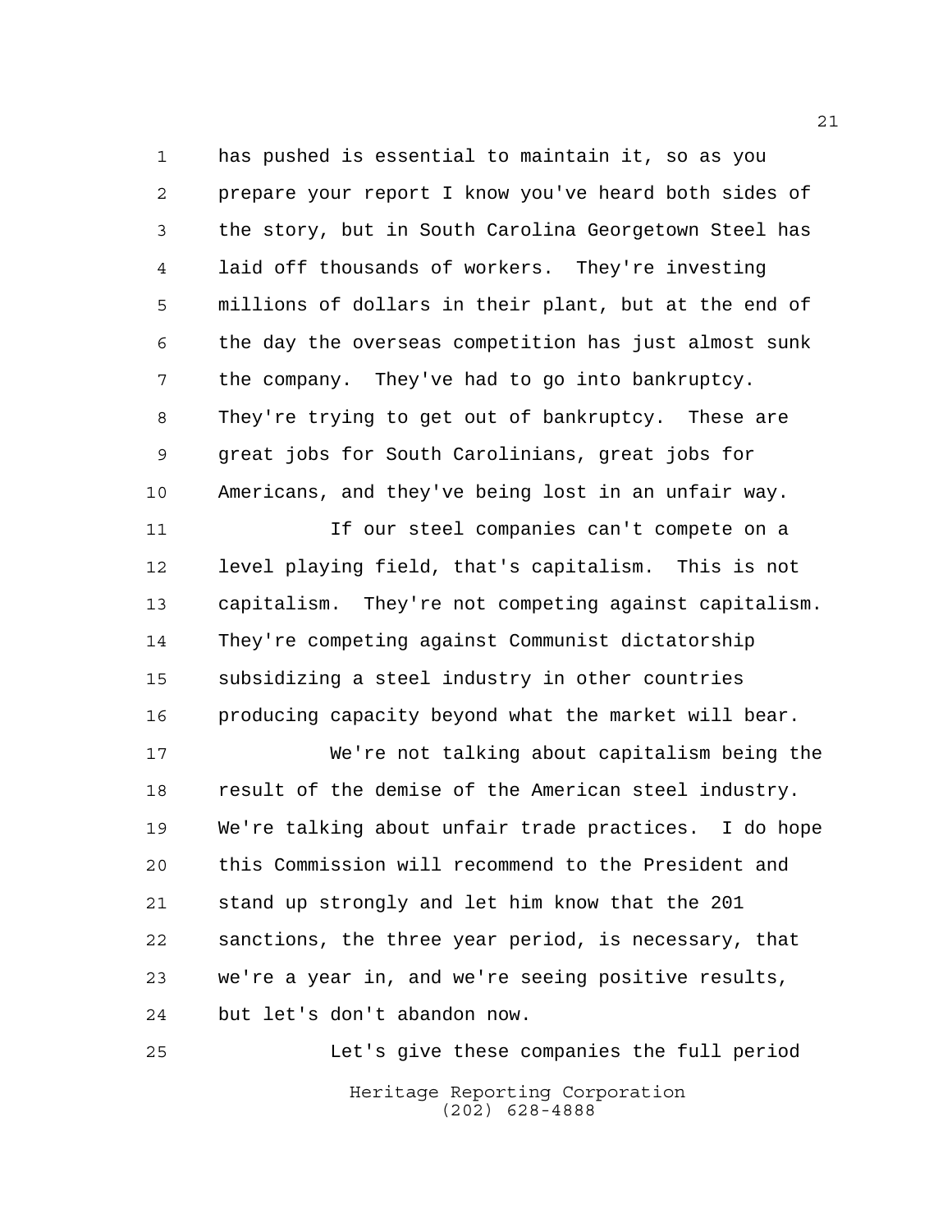has pushed is essential to maintain it, so as you prepare your report I know you've heard both sides of the story, but in South Carolina Georgetown Steel has laid off thousands of workers. They're investing millions of dollars in their plant, but at the end of the day the overseas competition has just almost sunk the company. They've had to go into bankruptcy. They're trying to get out of bankruptcy. These are great jobs for South Carolinians, great jobs for Americans, and they've being lost in an unfair way.

If our steel companies can't compete on a level playing field, that's capitalism. This is not capitalism. They're not competing against capitalism. They're competing against Communist dictatorship subsidizing a steel industry in other countries producing capacity beyond what the market will bear.

We're not talking about capitalism being the result of the demise of the American steel industry. We're talking about unfair trade practices. I do hope this Commission will recommend to the President and stand up strongly and let him know that the 201 sanctions, the three year period, is necessary, that we're a year in, and we're seeing positive results, but let's don't abandon now.

Let's give these companies the full period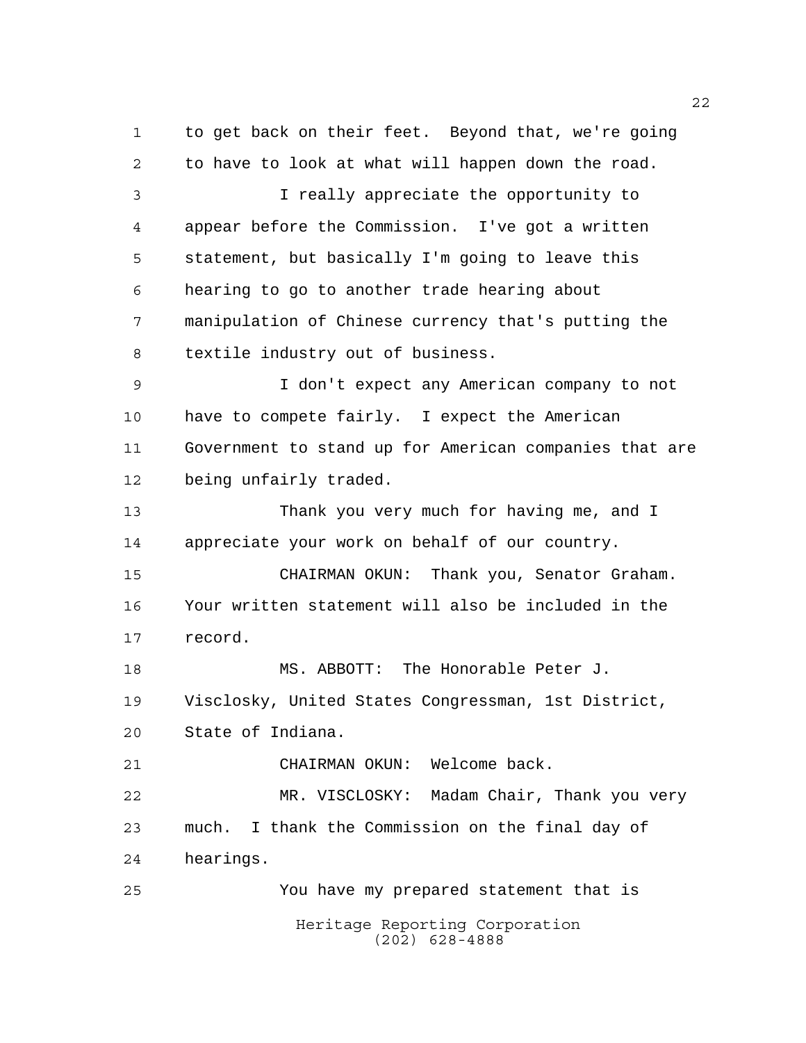to get back on their feet. Beyond that, we're going to have to look at what will happen down the road.

I really appreciate the opportunity to appear before the Commission. I've got a written statement, but basically I'm going to leave this hearing to go to another trade hearing about manipulation of Chinese currency that's putting the textile industry out of business.

I don't expect any American company to not have to compete fairly. I expect the American Government to stand up for American companies that are being unfairly traded.

Thank you very much for having me, and I appreciate your work on behalf of our country.

CHAIRMAN OKUN: Thank you, Senator Graham. Your written statement will also be included in the record.

MS. ABBOTT: The Honorable Peter J. Visclosky, United States Congressman, 1st District, State of Indiana.

CHAIRMAN OKUN: Welcome back.

MR. VISCLOSKY: Madam Chair, Thank you very much. I thank the Commission on the final day of hearings.

You have my prepared statement that is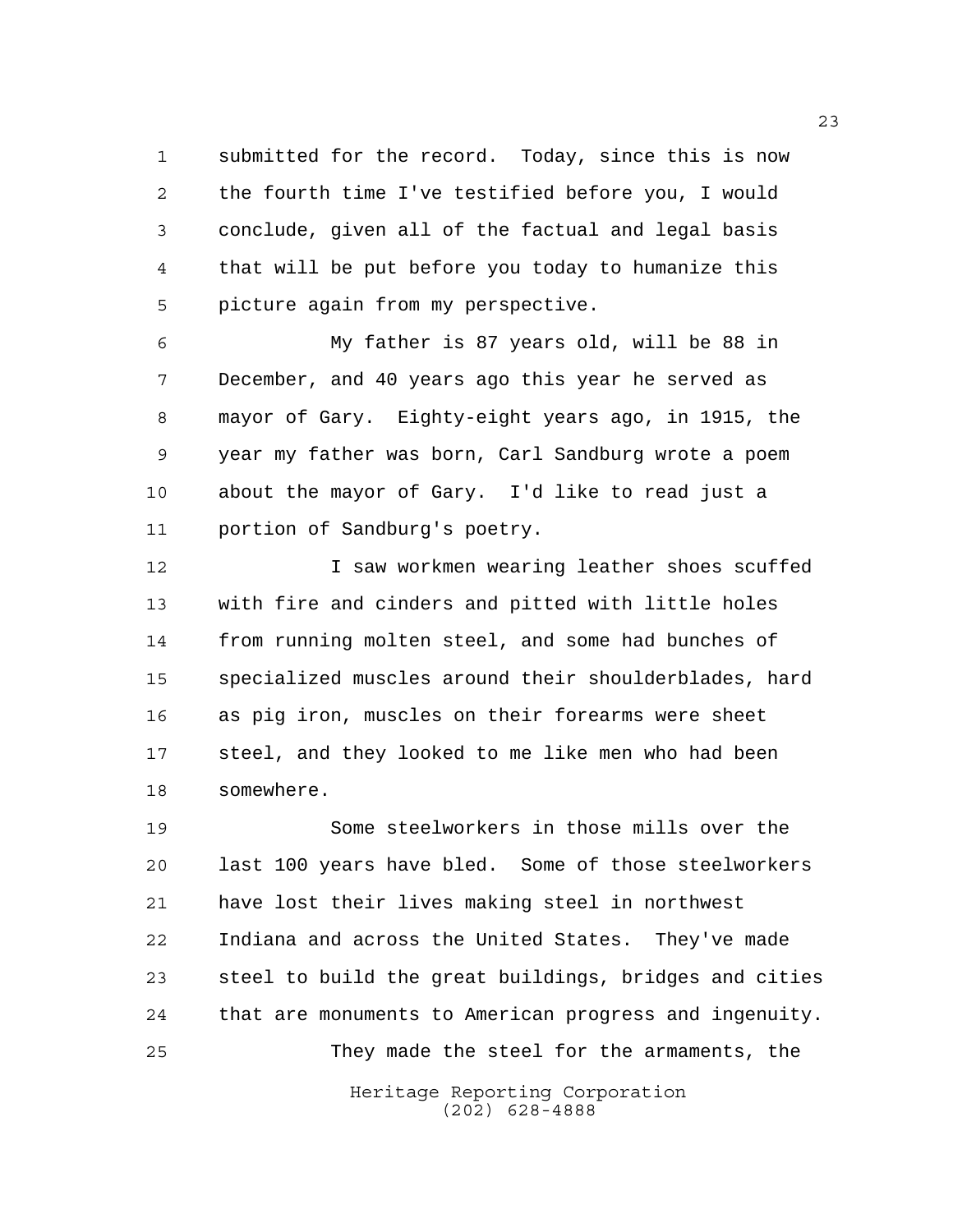submitted for the record. Today, since this is now the fourth time I've testified before you, I would conclude, given all of the factual and legal basis that will be put before you today to humanize this picture again from my perspective.

My father is 87 years old, will be 88 in December, and 40 years ago this year he served as mayor of Gary. Eighty-eight years ago, in 1915, the year my father was born, Carl Sandburg wrote a poem about the mayor of Gary. I'd like to read just a portion of Sandburg's poetry.

I saw workmen wearing leather shoes scuffed with fire and cinders and pitted with little holes from running molten steel, and some had bunches of specialized muscles around their shoulderblades, hard as pig iron, muscles on their forearms were sheet steel, and they looked to me like men who had been somewhere.

Some steelworkers in those mills over the last 100 years have bled. Some of those steelworkers have lost their lives making steel in northwest Indiana and across the United States. They've made steel to build the great buildings, bridges and cities that are monuments to American progress and ingenuity.

They made the steel for the armaments, the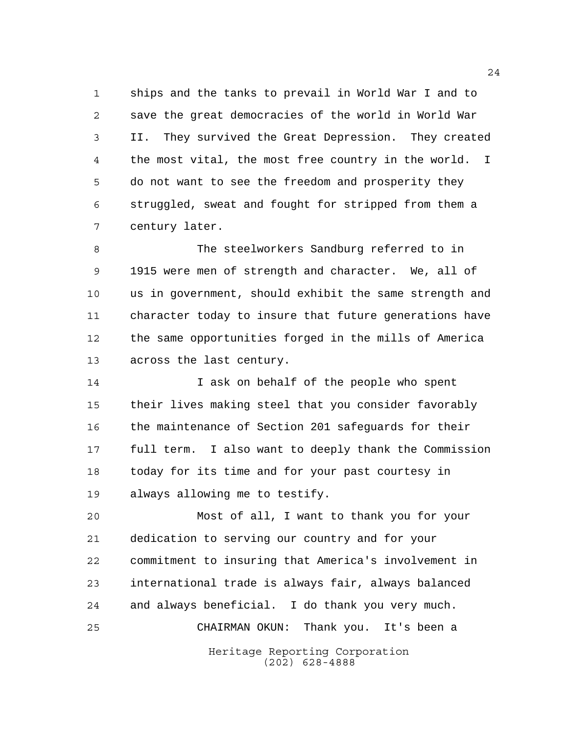ships and the tanks to prevail in World War I and to save the great democracies of the world in World War II. They survived the Great Depression. They created the most vital, the most free country in the world. I do not want to see the freedom and prosperity they struggled, sweat and fought for stripped from them a century later.

The steelworkers Sandburg referred to in 1915 were men of strength and character. We, all of us in government, should exhibit the same strength and character today to insure that future generations have the same opportunities forged in the mills of America across the last century.

I ask on behalf of the people who spent their lives making steel that you consider favorably the maintenance of Section 201 safeguards for their full term. I also want to deeply thank the Commission today for its time and for your past courtesy in always allowing me to testify.

Most of all, I want to thank you for your dedication to serving our country and for your commitment to insuring that America's involvement in international trade is always fair, always balanced and always beneficial. I do thank you very much.

CHAIRMAN OKUN: Thank you. It's been a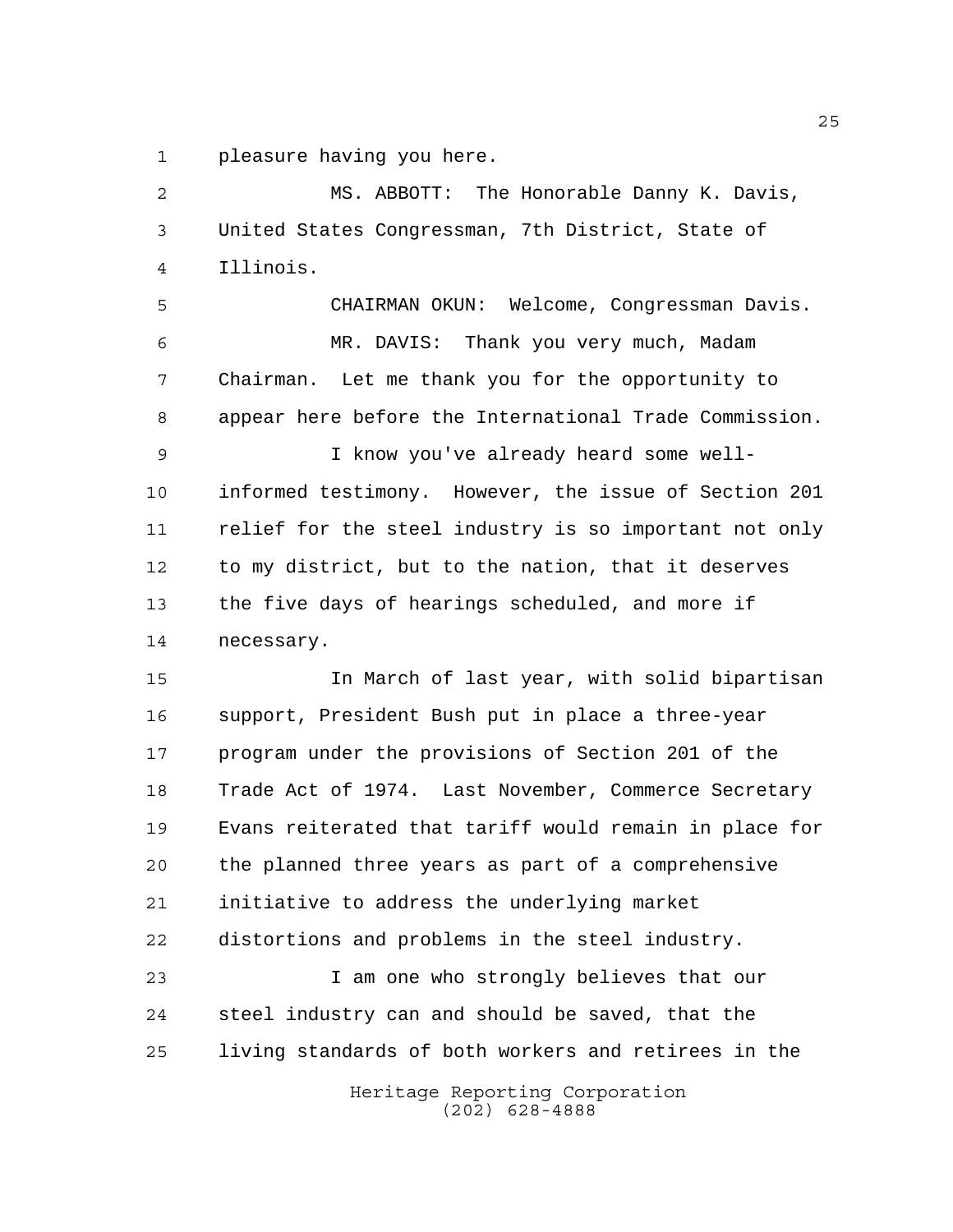pleasure having you here.

MS. ABBOTT: The Honorable Danny K. Davis, United States Congressman, 7th District, State of Illinois.

CHAIRMAN OKUN: Welcome, Congressman Davis.

MR. DAVIS: Thank you very much, Madam Chairman. Let me thank you for the opportunity to appear here before the International Trade Commission.

I know you've already heard some well-informed testimony. However, the issue of Section 201 relief for the steel industry is so important not only to my district, but to the nation, that it deserves the five days of hearings scheduled, and more if necessary.

In March of last year, with solid bipartisan support, President Bush put in place a three-year program under the provisions of Section 201 of the Trade Act of 1974. Last November, Commerce Secretary Evans reiterated that tariff would remain in place for the planned three years as part of a comprehensive initiative to address the underlying market distortions and problems in the steel industry.

I am one who strongly believes that our steel industry can and should be saved, that the living standards of both workers and retirees in the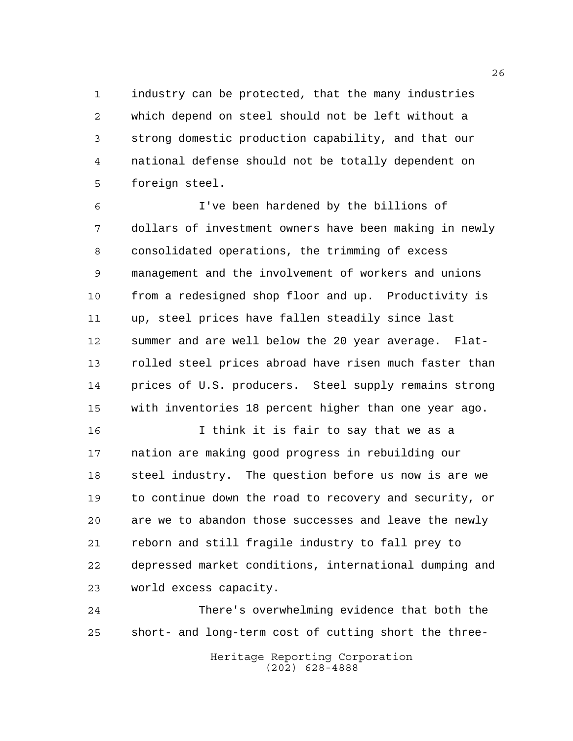industry can be protected, that the many industries which depend on steel should not be left without a strong domestic production capability, and that our national defense should not be totally dependent on foreign steel.

I've been hardened by the billions of dollars of investment owners have been making in newly consolidated operations, the trimming of excess management and the involvement of workers and unions from a redesigned shop floor and up. Productivity is up, steel prices have fallen steadily since last summer and are well below the 20 year average. Flat-rolled steel prices abroad have risen much faster than prices of U.S. producers. Steel supply remains strong with inventories 18 percent higher than one year ago.

I think it is fair to say that we as a nation are making good progress in rebuilding our steel industry. The question before us now is are we to continue down the road to recovery and security, or are we to abandon those successes and leave the newly reborn and still fragile industry to fall prey to depressed market conditions, international dumping and world excess capacity.

There's overwhelming evidence that both the short- and long-term cost of cutting short the three-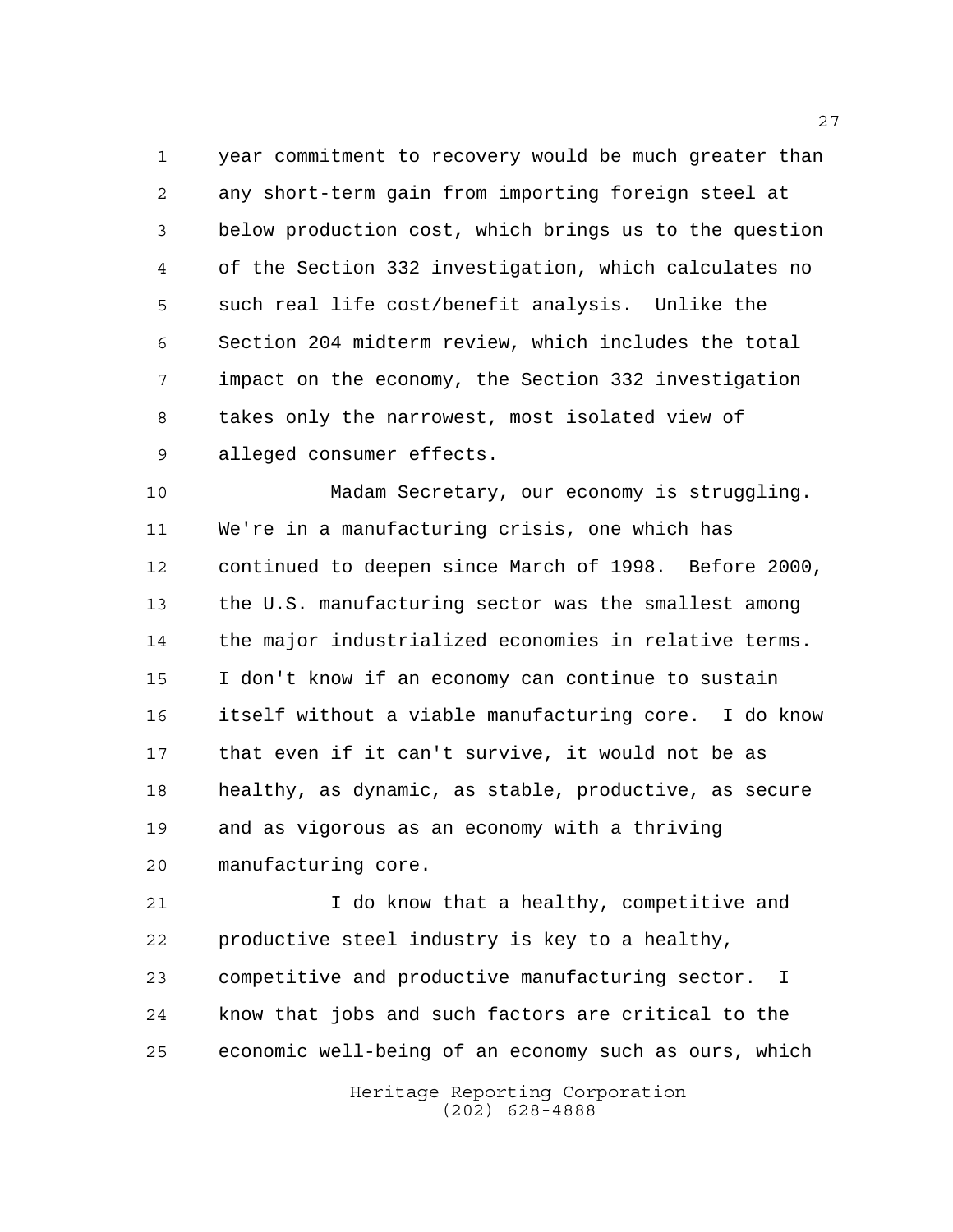year commitment to recovery would be much greater than any short-term gain from importing foreign steel at below production cost, which brings us to the question of the Section 332 investigation, which calculates no such real life cost/benefit analysis. Unlike the Section 204 midterm review, which includes the total impact on the economy, the Section 332 investigation takes only the narrowest, most isolated view of alleged consumer effects.

Madam Secretary, our economy is struggling. We're in a manufacturing crisis, one which has continued to deepen since March of 1998. Before 2000, the U.S. manufacturing sector was the smallest among the major industrialized economies in relative terms. I don't know if an economy can continue to sustain itself without a viable manufacturing core. I do know that even if it can't survive, it would not be as healthy, as dynamic, as stable, productive, as secure and as vigorous as an economy with a thriving manufacturing core.

I do know that a healthy, competitive and productive steel industry is key to a healthy, competitive and productive manufacturing sector. I know that jobs and such factors are critical to the economic well-being of an economy such as ours, which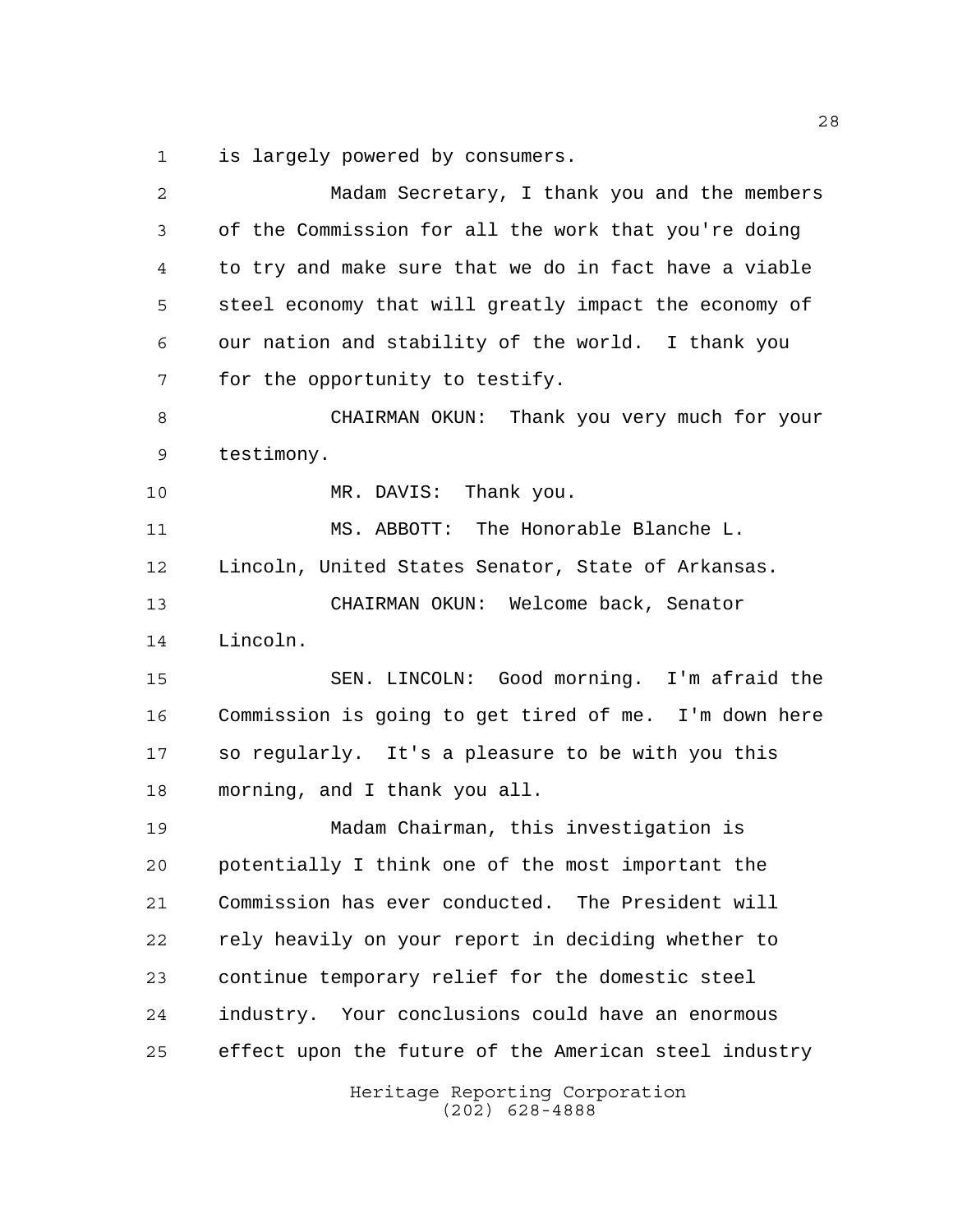is largely powered by consumers.

Madam Secretary, I thank you and the members of the Commission for all the work that you're doing to try and make sure that we do in fact have a viable steel economy that will greatly impact the economy of our nation and stability of the world. I thank you for the opportunity to testify.

CHAIRMAN OKUN: Thank you very much for your testimony.

MR. DAVIS: Thank you.

MS. ABBOTT: The Honorable Blanche L. Lincoln, United States Senator, State of Arkansas.

CHAIRMAN OKUN: Welcome back, Senator Lincoln.

SEN. LINCOLN: Good morning. I'm afraid the Commission is going to get tired of me. I'm down here so regularly. It's a pleasure to be with you this morning, and I thank you all.

Madam Chairman, this investigation is potentially I think one of the most important the Commission has ever conducted. The President will rely heavily on your report in deciding whether to continue temporary relief for the domestic steel industry. Your conclusions could have an enormous effect upon the future of the American steel industry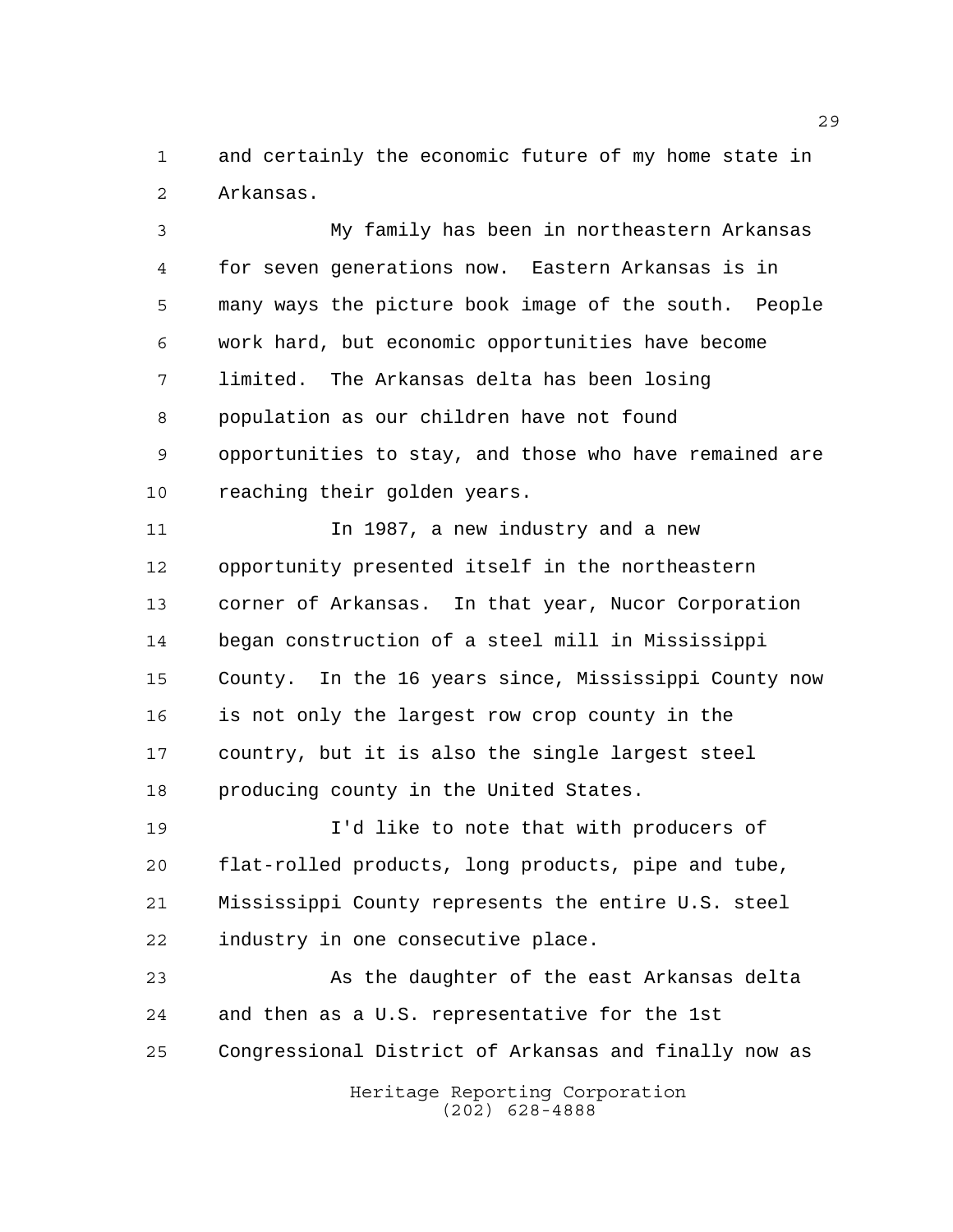and certainly the economic future of my home state in Arkansas.

My family has been in northeastern Arkansas for seven generations now. Eastern Arkansas is in many ways the picture book image of the south. People work hard, but economic opportunities have become limited. The Arkansas delta has been losing population as our children have not found opportunities to stay, and those who have remained are reaching their golden years.

In 1987, a new industry and a new opportunity presented itself in the northeastern corner of Arkansas. In that year, Nucor Corporation began construction of a steel mill in Mississippi County. In the 16 years since, Mississippi County now is not only the largest row crop county in the country, but it is also the single largest steel producing county in the United States.

I'd like to note that with producers of flat-rolled products, long products, pipe and tube, Mississippi County represents the entire U.S. steel industry in one consecutive place.

As the daughter of the east Arkansas delta and then as a U.S. representative for the 1st Congressional District of Arkansas and finally now as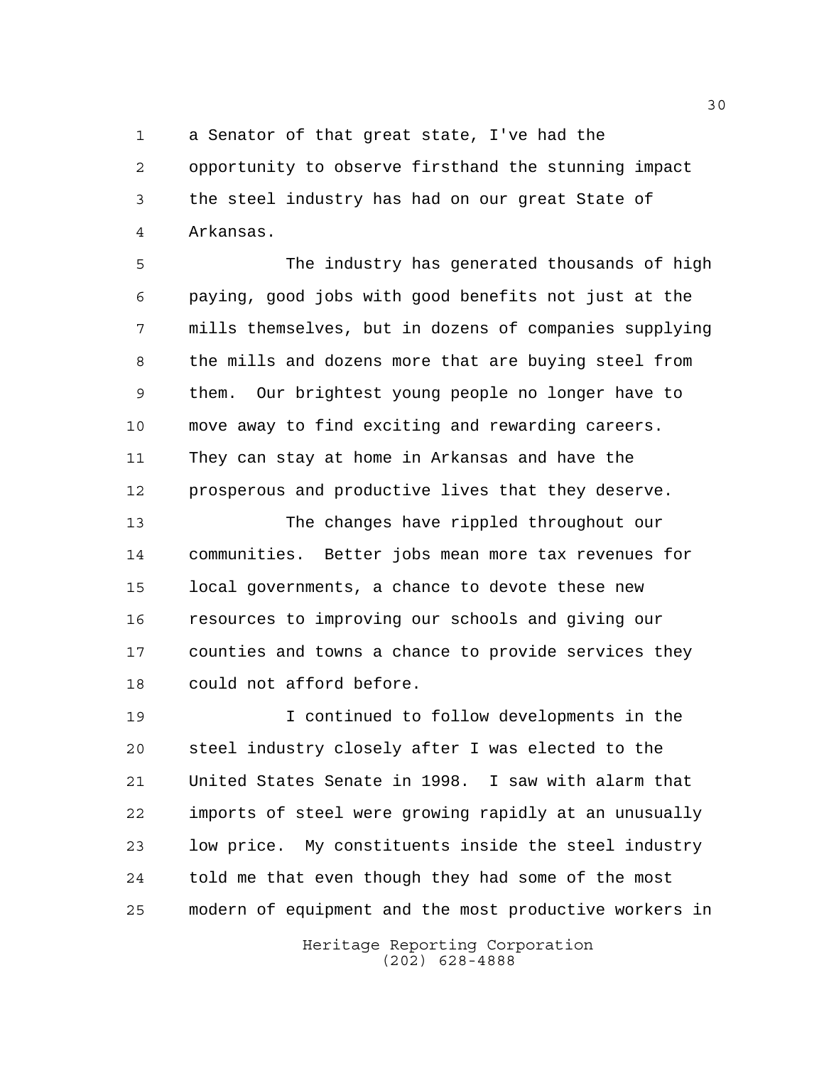a Senator of that great state, I've had the opportunity to observe firsthand the stunning impact the steel industry has had on our great State of Arkansas.

The industry has generated thousands of high paying, good jobs with good benefits not just at the mills themselves, but in dozens of companies supplying the mills and dozens more that are buying steel from them. Our brightest young people no longer have to move away to find exciting and rewarding careers. They can stay at home in Arkansas and have the prosperous and productive lives that they deserve.

The changes have rippled throughout our communities. Better jobs mean more tax revenues for local governments, a chance to devote these new resources to improving our schools and giving our counties and towns a chance to provide services they could not afford before.

I continued to follow developments in the steel industry closely after I was elected to the United States Senate in 1998. I saw with alarm that imports of steel were growing rapidly at an unusually low price. My constituents inside the steel industry told me that even though they had some of the most modern of equipment and the most productive workers in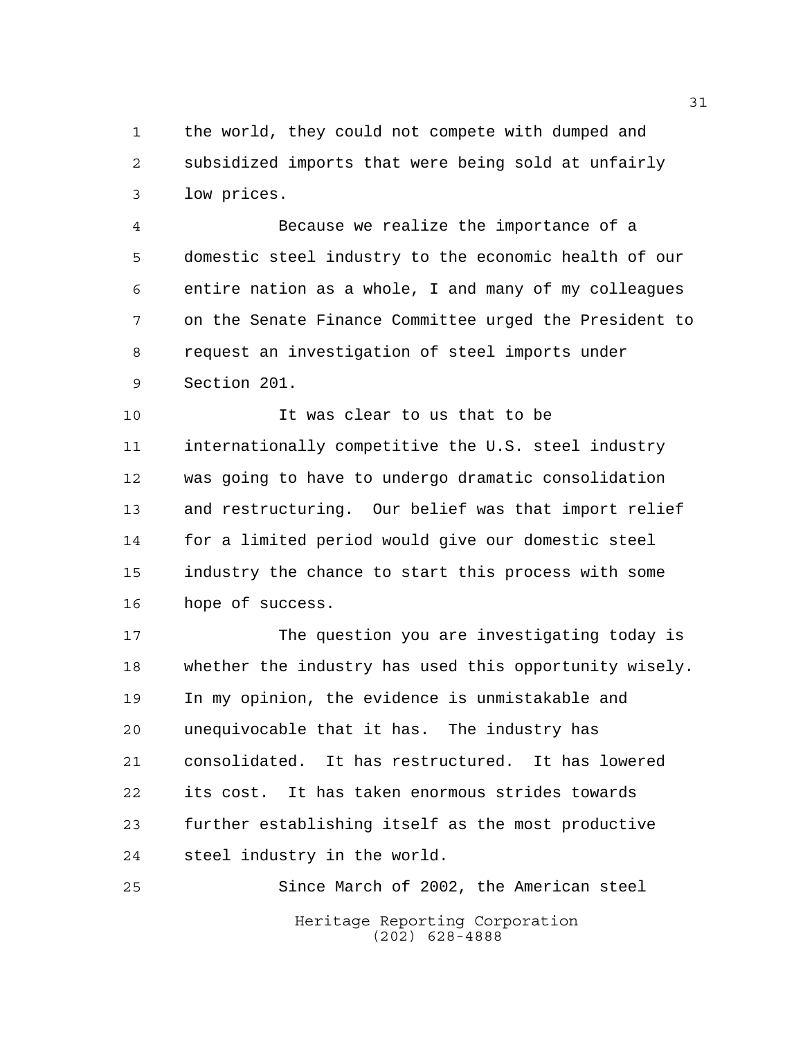the world, they could not compete with dumped and subsidized imports that were being sold at unfairly low prices.

Because we realize the importance of a domestic steel industry to the economic health of our entire nation as a whole, I and many of my colleagues on the Senate Finance Committee urged the President to request an investigation of steel imports under Section 201.

It was clear to us that to be internationally competitive the U.S. steel industry was going to have to undergo dramatic consolidation and restructuring. Our belief was that import relief for a limited period would give our domestic steel industry the chance to start this process with some hope of success.

The question you are investigating today is whether the industry has used this opportunity wisely. In my opinion, the evidence is unmistakable and unequivocable that it has. The industry has consolidated. It has restructured. It has lowered its cost. It has taken enormous strides towards further establishing itself as the most productive steel industry in the world.

Since March of 2002, the American steel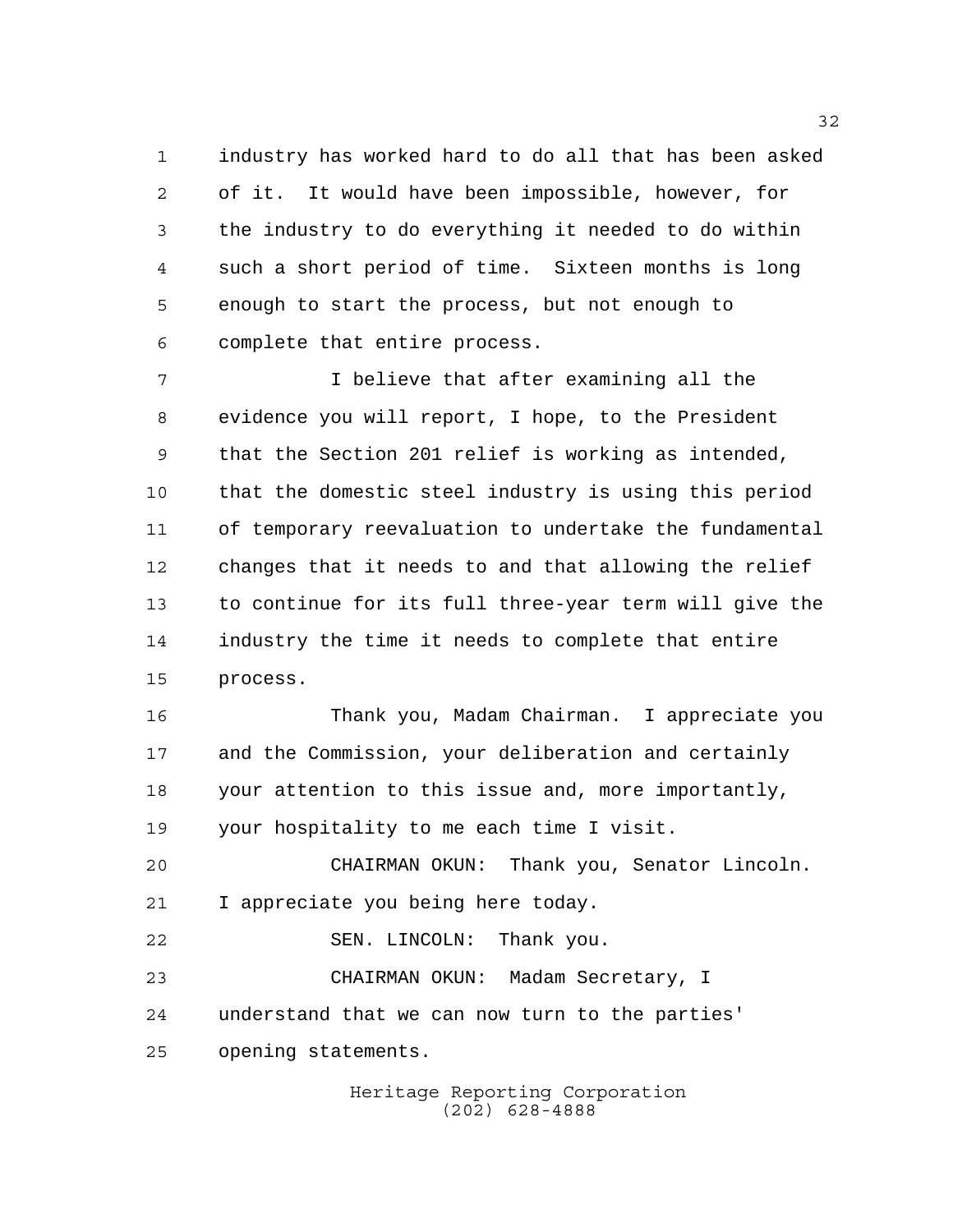industry has worked hard to do all that has been asked of it. It would have been impossible, however, for the industry to do everything it needed to do within such a short period of time. Sixteen months is long enough to start the process, but not enough to complete that entire process.

I believe that after examining all the evidence you will report, I hope, to the President that the Section 201 relief is working as intended, that the domestic steel industry is using this period of temporary reevaluation to undertake the fundamental changes that it needs to and that allowing the relief to continue for its full three-year term will give the industry the time it needs to complete that entire process.

Thank you, Madam Chairman. I appreciate you and the Commission, your deliberation and certainly your attention to this issue and, more importantly, your hospitality to me each time I visit.

CHAIRMAN OKUN: Thank you, Senator Lincoln. I appreciate you being here today.

SEN. LINCOLN: Thank you.

CHAIRMAN OKUN: Madam Secretary, I understand that we can now turn to the parties' opening statements.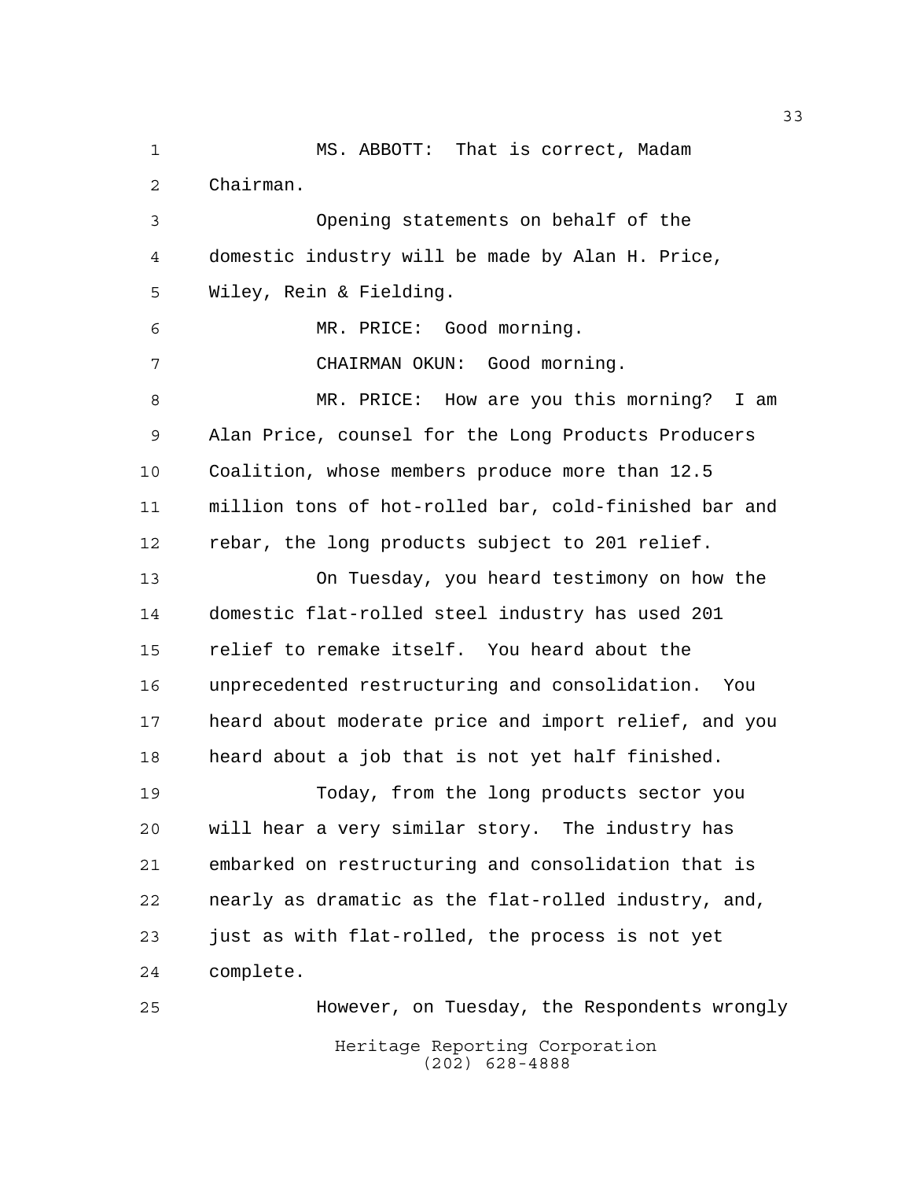MS. ABBOTT: That is correct, Madam Chairman.

Opening statements on behalf of the domestic industry will be made by Alan H. Price, Wiley, Rein & Fielding.

MR. PRICE: Good morning.

CHAIRMAN OKUN: Good morning.

MR. PRICE: How are you this morning? I am Alan Price, counsel for the Long Products Producers Coalition, whose members produce more than 12.5 million tons of hot-rolled bar, cold-finished bar and rebar, the long products subject to 201 relief.

On Tuesday, you heard testimony on how the domestic flat-rolled steel industry has used 201 relief to remake itself. You heard about the unprecedented restructuring and consolidation. You heard about moderate price and import relief, and you heard about a job that is not yet half finished.

Today, from the long products sector you will hear a very similar story. The industry has embarked on restructuring and consolidation that is nearly as dramatic as the flat-rolled industry, and, just as with flat-rolled, the process is not yet complete.

However, on Tuesday, the Respondents wrongly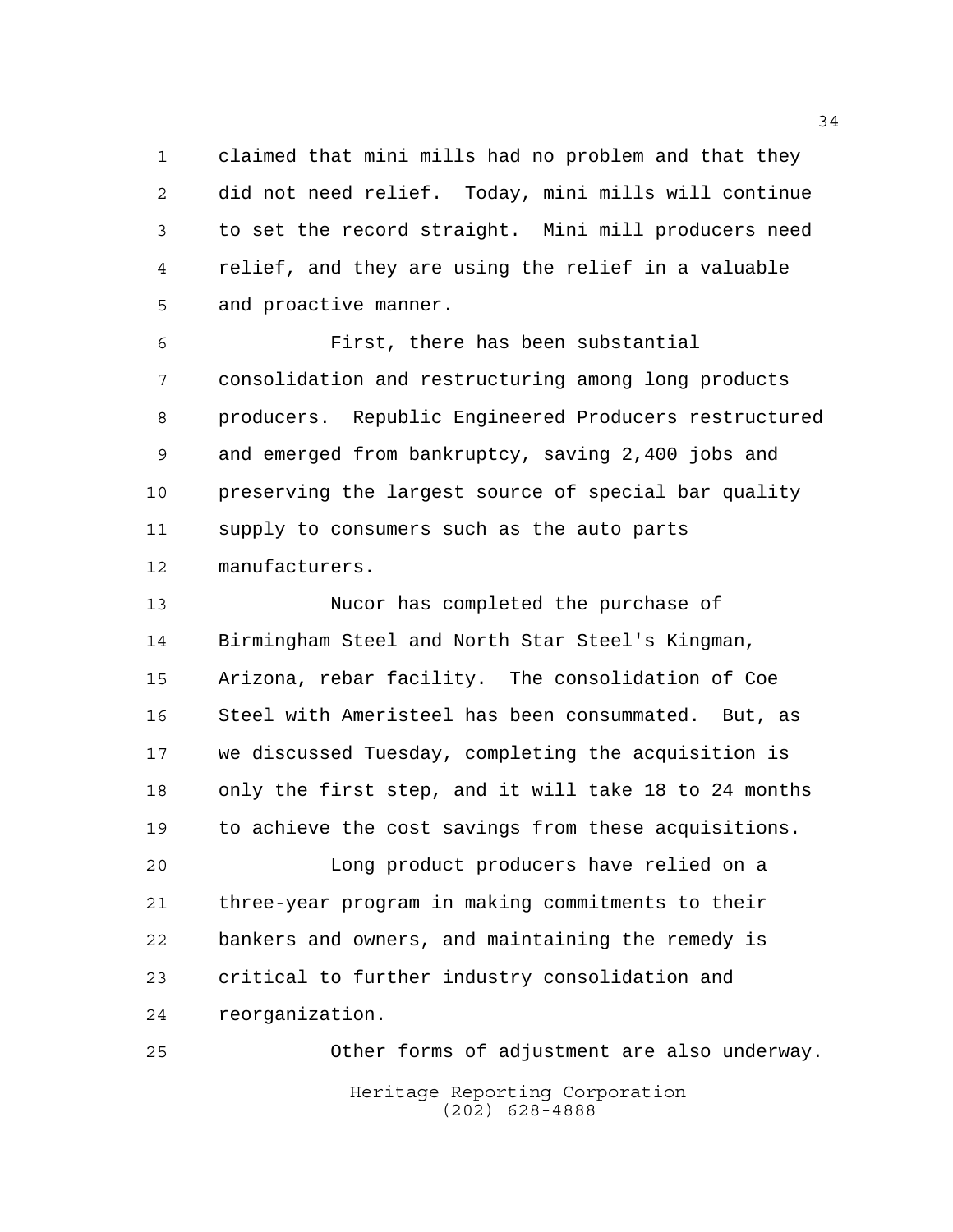claimed that mini mills had no problem and that they did not need relief. Today, mini mills will continue to set the record straight. Mini mill producers need relief, and they are using the relief in a valuable and proactive manner.

First, there has been substantial consolidation and restructuring among long products producers. Republic Engineered Producers restructured and emerged from bankruptcy, saving 2,400 jobs and preserving the largest source of special bar quality supply to consumers such as the auto parts manufacturers.

Nucor has completed the purchase of Birmingham Steel and North Star Steel's Kingman, Arizona, rebar facility. The consolidation of Coe Steel with Ameristeel has been consummated. But, as we discussed Tuesday, completing the acquisition is only the first step, and it will take 18 to 24 months to achieve the cost savings from these acquisitions.

Long product producers have relied on a three-year program in making commitments to their bankers and owners, and maintaining the remedy is critical to further industry consolidation and reorganization.

Other forms of adjustment are also underway.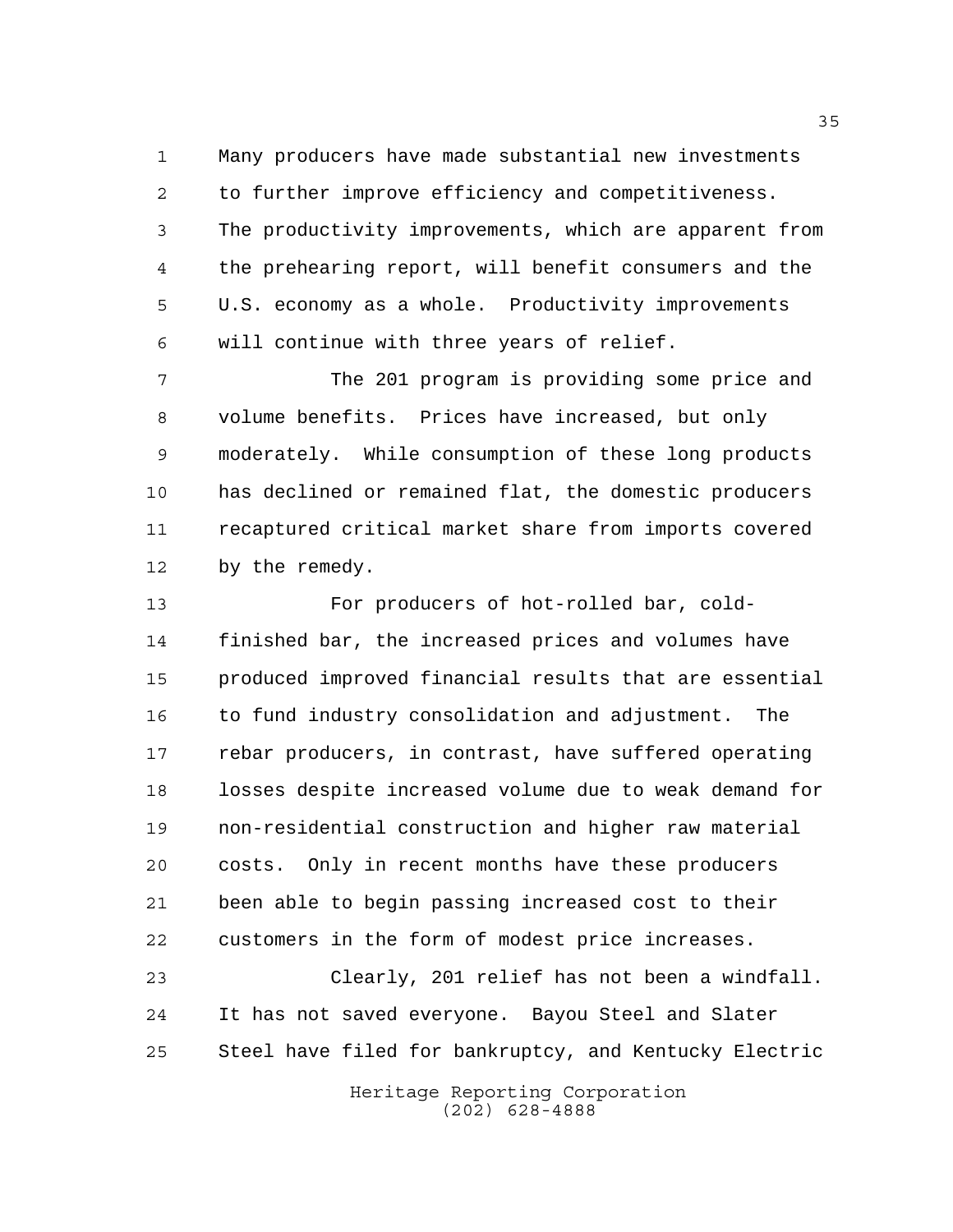Many producers have made substantial new investments to further improve efficiency and competitiveness. The productivity improvements, which are apparent from the prehearing report, will benefit consumers and the U.S. economy as a whole. Productivity improvements will continue with three years of relief.

The 201 program is providing some price and volume benefits. Prices have increased, but only moderately. While consumption of these long products has declined or remained flat, the domestic producers recaptured critical market share from imports covered by the remedy.

For producers of hot-rolled bar, cold-finished bar, the increased prices and volumes have produced improved financial results that are essential to fund industry consolidation and adjustment. The rebar producers, in contrast, have suffered operating losses despite increased volume due to weak demand for non-residential construction and higher raw material costs. Only in recent months have these producers been able to begin passing increased cost to their customers in the form of modest price increases.

Clearly, 201 relief has not been a windfall. It has not saved everyone. Bayou Steel and Slater Steel have filed for bankruptcy, and Kentucky Electric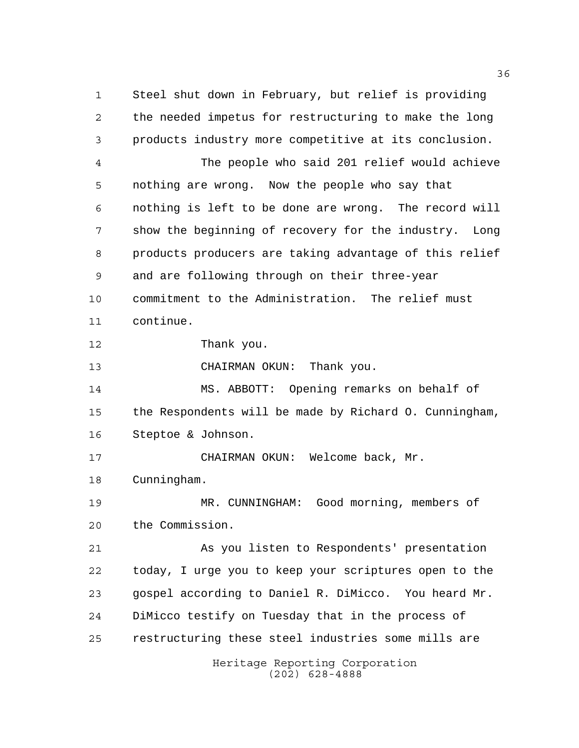Steel shut down in February, but relief is providing the needed impetus for restructuring to make the long products industry more competitive at its conclusion.

The people who said 201 relief would achieve nothing are wrong. Now the people who say that nothing is left to be done are wrong. The record will show the beginning of recovery for the industry. Long products producers are taking advantage of this relief and are following through on their three-year commitment to the Administration. The relief must continue.

Thank you.

CHAIRMAN OKUN: Thank you.

MS. ABBOTT: Opening remarks on behalf of the Respondents will be made by Richard O. Cunningham, Steptoe & Johnson.

CHAIRMAN OKUN: Welcome back, Mr. Cunningham.

MR. CUNNINGHAM: Good morning, members of the Commission.

As you listen to Respondents' presentation today, I urge you to keep your scriptures open to the gospel according to Daniel R. DiMicco. You heard Mr. DiMicco testify on Tuesday that in the process of restructuring these steel industries some mills are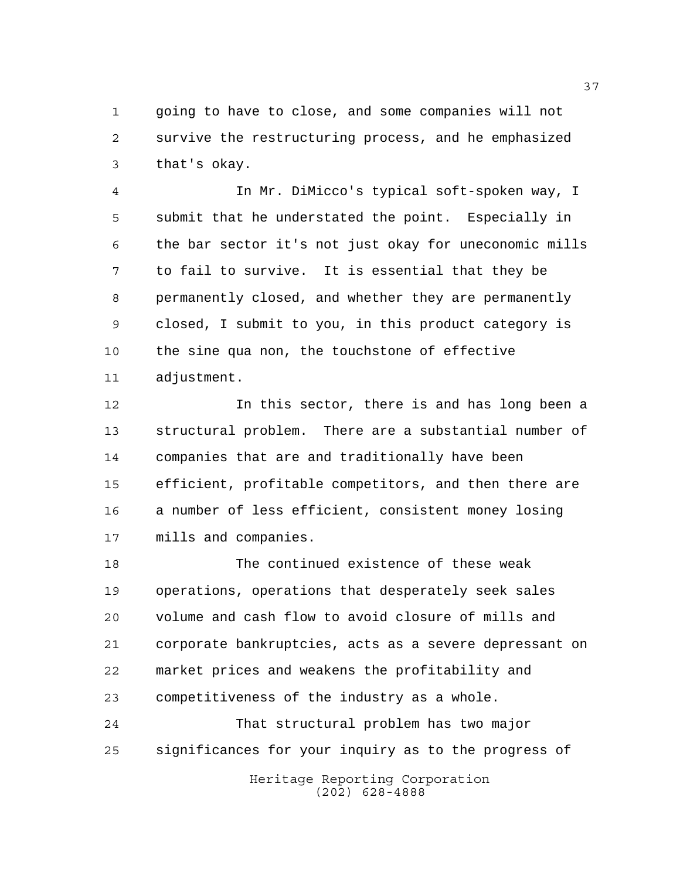going to have to close, and some companies will not survive the restructuring process, and he emphasized that's okay.

In Mr. DiMicco's typical soft-spoken way, I submit that he understated the point. Especially in the bar sector it's not just okay for uneconomic mills to fail to survive. It is essential that they be permanently closed, and whether they are permanently closed, I submit to you, in this product category is the sine qua non, the touchstone of effective adjustment.

In this sector, there is and has long been a structural problem. There are a substantial number of companies that are and traditionally have been efficient, profitable competitors, and then there are a number of less efficient, consistent money losing mills and companies.

The continued existence of these weak operations, operations that desperately seek sales volume and cash flow to avoid closure of mills and corporate bankruptcies, acts as a severe depressant on market prices and weakens the profitability and competitiveness of the industry as a whole.

That structural problem has two major significances for your inquiry as to the progress of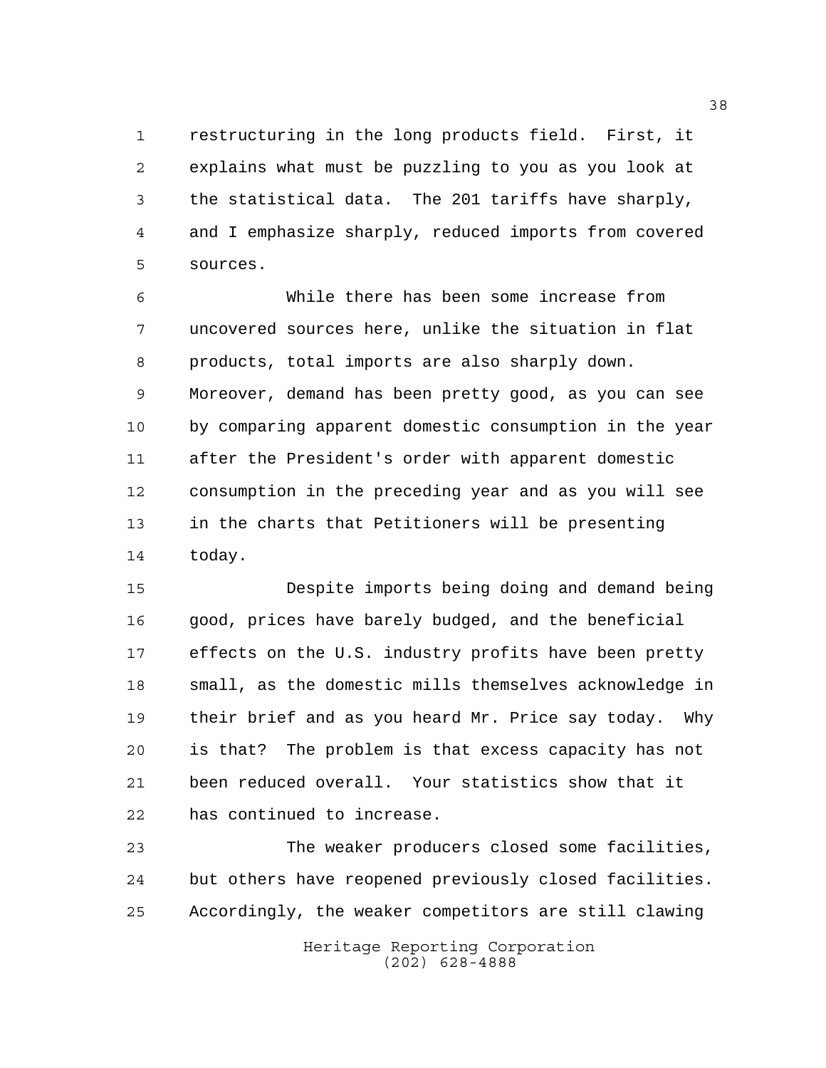restructuring in the long products field. First, it explains what must be puzzling to you as you look at the statistical data. The 201 tariffs have sharply, and I emphasize sharply, reduced imports from covered sources.

While there has been some increase from uncovered sources here, unlike the situation in flat products, total imports are also sharply down. Moreover, demand has been pretty good, as you can see by comparing apparent domestic consumption in the year after the President's order with apparent domestic consumption in the preceding year and as you will see in the charts that Petitioners will be presenting today.

Despite imports being doing and demand being good, prices have barely budged, and the beneficial effects on the U.S. industry profits have been pretty small, as the domestic mills themselves acknowledge in their brief and as you heard Mr. Price say today. Why is that? The problem is that excess capacity has not been reduced overall. Your statistics show that it has continued to increase.

The weaker producers closed some facilities, but others have reopened previously closed facilities. Accordingly, the weaker competitors are still clawing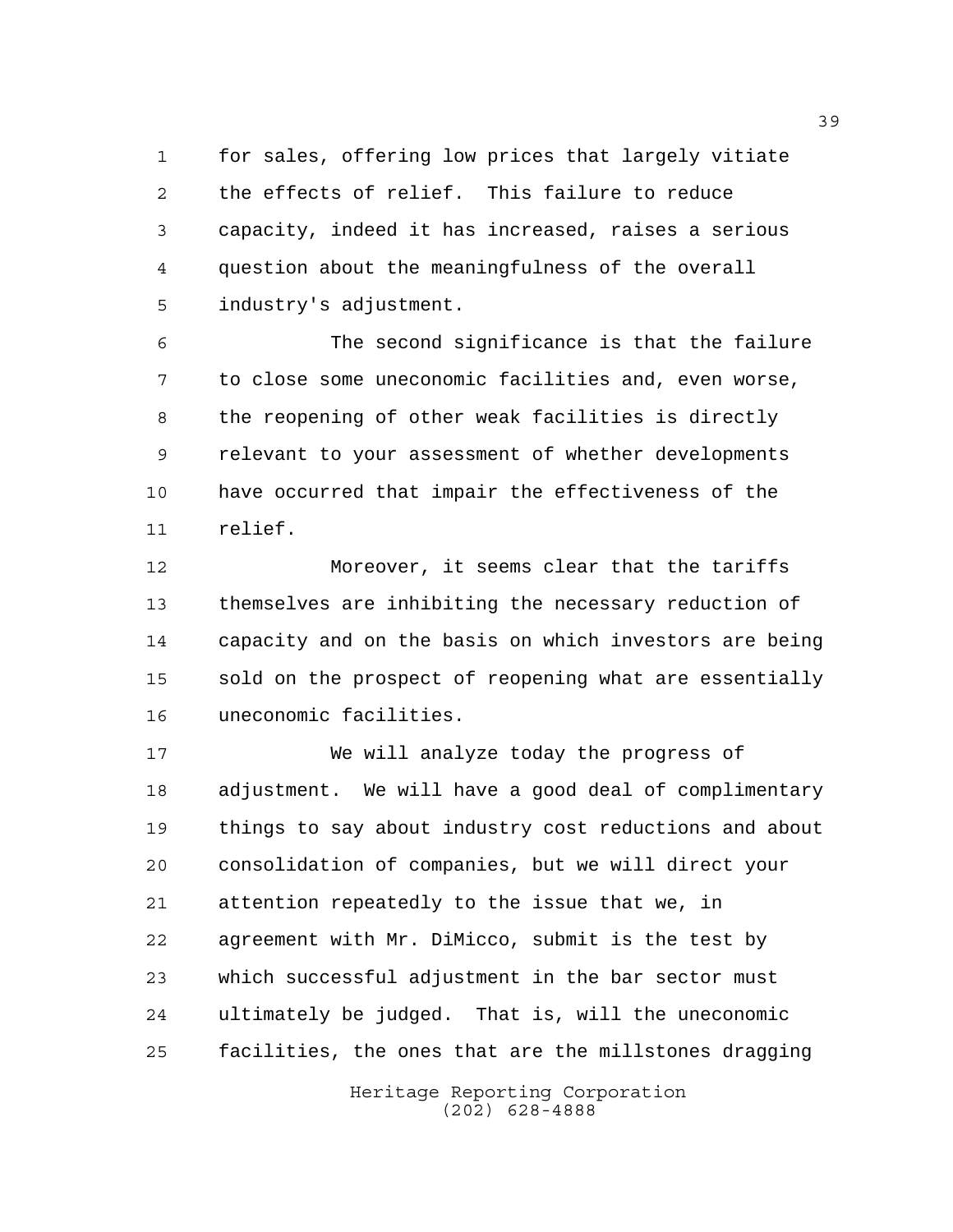for sales, offering low prices that largely vitiate the effects of relief. This failure to reduce capacity, indeed it has increased, raises a serious question about the meaningfulness of the overall industry's adjustment.

The second significance is that the failure to close some uneconomic facilities and, even worse, the reopening of other weak facilities is directly relevant to your assessment of whether developments have occurred that impair the effectiveness of the relief.

Moreover, it seems clear that the tariffs themselves are inhibiting the necessary reduction of capacity and on the basis on which investors are being sold on the prospect of reopening what are essentially uneconomic facilities.

We will analyze today the progress of adjustment. We will have a good deal of complimentary things to say about industry cost reductions and about consolidation of companies, but we will direct your attention repeatedly to the issue that we, in agreement with Mr. DiMicco, submit is the test by which successful adjustment in the bar sector must ultimately be judged. That is, will the uneconomic facilities, the ones that are the millstones dragging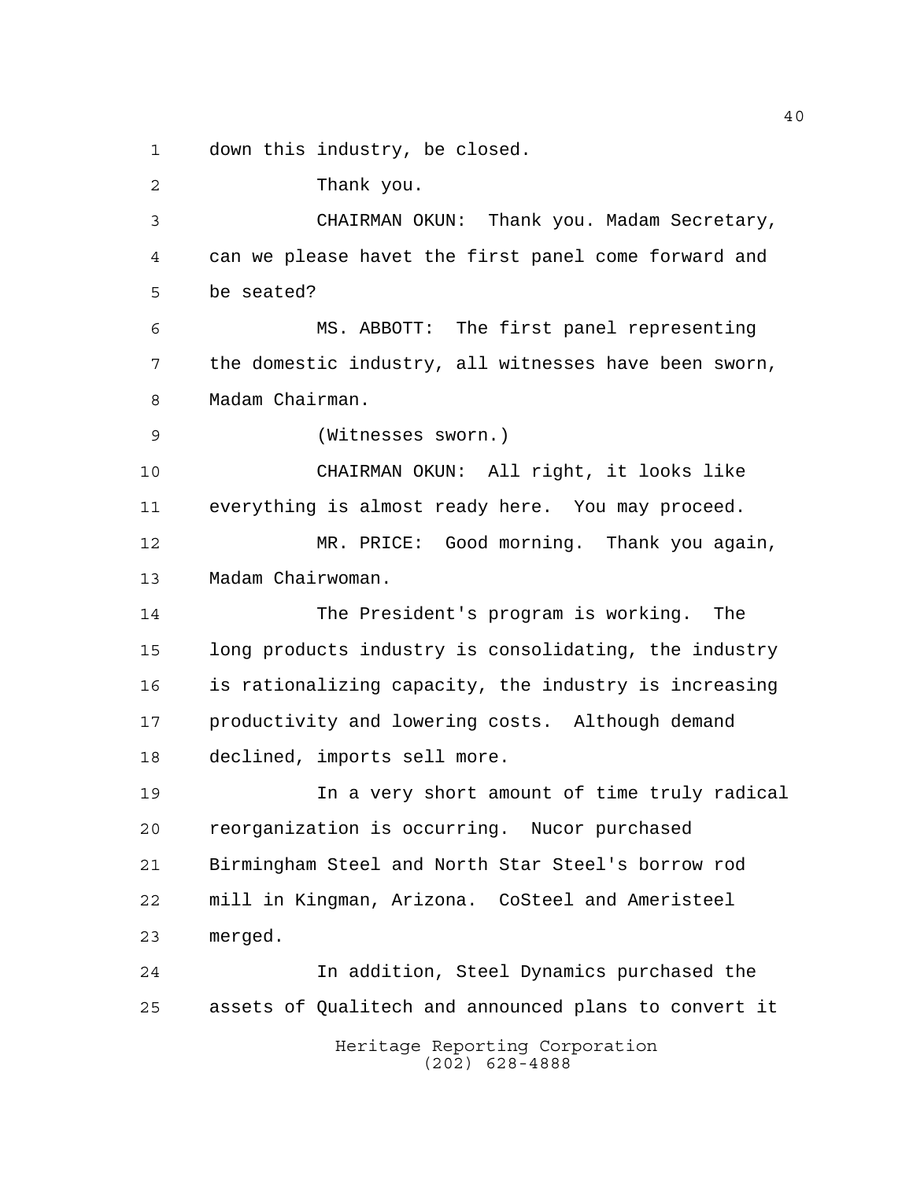down this industry, be closed.

Thank you.

CHAIRMAN OKUN: Thank you. Madam Secretary, can we please havet the first panel come forward and be seated?

MS. ABBOTT: The first panel representing the domestic industry, all witnesses have been sworn, Madam Chairman.

(Witnesses sworn.)

CHAIRMAN OKUN: All right, it looks like everything is almost ready here. You may proceed.

MR. PRICE: Good morning. Thank you again, Madam Chairwoman.

The President's program is working. The long products industry is consolidating, the industry is rationalizing capacity, the industry is increasing productivity and lowering costs. Although demand declined, imports sell more.

In a very short amount of time truly radical reorganization is occurring. Nucor purchased Birmingham Steel and North Star Steel's borrow rod mill in Kingman, Arizona. CoSteel and Ameristeel merged.

In addition, Steel Dynamics purchased the assets of Qualitech and announced plans to convert it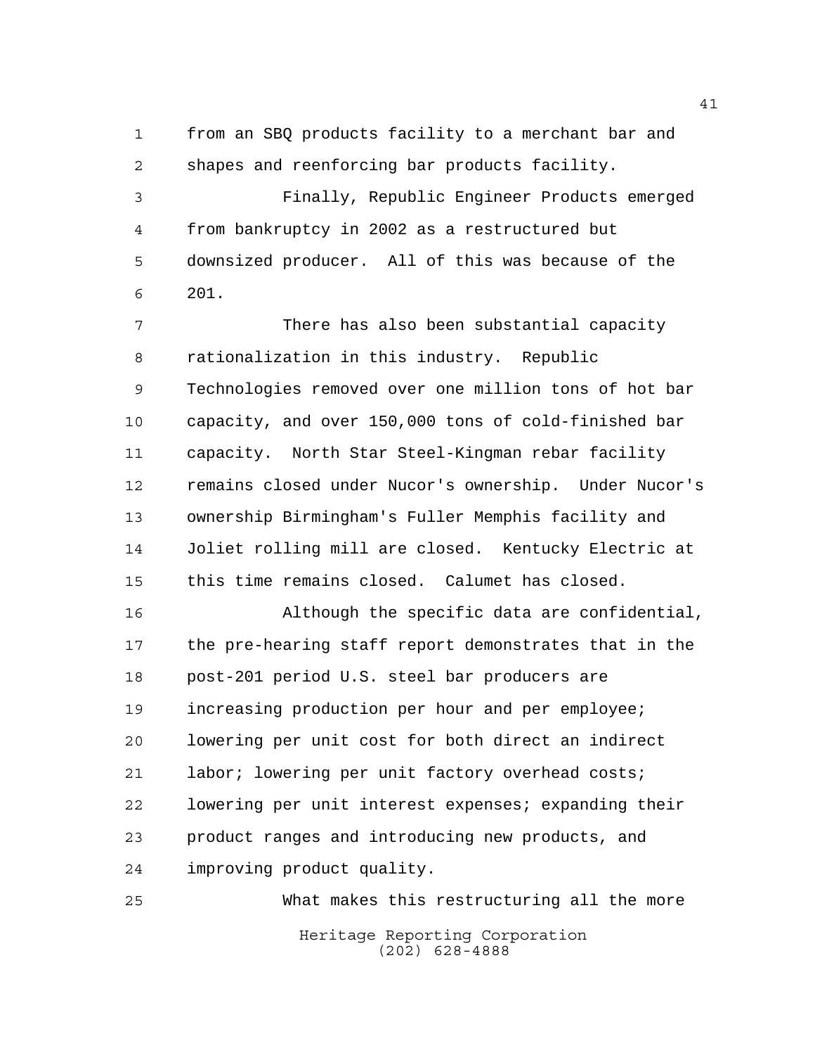from an SBQ products facility to a merchant bar and shapes and reenforcing bar products facility.

Finally, Republic Engineer Products emerged from bankruptcy in 2002 as a restructured but downsized producer. All of this was because of the 201.

There has also been substantial capacity rationalization in this industry. Republic Technologies removed over one million tons of hot bar capacity, and over 150,000 tons of cold-finished bar capacity. North Star Steel-Kingman rebar facility remains closed under Nucor's ownership. Under Nucor's ownership Birmingham's Fuller Memphis facility and Joliet rolling mill are closed. Kentucky Electric at this time remains closed. Calumet has closed.

Although the specific data are confidential, the pre-hearing staff report demonstrates that in the post-201 period U.S. steel bar producers are increasing production per hour and per employee; lowering per unit cost for both direct an indirect labor; lowering per unit factory overhead costs; lowering per unit interest expenses; expanding their product ranges and introducing new products, and improving product quality.

What makes this restructuring all the more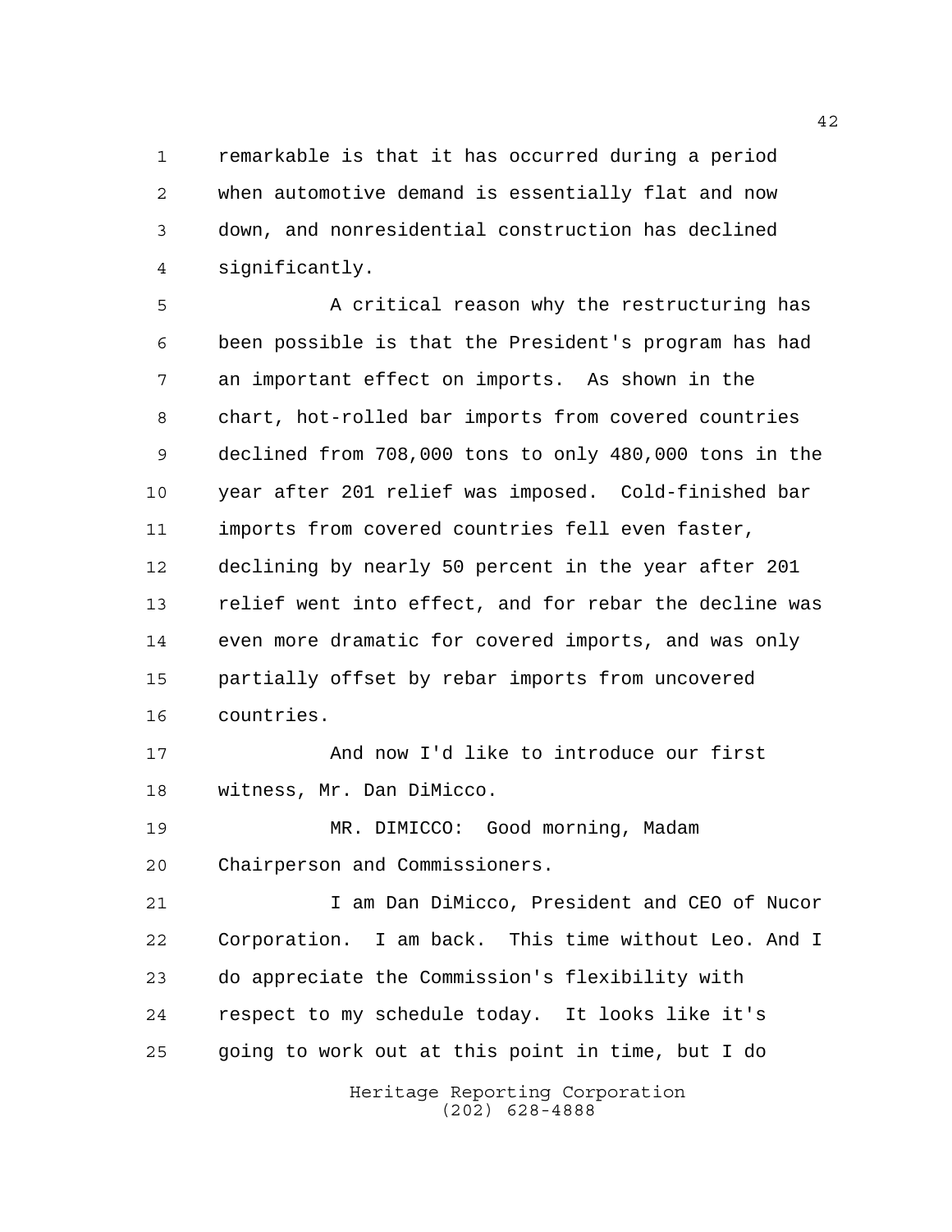remarkable is that it has occurred during a period when automotive demand is essentially flat and now down, and nonresidential construction has declined significantly.

A critical reason why the restructuring has been possible is that the President's program has had an important effect on imports. As shown in the chart, hot-rolled bar imports from covered countries declined from 708,000 tons to only 480,000 tons in the year after 201 relief was imposed. Cold-finished bar imports from covered countries fell even faster, declining by nearly 50 percent in the year after 201 relief went into effect, and for rebar the decline was even more dramatic for covered imports, and was only partially offset by rebar imports from uncovered countries.

And now I'd like to introduce our first witness, Mr. Dan DiMicco.

MR. DIMICCO: Good morning, Madam Chairperson and Commissioners.

I am Dan DiMicco, President and CEO of Nucor Corporation. I am back. This time without Leo. And I do appreciate the Commission's flexibility with respect to my schedule today. It looks like it's going to work out at this point in time, but I do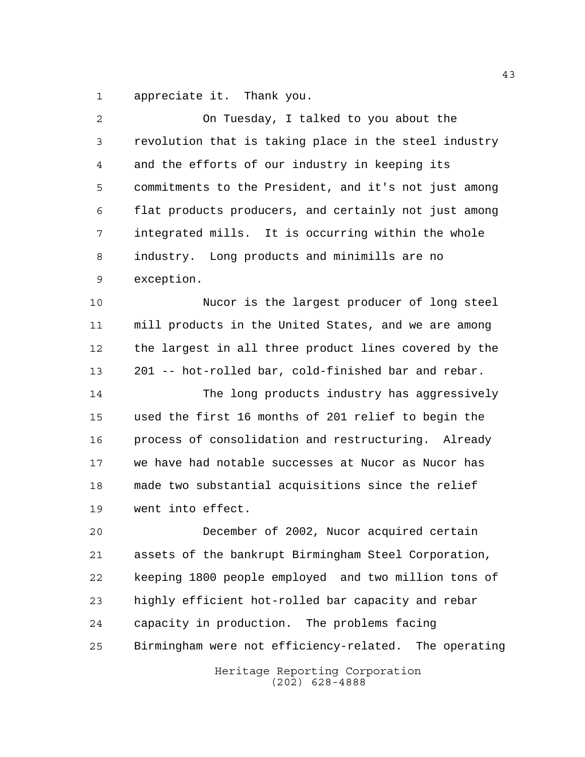appreciate it. Thank you.

On Tuesday, I talked to you about the revolution that is taking place in the steel industry and the efforts of our industry in keeping its commitments to the President, and it's not just among flat products producers, and certainly not just among integrated mills. It is occurring within the whole industry. Long products and minimills are no exception.

Nucor is the largest producer of long steel mill products in the United States, and we are among the largest in all three product lines covered by the 201 -- hot-rolled bar, cold-finished bar and rebar.

The long products industry has aggressively used the first 16 months of 201 relief to begin the process of consolidation and restructuring. Already we have had notable successes at Nucor as Nucor has made two substantial acquisitions since the relief went into effect.

December of 2002, Nucor acquired certain assets of the bankrupt Birmingham Steel Corporation, keeping 1800 people employed and two million tons of highly efficient hot-rolled bar capacity and rebar capacity in production. The problems facing Birmingham were not efficiency-related. The operating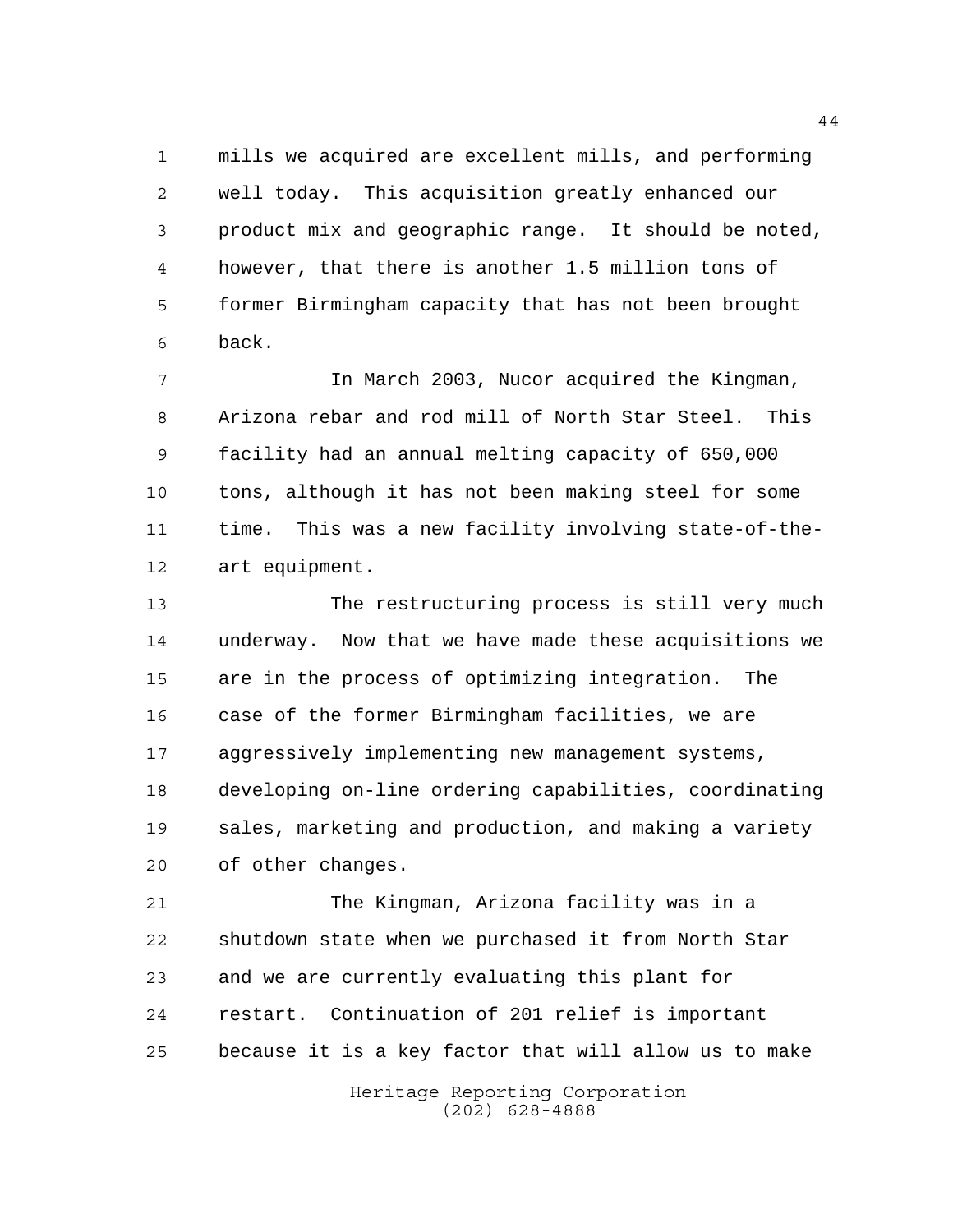mills we acquired are excellent mills, and performing well today. This acquisition greatly enhanced our product mix and geographic range. It should be noted, however, that there is another 1.5 million tons of former Birmingham capacity that has not been brought back.

In March 2003, Nucor acquired the Kingman, Arizona rebar and rod mill of North Star Steel. This facility had an annual melting capacity of 650,000 tons, although it has not been making steel for some time. This was a new facility involving state-of-the-art equipment.

The restructuring process is still very much underway. Now that we have made these acquisitions we are in the process of optimizing integration. The case of the former Birmingham facilities, we are aggressively implementing new management systems, developing on-line ordering capabilities, coordinating sales, marketing and production, and making a variety of other changes.

The Kingman, Arizona facility was in a shutdown state when we purchased it from North Star and we are currently evaluating this plant for restart. Continuation of 201 relief is important because it is a key factor that will allow us to make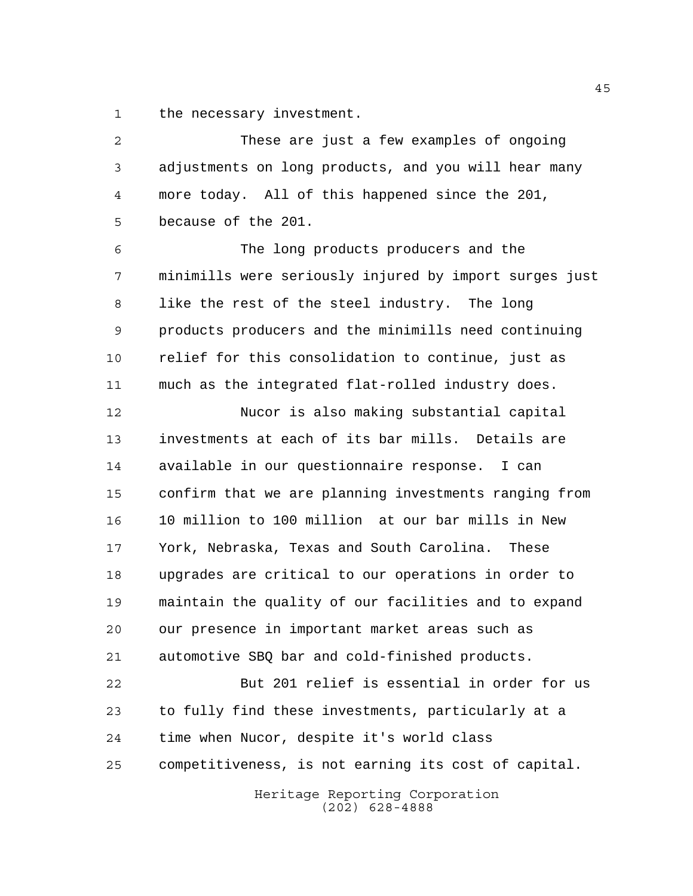the necessary investment.

These are just a few examples of ongoing adjustments on long products, and you will hear many more today. All of this happened since the 201, because of the 201.

The long products producers and the minimills were seriously injured by import surges just like the rest of the steel industry. The long products producers and the minimills need continuing relief for this consolidation to continue, just as much as the integrated flat-rolled industry does.

Nucor is also making substantial capital investments at each of its bar mills. Details are available in our questionnaire response. I can confirm that we are planning investments ranging from 10 million to 100 million at our bar mills in New York, Nebraska, Texas and South Carolina. These upgrades are critical to our operations in order to maintain the quality of our facilities and to expand our presence in important market areas such as automotive SBQ bar and cold-finished products.

But 201 relief is essential in order for us to fully find these investments, particularly at a time when Nucor, despite it's world class competitiveness, is not earning its cost of capital.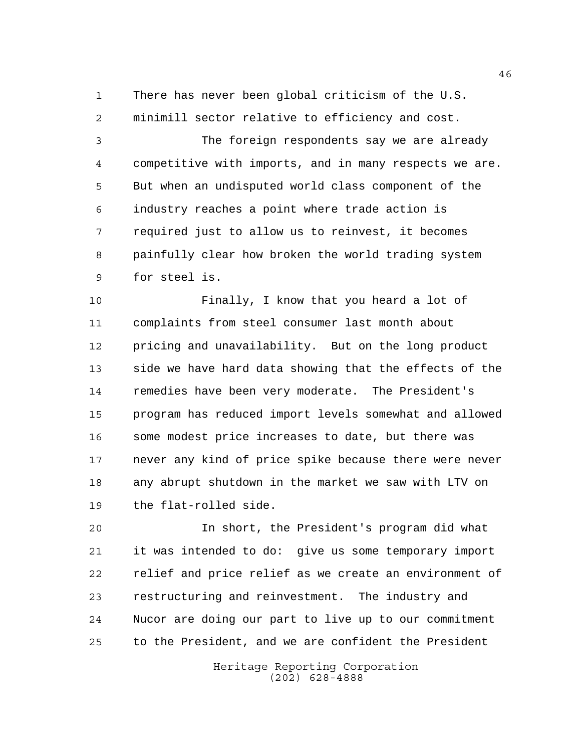There has never been global criticism of the U.S. minimill sector relative to efficiency and cost.

The foreign respondents say we are already competitive with imports, and in many respects we are. But when an undisputed world class component of the industry reaches a point where trade action is required just to allow us to reinvest, it becomes painfully clear how broken the world trading system for steel is.

Finally, I know that you heard a lot of complaints from steel consumer last month about pricing and unavailability. But on the long product side we have hard data showing that the effects of the remedies have been very moderate. The President's program has reduced import levels somewhat and allowed some modest price increases to date, but there was never any kind of price spike because there were never any abrupt shutdown in the market we saw with LTV on the flat-rolled side.

In short, the President's program did what it was intended to do: give us some temporary import relief and price relief as we create an environment of restructuring and reinvestment. The industry and Nucor are doing our part to live up to our commitment to the President, and we are confident the President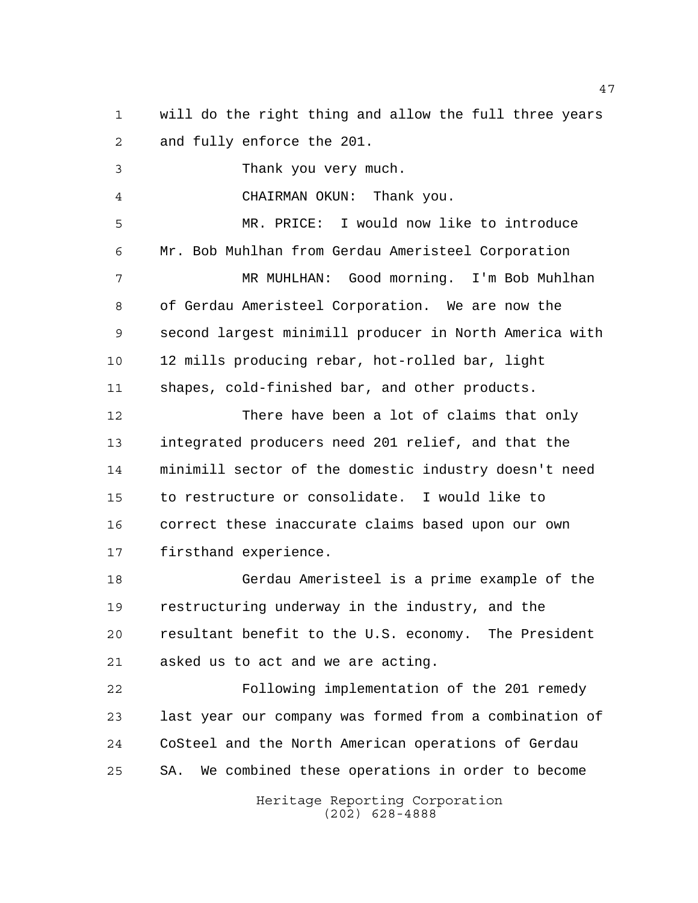will do the right thing and allow the full three years and fully enforce the 201.

Thank you very much.

CHAIRMAN OKUN: Thank you.

MR. PRICE: I would now like to introduce Mr. Bob Muhlhan from Gerdau Ameristeel Corporation

MR MUHLHAN: Good morning. I'm Bob Muhlhan of Gerdau Ameristeel Corporation. We are now the second largest minimill producer in North America with 12 mills producing rebar, hot-rolled bar, light shapes, cold-finished bar, and other products.

There have been a lot of claims that only integrated producers need 201 relief, and that the minimill sector of the domestic industry doesn't need to restructure or consolidate. I would like to correct these inaccurate claims based upon our own firsthand experience.

Gerdau Ameristeel is a prime example of the restructuring underway in the industry, and the resultant benefit to the U.S. economy. The President asked us to act and we are acting.

Following implementation of the 201 remedy last year our company was formed from a combination of CoSteel and the North American operations of Gerdau SA. We combined these operations in order to become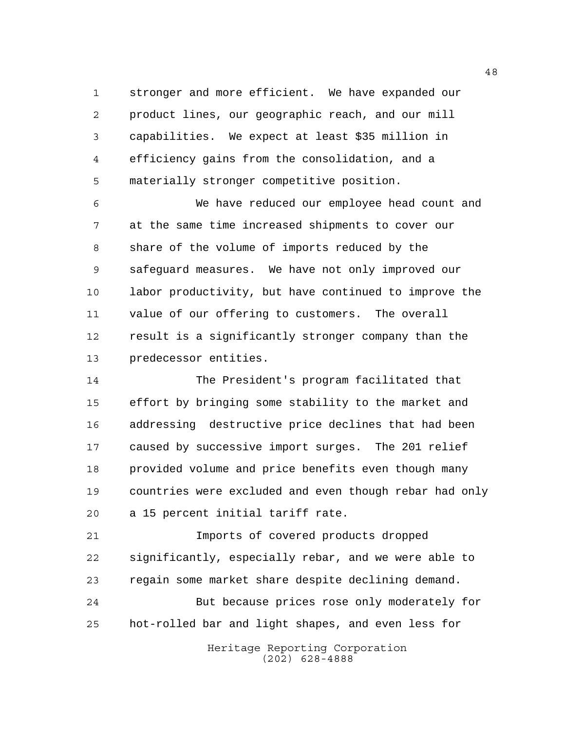stronger and more efficient. We have expanded our product lines, our geographic reach, and our mill capabilities. We expect at least $35 million in efficiency gains from the consolidation, and a materially stronger competitive position.

We have reduced our employee head count and at the same time increased shipments to cover our share of the volume of imports reduced by the safeguard measures. We have not only improved our labor productivity, but have continued to improve the value of our offering to customers. The overall result is a significantly stronger company than the predecessor entities.

The President's program facilitated that effort by bringing some stability to the market and addressing destructive price declines that had been caused by successive import surges. The 201 relief provided volume and price benefits even though many countries were excluded and even though rebar had only a 15 percent initial tariff rate.

Imports of covered products dropped significantly, especially rebar, and we were able to regain some market share despite declining demand.

But because prices rose only moderately for hot-rolled bar and light shapes, and even less for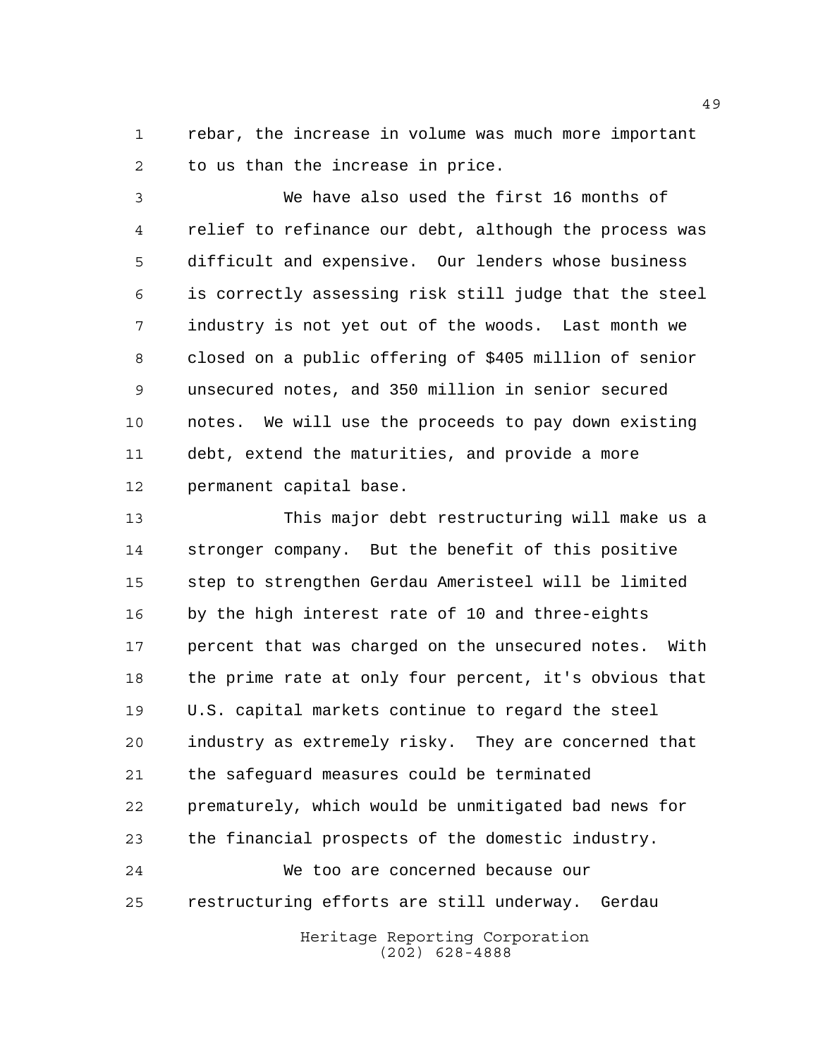rebar, the increase in volume was much more important to us than the increase in price.

We have also used the first 16 months of relief to refinance our debt, although the process was difficult and expensive. Our lenders whose business is correctly assessing risk still judge that the steel industry is not yet out of the woods. Last month we closed on a public offering of $405 million of senior unsecured notes, and 350 million in senior secured notes. We will use the proceeds to pay down existing debt, extend the maturities, and provide a more permanent capital base.

This major debt restructuring will make us a stronger company. But the benefit of this positive step to strengthen Gerdau Ameristeel will be limited by the high interest rate of 10 and three-eights percent that was charged on the unsecured notes. With the prime rate at only four percent, it's obvious that U.S. capital markets continue to regard the steel industry as extremely risky. They are concerned that the safeguard measures could be terminated prematurely, which would be unmitigated bad news for the financial prospects of the domestic industry.

We too are concerned because our restructuring efforts are still underway. Gerdau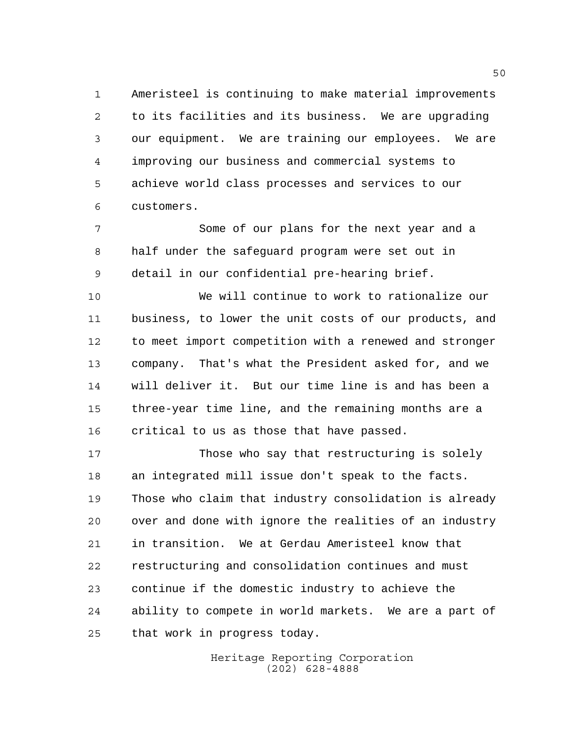Ameristeel is continuing to make material improvements to its facilities and its business. We are upgrading our equipment. We are training our employees. We are improving our business and commercial systems to achieve world class processes and services to our customers.

Some of our plans for the next year and a half under the safeguard program were set out in detail in our confidential pre-hearing brief.

We will continue to work to rationalize our business, to lower the unit costs of our products, and to meet import competition with a renewed and stronger company. That's what the President asked for, and we will deliver it. But our time line is and has been a three-year time line, and the remaining months are a critical to us as those that have passed.

Those who say that restructuring is solely an integrated mill issue don't speak to the facts. Those who claim that industry consolidation is already over and done with ignore the realities of an industry in transition. We at Gerdau Ameristeel know that restructuring and consolidation continues and must continue if the domestic industry to achieve the ability to compete in world markets. We are a part of that work in progress today.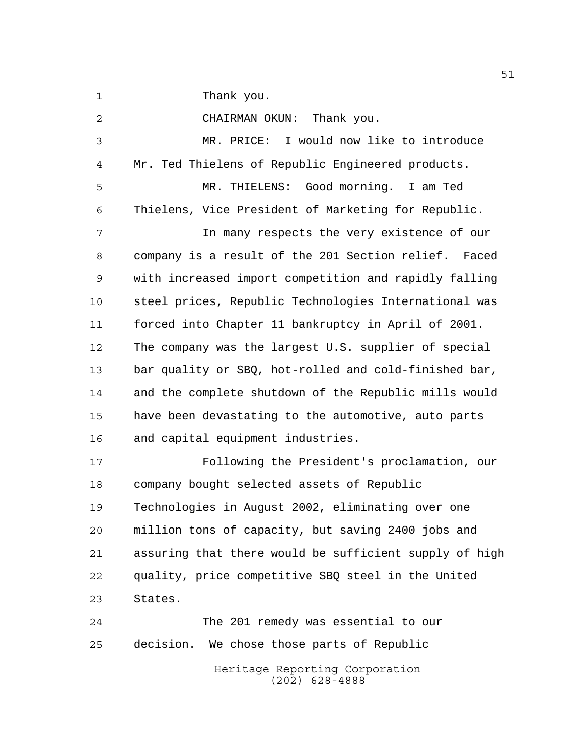Thank you.

CHAIRMAN OKUN: Thank you.

MR. PRICE: I would now like to introduce Mr. Ted Thielens of Republic Engineered products.

MR. THIELENS: Good morning. I am Ted Thielens, Vice President of Marketing for Republic.

In many respects the very existence of our company is a result of the 201 Section relief. Faced with increased import competition and rapidly falling steel prices, Republic Technologies International was forced into Chapter 11 bankruptcy in April of 2001. The company was the largest U.S. supplier of special bar quality or SBQ, hot-rolled and cold-finished bar, and the complete shutdown of the Republic mills would have been devastating to the automotive, auto parts and capital equipment industries.

Following the President's proclamation, our company bought selected assets of Republic Technologies in August 2002, eliminating over one million tons of capacity, but saving 2400 jobs and assuring that there would be sufficient supply of high quality, price competitive SBQ steel in the United States.

The 201 remedy was essential to our decision. We chose those parts of Republic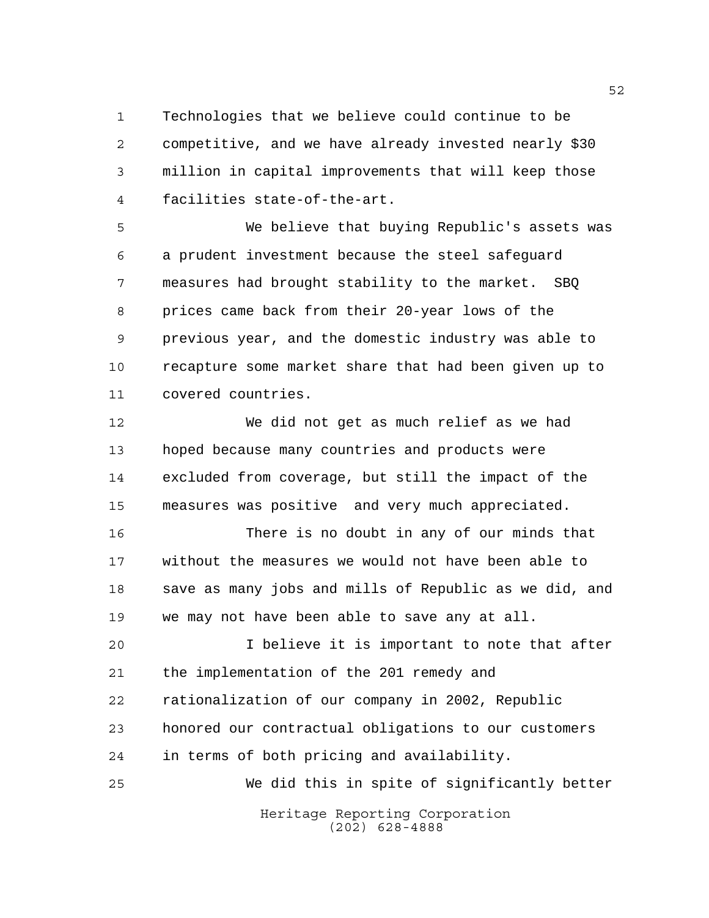Technologies that we believe could continue to be competitive, and we have already invested nearly $30 million in capital improvements that will keep those facilities state-of-the-art.

We believe that buying Republic's assets was a prudent investment because the steel safeguard measures had brought stability to the market. SBQ prices came back from their 20-year lows of the previous year, and the domestic industry was able to recapture some market share that had been given up to covered countries.

We did not get as much relief as we had hoped because many countries and products were excluded from coverage, but still the impact of the measures was positive and very much appreciated.

There is no doubt in any of our minds that without the measures we would not have been able to save as many jobs and mills of Republic as we did, and we may not have been able to save any at all.

I believe it is important to note that after the implementation of the 201 remedy and rationalization of our company in 2002, Republic honored our contractual obligations to our customers in terms of both pricing and availability.

We did this in spite of significantly better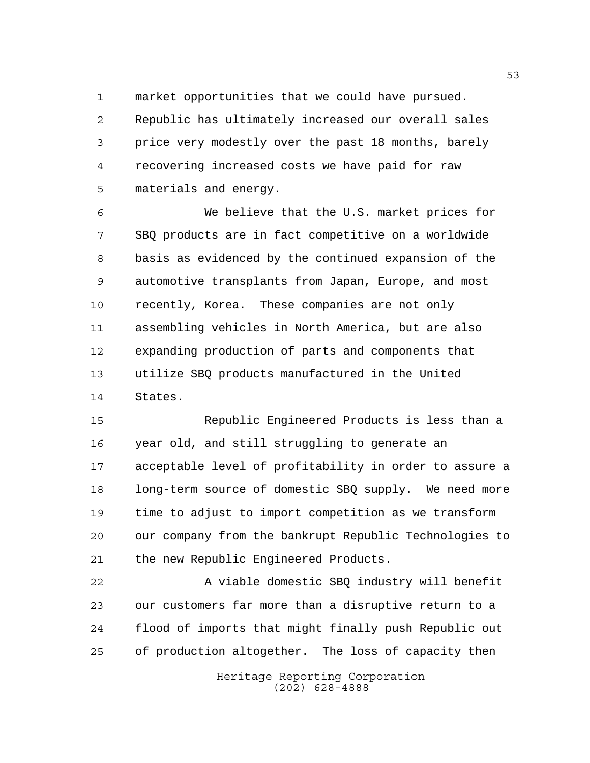market opportunities that we could have pursued. Republic has ultimately increased our overall sales price very modestly over the past 18 months, barely recovering increased costs we have paid for raw materials and energy.

We believe that the U.S. market prices for SBQ products are in fact competitive on a worldwide basis as evidenced by the continued expansion of the automotive transplants from Japan, Europe, and most recently, Korea. These companies are not only assembling vehicles in North America, but are also expanding production of parts and components that utilize SBQ products manufactured in the United States.

Republic Engineered Products is less than a year old, and still struggling to generate an acceptable level of profitability in order to assure a long-term source of domestic SBQ supply. We need more time to adjust to import competition as we transform our company from the bankrupt Republic Technologies to the new Republic Engineered Products.

A viable domestic SBQ industry will benefit our customers far more than a disruptive return to a flood of imports that might finally push Republic out of production altogether. The loss of capacity then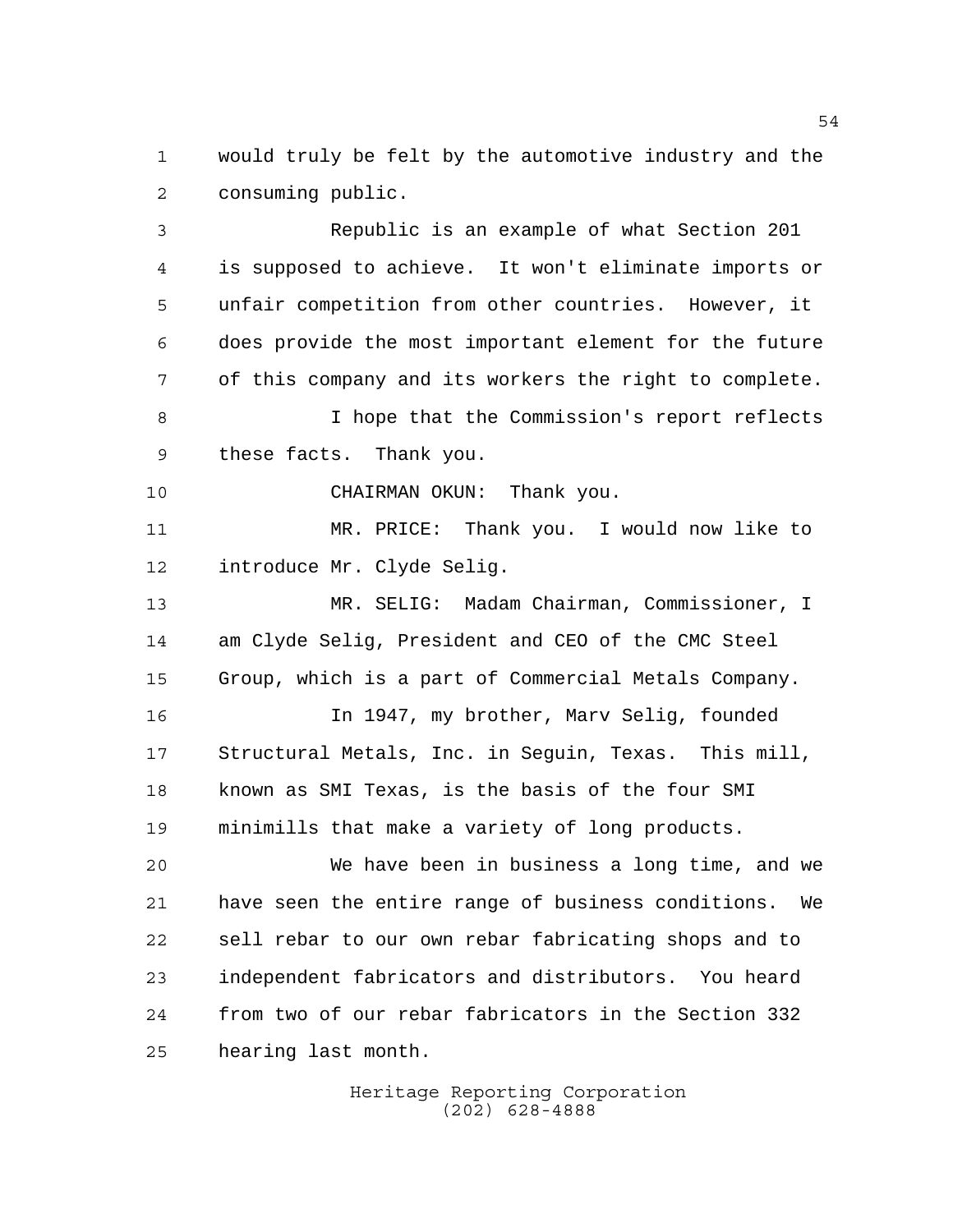would truly be felt by the automotive industry and the consuming public.

Republic is an example of what Section 201 is supposed to achieve. It won't eliminate imports or unfair competition from other countries. However, it does provide the most important element for the future of this company and its workers the right to complete.

I hope that the Commission's report reflects these facts. Thank you.

CHAIRMAN OKUN: Thank you.

MR. PRICE: Thank you. I would now like to introduce Mr. Clyde Selig.

MR. SELIG: Madam Chairman, Commissioner, I am Clyde Selig, President and CEO of the CMC Steel Group, which is a part of Commercial Metals Company.

In 1947, my brother, Marv Selig, founded Structural Metals, Inc. in Seguin, Texas. This mill, known as SMI Texas, is the basis of the four SMI minimills that make a variety of long products.

We have been in business a long time, and we have seen the entire range of business conditions. We sell rebar to our own rebar fabricating shops and to independent fabricators and distributors. You heard from two of our rebar fabricators in the Section 332 hearing last month.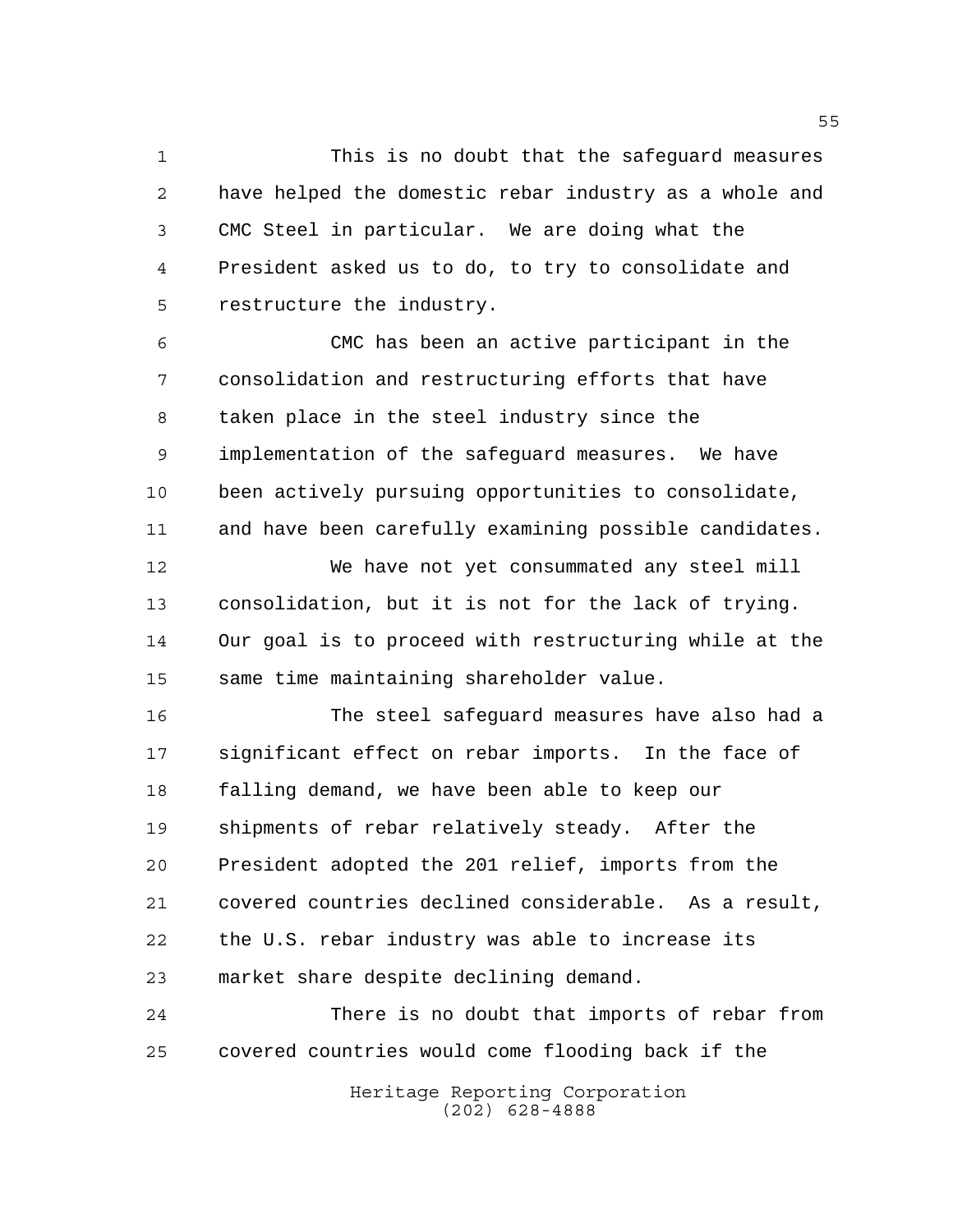This is no doubt that the safeguard measures have helped the domestic rebar industry as a whole and CMC Steel in particular. We are doing what the President asked us to do, to try to consolidate and restructure the industry.

CMC has been an active participant in the consolidation and restructuring efforts that have taken place in the steel industry since the implementation of the safeguard measures. We have been actively pursuing opportunities to consolidate, and have been carefully examining possible candidates.

We have not yet consummated any steel mill consolidation, but it is not for the lack of trying. Our goal is to proceed with restructuring while at the same time maintaining shareholder value.

The steel safeguard measures have also had a significant effect on rebar imports. In the face of falling demand, we have been able to keep our shipments of rebar relatively steady. After the President adopted the 201 relief, imports from the covered countries declined considerable. As a result, the U.S. rebar industry was able to increase its market share despite declining demand.

There is no doubt that imports of rebar from covered countries would come flooding back if the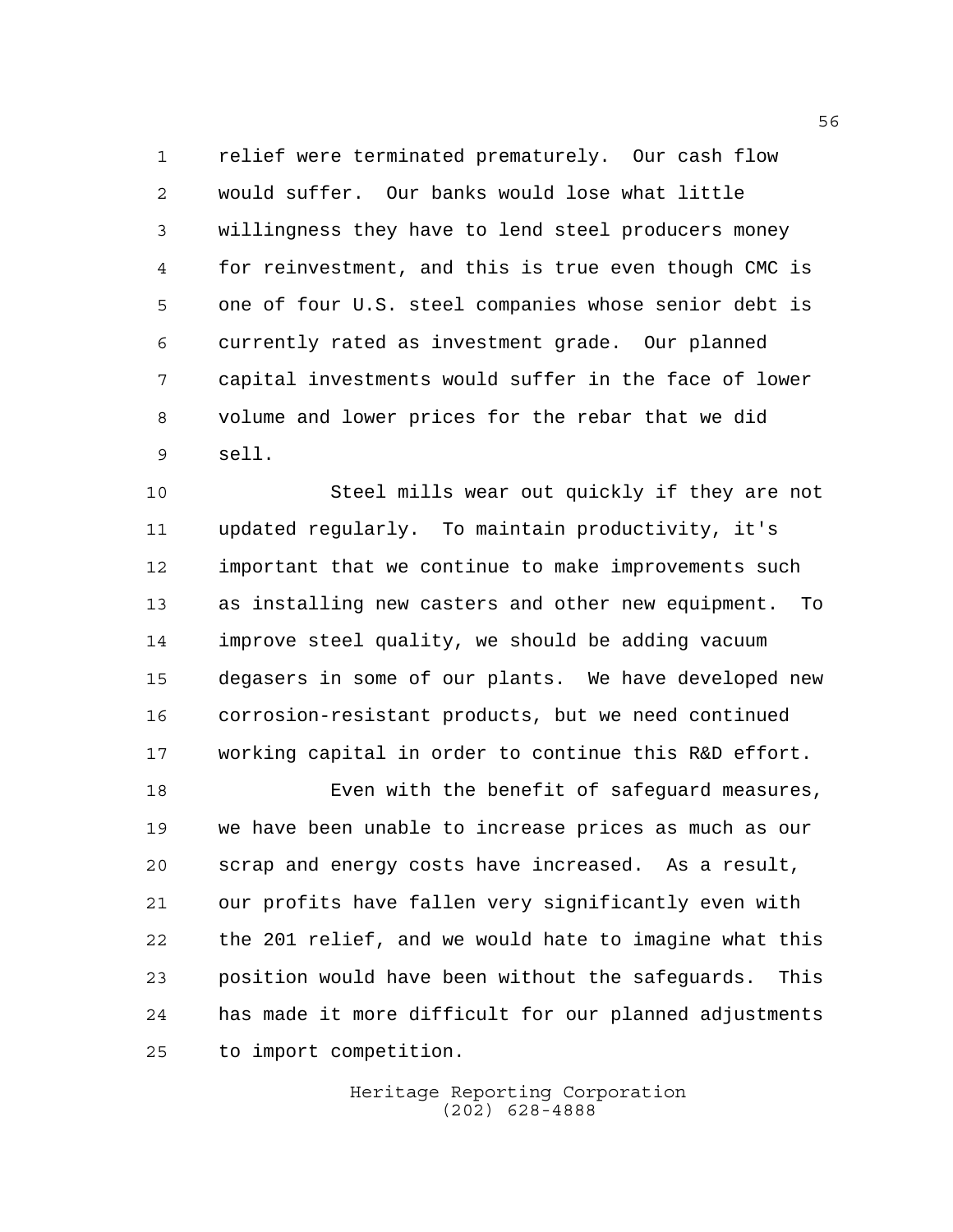relief were terminated prematurely. Our cash flow would suffer. Our banks would lose what little willingness they have to lend steel producers money for reinvestment, and this is true even though CMC is one of four U.S. steel companies whose senior debt is currently rated as investment grade. Our planned capital investments would suffer in the face of lower volume and lower prices for the rebar that we did sell.

Steel mills wear out quickly if they are not updated regularly. To maintain productivity, it's important that we continue to make improvements such as installing new casters and other new equipment. To improve steel quality, we should be adding vacuum degasers in some of our plants. We have developed new corrosion-resistant products, but we need continued working capital in order to continue this R&D effort.

Even with the benefit of safeguard measures, we have been unable to increase prices as much as our scrap and energy costs have increased. As a result, our profits have fallen very significantly even with the 201 relief, and we would hate to imagine what this position would have been without the safeguards. This has made it more difficult for our planned adjustments to import competition.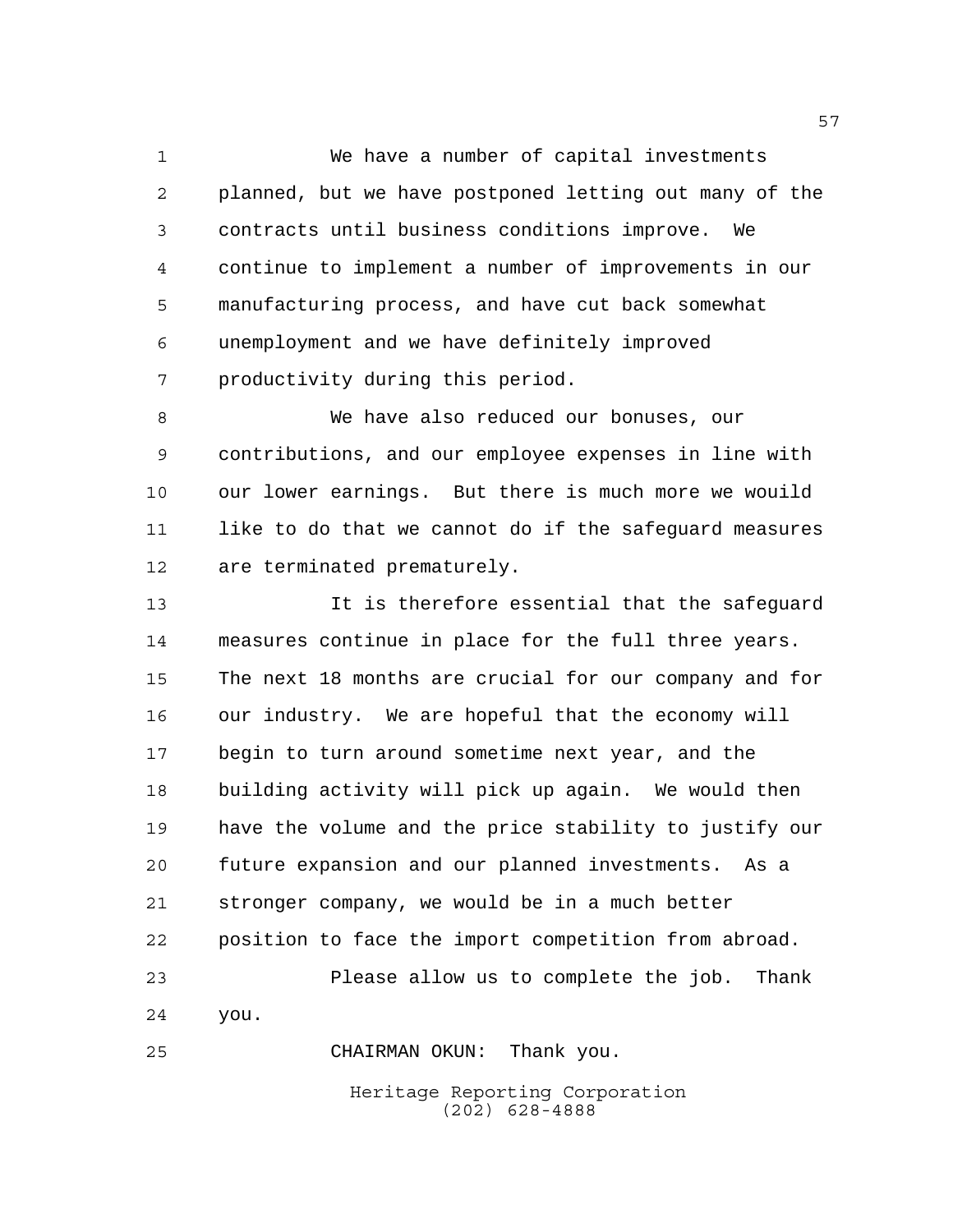We have a number of capital investments planned, but we have postponed letting out many of the contracts until business conditions improve. We continue to implement a number of improvements in our manufacturing process, and have cut back somewhat unemployment and we have definitely improved productivity during this period.

We have also reduced our bonuses, our contributions, and our employee expenses in line with our lower earnings. But there is much more we wouild like to do that we cannot do if the safeguard measures are terminated prematurely.

It is therefore essential that the safeguard measures continue in place for the full three years. The next 18 months are crucial for our company and for our industry. We are hopeful that the economy will begin to turn around sometime next year, and the building activity will pick up again. We would then have the volume and the price stability to justify our future expansion and our planned investments. As a stronger company, we would be in a much better position to face the import competition from abroad.

Please allow us to complete the job. Thank you.

CHAIRMAN OKUN: Thank you.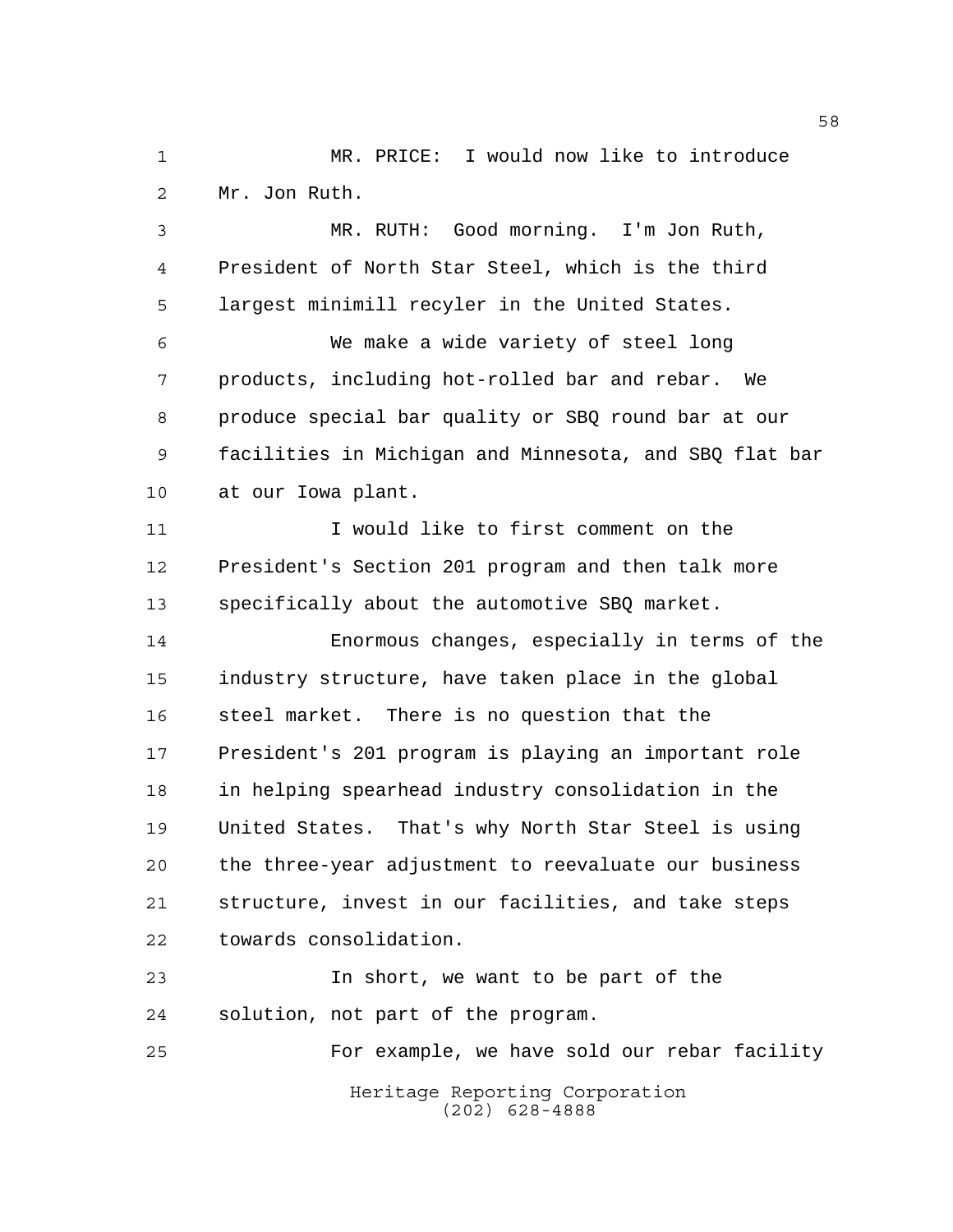MR. PRICE: I would now like to introduce Mr. Jon Ruth.

MR. RUTH: Good morning. I'm Jon Ruth, President of North Star Steel, which is the third largest minimill recyler in the United States.

We make a wide variety of steel long products, including hot-rolled bar and rebar. We produce special bar quality or SBQ round bar at our facilities in Michigan and Minnesota, and SBQ flat bar at our Iowa plant.

I would like to first comment on the President's Section 201 program and then talk more specifically about the automotive SBQ market.

Enormous changes, especially in terms of the industry structure, have taken place in the global steel market. There is no question that the President's 201 program is playing an important role in helping spearhead industry consolidation in the United States. That's why North Star Steel is using the three-year adjustment to reevaluate our business structure, invest in our facilities, and take steps towards consolidation.

In short, we want to be part of the solution, not part of the program.

For example, we have sold our rebar facility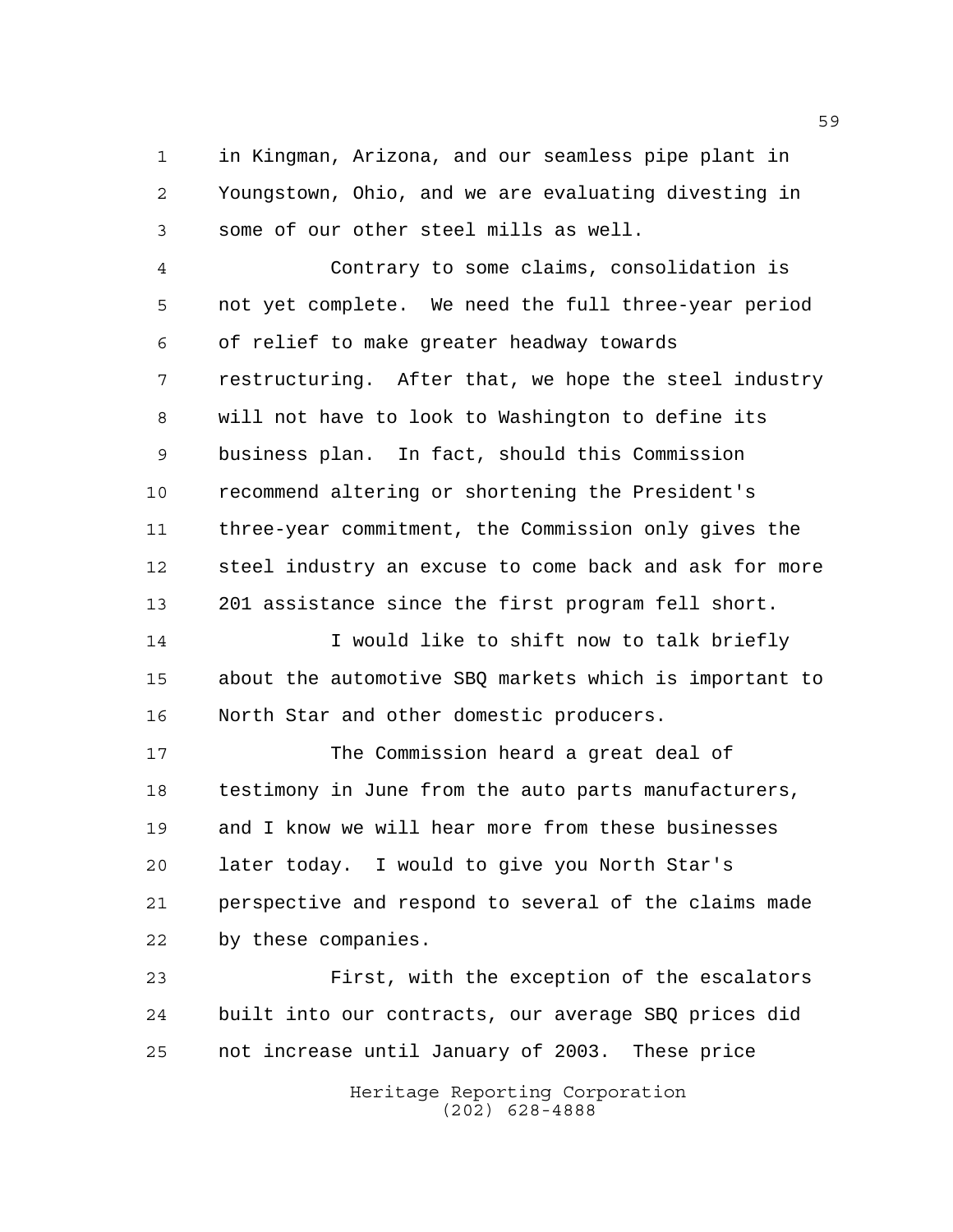in Kingman, Arizona, and our seamless pipe plant in Youngstown, Ohio, and we are evaluating divesting in some of our other steel mills as well.

Contrary to some claims, consolidation is not yet complete. We need the full three-year period of relief to make greater headway towards restructuring. After that, we hope the steel industry will not have to look to Washington to define its business plan. In fact, should this Commission recommend altering or shortening the President's three-year commitment, the Commission only gives the steel industry an excuse to come back and ask for more 201 assistance since the first program fell short.

I would like to shift now to talk briefly about the automotive SBQ markets which is important to North Star and other domestic producers.

The Commission heard a great deal of testimony in June from the auto parts manufacturers, and I know we will hear more from these businesses later today. I would to give you North Star's perspective and respond to several of the claims made by these companies.

First, with the exception of the escalators built into our contracts, our average SBQ prices did not increase until January of 2003. These price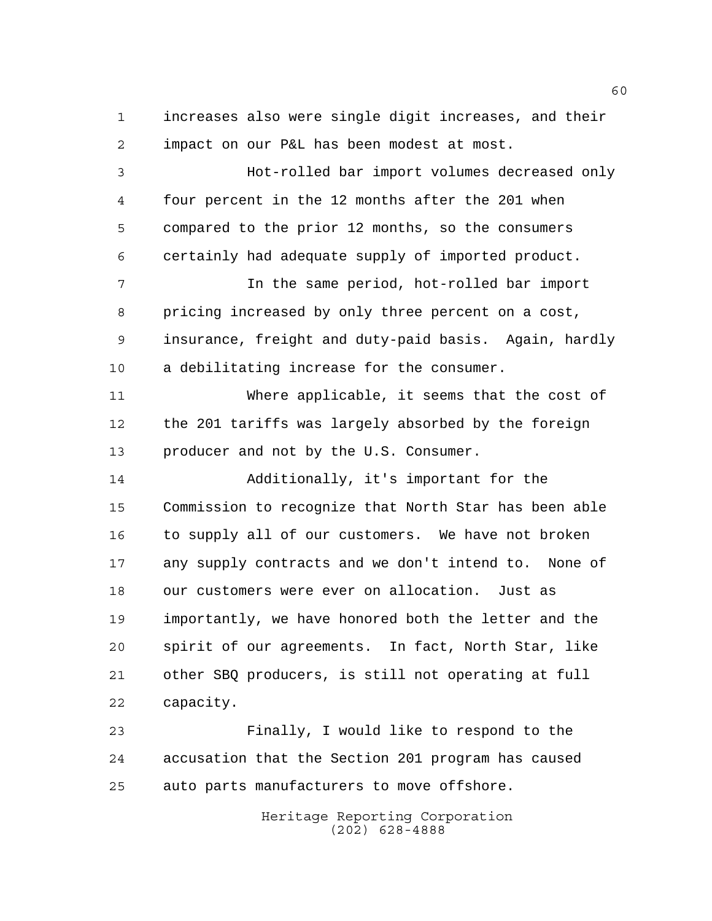increases also were single digit increases, and their impact on our P&L has been modest at most.

Hot-rolled bar import volumes decreased only four percent in the 12 months after the 201 when compared to the prior 12 months, so the consumers certainly had adequate supply of imported product.

In the same period, hot-rolled bar import pricing increased by only three percent on a cost, insurance, freight and duty-paid basis. Again, hardly a debilitating increase for the consumer.

Where applicable, it seems that the cost of the 201 tariffs was largely absorbed by the foreign producer and not by the U.S. Consumer.

Additionally, it's important for the Commission to recognize that North Star has been able to supply all of our customers. We have not broken any supply contracts and we don't intend to. None of our customers were ever on allocation. Just as importantly, we have honored both the letter and the spirit of our agreements. In fact, North Star, like other SBQ producers, is still not operating at full capacity.

Finally, I would like to respond to the accusation that the Section 201 program has caused auto parts manufacturers to move offshore.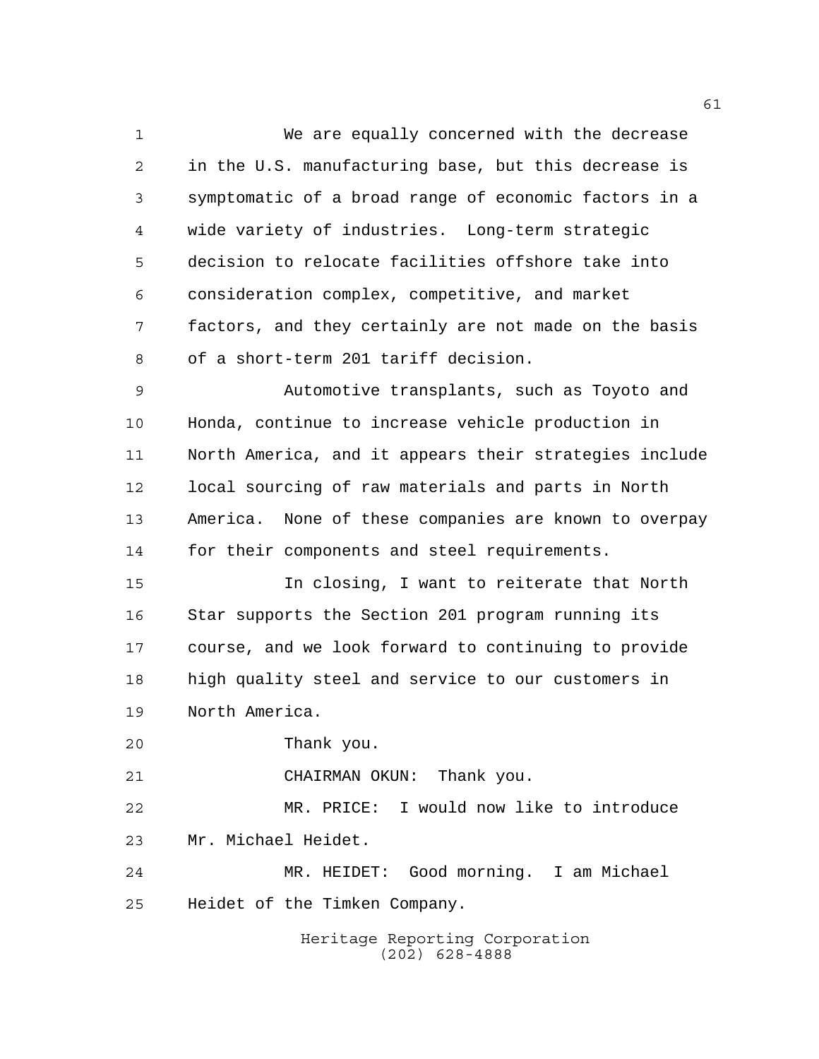We are equally concerned with the decrease in the U.S. manufacturing base, but this decrease is symptomatic of a broad range of economic factors in a wide variety of industries. Long-term strategic decision to relocate facilities offshore take into consideration complex, competitive, and market factors, and they certainly are not made on the basis of a short-term 201 tariff decision.

Automotive transplants, such as Toyoto and Honda, continue to increase vehicle production in North America, and it appears their strategies include local sourcing of raw materials and parts in North America. None of these companies are known to overpay for their components and steel requirements.

In closing, I want to reiterate that North Star supports the Section 201 program running its course, and we look forward to continuing to provide high quality steel and service to our customers in North America.

Thank you.

CHAIRMAN OKUN: Thank you.

MR. PRICE: I would now like to introduce Mr. Michael Heidet.

MR. HEIDET: Good morning. I am Michael Heidet of the Timken Company.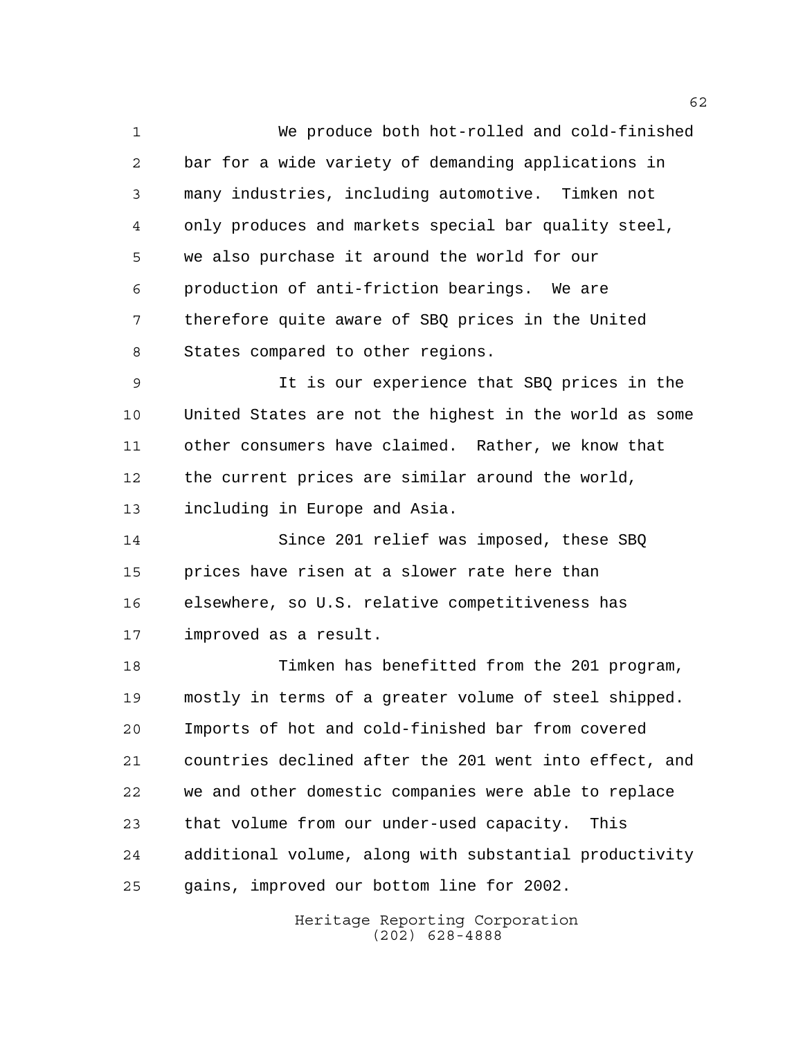We produce both hot-rolled and cold-finished bar for a wide variety of demanding applications in many industries, including automotive. Timken not only produces and markets special bar quality steel, we also purchase it around the world for our production of anti-friction bearings. We are therefore quite aware of SBQ prices in the United States compared to other regions.

It is our experience that SBQ prices in the United States are not the highest in the world as some other consumers have claimed. Rather, we know that the current prices are similar around the world, including in Europe and Asia.

Since 201 relief was imposed, these SBQ prices have risen at a slower rate here than elsewhere, so U.S. relative competitiveness has improved as a result.

Timken has benefitted from the 201 program, mostly in terms of a greater volume of steel shipped. Imports of hot and cold-finished bar from covered countries declined after the 201 went into effect, and we and other domestic companies were able to replace that volume from our under-used capacity. This additional volume, along with substantial productivity gains, improved our bottom line for 2002.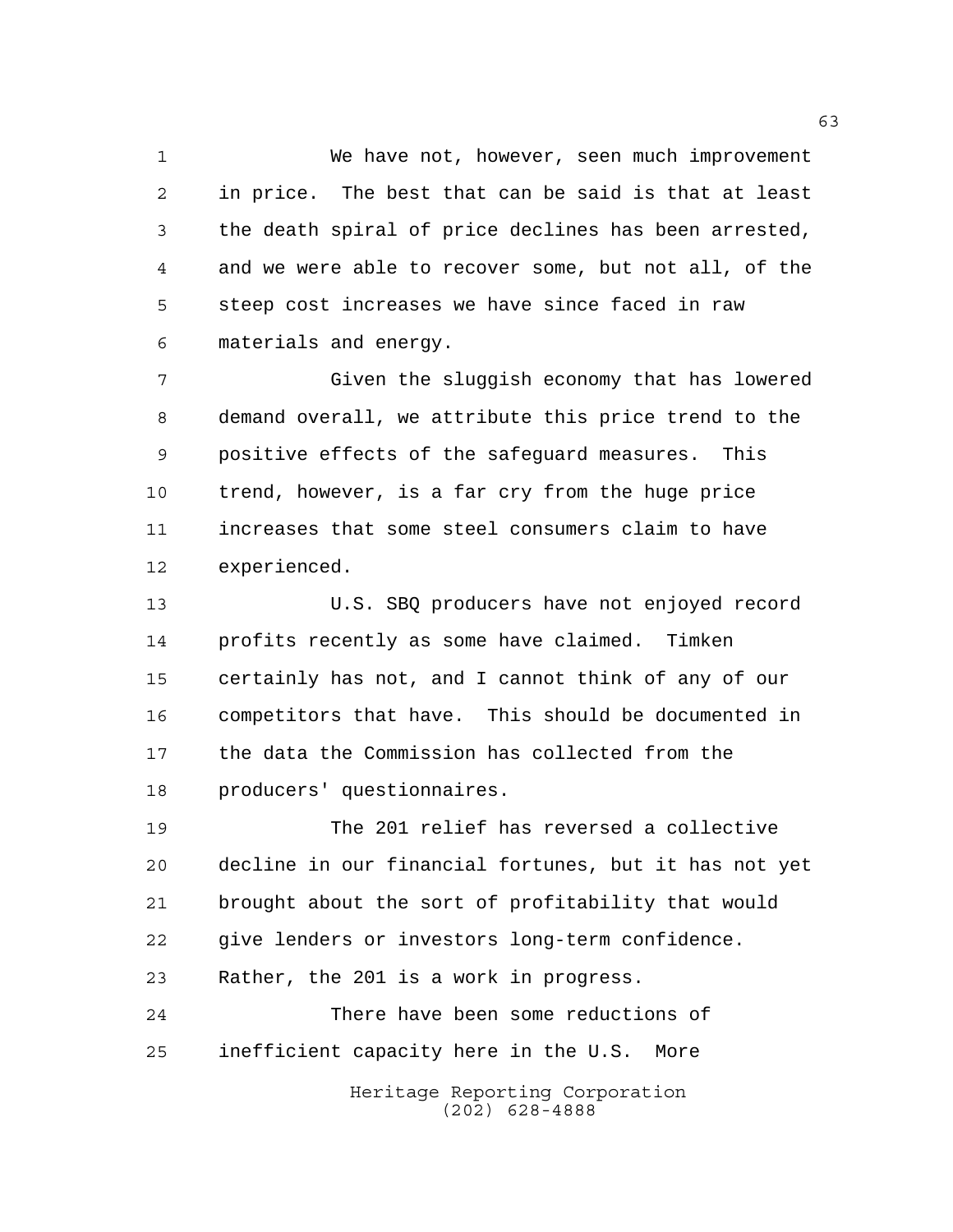We have not, however, seen much improvement in price. The best that can be said is that at least the death spiral of price declines has been arrested, and we were able to recover some, but not all, of the steep cost increases we have since faced in raw materials and energy.

Given the sluggish economy that has lowered demand overall, we attribute this price trend to the positive effects of the safeguard measures. This trend, however, is a far cry from the huge price increases that some steel consumers claim to have experienced.

U.S. SBQ producers have not enjoyed record profits recently as some have claimed. Timken certainly has not, and I cannot think of any of our competitors that have. This should be documented in the data the Commission has collected from the producers' questionnaires.

The 201 relief has reversed a collective decline in our financial fortunes, but it has not yet brought about the sort of profitability that would give lenders or investors long-term confidence. Rather, the 201 is a work in progress.

There have been some reductions of inefficient capacity here in the U.S. More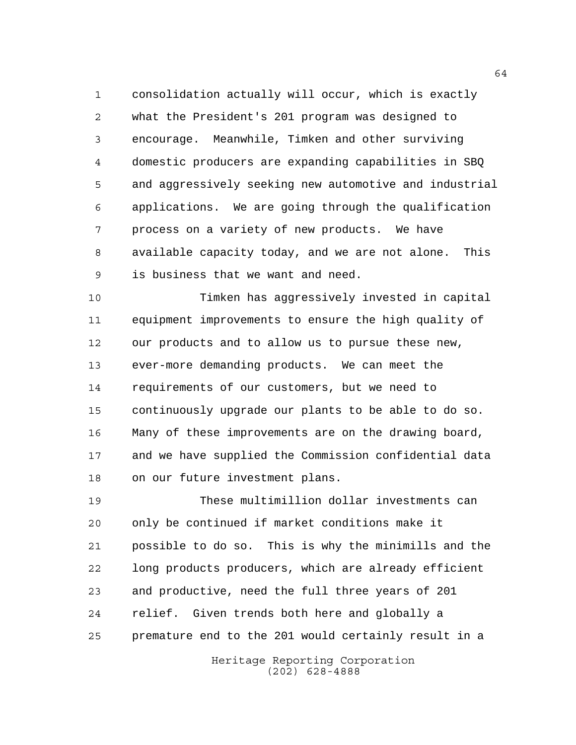consolidation actually will occur, which is exactly what the President's 201 program was designed to encourage. Meanwhile, Timken and other surviving domestic producers are expanding capabilities in SBQ and aggressively seeking new automotive and industrial applications. We are going through the qualification process on a variety of new products. We have available capacity today, and we are not alone. This is business that we want and need.

Timken has aggressively invested in capital equipment improvements to ensure the high quality of our products and to allow us to pursue these new, ever-more demanding products. We can meet the requirements of our customers, but we need to continuously upgrade our plants to be able to do so. Many of these improvements are on the drawing board, and we have supplied the Commission confidential data on our future investment plans.

These multimillion dollar investments can only be continued if market conditions make it possible to do so. This is why the minimills and the long products producers, which are already efficient and productive, need the full three years of 201 relief. Given trends both here and globally a premature end to the 201 would certainly result in a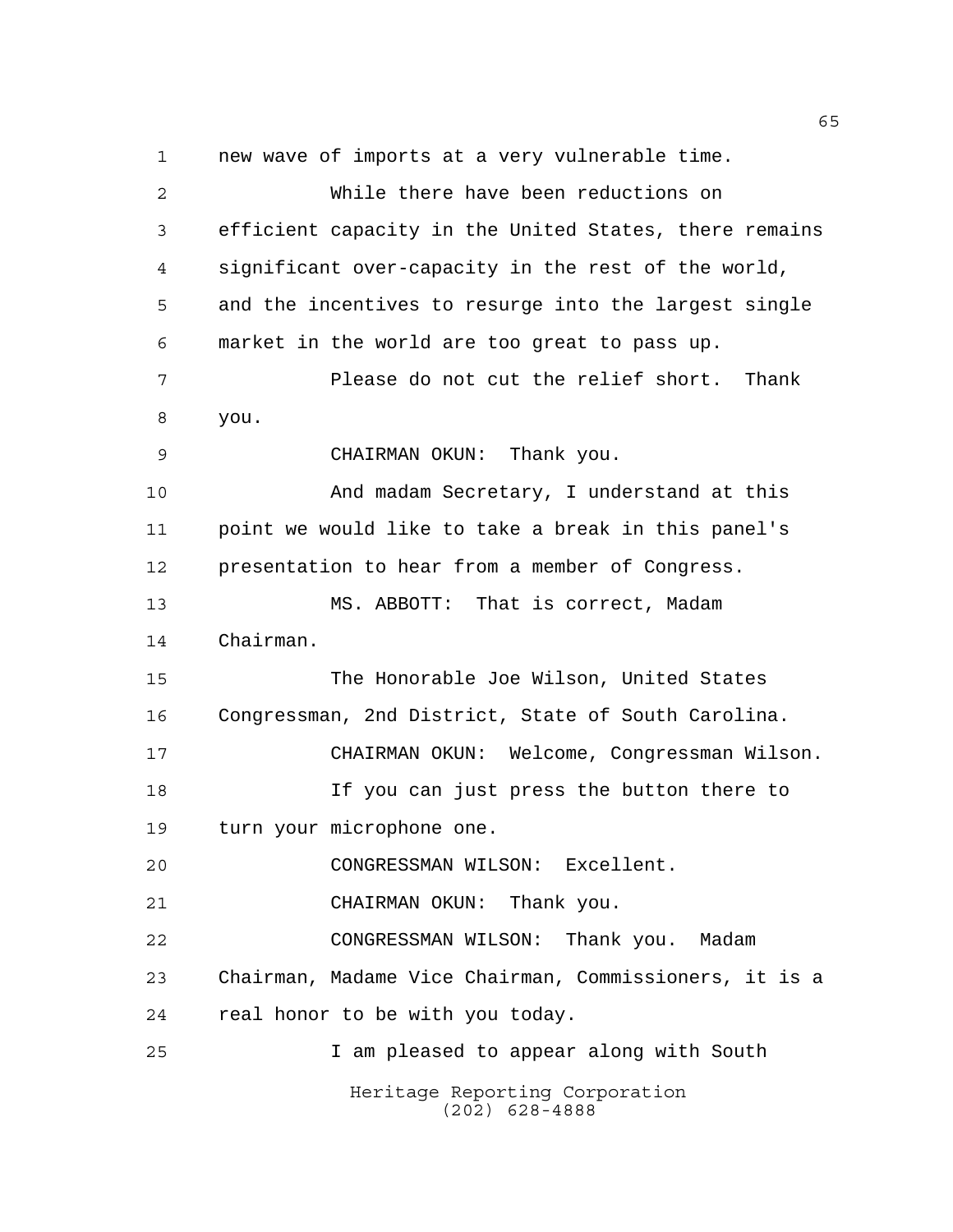new wave of imports at a very vulnerable time.

While there have been reductions on efficient capacity in the United States, there remains significant over-capacity in the rest of the world, and the incentives to resurge into the largest single market in the world are too great to pass up.

Please do not cut the relief short. Thank you.

CHAIRMAN OKUN: Thank you.

And madam Secretary, I understand at this point we would like to take a break in this panel's presentation to hear from a member of Congress.

MS. ABBOTT: That is correct, Madam Chairman.

The Honorable Joe Wilson, United States Congressman, 2nd District, State of South Carolina.

CHAIRMAN OKUN: Welcome, Congressman Wilson.

If you can just press the button there to turn your microphone one.

CONGRESSMAN WILSON: Excellent.

CHAIRMAN OKUN: Thank you.

CONGRESSMAN WILSON: Thank you. Madam Chairman, Madame Vice Chairman, Commissioners, it is a real honor to be with you today.

I am pleased to appear along with South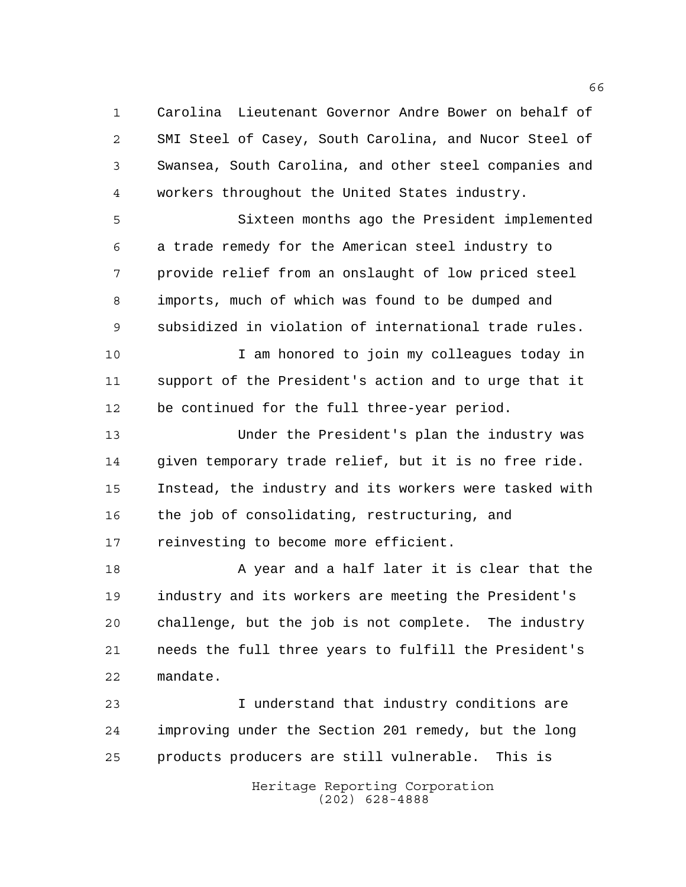Carolina Lieutenant Governor Andre Bower on behalf of SMI Steel of Casey, South Carolina, and Nucor Steel of Swansea, South Carolina, and other steel companies and workers throughout the United States industry.

Sixteen months ago the President implemented a trade remedy for the American steel industry to provide relief from an onslaught of low priced steel imports, much of which was found to be dumped and subsidized in violation of international trade rules.

I am honored to join my colleagues today in support of the President's action and to urge that it be continued for the full three-year period.

Under the President's plan the industry was given temporary trade relief, but it is no free ride. Instead, the industry and its workers were tasked with the job of consolidating, restructuring, and reinvesting to become more efficient.

A year and a half later it is clear that the industry and its workers are meeting the President's challenge, but the job is not complete. The industry needs the full three years to fulfill the President's mandate.

I understand that industry conditions are improving under the Section 201 remedy, but the long products producers are still vulnerable. This is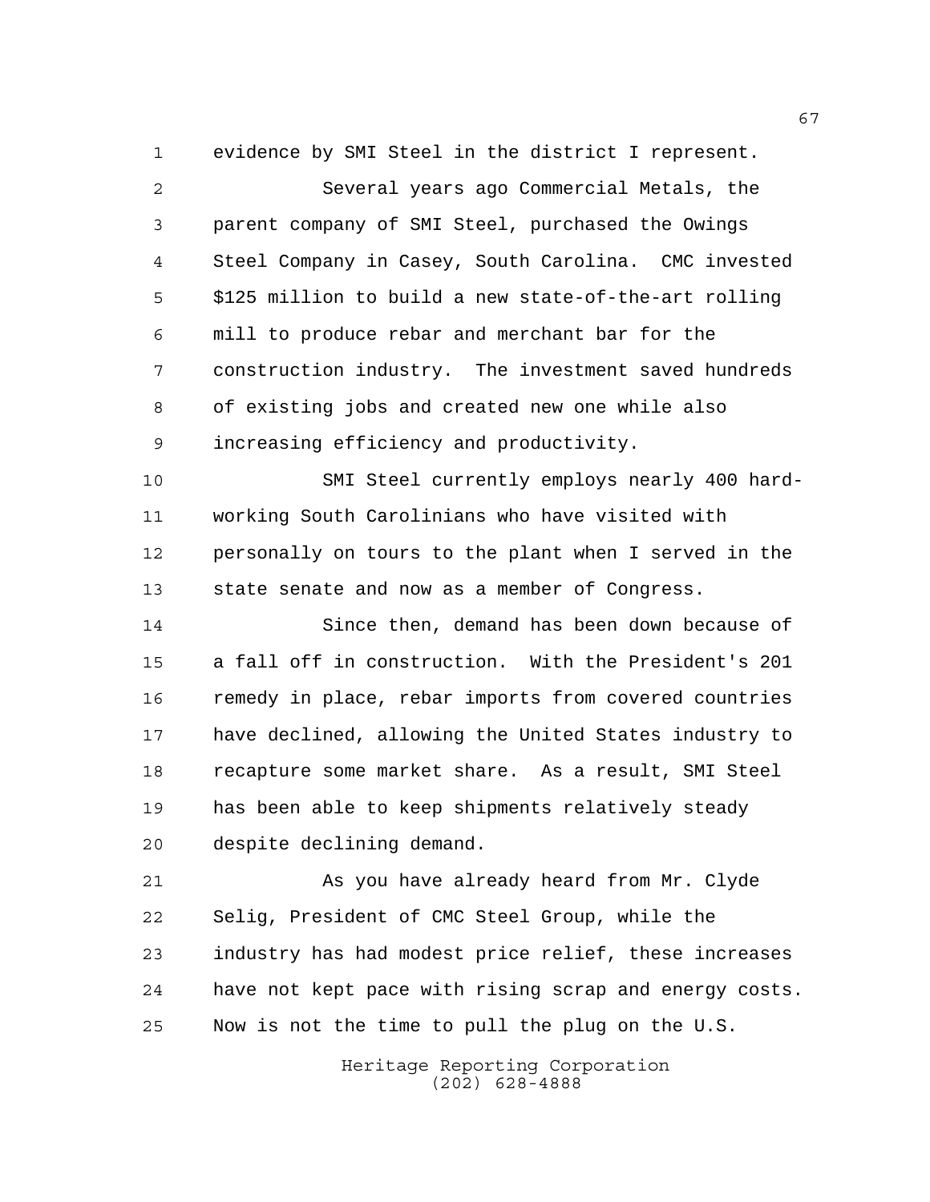evidence by SMI Steel in the district I represent.

Several years ago Commercial Metals, the parent company of SMI Steel, purchased the Owings Steel Company in Casey, South Carolina. CMC invested $125 million to build a new state-of-the-art rolling mill to produce rebar and merchant bar for the construction industry. The investment saved hundreds of existing jobs and created new one while also increasing efficiency and productivity.

SMI Steel currently employs nearly 400 hard-working South Carolinians who have visited with personally on tours to the plant when I served in the state senate and now as a member of Congress.

Since then, demand has been down because of a fall off in construction. With the President's 201 remedy in place, rebar imports from covered countries have declined, allowing the United States industry to recapture some market share. As a result, SMI Steel has been able to keep shipments relatively steady despite declining demand.

As you have already heard from Mr. Clyde Selig, President of CMC Steel Group, while the industry has had modest price relief, these increases have not kept pace with rising scrap and energy costs. Now is not the time to pull the plug on the U.S.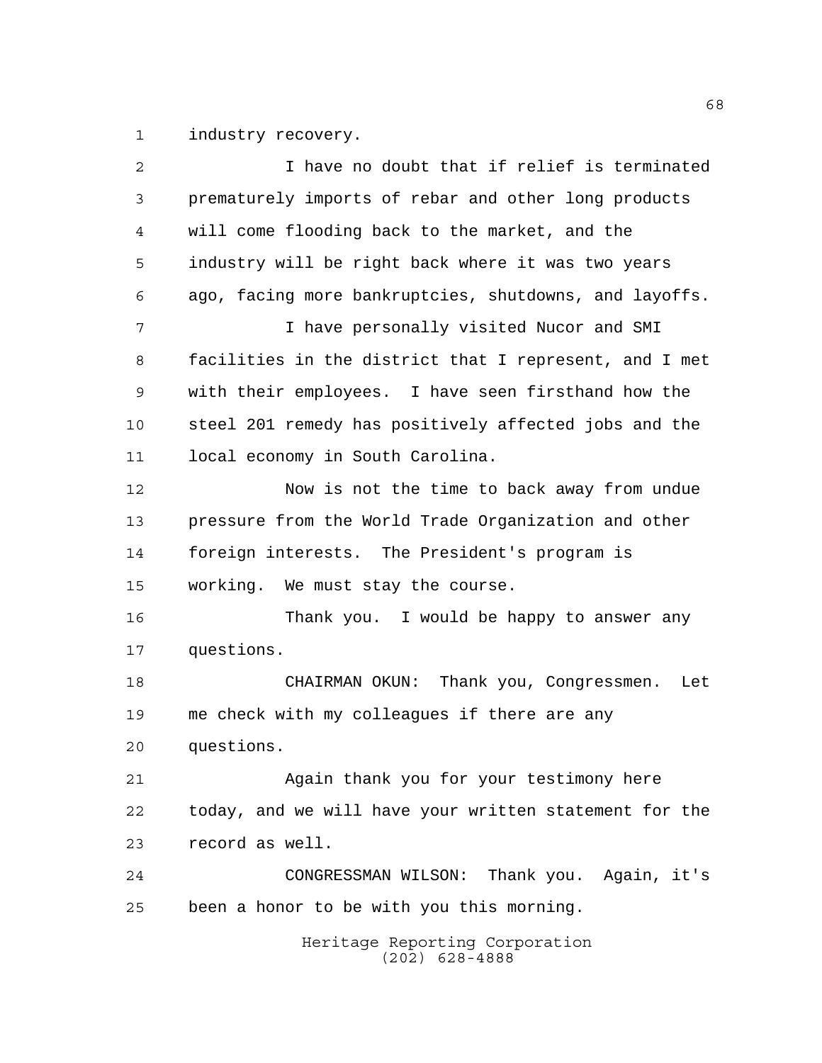industry recovery.

I have no doubt that if relief is terminated prematurely imports of rebar and other long products will come flooding back to the market, and the industry will be right back where it was two years ago, facing more bankruptcies, shutdowns, and layoffs.

I have personally visited Nucor and SMI facilities in the district that I represent, and I met with their employees. I have seen firsthand how the steel 201 remedy has positively affected jobs and the local economy in South Carolina.

Now is not the time to back away from undue pressure from the World Trade Organization and other foreign interests. The President's program is working. We must stay the course.

Thank you. I would be happy to answer any questions.

CHAIRMAN OKUN: Thank you, Congressmen. Let me check with my colleagues if there are any questions.

Again thank you for your testimony here today, and we will have your written statement for the record as well.

CONGRESSMAN WILSON: Thank you. Again, it's been a honor to be with you this morning.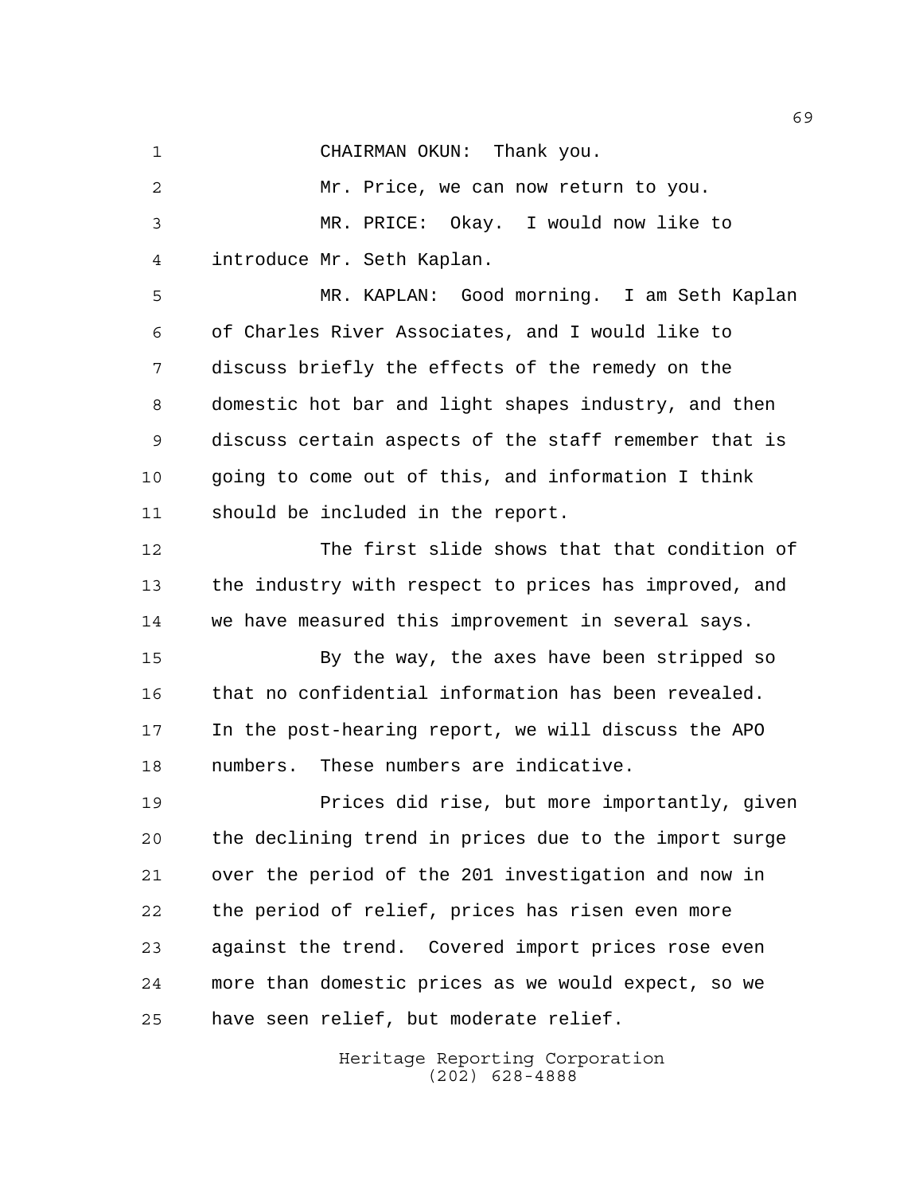CHAIRMAN OKUN: Thank you.

Mr. Price, we can now return to you.

MR. PRICE: Okay. I would now like to introduce Mr. Seth Kaplan.

MR. KAPLAN: Good morning. I am Seth Kaplan of Charles River Associates, and I would like to discuss briefly the effects of the remedy on the domestic hot bar and light shapes industry, and then discuss certain aspects of the staff remember that is going to come out of this, and information I think should be included in the report.

The first slide shows that that condition of the industry with respect to prices has improved, and we have measured this improvement in several says.

By the way, the axes have been stripped so that no confidential information has been revealed. In the post-hearing report, we will discuss the APO numbers. These numbers are indicative.

Prices did rise, but more importantly, given the declining trend in prices due to the import surge over the period of the 201 investigation and now in the period of relief, prices has risen even more against the trend. Covered import prices rose even more than domestic prices as we would expect, so we have seen relief, but moderate relief.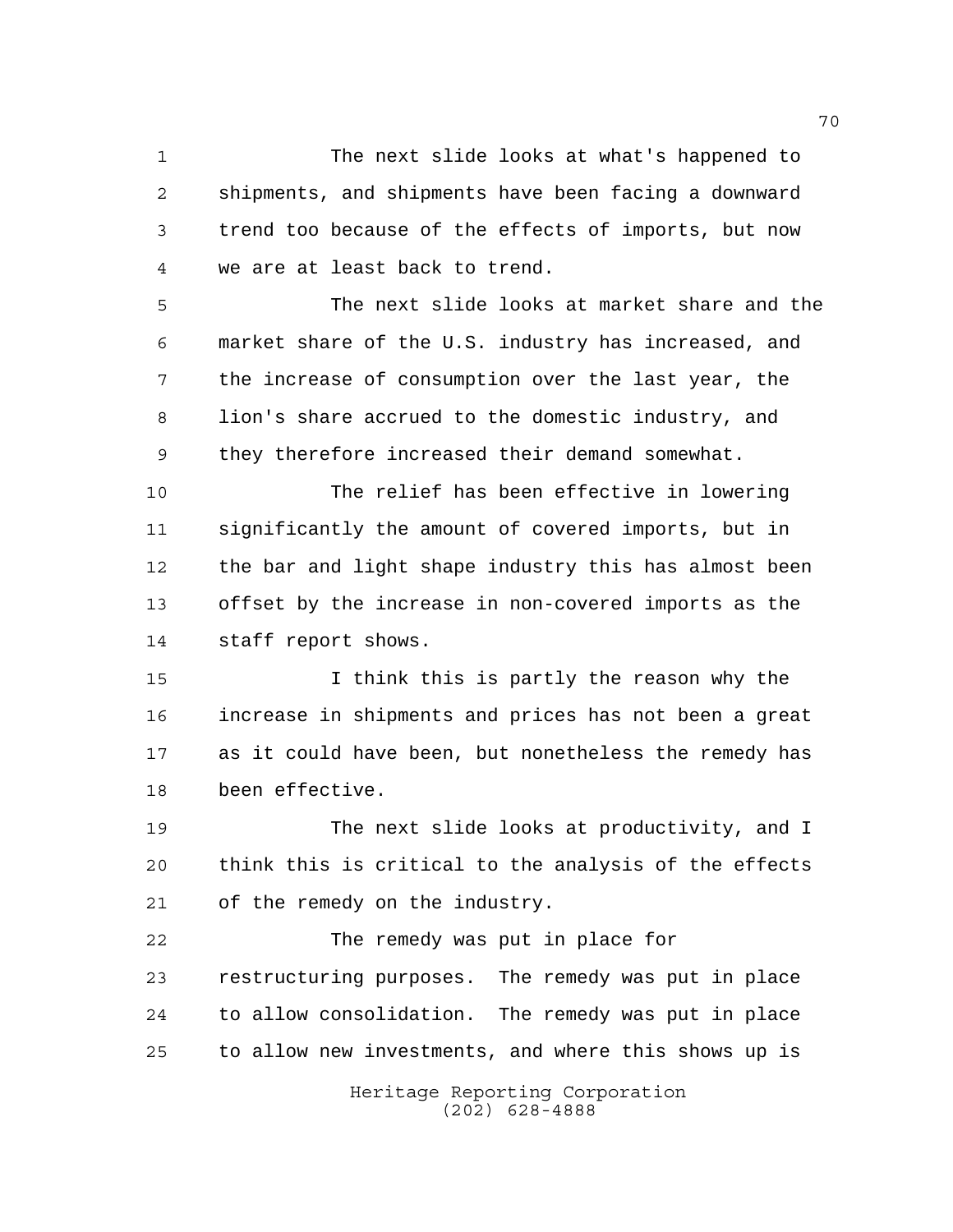The next slide looks at what's happened to shipments, and shipments have been facing a downward trend too because of the effects of imports, but now we are at least back to trend.

The next slide looks at market share and the market share of the U.S. industry has increased, and the increase of consumption over the last year, the lion's share accrued to the domestic industry, and they therefore increased their demand somewhat.

The relief has been effective in lowering significantly the amount of covered imports, but in the bar and light shape industry this has almost been offset by the increase in non-covered imports as the staff report shows.

I think this is partly the reason why the increase in shipments and prices has not been a great as it could have been, but nonetheless the remedy has been effective.

The next slide looks at productivity, and I think this is critical to the analysis of the effects of the remedy on the industry.

The remedy was put in place for restructuring purposes. The remedy was put in place to allow consolidation. The remedy was put in place to allow new investments, and where this shows up is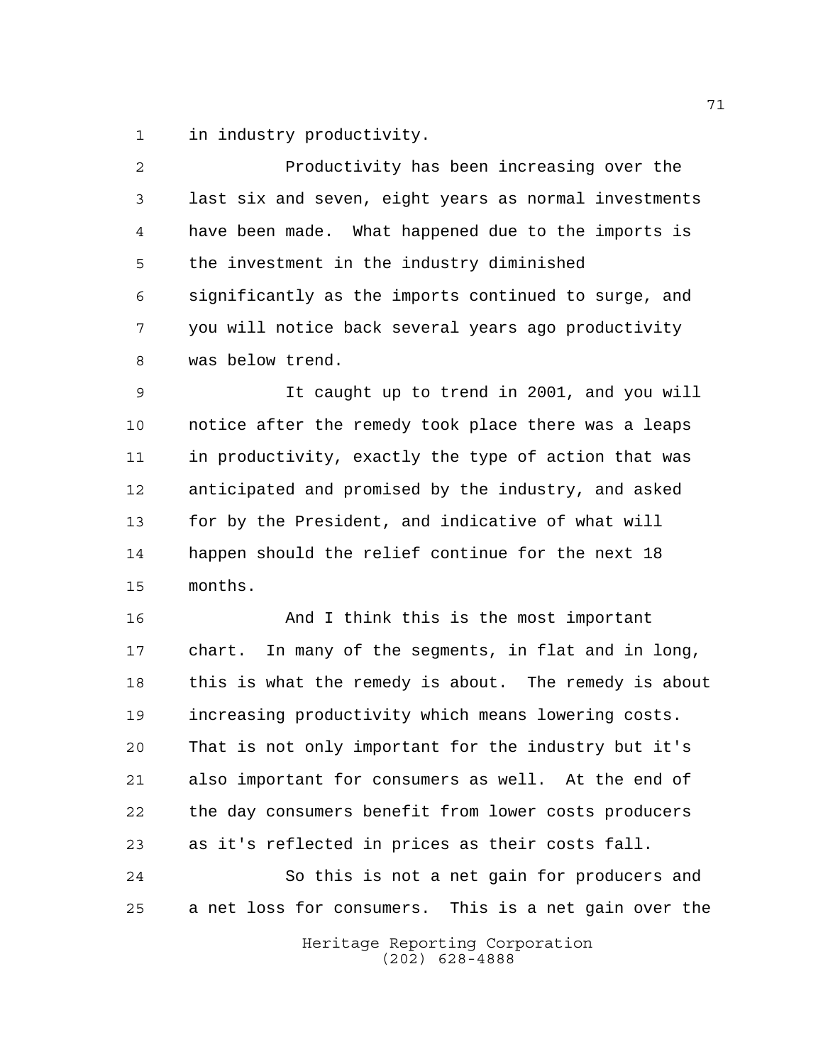in industry productivity.

Productivity has been increasing over the last six and seven, eight years as normal investments have been made. What happened due to the imports is the investment in the industry diminished significantly as the imports continued to surge, and you will notice back several years ago productivity was below trend.

It caught up to trend in 2001, and you will notice after the remedy took place there was a leaps in productivity, exactly the type of action that was anticipated and promised by the industry, and asked for by the President, and indicative of what will happen should the relief continue for the next 18 months.

And I think this is the most important chart. In many of the segments, in flat and in long, this is what the remedy is about. The remedy is about increasing productivity which means lowering costs. That is not only important for the industry but it's also important for consumers as well. At the end of the day consumers benefit from lower costs producers as it's reflected in prices as their costs fall.

So this is not a net gain for producers and a net loss for consumers. This is a net gain over the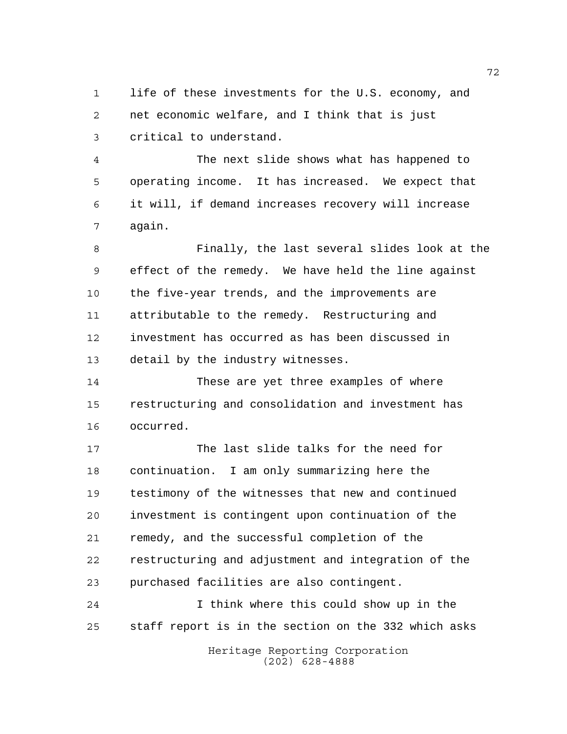life of these investments for the U.S. economy, and net economic welfare, and I think that is just critical to understand.

The next slide shows what has happened to operating income. It has increased. We expect that it will, if demand increases recovery will increase again.

Finally, the last several slides look at the effect of the remedy. We have held the line against the five-year trends, and the improvements are attributable to the remedy. Restructuring and investment has occurred as has been discussed in detail by the industry witnesses.

These are yet three examples of where restructuring and consolidation and investment has occurred.

The last slide talks for the need for continuation. I am only summarizing here the testimony of the witnesses that new and continued investment is contingent upon continuation of the remedy, and the successful completion of the restructuring and adjustment and integration of the purchased facilities are also contingent.

I think where this could show up in the staff report is in the section on the 332 which asks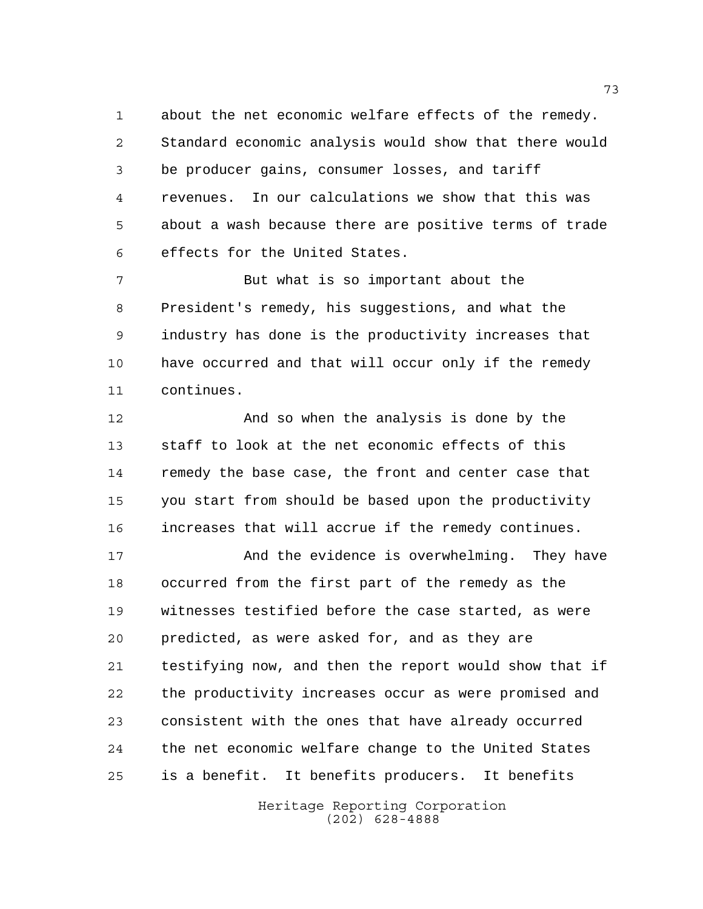about the net economic welfare effects of the remedy. Standard economic analysis would show that there would be producer gains, consumer losses, and tariff revenues. In our calculations we show that this was about a wash because there are positive terms of trade effects for the United States.

But what is so important about the President's remedy, his suggestions, and what the industry has done is the productivity increases that have occurred and that will occur only if the remedy continues.

And so when the analysis is done by the staff to look at the net economic effects of this remedy the base case, the front and center case that you start from should be based upon the productivity increases that will accrue if the remedy continues.

And the evidence is overwhelming. They have occurred from the first part of the remedy as the witnesses testified before the case started, as were predicted, as were asked for, and as they are testifying now, and then the report would show that if the productivity increases occur as were promised and consistent with the ones that have already occurred the net economic welfare change to the United States is a benefit. It benefits producers. It benefits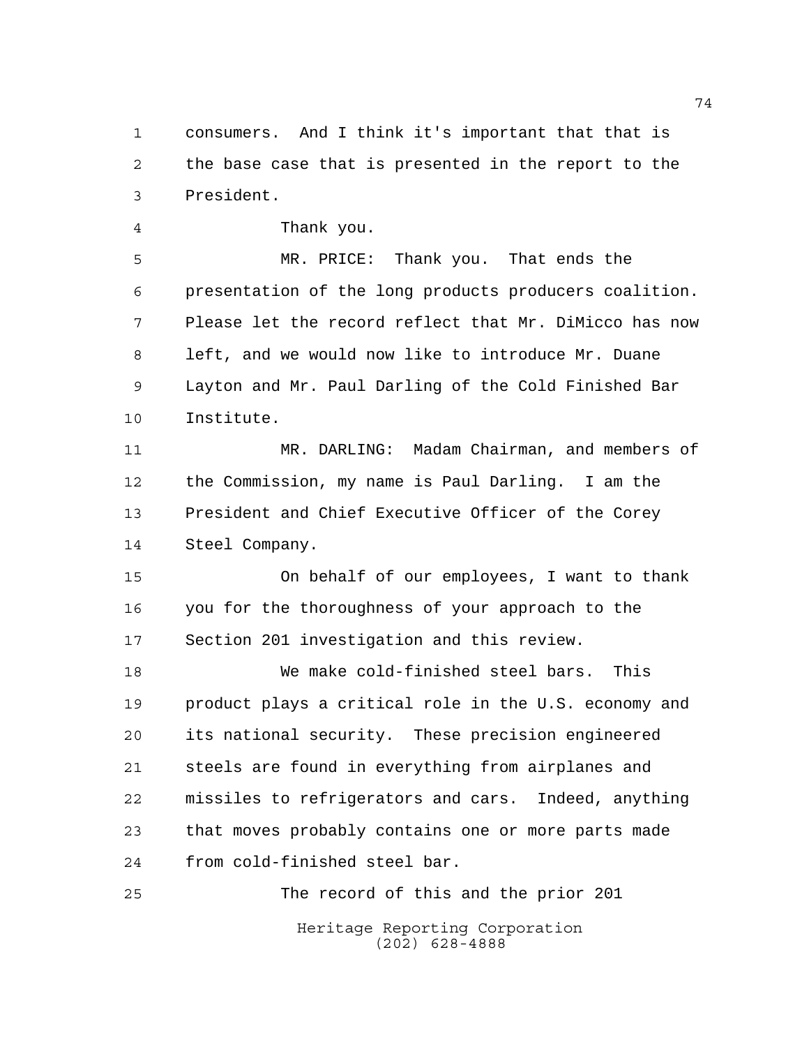consumers. And I think it's important that that is the base case that is presented in the report to the President.

Thank you.

MR. PRICE: Thank you. That ends the presentation of the long products producers coalition. Please let the record reflect that Mr. DiMicco has now left, and we would now like to introduce Mr. Duane Layton and Mr. Paul Darling of the Cold Finished Bar Institute.

MR. DARLING: Madam Chairman, and members of the Commission, my name is Paul Darling. I am the President and Chief Executive Officer of the Corey Steel Company.

On behalf of our employees, I want to thank you for the thoroughness of your approach to the Section 201 investigation and this review.

We make cold-finished steel bars. This product plays a critical role in the U.S. economy and its national security. These precision engineered steels are found in everything from airplanes and missiles to refrigerators and cars. Indeed, anything that moves probably contains one or more parts made from cold-finished steel bar.

The record of this and the prior 201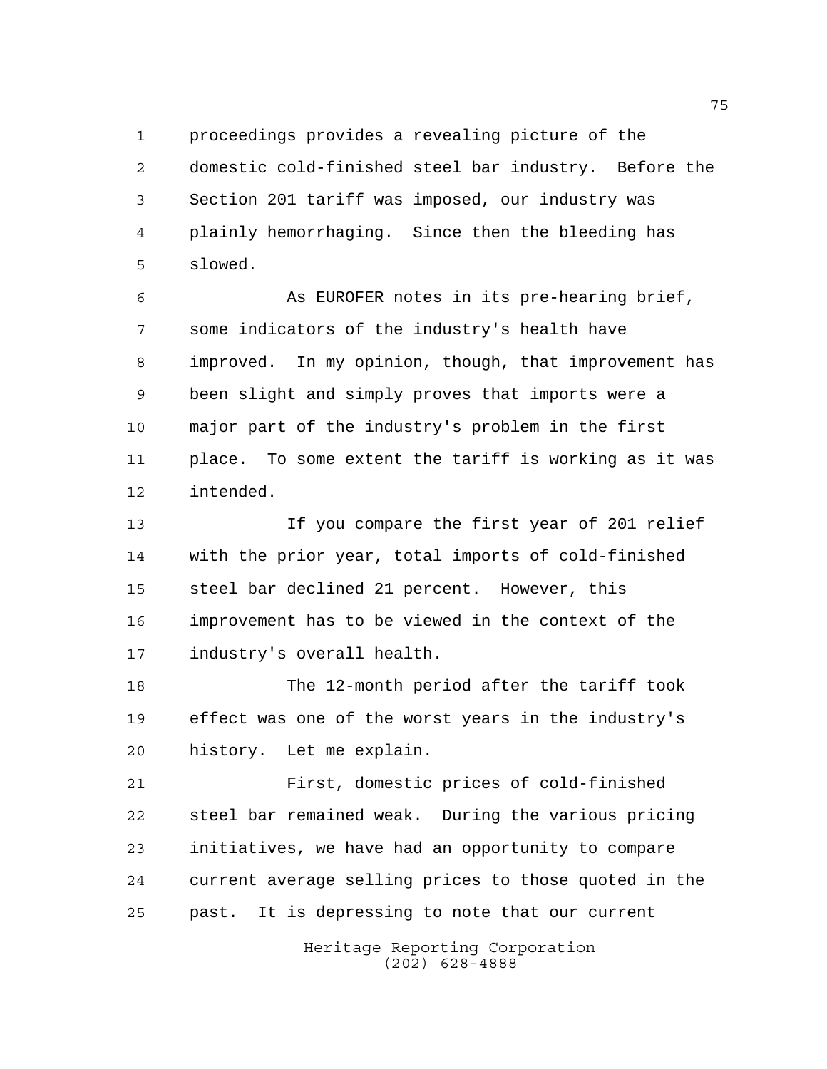proceedings provides a revealing picture of the domestic cold-finished steel bar industry. Before the Section 201 tariff was imposed, our industry was plainly hemorrhaging. Since then the bleeding has slowed.

As EUROFER notes in its pre-hearing brief, some indicators of the industry's health have improved. In my opinion, though, that improvement has been slight and simply proves that imports were a major part of the industry's problem in the first place. To some extent the tariff is working as it was intended.

If you compare the first year of 201 relief with the prior year, total imports of cold-finished steel bar declined 21 percent. However, this improvement has to be viewed in the context of the industry's overall health.

The 12-month period after the tariff took effect was one of the worst years in the industry's history. Let me explain.

First, domestic prices of cold-finished steel bar remained weak. During the various pricing initiatives, we have had an opportunity to compare current average selling prices to those quoted in the past. It is depressing to note that our current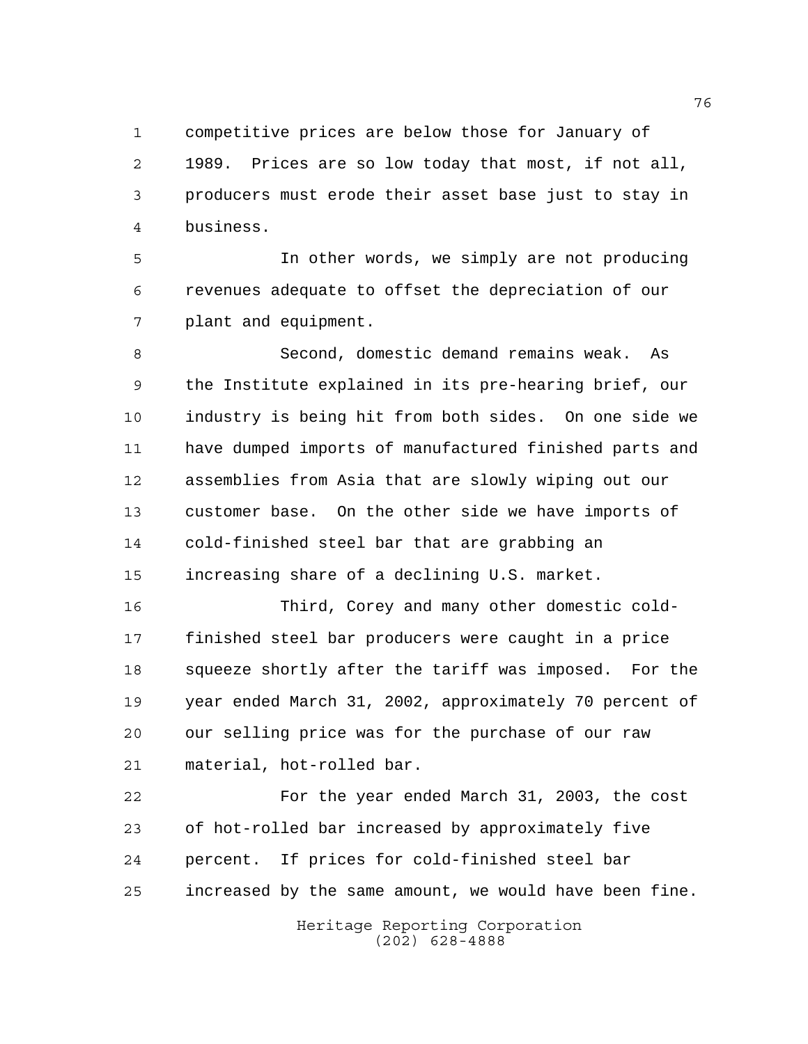competitive prices are below those for January of 1989. Prices are so low today that most, if not all, producers must erode their asset base just to stay in business.

In other words, we simply are not producing revenues adequate to offset the depreciation of our plant and equipment.

Second, domestic demand remains weak. As the Institute explained in its pre-hearing brief, our industry is being hit from both sides. On one side we have dumped imports of manufactured finished parts and assemblies from Asia that are slowly wiping out our customer base. On the other side we have imports of cold-finished steel bar that are grabbing an increasing share of a declining U.S. market.

Third, Corey and many other domestic cold-finished steel bar producers were caught in a price squeeze shortly after the tariff was imposed. For the year ended March 31, 2002, approximately 70 percent of our selling price was for the purchase of our raw material, hot-rolled bar.

For the year ended March 31, 2003, the cost of hot-rolled bar increased by approximately five percent. If prices for cold-finished steel bar increased by the same amount, we would have been fine.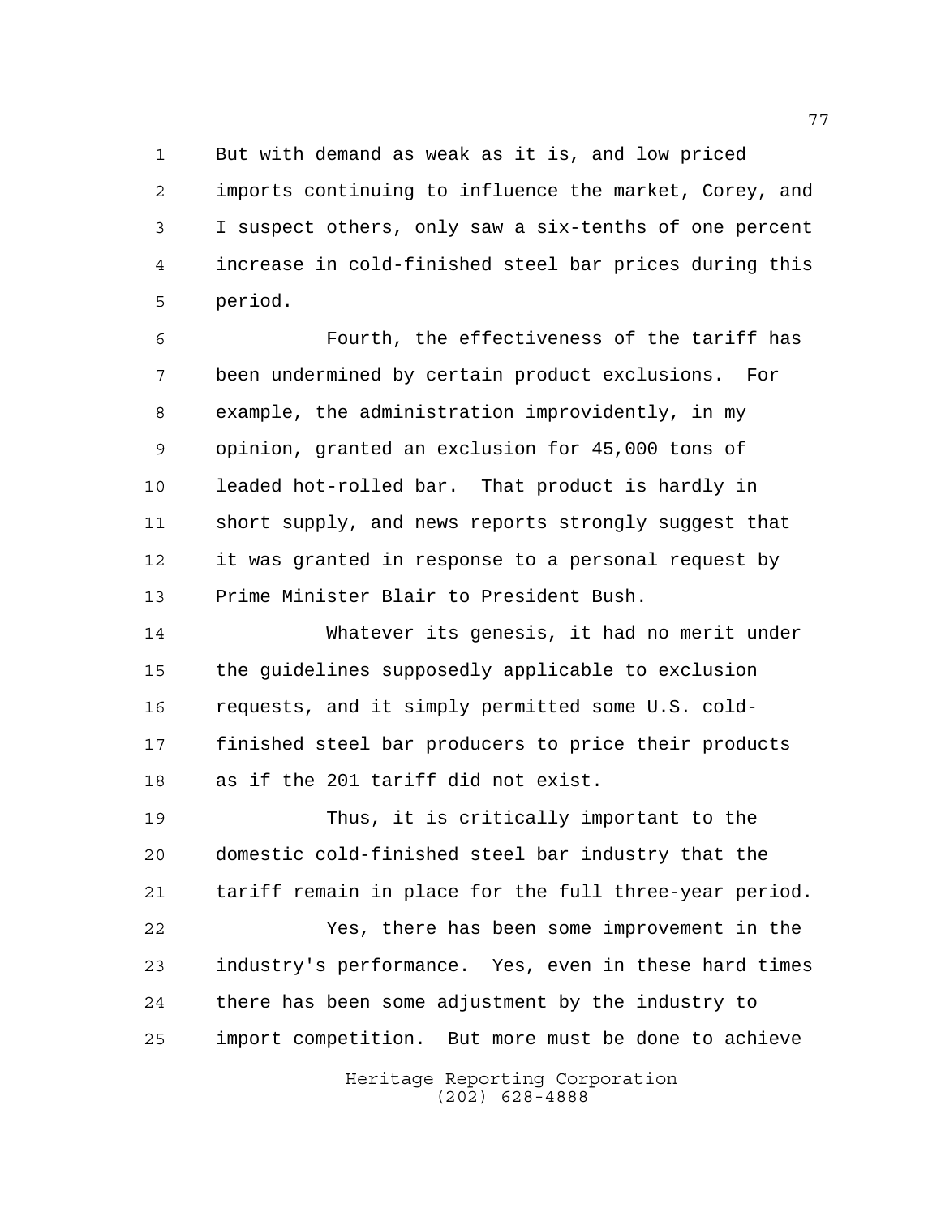But with demand as weak as it is, and low priced imports continuing to influence the market, Corey, and I suspect others, only saw a six-tenths of one percent increase in cold-finished steel bar prices during this period.

Fourth, the effectiveness of the tariff has been undermined by certain product exclusions. For example, the administration improvidently, in my opinion, granted an exclusion for 45,000 tons of leaded hot-rolled bar. That product is hardly in short supply, and news reports strongly suggest that it was granted in response to a personal request by Prime Minister Blair to President Bush.

Whatever its genesis, it had no merit under the guidelines supposedly applicable to exclusion requests, and it simply permitted some U.S. cold-finished steel bar producers to price their products as if the 201 tariff did not exist.

Thus, it is critically important to the domestic cold-finished steel bar industry that the tariff remain in place for the full three-year period.

Yes, there has been some improvement in the industry's performance. Yes, even in these hard times there has been some adjustment by the industry to import competition. But more must be done to achieve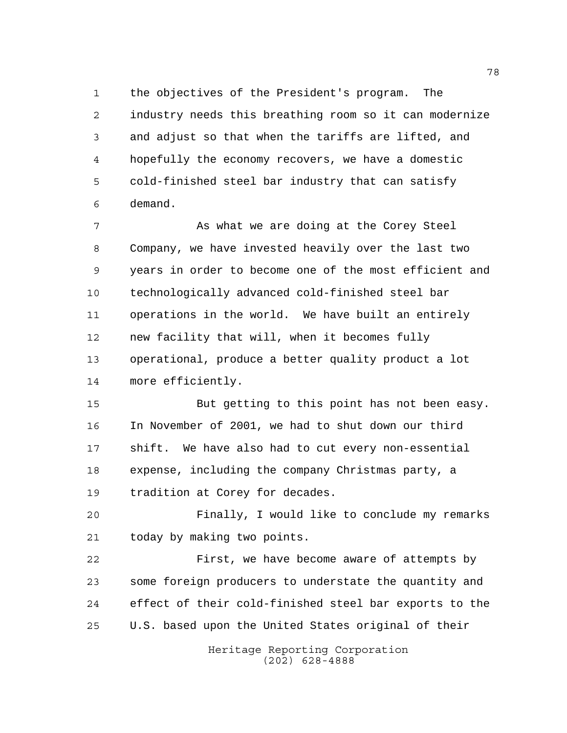the objectives of the President's program. The industry needs this breathing room so it can modernize and adjust so that when the tariffs are lifted, and hopefully the economy recovers, we have a domestic cold-finished steel bar industry that can satisfy demand.

As what we are doing at the Corey Steel Company, we have invested heavily over the last two years in order to become one of the most efficient and technologically advanced cold-finished steel bar operations in the world. We have built an entirely new facility that will, when it becomes fully operational, produce a better quality product a lot more efficiently.

But getting to this point has not been easy. In November of 2001, we had to shut down our third shift. We have also had to cut every non-essential expense, including the company Christmas party, a tradition at Corey for decades.

Finally, I would like to conclude my remarks today by making two points.

First, we have become aware of attempts by some foreign producers to understate the quantity and effect of their cold-finished steel bar exports to the U.S. based upon the United States original of their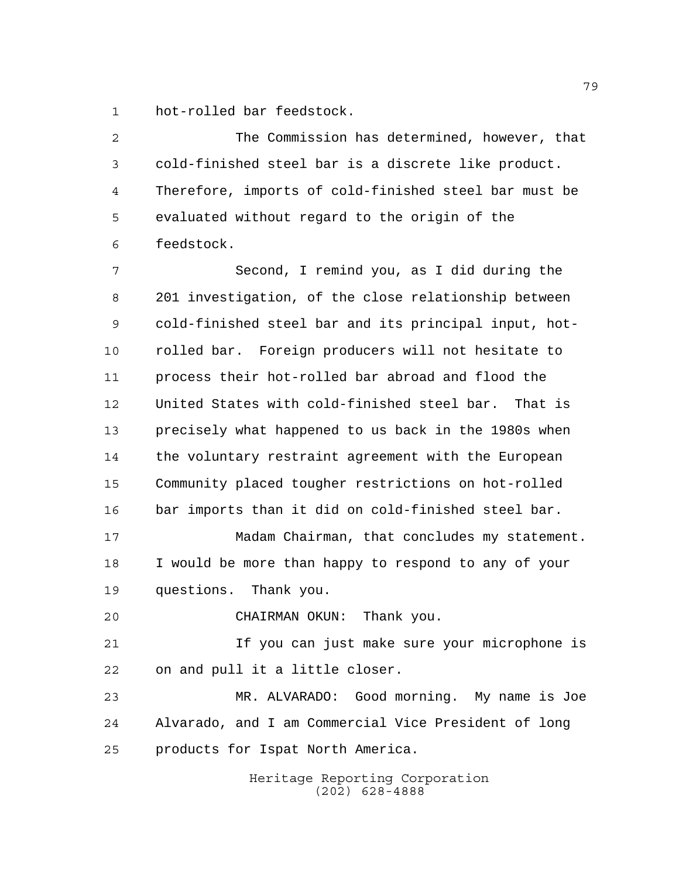hot-rolled bar feedstock.

The Commission has determined, however, that cold-finished steel bar is a discrete like product. Therefore, imports of cold-finished steel bar must be evaluated without regard to the origin of the feedstock.

Second, I remind you, as I did during the 201 investigation, of the close relationship between cold-finished steel bar and its principal input, hot-rolled bar. Foreign producers will not hesitate to process their hot-rolled bar abroad and flood the United States with cold-finished steel bar. That is precisely what happened to us back in the 1980s when the voluntary restraint agreement with the European Community placed tougher restrictions on hot-rolled bar imports than it did on cold-finished steel bar.

Madam Chairman, that concludes my statement. I would be more than happy to respond to any of your questions. Thank you.

CHAIRMAN OKUN: Thank you.

If you can just make sure your microphone is on and pull it a little closer.

MR. ALVARADO: Good morning. My name is Joe Alvarado, and I am Commercial Vice President of long products for Ispat North America.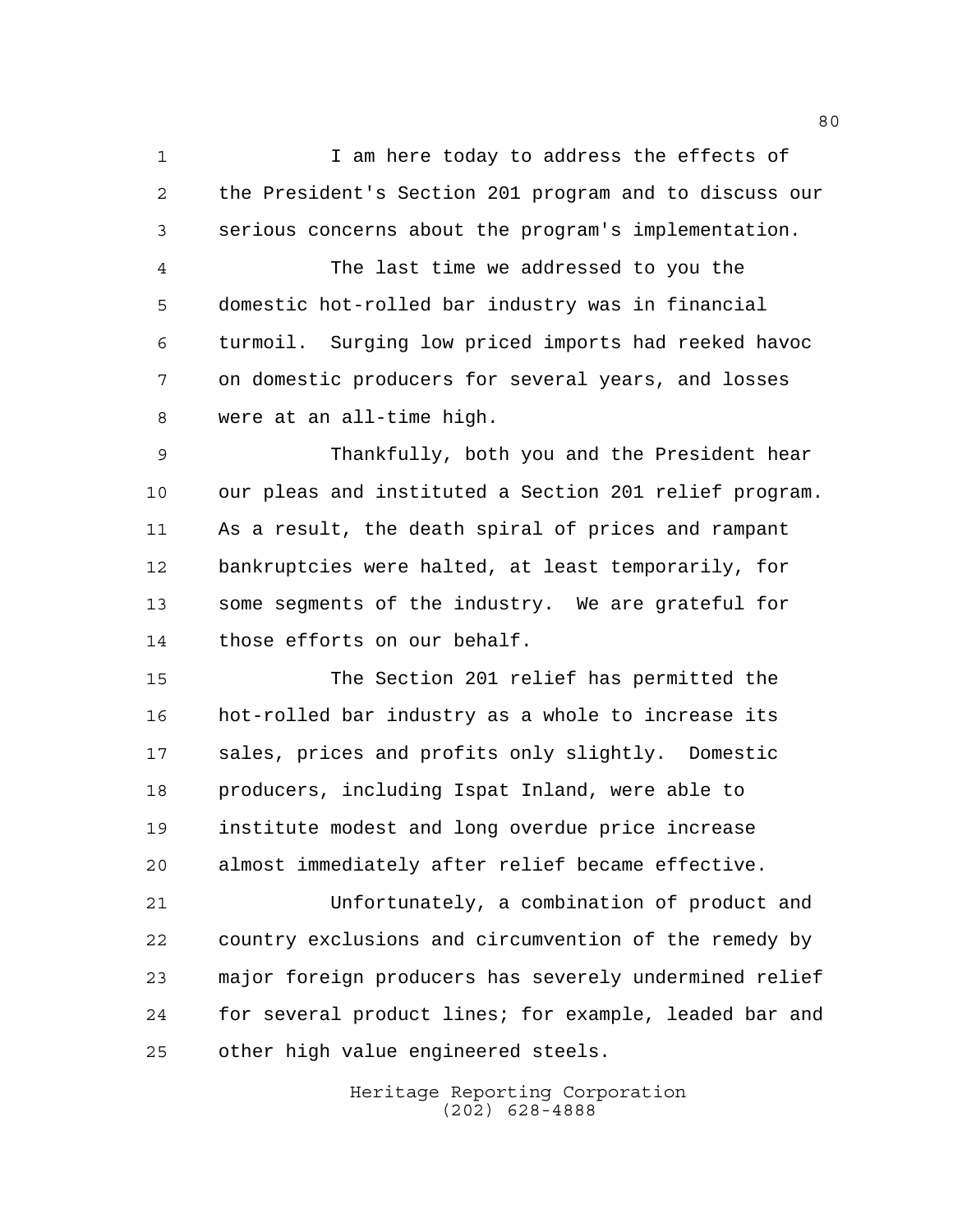I am here today to address the effects of the President's Section 201 program and to discuss our serious concerns about the program's implementation.

The last time we addressed to you the domestic hot-rolled bar industry was in financial turmoil. Surging low priced imports had reeked havoc on domestic producers for several years, and losses were at an all-time high.

Thankfully, both you and the President hear our pleas and instituted a Section 201 relief program. As a result, the death spiral of prices and rampant bankruptcies were halted, at least temporarily, for some segments of the industry. We are grateful for those efforts on our behalf.

The Section 201 relief has permitted the hot-rolled bar industry as a whole to increase its sales, prices and profits only slightly. Domestic producers, including Ispat Inland, were able to institute modest and long overdue price increase almost immediately after relief became effective.

Unfortunately, a combination of product and country exclusions and circumvention of the remedy by major foreign producers has severely undermined relief for several product lines; for example, leaded bar and other high value engineered steels.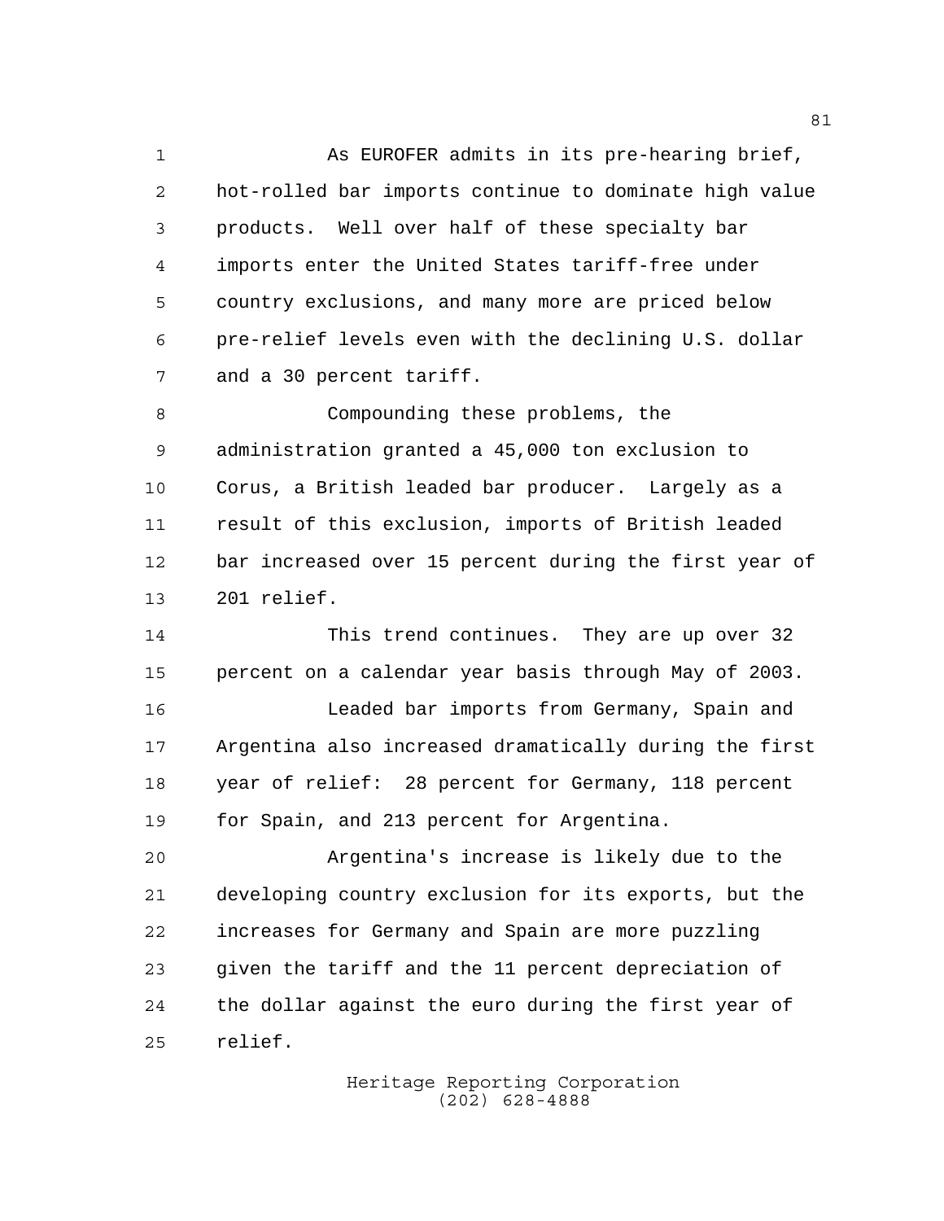As EUROFER admits in its pre-hearing brief, hot-rolled bar imports continue to dominate high value products. Well over half of these specialty bar imports enter the United States tariff-free under country exclusions, and many more are priced below pre-relief levels even with the declining U.S. dollar and a 30 percent tariff.

Compounding these problems, the administration granted a 45,000 ton exclusion to Corus, a British leaded bar producer. Largely as a result of this exclusion, imports of British leaded bar increased over 15 percent during the first year of 201 relief.

This trend continues. They are up over 32 percent on a calendar year basis through May of 2003.

Leaded bar imports from Germany, Spain and Argentina also increased dramatically during the first year of relief: 28 percent for Germany, 118 percent for Spain, and 213 percent for Argentina.

Argentina's increase is likely due to the developing country exclusion for its exports, but the increases for Germany and Spain are more puzzling given the tariff and the 11 percent depreciation of the dollar against the euro during the first year of relief.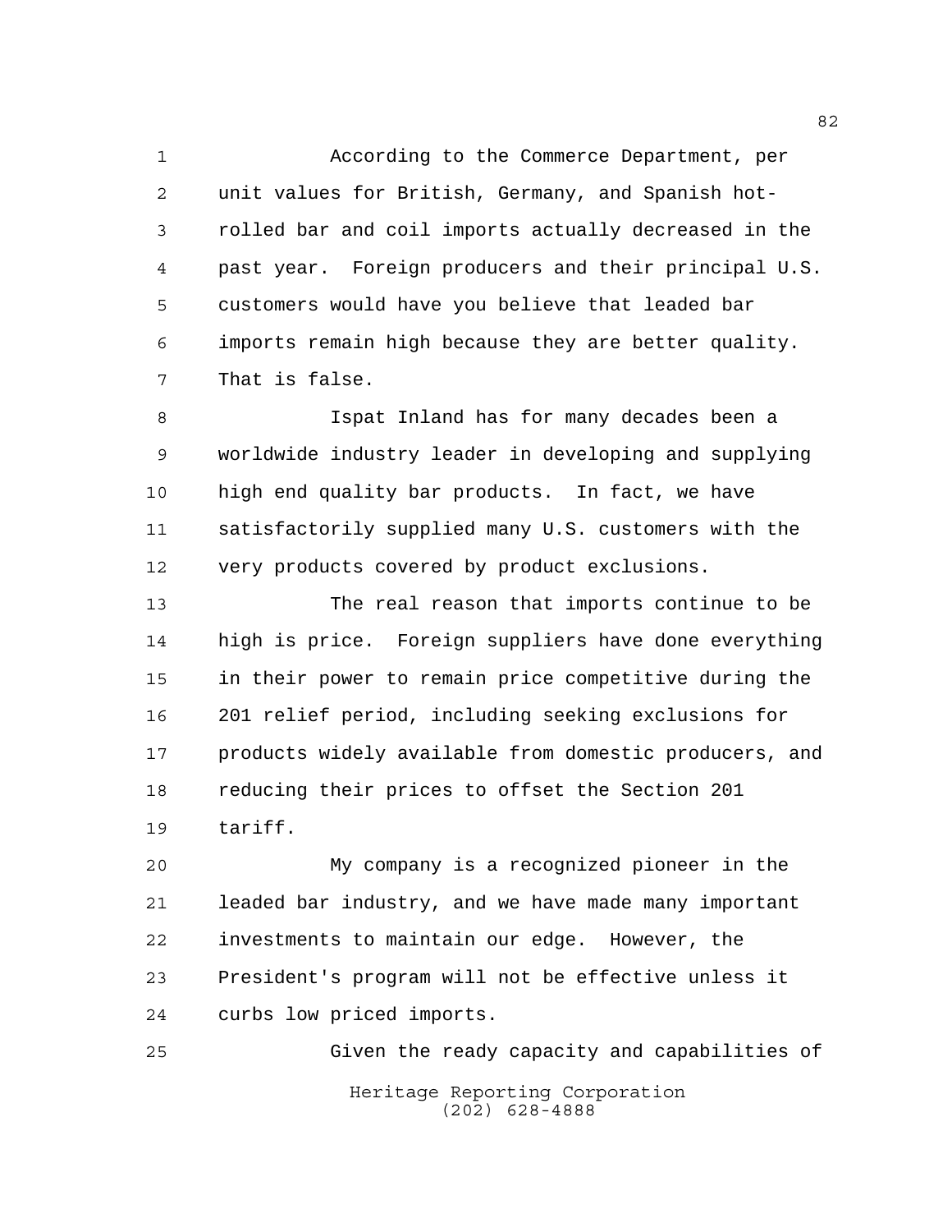According to the Commerce Department, per unit values for British, Germany, and Spanish hot-rolled bar and coil imports actually decreased in the past year. Foreign producers and their principal U.S. customers would have you believe that leaded bar imports remain high because they are better quality. That is false.

Ispat Inland has for many decades been a worldwide industry leader in developing and supplying high end quality bar products. In fact, we have satisfactorily supplied many U.S. customers with the very products covered by product exclusions.

The real reason that imports continue to be high is price. Foreign suppliers have done everything in their power to remain price competitive during the 201 relief period, including seeking exclusions for products widely available from domestic producers, and reducing their prices to offset the Section 201 tariff.

My company is a recognized pioneer in the leaded bar industry, and we have made many important investments to maintain our edge. However, the President's program will not be effective unless it curbs low priced imports.

Given the ready capacity and capabilities of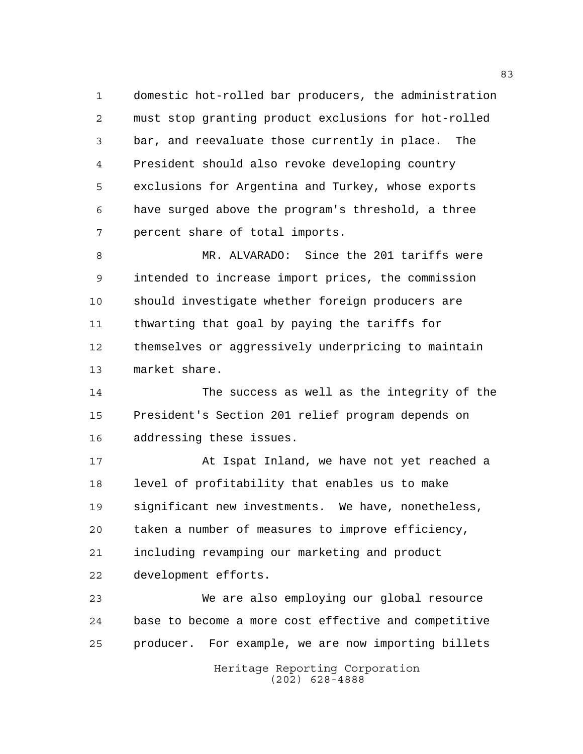domestic hot-rolled bar producers, the administration must stop granting product exclusions for hot-rolled bar, and reevaluate those currently in place. The President should also revoke developing country exclusions for Argentina and Turkey, whose exports have surged above the program's threshold, a three percent share of total imports.

MR. ALVARADO: Since the 201 tariffs were intended to increase import prices, the commission should investigate whether foreign producers are thwarting that goal by paying the tariffs for themselves or aggressively underpricing to maintain market share.

The success as well as the integrity of the President's Section 201 relief program depends on addressing these issues.

At Ispat Inland, we have not yet reached a level of profitability that enables us to make significant new investments. We have, nonetheless, taken a number of measures to improve efficiency, including revamping our marketing and product development efforts.

We are also employing our global resource base to become a more cost effective and competitive producer. For example, we are now importing billets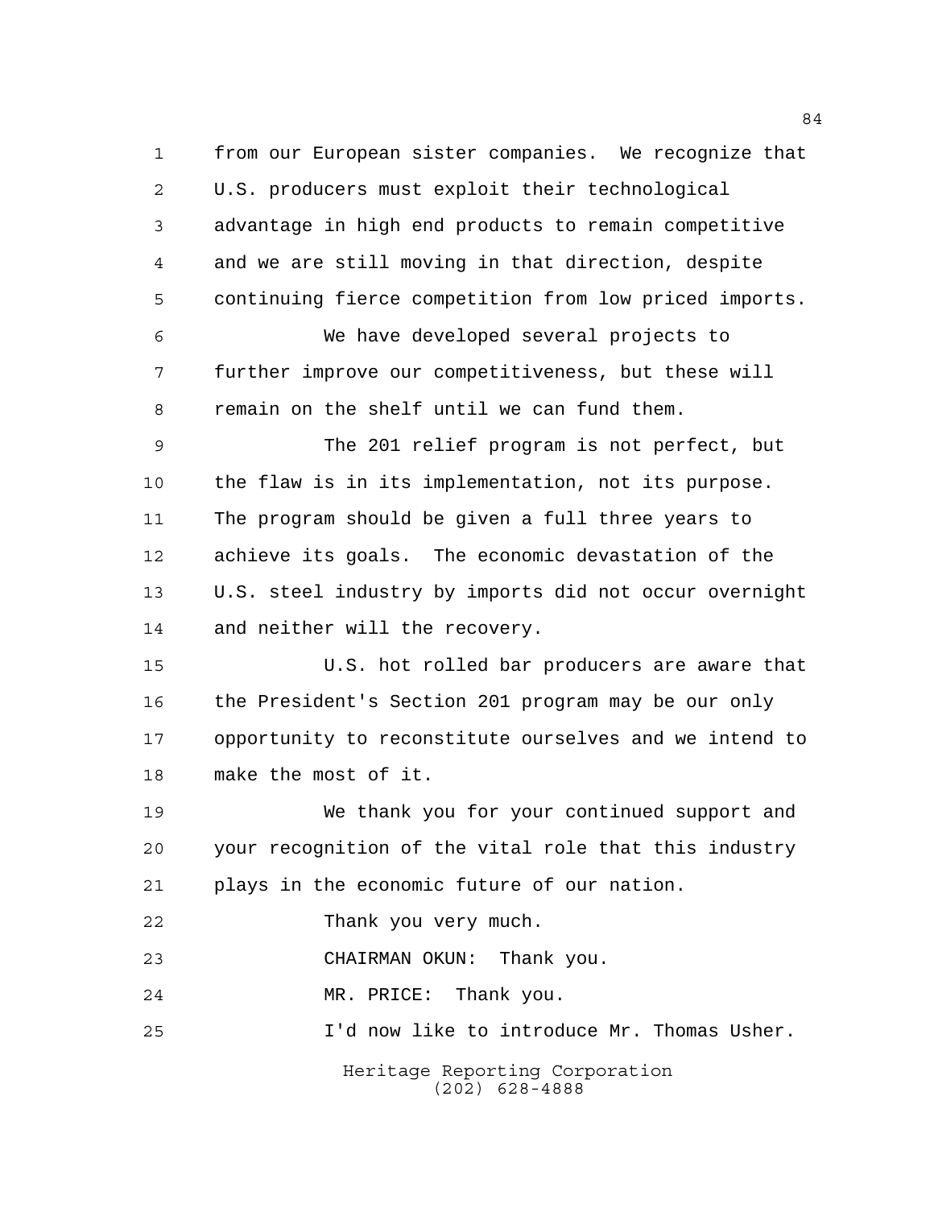from our European sister companies. We recognize that U.S. producers must exploit their technological advantage in high end products to remain competitive and we are still moving in that direction, despite continuing fierce competition from low priced imports.

We have developed several projects to further improve our competitiveness, but these will remain on the shelf until we can fund them.

The 201 relief program is not perfect, but the flaw is in its implementation, not its purpose. The program should be given a full three years to achieve its goals. The economic devastation of the U.S. steel industry by imports did not occur overnight and neither will the recovery.

U.S. hot rolled bar producers are aware that the President's Section 201 program may be our only opportunity to reconstitute ourselves and we intend to make the most of it.

We thank you for your continued support and your recognition of the vital role that this industry plays in the economic future of our nation.

Thank you very much.

CHAIRMAN OKUN: Thank you.

MR. PRICE: Thank you.

I'd now like to introduce Mr. Thomas Usher.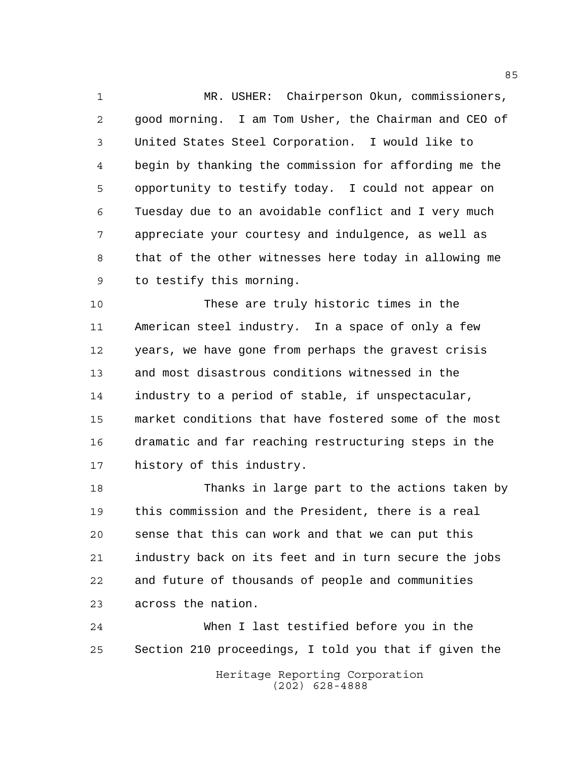MR. USHER: Chairperson Okun, commissioners, good morning. I am Tom Usher, the Chairman and CEO of United States Steel Corporation. I would like to begin by thanking the commission for affording me the opportunity to testify today. I could not appear on Tuesday due to an avoidable conflict and I very much appreciate your courtesy and indulgence, as well as that of the other witnesses here today in allowing me to testify this morning.

These are truly historic times in the American steel industry. In a space of only a few years, we have gone from perhaps the gravest crisis and most disastrous conditions witnessed in the industry to a period of stable, if unspectacular, market conditions that have fostered some of the most dramatic and far reaching restructuring steps in the history of this industry.

Thanks in large part to the actions taken by this commission and the President, there is a real sense that this can work and that we can put this industry back on its feet and in turn secure the jobs and future of thousands of people and communities across the nation.

When I last testified before you in the Section 210 proceedings, I told you that if given the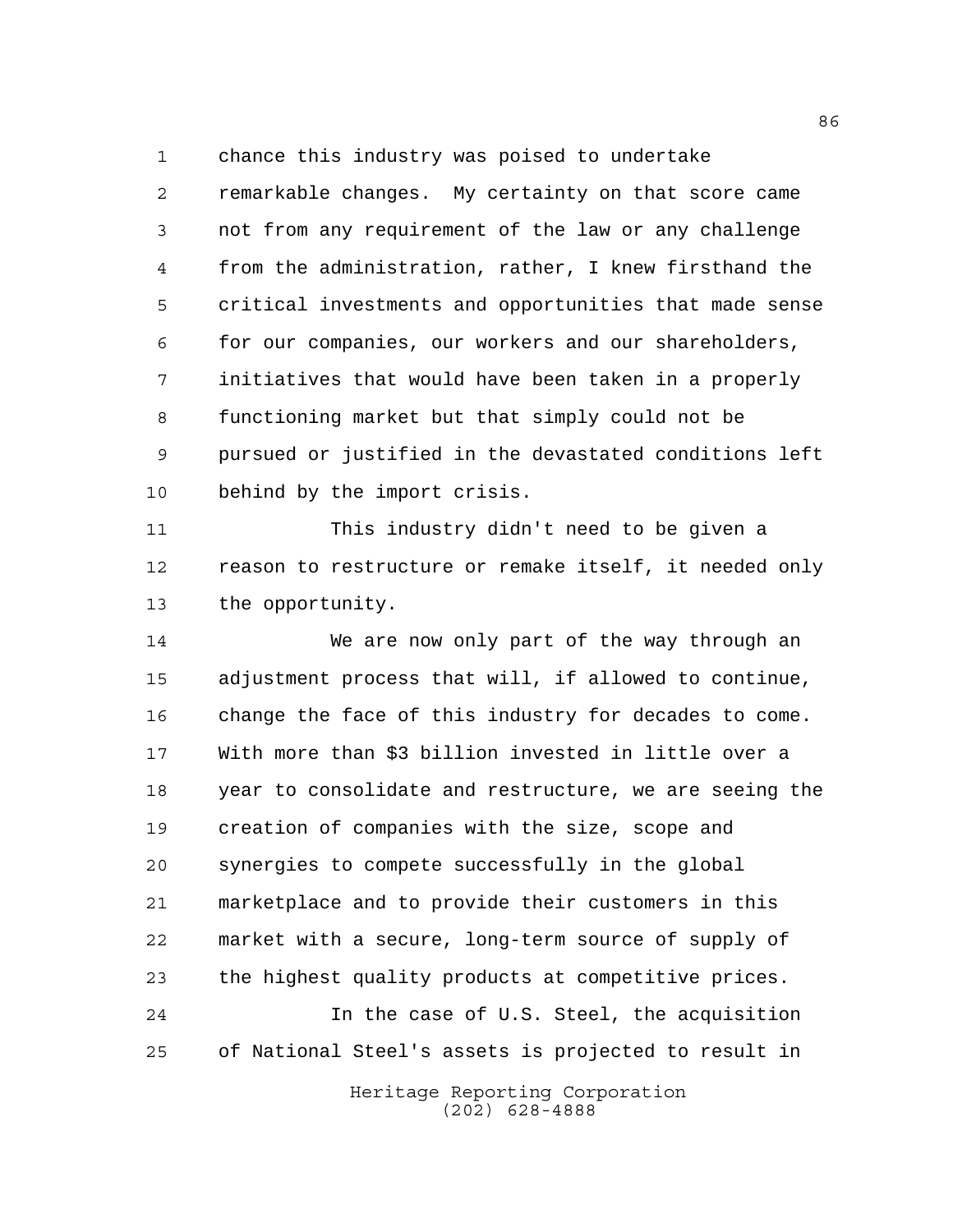chance this industry was poised to undertake remarkable changes. My certainty on that score came not from any requirement of the law or any challenge from the administration, rather, I knew firsthand the critical investments and opportunities that made sense for our companies, our workers and our shareholders, initiatives that would have been taken in a properly functioning market but that simply could not be pursued or justified in the devastated conditions left behind by the import crisis.

This industry didn't need to be given a reason to restructure or remake itself, it needed only the opportunity.

We are now only part of the way through an adjustment process that will, if allowed to continue, change the face of this industry for decades to come. With more than $3 billion invested in little over a year to consolidate and restructure, we are seeing the creation of companies with the size, scope and synergies to compete successfully in the global marketplace and to provide their customers in this market with a secure, long-term source of supply of the highest quality products at competitive prices.

In the case of U.S. Steel, the acquisition of National Steel's assets is projected to result in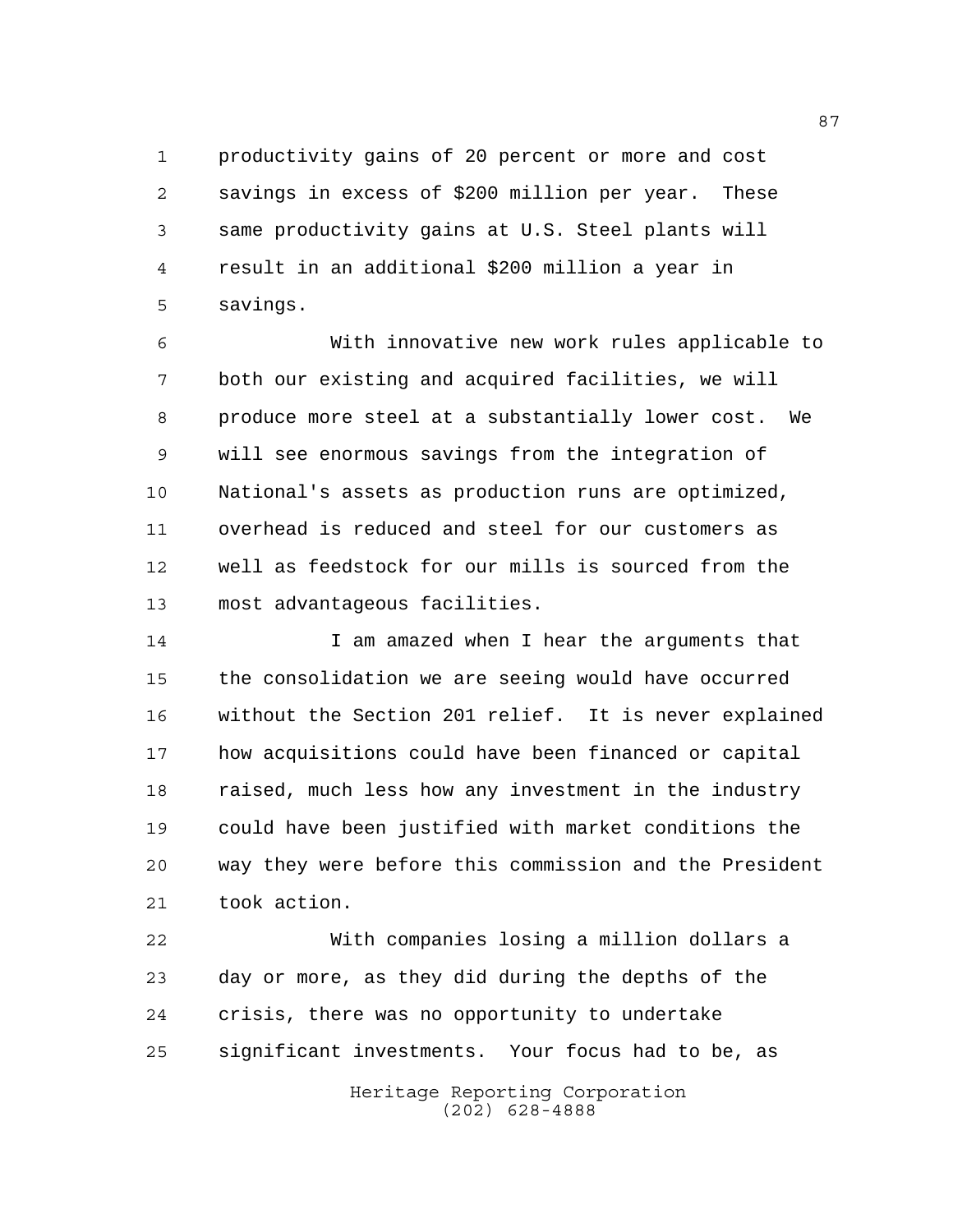productivity gains of 20 percent or more and cost savings in excess of $200 million per year. These same productivity gains at U.S. Steel plants will result in an additional $200 million a year in savings.

With innovative new work rules applicable to both our existing and acquired facilities, we will produce more steel at a substantially lower cost. We will see enormous savings from the integration of National's assets as production runs are optimized, overhead is reduced and steel for our customers as well as feedstock for our mills is sourced from the most advantageous facilities.

I am amazed when I hear the arguments that the consolidation we are seeing would have occurred without the Section 201 relief. It is never explained how acquisitions could have been financed or capital raised, much less how any investment in the industry could have been justified with market conditions the way they were before this commission and the President took action.

With companies losing a million dollars a day or more, as they did during the depths of the crisis, there was no opportunity to undertake significant investments. Your focus had to be, as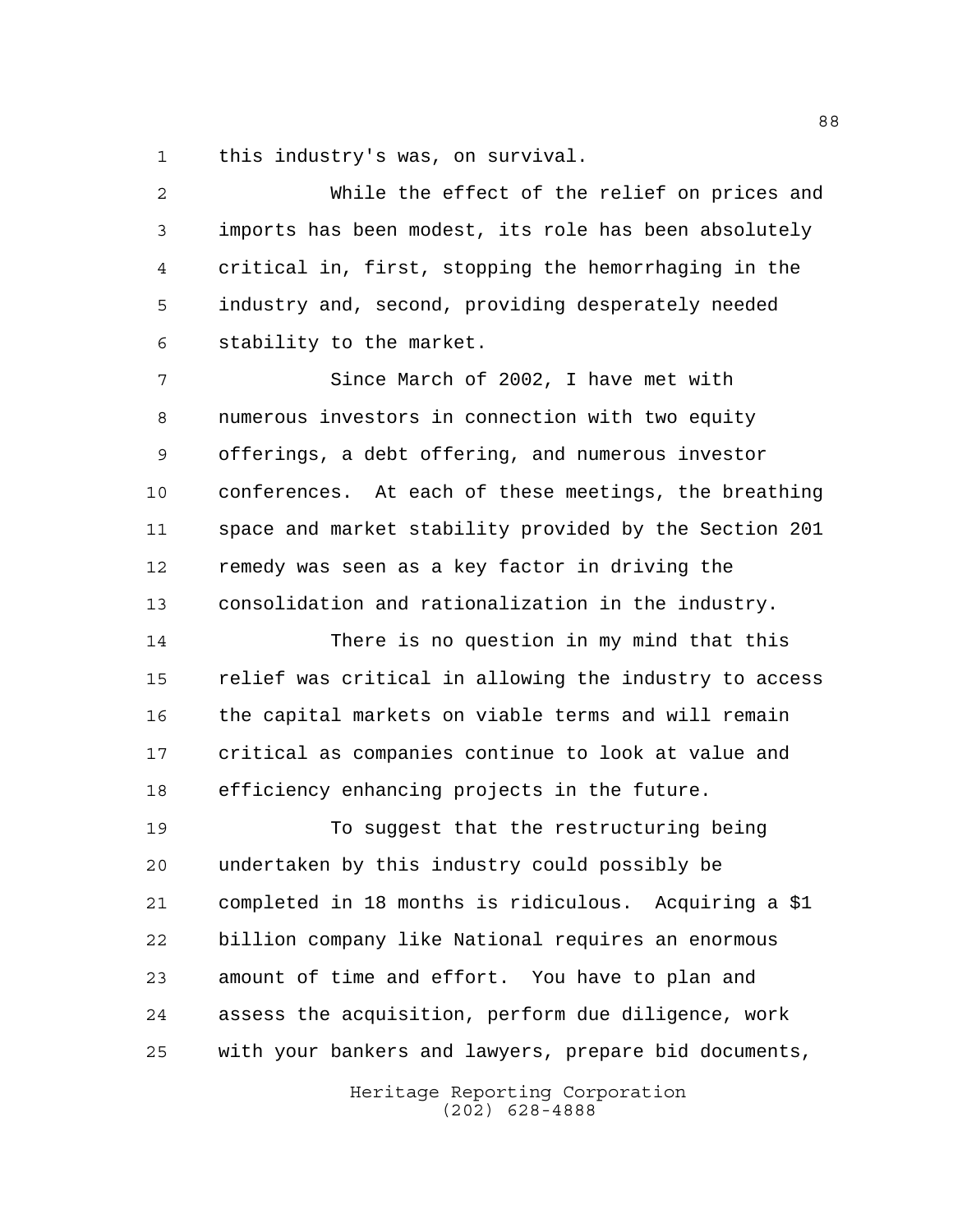this industry's was, on survival.

While the effect of the relief on prices and imports has been modest, its role has been absolutely critical in, first, stopping the hemorrhaging in the industry and, second, providing desperately needed stability to the market.

Since March of 2002, I have met with numerous investors in connection with two equity offerings, a debt offering, and numerous investor conferences. At each of these meetings, the breathing space and market stability provided by the Section 201 remedy was seen as a key factor in driving the consolidation and rationalization in the industry.

There is no question in my mind that this relief was critical in allowing the industry to access the capital markets on viable terms and will remain critical as companies continue to look at value and efficiency enhancing projects in the future.

To suggest that the restructuring being undertaken by this industry could possibly be completed in 18 months is ridiculous. Acquiring a $1 billion company like National requires an enormous amount of time and effort. You have to plan and assess the acquisition, perform due diligence, work with your bankers and lawyers, prepare bid documents,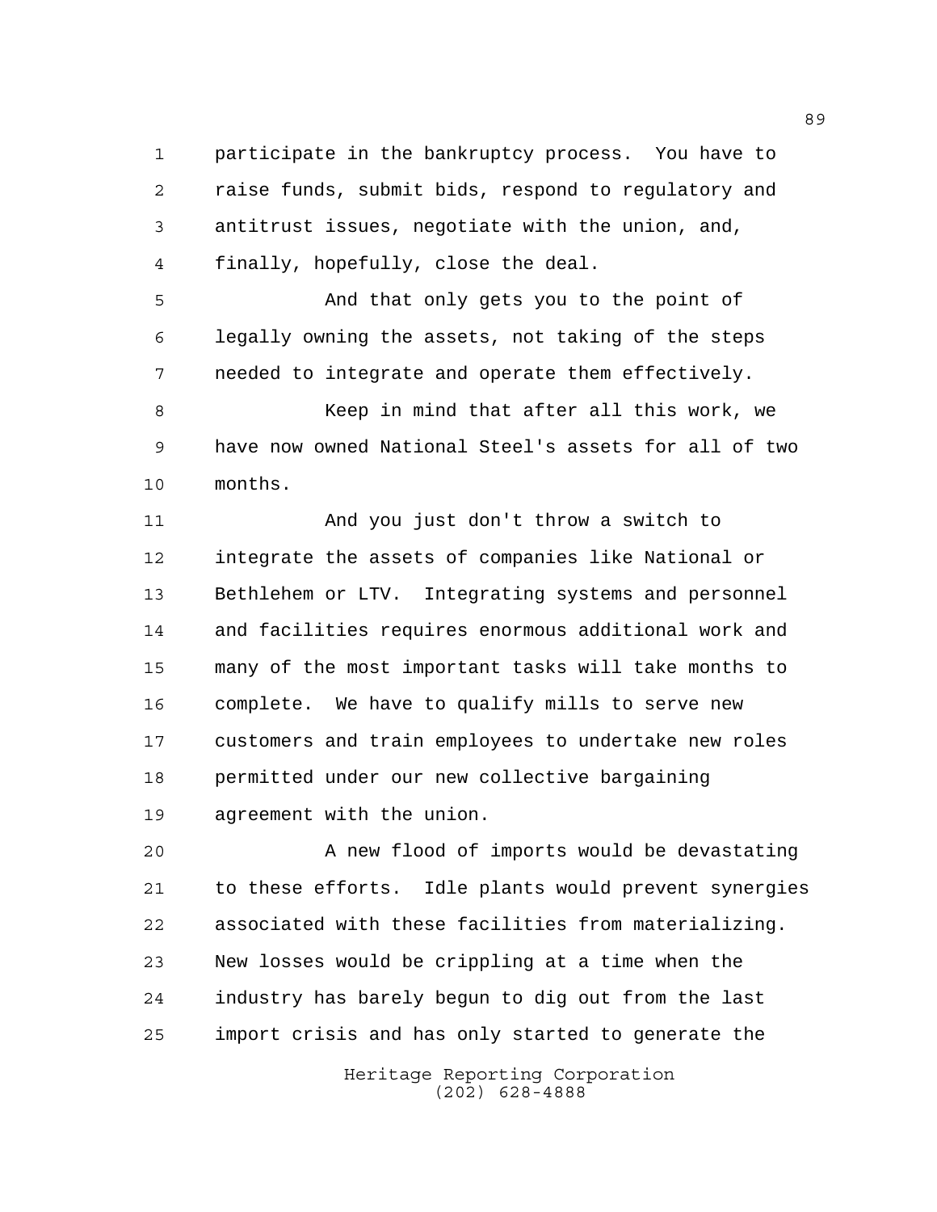participate in the bankruptcy process. You have to raise funds, submit bids, respond to regulatory and antitrust issues, negotiate with the union, and, finally, hopefully, close the deal.

And that only gets you to the point of legally owning the assets, not taking of the steps needed to integrate and operate them effectively.

Keep in mind that after all this work, we have now owned National Steel's assets for all of two months.

And you just don't throw a switch to integrate the assets of companies like National or Bethlehem or LTV. Integrating systems and personnel and facilities requires enormous additional work and many of the most important tasks will take months to complete. We have to qualify mills to serve new customers and train employees to undertake new roles permitted under our new collective bargaining agreement with the union.

A new flood of imports would be devastating to these efforts. Idle plants would prevent synergies associated with these facilities from materializing. New losses would be crippling at a time when the industry has barely begun to dig out from the last import crisis and has only started to generate the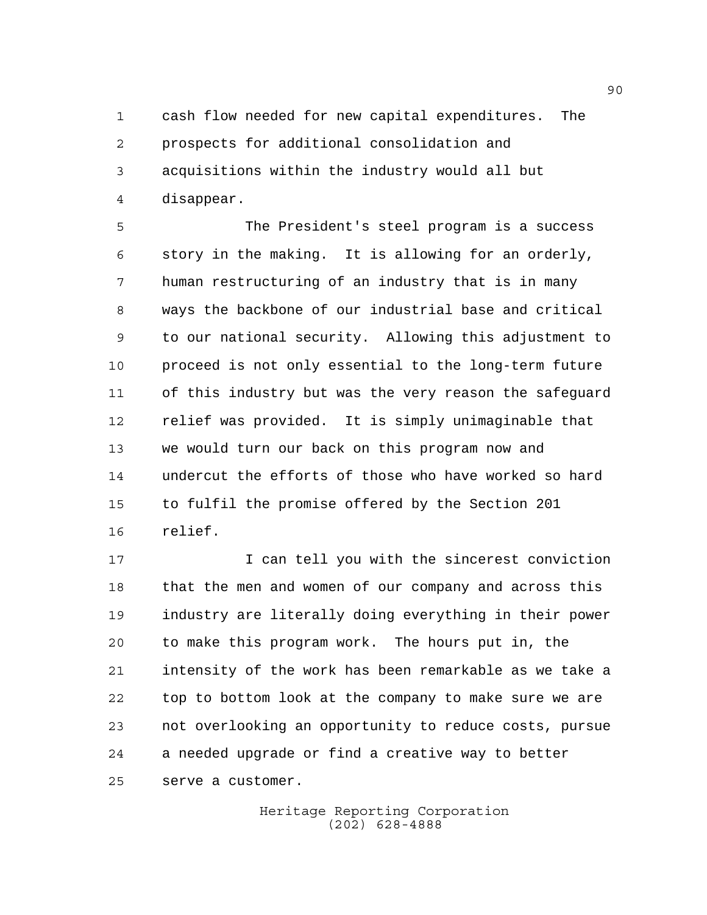cash flow needed for new capital expenditures. The prospects for additional consolidation and acquisitions within the industry would all but disappear.

The President's steel program is a success story in the making. It is allowing for an orderly, human restructuring of an industry that is in many ways the backbone of our industrial base and critical to our national security. Allowing this adjustment to proceed is not only essential to the long-term future of this industry but was the very reason the safeguard relief was provided. It is simply unimaginable that we would turn our back on this program now and undercut the efforts of those who have worked so hard to fulfil the promise offered by the Section 201 relief.

I can tell you with the sincerest conviction that the men and women of our company and across this industry are literally doing everything in their power to make this program work. The hours put in, the intensity of the work has been remarkable as we take a top to bottom look at the company to make sure we are not overlooking an opportunity to reduce costs, pursue a needed upgrade or find a creative way to better serve a customer.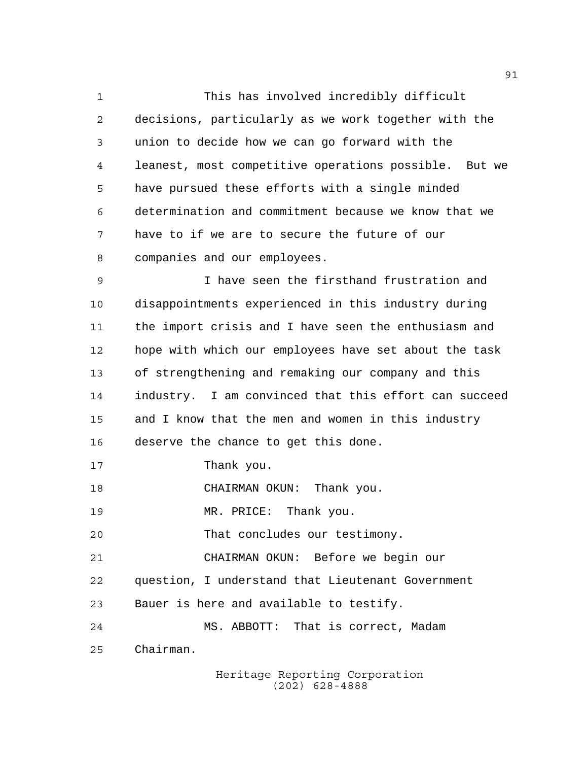This has involved incredibly difficult decisions, particularly as we work together with the union to decide how we can go forward with the leanest, most competitive operations possible. But we have pursued these efforts with a single minded determination and commitment because we know that we have to if we are to secure the future of our companies and our employees.

I have seen the firsthand frustration and disappointments experienced in this industry during the import crisis and I have seen the enthusiasm and hope with which our employees have set about the task of strengthening and remaking our company and this industry. I am convinced that this effort can succeed and I know that the men and women in this industry deserve the chance to get this done.

Thank you.

CHAIRMAN OKUN: Thank you.

MR. PRICE: Thank you.

That concludes our testimony.

CHAIRMAN OKUN: Before we begin our question, I understand that Lieutenant Government Bauer is here and available to testify.

MS. ABBOTT: That is correct, Madam Chairman.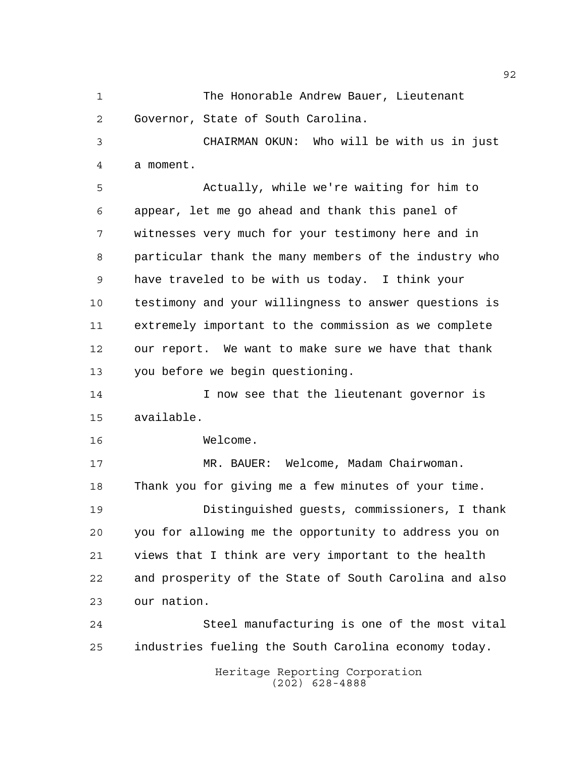The Honorable Andrew Bauer, Lieutenant Governor, State of South Carolina.

CHAIRMAN OKUN: Who will be with us in just a moment.

Actually, while we're waiting for him to appear, let me go ahead and thank this panel of witnesses very much for your testimony here and in particular thank the many members of the industry who have traveled to be with us today. I think your testimony and your willingness to answer questions is extremely important to the commission as we complete our report. We want to make sure we have that thank you before we begin questioning.

I now see that the lieutenant governor is available.

Welcome.

MR. BAUER: Welcome, Madam Chairwoman. Thank you for giving me a few minutes of your time.

Distinguished guests, commissioners, I thank you for allowing me the opportunity to address you on views that I think are very important to the health and prosperity of the State of South Carolina and also our nation.

Steel manufacturing is one of the most vital industries fueling the South Carolina economy today.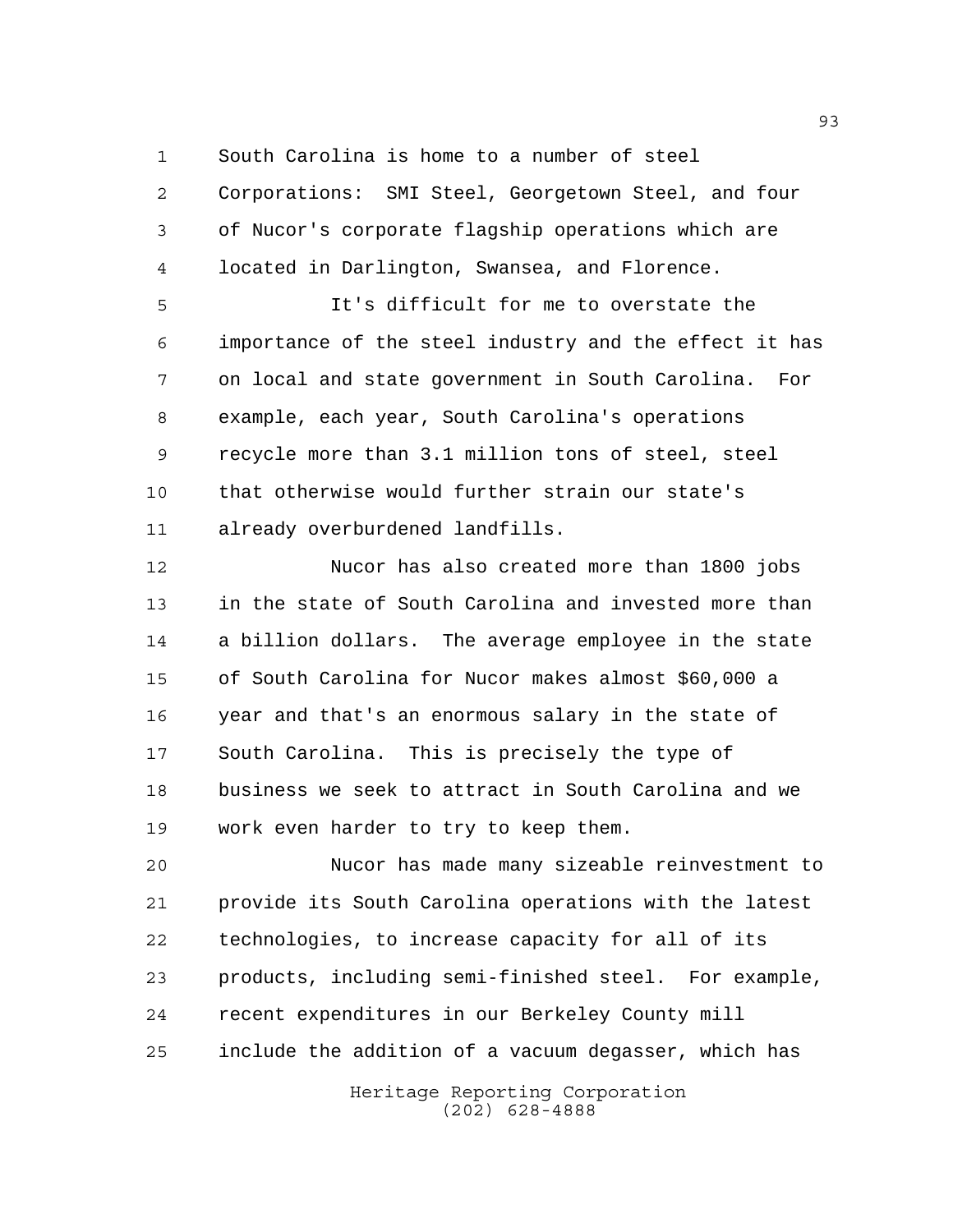South Carolina is home to a number of steel Corporations: SMI Steel, Georgetown Steel, and four of Nucor's corporate flagship operations which are located in Darlington, Swansea, and Florence.

It's difficult for me to overstate the importance of the steel industry and the effect it has on local and state government in South Carolina. For example, each year, South Carolina's operations recycle more than 3.1 million tons of steel, steel that otherwise would further strain our state's already overburdened landfills.

Nucor has also created more than 1800 jobs in the state of South Carolina and invested more than a billion dollars. The average employee in the state of South Carolina for Nucor makes almost $60,000 a year and that's an enormous salary in the state of South Carolina. This is precisely the type of business we seek to attract in South Carolina and we work even harder to try to keep them.

Nucor has made many sizeable reinvestment to provide its South Carolina operations with the latest technologies, to increase capacity for all of its products, including semi-finished steel. For example, recent expenditures in our Berkeley County mill include the addition of a vacuum degasser, which has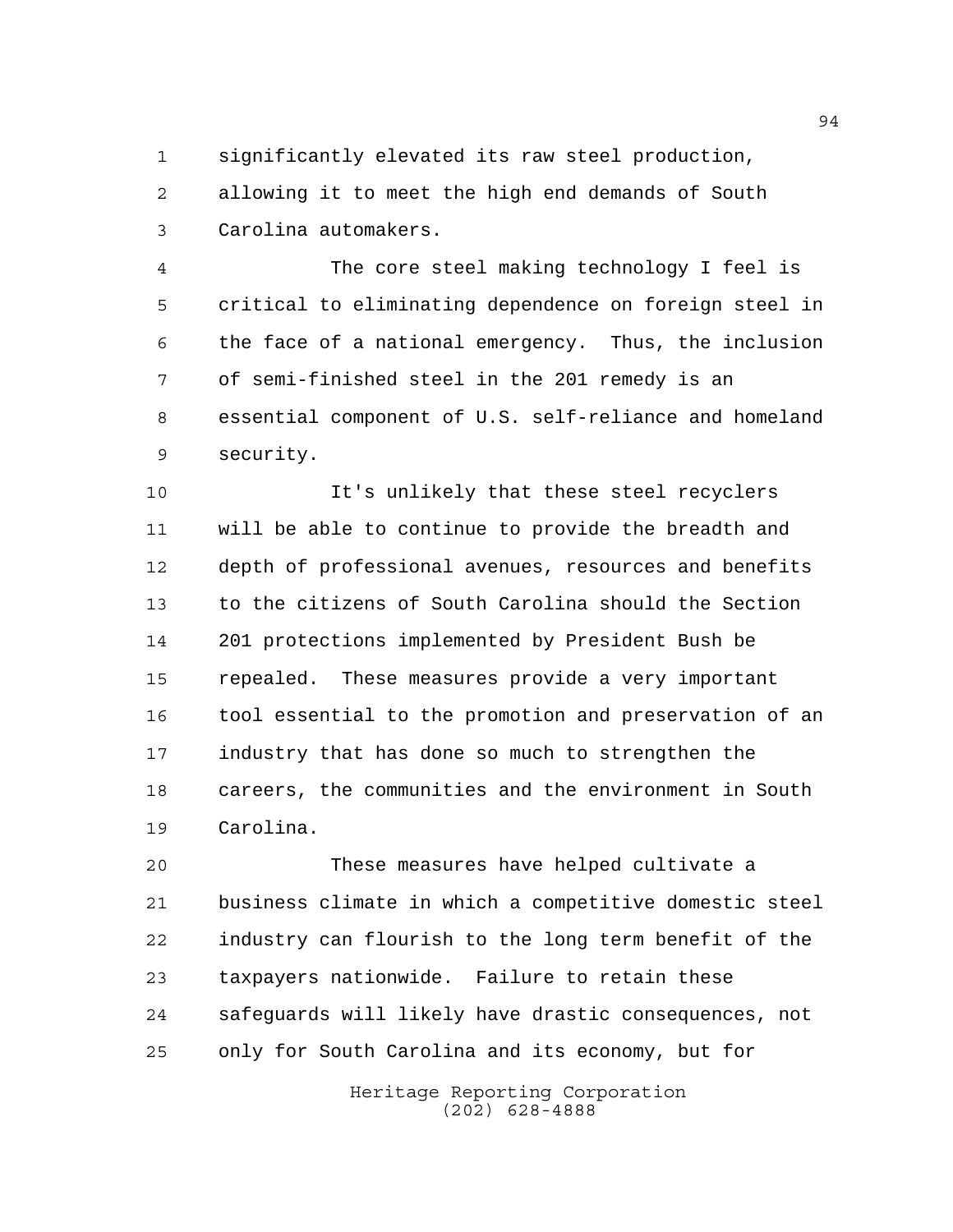significantly elevated its raw steel production, allowing it to meet the high end demands of South Carolina automakers.

The core steel making technology I feel is critical to eliminating dependence on foreign steel in the face of a national emergency. Thus, the inclusion of semi-finished steel in the 201 remedy is an essential component of U.S. self-reliance and homeland security.

It's unlikely that these steel recyclers will be able to continue to provide the breadth and depth of professional avenues, resources and benefits to the citizens of South Carolina should the Section 201 protections implemented by President Bush be repealed. These measures provide a very important tool essential to the promotion and preservation of an industry that has done so much to strengthen the careers, the communities and the environment in South Carolina.

These measures have helped cultivate a business climate in which a competitive domestic steel industry can flourish to the long term benefit of the taxpayers nationwide. Failure to retain these safeguards will likely have drastic consequences, not only for South Carolina and its economy, but for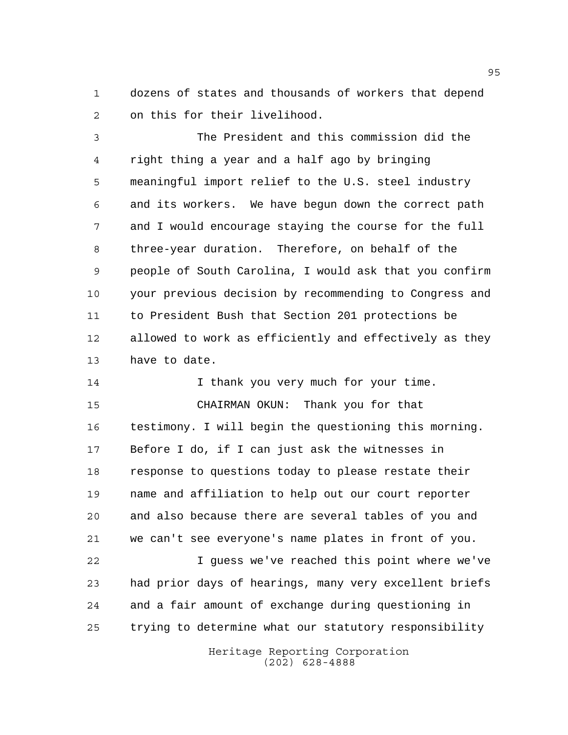dozens of states and thousands of workers that depend on this for their livelihood.

The President and this commission did the right thing a year and a half ago by bringing meaningful import relief to the U.S. steel industry and its workers. We have begun down the correct path and I would encourage staying the course for the full three-year duration. Therefore, on behalf of the people of South Carolina, I would ask that you confirm your previous decision by recommending to Congress and to President Bush that Section 201 protections be allowed to work as efficiently and effectively as they have to date.

I thank you very much for your time.

CHAIRMAN OKUN: Thank you for that testimony. I will begin the questioning this morning. Before I do, if I can just ask the witnesses in response to questions today to please restate their name and affiliation to help out our court reporter and also because there are several tables of you and we can't see everyone's name plates in front of you.

I guess we've reached this point where we've had prior days of hearings, many very excellent briefs and a fair amount of exchange during questioning in trying to determine what our statutory responsibility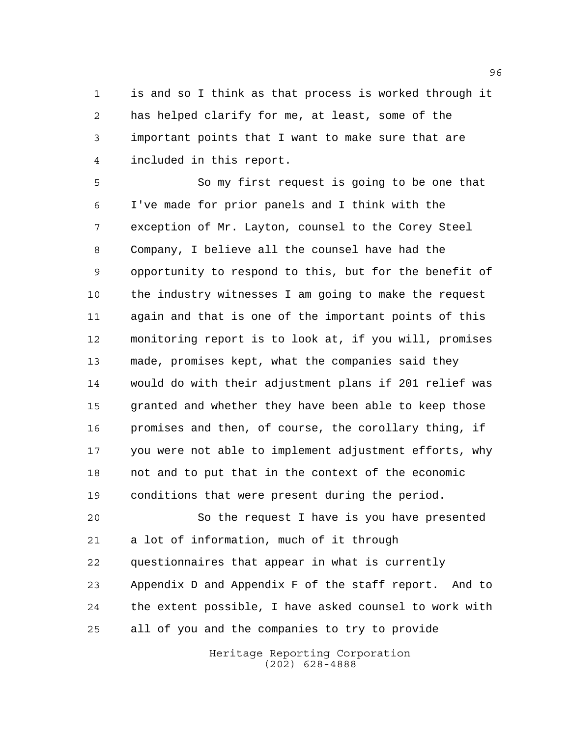is and so I think as that process is worked through it has helped clarify for me, at least, some of the important points that I want to make sure that are included in this report.

So my first request is going to be one that I've made for prior panels and I think with the exception of Mr. Layton, counsel to the Corey Steel Company, I believe all the counsel have had the opportunity to respond to this, but for the benefit of the industry witnesses I am going to make the request again and that is one of the important points of this monitoring report is to look at, if you will, promises made, promises kept, what the companies said they would do with their adjustment plans if 201 relief was granted and whether they have been able to keep those promises and then, of course, the corollary thing, if you were not able to implement adjustment efforts, why not and to put that in the context of the economic conditions that were present during the period.

So the request I have is you have presented a lot of information, much of it through questionnaires that appear in what is currently Appendix D and Appendix F of the staff report. And to the extent possible, I have asked counsel to work with all of you and the companies to try to provide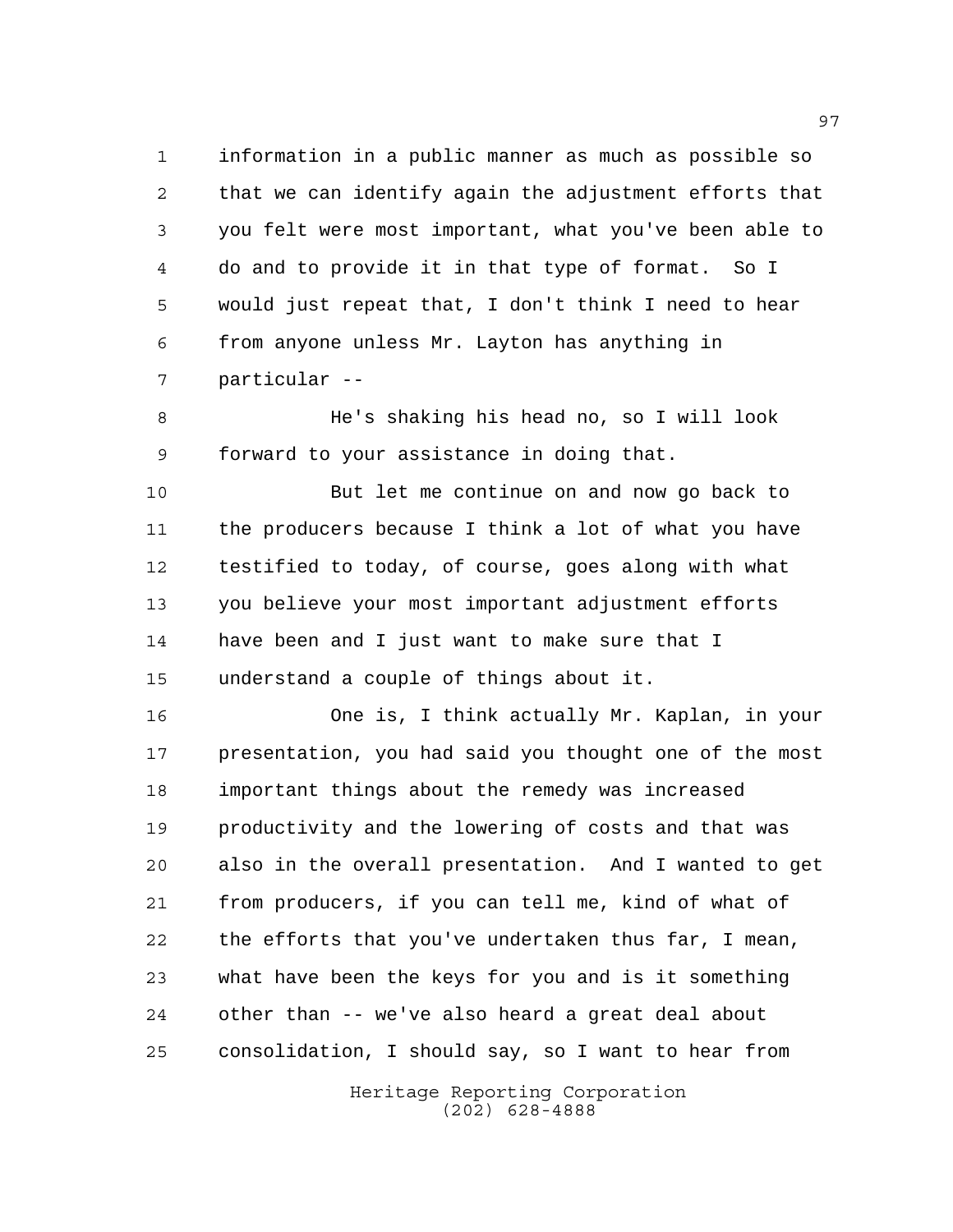information in a public manner as much as possible so that we can identify again the adjustment efforts that you felt were most important, what you've been able to do and to provide it in that type of format. So I would just repeat that, I don't think I need to hear from anyone unless Mr. Layton has anything in particular --

He's shaking his head no, so I will look forward to your assistance in doing that.

But let me continue on and now go back to the producers because I think a lot of what you have testified to today, of course, goes along with what you believe your most important adjustment efforts have been and I just want to make sure that I understand a couple of things about it.

One is, I think actually Mr. Kaplan, in your presentation, you had said you thought one of the most important things about the remedy was increased productivity and the lowering of costs and that was also in the overall presentation. And I wanted to get from producers, if you can tell me, kind of what of the efforts that you've undertaken thus far, I mean, what have been the keys for you and is it something other than -- we've also heard a great deal about consolidation, I should say, so I want to hear from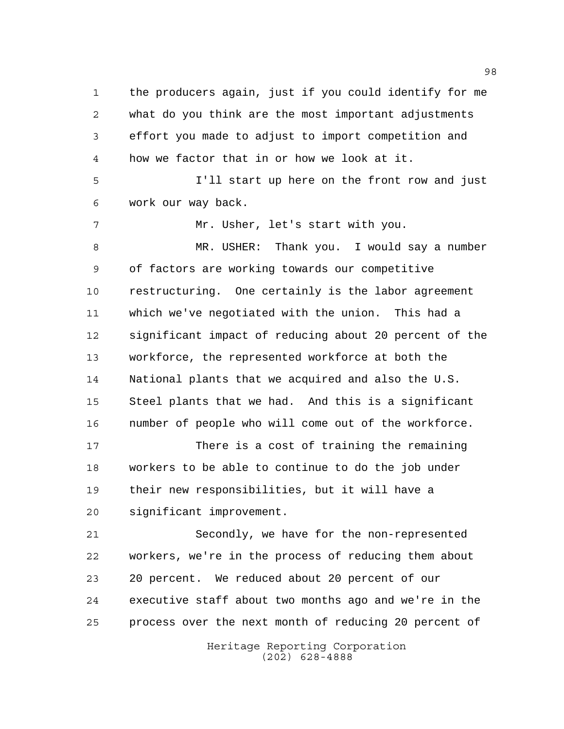the producers again, just if you could identify for me what do you think are the most important adjustments effort you made to adjust to import competition and how we factor that in or how we look at it.

I'll start up here on the front row and just work our way back.

Mr. Usher, let's start with you.

MR. USHER: Thank you. I would say a number of factors are working towards our competitive restructuring. One certainly is the labor agreement which we've negotiated with the union. This had a significant impact of reducing about 20 percent of the workforce, the represented workforce at both the National plants that we acquired and also the U.S. Steel plants that we had. And this is a significant number of people who will come out of the workforce.

There is a cost of training the remaining workers to be able to continue to do the job under their new responsibilities, but it will have a significant improvement.

Secondly, we have for the non-represented workers, we're in the process of reducing them about 20 percent. We reduced about 20 percent of our executive staff about two months ago and we're in the process over the next month of reducing 20 percent of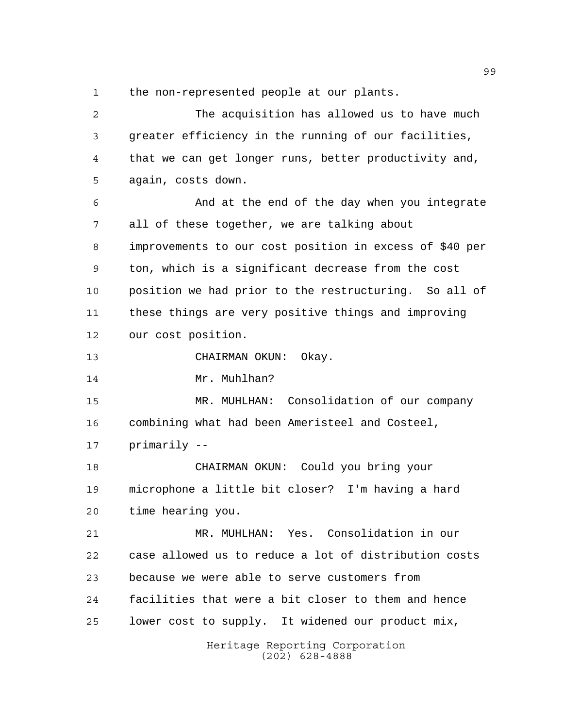the non-represented people at our plants.

The acquisition has allowed us to have much greater efficiency in the running of our facilities, that we can get longer runs, better productivity and, again, costs down.

And at the end of the day when you integrate all of these together, we are talking about improvements to our cost position in excess of $40 per ton, which is a significant decrease from the cost position we had prior to the restructuring. So all of these things are very positive things and improving our cost position.

CHAIRMAN OKUN: Okay.

Mr. Muhlhan?

MR. MUHLHAN: Consolidation of our company combining what had been Ameristeel and Costeel, primarily --

CHAIRMAN OKUN: Could you bring your microphone a little bit closer? I'm having a hard time hearing you.

MR. MUHLHAN: Yes. Consolidation in our case allowed us to reduce a lot of distribution costs because we were able to serve customers from facilities that were a bit closer to them and hence lower cost to supply. It widened our product mix,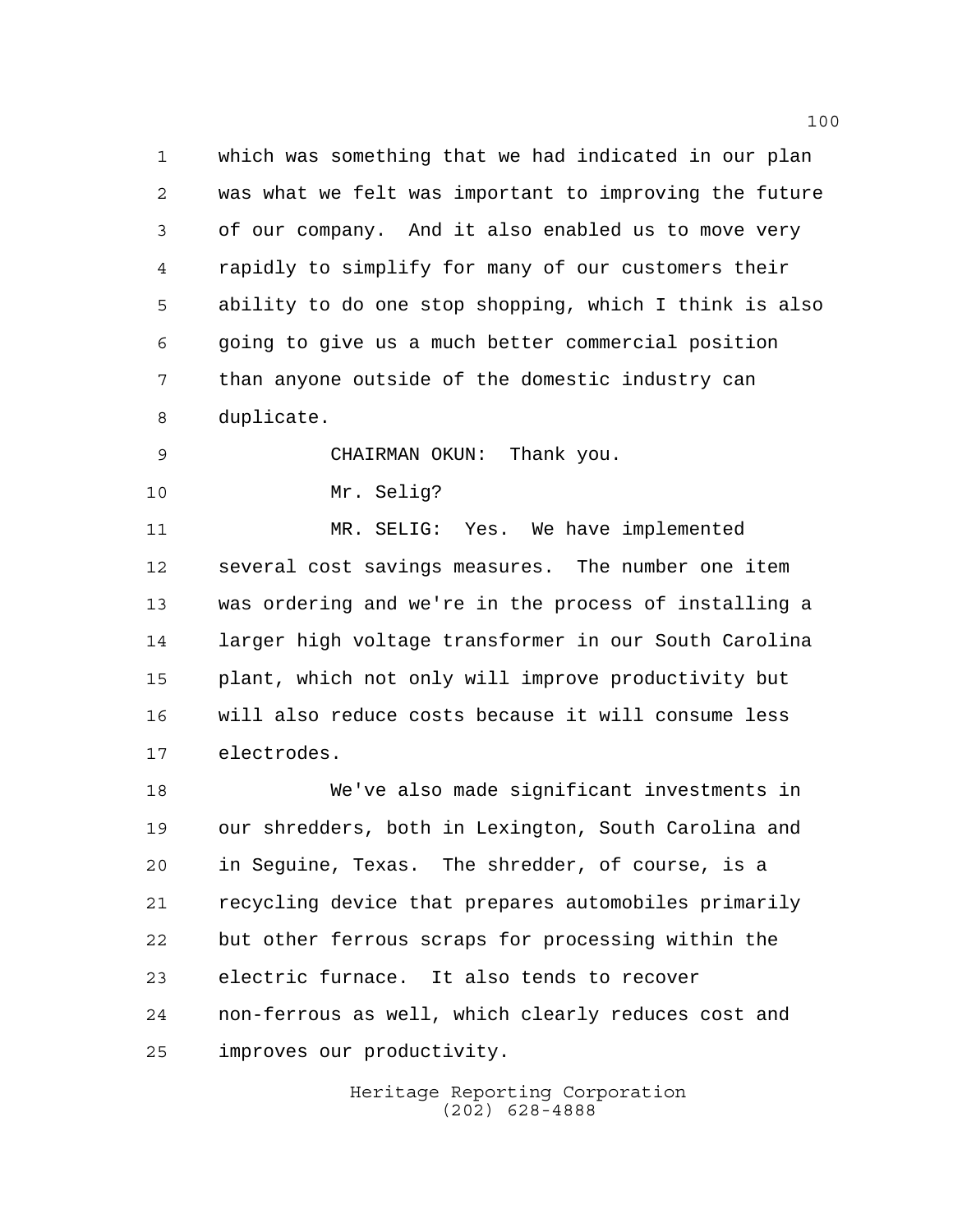which was something that we had indicated in our plan was what we felt was important to improving the future of our company. And it also enabled us to move very rapidly to simplify for many of our customers their ability to do one stop shopping, which I think is also going to give us a much better commercial position than anyone outside of the domestic industry can duplicate.

CHAIRMAN OKUN: Thank you.

Mr. Selig?

MR. SELIG: Yes. We have implemented several cost savings measures. The number one item was ordering and we're in the process of installing a larger high voltage transformer in our South Carolina plant, which not only will improve productivity but will also reduce costs because it will consume less electrodes.

We've also made significant investments in our shredders, both in Lexington, South Carolina and in Seguine, Texas. The shredder, of course, is a recycling device that prepares automobiles primarily but other ferrous scraps for processing within the electric furnace. It also tends to recover non-ferrous as well, which clearly reduces cost and improves our productivity.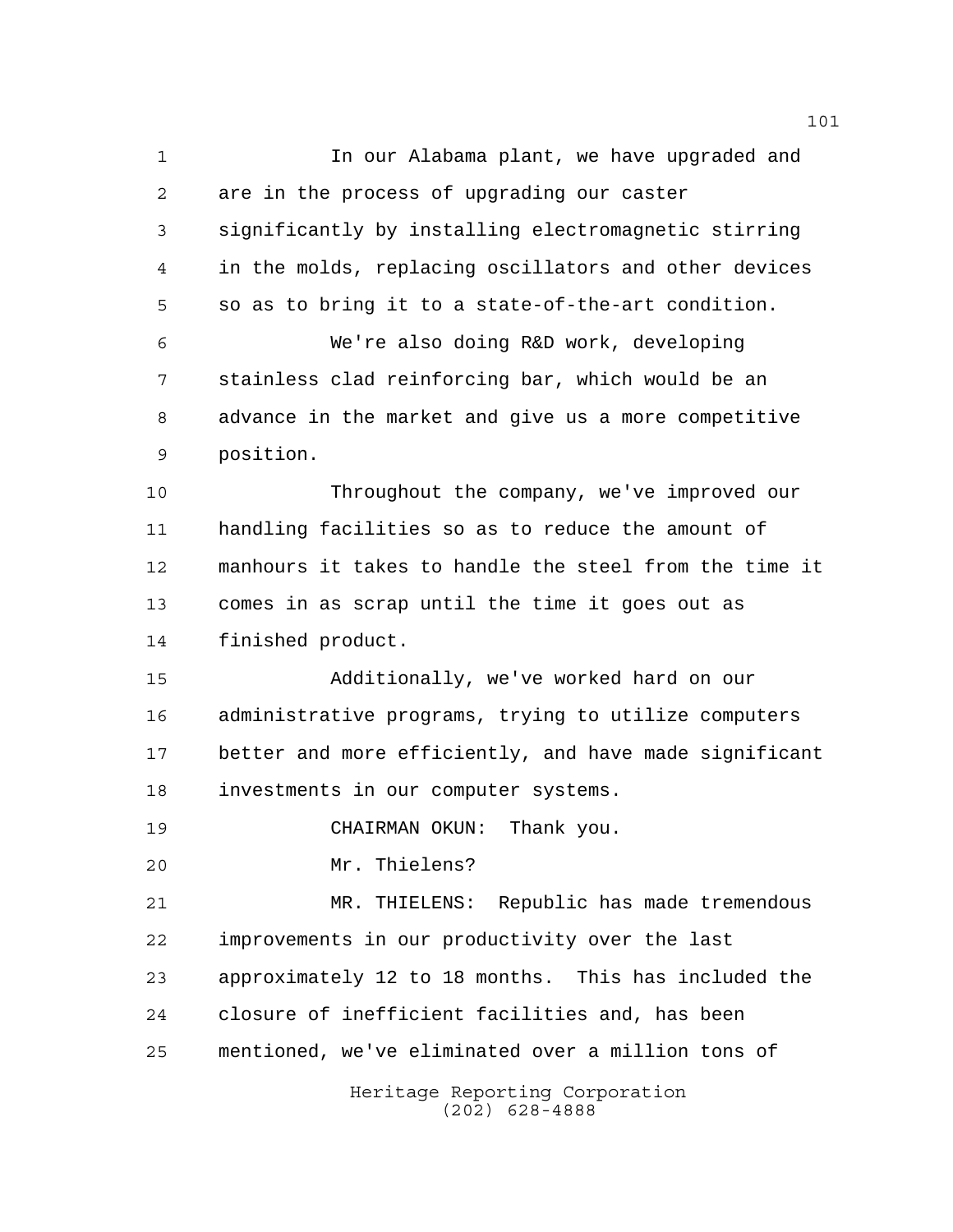In our Alabama plant, we have upgraded and are in the process of upgrading our caster significantly by installing electromagnetic stirring in the molds, replacing oscillators and other devices so as to bring it to a state-of-the-art condition.

We're also doing R&D work, developing stainless clad reinforcing bar, which would be an advance in the market and give us a more competitive position.

Throughout the company, we've improved our handling facilities so as to reduce the amount of manhours it takes to handle the steel from the time it comes in as scrap until the time it goes out as finished product.

Additionally, we've worked hard on our administrative programs, trying to utilize computers better and more efficiently, and have made significant investments in our computer systems.

CHAIRMAN OKUN: Thank you.

Mr. Thielens?

MR. THIELENS: Republic has made tremendous improvements in our productivity over the last approximately 12 to 18 months. This has included the closure of inefficient facilities and, has been mentioned, we've eliminated over a million tons of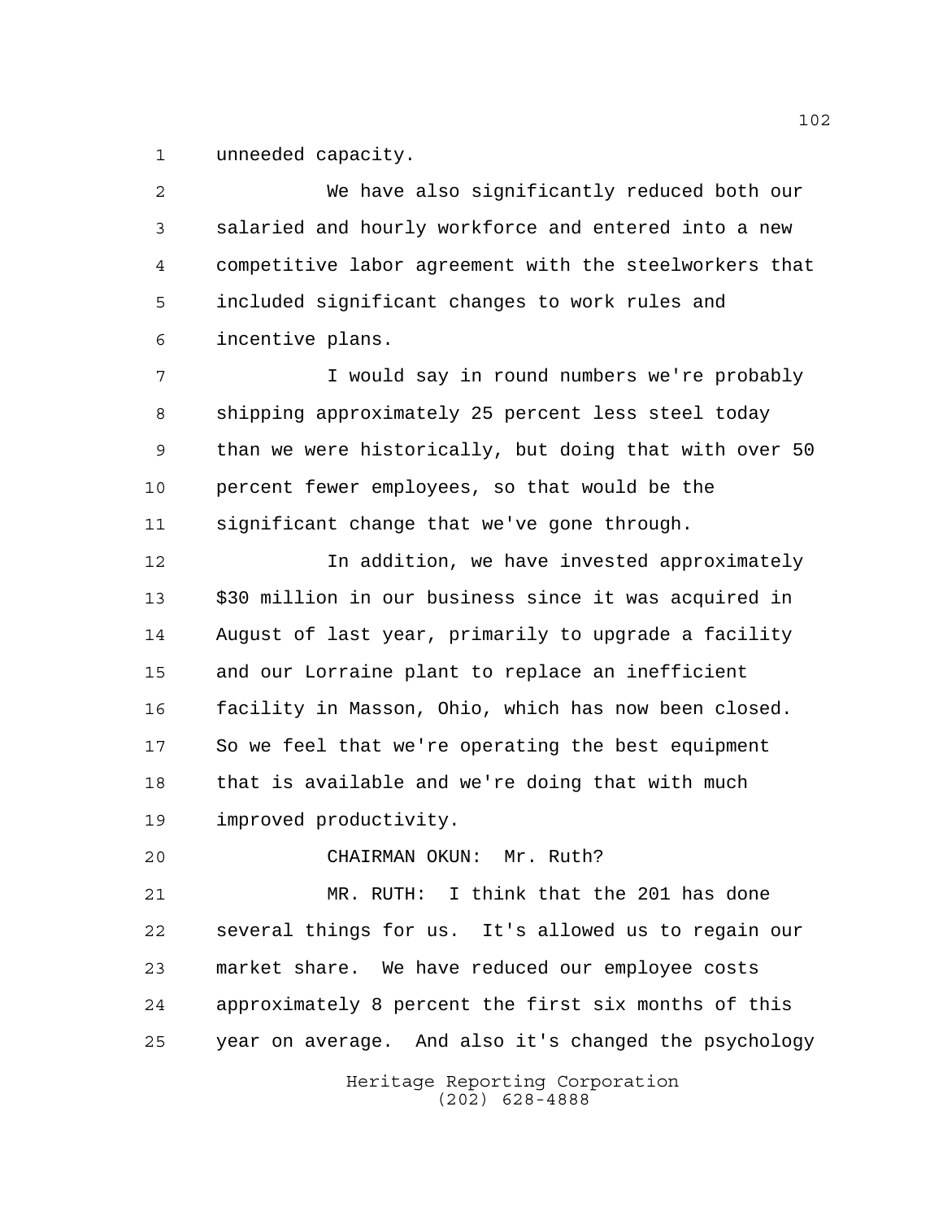unneeded capacity.

We have also significantly reduced both our salaried and hourly workforce and entered into a new competitive labor agreement with the steelworkers that included significant changes to work rules and incentive plans.

I would say in round numbers we're probably shipping approximately 25 percent less steel today than we were historically, but doing that with over 50 percent fewer employees, so that would be the significant change that we've gone through.

In addition, we have invested approximately $30 million in our business since it was acquired in August of last year, primarily to upgrade a facility and our Lorraine plant to replace an inefficient facility in Masson, Ohio, which has now been closed. So we feel that we're operating the best equipment that is available and we're doing that with much improved productivity.

CHAIRMAN OKUN: Mr. Ruth?

MR. RUTH: I think that the 201 has done several things for us. It's allowed us to regain our market share. We have reduced our employee costs approximately 8 percent the first six months of this year on average. And also it's changed the psychology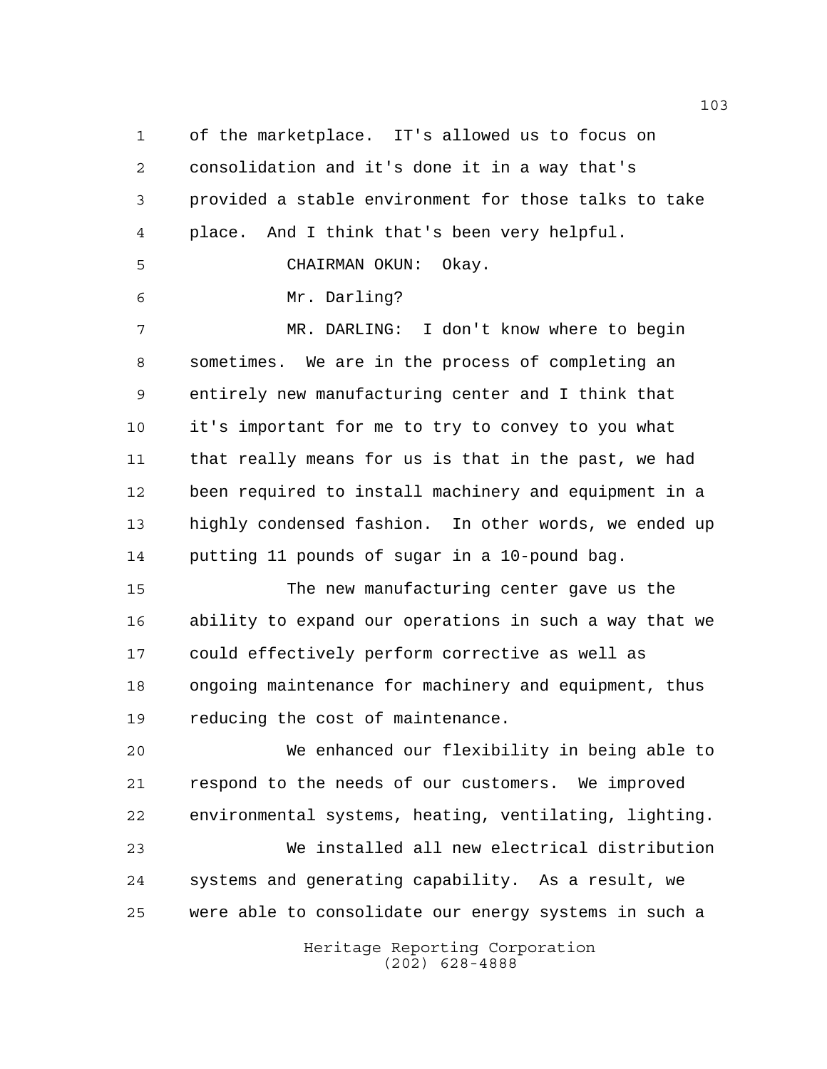of the marketplace. IT's allowed us to focus on consolidation and it's done it in a way that's provided a stable environment for those talks to take place. And I think that's been very helpful.

CHAIRMAN OKUN: Okay.

Mr. Darling?

MR. DARLING: I don't know where to begin sometimes. We are in the process of completing an entirely new manufacturing center and I think that it's important for me to try to convey to you what that really means for us is that in the past, we had been required to install machinery and equipment in a highly condensed fashion. In other words, we ended up putting 11 pounds of sugar in a 10-pound bag.

The new manufacturing center gave us the ability to expand our operations in such a way that we could effectively perform corrective as well as ongoing maintenance for machinery and equipment, thus reducing the cost of maintenance.

We enhanced our flexibility in being able to respond to the needs of our customers. We improved environmental systems, heating, ventilating, lighting.

We installed all new electrical distribution systems and generating capability. As a result, we were able to consolidate our energy systems in such a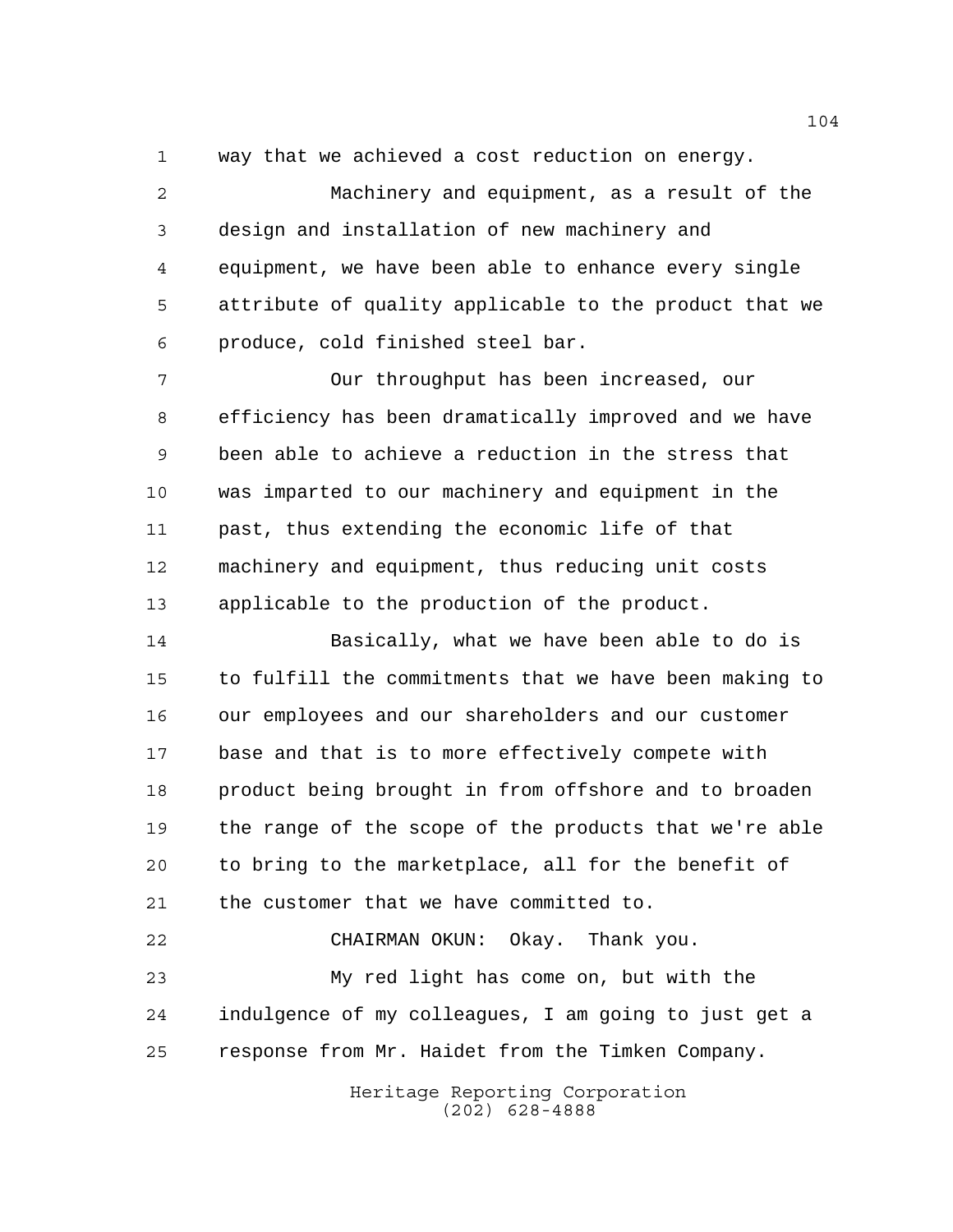way that we achieved a cost reduction on energy.

Machinery and equipment, as a result of the design and installation of new machinery and equipment, we have been able to enhance every single attribute of quality applicable to the product that we produce, cold finished steel bar.

Our throughput has been increased, our efficiency has been dramatically improved and we have been able to achieve a reduction in the stress that was imparted to our machinery and equipment in the past, thus extending the economic life of that machinery and equipment, thus reducing unit costs applicable to the production of the product.

Basically, what we have been able to do is to fulfill the commitments that we have been making to our employees and our shareholders and our customer base and that is to more effectively compete with product being brought in from offshore and to broaden the range of the scope of the products that we're able to bring to the marketplace, all for the benefit of the customer that we have committed to.

CHAIRMAN OKUN: Okay. Thank you.

My red light has come on, but with the indulgence of my colleagues, I am going to just get a response from Mr. Haidet from the Timken Company.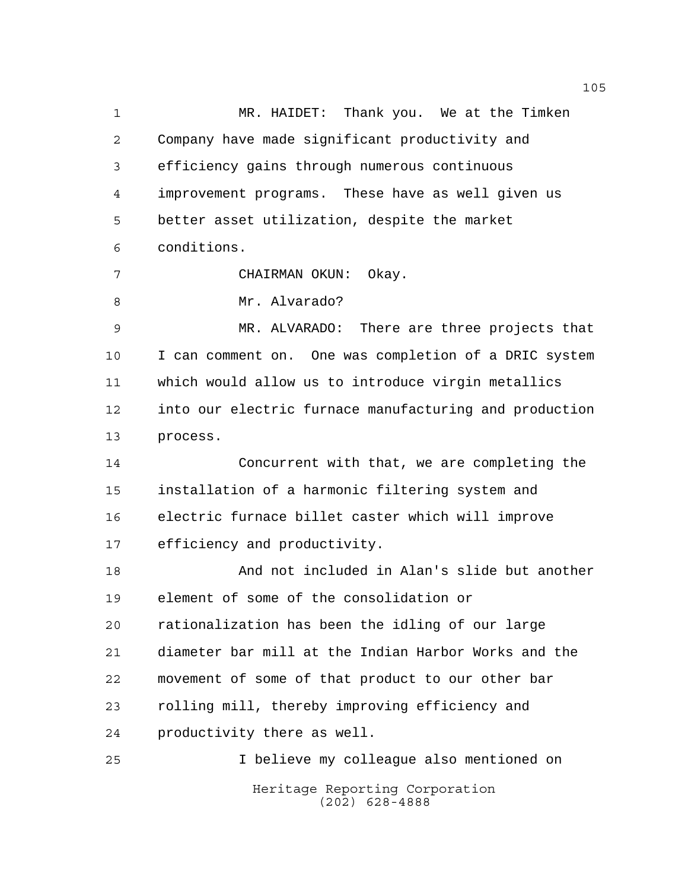MR. HAIDET: Thank you. We at the Timken Company have made significant productivity and efficiency gains through numerous continuous improvement programs. These have as well given us better asset utilization, despite the market conditions.

CHAIRMAN OKUN: Okay.

Mr. Alvarado?

MR. ALVARADO: There are three projects that I can comment on. One was completion of a DRIC system which would allow us to introduce virgin metallics into our electric furnace manufacturing and production process.

Concurrent with that, we are completing the installation of a harmonic filtering system and electric furnace billet caster which will improve efficiency and productivity.

And not included in Alan's slide but another element of some of the consolidation or rationalization has been the idling of our large diameter bar mill at the Indian Harbor Works and the movement of some of that product to our other bar rolling mill, thereby improving efficiency and productivity there as well.

I believe my colleague also mentioned on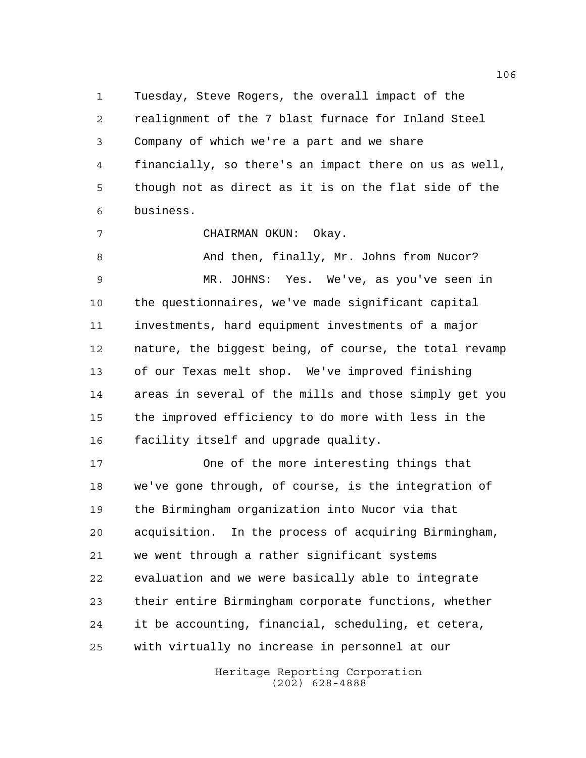Tuesday, Steve Rogers, the overall impact of the realignment of the 7 blast furnace for Inland Steel Company of which we're a part and we share financially, so there's an impact there on us as well, though not as direct as it is on the flat side of the business.

CHAIRMAN OKUN: Okay.

And then, finally, Mr. Johns from Nucor?

MR. JOHNS: Yes. We've, as you've seen in the questionnaires, we've made significant capital investments, hard equipment investments of a major nature, the biggest being, of course, the total revamp of our Texas melt shop. We've improved finishing areas in several of the mills and those simply get you the improved efficiency to do more with less in the facility itself and upgrade quality.

One of the more interesting things that we've gone through, of course, is the integration of the Birmingham organization into Nucor via that acquisition. In the process of acquiring Birmingham, we went through a rather significant systems evaluation and we were basically able to integrate their entire Birmingham corporate functions, whether it be accounting, financial, scheduling, et cetera, with virtually no increase in personnel at our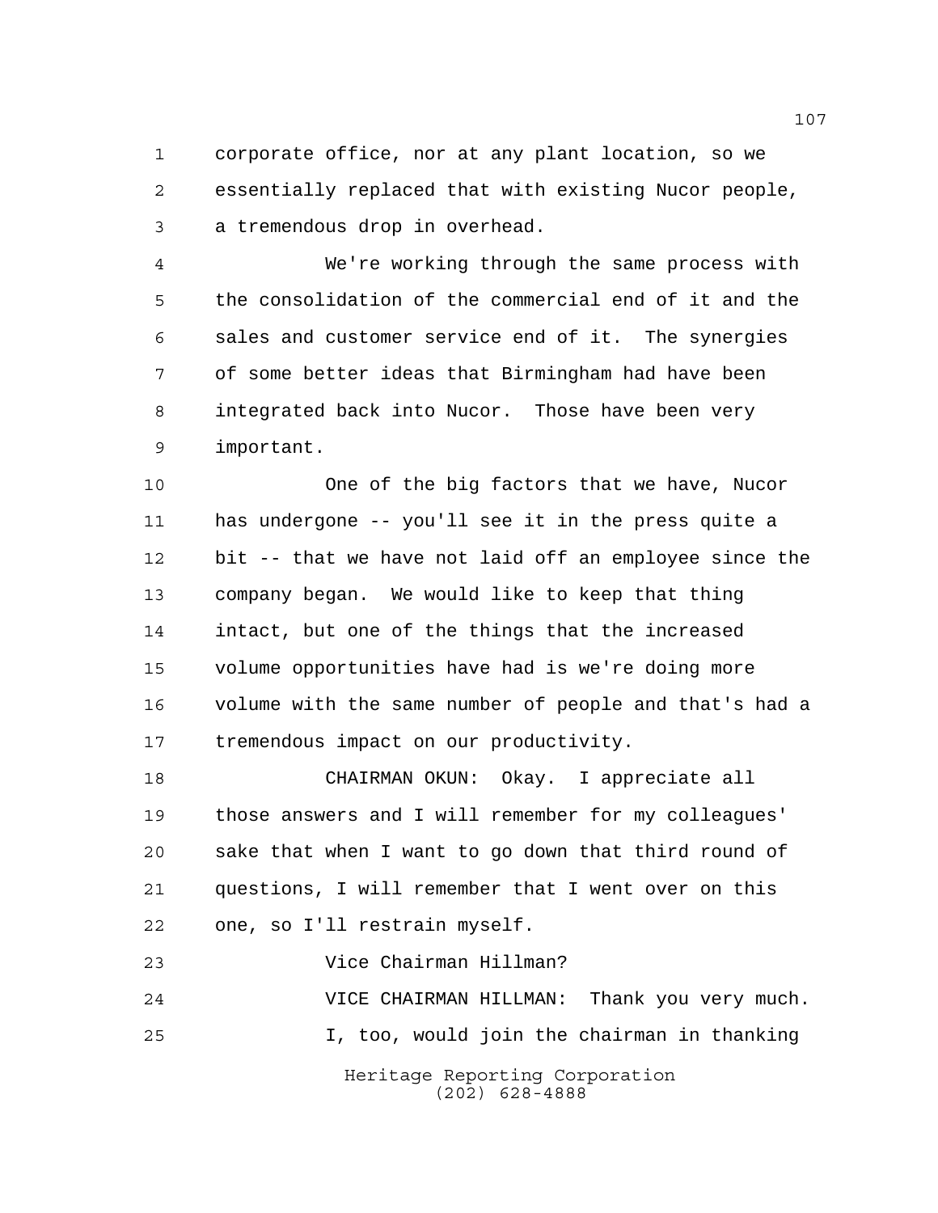corporate office, nor at any plant location, so we essentially replaced that with existing Nucor people, a tremendous drop in overhead.

We're working through the same process with the consolidation of the commercial end of it and the sales and customer service end of it. The synergies of some better ideas that Birmingham had have been integrated back into Nucor. Those have been very important.

One of the big factors that we have, Nucor has undergone -- you'll see it in the press quite a bit -- that we have not laid off an employee since the company began. We would like to keep that thing intact, but one of the things that the increased volume opportunities have had is we're doing more volume with the same number of people and that's had a tremendous impact on our productivity.

CHAIRMAN OKUN: Okay. I appreciate all those answers and I will remember for my colleagues' sake that when I want to go down that third round of questions, I will remember that I went over on this one, so I'll restrain myself.

Vice Chairman Hillman?

VICE CHAIRMAN HILLMAN: Thank you very much.

I, too, would join the chairman in thanking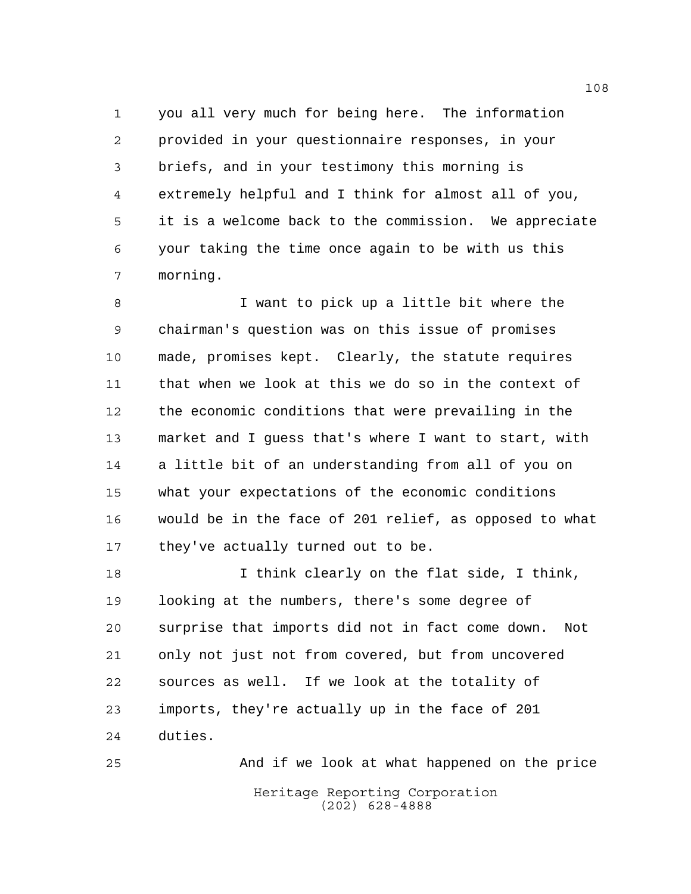you all very much for being here. The information provided in your questionnaire responses, in your briefs, and in your testimony this morning is extremely helpful and I think for almost all of you, it is a welcome back to the commission. We appreciate your taking the time once again to be with us this morning.

I want to pick up a little bit where the chairman's question was on this issue of promises made, promises kept. Clearly, the statute requires that when we look at this we do so in the context of the economic conditions that were prevailing in the market and I guess that's where I want to start, with a little bit of an understanding from all of you on what your expectations of the economic conditions would be in the face of 201 relief, as opposed to what they've actually turned out to be.

I think clearly on the flat side, I think, looking at the numbers, there's some degree of surprise that imports did not in fact come down. Not only not just not from covered, but from uncovered sources as well. If we look at the totality of imports, they're actually up in the face of 201 duties.

And if we look at what happened on the price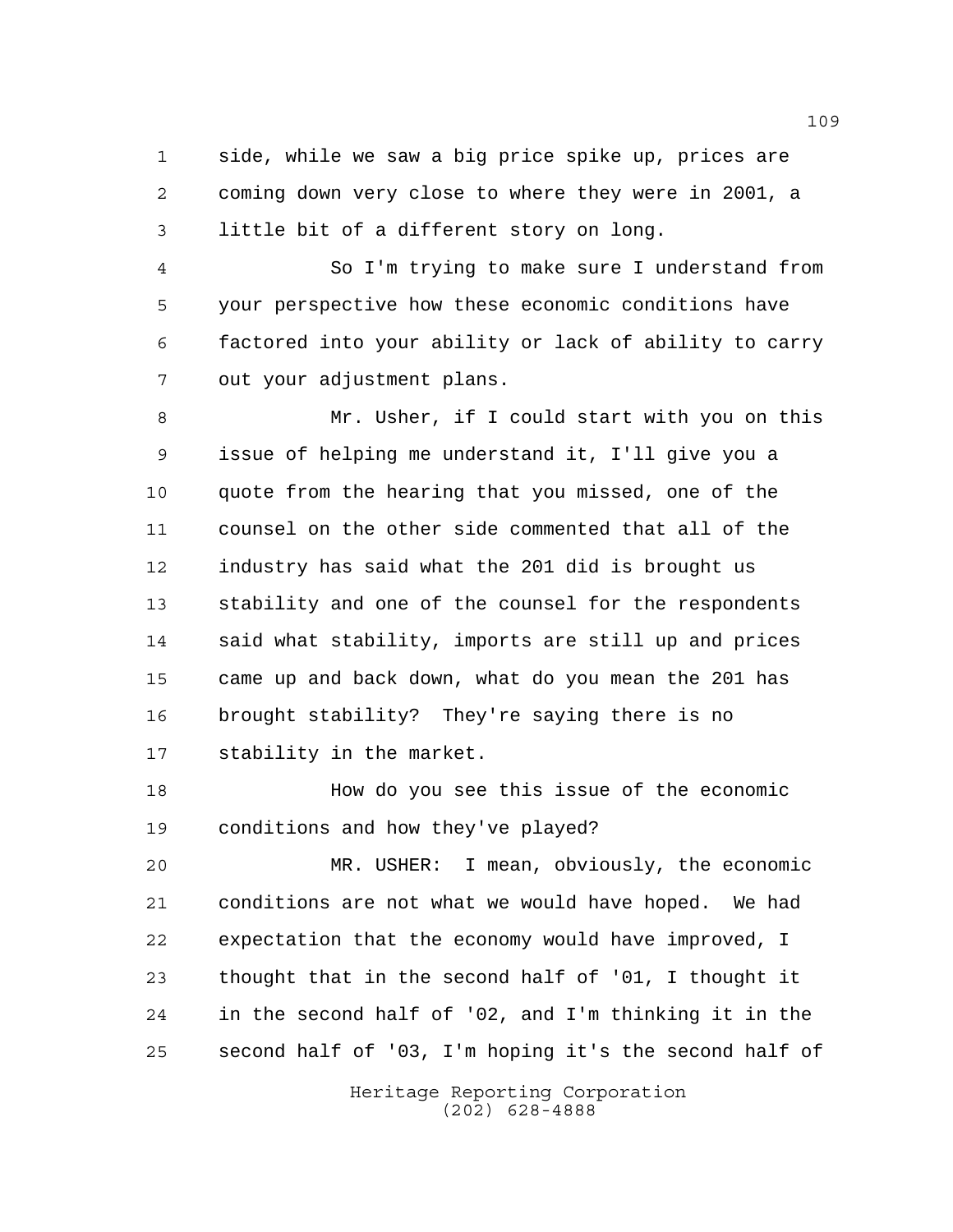side, while we saw a big price spike up, prices are coming down very close to where they were in 2001, a little bit of a different story on long.

So I'm trying to make sure I understand from your perspective how these economic conditions have factored into your ability or lack of ability to carry out your adjustment plans.

Mr. Usher, if I could start with you on this issue of helping me understand it, I'll give you a quote from the hearing that you missed, one of the counsel on the other side commented that all of the industry has said what the 201 did is brought us stability and one of the counsel for the respondents said what stability, imports are still up and prices came up and back down, what do you mean the 201 has brought stability? They're saying there is no stability in the market.

How do you see this issue of the economic conditions and how they've played?

MR. USHER: I mean, obviously, the economic conditions are not what we would have hoped. We had expectation that the economy would have improved, I thought that in the second half of '01, I thought it in the second half of '02, and I'm thinking it in the second half of '03, I'm hoping it's the second half of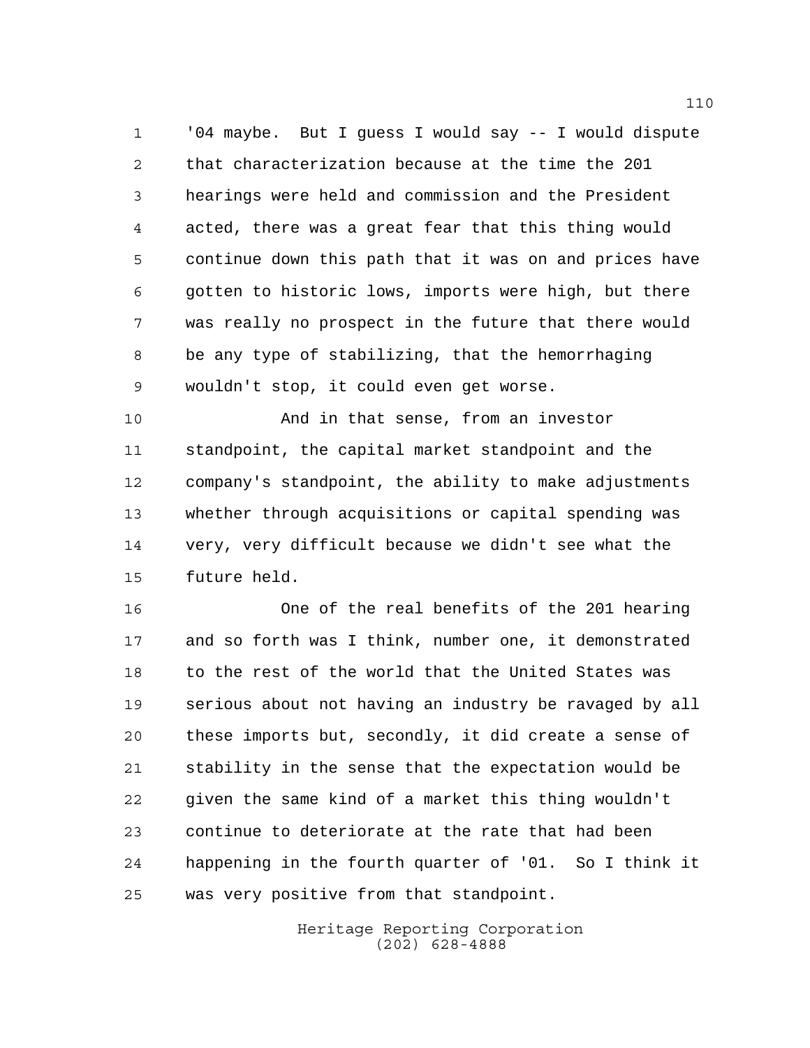'04 maybe. But I guess I would say -- I would dispute that characterization because at the time the 201 hearings were held and commission and the President acted, there was a great fear that this thing would continue down this path that it was on and prices have gotten to historic lows, imports were high, but there was really no prospect in the future that there would be any type of stabilizing, that the hemorrhaging wouldn't stop, it could even get worse.

And in that sense, from an investor standpoint, the capital market standpoint and the company's standpoint, the ability to make adjustments whether through acquisitions or capital spending was very, very difficult because we didn't see what the future held.

One of the real benefits of the 201 hearing and so forth was I think, number one, it demonstrated to the rest of the world that the United States was serious about not having an industry be ravaged by all these imports but, secondly, it did create a sense of stability in the sense that the expectation would be given the same kind of a market this thing wouldn't continue to deteriorate at the rate that had been happening in the fourth quarter of '01. So I think it was very positive from that standpoint.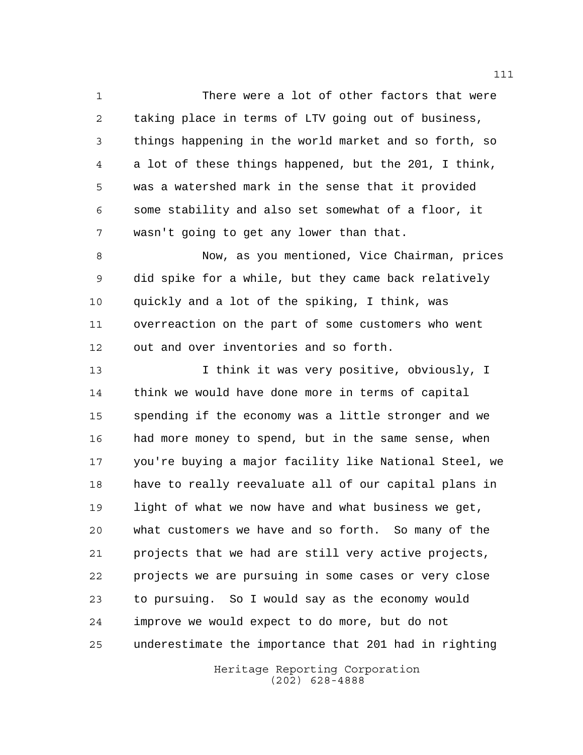There were a lot of other factors that were taking place in terms of LTV going out of business, things happening in the world market and so forth, so a lot of these things happened, but the 201, I think, was a watershed mark in the sense that it provided some stability and also set somewhat of a floor, it wasn't going to get any lower than that.

Now, as you mentioned, Vice Chairman, prices did spike for a while, but they came back relatively quickly and a lot of the spiking, I think, was overreaction on the part of some customers who went out and over inventories and so forth.

I think it was very positive, obviously, I think we would have done more in terms of capital spending if the economy was a little stronger and we had more money to spend, but in the same sense, when you're buying a major facility like National Steel, we have to really reevaluate all of our capital plans in light of what we now have and what business we get, what customers we have and so forth. So many of the projects that we had are still very active projects, projects we are pursuing in some cases or very close to pursuing. So I would say as the economy would improve we would expect to do more, but do not underestimate the importance that 201 had in righting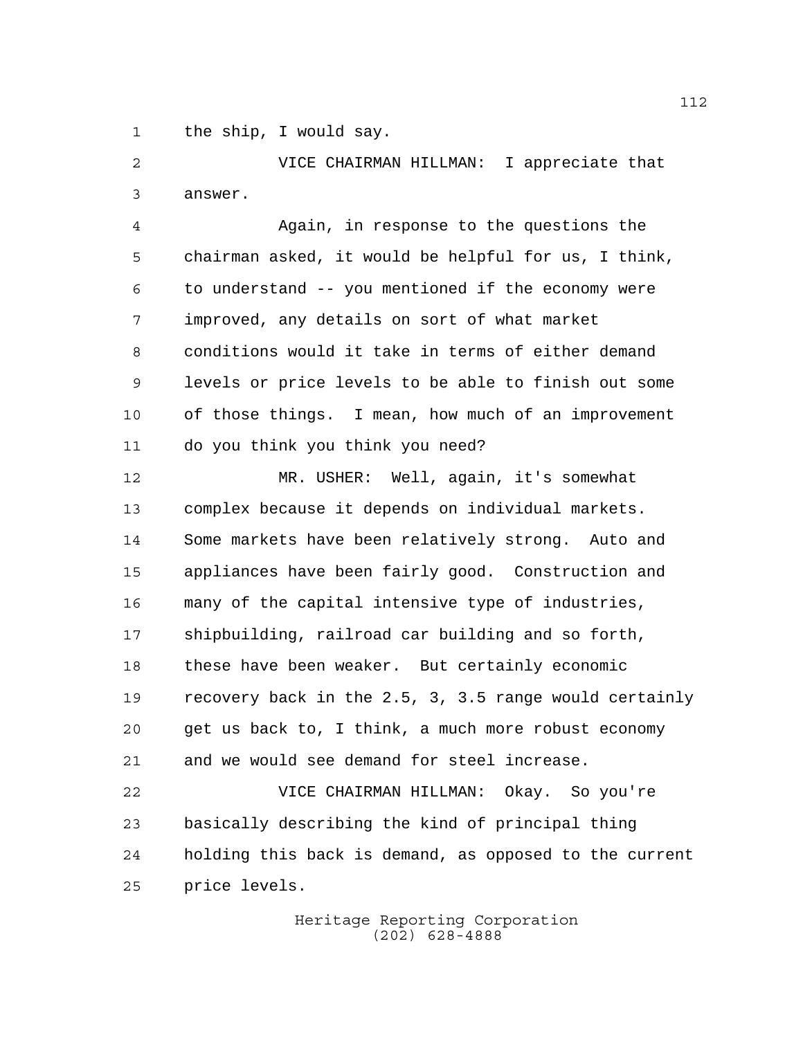the ship, I would say.

VICE CHAIRMAN HILLMAN: I appreciate that answer.

Again, in response to the questions the chairman asked, it would be helpful for us, I think, to understand -- you mentioned if the economy were improved, any details on sort of what market conditions would it take in terms of either demand levels or price levels to be able to finish out some of those things. I mean, how much of an improvement do you think you think you need?

MR. USHER: Well, again, it's somewhat complex because it depends on individual markets. Some markets have been relatively strong. Auto and appliances have been fairly good. Construction and many of the capital intensive type of industries, shipbuilding, railroad car building and so forth, these have been weaker. But certainly economic recovery back in the 2.5, 3, 3.5 range would certainly get us back to, I think, a much more robust economy and we would see demand for steel increase.

VICE CHAIRMAN HILLMAN: Okay. So you're basically describing the kind of principal thing holding this back is demand, as opposed to the current price levels.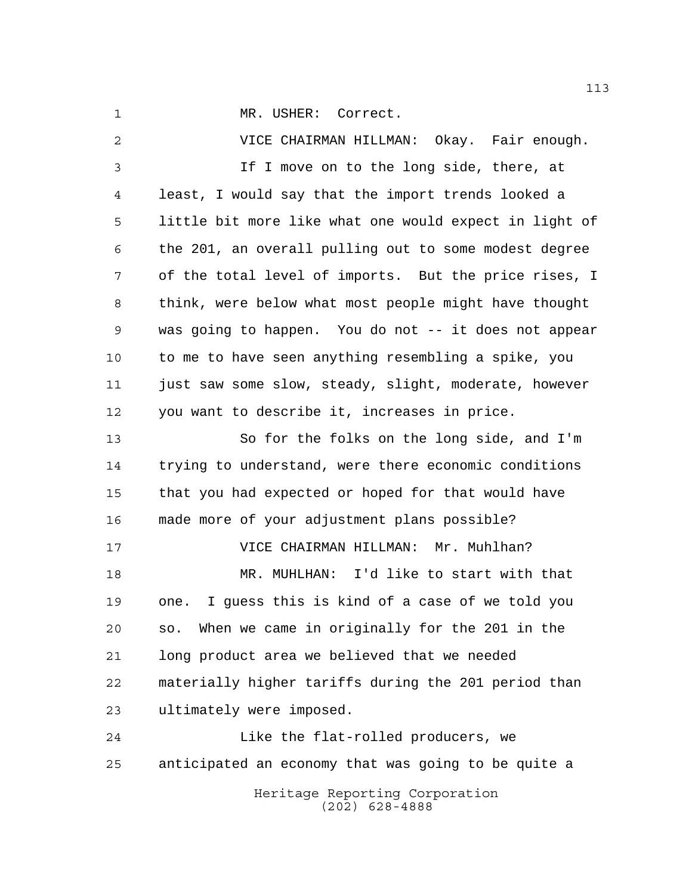MR. USHER: Correct.

VICE CHAIRMAN HILLMAN: Okay. Fair enough.

If I move on to the long side, there, at least, I would say that the import trends looked a little bit more like what one would expect in light of the 201, an overall pulling out to some modest degree of the total level of imports. But the price rises, I think, were below what most people might have thought was going to happen. You do not -- it does not appear to me to have seen anything resembling a spike, you just saw some slow, steady, slight, moderate, however you want to describe it, increases in price.

So for the folks on the long side, and I'm trying to understand, were there economic conditions that you had expected or hoped for that would have made more of your adjustment plans possible?

VICE CHAIRMAN HILLMAN: Mr. Muhlhan?

MR. MUHLHAN: I'd like to start with that one. I guess this is kind of a case of we told you so. When we came in originally for the 201 in the long product area we believed that we needed materially higher tariffs during the 201 period than ultimately were imposed.

Like the flat-rolled producers, we anticipated an economy that was going to be quite a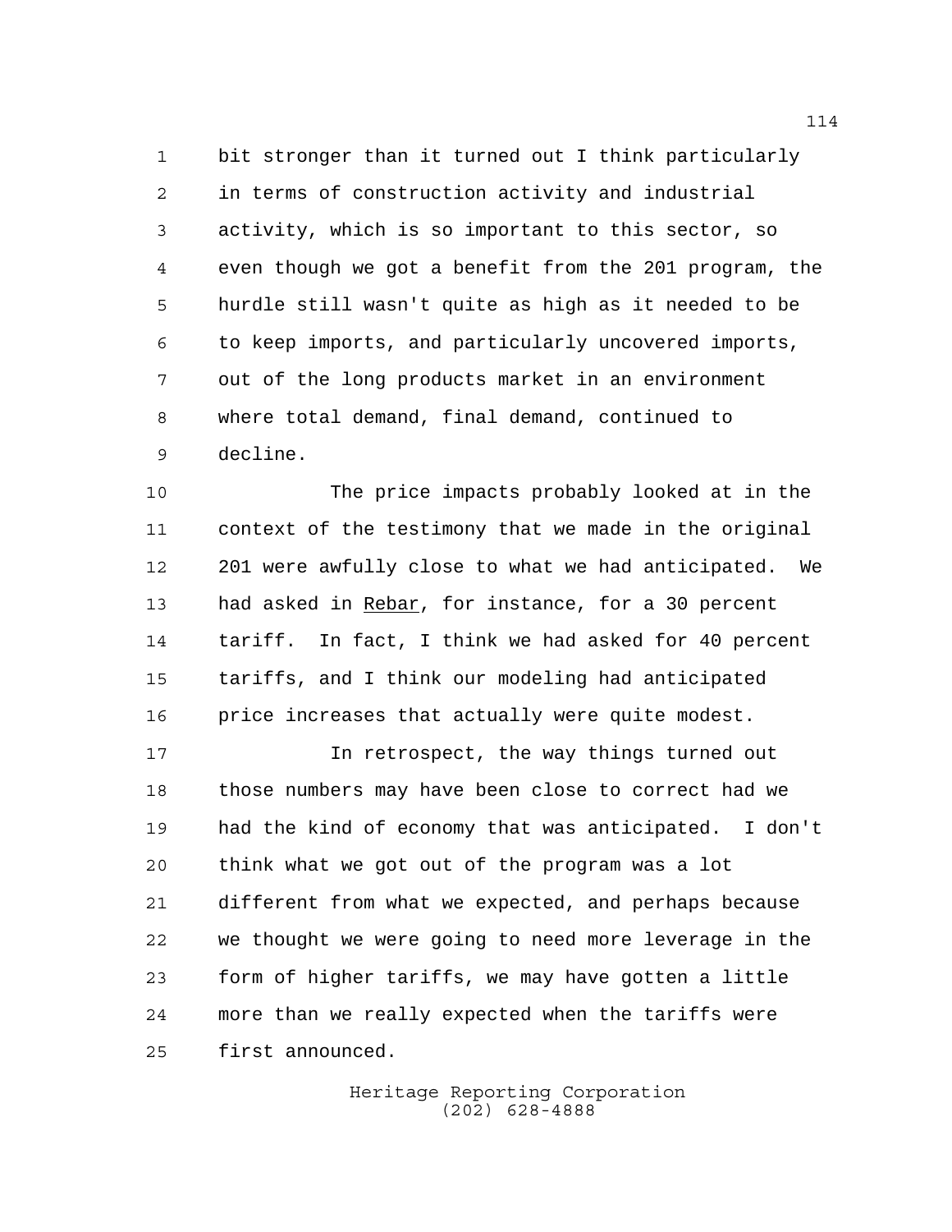bit stronger than it turned out I think particularly in terms of construction activity and industrial activity, which is so important to this sector, so even though we got a benefit from the 201 program, the hurdle still wasn't quite as high as it needed to be to keep imports, and particularly uncovered imports, out of the long products market in an environment where total demand, final demand, continued to decline.

The price impacts probably looked at in the context of the testimony that we made in the original 201 were awfully close to what we had anticipated. We had asked in Rebar, for instance, for a 30 percent tariff. In fact, I think we had asked for 40 percent tariffs, and I think our modeling had anticipated price increases that actually were quite modest.

In retrospect, the way things turned out those numbers may have been close to correct had we had the kind of economy that was anticipated. I don't think what we got out of the program was a lot different from what we expected, and perhaps because we thought we were going to need more leverage in the form of higher tariffs, we may have gotten a little more than we really expected when the tariffs were first announced.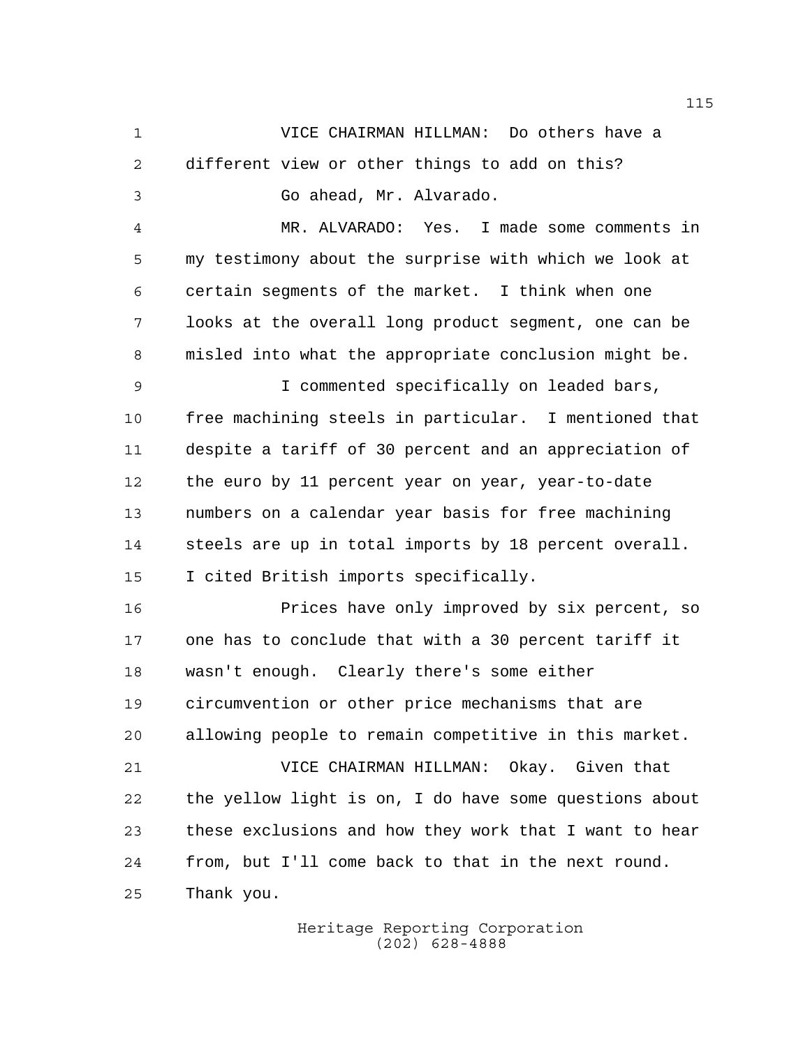VICE CHAIRMAN HILLMAN: Do others have a different view or other things to add on this?

Go ahead, Mr. Alvarado.

MR. ALVARADO: Yes. I made some comments in my testimony about the surprise with which we look at certain segments of the market. I think when one looks at the overall long product segment, one can be misled into what the appropriate conclusion might be.

I commented specifically on leaded bars, free machining steels in particular. I mentioned that despite a tariff of 30 percent and an appreciation of the euro by 11 percent year on year, year-to-date numbers on a calendar year basis for free machining steels are up in total imports by 18 percent overall. I cited British imports specifically.

Prices have only improved by six percent, so one has to conclude that with a 30 percent tariff it wasn't enough. Clearly there's some either circumvention or other price mechanisms that are allowing people to remain competitive in this market.

VICE CHAIRMAN HILLMAN: Okay. Given that the yellow light is on, I do have some questions about these exclusions and how they work that I want to hear from, but I'll come back to that in the next round. Thank you.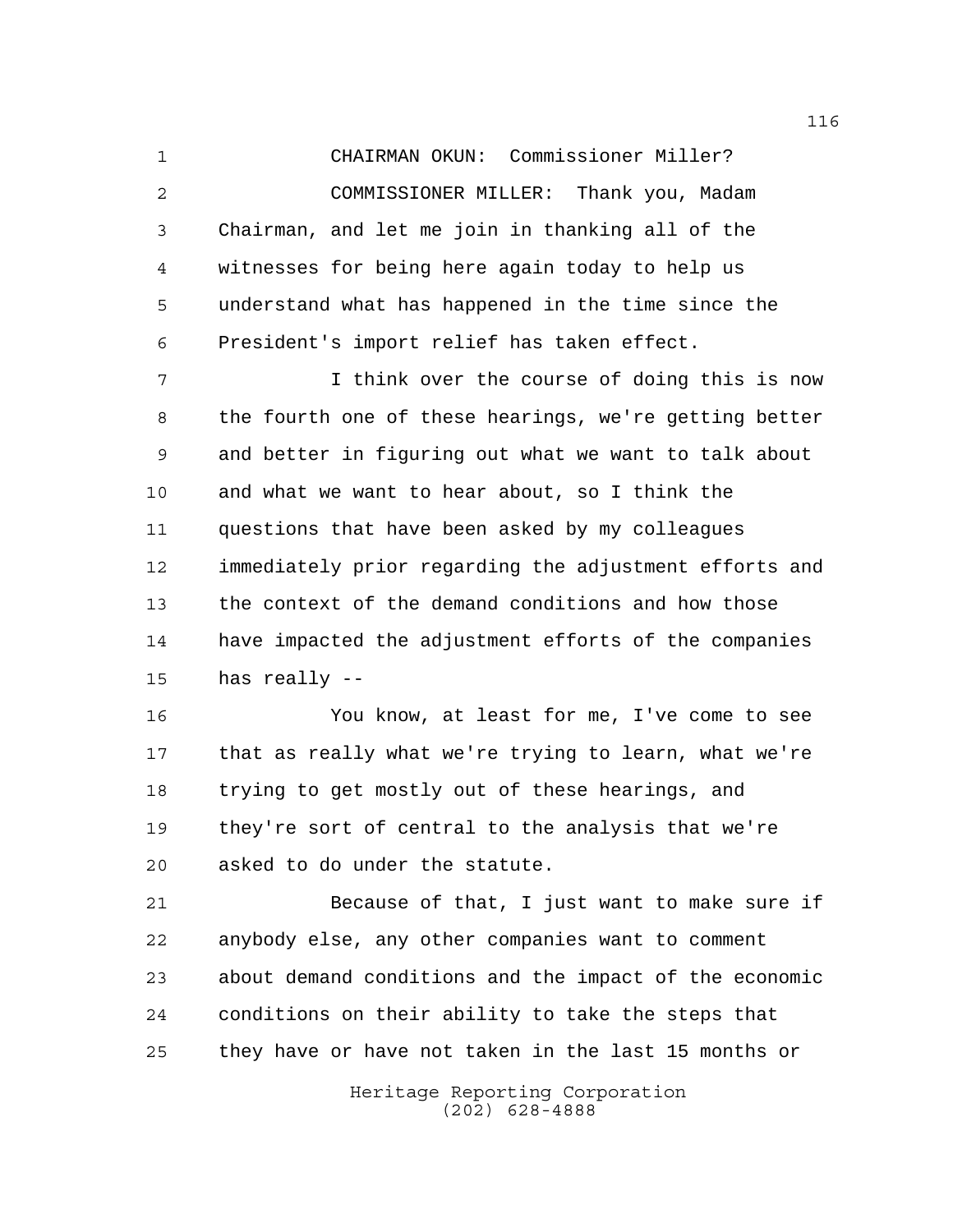CHAIRMAN OKUN: Commissioner Miller?

COMMISSIONER MILLER: Thank you, Madam Chairman, and let me join in thanking all of the witnesses for being here again today to help us understand what has happened in the time since the President's import relief has taken effect.

I think over the course of doing this is now the fourth one of these hearings, we're getting better and better in figuring out what we want to talk about and what we want to hear about, so I think the questions that have been asked by my colleagues immediately prior regarding the adjustment efforts and the context of the demand conditions and how those have impacted the adjustment efforts of the companies has really --

You know, at least for me, I've come to see that as really what we're trying to learn, what we're trying to get mostly out of these hearings, and they're sort of central to the analysis that we're asked to do under the statute.

Because of that, I just want to make sure if anybody else, any other companies want to comment about demand conditions and the impact of the economic conditions on their ability to take the steps that they have or have not taken in the last 15 months or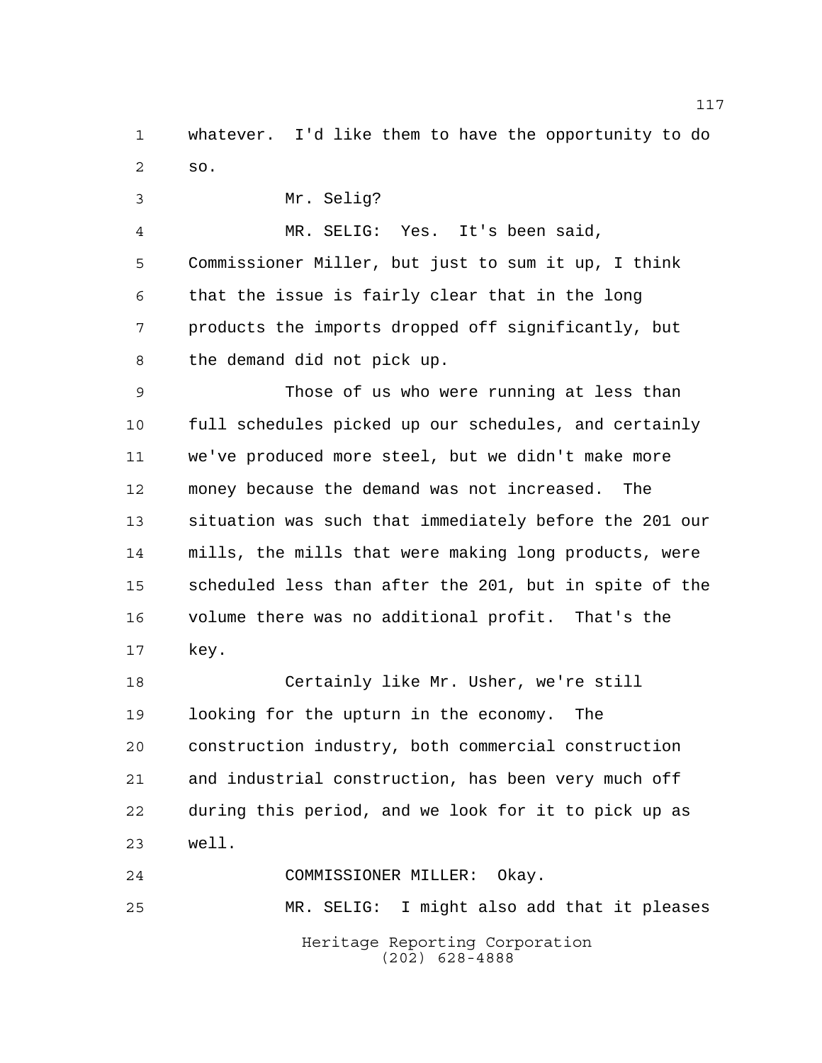whatever. I'd like them to have the opportunity to do so.

Mr. Selig?

MR. SELIG: Yes. It's been said, Commissioner Miller, but just to sum it up, I think that the issue is fairly clear that in the long products the imports dropped off significantly, but the demand did not pick up.

Those of us who were running at less than full schedules picked up our schedules, and certainly we've produced more steel, but we didn't make more money because the demand was not increased. The situation was such that immediately before the 201 our mills, the mills that were making long products, were scheduled less than after the 201, but in spite of the volume there was no additional profit. That's the key.

Certainly like Mr. Usher, we're still looking for the upturn in the economy. The construction industry, both commercial construction and industrial construction, has been very much off during this period, and we look for it to pick up as well.

COMMISSIONER MILLER: Okay.

MR. SELIG: I might also add that it pleases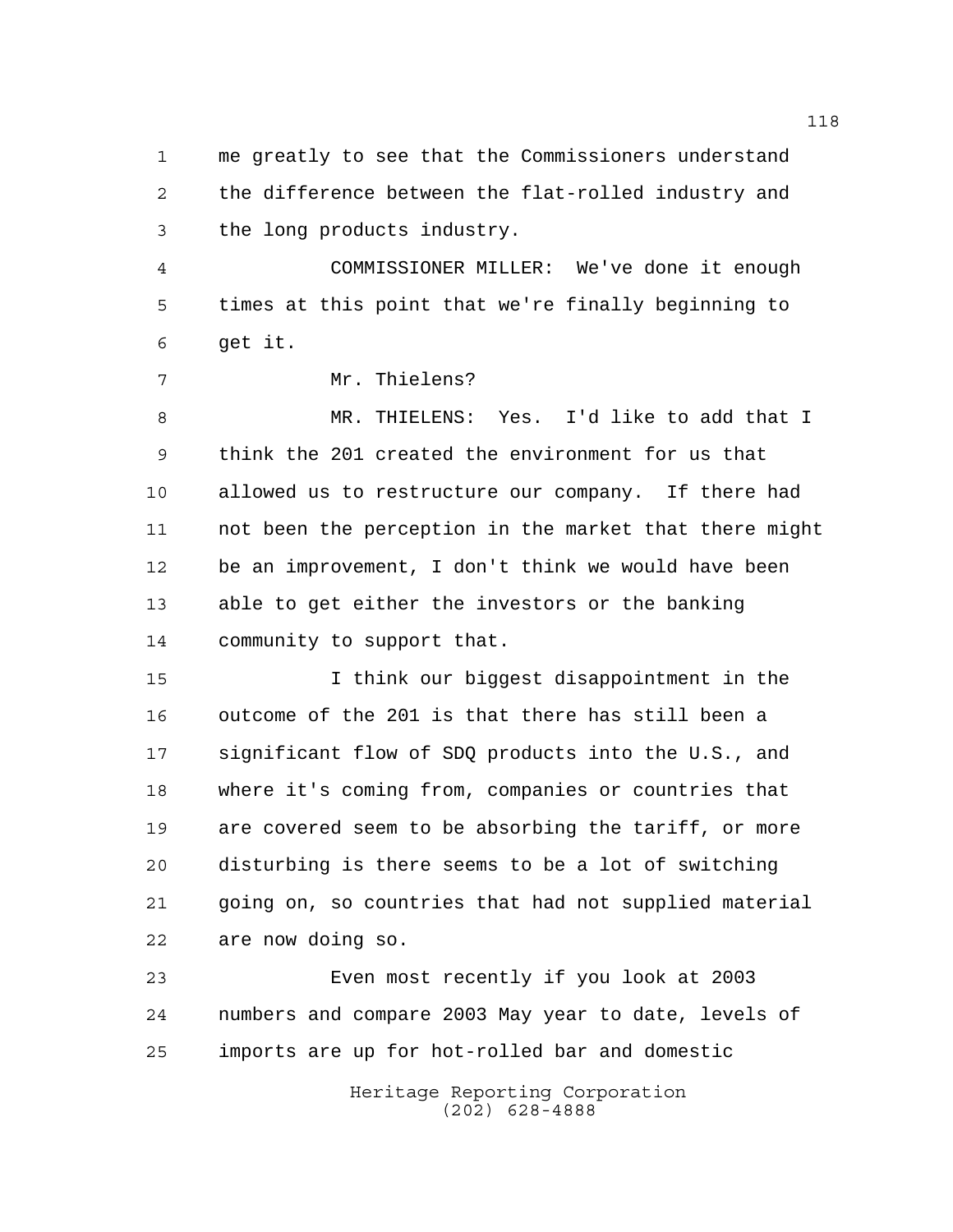me greatly to see that the Commissioners understand the difference between the flat-rolled industry and the long products industry.

COMMISSIONER MILLER: We've done it enough times at this point that we're finally beginning to get it.

Mr. Thielens?

MR. THIELENS: Yes. I'd like to add that I think the 201 created the environment for us that allowed us to restructure our company. If there had not been the perception in the market that there might be an improvement, I don't think we would have been able to get either the investors or the banking community to support that.

I think our biggest disappointment in the outcome of the 201 is that there has still been a significant flow of SDQ products into the U.S., and where it's coming from, companies or countries that are covered seem to be absorbing the tariff, or more disturbing is there seems to be a lot of switching going on, so countries that had not supplied material are now doing so.

Even most recently if you look at 2003 numbers and compare 2003 May year to date, levels of imports are up for hot-rolled bar and domestic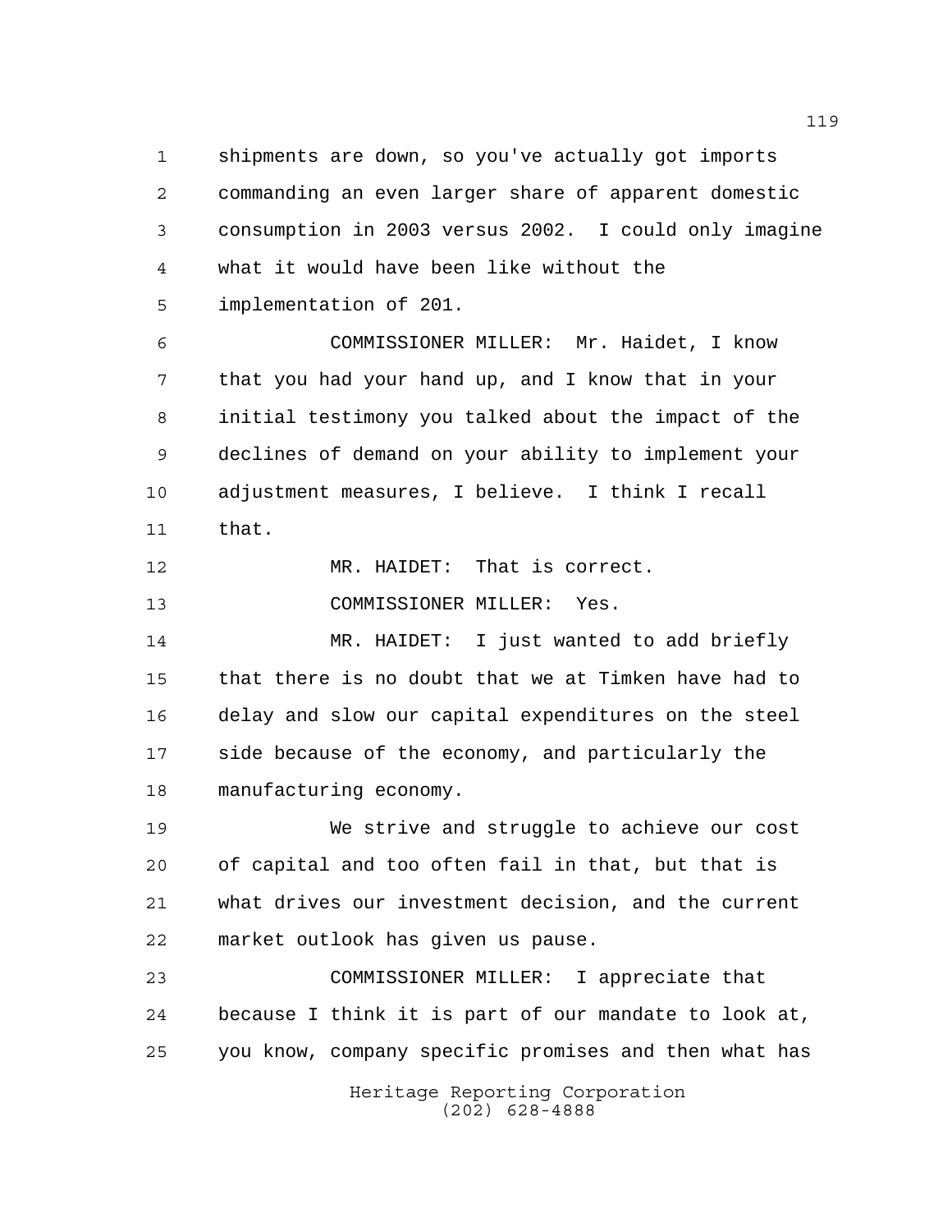shipments are down, so you've actually got imports commanding an even larger share of apparent domestic consumption in 2003 versus 2002. I could only imagine what it would have been like without the implementation of 201.

COMMISSIONER MILLER: Mr. Haidet, I know that you had your hand up, and I know that in your initial testimony you talked about the impact of the declines of demand on your ability to implement your adjustment measures, I believe. I think I recall that.

MR. HAIDET: That is correct.

COMMISSIONER MILLER: Yes.

MR. HAIDET: I just wanted to add briefly that there is no doubt that we at Timken have had to delay and slow our capital expenditures on the steel side because of the economy, and particularly the manufacturing economy.

We strive and struggle to achieve our cost of capital and too often fail in that, but that is what drives our investment decision, and the current market outlook has given us pause.

COMMISSIONER MILLER: I appreciate that because I think it is part of our mandate to look at, you know, company specific promises and then what has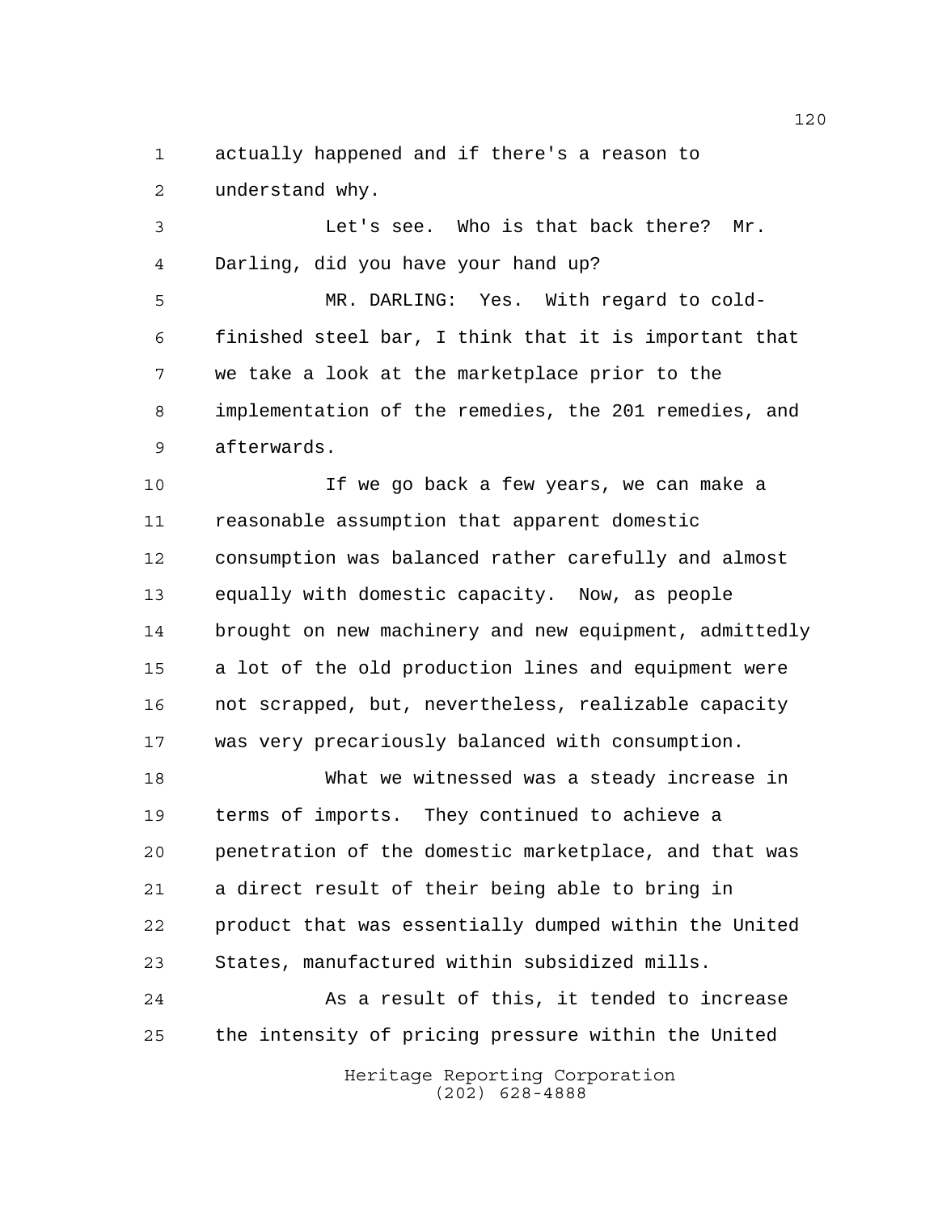actually happened and if there's a reason to understand why.

Let's see. Who is that back there? Mr. Darling, did you have your hand up?

MR. DARLING: Yes. With regard to cold-finished steel bar, I think that it is important that we take a look at the marketplace prior to the implementation of the remedies, the 201 remedies, and afterwards.

If we go back a few years, we can make a reasonable assumption that apparent domestic consumption was balanced rather carefully and almost equally with domestic capacity. Now, as people brought on new machinery and new equipment, admittedly a lot of the old production lines and equipment were not scrapped, but, nevertheless, realizable capacity was very precariously balanced with consumption.

What we witnessed was a steady increase in terms of imports. They continued to achieve a penetration of the domestic marketplace, and that was a direct result of their being able to bring in product that was essentially dumped within the United States, manufactured within subsidized mills.

As a result of this, it tended to increase the intensity of pricing pressure within the United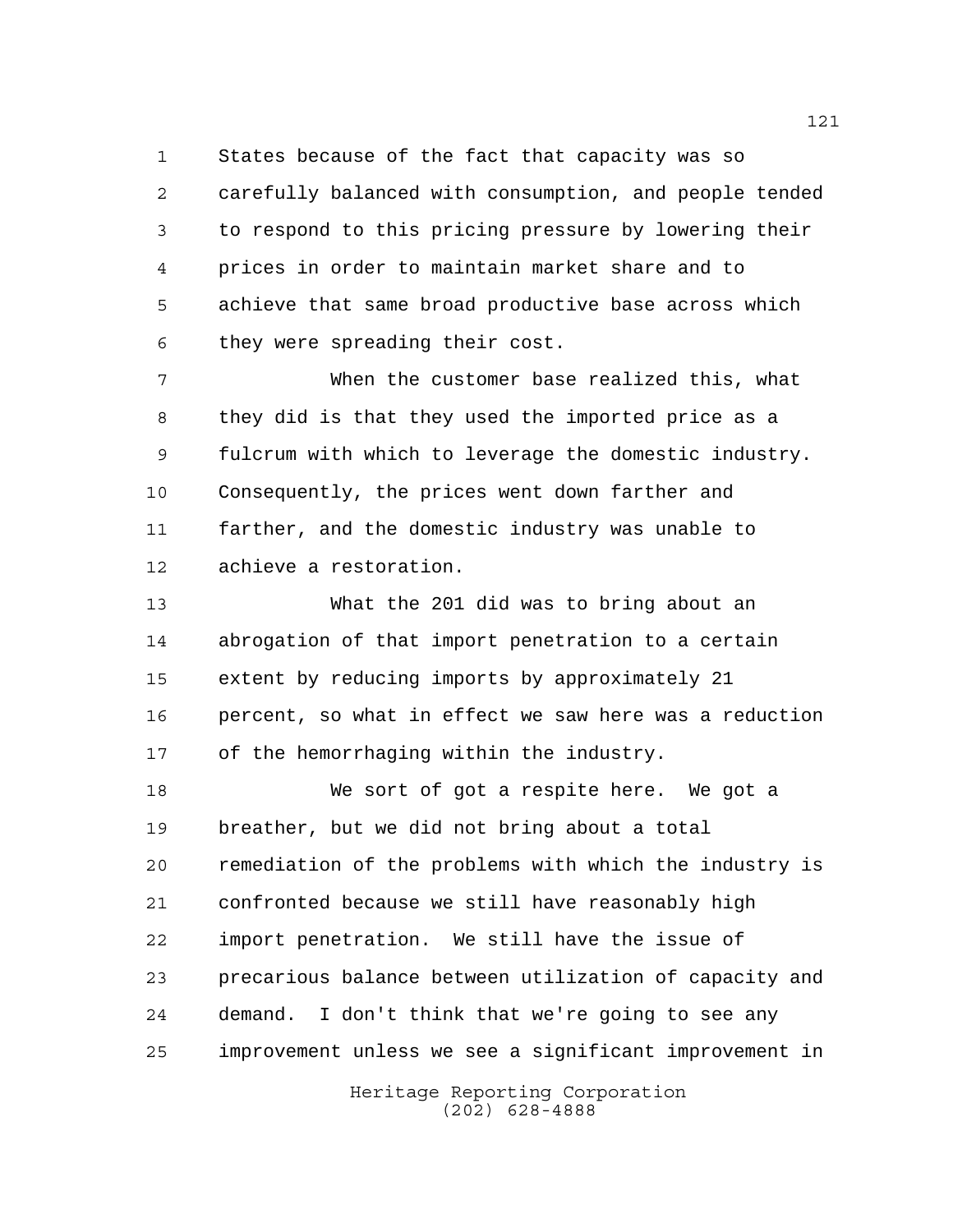States because of the fact that capacity was so carefully balanced with consumption, and people tended to respond to this pricing pressure by lowering their prices in order to maintain market share and to achieve that same broad productive base across which they were spreading their cost.

When the customer base realized this, what they did is that they used the imported price as a fulcrum with which to leverage the domestic industry. Consequently, the prices went down farther and farther, and the domestic industry was unable to achieve a restoration.

What the 201 did was to bring about an abrogation of that import penetration to a certain extent by reducing imports by approximately 21 percent, so what in effect we saw here was a reduction of the hemorrhaging within the industry.

We sort of got a respite here. We got a breather, but we did not bring about a total remediation of the problems with which the industry is confronted because we still have reasonably high import penetration. We still have the issue of precarious balance between utilization of capacity and demand. I don't think that we're going to see any improvement unless we see a significant improvement in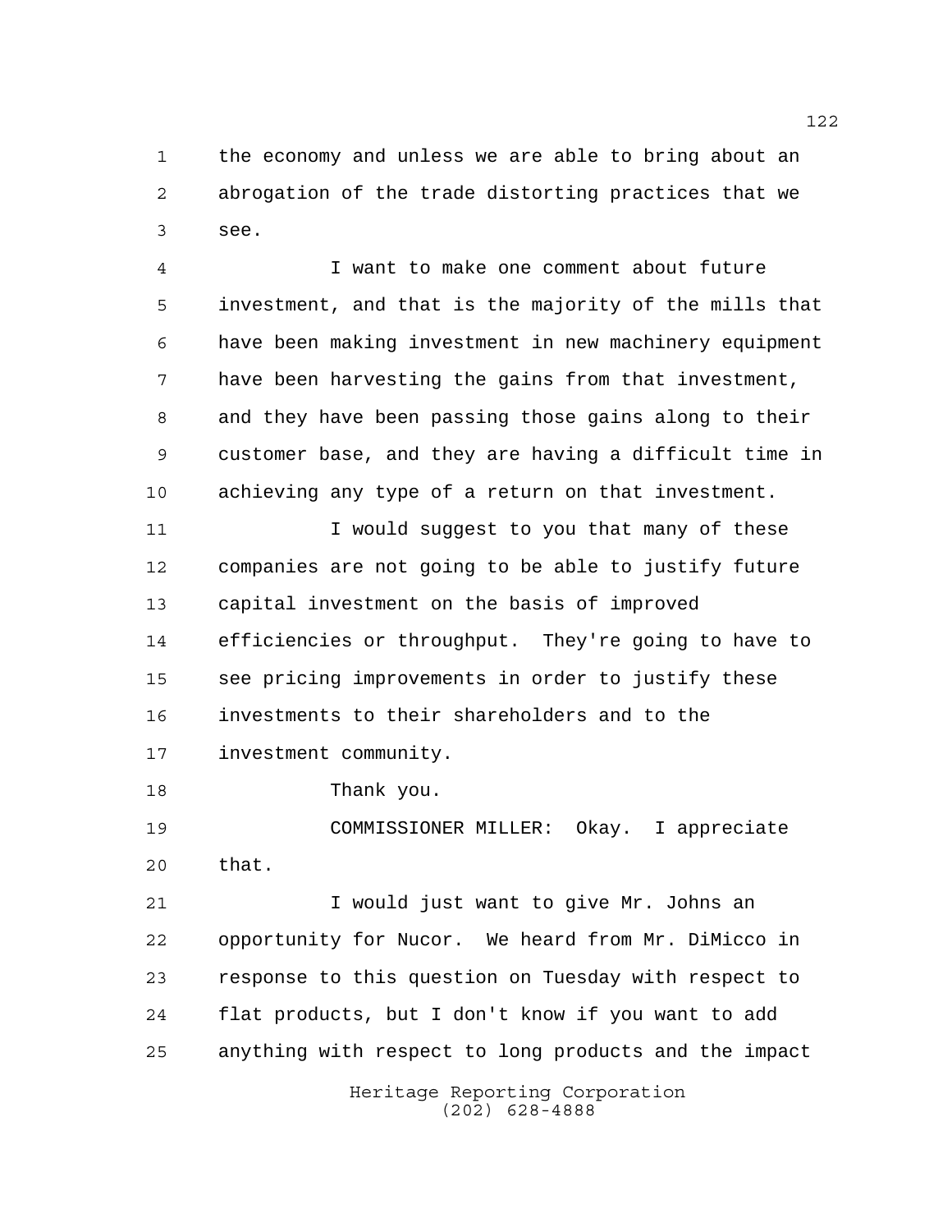the economy and unless we are able to bring about an abrogation of the trade distorting practices that we see.

I want to make one comment about future investment, and that is the majority of the mills that have been making investment in new machinery equipment have been harvesting the gains from that investment, and they have been passing those gains along to their customer base, and they are having a difficult time in achieving any type of a return on that investment.

I would suggest to you that many of these companies are not going to be able to justify future capital investment on the basis of improved efficiencies or throughput. They're going to have to see pricing improvements in order to justify these investments to their shareholders and to the investment community.

Thank you.

COMMISSIONER MILLER: Okay. I appreciate that.

I would just want to give Mr. Johns an opportunity for Nucor. We heard from Mr. DiMicco in response to this question on Tuesday with respect to flat products, but I don't know if you want to add anything with respect to long products and the impact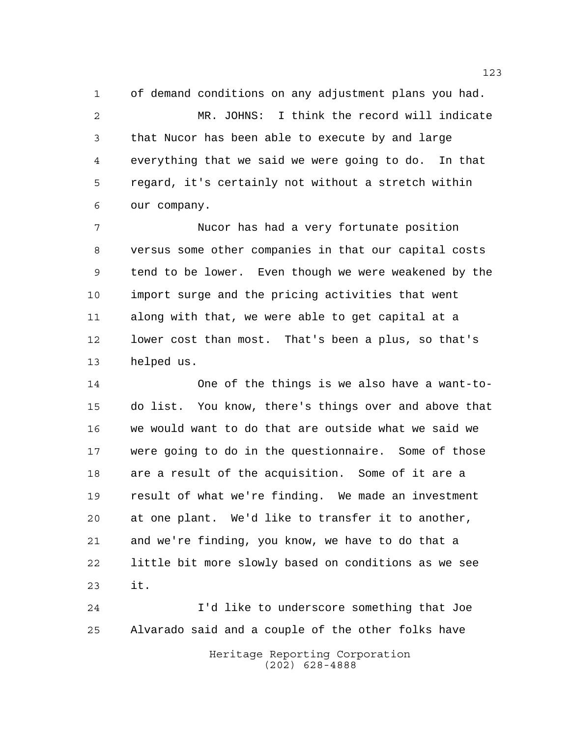of demand conditions on any adjustment plans you had.

MR. JOHNS: I think the record will indicate that Nucor has been able to execute by and large everything that we said we were going to do. In that regard, it's certainly not without a stretch within our company.

Nucor has had a very fortunate position versus some other companies in that our capital costs tend to be lower. Even though we were weakened by the import surge and the pricing activities that went along with that, we were able to get capital at a lower cost than most. That's been a plus, so that's helped us.

One of the things is we also have a want-to-do list. You know, there's things over and above that we would want to do that are outside what we said we were going to do in the questionnaire. Some of those are a result of the acquisition. Some of it are a result of what we're finding. We made an investment at one plant. We'd like to transfer it to another, and we're finding, you know, we have to do that a little bit more slowly based on conditions as we see it.

I'd like to underscore something that Joe Alvarado said and a couple of the other folks have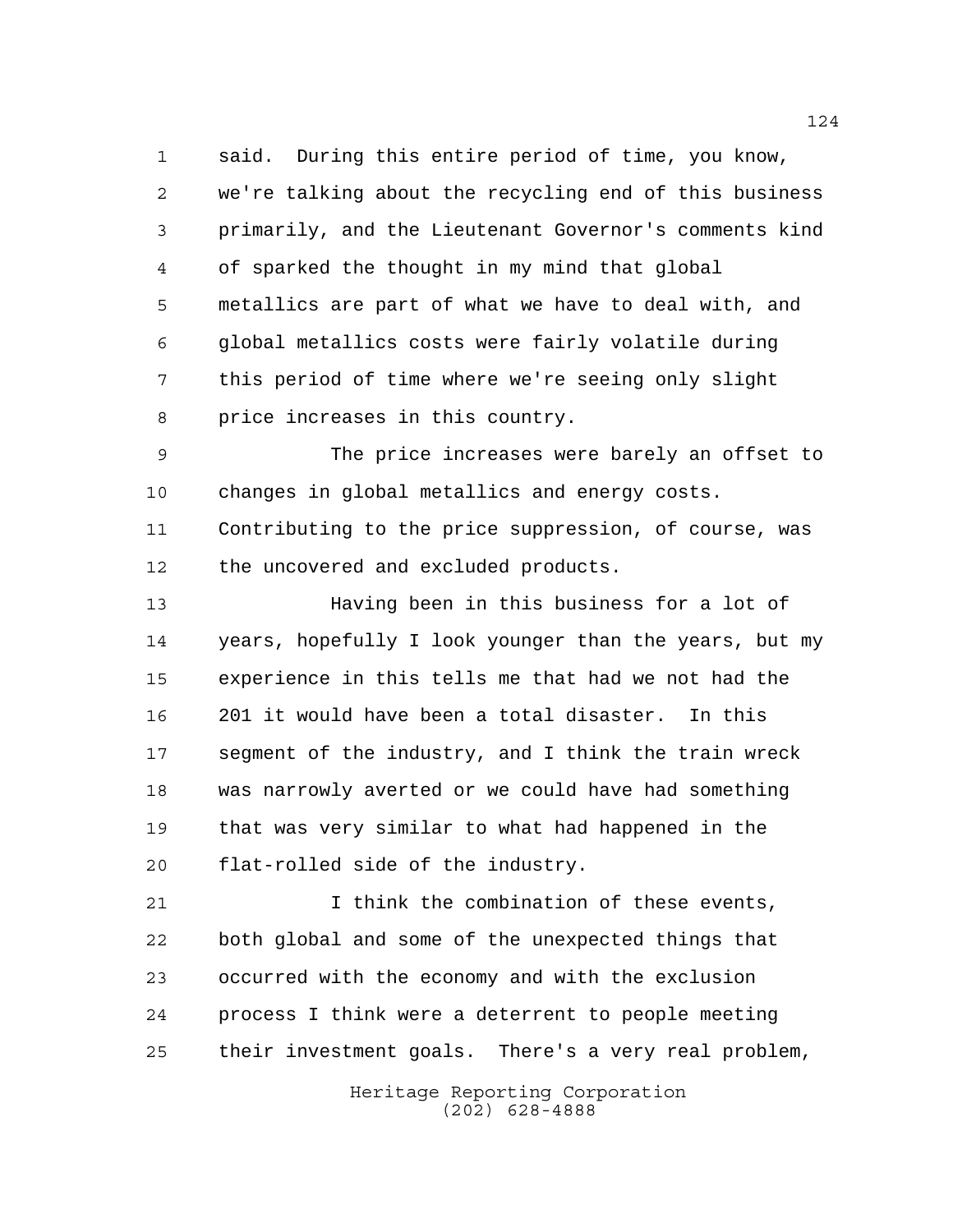said. During this entire period of time, you know, we're talking about the recycling end of this business primarily, and the Lieutenant Governor's comments kind of sparked the thought in my mind that global metallics are part of what we have to deal with, and global metallics costs were fairly volatile during this period of time where we're seeing only slight price increases in this country.

The price increases were barely an offset to changes in global metallics and energy costs. Contributing to the price suppression, of course, was the uncovered and excluded products.

Having been in this business for a lot of years, hopefully I look younger than the years, but my experience in this tells me that had we not had the 201 it would have been a total disaster. In this segment of the industry, and I think the train wreck was narrowly averted or we could have had something that was very similar to what had happened in the flat-rolled side of the industry.

I think the combination of these events, both global and some of the unexpected things that occurred with the economy and with the exclusion process I think were a deterrent to people meeting their investment goals. There's a very real problem,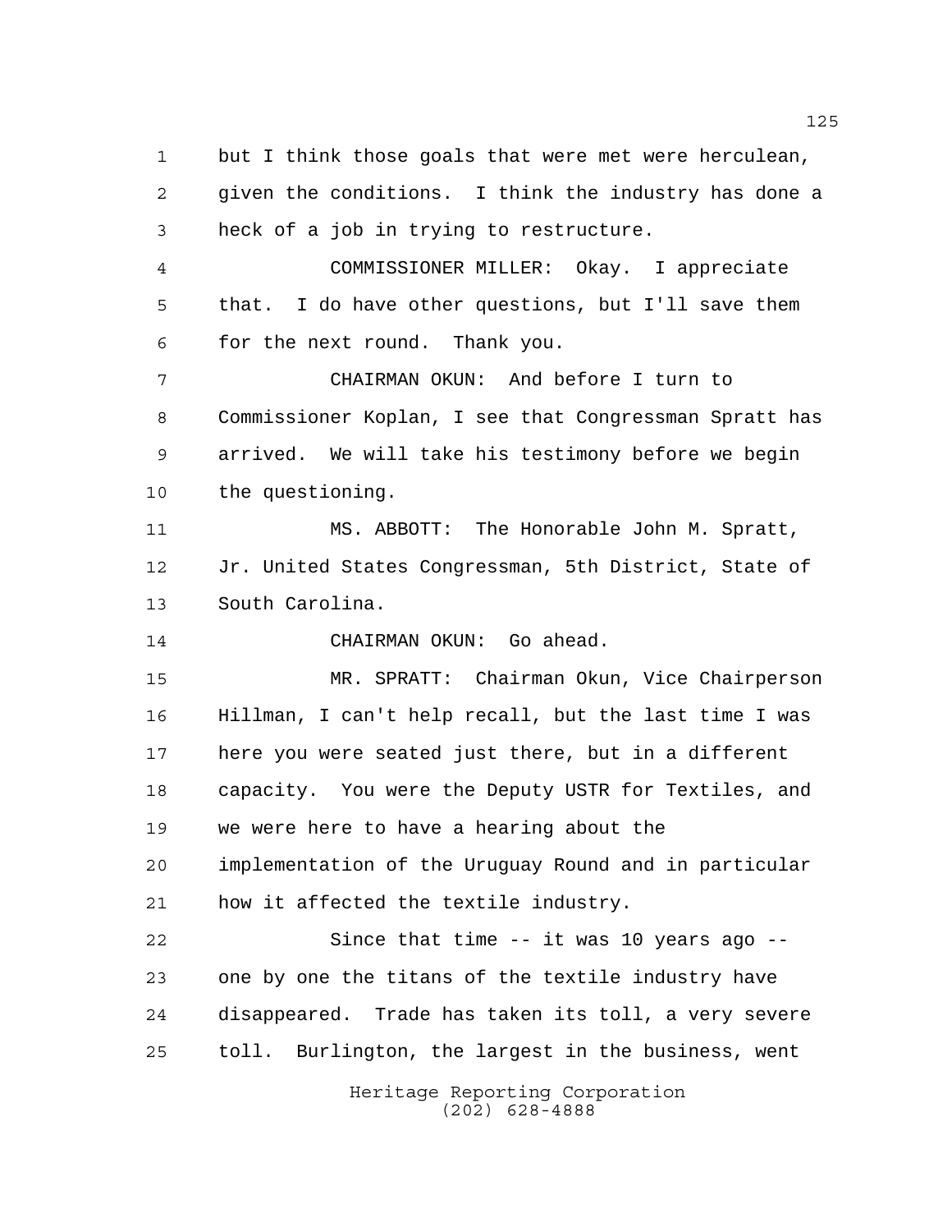but I think those goals that were met were herculean, given the conditions. I think the industry has done a heck of a job in trying to restructure.

COMMISSIONER MILLER: Okay. I appreciate that. I do have other questions, but I'll save them for the next round. Thank you.

CHAIRMAN OKUN: And before I turn to Commissioner Koplan, I see that Congressman Spratt has arrived. We will take his testimony before we begin the questioning.

MS. ABBOTT: The Honorable John M. Spratt, Jr. United States Congressman, 5th District, State of South Carolina.

CHAIRMAN OKUN: Go ahead.

MR. SPRATT: Chairman Okun, Vice Chairperson Hillman, I can't help recall, but the last time I was here you were seated just there, but in a different capacity. You were the Deputy USTR for Textiles, and we were here to have a hearing about the implementation of the Uruguay Round and in particular how it affected the textile industry.

Since that time -- it was 10 years ago -- one by one the titans of the textile industry have disappeared. Trade has taken its toll, a very severe toll. Burlington, the largest in the business, went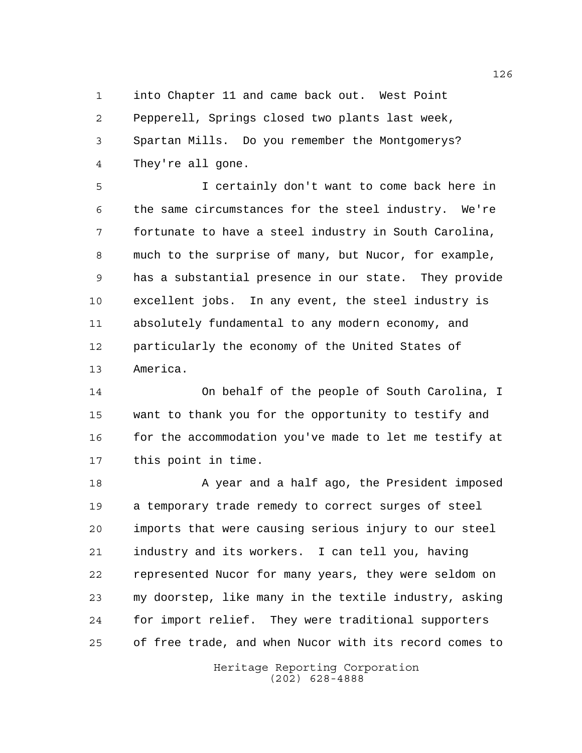into Chapter 11 and came back out. West Point Pepperell, Springs closed two plants last week, Spartan Mills. Do you remember the Montgomerys? They're all gone.

I certainly don't want to come back here in the same circumstances for the steel industry. We're fortunate to have a steel industry in South Carolina, much to the surprise of many, but Nucor, for example, has a substantial presence in our state. They provide excellent jobs. In any event, the steel industry is absolutely fundamental to any modern economy, and particularly the economy of the United States of America.

On behalf of the people of South Carolina, I want to thank you for the opportunity to testify and for the accommodation you've made to let me testify at this point in time.

A year and a half ago, the President imposed a temporary trade remedy to correct surges of steel imports that were causing serious injury to our steel industry and its workers. I can tell you, having represented Nucor for many years, they were seldom on my doorstep, like many in the textile industry, asking for import relief. They were traditional supporters of free trade, and when Nucor with its record comes to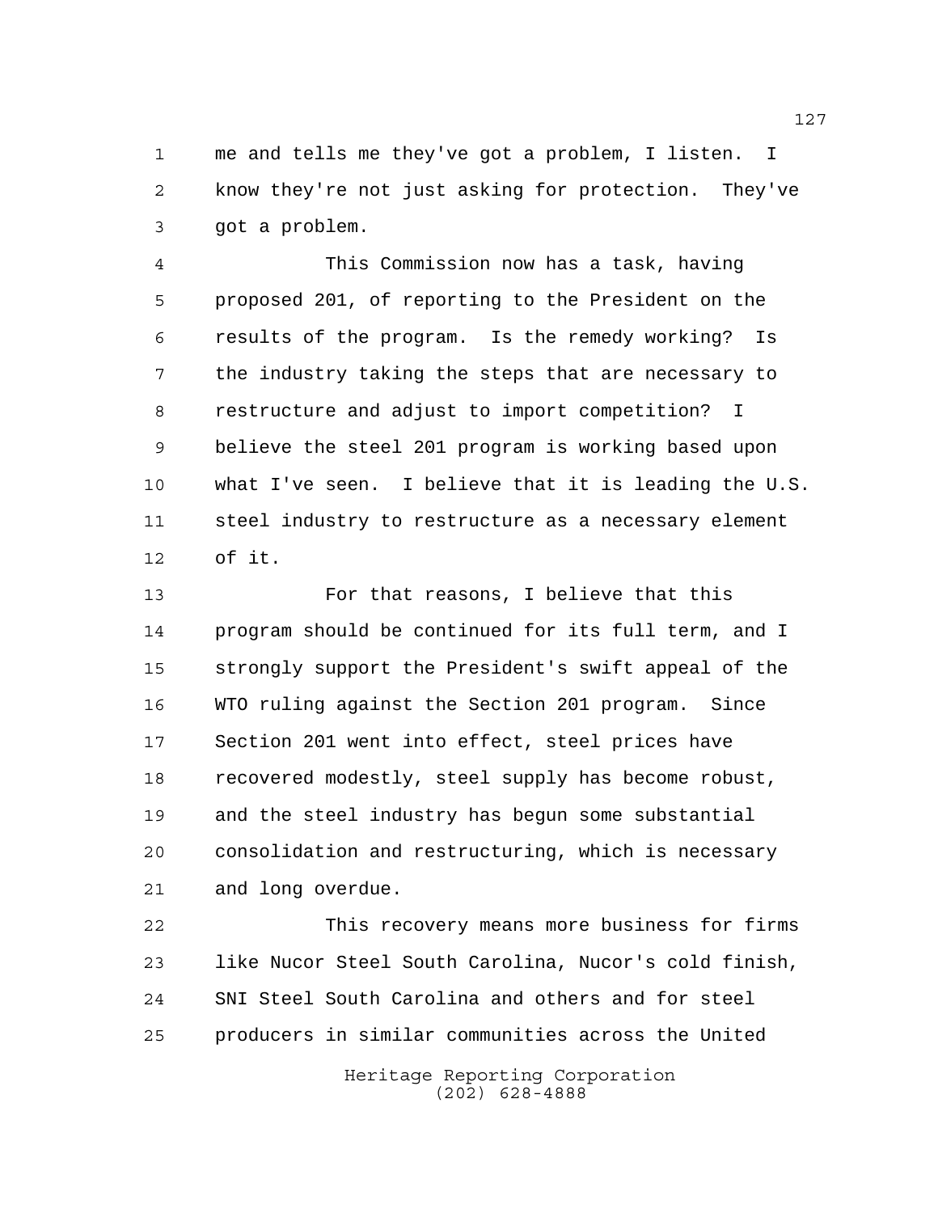me and tells me they've got a problem, I listen. I know they're not just asking for protection. They've got a problem.

This Commission now has a task, having proposed 201, of reporting to the President on the results of the program. Is the remedy working? Is the industry taking the steps that are necessary to restructure and adjust to import competition? I believe the steel 201 program is working based upon what I've seen. I believe that it is leading the U.S. steel industry to restructure as a necessary element of it.

For that reasons, I believe that this program should be continued for its full term, and I strongly support the President's swift appeal of the WTO ruling against the Section 201 program. Since Section 201 went into effect, steel prices have recovered modestly, steel supply has become robust, and the steel industry has begun some substantial consolidation and restructuring, which is necessary and long overdue.

This recovery means more business for firms like Nucor Steel South Carolina, Nucor's cold finish, SNI Steel South Carolina and others and for steel producers in similar communities across the United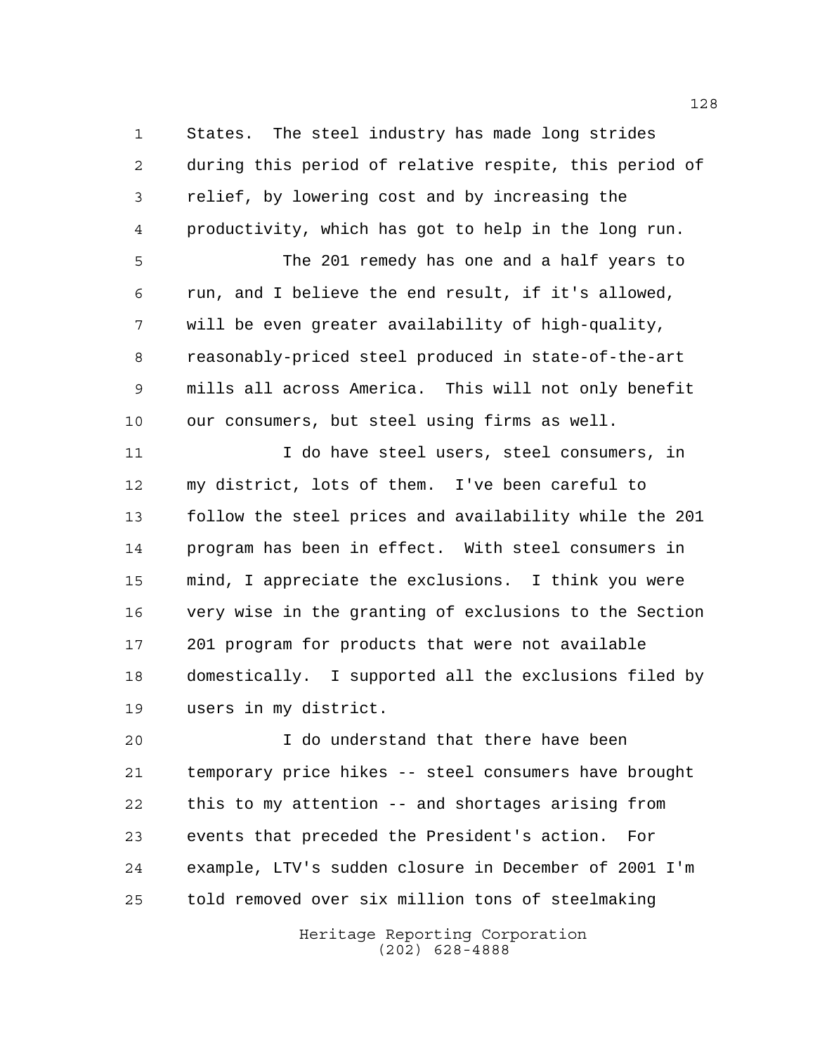States. The steel industry has made long strides during this period of relative respite, this period of relief, by lowering cost and by increasing the productivity, which has got to help in the long run.

The 201 remedy has one and a half years to run, and I believe the end result, if it's allowed, will be even greater availability of high-quality, reasonably-priced steel produced in state-of-the-art mills all across America. This will not only benefit our consumers, but steel using firms as well.

I do have steel users, steel consumers, in my district, lots of them. I've been careful to follow the steel prices and availability while the 201 program has been in effect. With steel consumers in mind, I appreciate the exclusions. I think you were very wise in the granting of exclusions to the Section 201 program for products that were not available domestically. I supported all the exclusions filed by users in my district.

I do understand that there have been temporary price hikes -- steel consumers have brought this to my attention -- and shortages arising from events that preceded the President's action. For example, LTV's sudden closure in December of 2001 I'm told removed over six million tons of steelmaking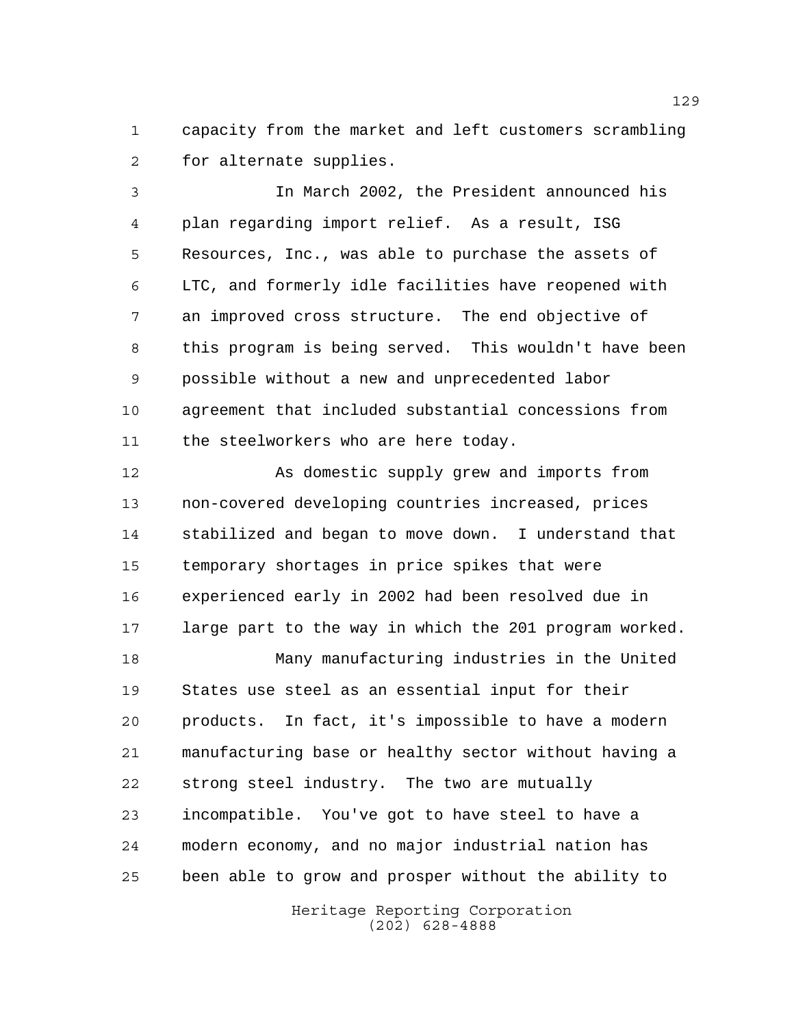capacity from the market and left customers scrambling for alternate supplies.

In March 2002, the President announced his plan regarding import relief. As a result, ISG Resources, Inc., was able to purchase the assets of LTC, and formerly idle facilities have reopened with an improved cross structure. The end objective of this program is being served. This wouldn't have been possible without a new and unprecedented labor agreement that included substantial concessions from the steelworkers who are here today.

As domestic supply grew and imports from non-covered developing countries increased, prices stabilized and began to move down. I understand that temporary shortages in price spikes that were experienced early in 2002 had been resolved due in large part to the way in which the 201 program worked.

Many manufacturing industries in the United States use steel as an essential input for their products. In fact, it's impossible to have a modern manufacturing base or healthy sector without having a strong steel industry. The two are mutually incompatible. You've got to have steel to have a modern economy, and no major industrial nation has been able to grow and prosper without the ability to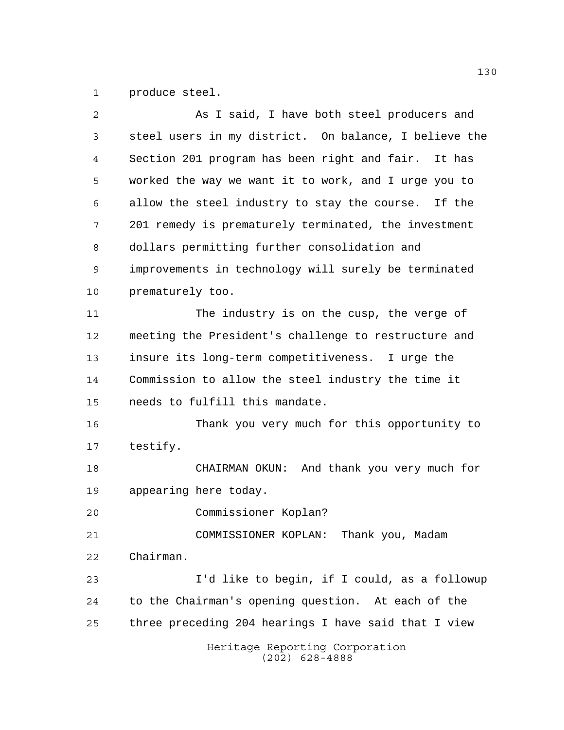produce steel.

As I said, I have both steel producers and steel users in my district. On balance, I believe the Section 201 program has been right and fair. It has worked the way we want it to work, and I urge you to allow the steel industry to stay the course. If the 201 remedy is prematurely terminated, the investment dollars permitting further consolidation and improvements in technology will surely be terminated prematurely too.

The industry is on the cusp, the verge of meeting the President's challenge to restructure and insure its long-term competitiveness. I urge the Commission to allow the steel industry the time it needs to fulfill this mandate.

Thank you very much for this opportunity to testify.

CHAIRMAN OKUN: And thank you very much for appearing here today.

Commissioner Koplan?

COMMISSIONER KOPLAN: Thank you, Madam Chairman.

I'd like to begin, if I could, as a followup to the Chairman's opening question. At each of the three preceding 204 hearings I have said that I view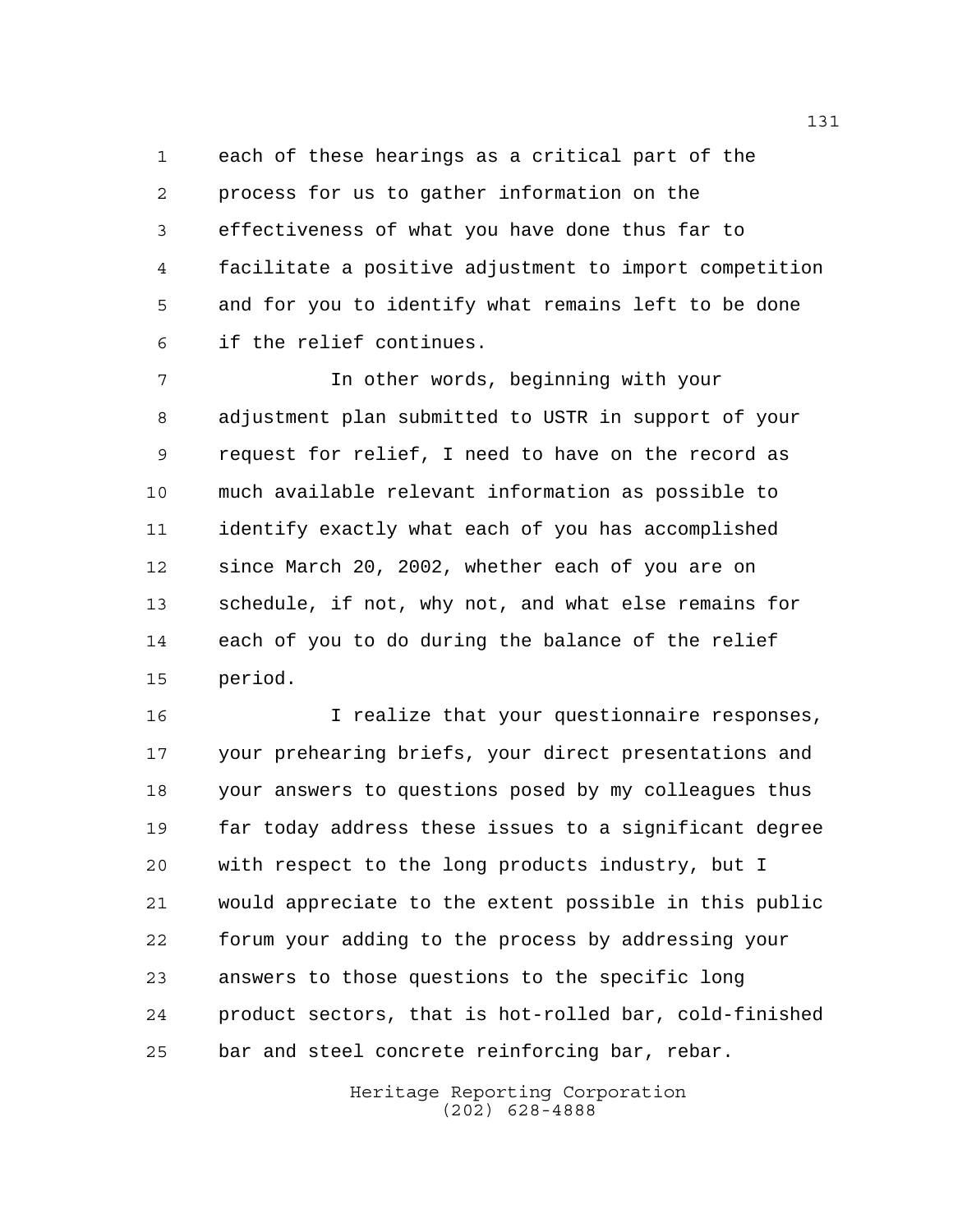each of these hearings as a critical part of the process for us to gather information on the effectiveness of what you have done thus far to facilitate a positive adjustment to import competition and for you to identify what remains left to be done if the relief continues.

In other words, beginning with your adjustment plan submitted to USTR in support of your request for relief, I need to have on the record as much available relevant information as possible to identify exactly what each of you has accomplished since March 20, 2002, whether each of you are on schedule, if not, why not, and what else remains for each of you to do during the balance of the relief period.

I realize that your questionnaire responses, your prehearing briefs, your direct presentations and your answers to questions posed by my colleagues thus far today address these issues to a significant degree with respect to the long products industry, but I would appreciate to the extent possible in this public forum your adding to the process by addressing your answers to those questions to the specific long product sectors, that is hot-rolled bar, cold-finished bar and steel concrete reinforcing bar, rebar.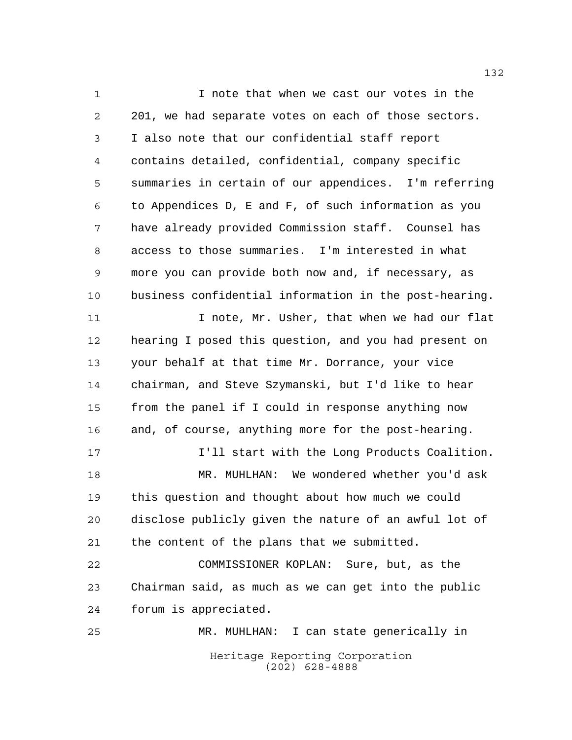I note that when we cast our votes in the 201, we had separate votes on each of those sectors. I also note that our confidential staff report contains detailed, confidential, company specific summaries in certain of our appendices. I'm referring to Appendices D, E and F, of such information as you have already provided Commission staff. Counsel has access to those summaries. I'm interested in what more you can provide both now and, if necessary, as business confidential information in the post-hearing.

I note, Mr. Usher, that when we had our flat hearing I posed this question, and you had present on your behalf at that time Mr. Dorrance, your vice chairman, and Steve Szymanski, but I'd like to hear from the panel if I could in response anything now and, of course, anything more for the post-hearing.

I'll start with the Long Products Coalition.

MR. MUHLHAN: We wondered whether you'd ask this question and thought about how much we could disclose publicly given the nature of an awful lot of the content of the plans that we submitted.

COMMISSIONER KOPLAN: Sure, but, as the Chairman said, as much as we can get into the public forum is appreciated.

MR. MUHLHAN: I can state generically in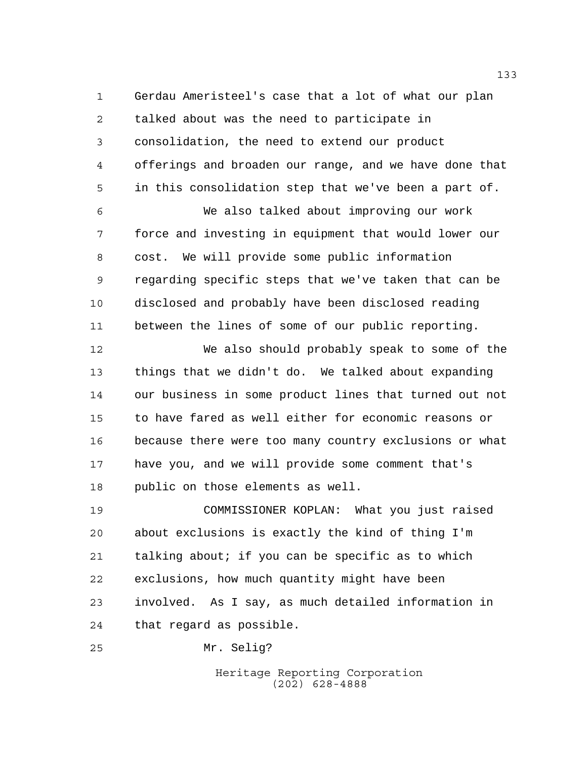Gerdau Ameristeel's case that a lot of what our plan talked about was the need to participate in consolidation, the need to extend our product offerings and broaden our range, and we have done that in this consolidation step that we've been a part of.

We also talked about improving our work force and investing in equipment that would lower our cost. We will provide some public information regarding specific steps that we've taken that can be disclosed and probably have been disclosed reading between the lines of some of our public reporting.

We also should probably speak to some of the things that we didn't do. We talked about expanding our business in some product lines that turned out not to have fared as well either for economic reasons or because there were too many country exclusions or what have you, and we will provide some comment that's public on those elements as well.

COMMISSIONER KOPLAN: What you just raised about exclusions is exactly the kind of thing I'm talking about; if you can be specific as to which exclusions, how much quantity might have been involved. As I say, as much detailed information in that regard as possible.

Mr. Selig?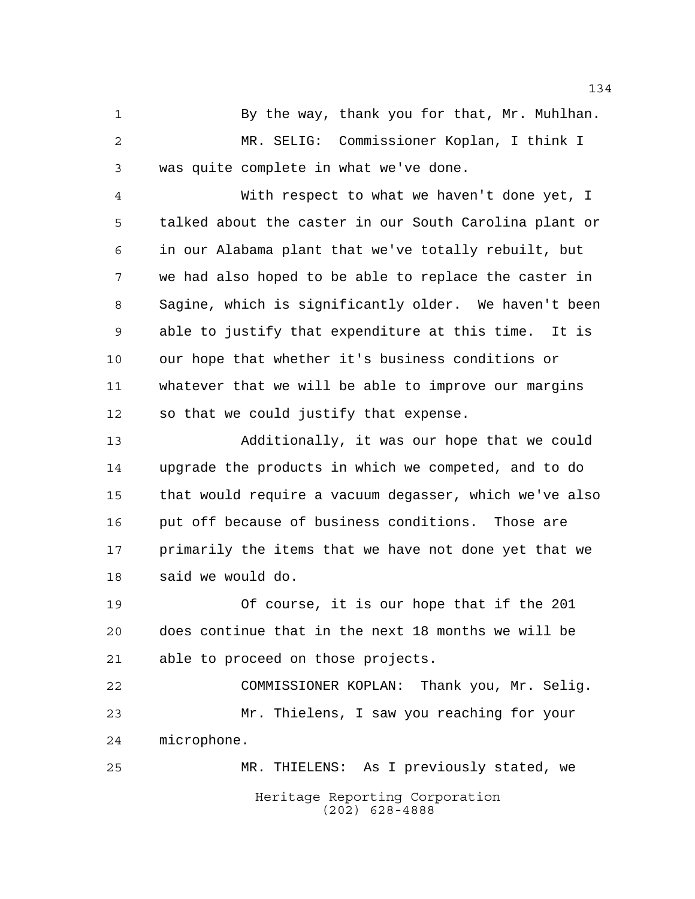By the way, thank you for that, Mr. Muhlhan.

MR. SELIG: Commissioner Koplan, I think I was quite complete in what we've done.

With respect to what we haven't done yet, I talked about the caster in our South Carolina plant or in our Alabama plant that we've totally rebuilt, but we had also hoped to be able to replace the caster in Sagine, which is significantly older. We haven't been able to justify that expenditure at this time. It is our hope that whether it's business conditions or whatever that we will be able to improve our margins so that we could justify that expense.

Additionally, it was our hope that we could upgrade the products in which we competed, and to do that would require a vacuum degasser, which we've also put off because of business conditions. Those are primarily the items that we have not done yet that we said we would do.

Of course, it is our hope that if the 201 does continue that in the next 18 months we will be able to proceed on those projects.

COMMISSIONER KOPLAN: Thank you, Mr. Selig.

Mr. Thielens, I saw you reaching for your microphone.

MR. THIELENS: As I previously stated, we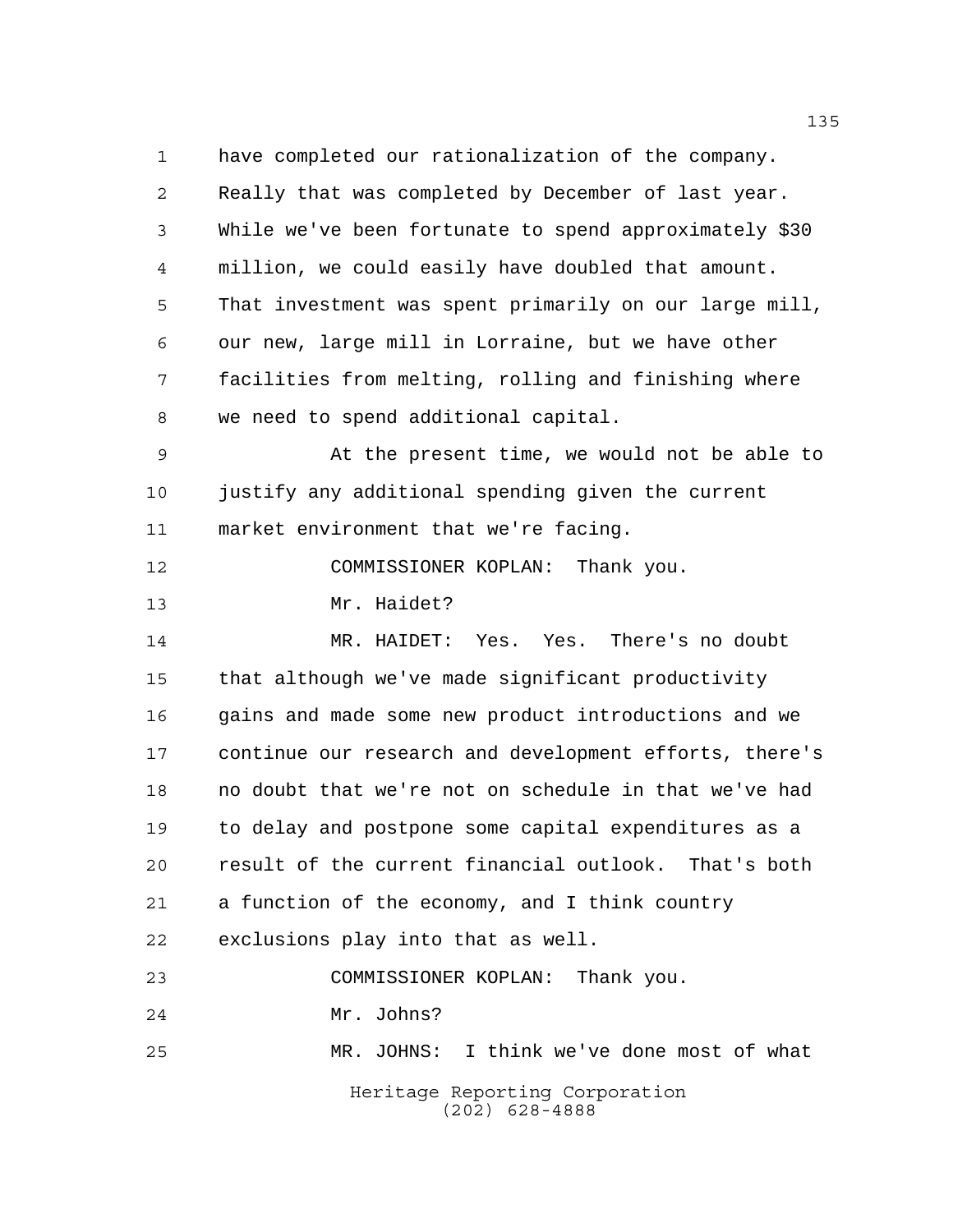have completed our rationalization of the company. Really that was completed by December of last year. While we've been fortunate to spend approximately $30 million, we could easily have doubled that amount. That investment was spent primarily on our large mill, our new, large mill in Lorraine, but we have other facilities from melting, rolling and finishing where we need to spend additional capital.

At the present time, we would not be able to justify any additional spending given the current market environment that we're facing.

COMMISSIONER KOPLAN: Thank you.

Mr. Haidet?

MR. HAIDET: Yes. Yes. There's no doubt that although we've made significant productivity gains and made some new product introductions and we continue our research and development efforts, there's no doubt that we're not on schedule in that we've had to delay and postpone some capital expenditures as a result of the current financial outlook. That's both a function of the economy, and I think country exclusions play into that as well.

COMMISSIONER KOPLAN: Thank you.

Mr. Johns?

MR. JOHNS: I think we've done most of what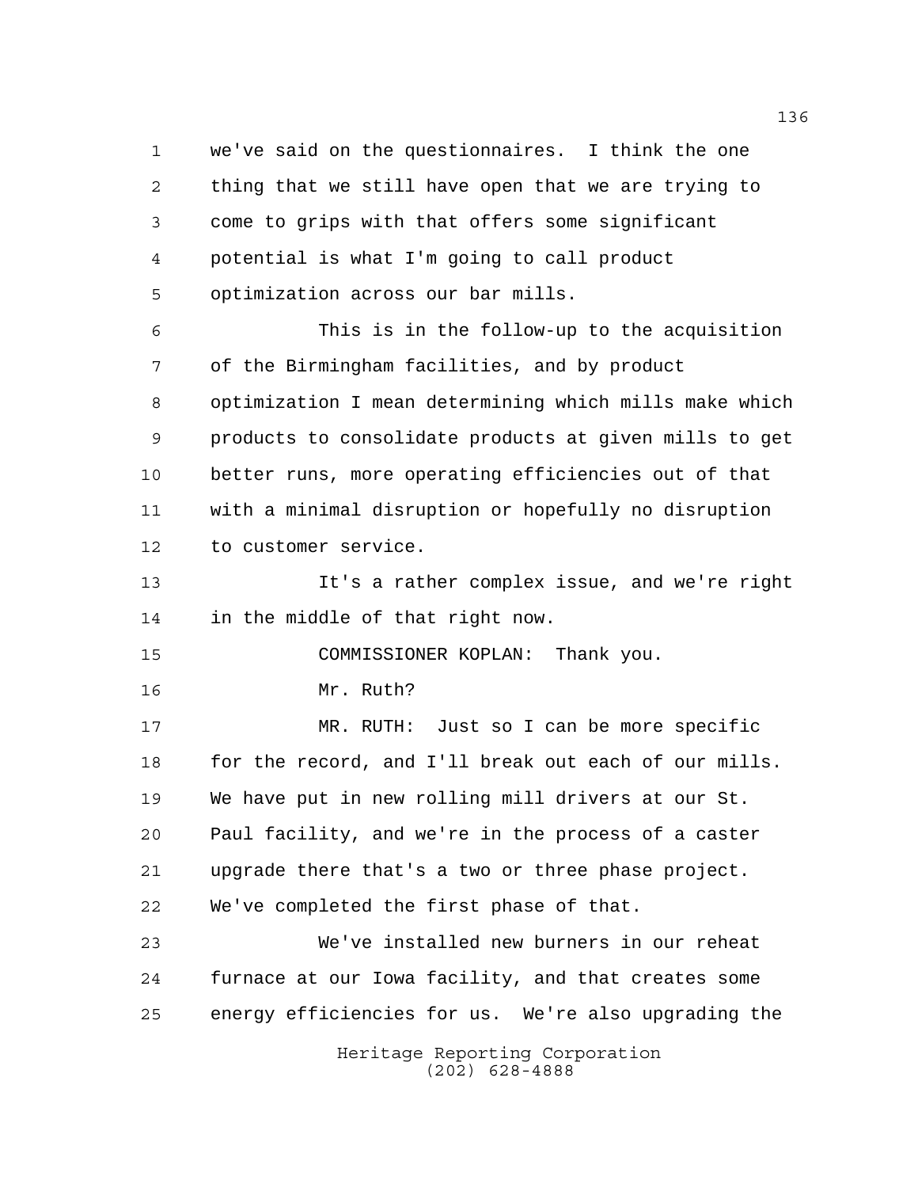we've said on the questionnaires. I think the one thing that we still have open that we are trying to come to grips with that offers some significant potential is what I'm going to call product optimization across our bar mills.

This is in the follow-up to the acquisition of the Birmingham facilities, and by product optimization I mean determining which mills make which products to consolidate products at given mills to get better runs, more operating efficiencies out of that with a minimal disruption or hopefully no disruption to customer service.

It's a rather complex issue, and we're right in the middle of that right now.

COMMISSIONER KOPLAN: Thank you.

Mr. Ruth?

MR. RUTH: Just so I can be more specific for the record, and I'll break out each of our mills. We have put in new rolling mill drivers at our St. Paul facility, and we're in the process of a caster upgrade there that's a two or three phase project. We've completed the first phase of that.

We've installed new burners in our reheat furnace at our Iowa facility, and that creates some energy efficiencies for us. We're also upgrading the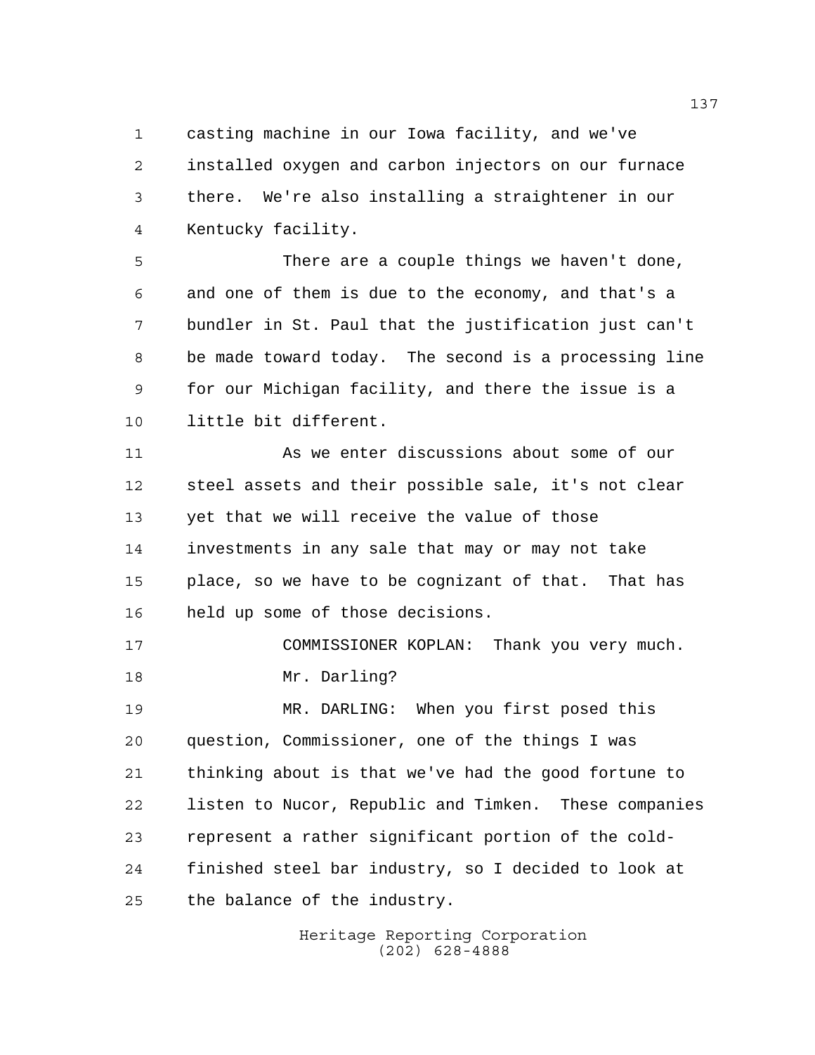casting machine in our Iowa facility, and we've installed oxygen and carbon injectors on our furnace there. We're also installing a straightener in our Kentucky facility.

There are a couple things we haven't done, and one of them is due to the economy, and that's a bundler in St. Paul that the justification just can't be made toward today. The second is a processing line for our Michigan facility, and there the issue is a little bit different.

As we enter discussions about some of our steel assets and their possible sale, it's not clear yet that we will receive the value of those investments in any sale that may or may not take place, so we have to be cognizant of that. That has held up some of those decisions.

COMMISSIONER KOPLAN: Thank you very much. Mr. Darling?

MR. DARLING: When you first posed this question, Commissioner, one of the things I was thinking about is that we've had the good fortune to listen to Nucor, Republic and Timken. These companies represent a rather significant portion of the cold-finished steel bar industry, so I decided to look at the balance of the industry.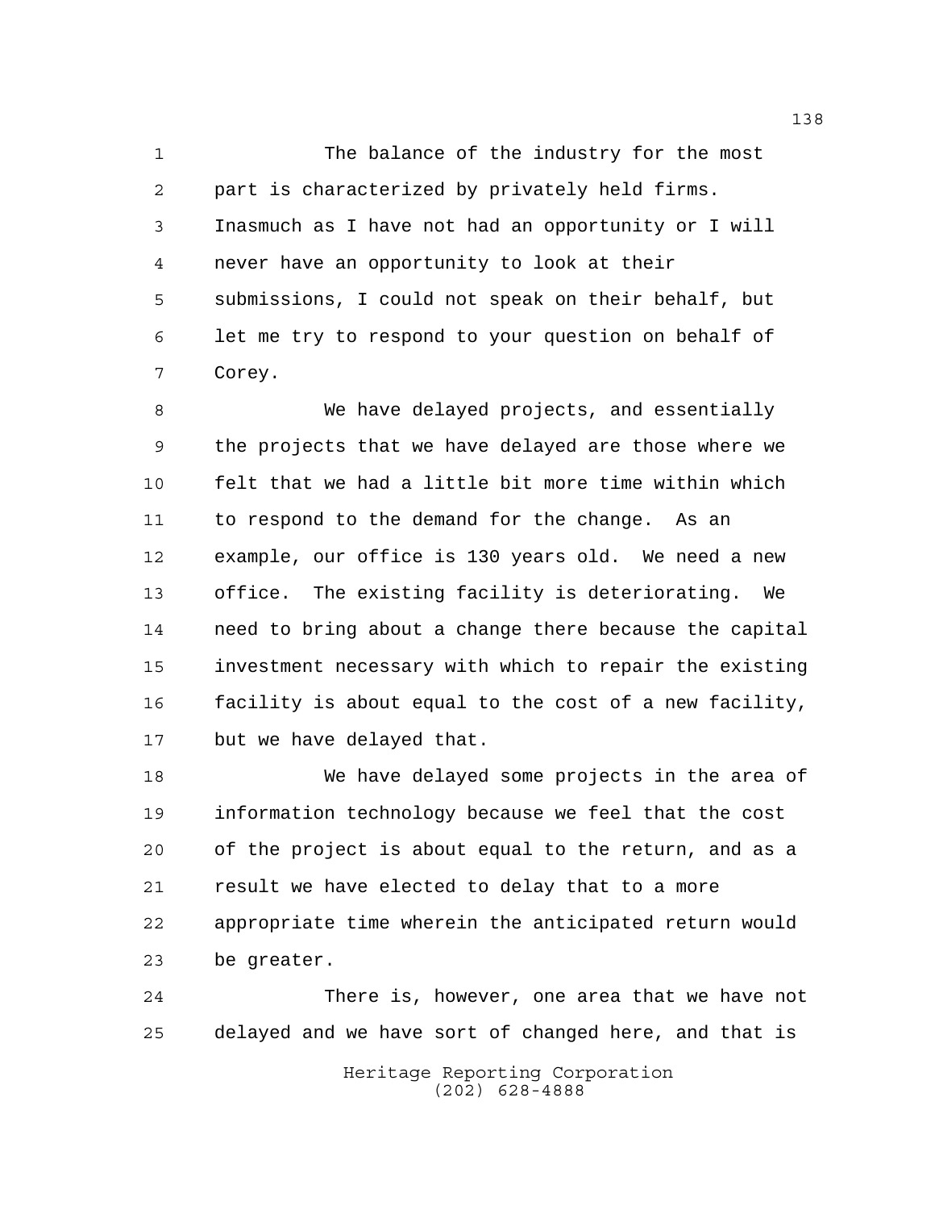The balance of the industry for the most part is characterized by privately held firms. Inasmuch as I have not had an opportunity or I will never have an opportunity to look at their submissions, I could not speak on their behalf, but let me try to respond to your question on behalf of Corey.

We have delayed projects, and essentially the projects that we have delayed are those where we felt that we had a little bit more time within which to respond to the demand for the change. As an example, our office is 130 years old. We need a new office. The existing facility is deteriorating. We need to bring about a change there because the capital investment necessary with which to repair the existing facility is about equal to the cost of a new facility, but we have delayed that.

We have delayed some projects in the area of information technology because we feel that the cost of the project is about equal to the return, and as a result we have elected to delay that to a more appropriate time wherein the anticipated return would be greater.

There is, however, one area that we have not delayed and we have sort of changed here, and that is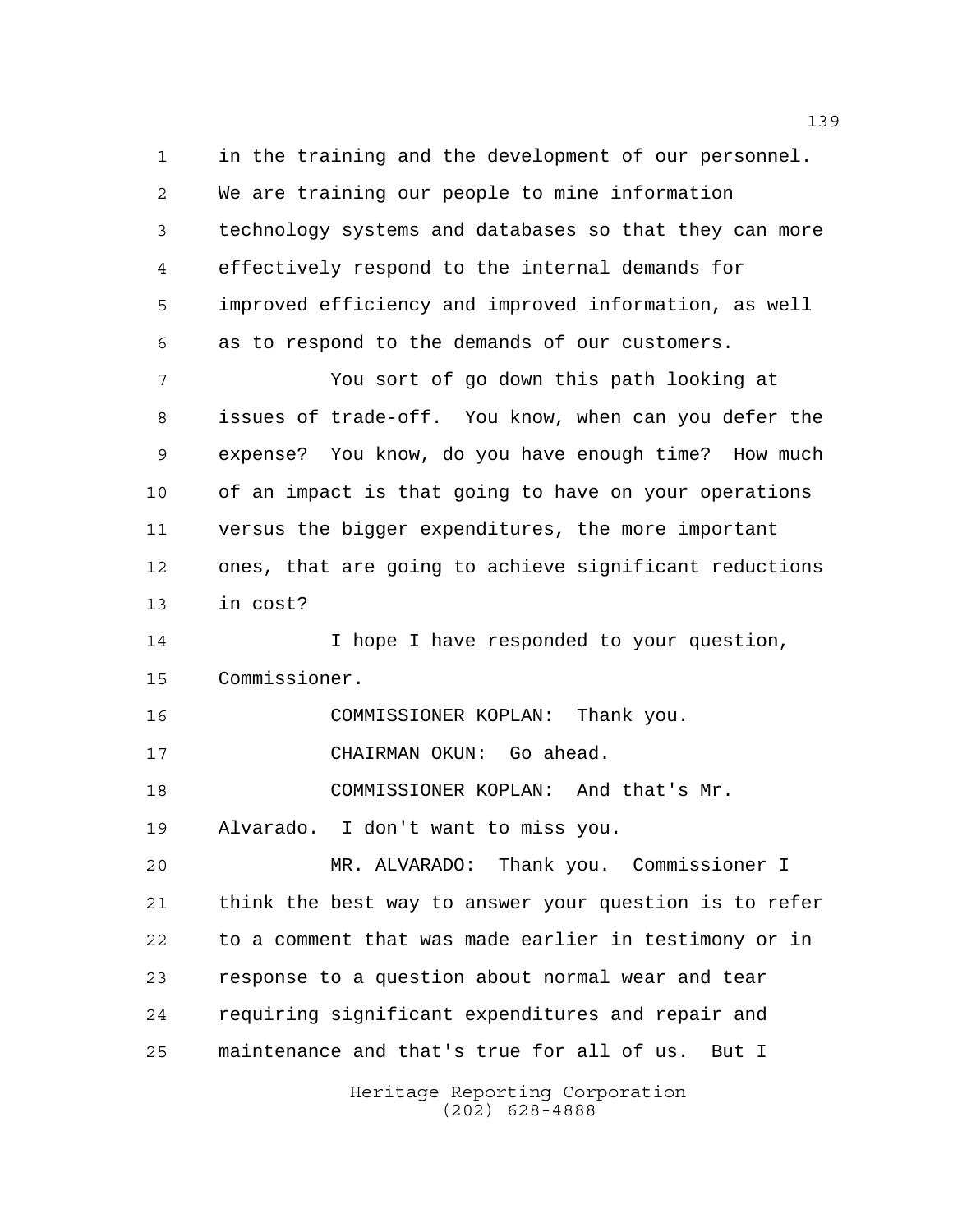in the training and the development of our personnel. We are training our people to mine information technology systems and databases so that they can more effectively respond to the internal demands for improved efficiency and improved information, as well as to respond to the demands of our customers.

You sort of go down this path looking at issues of trade-off. You know, when can you defer the expense? You know, do you have enough time? How much of an impact is that going to have on your operations versus the bigger expenditures, the more important ones, that are going to achieve significant reductions in cost?

I hope I have responded to your question, Commissioner.

COMMISSIONER KOPLAN: Thank you.

CHAIRMAN OKUN: Go ahead.

COMMISSIONER KOPLAN: And that's Mr. Alvarado. I don't want to miss you.

MR. ALVARADO: Thank you. Commissioner I think the best way to answer your question is to refer to a comment that was made earlier in testimony or in response to a question about normal wear and tear requiring significant expenditures and repair and maintenance and that's true for all of us. But I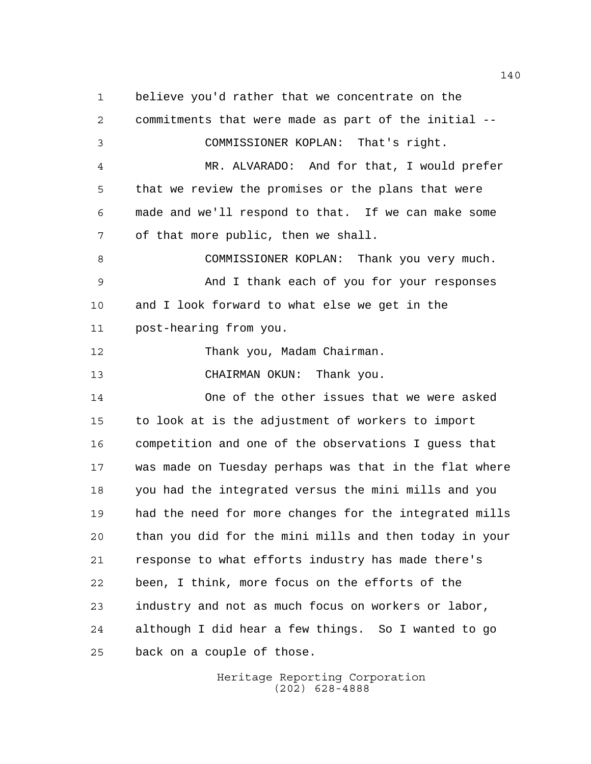believe you'd rather that we concentrate on the commitments that were made as part of the initial --

COMMISSIONER KOPLAN: That's right.

MR. ALVARADO: And for that, I would prefer that we review the promises or the plans that were made and we'll respond to that. If we can make some of that more public, then we shall.

COMMISSIONER KOPLAN: Thank you very much.

And I thank each of you for your responses and I look forward to what else we get in the post-hearing from you.

Thank you, Madam Chairman.

CHAIRMAN OKUN: Thank you.

One of the other issues that we were asked to look at is the adjustment of workers to import competition and one of the observations I guess that was made on Tuesday perhaps was that in the flat where you had the integrated versus the mini mills and you had the need for more changes for the integrated mills than you did for the mini mills and then today in your response to what efforts industry has made there's been, I think, more focus on the efforts of the industry and not as much focus on workers or labor, although I did hear a few things. So I wanted to go back on a couple of those.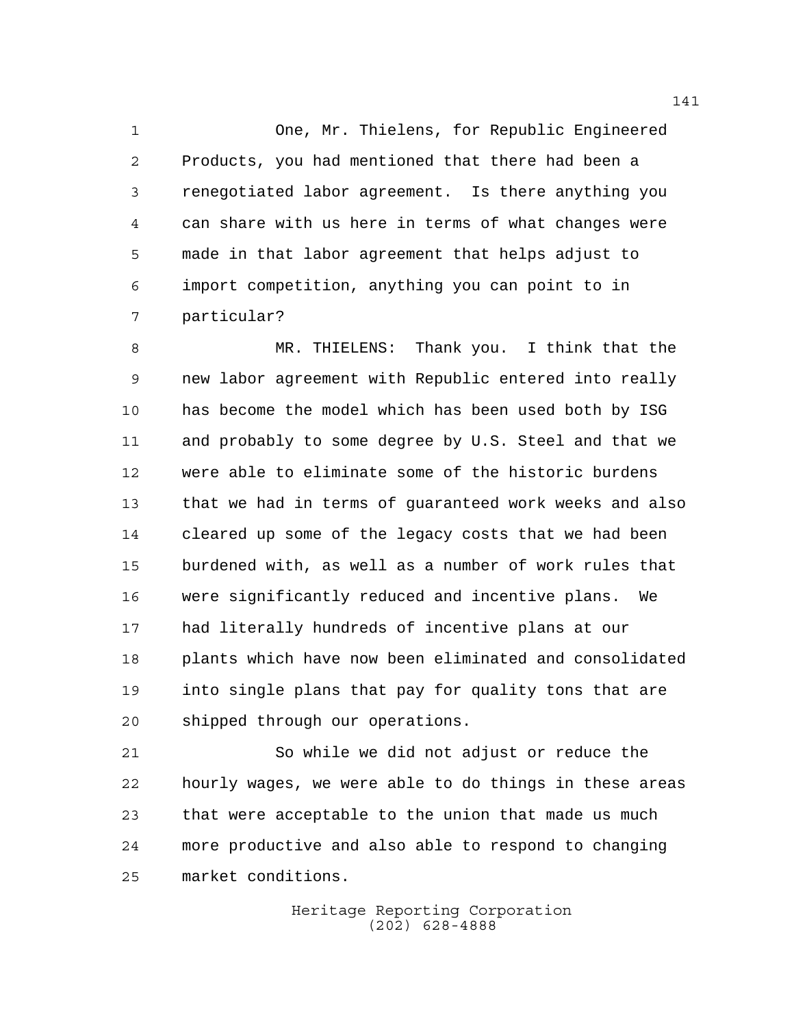One, Mr. Thielens, for Republic Engineered Products, you had mentioned that there had been a renegotiated labor agreement. Is there anything you can share with us here in terms of what changes were made in that labor agreement that helps adjust to import competition, anything you can point to in particular?

MR. THIELENS: Thank you. I think that the new labor agreement with Republic entered into really has become the model which has been used both by ISG and probably to some degree by U.S. Steel and that we were able to eliminate some of the historic burdens that we had in terms of guaranteed work weeks and also cleared up some of the legacy costs that we had been burdened with, as well as a number of work rules that were significantly reduced and incentive plans. We had literally hundreds of incentive plans at our plants which have now been eliminated and consolidated into single plans that pay for quality tons that are shipped through our operations.

So while we did not adjust or reduce the hourly wages, we were able to do things in these areas that were acceptable to the union that made us much more productive and also able to respond to changing market conditions.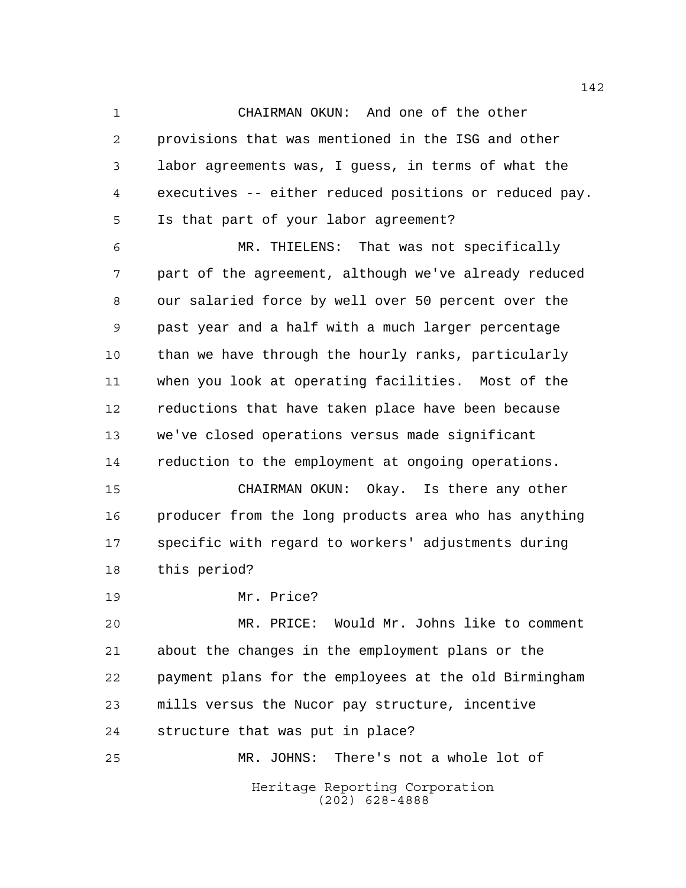CHAIRMAN OKUN: And one of the other provisions that was mentioned in the ISG and other labor agreements was, I guess, in terms of what the executives -- either reduced positions or reduced pay. Is that part of your labor agreement?

MR. THIELENS: That was not specifically part of the agreement, although we've already reduced our salaried force by well over 50 percent over the past year and a half with a much larger percentage than we have through the hourly ranks, particularly when you look at operating facilities. Most of the reductions that have taken place have been because we've closed operations versus made significant reduction to the employment at ongoing operations.

CHAIRMAN OKUN: Okay. Is there any other producer from the long products area who has anything specific with regard to workers' adjustments during this period?

Mr. Price?

MR. PRICE: Would Mr. Johns like to comment about the changes in the employment plans or the payment plans for the employees at the old Birmingham mills versus the Nucor pay structure, incentive structure that was put in place?

MR. JOHNS: There's not a whole lot of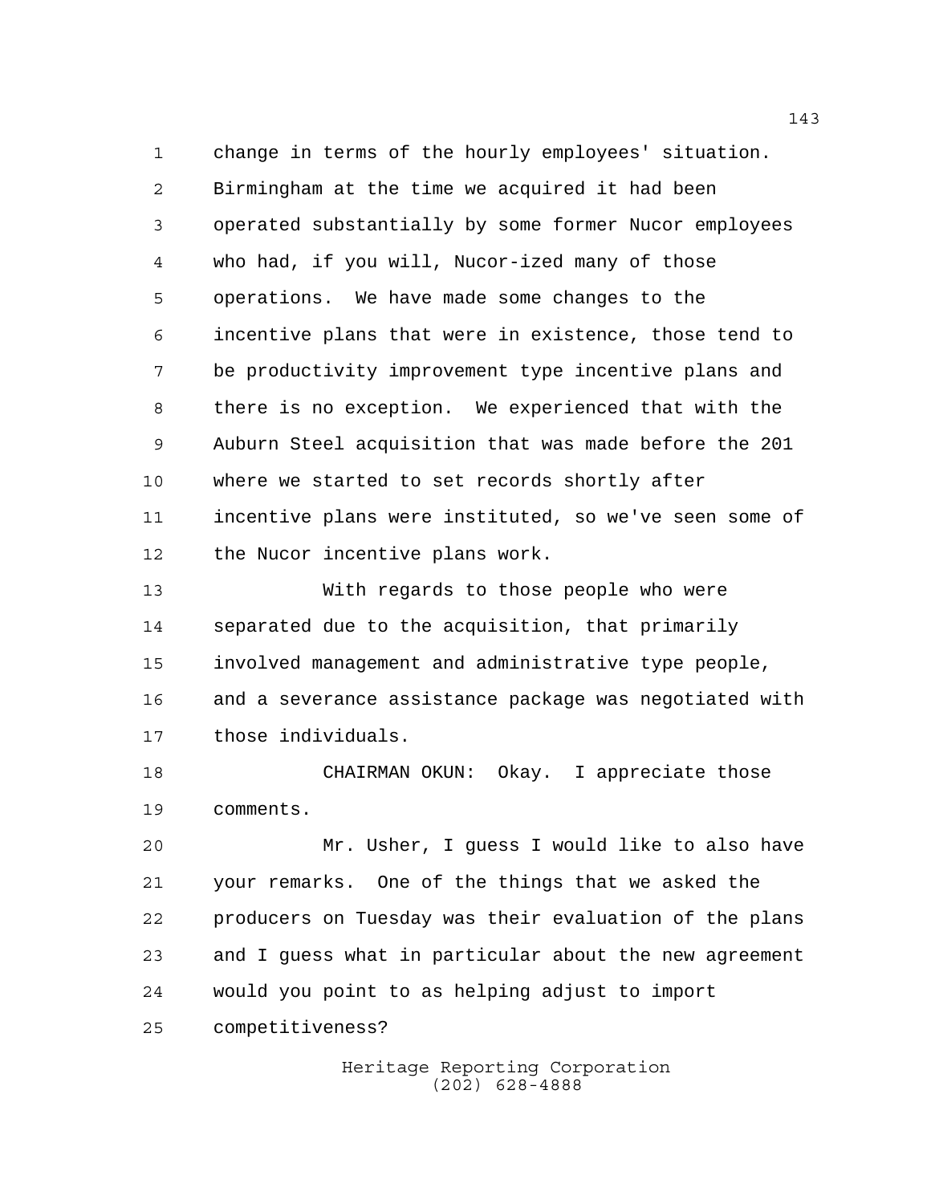change in terms of the hourly employees' situation. Birmingham at the time we acquired it had been operated substantially by some former Nucor employees who had, if you will, Nucor-ized many of those operations. We have made some changes to the incentive plans that were in existence, those tend to be productivity improvement type incentive plans and there is no exception. We experienced that with the Auburn Steel acquisition that was made before the 201 where we started to set records shortly after incentive plans were instituted, so we've seen some of the Nucor incentive plans work.

With regards to those people who were separated due to the acquisition, that primarily involved management and administrative type people, and a severance assistance package was negotiated with those individuals.

CHAIRMAN OKUN: Okay. I appreciate those comments.

Mr. Usher, I guess I would like to also have your remarks. One of the things that we asked the producers on Tuesday was their evaluation of the plans and I guess what in particular about the new agreement would you point to as helping adjust to import competitiveness?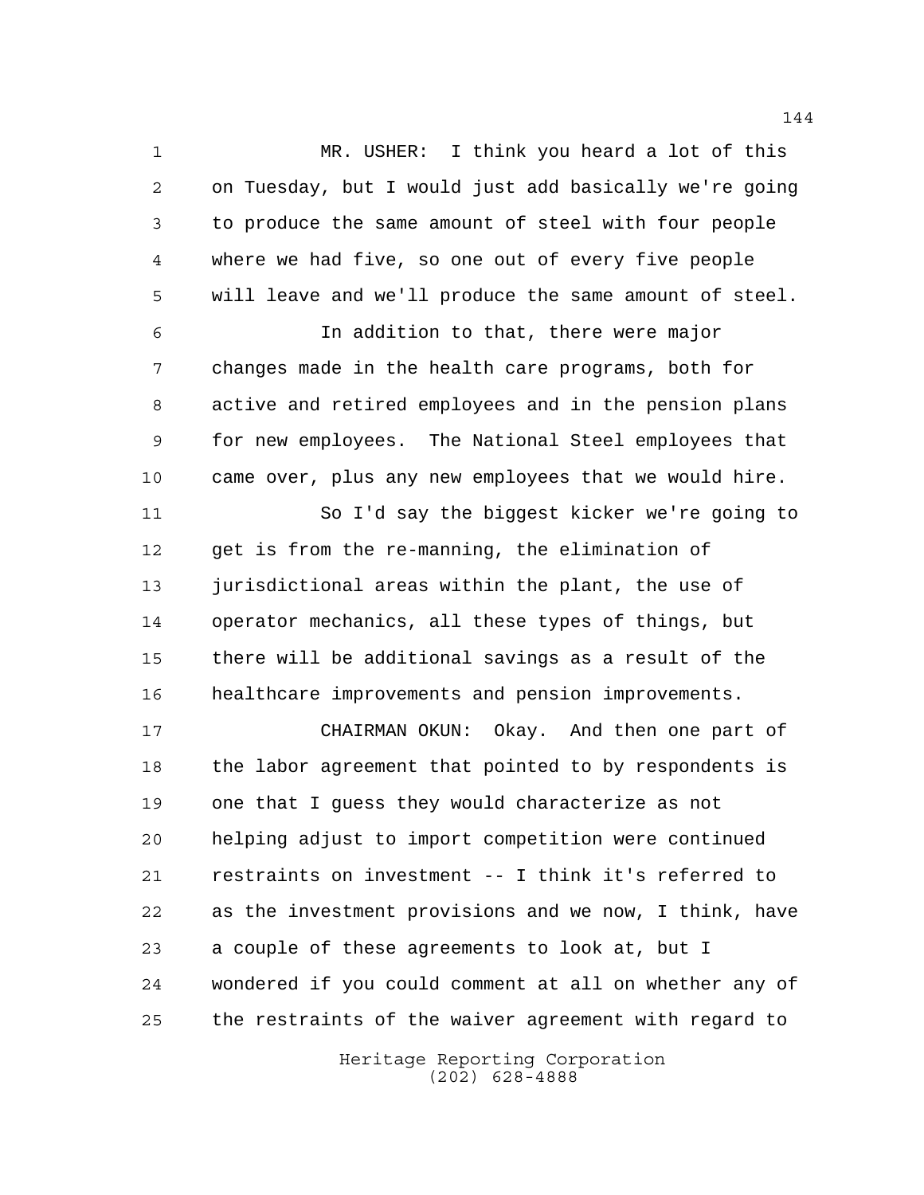MR. USHER: I think you heard a lot of this on Tuesday, but I would just add basically we're going to produce the same amount of steel with four people where we had five, so one out of every five people will leave and we'll produce the same amount of steel.

In addition to that, there were major changes made in the health care programs, both for active and retired employees and in the pension plans for new employees. The National Steel employees that came over, plus any new employees that we would hire.

So I'd say the biggest kicker we're going to get is from the re-manning, the elimination of jurisdictional areas within the plant, the use of operator mechanics, all these types of things, but there will be additional savings as a result of the healthcare improvements and pension improvements.

CHAIRMAN OKUN: Okay. And then one part of the labor agreement that pointed to by respondents is one that I guess they would characterize as not helping adjust to import competition were continued restraints on investment -- I think it's referred to as the investment provisions and we now, I think, have a couple of these agreements to look at, but I wondered if you could comment at all on whether any of the restraints of the waiver agreement with regard to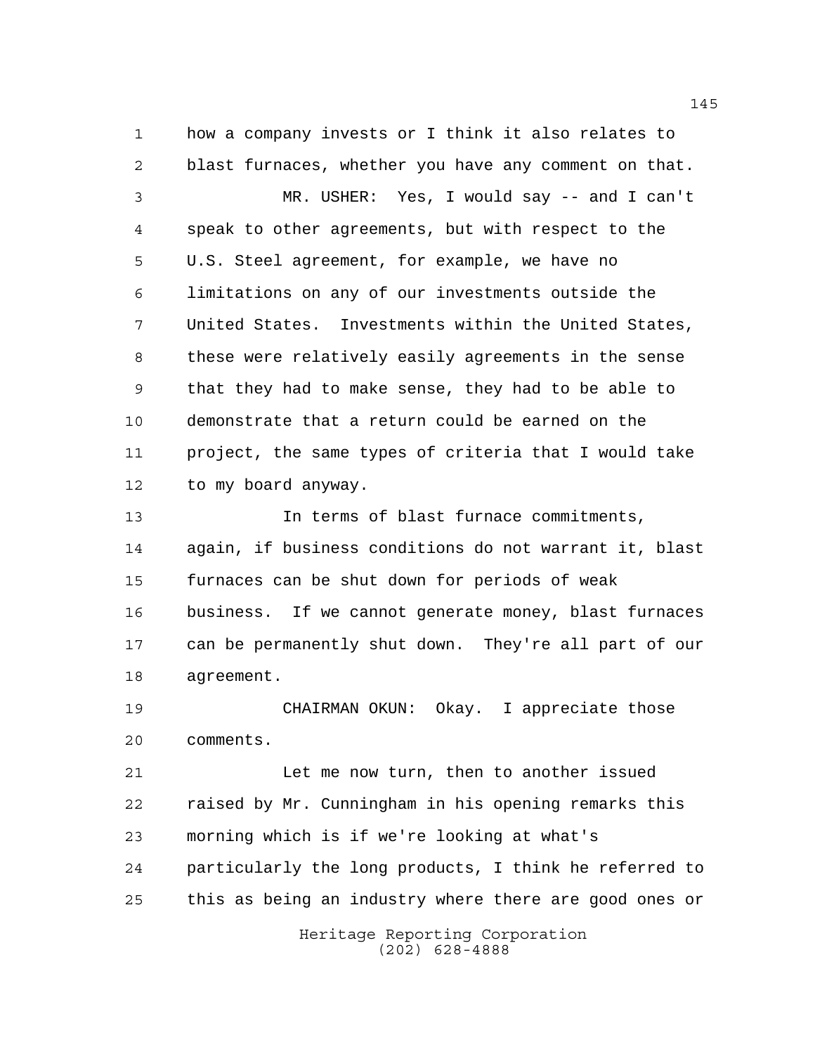how a company invests or I think it also relates to blast furnaces, whether you have any comment on that.

MR. USHER: Yes, I would say -- and I can't speak to other agreements, but with respect to the U.S. Steel agreement, for example, we have no limitations on any of our investments outside the United States. Investments within the United States, these were relatively easily agreements in the sense that they had to make sense, they had to be able to demonstrate that a return could be earned on the project, the same types of criteria that I would take to my board anyway.

In terms of blast furnace commitments, again, if business conditions do not warrant it, blast furnaces can be shut down for periods of weak business. If we cannot generate money, blast furnaces can be permanently shut down. They're all part of our agreement.

CHAIRMAN OKUN: Okay. I appreciate those comments.

Let me now turn, then to another issued raised by Mr. Cunningham in his opening remarks this morning which is if we're looking at what's particularly the long products, I think he referred to this as being an industry where there are good ones or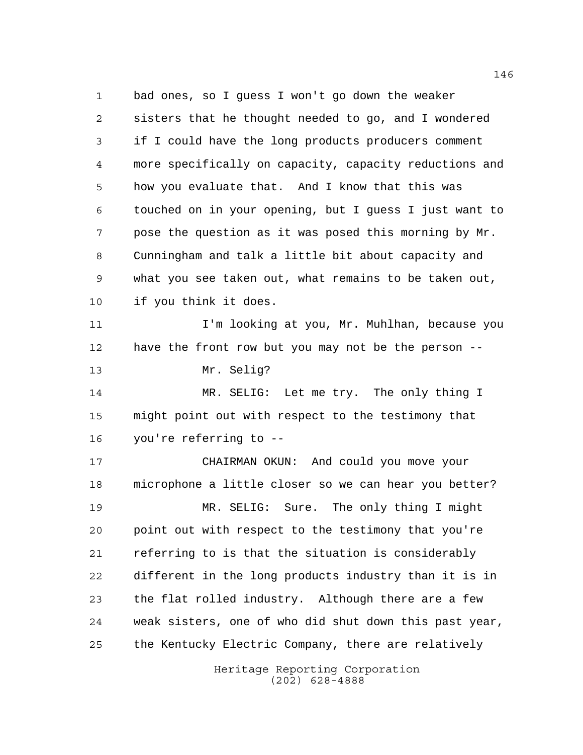bad ones, so I guess I won't go down the weaker sisters that he thought needed to go, and I wondered if I could have the long products producers comment more specifically on capacity, capacity reductions and how you evaluate that. And I know that this was touched on in your opening, but I guess I just want to pose the question as it was posed this morning by Mr. Cunningham and talk a little bit about capacity and what you see taken out, what remains to be taken out, if you think it does.

I'm looking at you, Mr. Muhlhan, because you have the front row but you may not be the person --

Mr. Selig?

MR. SELIG: Let me try. The only thing I might point out with respect to the testimony that you're referring to --

CHAIRMAN OKUN: And could you move your microphone a little closer so we can hear you better?

MR. SELIG: Sure. The only thing I might point out with respect to the testimony that you're referring to is that the situation is considerably different in the long products industry than it is in the flat rolled industry. Although there are a few weak sisters, one of who did shut down this past year, the Kentucky Electric Company, there are relatively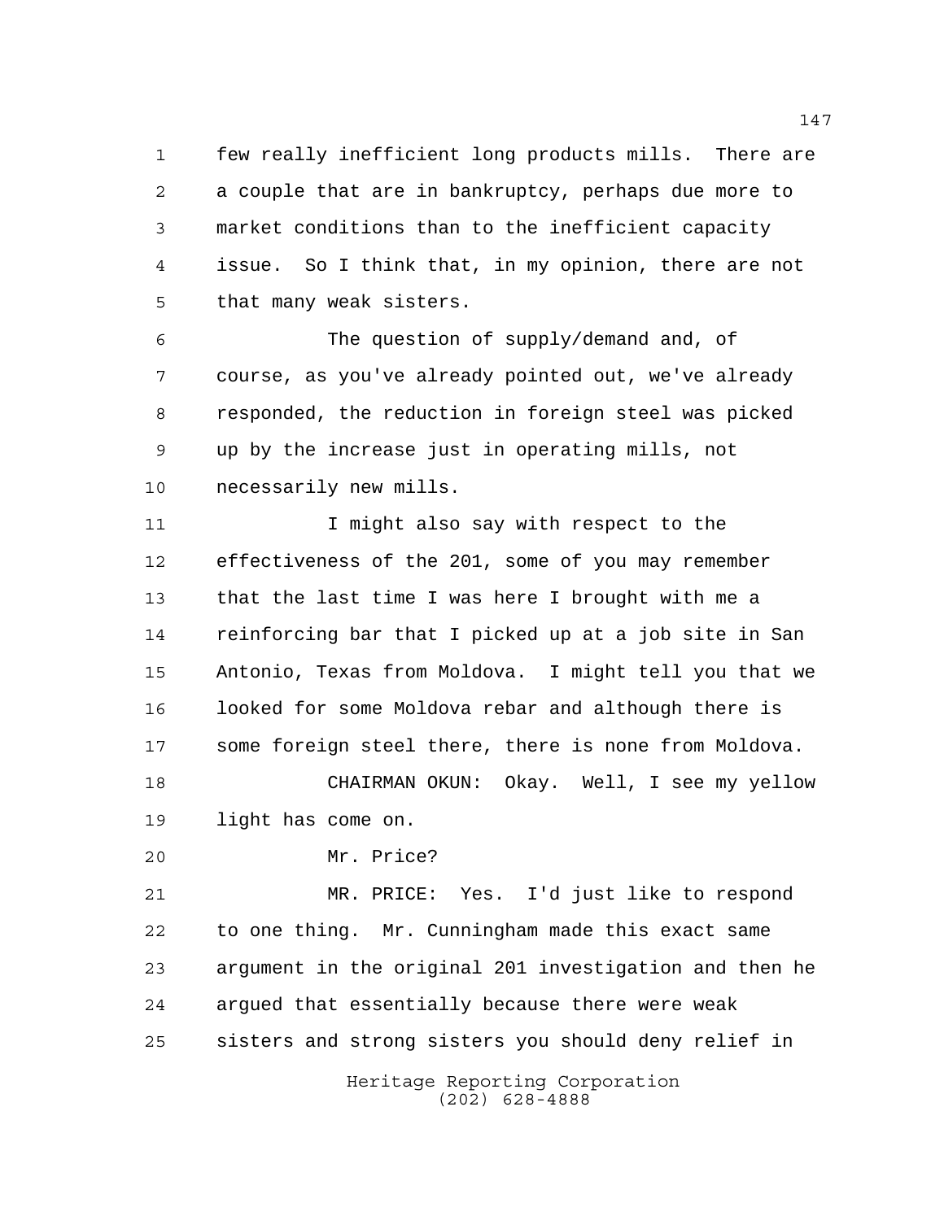few really inefficient long products mills. There are a couple that are in bankruptcy, perhaps due more to market conditions than to the inefficient capacity issue. So I think that, in my opinion, there are not that many weak sisters.

The question of supply/demand and, of course, as you've already pointed out, we've already responded, the reduction in foreign steel was picked up by the increase just in operating mills, not necessarily new mills.

I might also say with respect to the effectiveness of the 201, some of you may remember that the last time I was here I brought with me a reinforcing bar that I picked up at a job site in San Antonio, Texas from Moldova. I might tell you that we looked for some Moldova rebar and although there is some foreign steel there, there is none from Moldova.

CHAIRMAN OKUN: Okay. Well, I see my yellow light has come on.

Mr. Price?

MR. PRICE: Yes. I'd just like to respond to one thing. Mr. Cunningham made this exact same argument in the original 201 investigation and then he argued that essentially because there were weak sisters and strong sisters you should deny relief in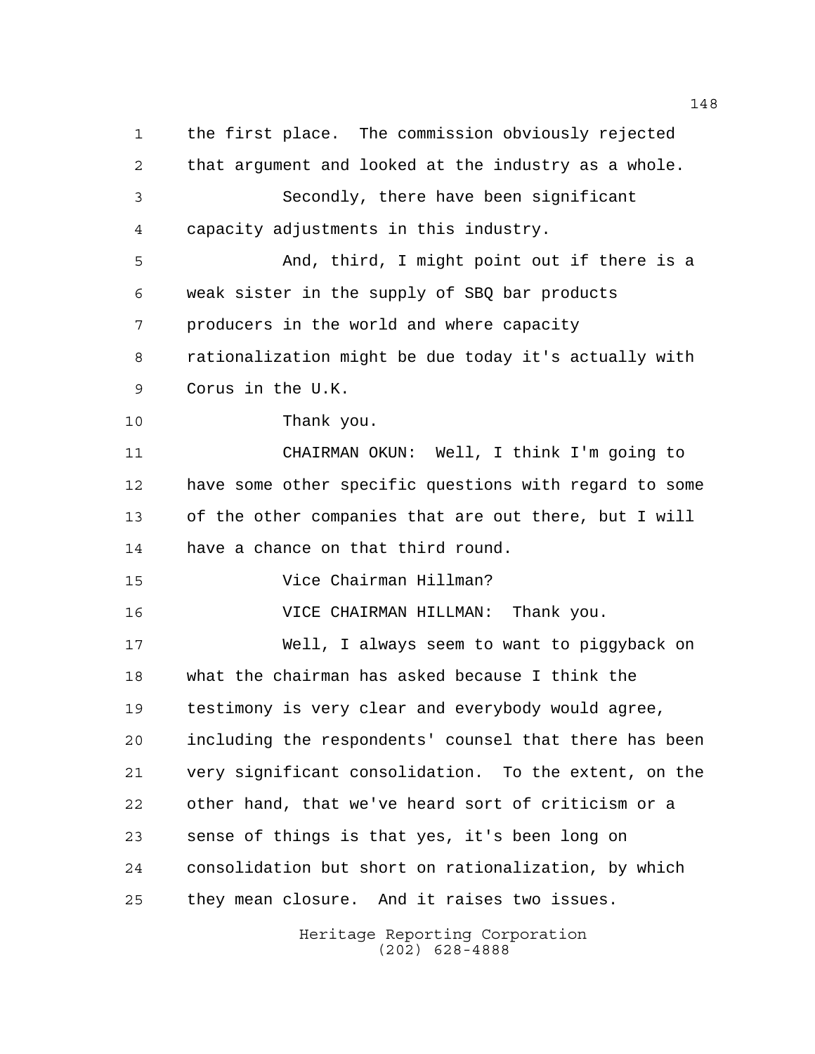the first place. The commission obviously rejected that argument and looked at the industry as a whole.

Secondly, there have been significant capacity adjustments in this industry.

And, third, I might point out if there is a weak sister in the supply of SBQ bar products producers in the world and where capacity rationalization might be due today it's actually with Corus in the U.K.

Thank you.

CHAIRMAN OKUN: Well, I think I'm going to have some other specific questions with regard to some of the other companies that are out there, but I will have a chance on that third round.

Vice Chairman Hillman?

VICE CHAIRMAN HILLMAN: Thank you.

Well, I always seem to want to piggyback on what the chairman has asked because I think the testimony is very clear and everybody would agree, including the respondents' counsel that there has been very significant consolidation. To the extent, on the other hand, that we've heard sort of criticism or a sense of things is that yes, it's been long on consolidation but short on rationalization, by which they mean closure. And it raises two issues.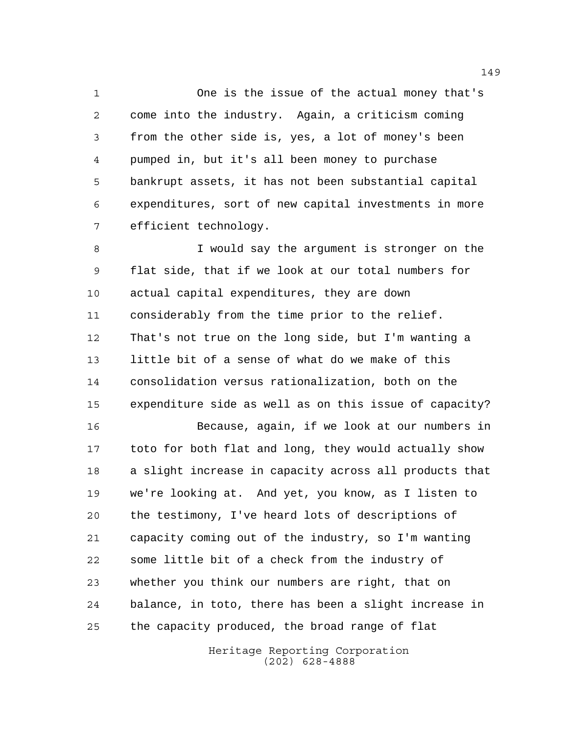One is the issue of the actual money that's come into the industry. Again, a criticism coming from the other side is, yes, a lot of money's been pumped in, but it's all been money to purchase bankrupt assets, it has not been substantial capital expenditures, sort of new capital investments in more efficient technology.

I would say the argument is stronger on the flat side, that if we look at our total numbers for actual capital expenditures, they are down considerably from the time prior to the relief. That's not true on the long side, but I'm wanting a little bit of a sense of what do we make of this consolidation versus rationalization, both on the expenditure side as well as on this issue of capacity?

Because, again, if we look at our numbers in toto for both flat and long, they would actually show a slight increase in capacity across all products that we're looking at. And yet, you know, as I listen to the testimony, I've heard lots of descriptions of capacity coming out of the industry, so I'm wanting some little bit of a check from the industry of whether you think our numbers are right, that on balance, in toto, there has been a slight increase in the capacity produced, the broad range of flat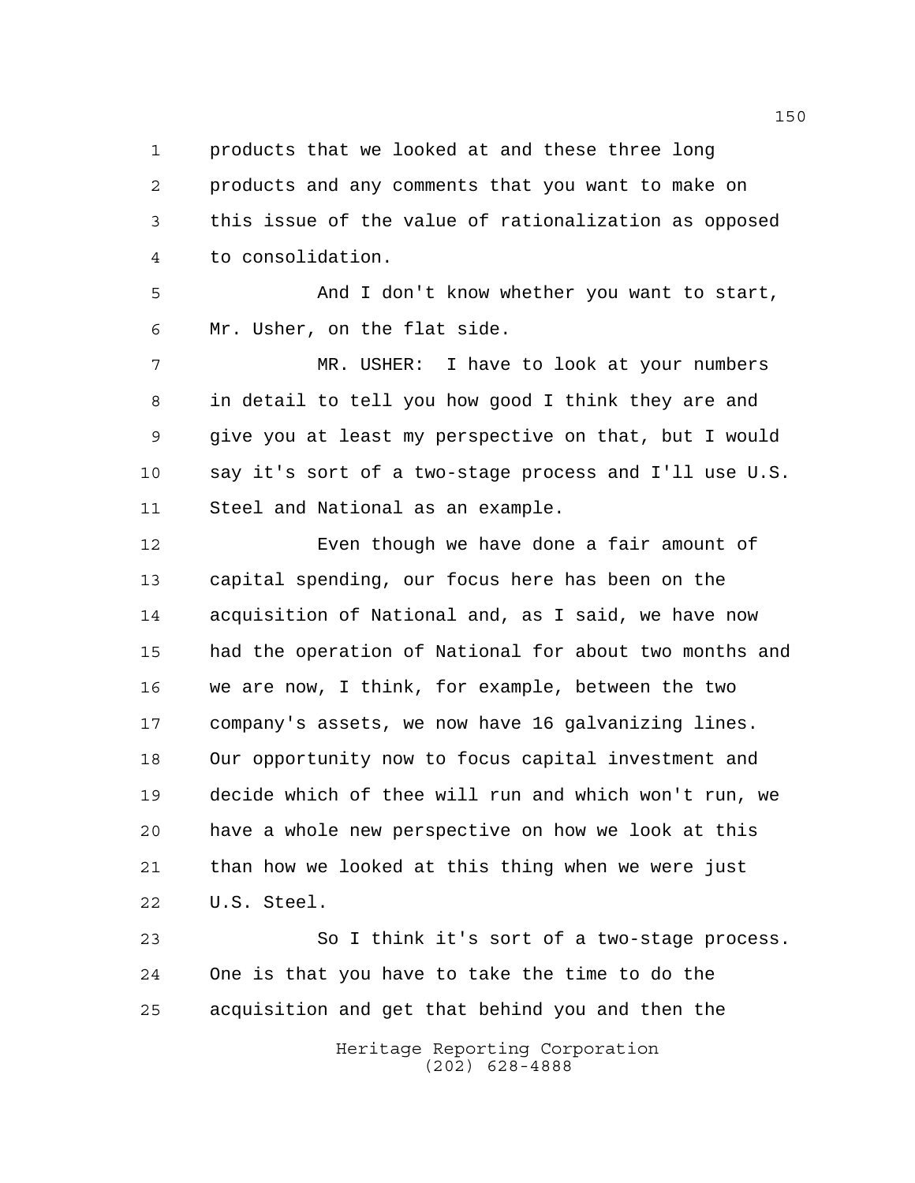products that we looked at and these three long products and any comments that you want to make on this issue of the value of rationalization as opposed to consolidation.

And I don't know whether you want to start, Mr. Usher, on the flat side.

MR. USHER: I have to look at your numbers in detail to tell you how good I think they are and give you at least my perspective on that, but I would say it's sort of a two-stage process and I'll use U.S. Steel and National as an example.

Even though we have done a fair amount of capital spending, our focus here has been on the acquisition of National and, as I said, we have now had the operation of National for about two months and we are now, I think, for example, between the two company's assets, we now have 16 galvanizing lines. Our opportunity now to focus capital investment and decide which of thee will run and which won't run, we have a whole new perspective on how we look at this than how we looked at this thing when we were just U.S. Steel.

So I think it's sort of a two-stage process. One is that you have to take the time to do the acquisition and get that behind you and then the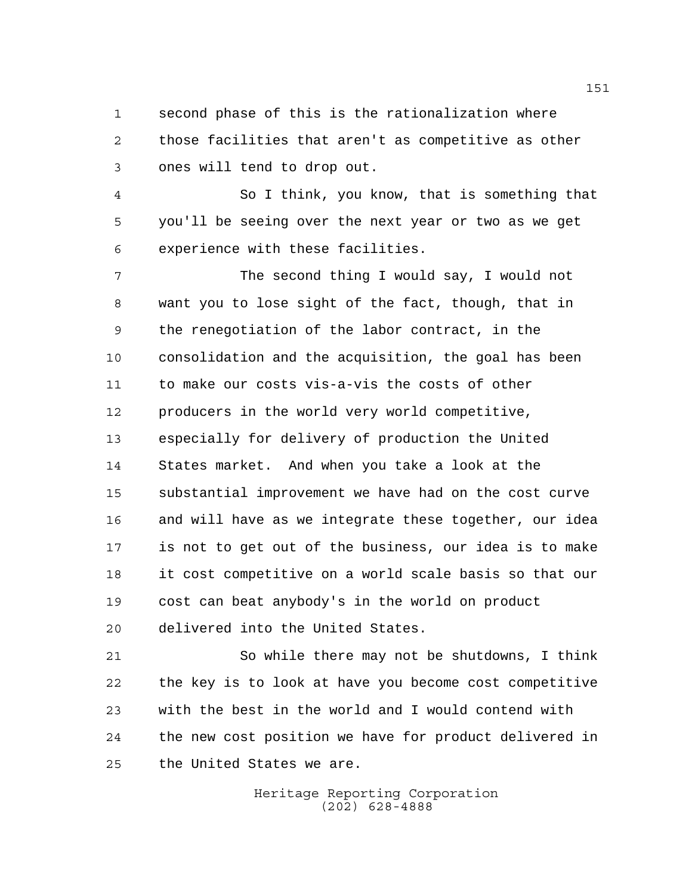second phase of this is the rationalization where those facilities that aren't as competitive as other ones will tend to drop out.

So I think, you know, that is something that you'll be seeing over the next year or two as we get experience with these facilities.

The second thing I would say, I would not want you to lose sight of the fact, though, that in the renegotiation of the labor contract, in the consolidation and the acquisition, the goal has been to make our costs vis-a-vis the costs of other producers in the world very world competitive, especially for delivery of production the United States market. And when you take a look at the substantial improvement we have had on the cost curve and will have as we integrate these together, our idea is not to get out of the business, our idea is to make it cost competitive on a world scale basis so that our cost can beat anybody's in the world on product delivered into the United States.

So while there may not be shutdowns, I think the key is to look at have you become cost competitive with the best in the world and I would contend with the new cost position we have for product delivered in the United States we are.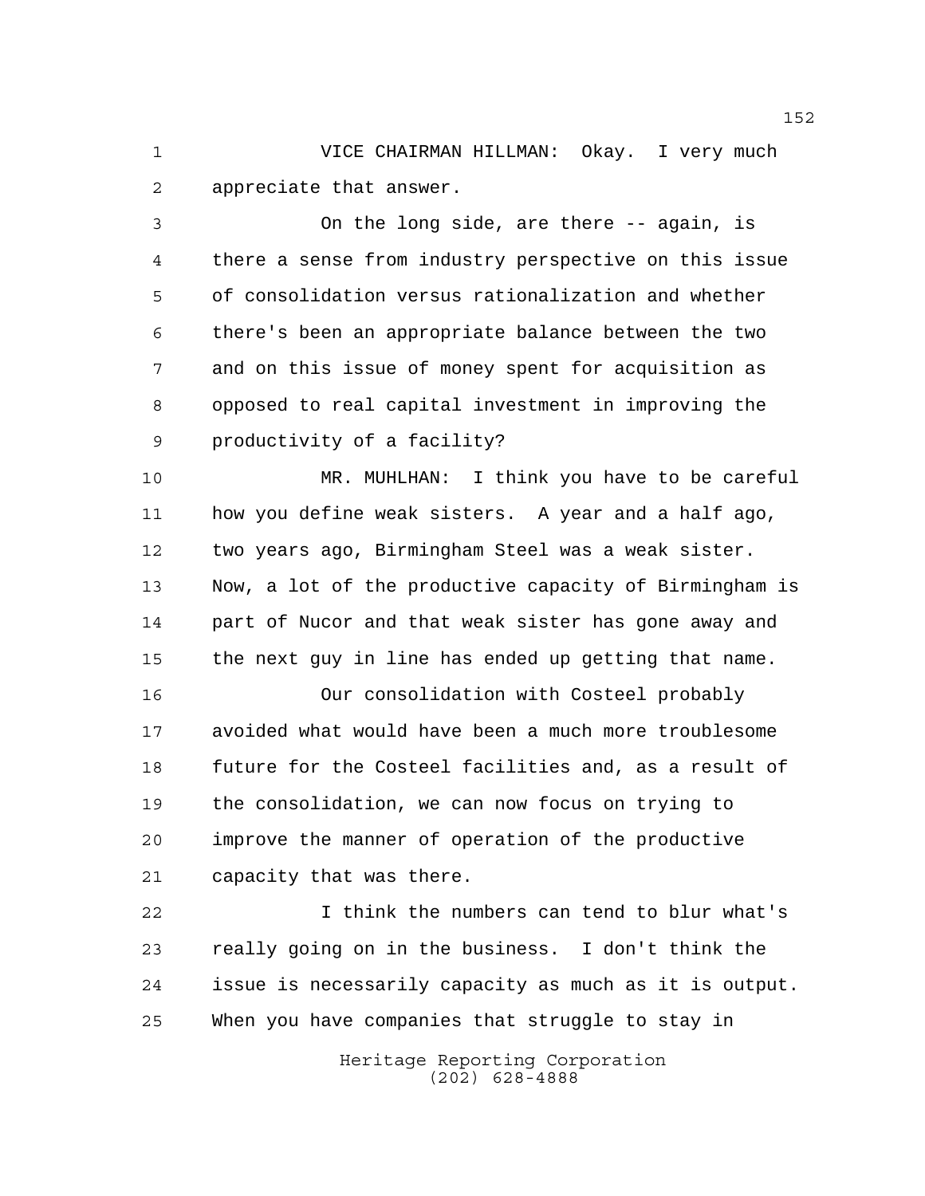VICE CHAIRMAN HILLMAN: Okay. I very much appreciate that answer.

On the long side, are there -- again, is there a sense from industry perspective on this issue of consolidation versus rationalization and whether there's been an appropriate balance between the two and on this issue of money spent for acquisition as opposed to real capital investment in improving the productivity of a facility?

MR. MUHLHAN: I think you have to be careful how you define weak sisters. A year and a half ago, two years ago, Birmingham Steel was a weak sister. Now, a lot of the productive capacity of Birmingham is part of Nucor and that weak sister has gone away and the next guy in line has ended up getting that name.

Our consolidation with Costeel probably avoided what would have been a much more troublesome future for the Costeel facilities and, as a result of the consolidation, we can now focus on trying to improve the manner of operation of the productive capacity that was there.

I think the numbers can tend to blur what's really going on in the business. I don't think the issue is necessarily capacity as much as it is output. When you have companies that struggle to stay in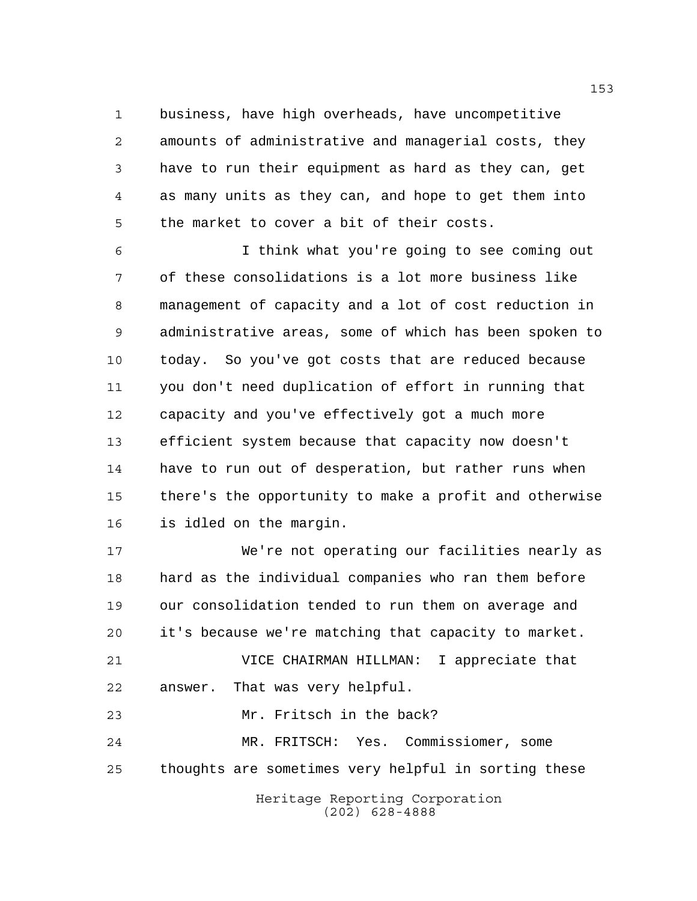business, have high overheads, have uncompetitive amounts of administrative and managerial costs, they have to run their equipment as hard as they can, get as many units as they can, and hope to get them into the market to cover a bit of their costs.

I think what you're going to see coming out of these consolidations is a lot more business like management of capacity and a lot of cost reduction in administrative areas, some of which has been spoken to today. So you've got costs that are reduced because you don't need duplication of effort in running that capacity and you've effectively got a much more efficient system because that capacity now doesn't have to run out of desperation, but rather runs when there's the opportunity to make a profit and otherwise is idled on the margin.

We're not operating our facilities nearly as hard as the individual companies who ran them before our consolidation tended to run them on average and it's because we're matching that capacity to market.

VICE CHAIRMAN HILLMAN: I appreciate that answer. That was very helpful.

Mr. Fritsch in the back?

MR. FRITSCH: Yes. Commissiomer, some thoughts are sometimes very helpful in sorting these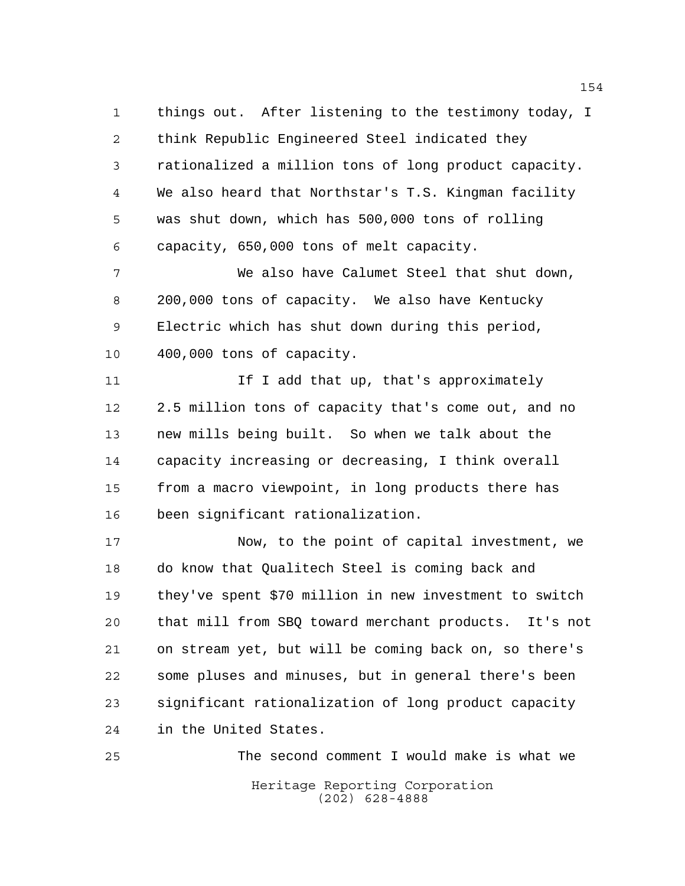things out. After listening to the testimony today, I think Republic Engineered Steel indicated they rationalized a million tons of long product capacity. We also heard that Northstar's T.S. Kingman facility was shut down, which has 500,000 tons of rolling capacity, 650,000 tons of melt capacity.

We also have Calumet Steel that shut down, 200,000 tons of capacity. We also have Kentucky Electric which has shut down during this period, 400,000 tons of capacity.

If I add that up, that's approximately 2.5 million tons of capacity that's come out, and no new mills being built. So when we talk about the capacity increasing or decreasing, I think overall from a macro viewpoint, in long products there has been significant rationalization.

Now, to the point of capital investment, we do know that Qualitech Steel is coming back and they've spent $70 million in new investment to switch that mill from SBQ toward merchant products. It's not on stream yet, but will be coming back on, so there's some pluses and minuses, but in general there's been significant rationalization of long product capacity in the United States.

The second comment I would make is what we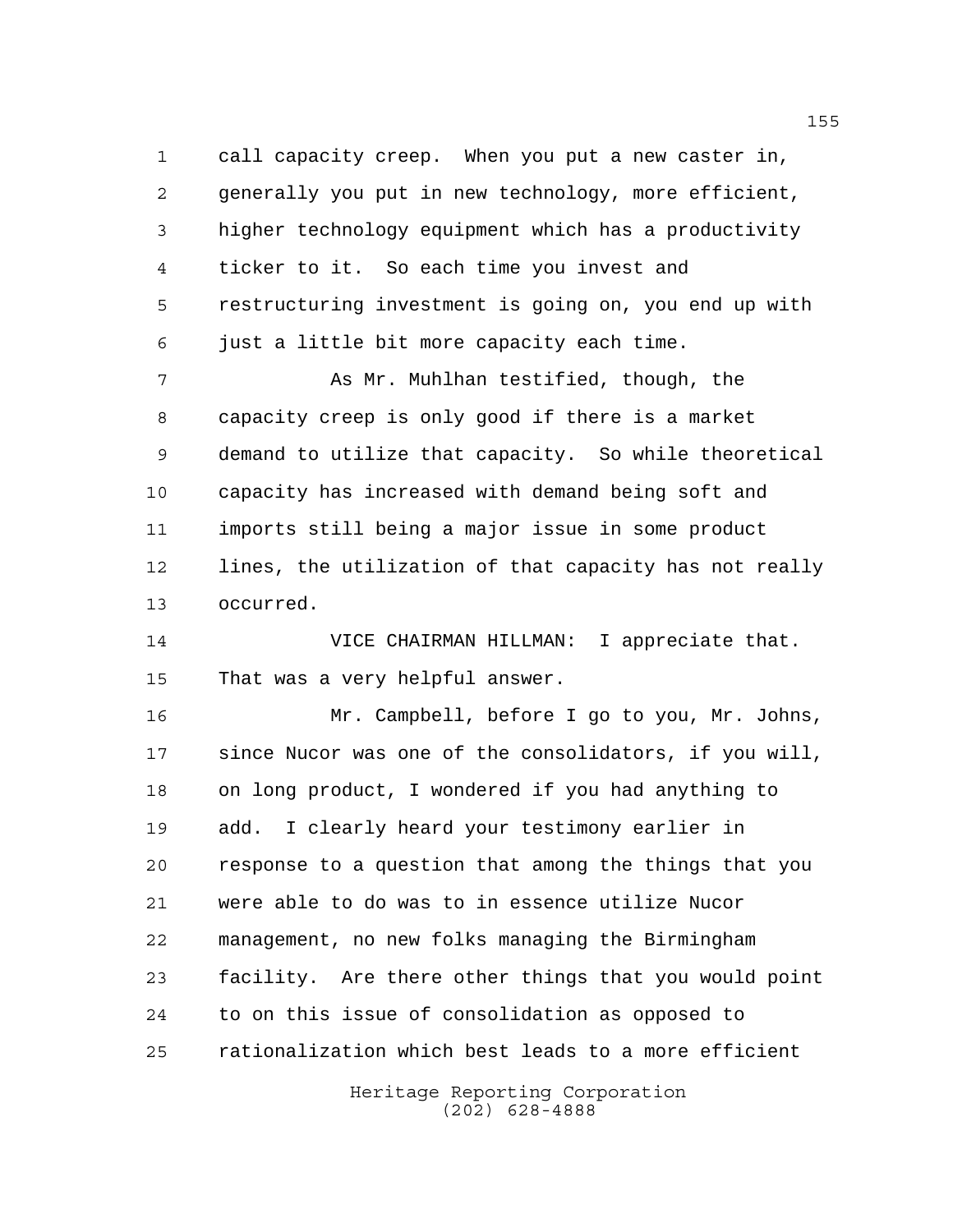call capacity creep. When you put a new caster in, generally you put in new technology, more efficient, higher technology equipment which has a productivity ticker to it. So each time you invest and restructuring investment is going on, you end up with just a little bit more capacity each time.

As Mr. Muhlhan testified, though, the capacity creep is only good if there is a market demand to utilize that capacity. So while theoretical capacity has increased with demand being soft and imports still being a major issue in some product lines, the utilization of that capacity has not really occurred.

VICE CHAIRMAN HILLMAN: I appreciate that. That was a very helpful answer.

Mr. Campbell, before I go to you, Mr. Johns, since Nucor was one of the consolidators, if you will, on long product, I wondered if you had anything to add. I clearly heard your testimony earlier in response to a question that among the things that you were able to do was to in essence utilize Nucor management, no new folks managing the Birmingham facility. Are there other things that you would point to on this issue of consolidation as opposed to rationalization which best leads to a more efficient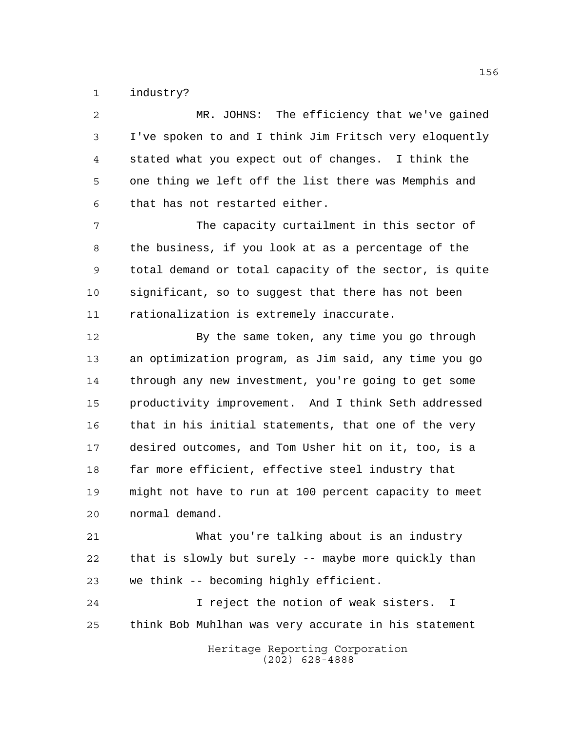industry?

MR. JOHNS: The efficiency that we've gained I've spoken to and I think Jim Fritsch very eloquently stated what you expect out of changes. I think the one thing we left off the list there was Memphis and that has not restarted either.

The capacity curtailment in this sector of the business, if you look at as a percentage of the total demand or total capacity of the sector, is quite significant, so to suggest that there has not been rationalization is extremely inaccurate.

By the same token, any time you go through an optimization program, as Jim said, any time you go through any new investment, you're going to get some productivity improvement. And I think Seth addressed that in his initial statements, that one of the very desired outcomes, and Tom Usher hit on it, too, is a far more efficient, effective steel industry that might not have to run at 100 percent capacity to meet normal demand.

What you're talking about is an industry that is slowly but surely -- maybe more quickly than we think -- becoming highly efficient.

I reject the notion of weak sisters. I think Bob Muhlhan was very accurate in his statement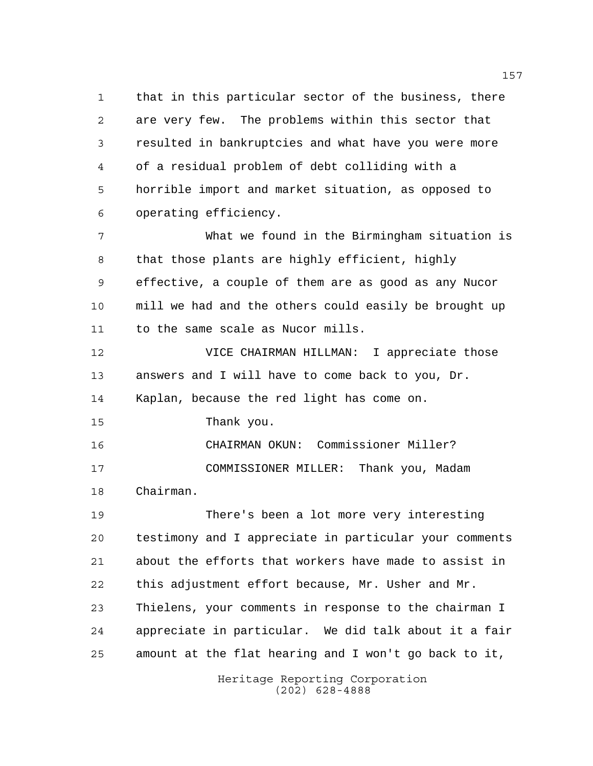that in this particular sector of the business, there are very few. The problems within this sector that resulted in bankruptcies and what have you were more of a residual problem of debt colliding with a horrible import and market situation, as opposed to operating efficiency.

What we found in the Birmingham situation is that those plants are highly efficient, highly effective, a couple of them are as good as any Nucor mill we had and the others could easily be brought up to the same scale as Nucor mills.

VICE CHAIRMAN HILLMAN: I appreciate those answers and I will have to come back to you, Dr. Kaplan, because the red light has come on.

Thank you.

CHAIRMAN OKUN: Commissioner Miller?

COMMISSIONER MILLER: Thank you, Madam Chairman.

There's been a lot more very interesting testimony and I appreciate in particular your comments about the efforts that workers have made to assist in this adjustment effort because, Mr. Usher and Mr. Thielens, your comments in response to the chairman I appreciate in particular. We did talk about it a fair amount at the flat hearing and I won't go back to it,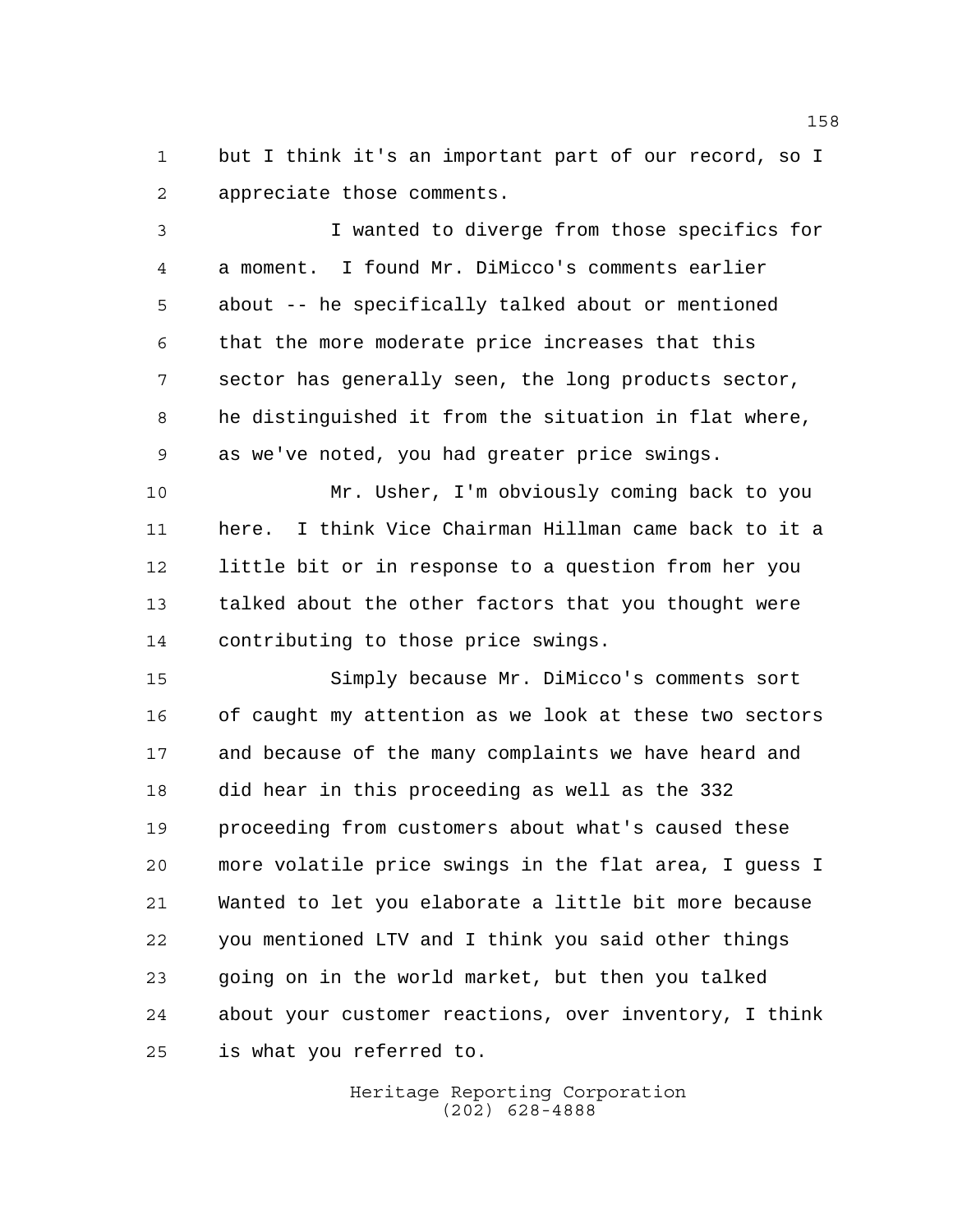but I think it's an important part of our record, so I appreciate those comments.

I wanted to diverge from those specifics for a moment. I found Mr. DiMicco's comments earlier about -- he specifically talked about or mentioned that the more moderate price increases that this sector has generally seen, the long products sector, he distinguished it from the situation in flat where, as we've noted, you had greater price swings.

Mr. Usher, I'm obviously coming back to you here. I think Vice Chairman Hillman came back to it a little bit or in response to a question from her you talked about the other factors that you thought were contributing to those price swings.

Simply because Mr. DiMicco's comments sort of caught my attention as we look at these two sectors and because of the many complaints we have heard and did hear in this proceeding as well as the 332 proceeding from customers about what's caused these more volatile price swings in the flat area, I guess I Wanted to let you elaborate a little bit more because you mentioned LTV and I think you said other things going on in the world market, but then you talked about your customer reactions, over inventory, I think is what you referred to.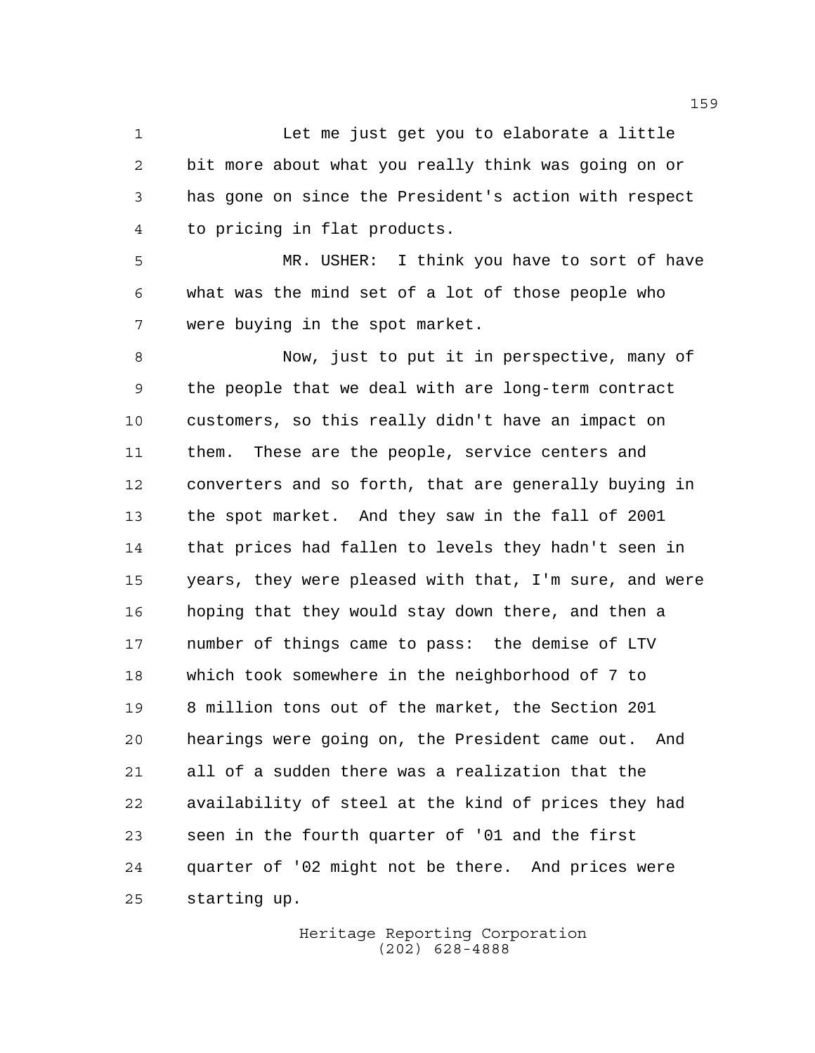Let me just get you to elaborate a little bit more about what you really think was going on or has gone on since the President's action with respect to pricing in flat products.

MR. USHER: I think you have to sort of have what was the mind set of a lot of those people who were buying in the spot market.

Now, just to put it in perspective, many of the people that we deal with are long-term contract customers, so this really didn't have an impact on them. These are the people, service centers and converters and so forth, that are generally buying in the spot market. And they saw in the fall of 2001 that prices had fallen to levels they hadn't seen in years, they were pleased with that, I'm sure, and were hoping that they would stay down there, and then a number of things came to pass: the demise of LTV which took somewhere in the neighborhood of 7 to 8 million tons out of the market, the Section 201 hearings were going on, the President came out. And all of a sudden there was a realization that the availability of steel at the kind of prices they had seen in the fourth quarter of '01 and the first quarter of '02 might not be there. And prices were starting up.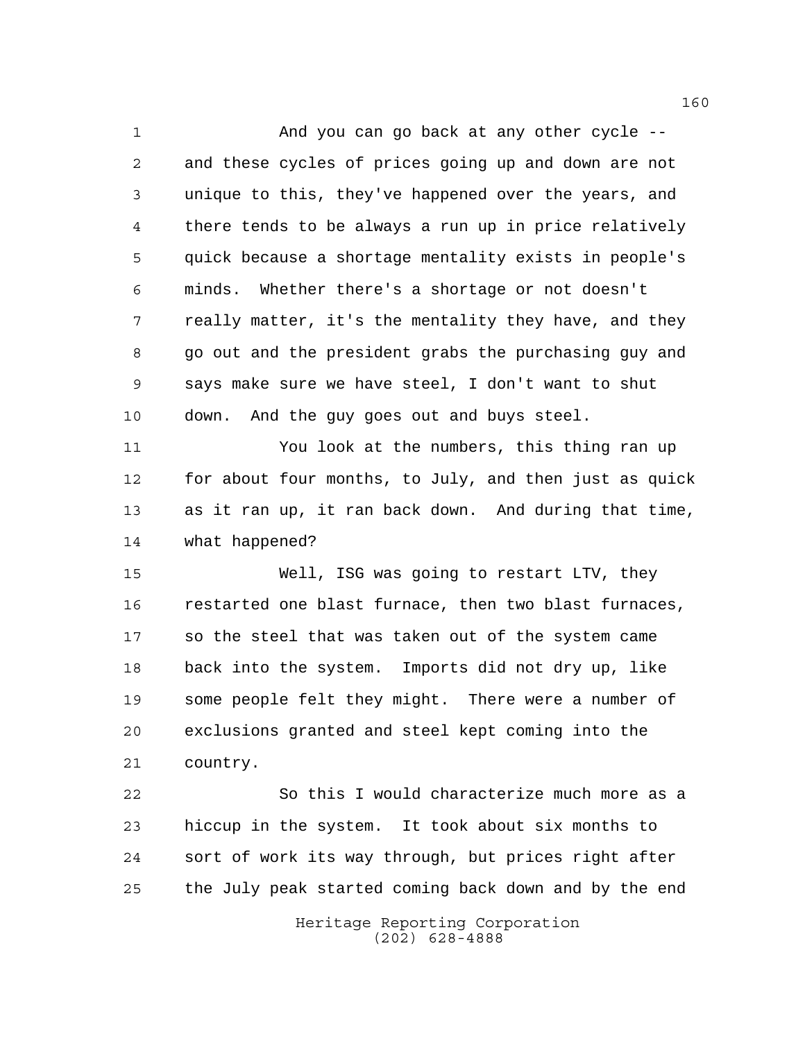And you can go back at any other cycle -- and these cycles of prices going up and down are not unique to this, they've happened over the years, and there tends to be always a run up in price relatively quick because a shortage mentality exists in people's minds. Whether there's a shortage or not doesn't really matter, it's the mentality they have, and they go out and the president grabs the purchasing guy and says make sure we have steel, I don't want to shut down. And the guy goes out and buys steel.

You look at the numbers, this thing ran up for about four months, to July, and then just as quick as it ran up, it ran back down. And during that time, what happened?

Well, ISG was going to restart LTV, they restarted one blast furnace, then two blast furnaces, so the steel that was taken out of the system came back into the system. Imports did not dry up, like some people felt they might. There were a number of exclusions granted and steel kept coming into the country.

So this I would characterize much more as a hiccup in the system. It took about six months to sort of work its way through, but prices right after the July peak started coming back down and by the end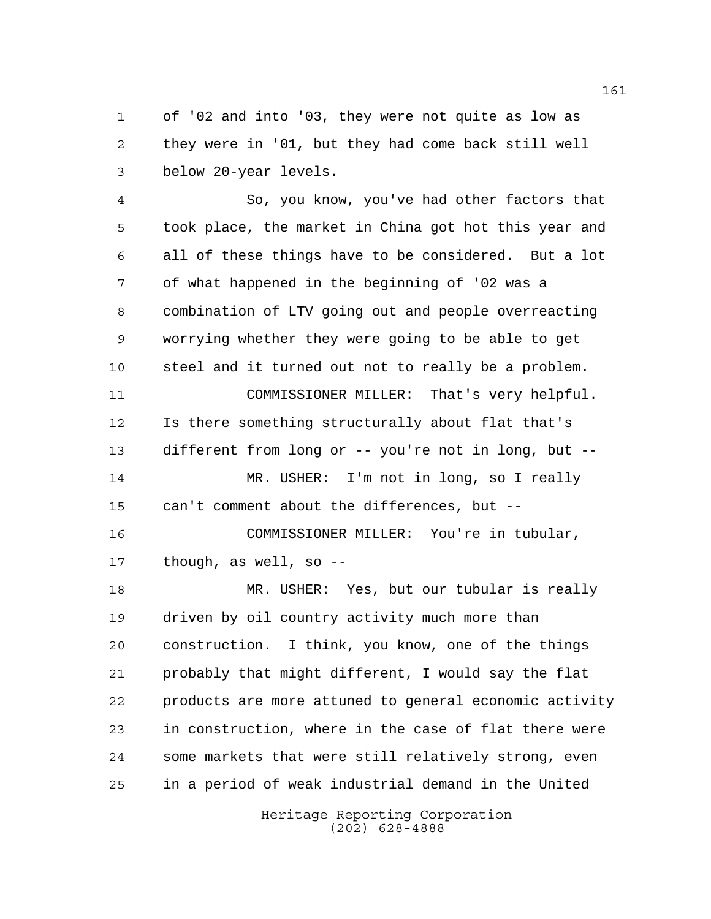of '02 and into '03, they were not quite as low as they were in '01, but they had come back still well below 20-year levels.

So, you know, you've had other factors that took place, the market in China got hot this year and all of these things have to be considered. But a lot of what happened in the beginning of '02 was a combination of LTV going out and people overreacting worrying whether they were going to be able to get steel and it turned out not to really be a problem.

COMMISSIONER MILLER: That's very helpful. Is there something structurally about flat that's different from long or -- you're not in long, but --

MR. USHER: I'm not in long, so I really can't comment about the differences, but --

COMMISSIONER MILLER: You're in tubular, though, as well, so --

MR. USHER: Yes, but our tubular is really driven by oil country activity much more than construction. I think, you know, one of the things probably that might different, I would say the flat products are more attuned to general economic activity in construction, where in the case of flat there were some markets that were still relatively strong, even in a period of weak industrial demand in the United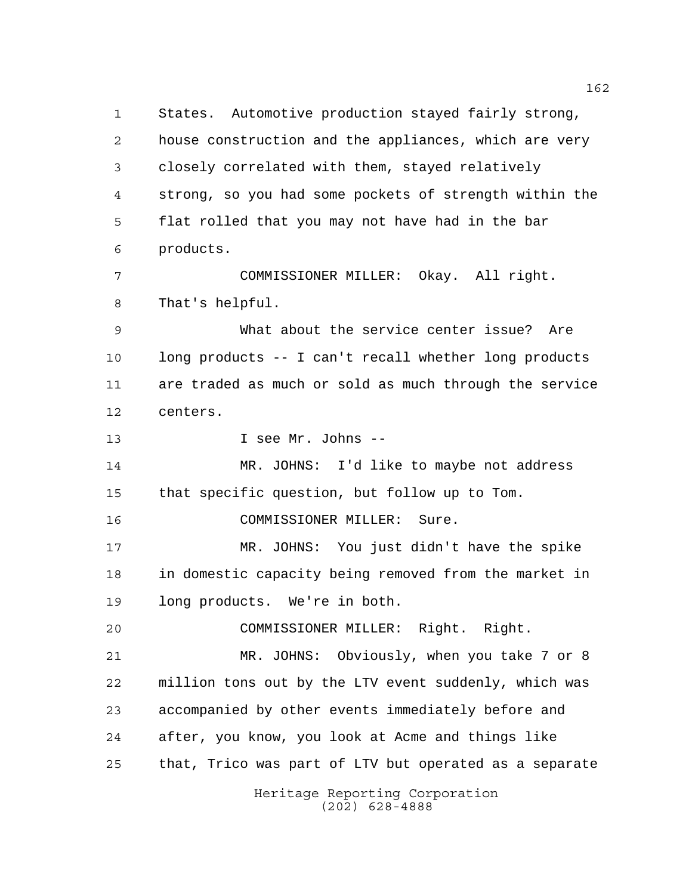States. Automotive production stayed fairly strong, house construction and the appliances, which are very closely correlated with them, stayed relatively strong, so you had some pockets of strength within the flat rolled that you may not have had in the bar products.

COMMISSIONER MILLER: Okay. All right. That's helpful.

What about the service center issue? Are long products -- I can't recall whether long products are traded as much or sold as much through the service centers.

I see Mr. Johns --

MR. JOHNS: I'd like to maybe not address that specific question, but follow up to Tom.

COMMISSIONER MILLER: Sure.

MR. JOHNS: You just didn't have the spike in domestic capacity being removed from the market in long products. We're in both.

COMMISSIONER MILLER: Right. Right.

MR. JOHNS: Obviously, when you take 7 or 8 million tons out by the LTV event suddenly, which was accompanied by other events immediately before and after, you know, you look at Acme and things like that, Trico was part of LTV but operated as a separate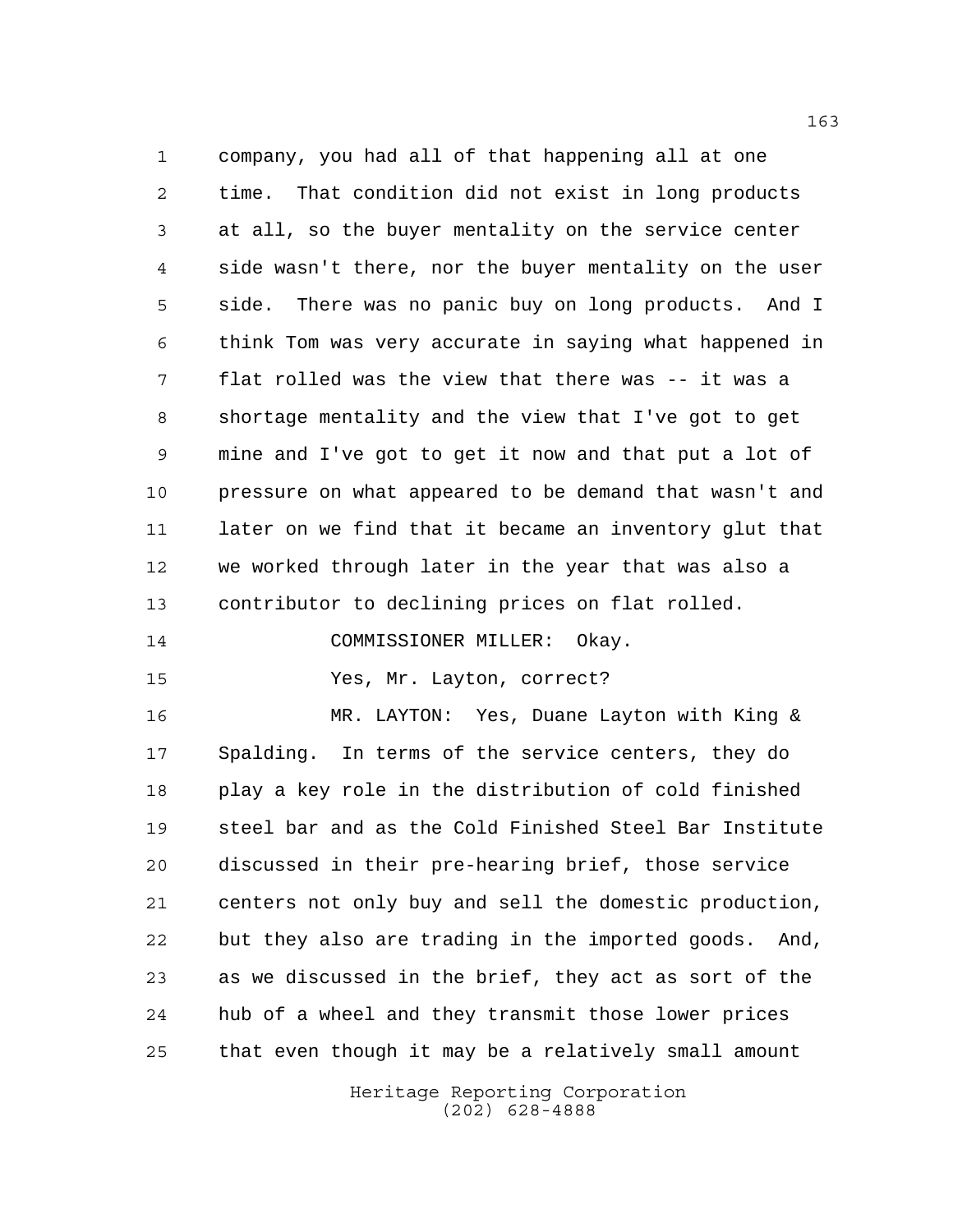company, you had all of that happening all at one time. That condition did not exist in long products at all, so the buyer mentality on the service center side wasn't there, nor the buyer mentality on the user side. There was no panic buy on long products. And I think Tom was very accurate in saying what happened in flat rolled was the view that there was -- it was a shortage mentality and the view that I've got to get mine and I've got to get it now and that put a lot of pressure on what appeared to be demand that wasn't and later on we find that it became an inventory glut that we worked through later in the year that was also a contributor to declining prices on flat rolled.

COMMISSIONER MILLER: Okay.

Yes, Mr. Layton, correct?

MR. LAYTON: Yes, Duane Layton with King & Spalding. In terms of the service centers, they do play a key role in the distribution of cold finished steel bar and as the Cold Finished Steel Bar Institute discussed in their pre-hearing brief, those service centers not only buy and sell the domestic production, but they also are trading in the imported goods. And, as we discussed in the brief, they act as sort of the hub of a wheel and they transmit those lower prices that even though it may be a relatively small amount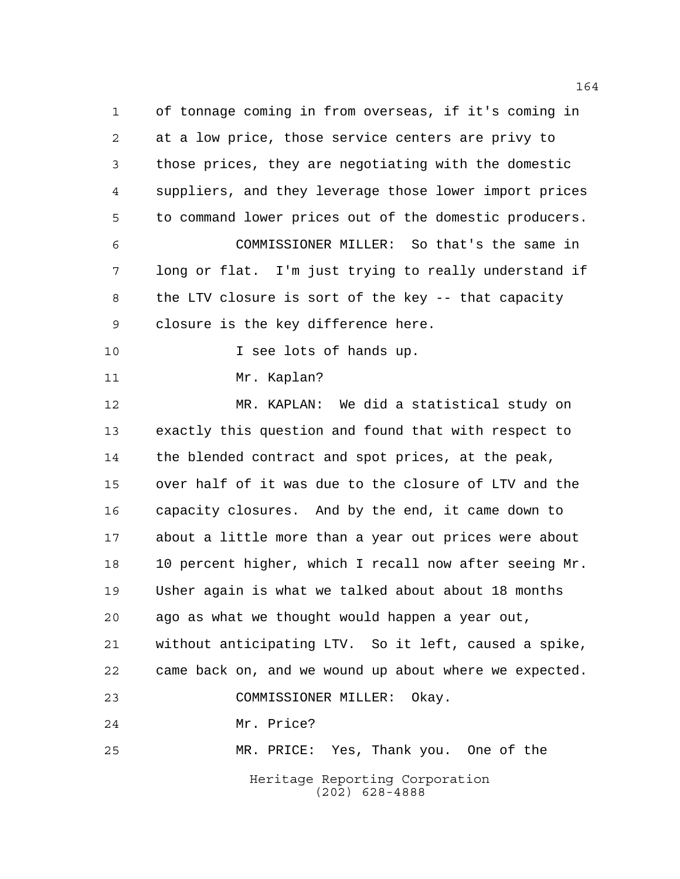of tonnage coming in from overseas, if it's coming in at a low price, those service centers are privy to those prices, they are negotiating with the domestic suppliers, and they leverage those lower import prices to command lower prices out of the domestic producers.

COMMISSIONER MILLER: So that's the same in long or flat. I'm just trying to really understand if the LTV closure is sort of the key -- that capacity closure is the key difference here.

I see lots of hands up.

Mr. Kaplan?

MR. KAPLAN: We did a statistical study on exactly this question and found that with respect to the blended contract and spot prices, at the peak, over half of it was due to the closure of LTV and the capacity closures. And by the end, it came down to about a little more than a year out prices were about 10 percent higher, which I recall now after seeing Mr. Usher again is what we talked about about 18 months ago as what we thought would happen a year out, without anticipating LTV. So it left, caused a spike, came back on, and we wound up about where we expected.

COMMISSIONER MILLER: Okay.

Mr. Price?

MR. PRICE: Yes, Thank you. One of the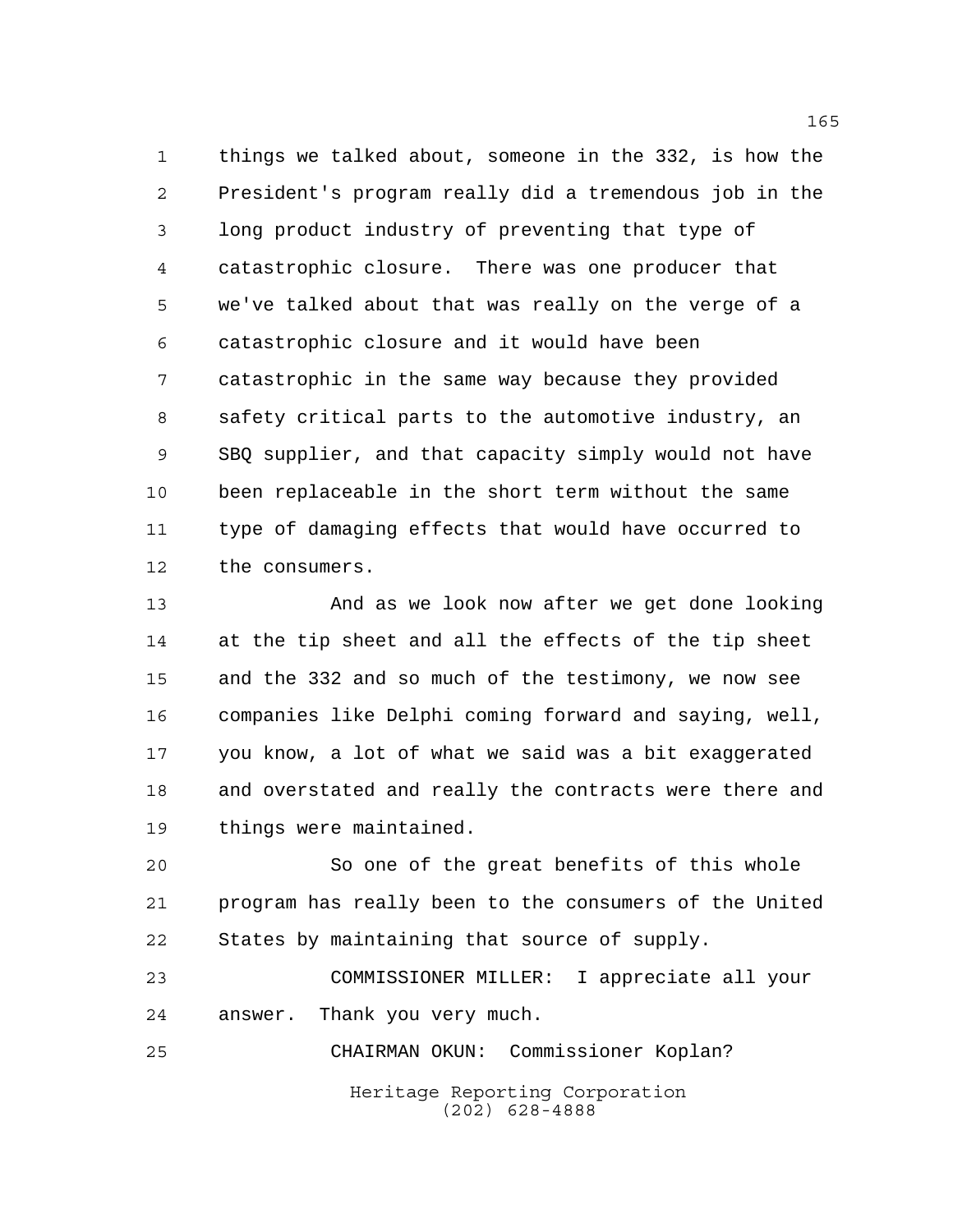things we talked about, someone in the 332, is how the President's program really did a tremendous job in the long product industry of preventing that type of catastrophic closure. There was one producer that we've talked about that was really on the verge of a catastrophic closure and it would have been catastrophic in the same way because they provided safety critical parts to the automotive industry, an SBQ supplier, and that capacity simply would not have been replaceable in the short term without the same type of damaging effects that would have occurred to the consumers.

And as we look now after we get done looking at the tip sheet and all the effects of the tip sheet and the 332 and so much of the testimony, we now see companies like Delphi coming forward and saying, well, you know, a lot of what we said was a bit exaggerated and overstated and really the contracts were there and things were maintained.

So one of the great benefits of this whole program has really been to the consumers of the United States by maintaining that source of supply.

COMMISSIONER MILLER: I appreciate all your answer. Thank you very much.

CHAIRMAN OKUN: Commissioner Koplan?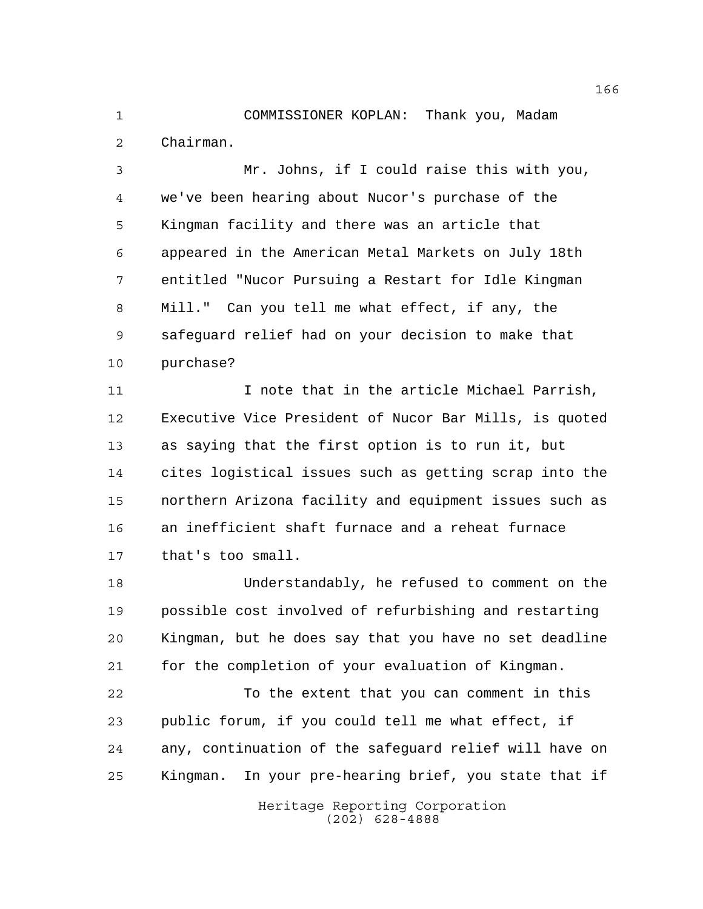COMMISSIONER KOPLAN: Thank you, Madam Chairman.

Mr. Johns, if I could raise this with you, we've been hearing about Nucor's purchase of the Kingman facility and there was an article that appeared in the American Metal Markets on July 18th entitled "Nucor Pursuing a Restart for Idle Kingman Mill." Can you tell me what effect, if any, the safeguard relief had on your decision to make that purchase?

I note that in the article Michael Parrish, Executive Vice President of Nucor Bar Mills, is quoted as saying that the first option is to run it, but cites logistical issues such as getting scrap into the northern Arizona facility and equipment issues such as an inefficient shaft furnace and a reheat furnace that's too small.

Understandably, he refused to comment on the possible cost involved of refurbishing and restarting Kingman, but he does say that you have no set deadline for the completion of your evaluation of Kingman.

To the extent that you can comment in this public forum, if you could tell me what effect, if any, continuation of the safeguard relief will have on Kingman. In your pre-hearing brief, you state that if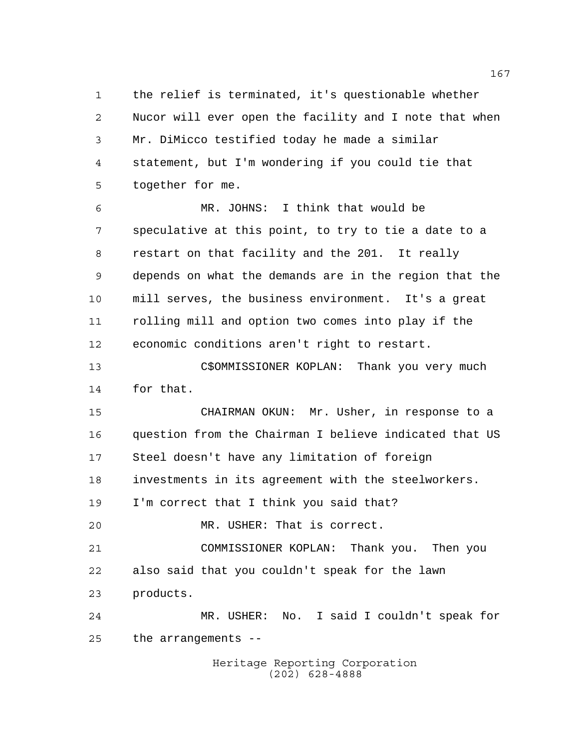the relief is terminated, it's questionable whether Nucor will ever open the facility and I note that when Mr. DiMicco testified today he made a similar statement, but I'm wondering if you could tie that together for me.

MR. JOHNS: I think that would be speculative at this point, to try to tie a date to a restart on that facility and the 201. It really depends on what the demands are in the region that the mill serves, the business environment. It's a great rolling mill and option two comes into play if the economic conditions aren't right to restart.

C$OMMISSIONER KOPLAN: Thank you very much for that.

CHAIRMAN OKUN: Mr. Usher, in response to a question from the Chairman I believe indicated that US Steel doesn't have any limitation of foreign investments in its agreement with the steelworkers. I'm correct that I think you said that?

MR. USHER: That is correct.

COMMISSIONER KOPLAN: Thank you. Then you also said that you couldn't speak for the lawn products.

MR. USHER: No. I said I couldn't speak for the arrangements --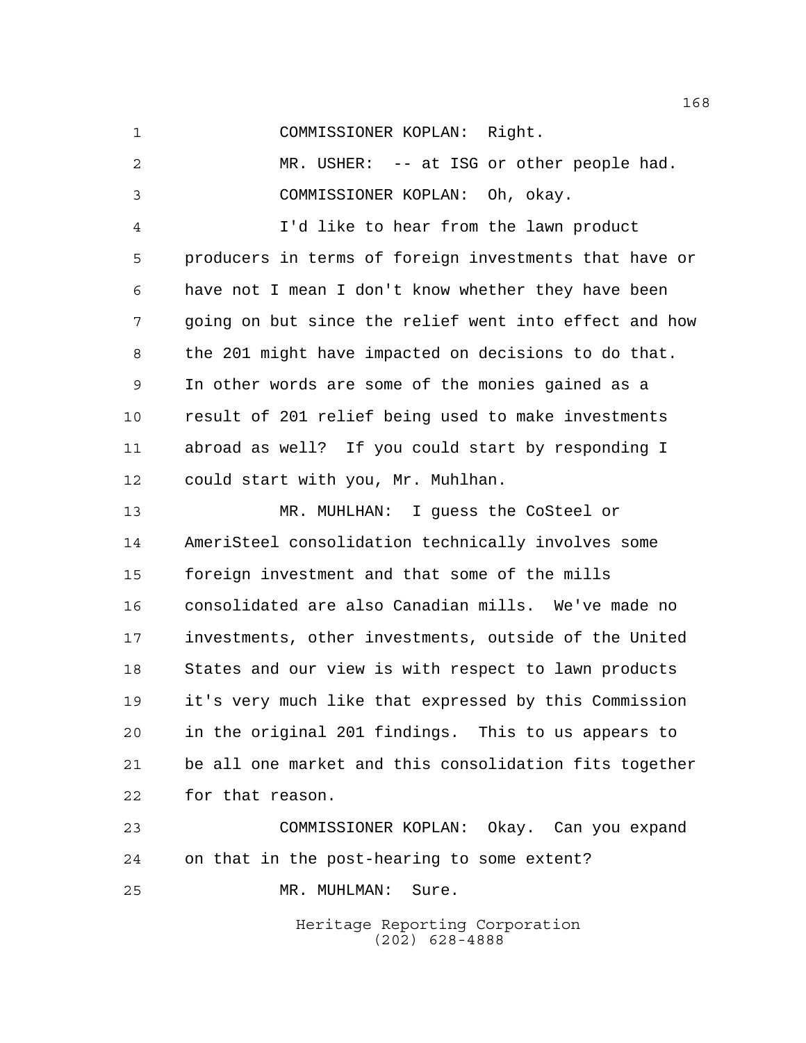COMMISSIONER KOPLAN: Right.

MR. USHER: -- at ISG or other people had.

COMMISSIONER KOPLAN: Oh, okay.

I'd like to hear from the lawn product producers in terms of foreign investments that have or have not I mean I don't know whether they have been going on but since the relief went into effect and how the 201 might have impacted on decisions to do that. In other words are some of the monies gained as a result of 201 relief being used to make investments abroad as well? If you could start by responding I could start with you, Mr. Muhlhan.

MR. MUHLHAN: I guess the CoSteel or AmeriSteel consolidation technically involves some foreign investment and that some of the mills consolidated are also Canadian mills. We've made no investments, other investments, outside of the United States and our view is with respect to lawn products it's very much like that expressed by this Commission in the original 201 findings. This to us appears to be all one market and this consolidation fits together for that reason.

COMMISSIONER KOPLAN: Okay. Can you expand on that in the post-hearing to some extent?

MR. MUHLMAN: Sure.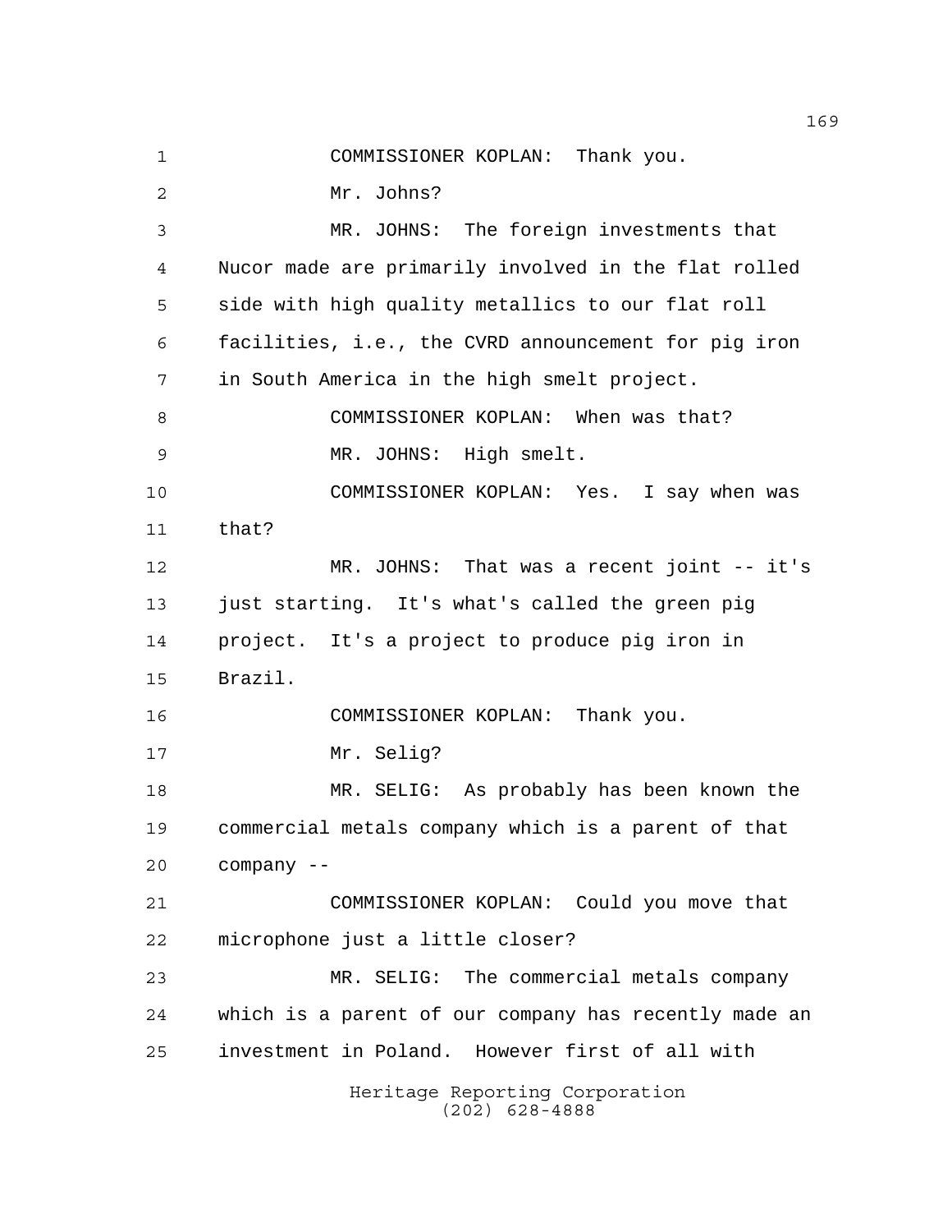COMMISSIONER KOPLAN: Thank you.

Mr. Johns?

MR. JOHNS: The foreign investments that Nucor made are primarily involved in the flat rolled side with high quality metallics to our flat roll facilities, i.e., the CVRD announcement for pig iron in South America in the high smelt project.

COMMISSIONER KOPLAN: When was that?

MR. JOHNS: High smelt.

COMMISSIONER KOPLAN: Yes. I say when was that?

MR. JOHNS: That was a recent joint -- it's just starting. It's what's called the green pig project. It's a project to produce pig iron in Brazil.

COMMISSIONER KOPLAN: Thank you.

Mr. Selig?

MR. SELIG: As probably has been known the commercial metals company which is a parent of that company --

COMMISSIONER KOPLAN: Could you move that microphone just a little closer?

MR. SELIG: The commercial metals company which is a parent of our company has recently made an investment in Poland. However first of all with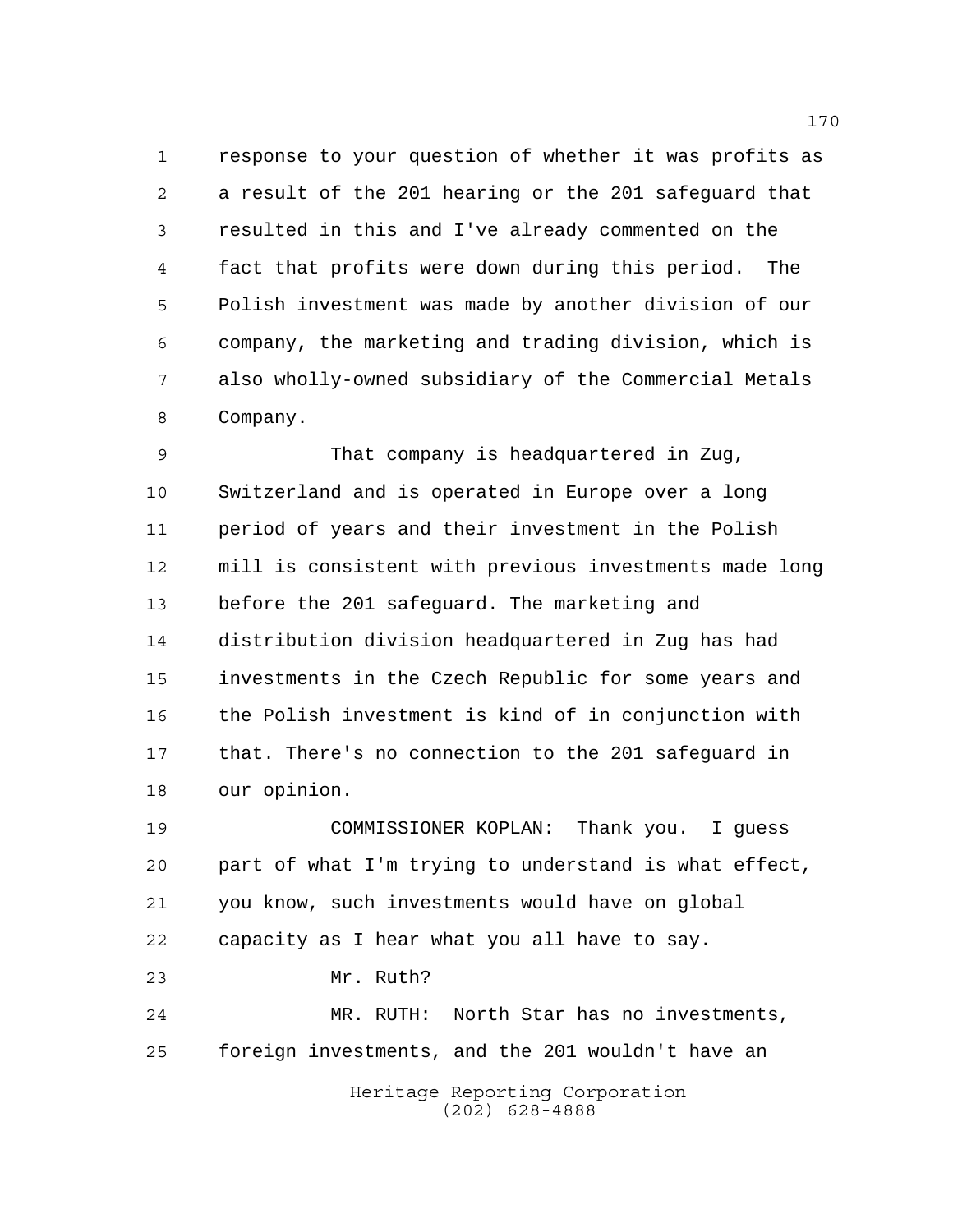response to your question of whether it was profits as a result of the 201 hearing or the 201 safeguard that resulted in this and I've already commented on the fact that profits were down during this period. The Polish investment was made by another division of our company, the marketing and trading division, which is also wholly-owned subsidiary of the Commercial Metals Company.

That company is headquartered in Zug, Switzerland and is operated in Europe over a long period of years and their investment in the Polish mill is consistent with previous investments made long before the 201 safeguard. The marketing and distribution division headquartered in Zug has had investments in the Czech Republic for some years and the Polish investment is kind of in conjunction with that. There's no connection to the 201 safeguard in our opinion.

COMMISSIONER KOPLAN: Thank you. I guess part of what I'm trying to understand is what effect, you know, such investments would have on global capacity as I hear what you all have to say.

Mr. Ruth?

MR. RUTH: North Star has no investments, foreign investments, and the 201 wouldn't have an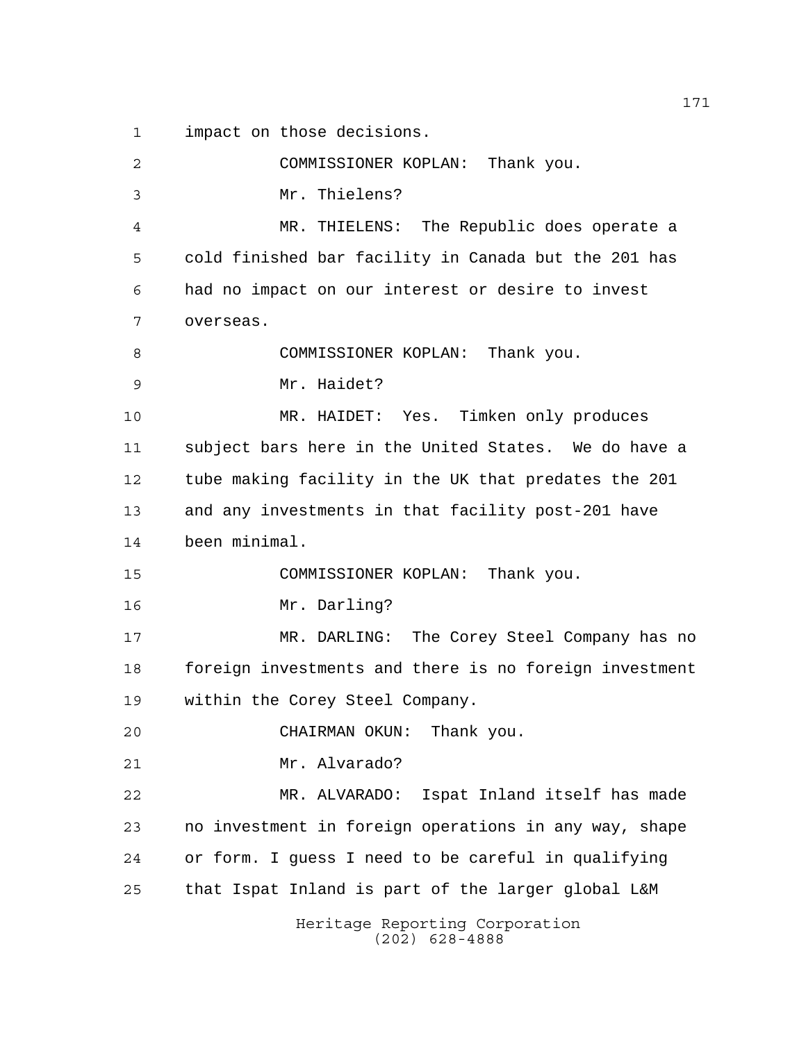impact on those decisions.

COMMISSIONER KOPLAN: Thank you.

Mr. Thielens?

MR. THIELENS: The Republic does operate a cold finished bar facility in Canada but the 201 has had no impact on our interest or desire to invest overseas.

COMMISSIONER KOPLAN: Thank you.

Mr. Haidet?

MR. HAIDET: Yes. Timken only produces subject bars here in the United States. We do have a tube making facility in the UK that predates the 201 and any investments in that facility post-201 have been minimal.

COMMISSIONER KOPLAN: Thank you.

Mr. Darling?

MR. DARLING: The Corey Steel Company has no foreign investments and there is no foreign investment within the Corey Steel Company.

CHAIRMAN OKUN: Thank you.

Mr. Alvarado?

MR. ALVARADO: Ispat Inland itself has made no investment in foreign operations in any way, shape or form. I guess I need to be careful in qualifying that Ispat Inland is part of the larger global L&M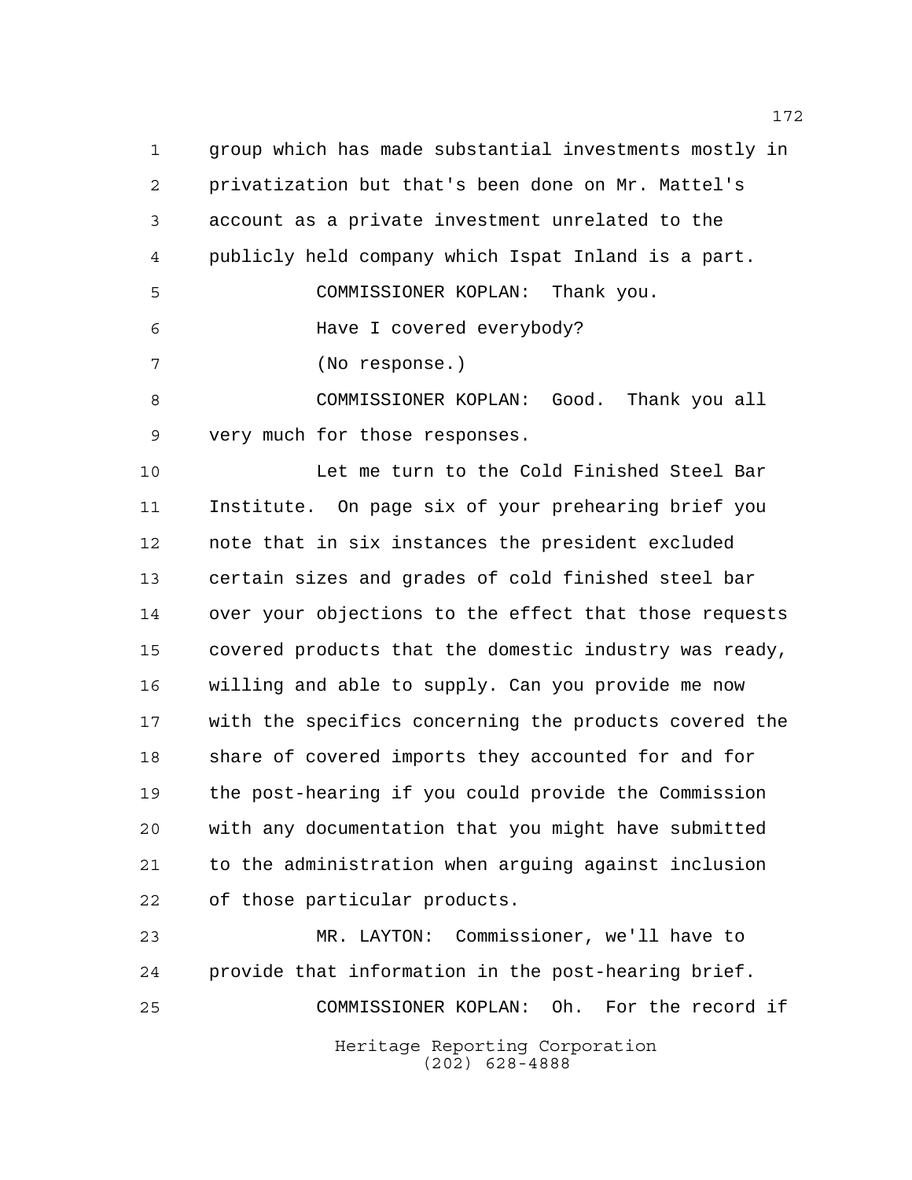group which has made substantial investments mostly in privatization but that's been done on Mr. Mattel's account as a private investment unrelated to the publicly held company which Ispat Inland is a part.

COMMISSIONER KOPLAN: Thank you.

Have I covered everybody?

(No response.)

COMMISSIONER KOPLAN: Good. Thank you all very much for those responses.

Let me turn to the Cold Finished Steel Bar Institute. On page six of your prehearing brief you note that in six instances the president excluded certain sizes and grades of cold finished steel bar over your objections to the effect that those requests covered products that the domestic industry was ready, willing and able to supply. Can you provide me now with the specifics concerning the products covered the share of covered imports they accounted for and for the post-hearing if you could provide the Commission with any documentation that you might have submitted to the administration when arguing against inclusion of those particular products.

MR. LAYTON: Commissioner, we'll have to provide that information in the post-hearing brief.

COMMISSIONER KOPLAN: Oh. For the record if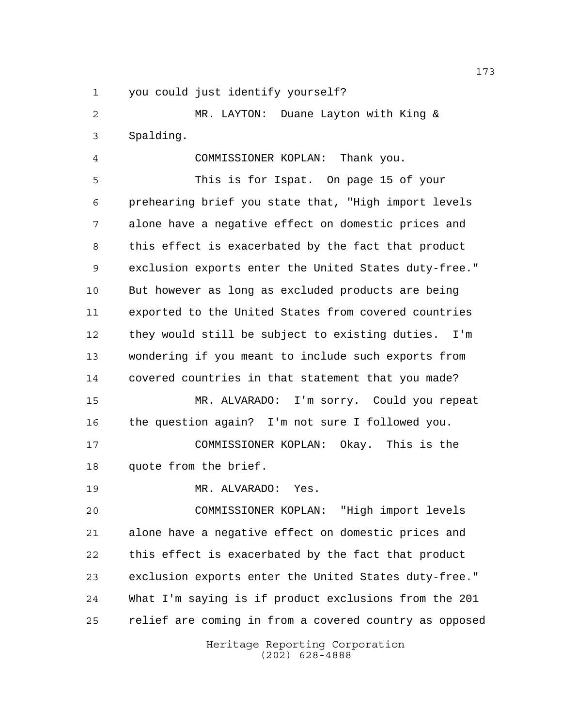you could just identify yourself?

MR. LAYTON: Duane Layton with King & Spalding.

COMMISSIONER KOPLAN: Thank you.

This is for Ispat. On page 15 of your prehearing brief you state that, "High import levels alone have a negative effect on domestic prices and this effect is exacerbated by the fact that product exclusion exports enter the United States duty-free." But however as long as excluded products are being exported to the United States from covered countries they would still be subject to existing duties. I'm wondering if you meant to include such exports from covered countries in that statement that you made?

MR. ALVARADO: I'm sorry. Could you repeat the question again? I'm not sure I followed you.

COMMISSIONER KOPLAN: Okay. This is the quote from the brief.

MR. ALVARADO: Yes.

COMMISSIONER KOPLAN: "High import levels alone have a negative effect on domestic prices and this effect is exacerbated by the fact that product exclusion exports enter the United States duty-free." What I'm saying is if product exclusions from the 201 relief are coming in from a covered country as opposed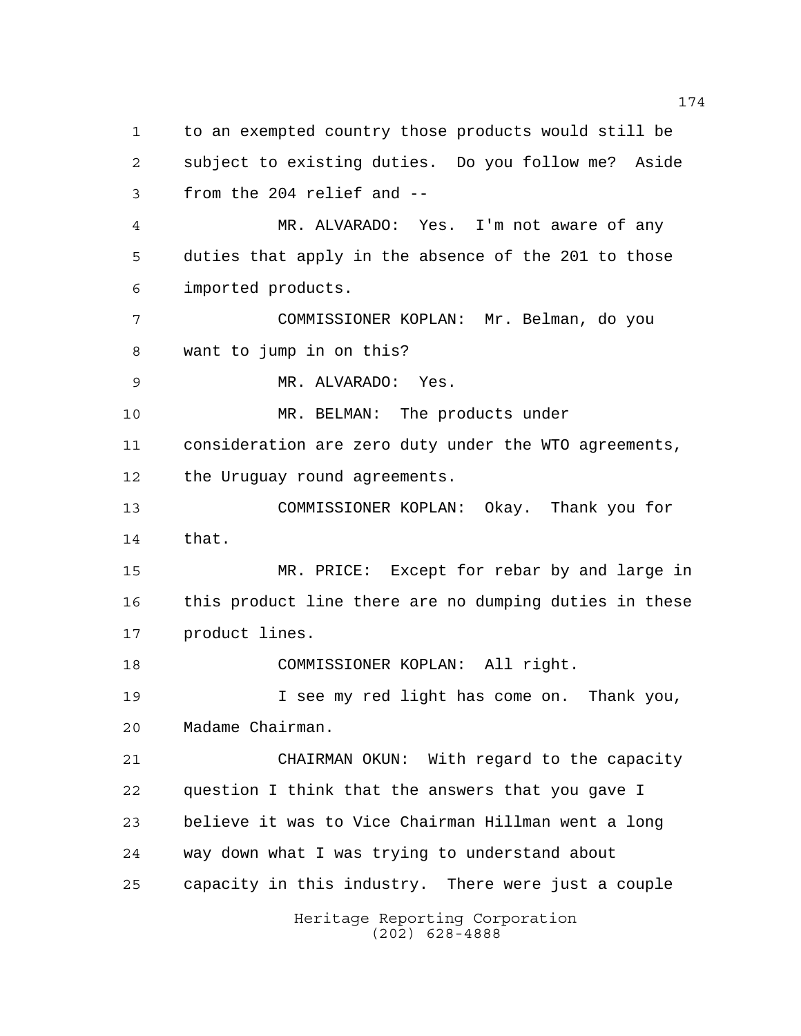to an exempted country those products would still be subject to existing duties. Do you follow me? Aside from the 204 relief and --

MR. ALVARADO: Yes. I'm not aware of any duties that apply in the absence of the 201 to those imported products.

COMMISSIONER KOPLAN: Mr. Belman, do you want to jump in on this?

MR. ALVARADO: Yes.

MR. BELMAN: The products under consideration are zero duty under the WTO agreements, the Uruguay round agreements.

COMMISSIONER KOPLAN: Okay. Thank you for that.

MR. PRICE: Except for rebar by and large in this product line there are no dumping duties in these product lines.

COMMISSIONER KOPLAN: All right.

I see my red light has come on. Thank you, Madame Chairman.

CHAIRMAN OKUN: With regard to the capacity question I think that the answers that you gave I believe it was to Vice Chairman Hillman went a long way down what I was trying to understand about capacity in this industry. There were just a couple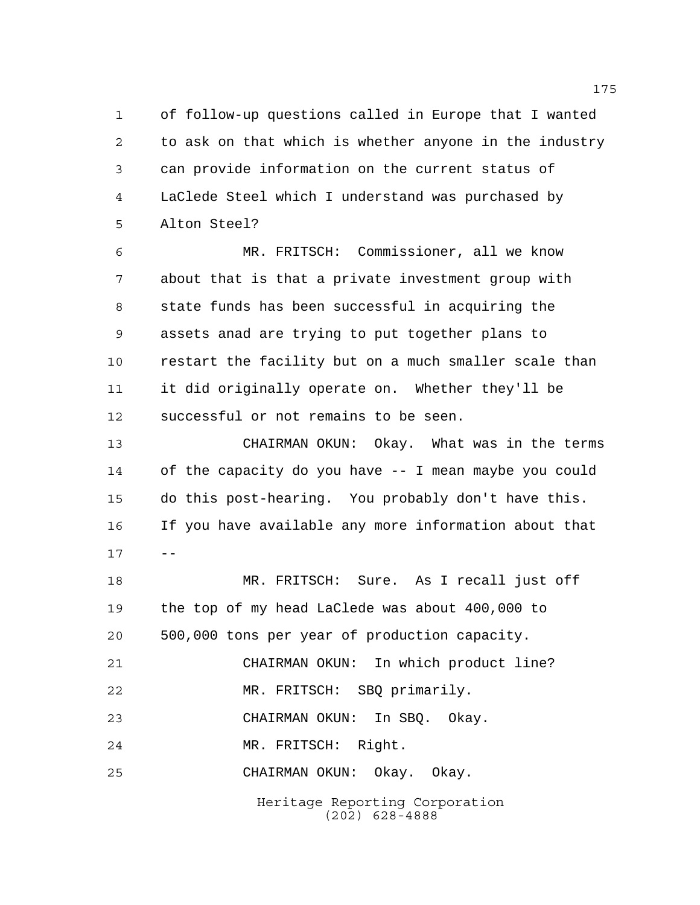of follow-up questions called in Europe that I wanted to ask on that which is whether anyone in the industry can provide information on the current status of LaClede Steel which I understand was purchased by Alton Steel?

MR. FRITSCH: Commissioner, all we know about that is that a private investment group with state funds has been successful in acquiring the assets anad are trying to put together plans to restart the facility but on a much smaller scale than it did originally operate on. Whether they'll be successful or not remains to be seen.

CHAIRMAN OKUN: Okay. What was in the terms of the capacity do you have -- I mean maybe you could do this post-hearing. You probably don't have this. If you have available any more information about that --

MR. FRITSCH: Sure. As I recall just off the top of my head LaClede was about 400,000 to 500,000 tons per year of production capacity.

CHAIRMAN OKUN: In which product line?

MR. FRITSCH: SBQ primarily.

CHAIRMAN OKUN: In SBQ. Okay.

MR. FRITSCH: Right.

CHAIRMAN OKUN: Okay. Okay.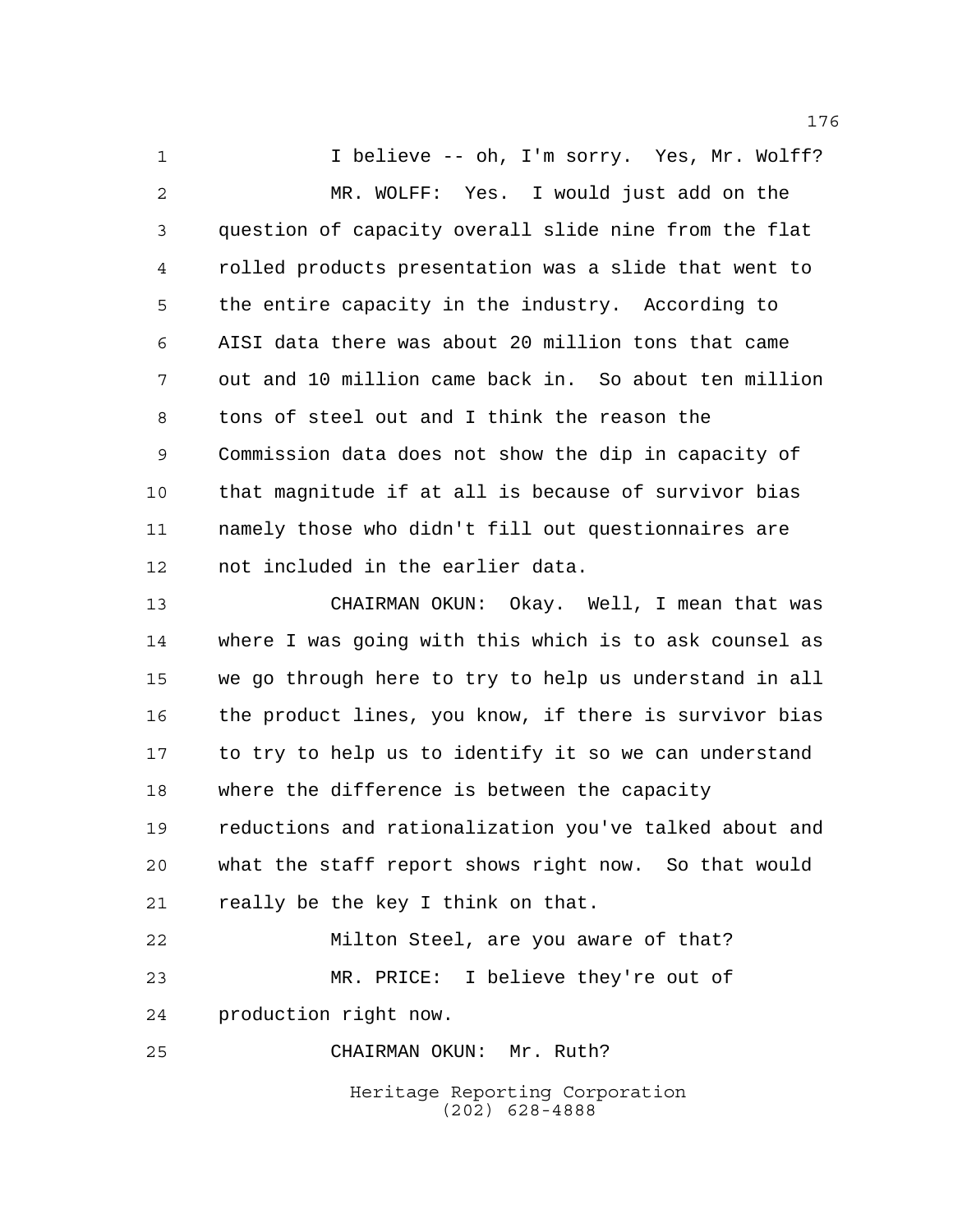I believe -- oh, I'm sorry. Yes, Mr. Wolff?

MR. WOLFF: Yes. I would just add on the question of capacity overall slide nine from the flat rolled products presentation was a slide that went to the entire capacity in the industry. According to AISI data there was about 20 million tons that came out and 10 million came back in. So about ten million tons of steel out and I think the reason the Commission data does not show the dip in capacity of that magnitude if at all is because of survivor bias namely those who didn't fill out questionnaires are not included in the earlier data.

CHAIRMAN OKUN: Okay. Well, I mean that was where I was going with this which is to ask counsel as we go through here to try to help us understand in all the product lines, you know, if there is survivor bias to try to help us to identify it so we can understand where the difference is between the capacity reductions and rationalization you've talked about and what the staff report shows right now. So that would really be the key I think on that.

Milton Steel, are you aware of that?

MR. PRICE: I believe they're out of production right now.

CHAIRMAN OKUN: Mr. Ruth?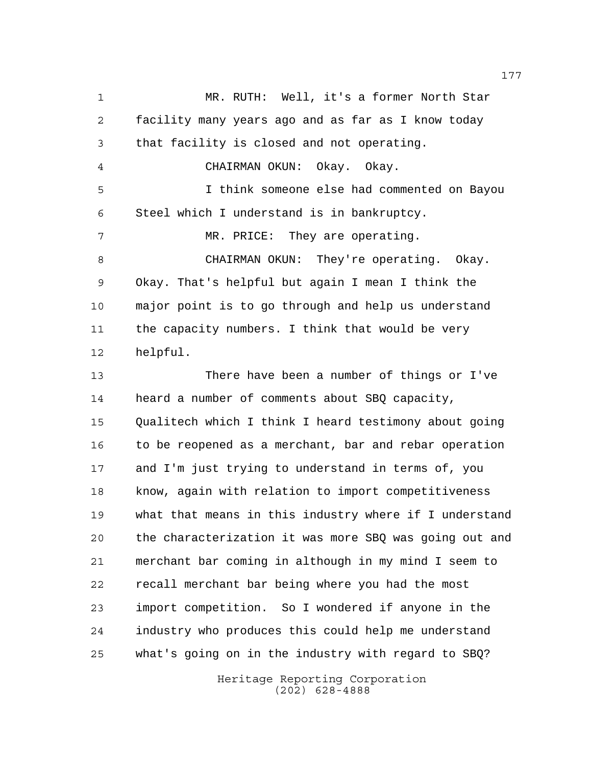MR. RUTH: Well, it's a former North Star facility many years ago and as far as I know today that facility is closed and not operating.

CHAIRMAN OKUN: Okay. Okay.

I think someone else had commented on Bayou Steel which I understand is in bankruptcy.

MR. PRICE: They are operating.

CHAIRMAN OKUN: They're operating. Okay. Okay. That's helpful but again I mean I think the major point is to go through and help us understand the capacity numbers. I think that would be very helpful.

There have been a number of things or I've heard a number of comments about SBQ capacity, Qualitech which I think I heard testimony about going to be reopened as a merchant, bar and rebar operation and I'm just trying to understand in terms of, you know, again with relation to import competitiveness what that means in this industry where if I understand the characterization it was more SBQ was going out and merchant bar coming in although in my mind I seem to recall merchant bar being where you had the most import competition. So I wondered if anyone in the industry who produces this could help me understand what's going on in the industry with regard to SBQ?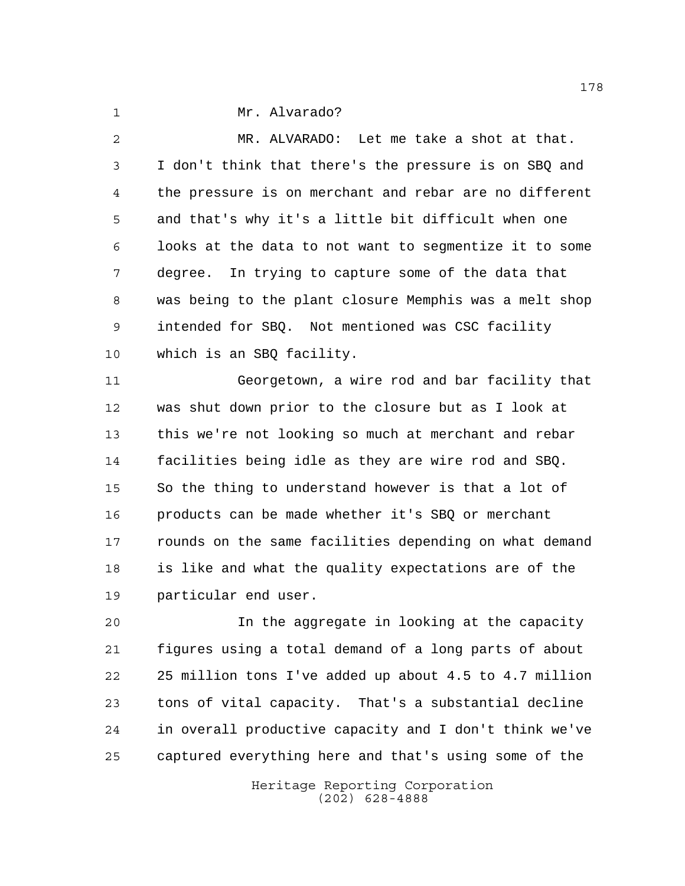Mr. Alvarado?

MR. ALVARADO: Let me take a shot at that. I don't think that there's the pressure is on SBQ and the pressure is on merchant and rebar are no different and that's why it's a little bit difficult when one looks at the data to not want to segmentize it to some degree. In trying to capture some of the data that was being to the plant closure Memphis was a melt shop intended for SBQ. Not mentioned was CSC facility which is an SBQ facility.

Georgetown, a wire rod and bar facility that was shut down prior to the closure but as I look at this we're not looking so much at merchant and rebar facilities being idle as they are wire rod and SBQ. So the thing to understand however is that a lot of products can be made whether it's SBQ or merchant rounds on the same facilities depending on what demand is like and what the quality expectations are of the particular end user.

In the aggregate in looking at the capacity figures using a total demand of a long parts of about 25 million tons I've added up about 4.5 to 4.7 million tons of vital capacity. That's a substantial decline in overall productive capacity and I don't think we've captured everything here and that's using some of the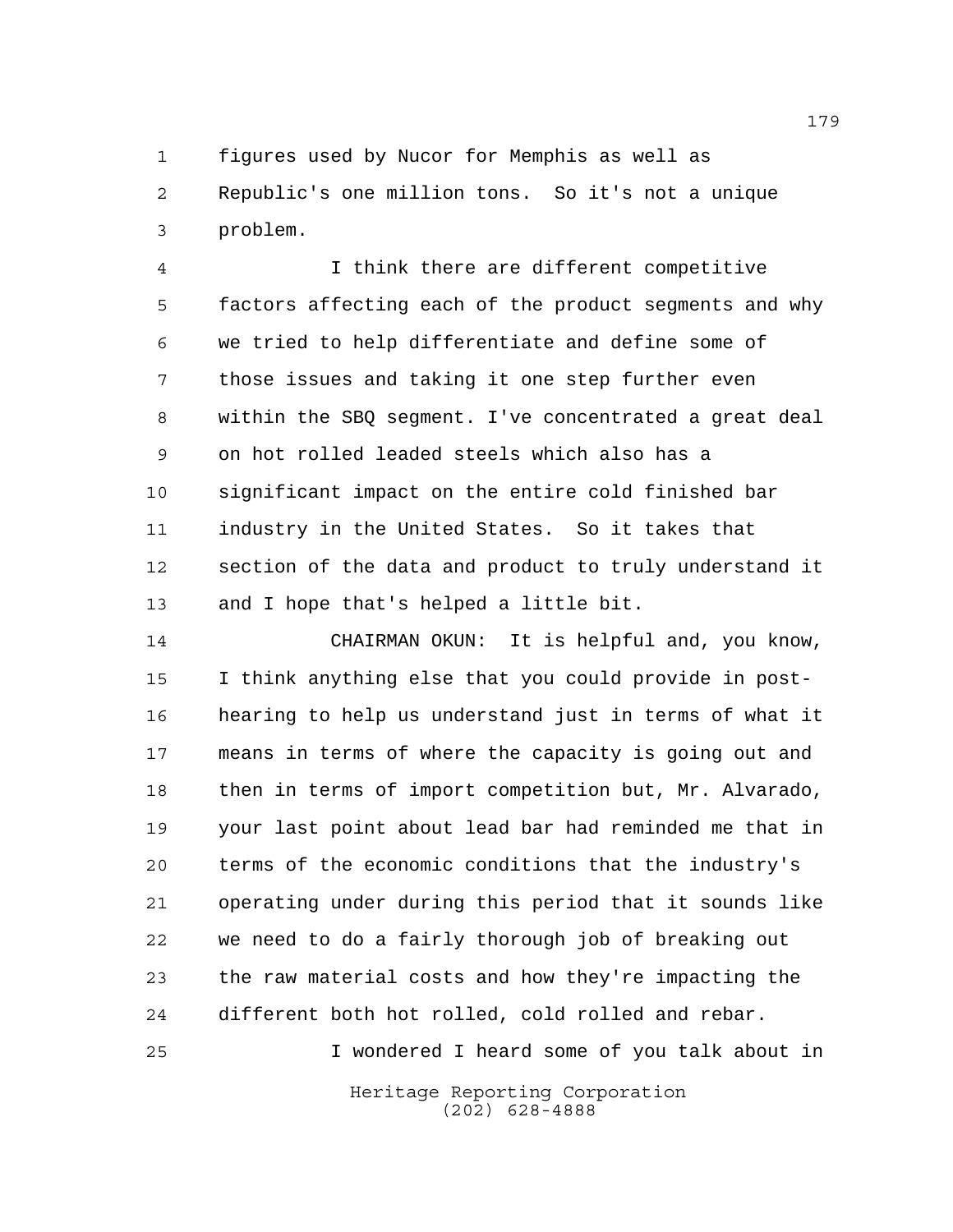figures used by Nucor for Memphis as well as Republic's one million tons. So it's not a unique problem.

I think there are different competitive factors affecting each of the product segments and why we tried to help differentiate and define some of those issues and taking it one step further even within the SBQ segment. I've concentrated a great deal on hot rolled leaded steels which also has a significant impact on the entire cold finished bar industry in the United States. So it takes that section of the data and product to truly understand it and I hope that's helped a little bit.

CHAIRMAN OKUN: It is helpful and, you know, I think anything else that you could provide in post-hearing to help us understand just in terms of what it means in terms of where the capacity is going out and then in terms of import competition but, Mr. Alvarado, your last point about lead bar had reminded me that in terms of the economic conditions that the industry's operating under during this period that it sounds like we need to do a fairly thorough job of breaking out the raw material costs and how they're impacting the different both hot rolled, cold rolled and rebar.

I wondered I heard some of you talk about in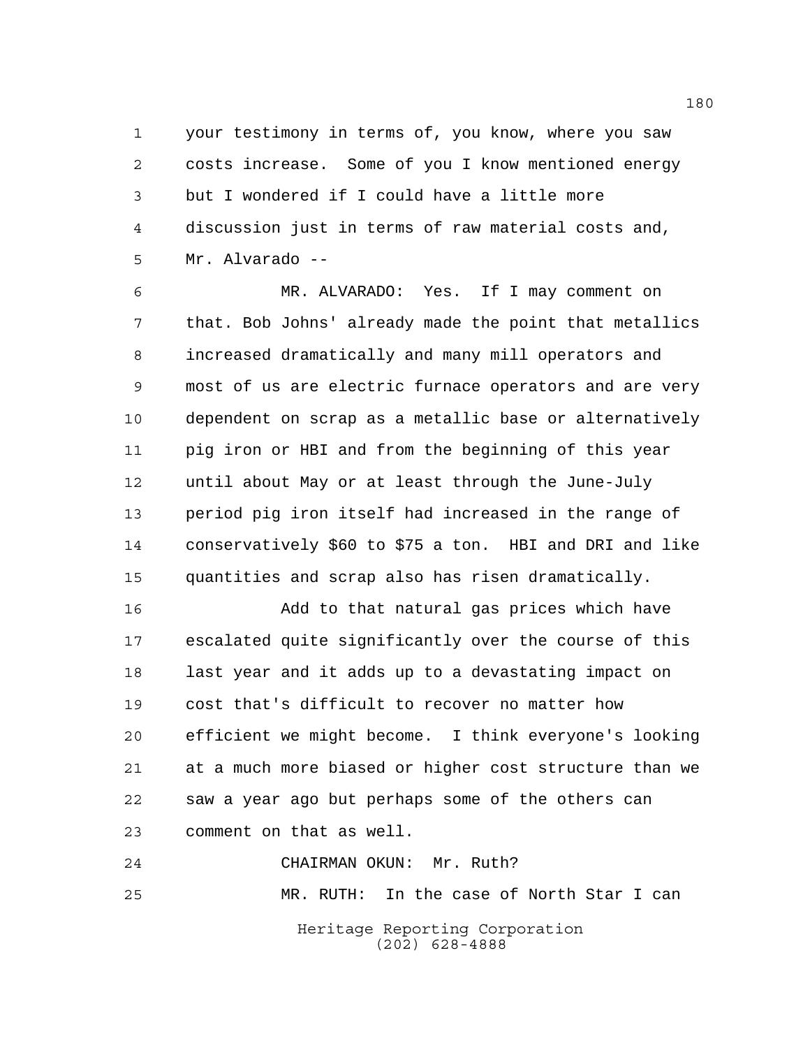your testimony in terms of, you know, where you saw costs increase. Some of you I know mentioned energy but I wondered if I could have a little more discussion just in terms of raw material costs and, Mr. Alvarado --

MR. ALVARADO: Yes. If I may comment on that. Bob Johns' already made the point that metallics increased dramatically and many mill operators and most of us are electric furnace operators and are very dependent on scrap as a metallic base or alternatively pig iron or HBI and from the beginning of this year until about May or at least through the June-July period pig iron itself had increased in the range of conservatively $60 to $75 a ton. HBI and DRI and like quantities and scrap also has risen dramatically.

Add to that natural gas prices which have escalated quite significantly over the course of this last year and it adds up to a devastating impact on cost that's difficult to recover no matter how efficient we might become. I think everyone's looking at a much more biased or higher cost structure than we saw a year ago but perhaps some of the others can comment on that as well.

CHAIRMAN OKUN: Mr. Ruth?

MR. RUTH: In the case of North Star I can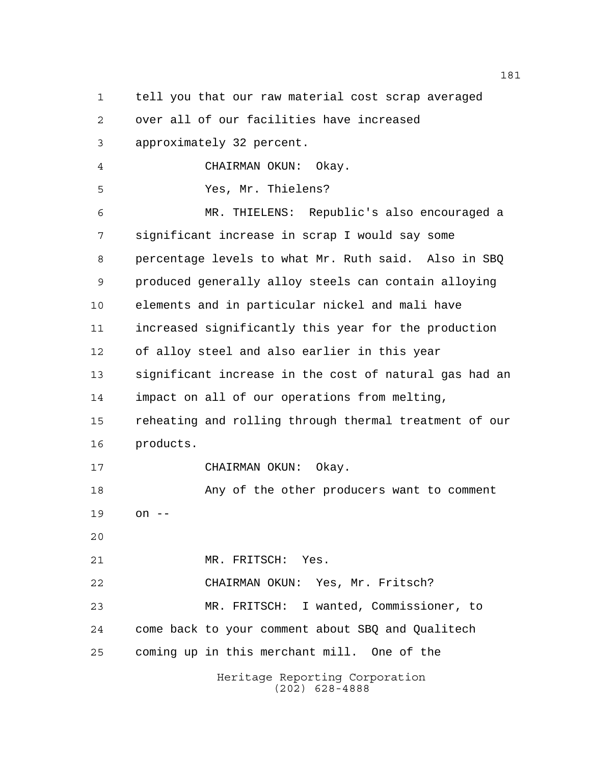tell you that our raw material cost scrap averaged over all of our facilities have increased approximately 32 percent.

CHAIRMAN OKUN: Okay.

Yes, Mr. Thielens?

MR. THIELENS: Republic's also encouraged a significant increase in scrap I would say some percentage levels to what Mr. Ruth said. Also in SBQ produced generally alloy steels can contain alloying elements and in particular nickel and mali have increased significantly this year for the production of alloy steel and also earlier in this year significant increase in the cost of natural gas had an impact on all of our operations from melting, reheating and rolling through thermal treatment of our products.

CHAIRMAN OKUN: Okay.

Any of the other producers want to comment on --

MR. FRITSCH: Yes.

CHAIRMAN OKUN: Yes, Mr. Fritsch?

MR. FRITSCH: I wanted, Commissioner, to come back to your comment about SBQ and Qualitech coming up in this merchant mill. One of the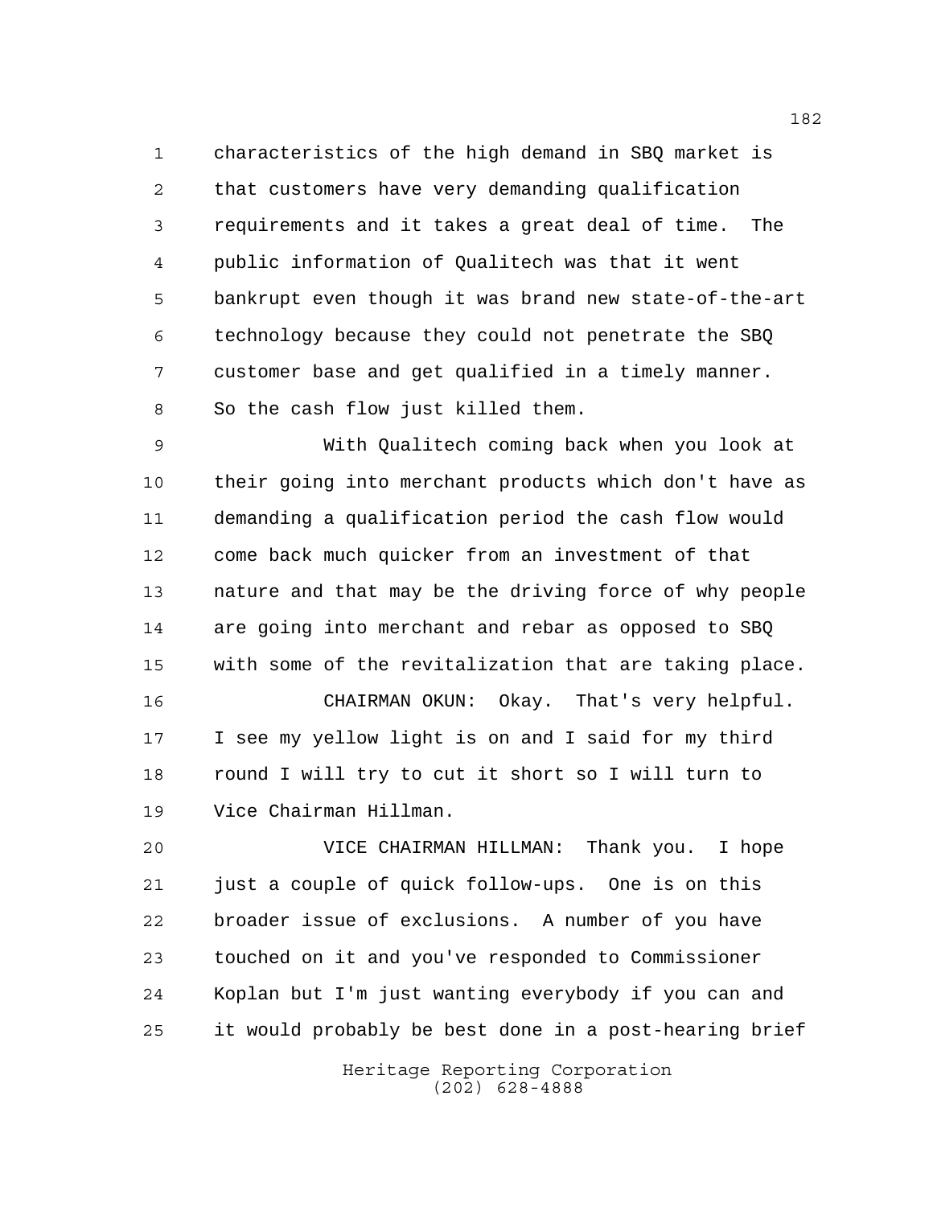characteristics of the high demand in SBQ market is that customers have very demanding qualification requirements and it takes a great deal of time. The public information of Qualitech was that it went bankrupt even though it was brand new state-of-the-art technology because they could not penetrate the SBQ customer base and get qualified in a timely manner. So the cash flow just killed them.

With Qualitech coming back when you look at their going into merchant products which don't have as demanding a qualification period the cash flow would come back much quicker from an investment of that nature and that may be the driving force of why people are going into merchant and rebar as opposed to SBQ with some of the revitalization that are taking place.

CHAIRMAN OKUN: Okay. That's very helpful. I see my yellow light is on and I said for my third round I will try to cut it short so I will turn to Vice Chairman Hillman.

VICE CHAIRMAN HILLMAN: Thank you. I hope just a couple of quick follow-ups. One is on this broader issue of exclusions. A number of you have touched on it and you've responded to Commissioner Koplan but I'm just wanting everybody if you can and it would probably be best done in a post-hearing brief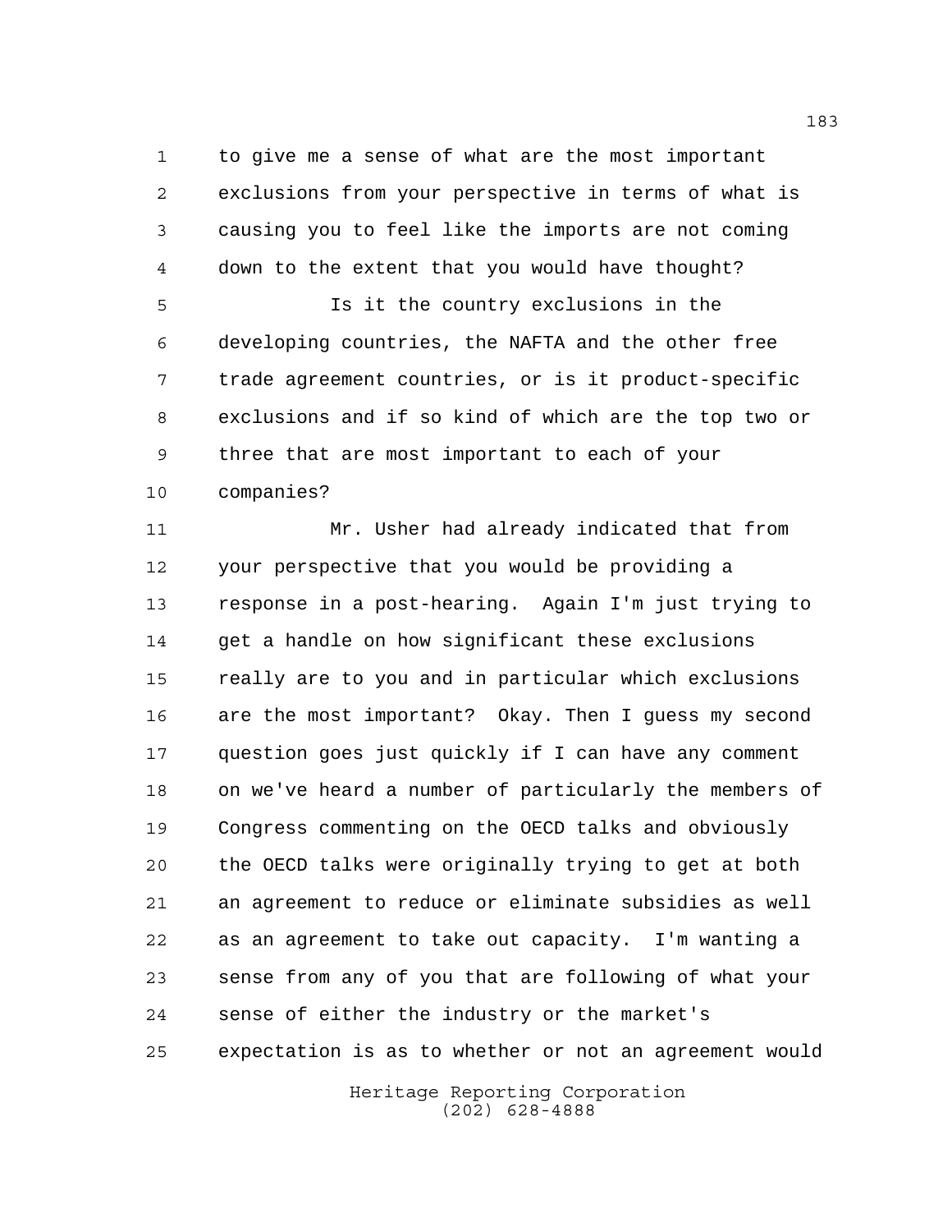to give me a sense of what are the most important exclusions from your perspective in terms of what is causing you to feel like the imports are not coming down to the extent that you would have thought?

Is it the country exclusions in the developing countries, the NAFTA and the other free trade agreement countries, or is it product-specific exclusions and if so kind of which are the top two or three that are most important to each of your companies?

Mr. Usher had already indicated that from your perspective that you would be providing a response in a post-hearing. Again I'm just trying to get a handle on how significant these exclusions really are to you and in particular which exclusions are the most important? Okay. Then I guess my second question goes just quickly if I can have any comment on we've heard a number of particularly the members of Congress commenting on the OECD talks and obviously the OECD talks were originally trying to get at both an agreement to reduce or eliminate subsidies as well as an agreement to take out capacity. I'm wanting a sense from any of you that are following of what your sense of either the industry or the market's expectation is as to whether or not an agreement would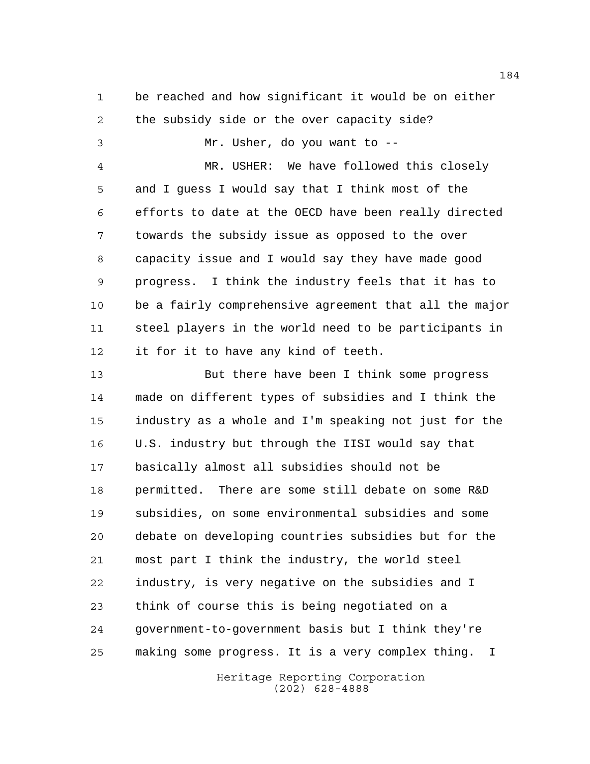be reached and how significant it would be on either the subsidy side or the over capacity side?

Mr. Usher, do you want to --

MR. USHER: We have followed this closely and I guess I would say that I think most of the efforts to date at the OECD have been really directed towards the subsidy issue as opposed to the over capacity issue and I would say they have made good progress. I think the industry feels that it has to be a fairly comprehensive agreement that all the major steel players in the world need to be participants in it for it to have any kind of teeth.

But there have been I think some progress made on different types of subsidies and I think the industry as a whole and I'm speaking not just for the U.S. industry but through the IISI would say that basically almost all subsidies should not be permitted. There are some still debate on some R&D subsidies, on some environmental subsidies and some debate on developing countries subsidies but for the most part I think the industry, the world steel industry, is very negative on the subsidies and I think of course this is being negotiated on a government-to-government basis but I think they're making some progress. It is a very complex thing. I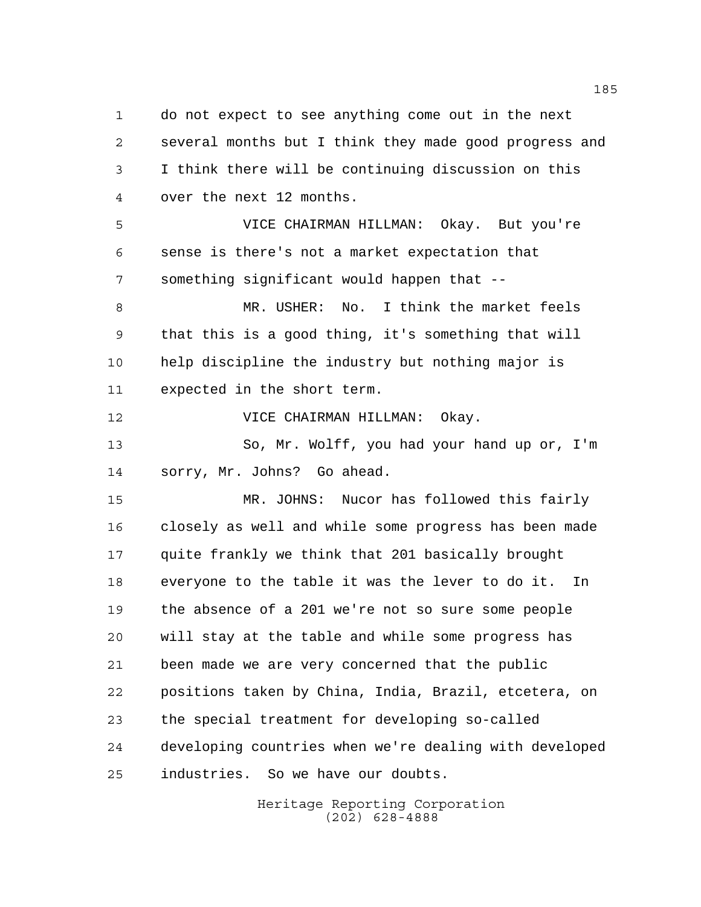do not expect to see anything come out in the next several months but I think they made good progress and I think there will be continuing discussion on this over the next 12 months.

VICE CHAIRMAN HILLMAN: Okay. But you're sense is there's not a market expectation that something significant would happen that --

MR. USHER: No. I think the market feels that this is a good thing, it's something that will help discipline the industry but nothing major is expected in the short term.

VICE CHAIRMAN HILLMAN: Okay.

So, Mr. Wolff, you had your hand up or, I'm sorry, Mr. Johns? Go ahead.

MR. JOHNS: Nucor has followed this fairly closely as well and while some progress has been made quite frankly we think that 201 basically brought everyone to the table it was the lever to do it. In the absence of a 201 we're not so sure some people will stay at the table and while some progress has been made we are very concerned that the public positions taken by China, India, Brazil, etcetera, on the special treatment for developing so-called developing countries when we're dealing with developed industries. So we have our doubts.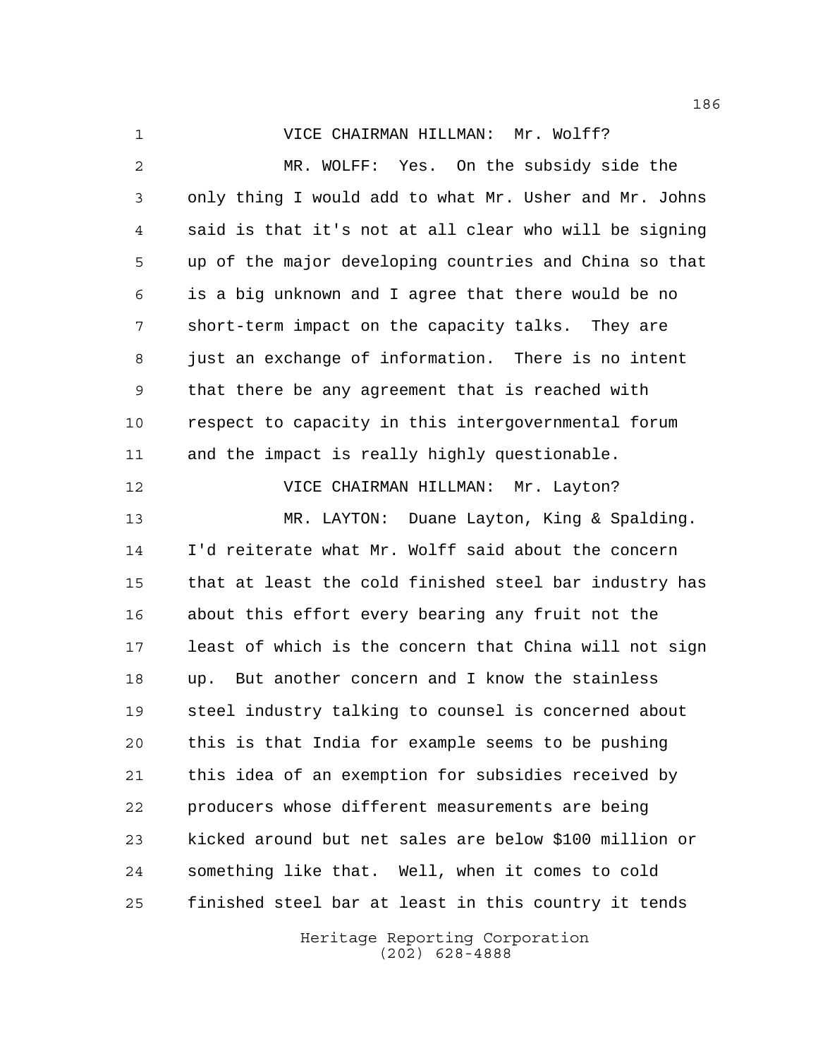VICE CHAIRMAN HILLMAN: Mr. Wolff?

MR. WOLFF: Yes. On the subsidy side the only thing I would add to what Mr. Usher and Mr. Johns said is that it's not at all clear who will be signing up of the major developing countries and China so that is a big unknown and I agree that there would be no short-term impact on the capacity talks. They are just an exchange of information. There is no intent that there be any agreement that is reached with respect to capacity in this intergovernmental forum and the impact is really highly questionable.

VICE CHAIRMAN HILLMAN: Mr. Layton?

MR. LAYTON: Duane Layton, King & Spalding. I'd reiterate what Mr. Wolff said about the concern that at least the cold finished steel bar industry has about this effort every bearing any fruit not the least of which is the concern that China will not sign up. But another concern and I know the stainless steel industry talking to counsel is concerned about this is that India for example seems to be pushing this idea of an exemption for subsidies received by producers whose different measurements are being kicked around but net sales are below $100 million or something like that. Well, when it comes to cold finished steel bar at least in this country it tends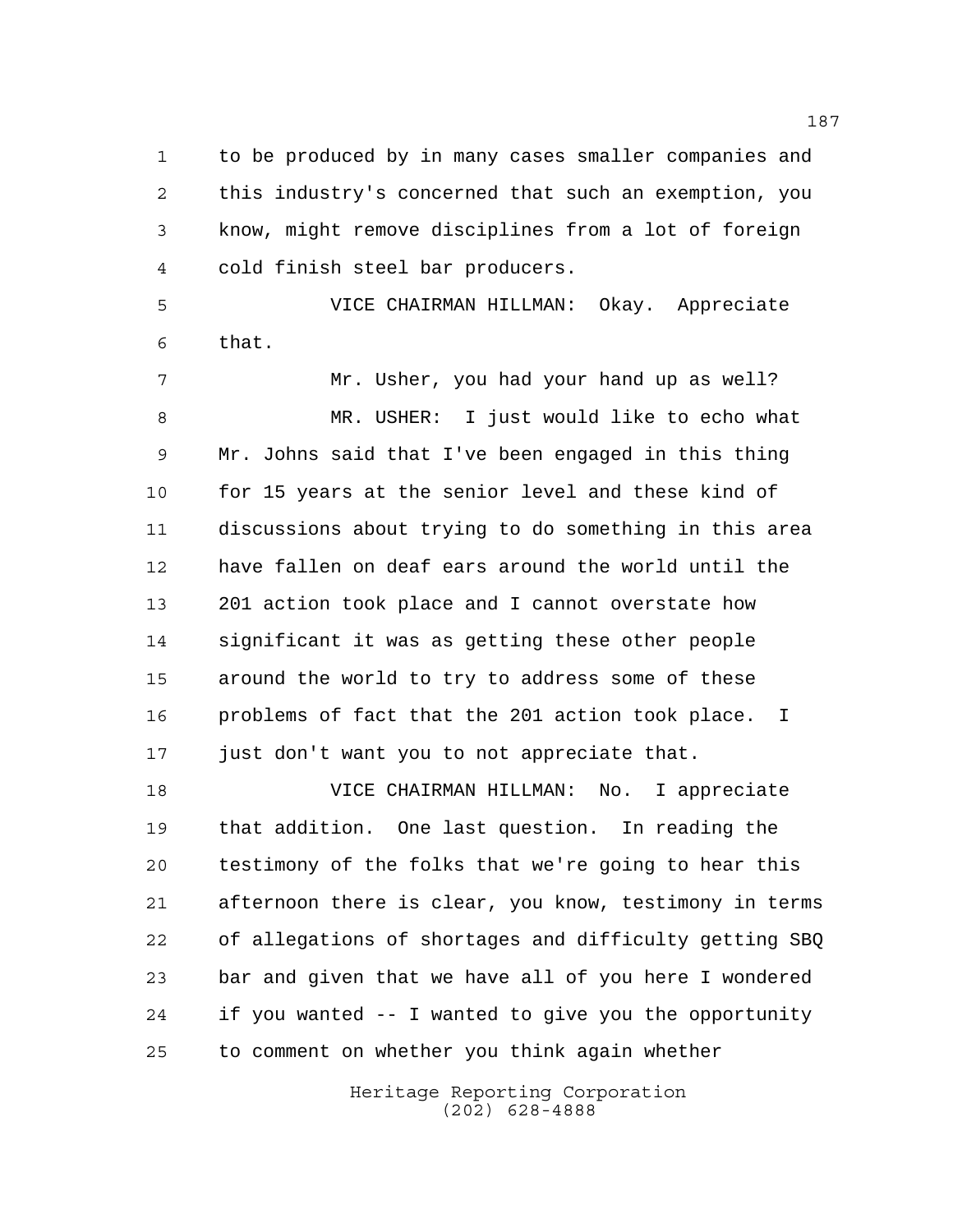to be produced by in many cases smaller companies and this industry's concerned that such an exemption, you know, might remove disciplines from a lot of foreign cold finish steel bar producers.

VICE CHAIRMAN HILLMAN: Okay. Appreciate that.

Mr. Usher, you had your hand up as well?

MR. USHER: I just would like to echo what Mr. Johns said that I've been engaged in this thing for 15 years at the senior level and these kind of discussions about trying to do something in this area have fallen on deaf ears around the world until the 201 action took place and I cannot overstate how significant it was as getting these other people around the world to try to address some of these problems of fact that the 201 action took place. I just don't want you to not appreciate that.

VICE CHAIRMAN HILLMAN: No. I appreciate that addition. One last question. In reading the testimony of the folks that we're going to hear this afternoon there is clear, you know, testimony in terms of allegations of shortages and difficulty getting SBQ bar and given that we have all of you here I wondered if you wanted -- I wanted to give you the opportunity to comment on whether you think again whether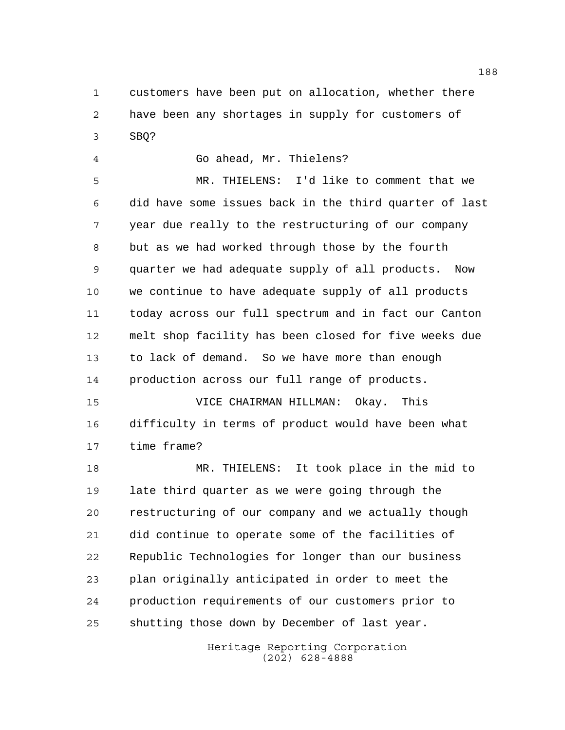customers have been put on allocation, whether there have been any shortages in supply for customers of SBQ?

Go ahead, Mr. Thielens?

MR. THIELENS: I'd like to comment that we did have some issues back in the third quarter of last year due really to the restructuring of our company but as we had worked through those by the fourth quarter we had adequate supply of all products. Now we continue to have adequate supply of all products today across our full spectrum and in fact our Canton melt shop facility has been closed for five weeks due to lack of demand. So we have more than enough production across our full range of products.

VICE CHAIRMAN HILLMAN: Okay. This difficulty in terms of product would have been what time frame?

MR. THIELENS: It took place in the mid to late third quarter as we were going through the restructuring of our company and we actually though did continue to operate some of the facilities of Republic Technologies for longer than our business plan originally anticipated in order to meet the production requirements of our customers prior to shutting those down by December of last year.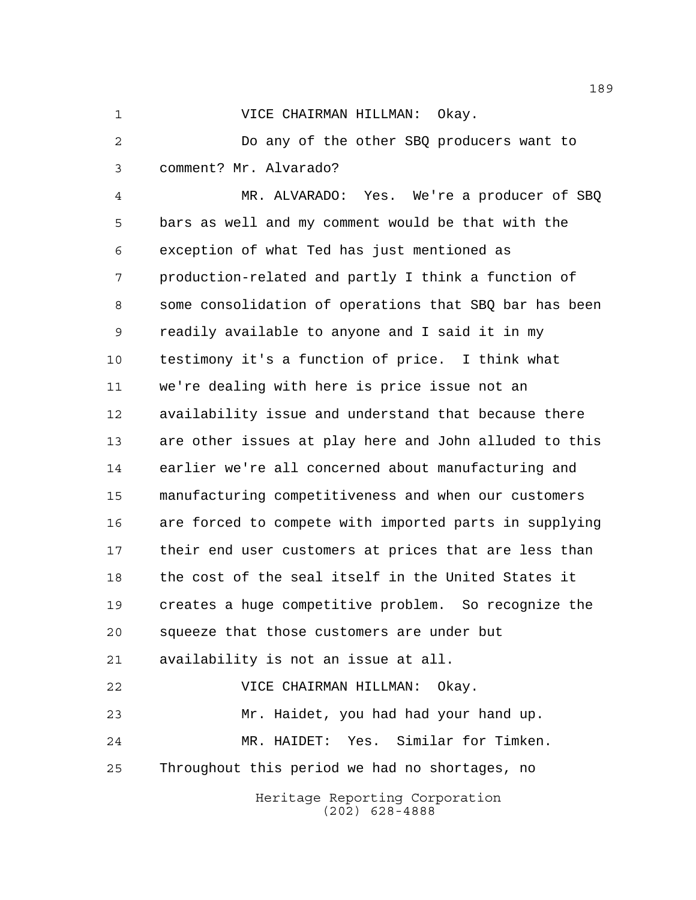VICE CHAIRMAN HILLMAN: Okay.

Do any of the other SBQ producers want to comment? Mr. Alvarado?

MR. ALVARADO: Yes. We're a producer of SBQ bars as well and my comment would be that with the exception of what Ted has just mentioned as production-related and partly I think a function of some consolidation of operations that SBQ bar has been readily available to anyone and I said it in my testimony it's a function of price. I think what we're dealing with here is price issue not an availability issue and understand that because there are other issues at play here and John alluded to this earlier we're all concerned about manufacturing and manufacturing competitiveness and when our customers are forced to compete with imported parts in supplying their end user customers at prices that are less than the cost of the seal itself in the United States it creates a huge competitive problem. So recognize the squeeze that those customers are under but availability is not an issue at all.

VICE CHAIRMAN HILLMAN: Okay.

Mr. Haidet, you had had your hand up.

MR. HAIDET: Yes. Similar for Timken. Throughout this period we had no shortages, no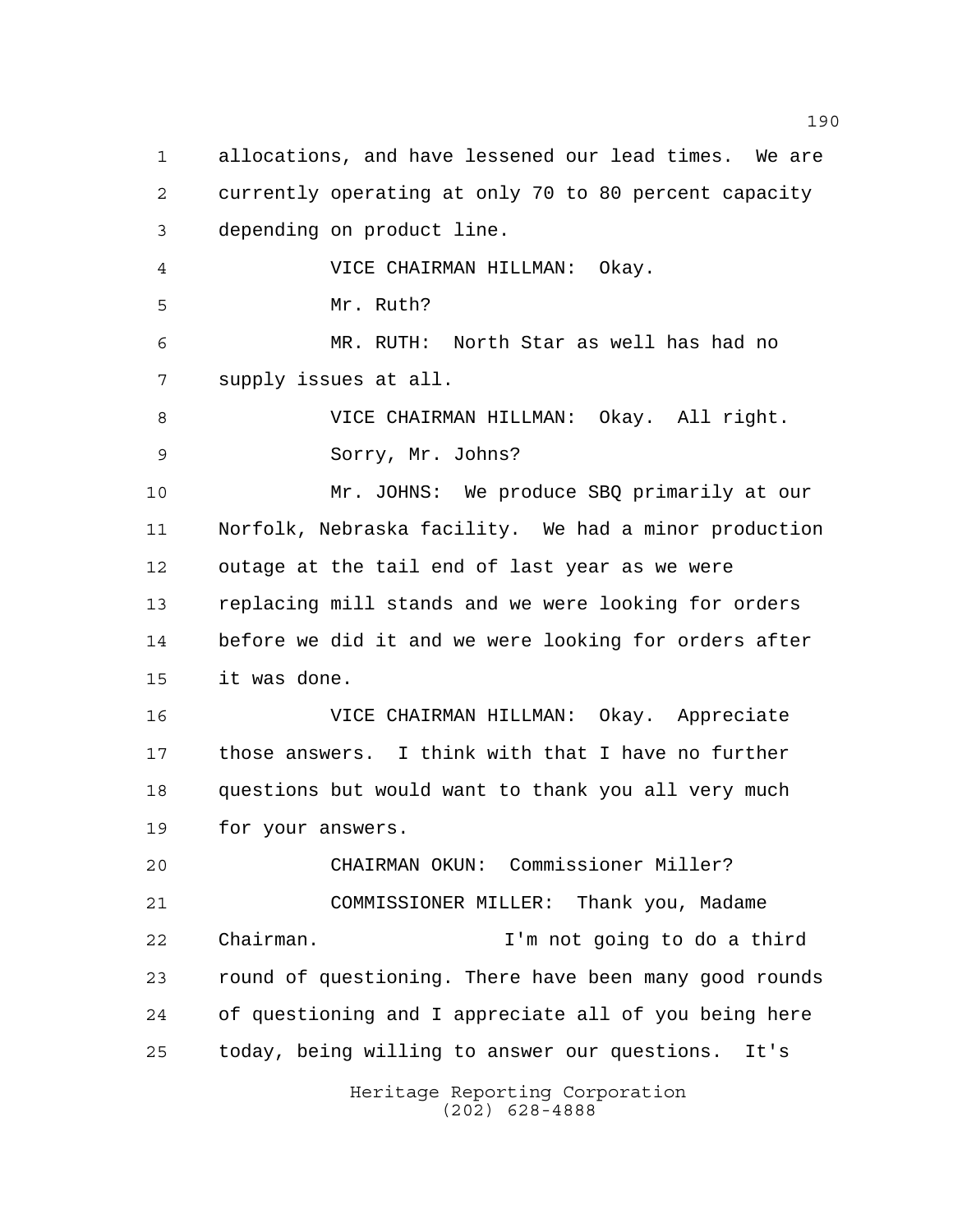allocations, and have lessened our lead times. We are currently operating at only 70 to 80 percent capacity depending on product line.

VICE CHAIRMAN HILLMAN: Okay.

Mr. Ruth?

MR. RUTH: North Star as well has had no supply issues at all.

VICE CHAIRMAN HILLMAN: Okay. All right.

Sorry, Mr. Johns?

Mr. JOHNS: We produce SBQ primarily at our Norfolk, Nebraska facility. We had a minor production outage at the tail end of last year as we were replacing mill stands and we were looking for orders before we did it and we were looking for orders after it was done.

VICE CHAIRMAN HILLMAN: Okay. Appreciate those answers. I think with that I have no further questions but would want to thank you all very much for your answers.

CHAIRMAN OKUN: Commissioner Miller?

COMMISSIONER MILLER: Thank you, Madame Chairman. I'm not going to do a third round of questioning. There have been many good rounds of questioning and I appreciate all of you being here today, being willing to answer our questions. It's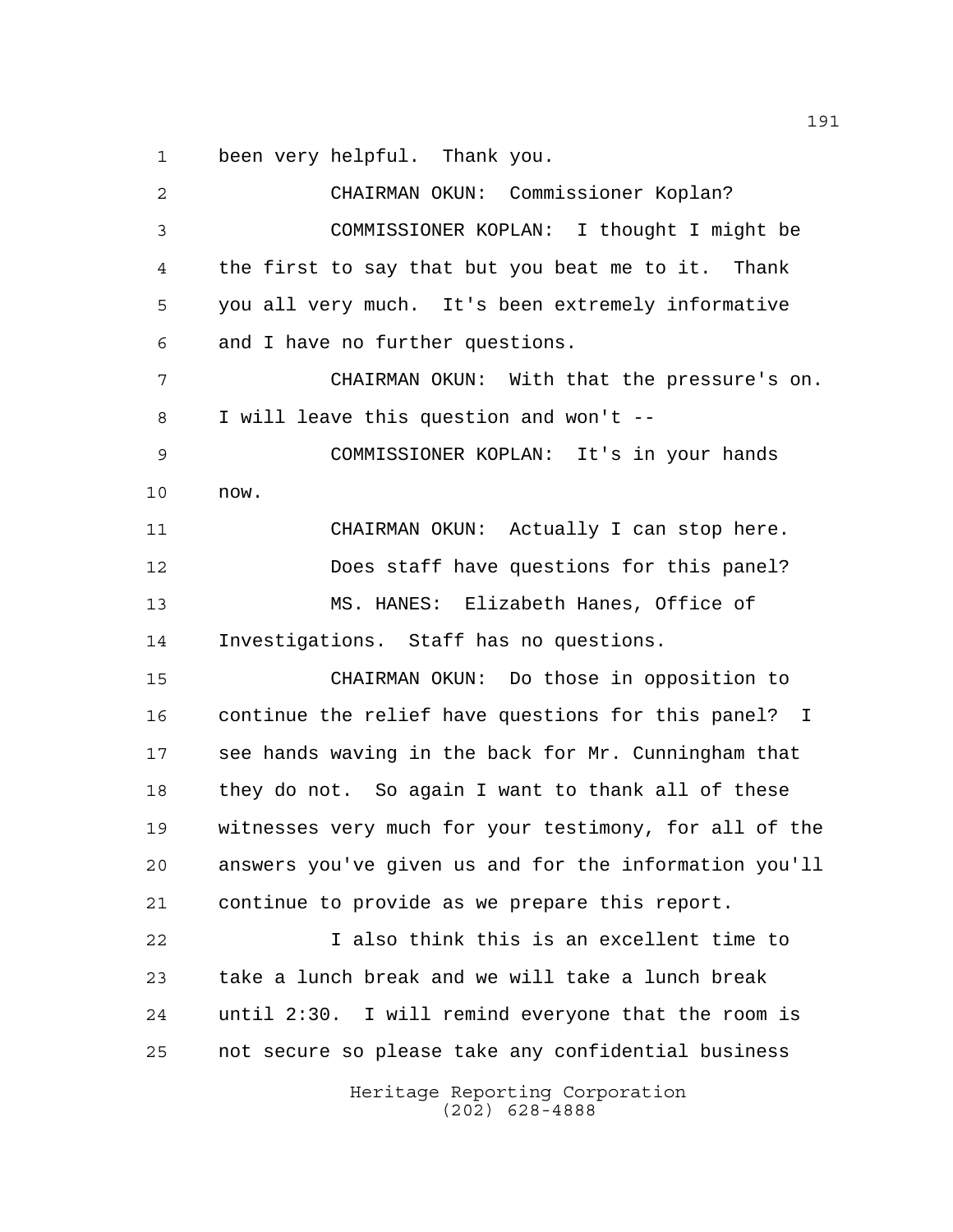been very helpful. Thank you.

CHAIRMAN OKUN: Commissioner Koplan?

COMMISSIONER KOPLAN: I thought I might be the first to say that but you beat me to it. Thank you all very much. It's been extremely informative and I have no further questions.

CHAIRMAN OKUN: With that the pressure's on. I will leave this question and won't --

COMMISSIONER KOPLAN: It's in your hands now.

CHAIRMAN OKUN: Actually I can stop here.

Does staff have questions for this panel?

MS. HANES: Elizabeth Hanes, Office of Investigations. Staff has no questions.

CHAIRMAN OKUN: Do those in opposition to continue the relief have questions for this panel? I see hands waving in the back for Mr. Cunningham that they do not. So again I want to thank all of these witnesses very much for your testimony, for all of the answers you've given us and for the information you'll continue to provide as we prepare this report.

I also think this is an excellent time to take a lunch break and we will take a lunch break until 2:30. I will remind everyone that the room is not secure so please take any confidential business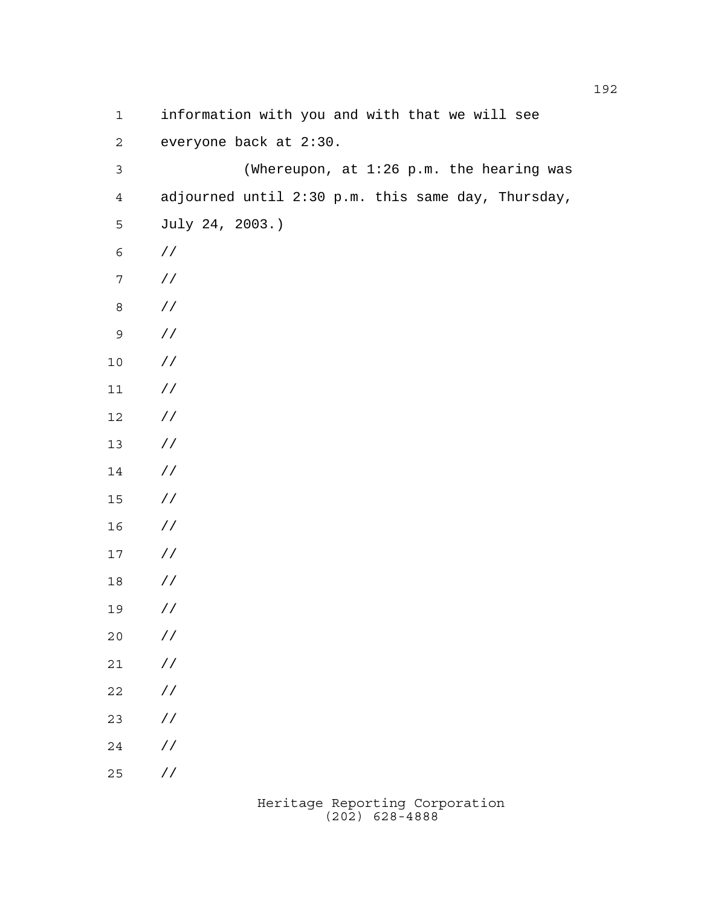information with you and with that we will see everyone back at 2:30.

(Whereupon, at 1:26 p.m. the hearing was adjourned until 2:30 p.m. this same day, Thursday, July 24, 2003.)

//

//

//

//

//

//

//

//

//

//

//

//

//

//

//

//

//

//

//

//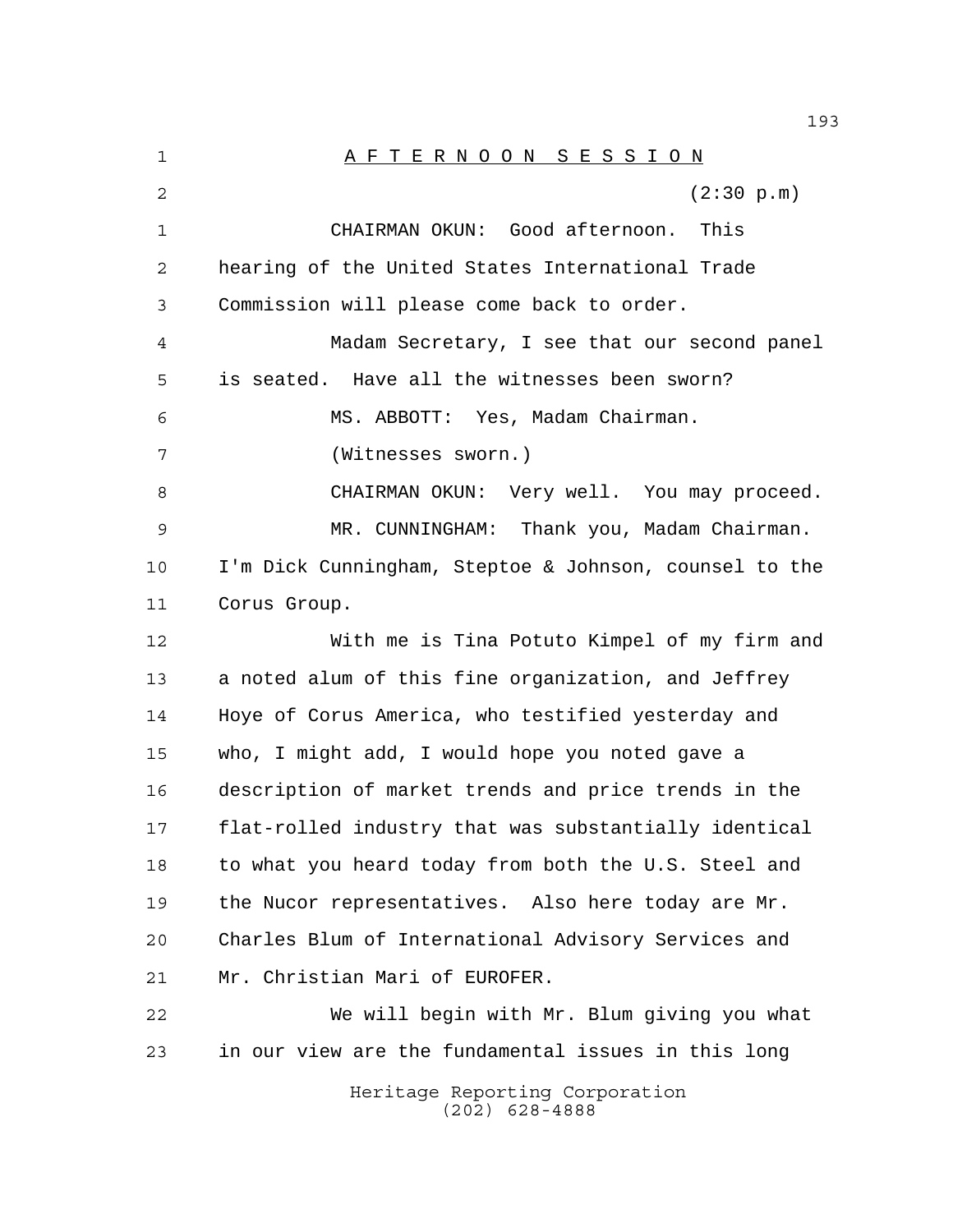# A F T E R N O O N   S E S S I O N

(2:30 p.m)

CHAIRMAN OKUN: Good afternoon. This hearing of the United States International Trade Commission will please come back to order.

Madam Secretary, I see that our second panel is seated. Have all the witnesses been sworn?

MS. ABBOTT: Yes, Madam Chairman.

(Witnesses sworn.)

CHAIRMAN OKUN: Very well. You may proceed.

MR. CUNNINGHAM: Thank you, Madam Chairman. I'm Dick Cunningham, Steptoe & Johnson, counsel to the Corus Group.

With me is Tina Potuto Kimpel of my firm and a noted alum of this fine organization, and Jeffrey Hoye of Corus America, who testified yesterday and who, I might add, I would hope you noted gave a description of market trends and price trends in the flat-rolled industry that was substantially identical to what you heard today from both the U.S. Steel and the Nucor representatives. Also here today are Mr. Charles Blum of International Advisory Services and Mr. Christian Mari of EUROFER.

We will begin with Mr. Blum giving you what in our view are the fundamental issues in this long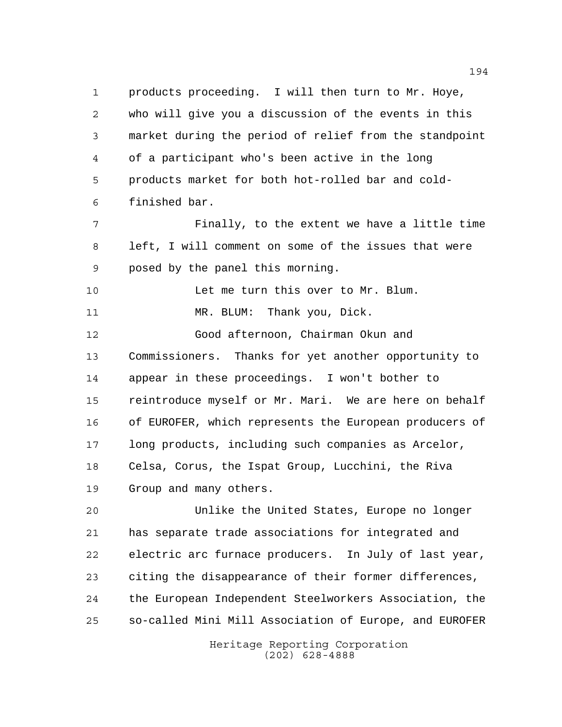products proceeding. I will then turn to Mr. Hoye, who will give you a discussion of the events in this market during the period of relief from the standpoint of a participant who's been active in the long products market for both hot-rolled bar and cold-finished bar.

Finally, to the extent we have a little time left, I will comment on some of the issues that were posed by the panel this morning.

Let me turn this over to Mr. Blum.

MR. BLUM: Thank you, Dick.

Good afternoon, Chairman Okun and Commissioners. Thanks for yet another opportunity to appear in these proceedings. I won't bother to reintroduce myself or Mr. Mari. We are here on behalf of EUROFER, which represents the European producers of long products, including such companies as Arcelor, Celsa, Corus, the Ispat Group, Lucchini, the Riva Group and many others.

Unlike the United States, Europe no longer has separate trade associations for integrated and electric arc furnace producers. In July of last year, citing the disappearance of their former differences, the European Independent Steelworkers Association, the so-called Mini Mill Association of Europe, and EUROFER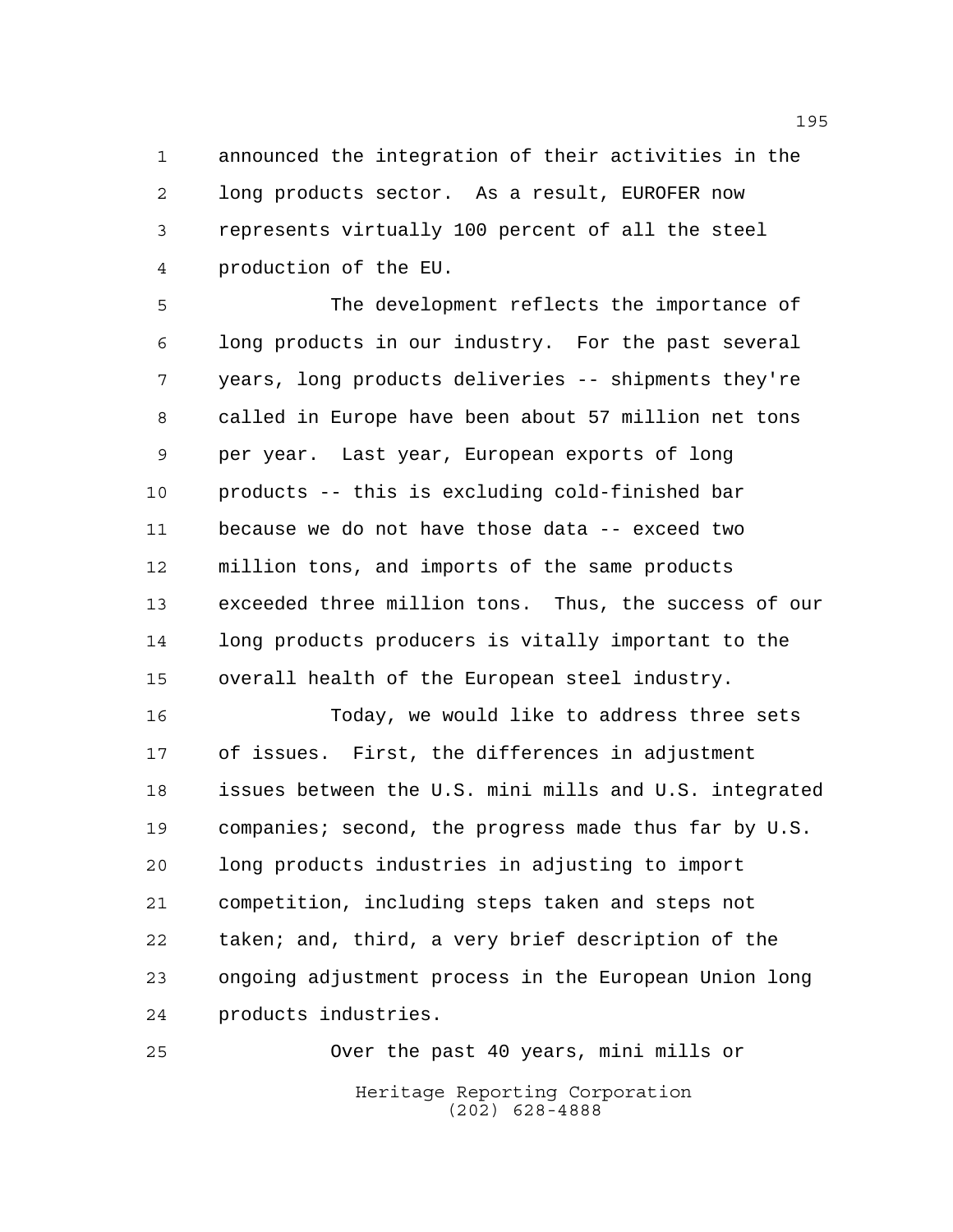announced the integration of their activities in the long products sector. As a result, EUROFER now represents virtually 100 percent of all the steel production of the EU.

The development reflects the importance of long products in our industry. For the past several years, long products deliveries -- shipments they're called in Europe have been about 57 million net tons per year. Last year, European exports of long products -- this is excluding cold-finished bar because we do not have those data -- exceed two million tons, and imports of the same products exceeded three million tons. Thus, the success of our long products producers is vitally important to the overall health of the European steel industry.

Today, we would like to address three sets of issues. First, the differences in adjustment issues between the U.S. mini mills and U.S. integrated companies; second, the progress made thus far by U.S. long products industries in adjusting to import competition, including steps taken and steps not taken; and, third, a very brief description of the ongoing adjustment process in the European Union long products industries.

Over the past 40 years, mini mills or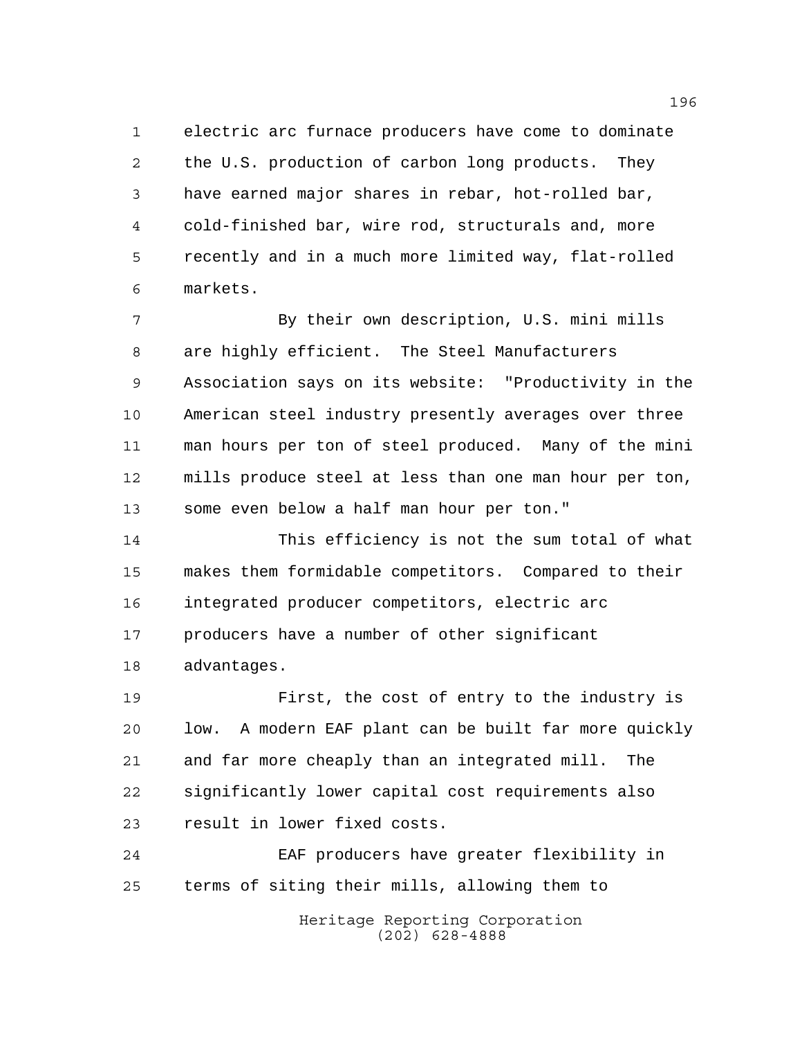electric arc furnace producers have come to dominate the U.S. production of carbon long products. They have earned major shares in rebar, hot-rolled bar, cold-finished bar, wire rod, structurals and, more recently and in a much more limited way, flat-rolled markets.

By their own description, U.S. mini mills are highly efficient. The Steel Manufacturers Association says on its website: "Productivity in the American steel industry presently averages over three man hours per ton of steel produced. Many of the mini mills produce steel at less than one man hour per ton, some even below a half man hour per ton."

This efficiency is not the sum total of what makes them formidable competitors. Compared to their integrated producer competitors, electric arc producers have a number of other significant advantages.

First, the cost of entry to the industry is low. A modern EAF plant can be built far more quickly and far more cheaply than an integrated mill. The significantly lower capital cost requirements also result in lower fixed costs.

EAF producers have greater flexibility in terms of siting their mills, allowing them to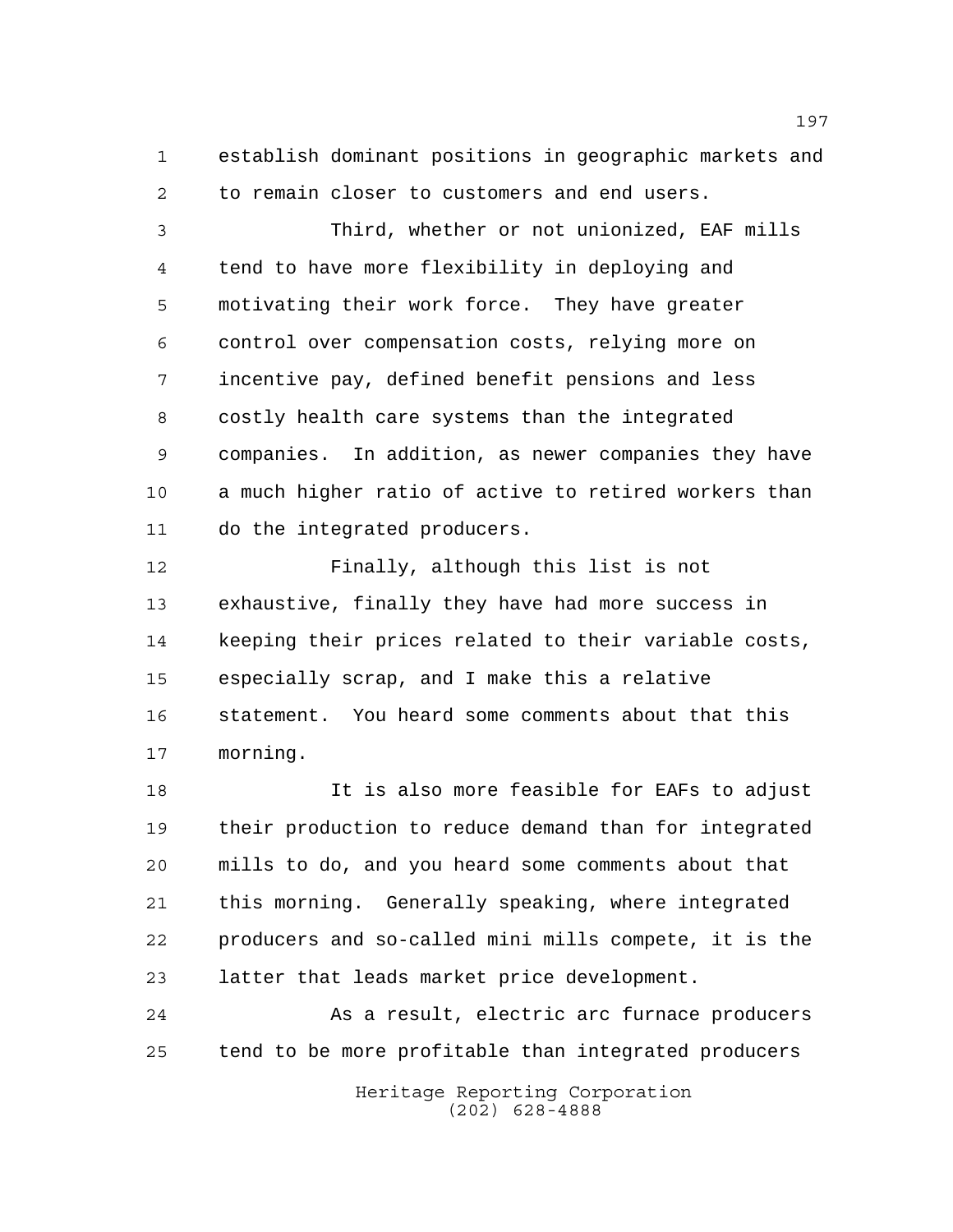establish dominant positions in geographic markets and to remain closer to customers and end users.

Third, whether or not unionized, EAF mills tend to have more flexibility in deploying and motivating their work force. They have greater control over compensation costs, relying more on incentive pay, defined benefit pensions and less costly health care systems than the integrated companies. In addition, as newer companies they have a much higher ratio of active to retired workers than do the integrated producers.

Finally, although this list is not exhaustive, finally they have had more success in keeping their prices related to their variable costs, especially scrap, and I make this a relative statement. You heard some comments about that this morning.

It is also more feasible for EAFs to adjust their production to reduce demand than for integrated mills to do, and you heard some comments about that this morning. Generally speaking, where integrated producers and so-called mini mills compete, it is the latter that leads market price development.

As a result, electric arc furnace producers tend to be more profitable than integrated producers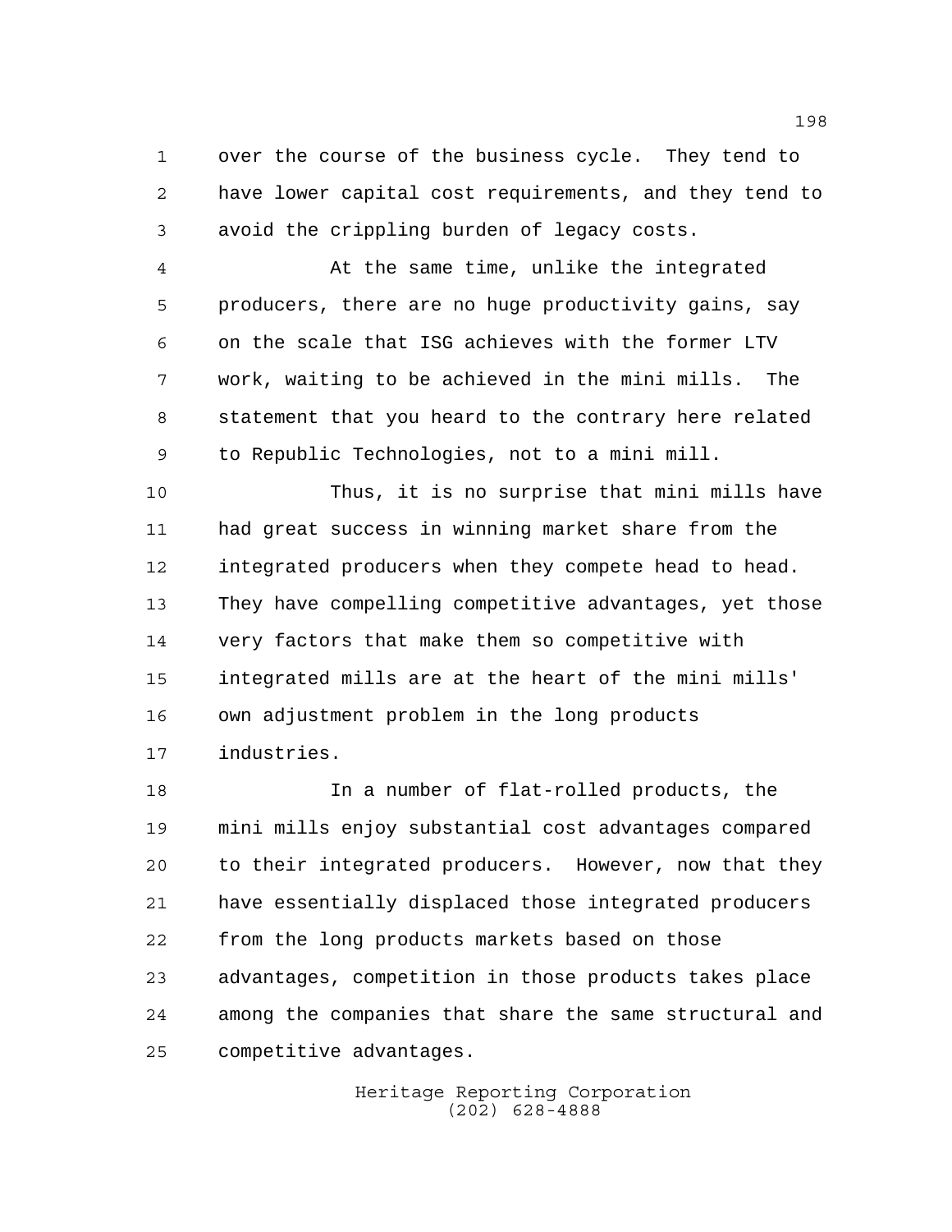over the course of the business cycle. They tend to have lower capital cost requirements, and they tend to avoid the crippling burden of legacy costs.

At the same time, unlike the integrated producers, there are no huge productivity gains, say on the scale that ISG achieves with the former LTV work, waiting to be achieved in the mini mills. The statement that you heard to the contrary here related to Republic Technologies, not to a mini mill.

Thus, it is no surprise that mini mills have had great success in winning market share from the integrated producers when they compete head to head. They have compelling competitive advantages, yet those very factors that make them so competitive with integrated mills are at the heart of the mini mills' own adjustment problem in the long products industries.

In a number of flat-rolled products, the mini mills enjoy substantial cost advantages compared to their integrated producers. However, now that they have essentially displaced those integrated producers from the long products markets based on those advantages, competition in those products takes place among the companies that share the same structural and competitive advantages.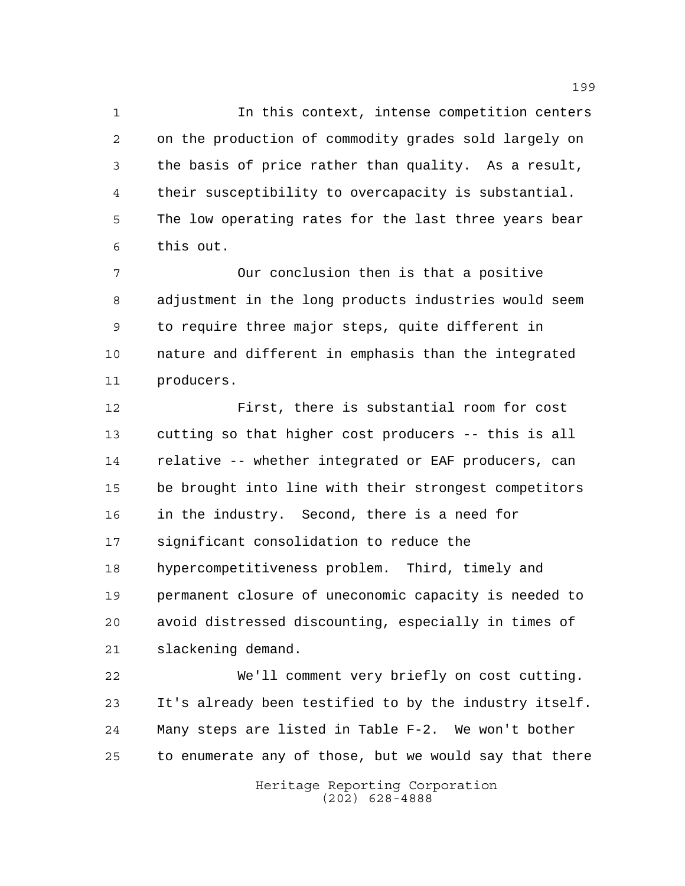In this context, intense competition centers on the production of commodity grades sold largely on the basis of price rather than quality. As a result, their susceptibility to overcapacity is substantial. The low operating rates for the last three years bear this out.

Our conclusion then is that a positive adjustment in the long products industries would seem to require three major steps, quite different in nature and different in emphasis than the integrated producers.

First, there is substantial room for cost cutting so that higher cost producers -- this is all relative -- whether integrated or EAF producers, can be brought into line with their strongest competitors in the industry. Second, there is a need for significant consolidation to reduce the hypercompetitiveness problem. Third, timely and permanent closure of uneconomic capacity is needed to avoid distressed discounting, especially in times of slackening demand.

We'll comment very briefly on cost cutting. It's already been testified to by the industry itself. Many steps are listed in Table F-2. We won't bother to enumerate any of those, but we would say that there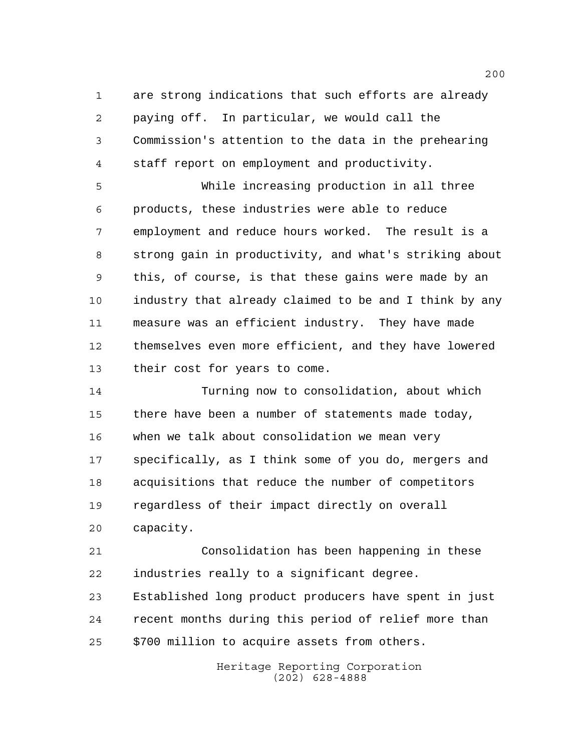are strong indications that such efforts are already paying off. In particular, we would call the Commission's attention to the data in the prehearing staff report on employment and productivity.

While increasing production in all three products, these industries were able to reduce employment and reduce hours worked. The result is a strong gain in productivity, and what's striking about this, of course, is that these gains were made by an industry that already claimed to be and I think by any measure was an efficient industry. They have made themselves even more efficient, and they have lowered their cost for years to come.

Turning now to consolidation, about which there have been a number of statements made today, when we talk about consolidation we mean very specifically, as I think some of you do, mergers and acquisitions that reduce the number of competitors regardless of their impact directly on overall capacity.

Consolidation has been happening in these industries really to a significant degree. Established long product producers have spent in just recent months during this period of relief more than $700 million to acquire assets from others.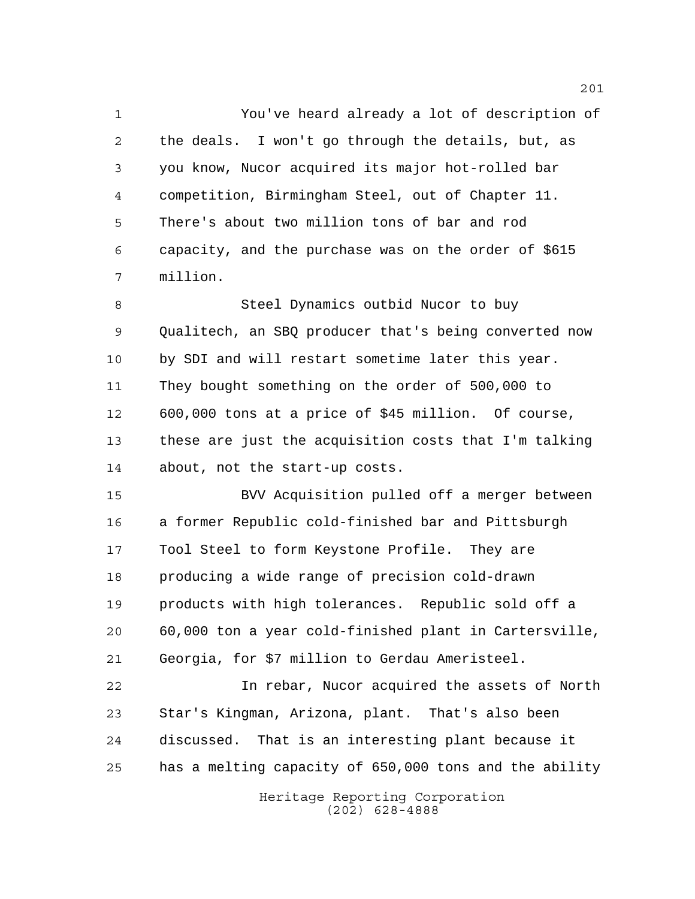You've heard already a lot of description of the deals. I won't go through the details, but, as you know, Nucor acquired its major hot-rolled bar competition, Birmingham Steel, out of Chapter 11. There's about two million tons of bar and rod capacity, and the purchase was on the order of $615 million.

Steel Dynamics outbid Nucor to buy Qualitech, an SBQ producer that's being converted now by SDI and will restart sometime later this year. They bought something on the order of 500,000 to 600,000 tons at a price of $45 million. Of course, these are just the acquisition costs that I'm talking about, not the start-up costs.

BVV Acquisition pulled off a merger between a former Republic cold-finished bar and Pittsburgh Tool Steel to form Keystone Profile. They are producing a wide range of precision cold-drawn products with high tolerances. Republic sold off a 60,000 ton a year cold-finished plant in Cartersville, Georgia, for $7 million to Gerdau Ameristeel.

In rebar, Nucor acquired the assets of North Star's Kingman, Arizona, plant. That's also been discussed. That is an interesting plant because it has a melting capacity of 650,000 tons and the ability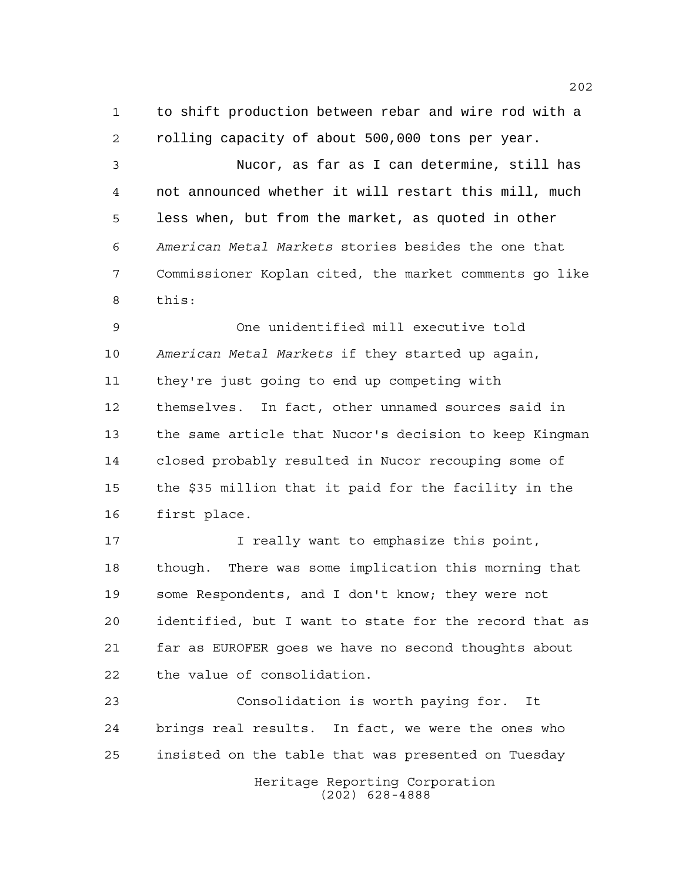to shift production between rebar and wire rod with a rolling capacity of about 500,000 tons per year.

Nucor, as far as I can determine, still has not announced whether it will restart this mill, much less when, but from the market, as quoted in other *American Metal Markets* stories besides the one that Commissioner Koplan cited, the market comments go like this:

One unidentified mill executive told *American Metal Markets* if they started up again, they're just going to end up competing with themselves. In fact, other unnamed sources said in the same article that Nucor's decision to keep Kingman closed probably resulted in Nucor recouping some of the $35 million that it paid for the facility in the first place.

I really want to emphasize this point, though. There was some implication this morning that some Respondents, and I don't know; they were not identified, but I want to state for the record that as far as EUROFER goes we have no second thoughts about the value of consolidation.

Consolidation is worth paying for. It brings real results. In fact, we were the ones who insisted on the table that was presented on Tuesday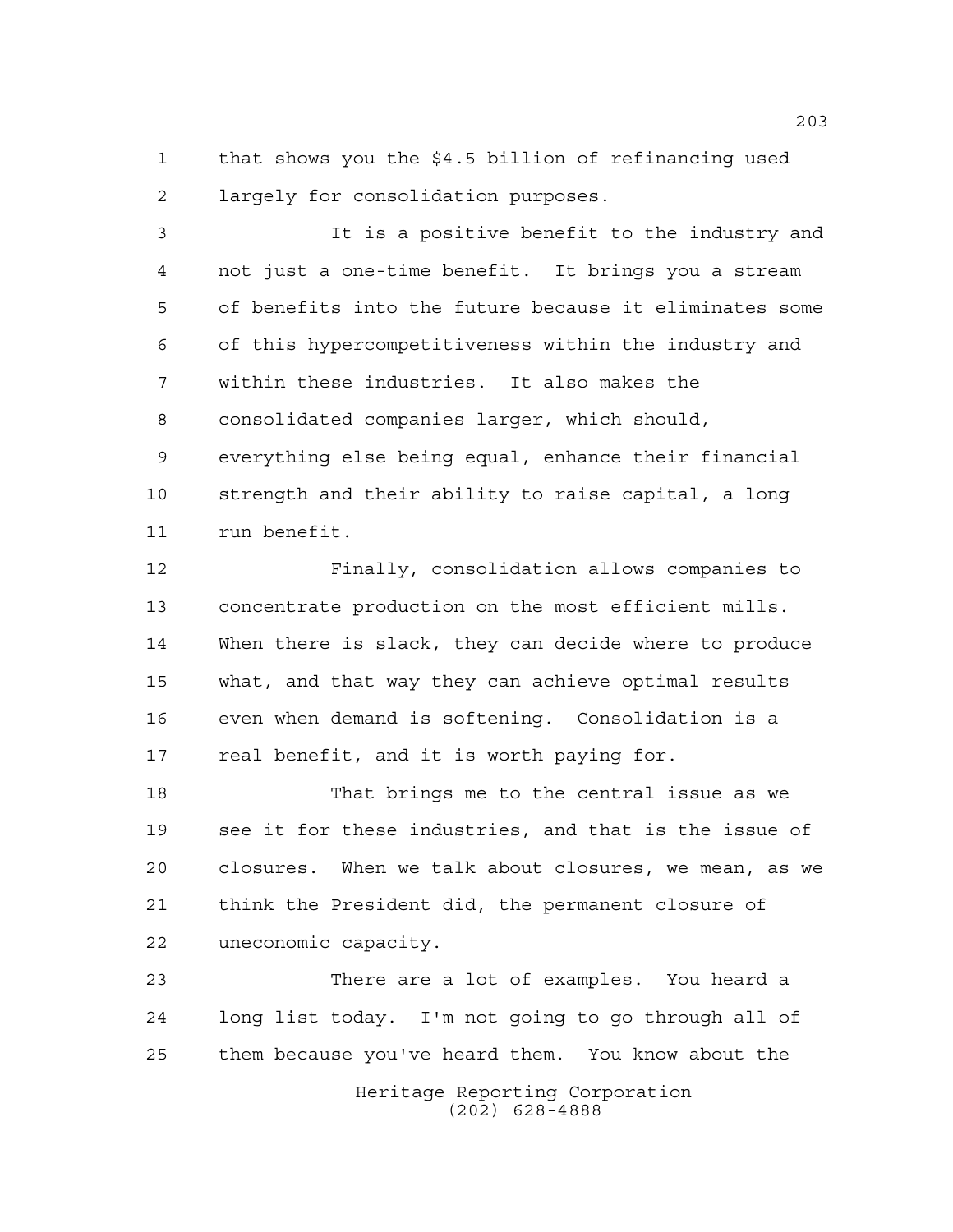that shows you the $4.5 billion of refinancing used largely for consolidation purposes.

It is a positive benefit to the industry and not just a one-time benefit. It brings you a stream of benefits into the future because it eliminates some of this hypercompetitiveness within the industry and within these industries. It also makes the consolidated companies larger, which should, everything else being equal, enhance their financial strength and their ability to raise capital, a long run benefit.

Finally, consolidation allows companies to concentrate production on the most efficient mills. When there is slack, they can decide where to produce what, and that way they can achieve optimal results even when demand is softening. Consolidation is a real benefit, and it is worth paying for.

That brings me to the central issue as we see it for these industries, and that is the issue of closures. When we talk about closures, we mean, as we think the President did, the permanent closure of uneconomic capacity.

There are a lot of examples. You heard a long list today. I'm not going to go through all of them because you've heard them. You know about the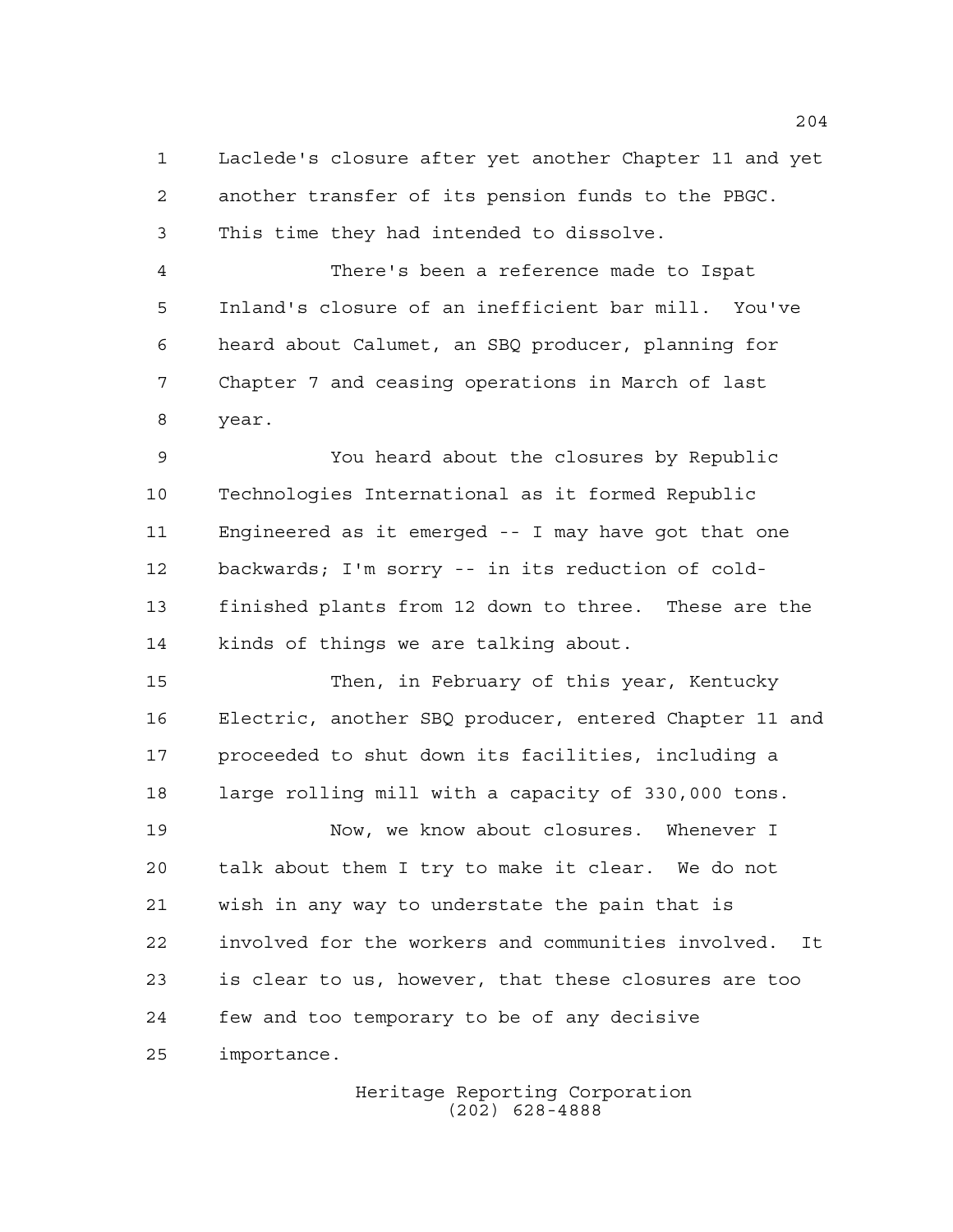Laclede's closure after yet another Chapter 11 and yet another transfer of its pension funds to the PBGC. This time they had intended to dissolve.

There's been a reference made to Ispat Inland's closure of an inefficient bar mill. You've heard about Calumet, an SBQ producer, planning for Chapter 7 and ceasing operations in March of last year.

You heard about the closures by Republic Technologies International as it formed Republic Engineered as it emerged -- I may have got that one backwards; I'm sorry -- in its reduction of cold-finished plants from 12 down to three. These are the kinds of things we are talking about.

Then, in February of this year, Kentucky Electric, another SBQ producer, entered Chapter 11 and proceeded to shut down its facilities, including a large rolling mill with a capacity of 330,000 tons.

Now, we know about closures. Whenever I talk about them I try to make it clear. We do not wish in any way to understate the pain that is involved for the workers and communities involved. It is clear to us, however, that these closures are too few and too temporary to be of any decisive importance.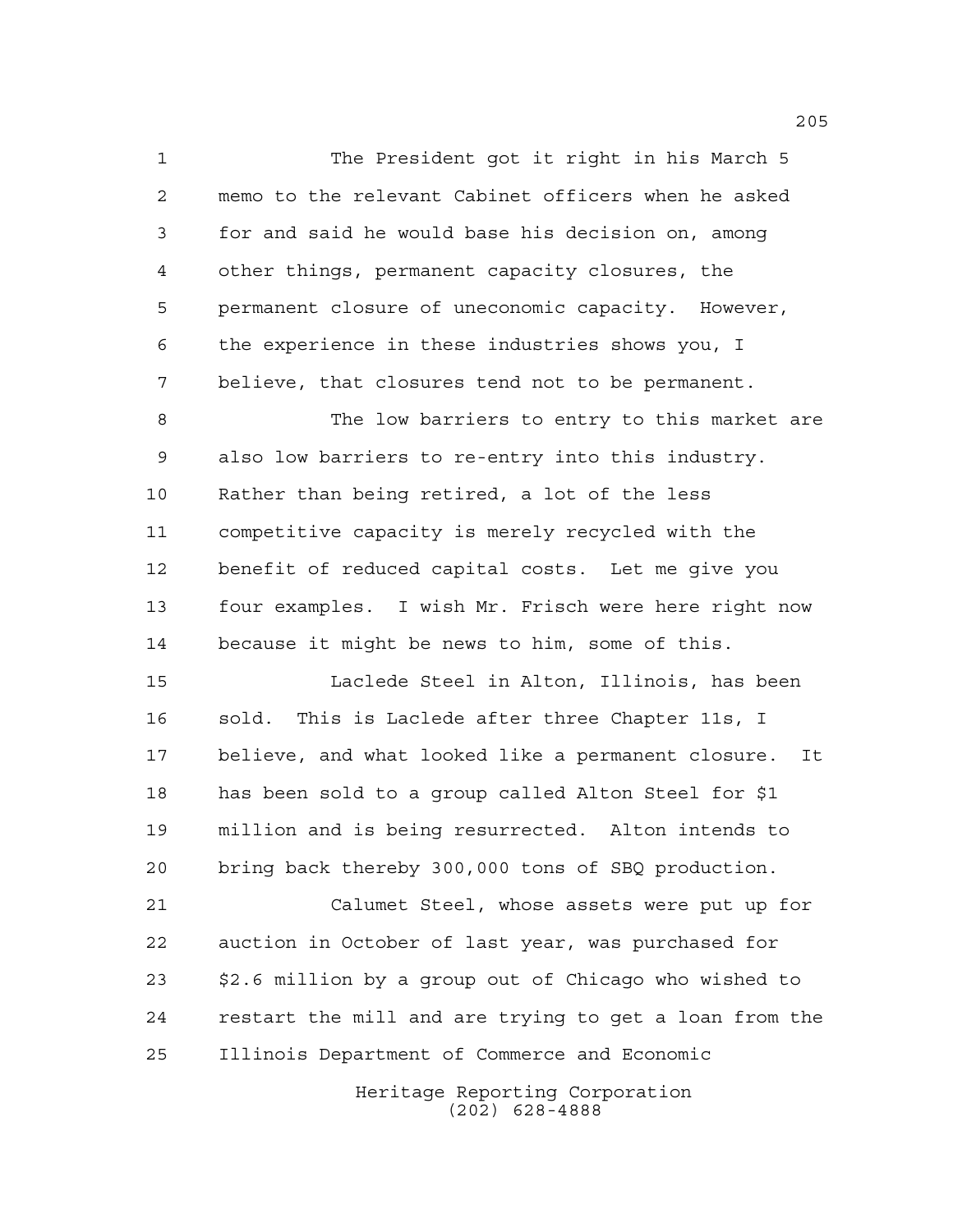The President got it right in his March 5 memo to the relevant Cabinet officers when he asked for and said he would base his decision on, among other things, permanent capacity closures, the permanent closure of uneconomic capacity. However, the experience in these industries shows you, I believe, that closures tend not to be permanent.

The low barriers to entry to this market are also low barriers to re-entry into this industry. Rather than being retired, a lot of the less competitive capacity is merely recycled with the benefit of reduced capital costs. Let me give you four examples. I wish Mr. Frisch were here right now because it might be news to him, some of this.

Laclede Steel in Alton, Illinois, has been sold. This is Laclede after three Chapter 11s, I believe, and what looked like a permanent closure. It has been sold to a group called Alton Steel for $1 million and is being resurrected. Alton intends to bring back thereby 300,000 tons of SBQ production.

Calumet Steel, whose assets were put up for auction in October of last year, was purchased for $2.6 million by a group out of Chicago who wished to restart the mill and are trying to get a loan from the Illinois Department of Commerce and Economic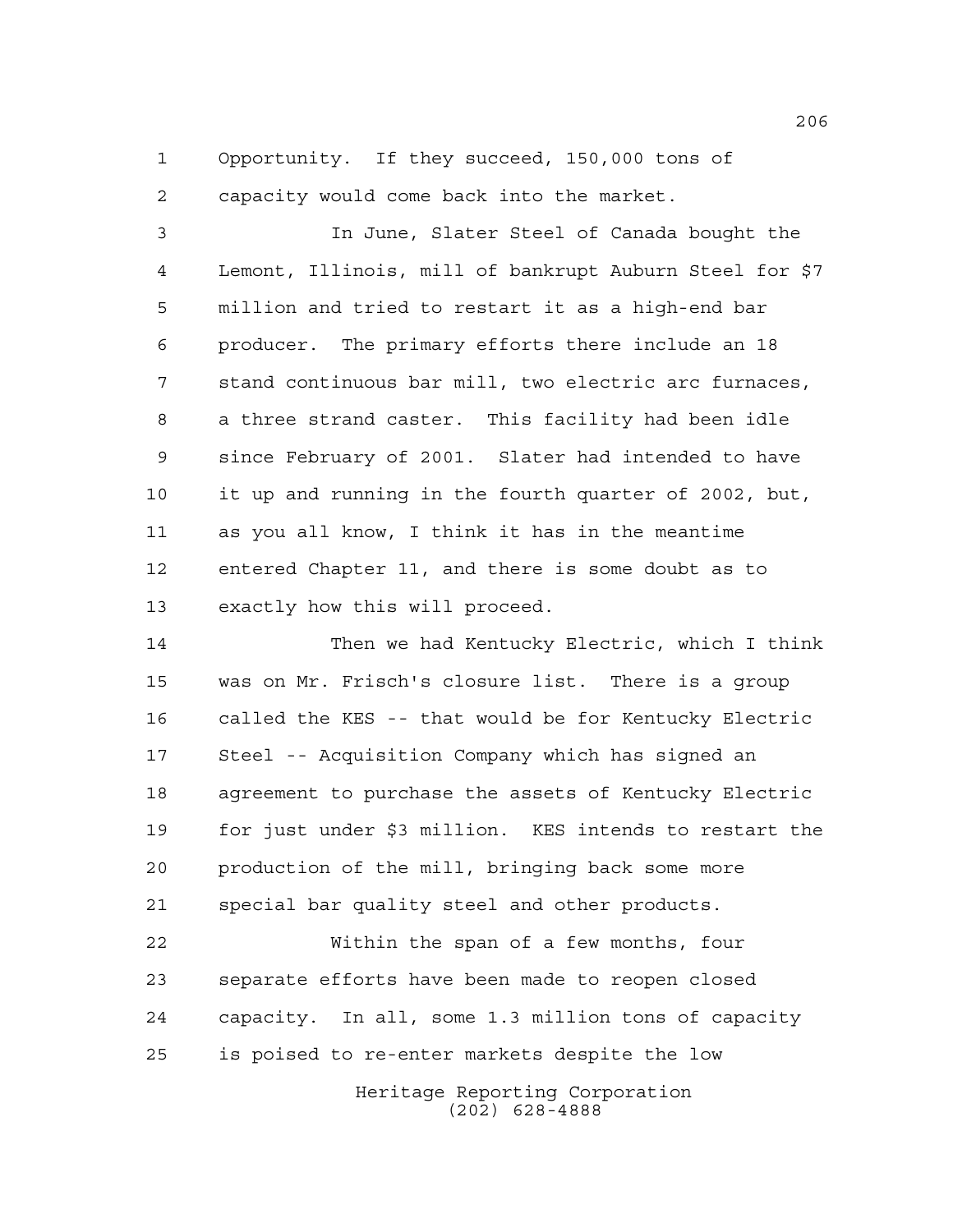Opportunity. If they succeed, 150,000 tons of capacity would come back into the market.

In June, Slater Steel of Canada bought the Lemont, Illinois, mill of bankrupt Auburn Steel for $7 million and tried to restart it as a high-end bar producer. The primary efforts there include an 18 stand continuous bar mill, two electric arc furnaces, a three strand caster. This facility had been idle since February of 2001. Slater had intended to have it up and running in the fourth quarter of 2002, but, as you all know, I think it has in the meantime entered Chapter 11, and there is some doubt as to exactly how this will proceed.

Then we had Kentucky Electric, which I think was on Mr. Frisch's closure list. There is a group called the KES -- that would be for Kentucky Electric Steel -- Acquisition Company which has signed an agreement to purchase the assets of Kentucky Electric for just under $3 million. KES intends to restart the production of the mill, bringing back some more special bar quality steel and other products.

Within the span of a few months, four separate efforts have been made to reopen closed capacity. In all, some 1.3 million tons of capacity is poised to re-enter markets despite the low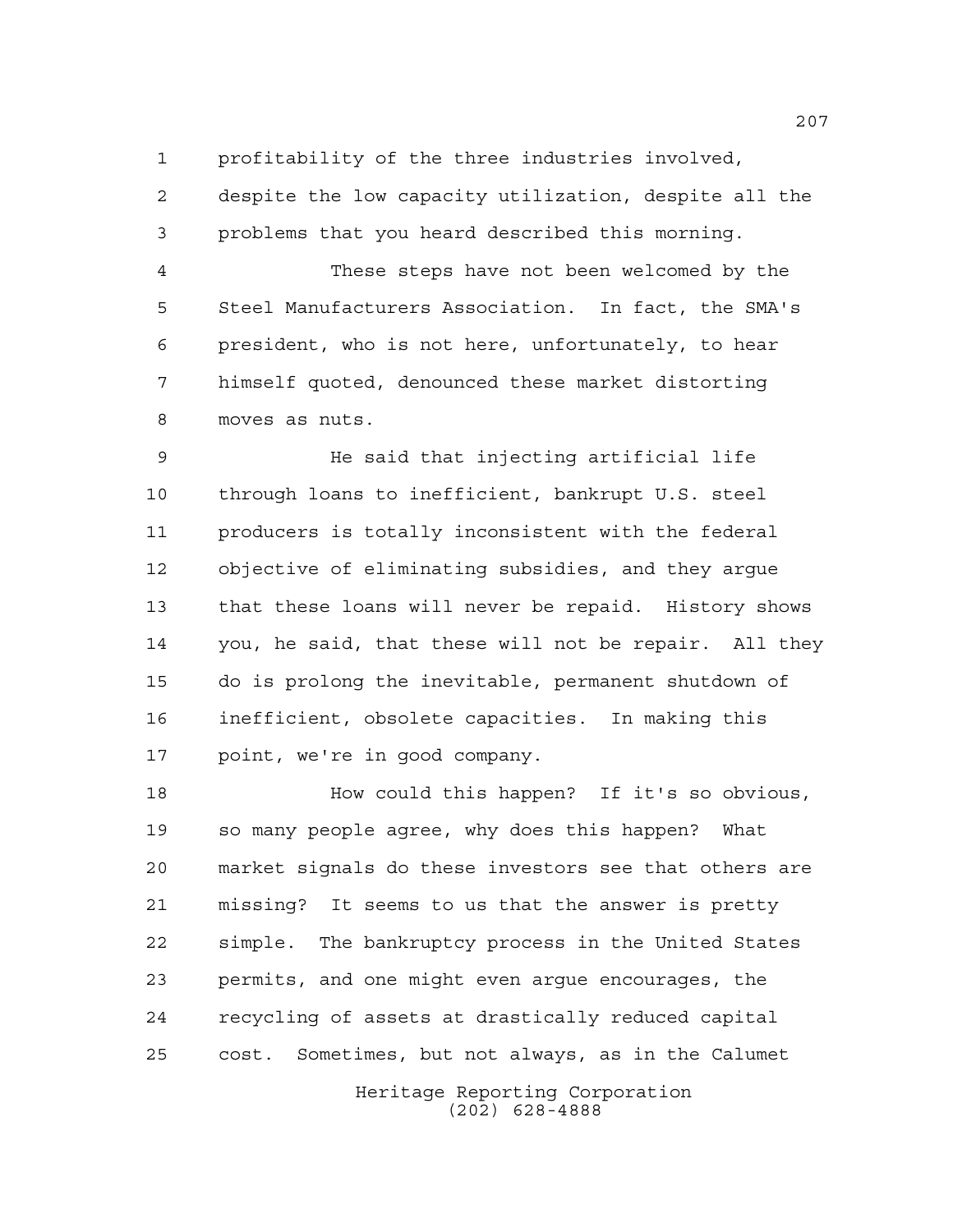profitability of the three industries involved, despite the low capacity utilization, despite all the problems that you heard described this morning.

These steps have not been welcomed by the Steel Manufacturers Association. In fact, the SMA's president, who is not here, unfortunately, to hear himself quoted, denounced these market distorting moves as nuts.

He said that injecting artificial life through loans to inefficient, bankrupt U.S. steel producers is totally inconsistent with the federal objective of eliminating subsidies, and they argue that these loans will never be repaid. History shows you, he said, that these will not be repair. All they do is prolong the inevitable, permanent shutdown of inefficient, obsolete capacities. In making this point, we're in good company.

How could this happen? If it's so obvious, so many people agree, why does this happen? What market signals do these investors see that others are missing? It seems to us that the answer is pretty simple. The bankruptcy process in the United States permits, and one might even argue encourages, the recycling of assets at drastically reduced capital cost. Sometimes, but not always, as in the Calumet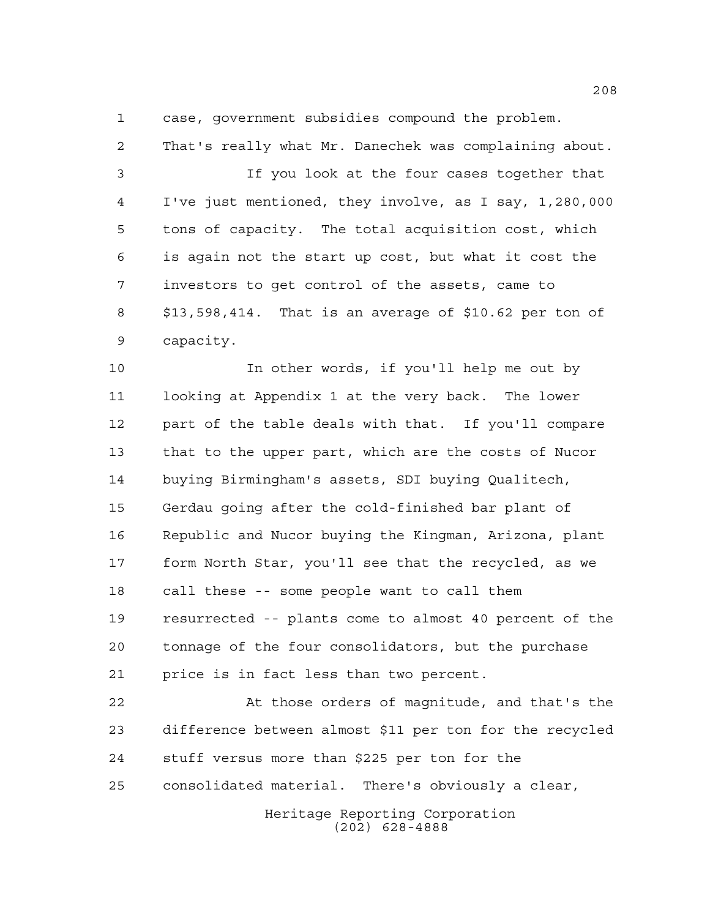case, government subsidies compound the problem. That's really what Mr. Danechek was complaining about.

If you look at the four cases together that I've just mentioned, they involve, as I say, 1,280,000 tons of capacity. The total acquisition cost, which is again not the start up cost, but what it cost the investors to get control of the assets, came to $13,598,414. That is an average of $10.62 per ton of capacity.

In other words, if you'll help me out by looking at Appendix 1 at the very back. The lower part of the table deals with that. If you'll compare that to the upper part, which are the costs of Nucor buying Birmingham's assets, SDI buying Qualitech, Gerdau going after the cold-finished bar plant of Republic and Nucor buying the Kingman, Arizona, plant form North Star, you'll see that the recycled, as we call these -- some people want to call them resurrected -- plants come to almost 40 percent of the tonnage of the four consolidators, but the purchase price is in fact less than two percent.

At those orders of magnitude, and that's the difference between almost $11 per ton for the recycled stuff versus more than $225 per ton for the consolidated material. There's obviously a clear,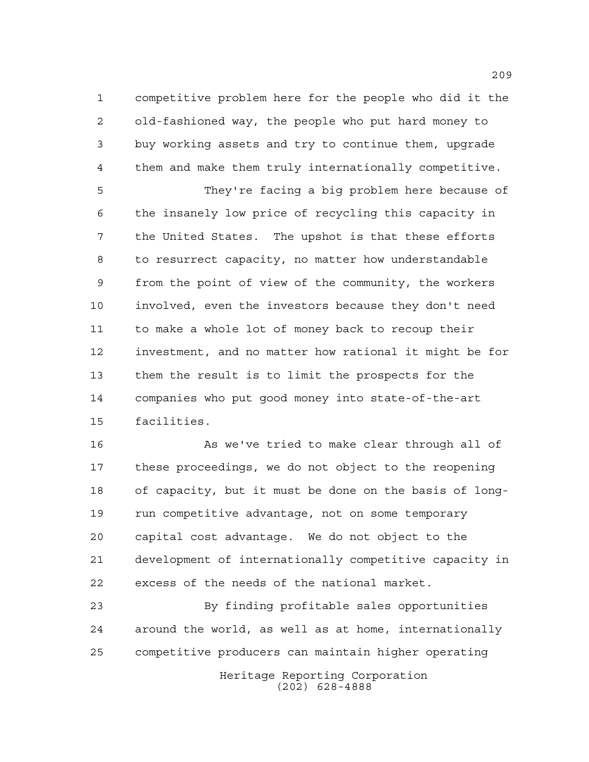competitive problem here for the people who did it the old-fashioned way, the people who put hard money to buy working assets and try to continue them, upgrade them and make them truly internationally competitive.

They're facing a big problem here because of the insanely low price of recycling this capacity in the United States. The upshot is that these efforts to resurrect capacity, no matter how understandable from the point of view of the community, the workers involved, even the investors because they don't need to make a whole lot of money back to recoup their investment, and no matter how rational it might be for them the result is to limit the prospects for the companies who put good money into state-of-the-art facilities.

As we've tried to make clear through all of these proceedings, we do not object to the reopening of capacity, but it must be done on the basis of long-run competitive advantage, not on some temporary capital cost advantage. We do not object to the development of internationally competitive capacity in excess of the needs of the national market.

By finding profitable sales opportunities around the world, as well as at home, internationally competitive producers can maintain higher operating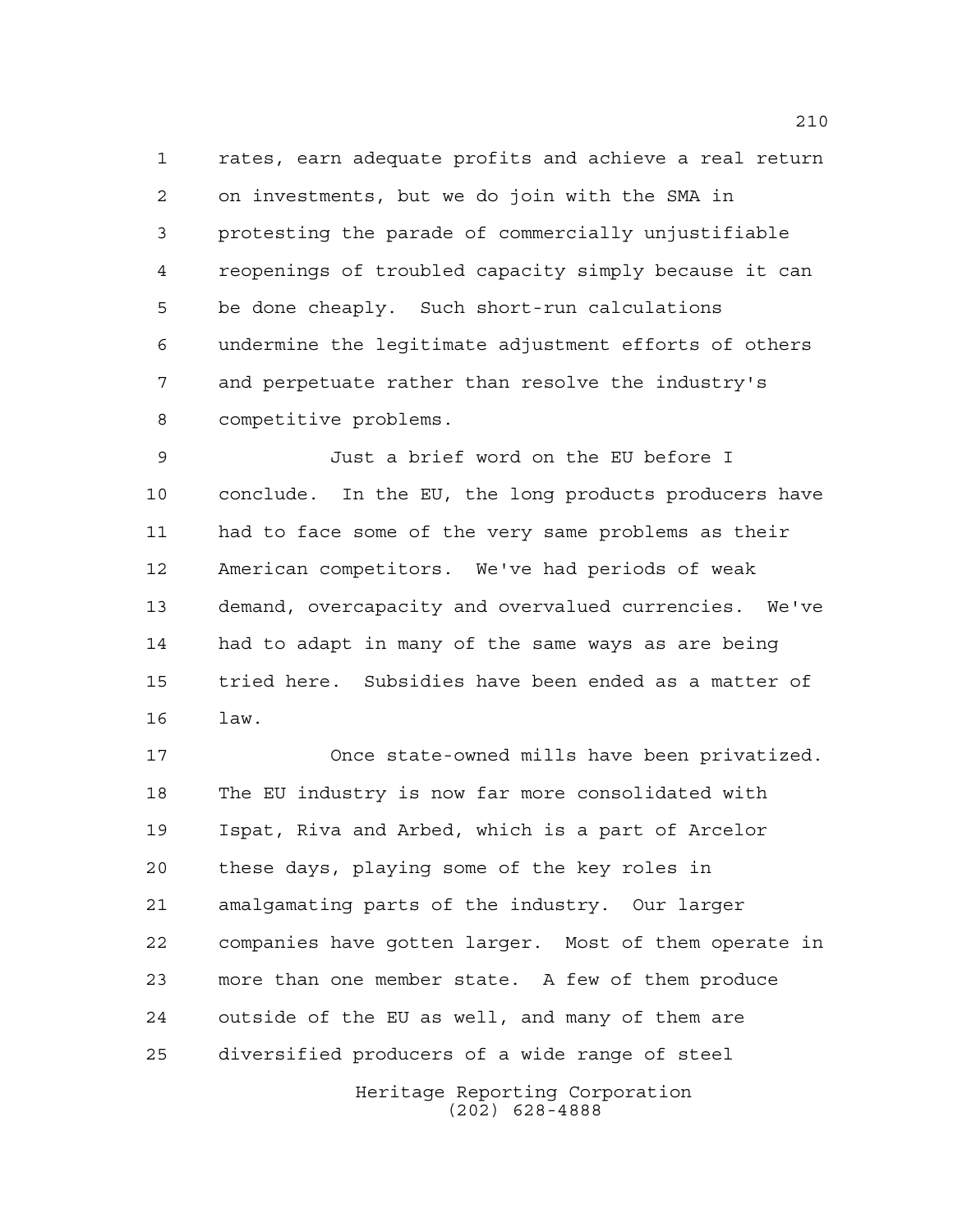rates, earn adequate profits and achieve a real return on investments, but we do join with the SMA in protesting the parade of commercially unjustifiable reopenings of troubled capacity simply because it can be done cheaply. Such short-run calculations undermine the legitimate adjustment efforts of others and perpetuate rather than resolve the industry's competitive problems.

Just a brief word on the EU before I conclude. In the EU, the long products producers have had to face some of the very same problems as their American competitors. We've had periods of weak demand, overcapacity and overvalued currencies. We've had to adapt in many of the same ways as are being tried here. Subsidies have been ended as a matter of law.

Once state-owned mills have been privatized. The EU industry is now far more consolidated with Ispat, Riva and Arbed, which is a part of Arcelor these days, playing some of the key roles in amalgamating parts of the industry. Our larger companies have gotten larger. Most of them operate in more than one member state. A few of them produce outside of the EU as well, and many of them are diversified producers of a wide range of steel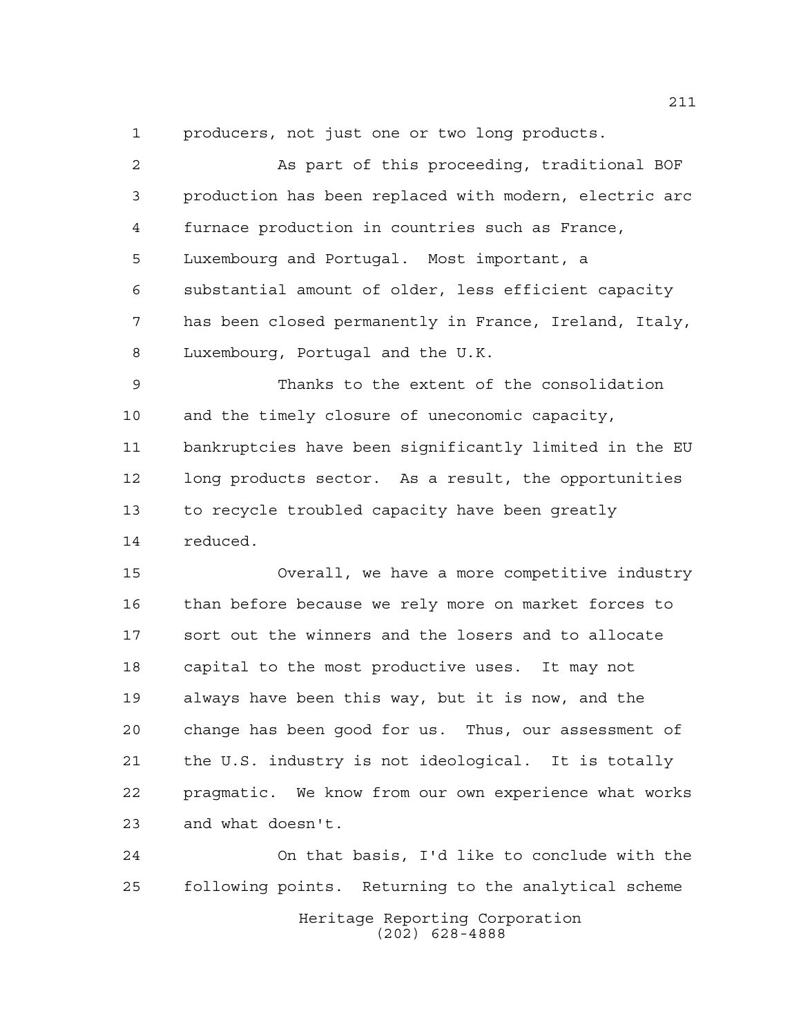producers, not just one or two long products.

As part of this proceeding, traditional BOF production has been replaced with modern, electric arc furnace production in countries such as France, Luxembourg and Portugal. Most important, a substantial amount of older, less efficient capacity has been closed permanently in France, Ireland, Italy, Luxembourg, Portugal and the U.K.

Thanks to the extent of the consolidation and the timely closure of uneconomic capacity, bankruptcies have been significantly limited in the EU long products sector. As a result, the opportunities to recycle troubled capacity have been greatly reduced.

Overall, we have a more competitive industry than before because we rely more on market forces to sort out the winners and the losers and to allocate capital to the most productive uses. It may not always have been this way, but it is now, and the change has been good for us. Thus, our assessment of the U.S. industry is not ideological. It is totally pragmatic. We know from our own experience what works and what doesn't.

On that basis, I'd like to conclude with the following points. Returning to the analytical scheme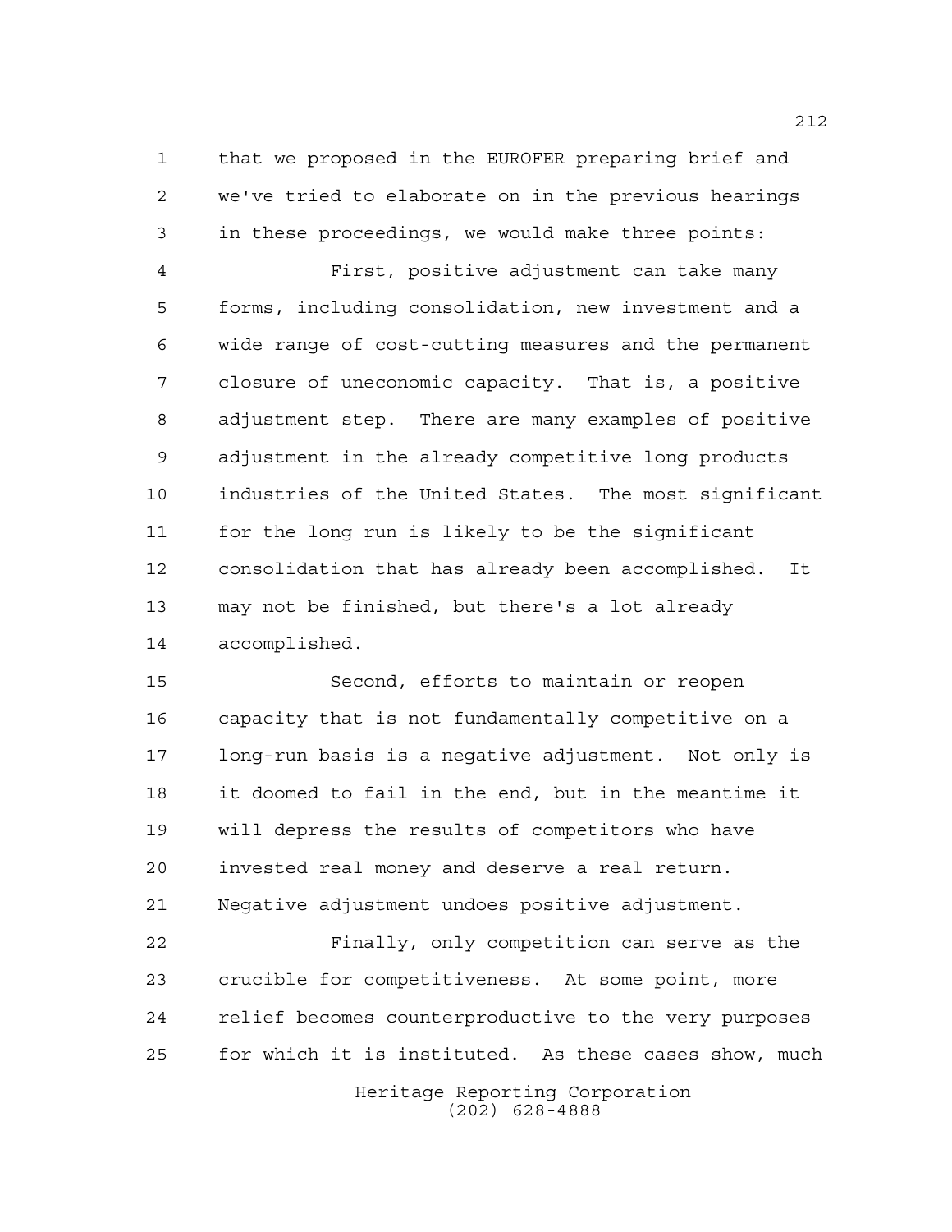that we proposed in the EUROFER preparing brief and we've tried to elaborate on in the previous hearings in these proceedings, we would make three points:

First, positive adjustment can take many forms, including consolidation, new investment and a wide range of cost-cutting measures and the permanent closure of uneconomic capacity. That is, a positive adjustment step. There are many examples of positive adjustment in the already competitive long products industries of the United States. The most significant for the long run is likely to be the significant consolidation that has already been accomplished. It may not be finished, but there's a lot already accomplished.

Second, efforts to maintain or reopen capacity that is not fundamentally competitive on a long-run basis is a negative adjustment. Not only is it doomed to fail in the end, but in the meantime it will depress the results of competitors who have invested real money and deserve a real return. Negative adjustment undoes positive adjustment.

Finally, only competition can serve as the crucible for competitiveness. At some point, more relief becomes counterproductive to the very purposes for which it is instituted. As these cases show, much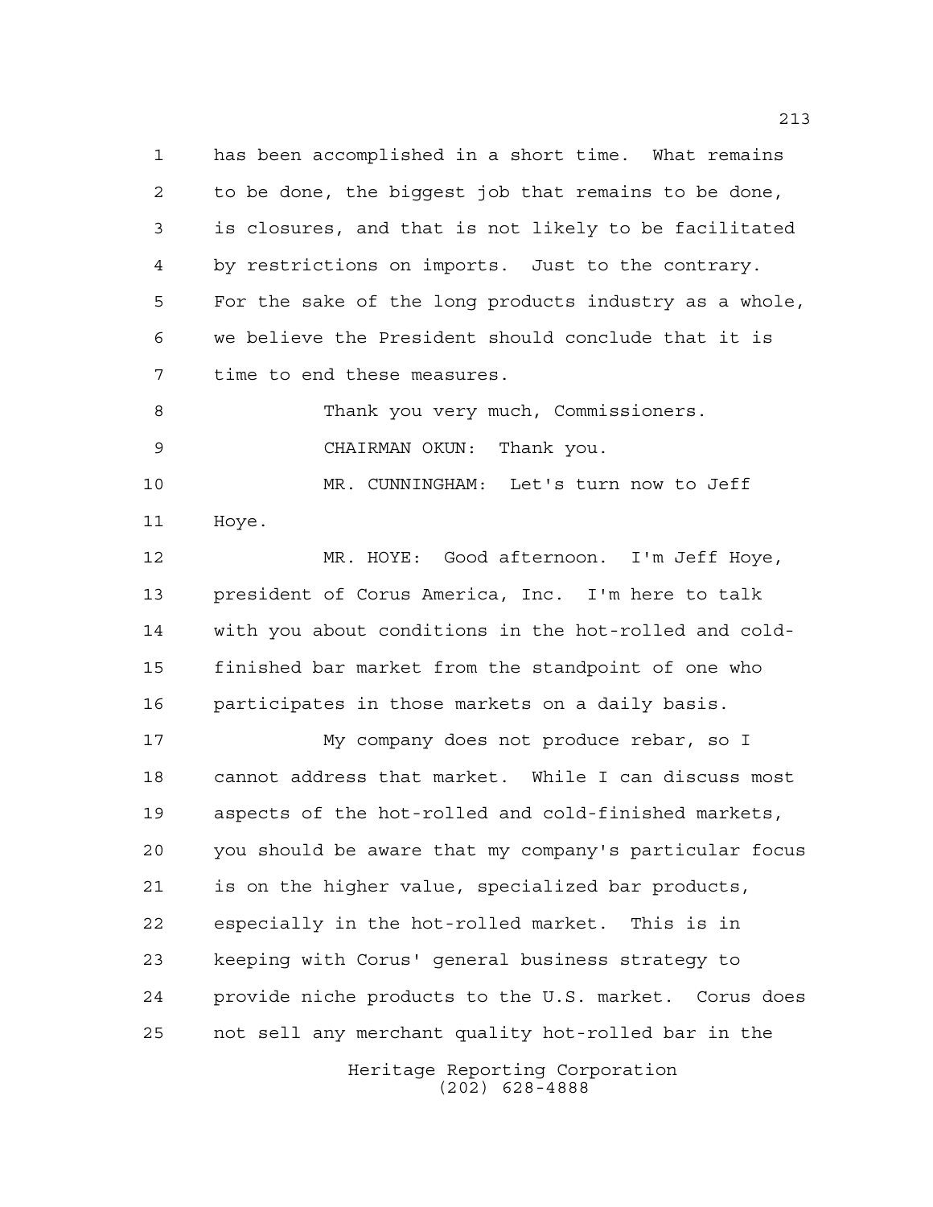has been accomplished in a short time. What remains to be done, the biggest job that remains to be done, is closures, and that is not likely to be facilitated by restrictions on imports. Just to the contrary. For the sake of the long products industry as a whole, we believe the President should conclude that it is time to end these measures.

Thank you very much, Commissioners.

CHAIRMAN OKUN: Thank you.

MR. CUNNINGHAM: Let's turn now to Jeff Hoye.

MR. HOYE: Good afternoon. I'm Jeff Hoye, president of Corus America, Inc. I'm here to talk with you about conditions in the hot-rolled and cold-finished bar market from the standpoint of one who participates in those markets on a daily basis.

My company does not produce rebar, so I cannot address that market. While I can discuss most aspects of the hot-rolled and cold-finished markets, you should be aware that my company's particular focus is on the higher value, specialized bar products, especially in the hot-rolled market. This is in keeping with Corus' general business strategy to provide niche products to the U.S. market. Corus does not sell any merchant quality hot-rolled bar in the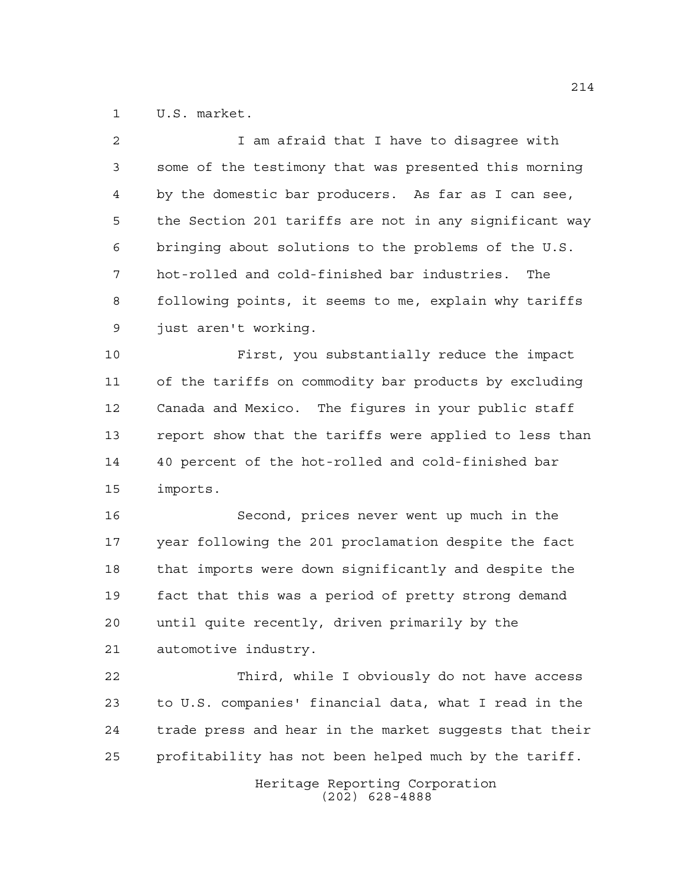U.S. market.

I am afraid that I have to disagree with some of the testimony that was presented this morning by the domestic bar producers. As far as I can see, the Section 201 tariffs are not in any significant way bringing about solutions to the problems of the U.S. hot-rolled and cold-finished bar industries. The following points, it seems to me, explain why tariffs just aren't working.

First, you substantially reduce the impact of the tariffs on commodity bar products by excluding Canada and Mexico. The figures in your public staff report show that the tariffs were applied to less than 40 percent of the hot-rolled and cold-finished bar imports.

Second, prices never went up much in the year following the 201 proclamation despite the fact that imports were down significantly and despite the fact that this was a period of pretty strong demand until quite recently, driven primarily by the automotive industry.

Third, while I obviously do not have access to U.S. companies' financial data, what I read in the trade press and hear in the market suggests that their profitability has not been helped much by the tariff.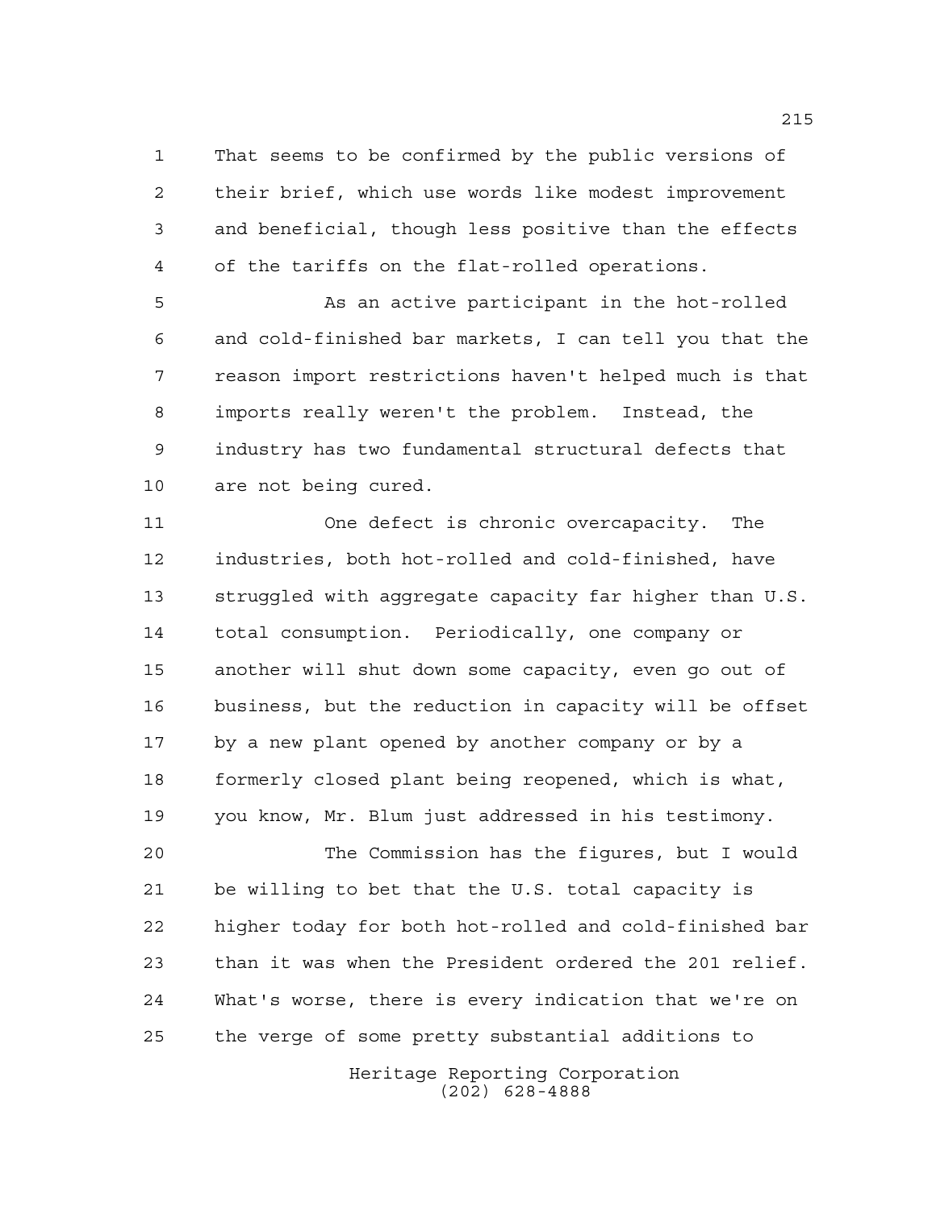That seems to be confirmed by the public versions of their brief, which use words like modest improvement and beneficial, though less positive than the effects of the tariffs on the flat-rolled operations.

As an active participant in the hot-rolled and cold-finished bar markets, I can tell you that the reason import restrictions haven't helped much is that imports really weren't the problem. Instead, the industry has two fundamental structural defects that are not being cured.

One defect is chronic overcapacity. The industries, both hot-rolled and cold-finished, have struggled with aggregate capacity far higher than U.S. total consumption. Periodically, one company or another will shut down some capacity, even go out of business, but the reduction in capacity will be offset by a new plant opened by another company or by a formerly closed plant being reopened, which is what, you know, Mr. Blum just addressed in his testimony.

The Commission has the figures, but I would be willing to bet that the U.S. total capacity is higher today for both hot-rolled and cold-finished bar than it was when the President ordered the 201 relief. What's worse, there is every indication that we're on the verge of some pretty substantial additions to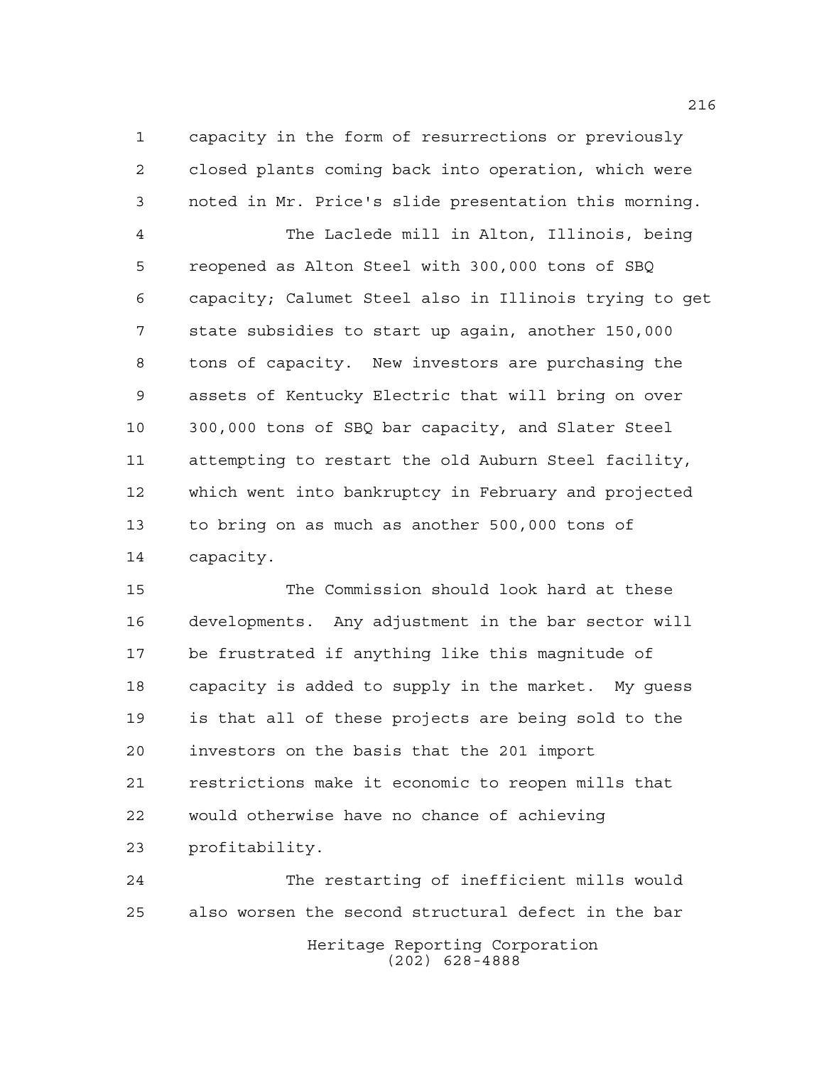capacity in the form of resurrections or previously closed plants coming back into operation, which were noted in Mr. Price's slide presentation this morning.

The Laclede mill in Alton, Illinois, being reopened as Alton Steel with 300,000 tons of SBQ capacity; Calumet Steel also in Illinois trying to get state subsidies to start up again, another 150,000 tons of capacity. New investors are purchasing the assets of Kentucky Electric that will bring on over 300,000 tons of SBQ bar capacity, and Slater Steel attempting to restart the old Auburn Steel facility, which went into bankruptcy in February and projected to bring on as much as another 500,000 tons of capacity.

The Commission should look hard at these developments. Any adjustment in the bar sector will be frustrated if anything like this magnitude of capacity is added to supply in the market. My guess is that all of these projects are being sold to the investors on the basis that the 201 import restrictions make it economic to reopen mills that would otherwise have no chance of achieving profitability.

The restarting of inefficient mills would also worsen the second structural defect in the bar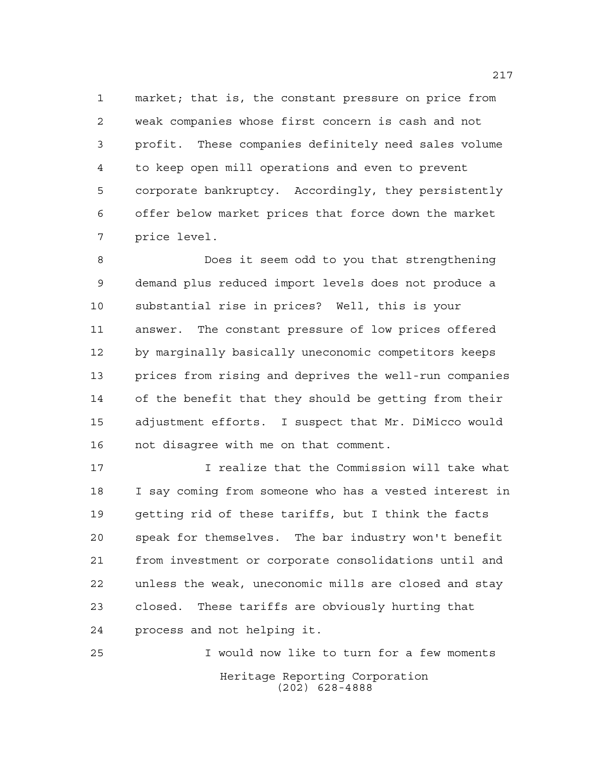market; that is, the constant pressure on price from weak companies whose first concern is cash and not profit. These companies definitely need sales volume to keep open mill operations and even to prevent corporate bankruptcy. Accordingly, they persistently offer below market prices that force down the market price level.

Does it seem odd to you that strengthening demand plus reduced import levels does not produce a substantial rise in prices? Well, this is your answer. The constant pressure of low prices offered by marginally basically uneconomic competitors keeps prices from rising and deprives the well-run companies of the benefit that they should be getting from their adjustment efforts. I suspect that Mr. DiMicco would not disagree with me on that comment.

I realize that the Commission will take what I say coming from someone who has a vested interest in getting rid of these tariffs, but I think the facts speak for themselves. The bar industry won't benefit from investment or corporate consolidations until and unless the weak, uneconomic mills are closed and stay closed. These tariffs are obviously hurting that process and not helping it.

I would now like to turn for a few moments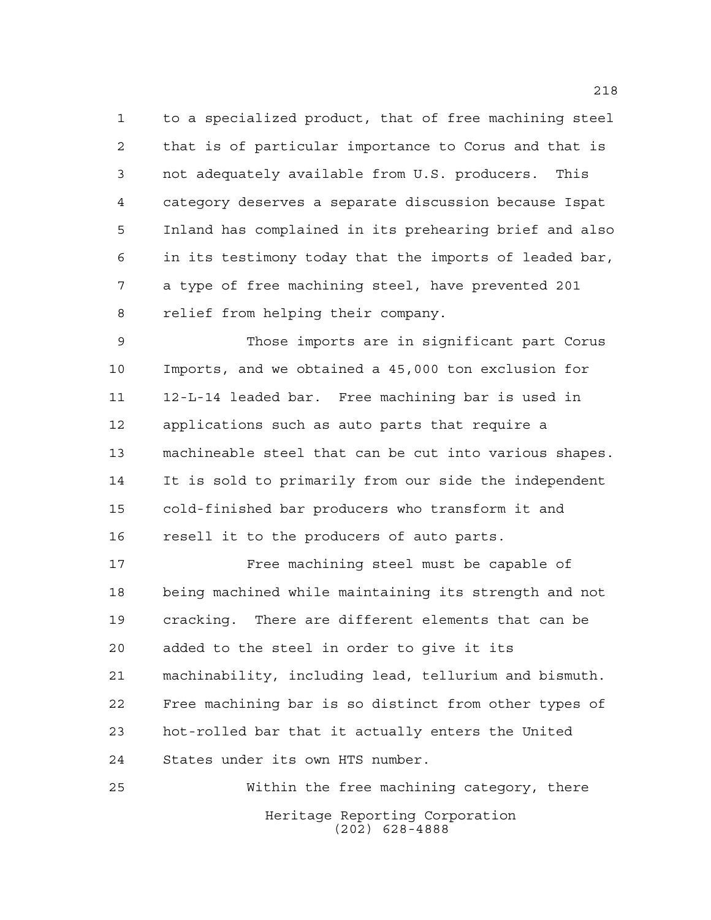to a specialized product, that of free machining steel that is of particular importance to Corus and that is not adequately available from U.S. producers. This category deserves a separate discussion because Ispat Inland has complained in its prehearing brief and also in its testimony today that the imports of leaded bar, a type of free machining steel, have prevented 201 relief from helping their company.

Those imports are in significant part Corus Imports, and we obtained a 45,000 ton exclusion for 12-L-14 leaded bar. Free machining bar is used in applications such as auto parts that require a machineable steel that can be cut into various shapes. It is sold to primarily from our side the independent cold-finished bar producers who transform it and resell it to the producers of auto parts.

Free machining steel must be capable of being machined while maintaining its strength and not cracking. There are different elements that can be added to the steel in order to give it its machinability, including lead, tellurium and bismuth. Free machining bar is so distinct from other types of hot-rolled bar that it actually enters the United States under its own HTS number.

Within the free machining category, there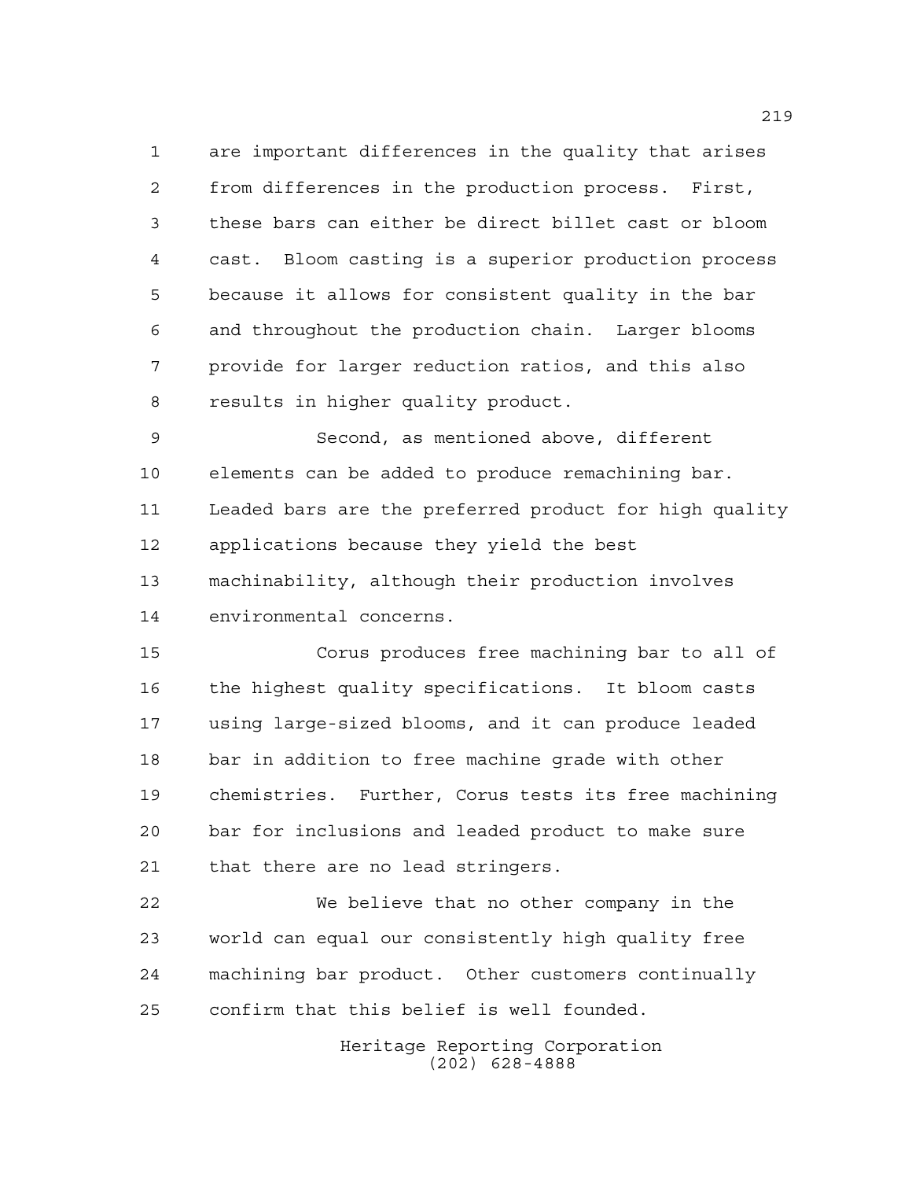are important differences in the quality that arises from differences in the production process. First, these bars can either be direct billet cast or bloom cast. Bloom casting is a superior production process because it allows for consistent quality in the bar and throughout the production chain. Larger blooms provide for larger reduction ratios, and this also results in higher quality product.

Second, as mentioned above, different elements can be added to produce remachining bar. Leaded bars are the preferred product for high quality applications because they yield the best machinability, although their production involves environmental concerns.

Corus produces free machining bar to all of the highest quality specifications. It bloom casts using large-sized blooms, and it can produce leaded bar in addition to free machine grade with other chemistries. Further, Corus tests its free machining bar for inclusions and leaded product to make sure that there are no lead stringers.

We believe that no other company in the world can equal our consistently high quality free machining bar product. Other customers continually confirm that this belief is well founded.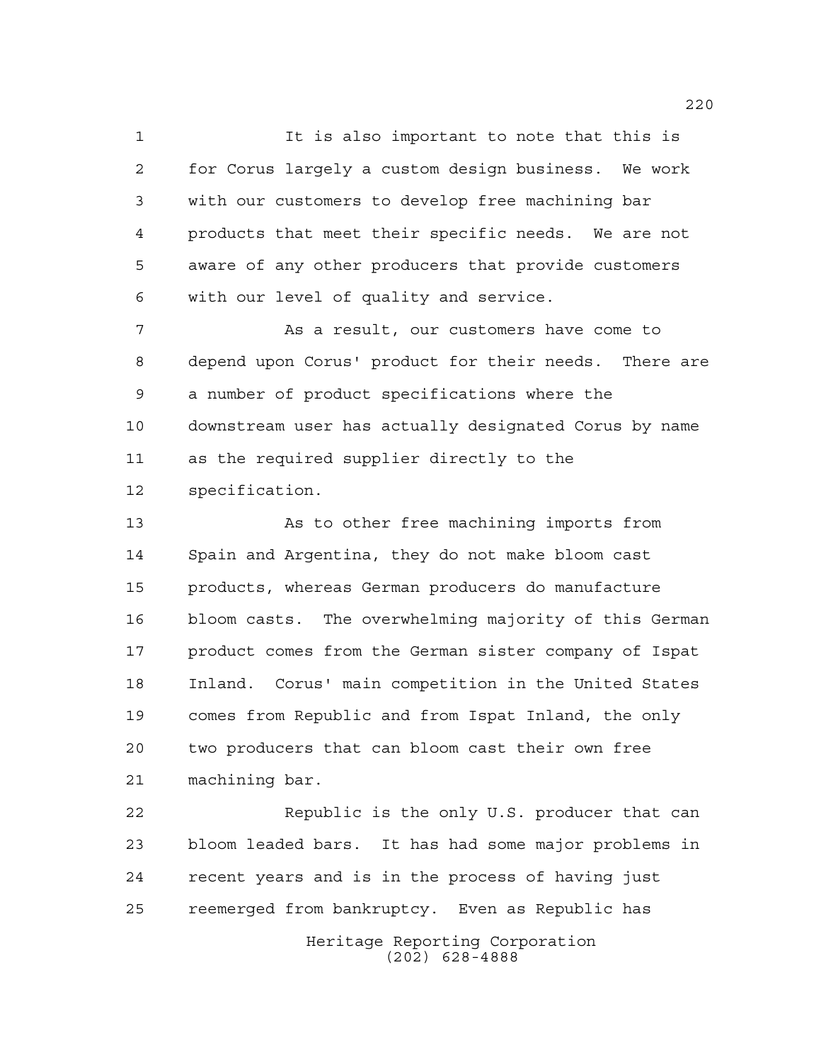It is also important to note that this is for Corus largely a custom design business. We work with our customers to develop free machining bar products that meet their specific needs. We are not aware of any other producers that provide customers with our level of quality and service.

As a result, our customers have come to depend upon Corus' product for their needs. There are a number of product specifications where the downstream user has actually designated Corus by name as the required supplier directly to the specification.

As to other free machining imports from Spain and Argentina, they do not make bloom cast products, whereas German producers do manufacture bloom casts. The overwhelming majority of this German product comes from the German sister company of Ispat Inland. Corus' main competition in the United States comes from Republic and from Ispat Inland, the only two producers that can bloom cast their own free machining bar.

Republic is the only U.S. producer that can bloom leaded bars. It has had some major problems in recent years and is in the process of having just reemerged from bankruptcy. Even as Republic has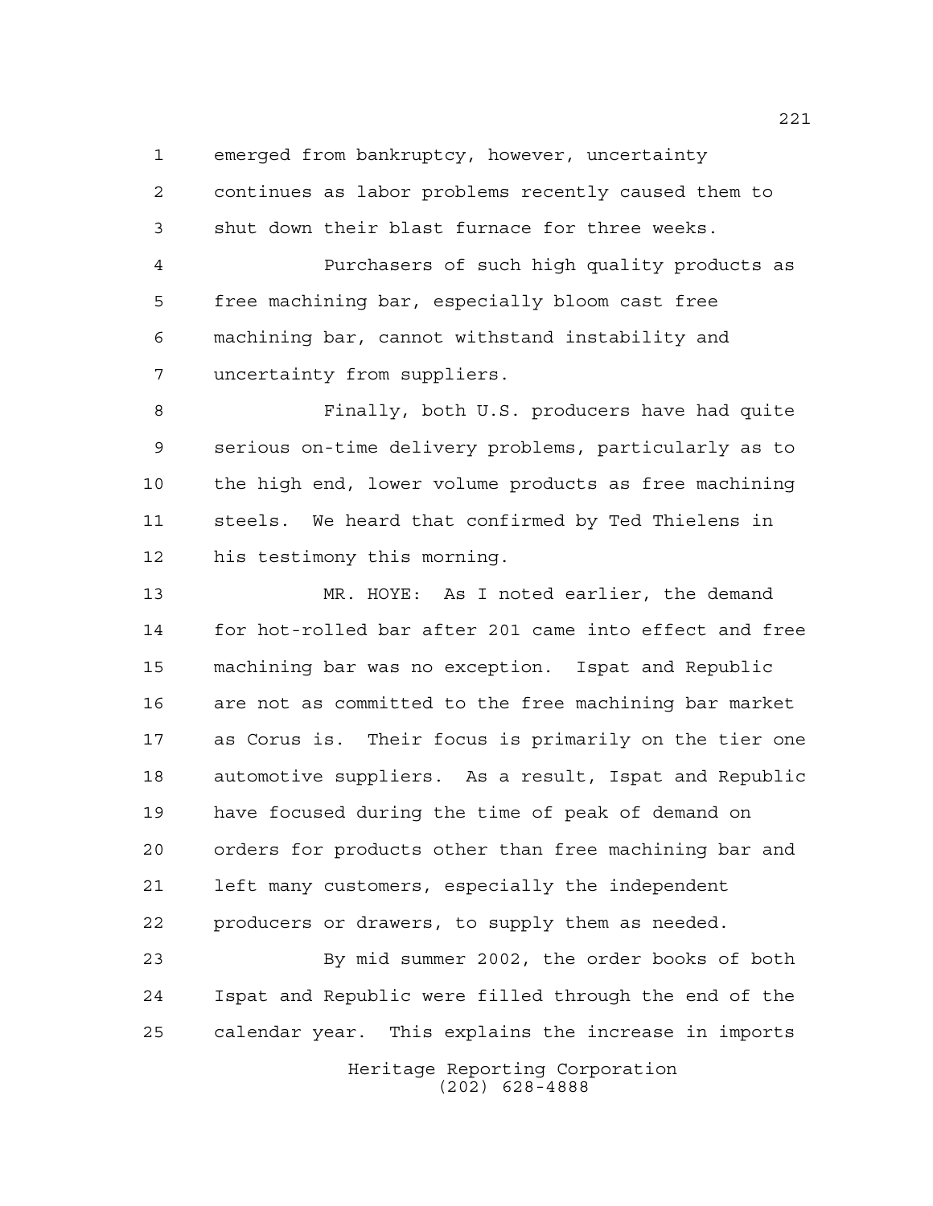emerged from bankruptcy, however, uncertainty continues as labor problems recently caused them to shut down their blast furnace for three weeks.

Purchasers of such high quality products as free machining bar, especially bloom cast free machining bar, cannot withstand instability and uncertainty from suppliers.

Finally, both U.S. producers have had quite serious on-time delivery problems, particularly as to the high end, lower volume products as free machining steels. We heard that confirmed by Ted Thielens in his testimony this morning.

MR. HOYE: As I noted earlier, the demand for hot-rolled bar after 201 came into effect and free machining bar was no exception. Ispat and Republic are not as committed to the free machining bar market as Corus is. Their focus is primarily on the tier one automotive suppliers. As a result, Ispat and Republic have focused during the time of peak of demand on orders for products other than free machining bar and left many customers, especially the independent producers or drawers, to supply them as needed.

By mid summer 2002, the order books of both Ispat and Republic were filled through the end of the calendar year. This explains the increase in imports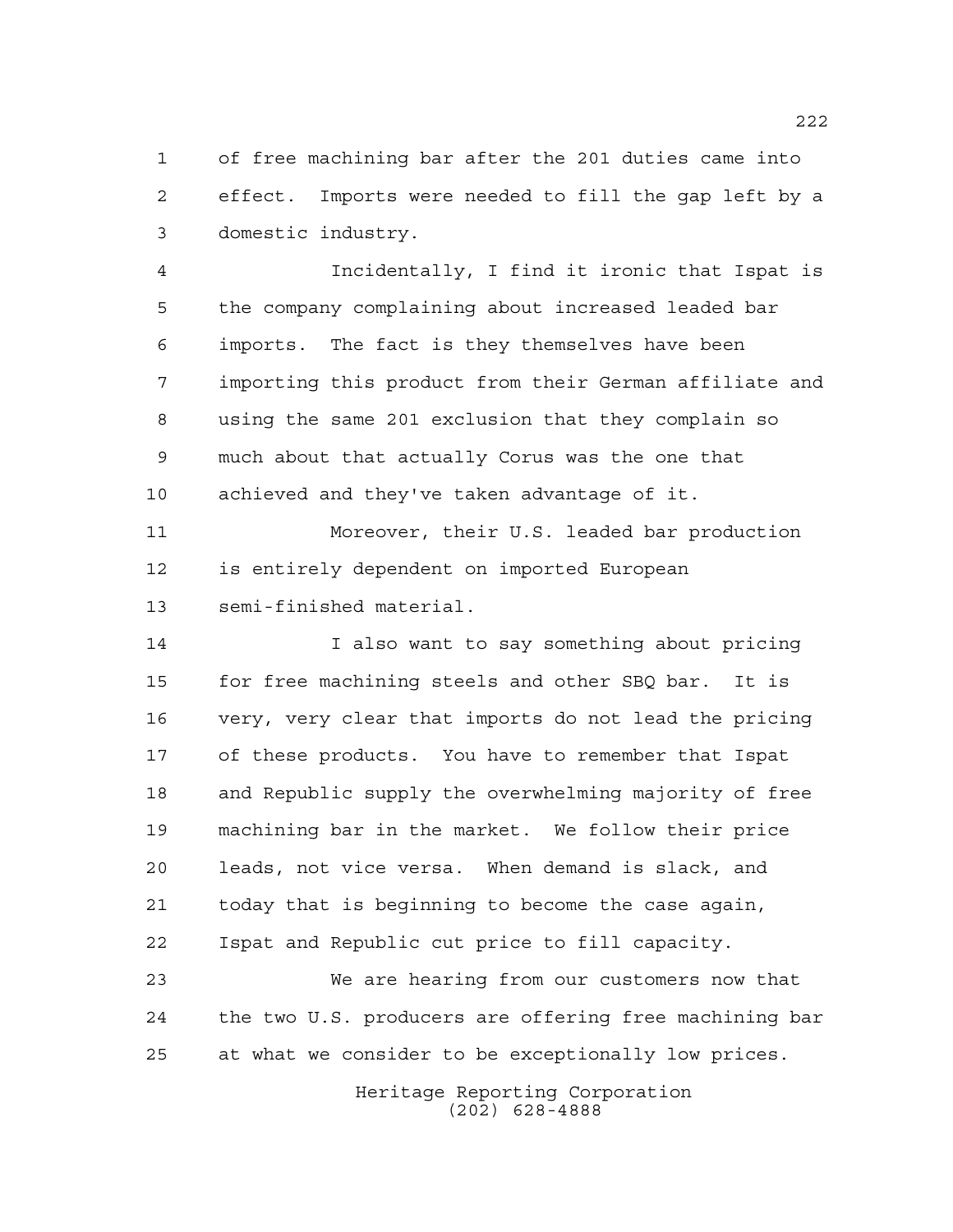of free machining bar after the 201 duties came into effect. Imports were needed to fill the gap left by a domestic industry.

Incidentally, I find it ironic that Ispat is the company complaining about increased leaded bar imports. The fact is they themselves have been importing this product from their German affiliate and using the same 201 exclusion that they complain so much about that actually Corus was the one that achieved and they've taken advantage of it.

Moreover, their U.S. leaded bar production is entirely dependent on imported European semi-finished material.

I also want to say something about pricing for free machining steels and other SBQ bar. It is very, very clear that imports do not lead the pricing of these products. You have to remember that Ispat and Republic supply the overwhelming majority of free machining bar in the market. We follow their price leads, not vice versa. When demand is slack, and today that is beginning to become the case again, Ispat and Republic cut price to fill capacity.

We are hearing from our customers now that the two U.S. producers are offering free machining bar at what we consider to be exceptionally low prices.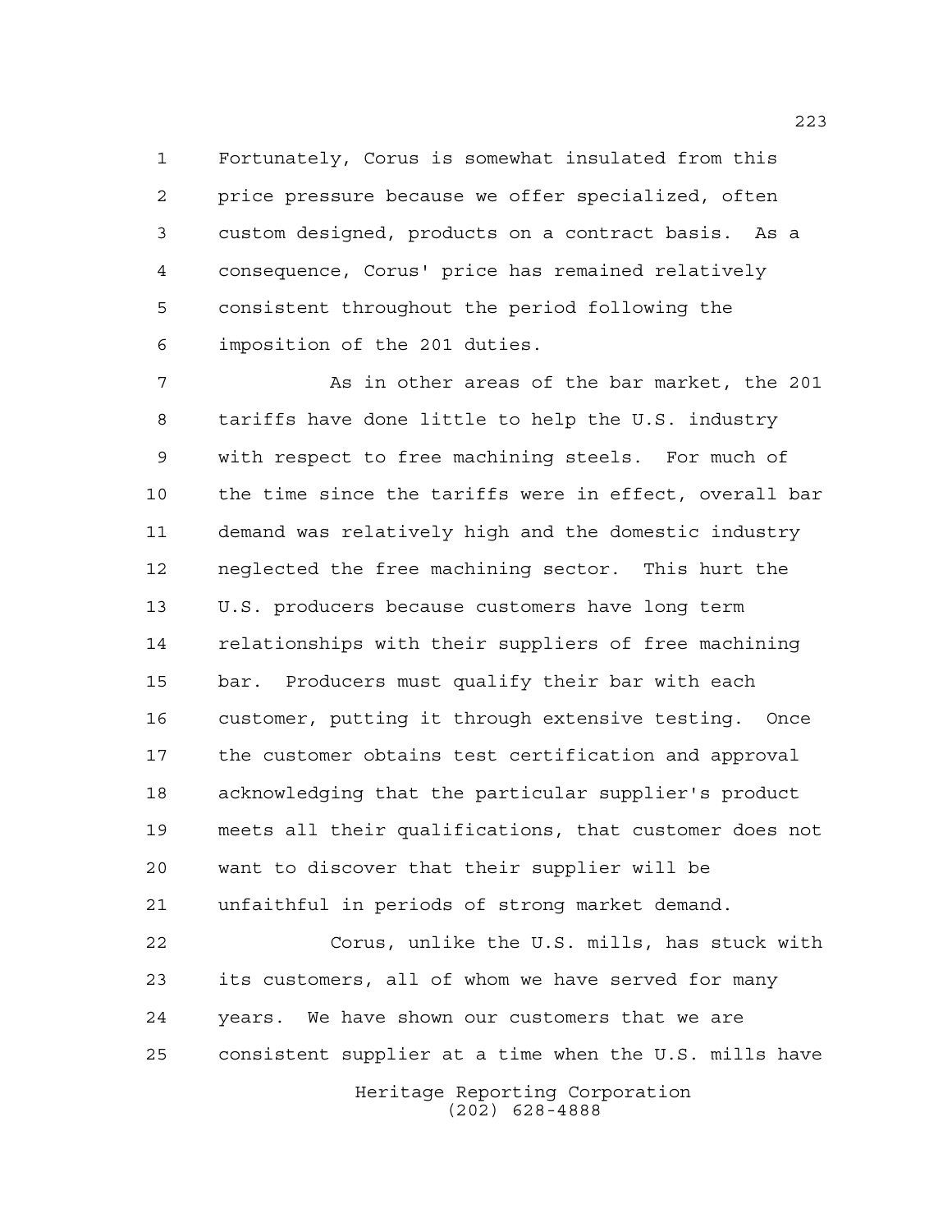Fortunately, Corus is somewhat insulated from this price pressure because we offer specialized, often custom designed, products on a contract basis. As a consequence, Corus' price has remained relatively consistent throughout the period following the imposition of the 201 duties.

As in other areas of the bar market, the 201 tariffs have done little to help the U.S. industry with respect to free machining steels. For much of the time since the tariffs were in effect, overall bar demand was relatively high and the domestic industry neglected the free machining sector. This hurt the U.S. producers because customers have long term relationships with their suppliers of free machining bar. Producers must qualify their bar with each customer, putting it through extensive testing. Once the customer obtains test certification and approval acknowledging that the particular supplier's product meets all their qualifications, that customer does not want to discover that their supplier will be unfaithful in periods of strong market demand.

Corus, unlike the U.S. mills, has stuck with its customers, all of whom we have served for many years. We have shown our customers that we are consistent supplier at a time when the U.S. mills have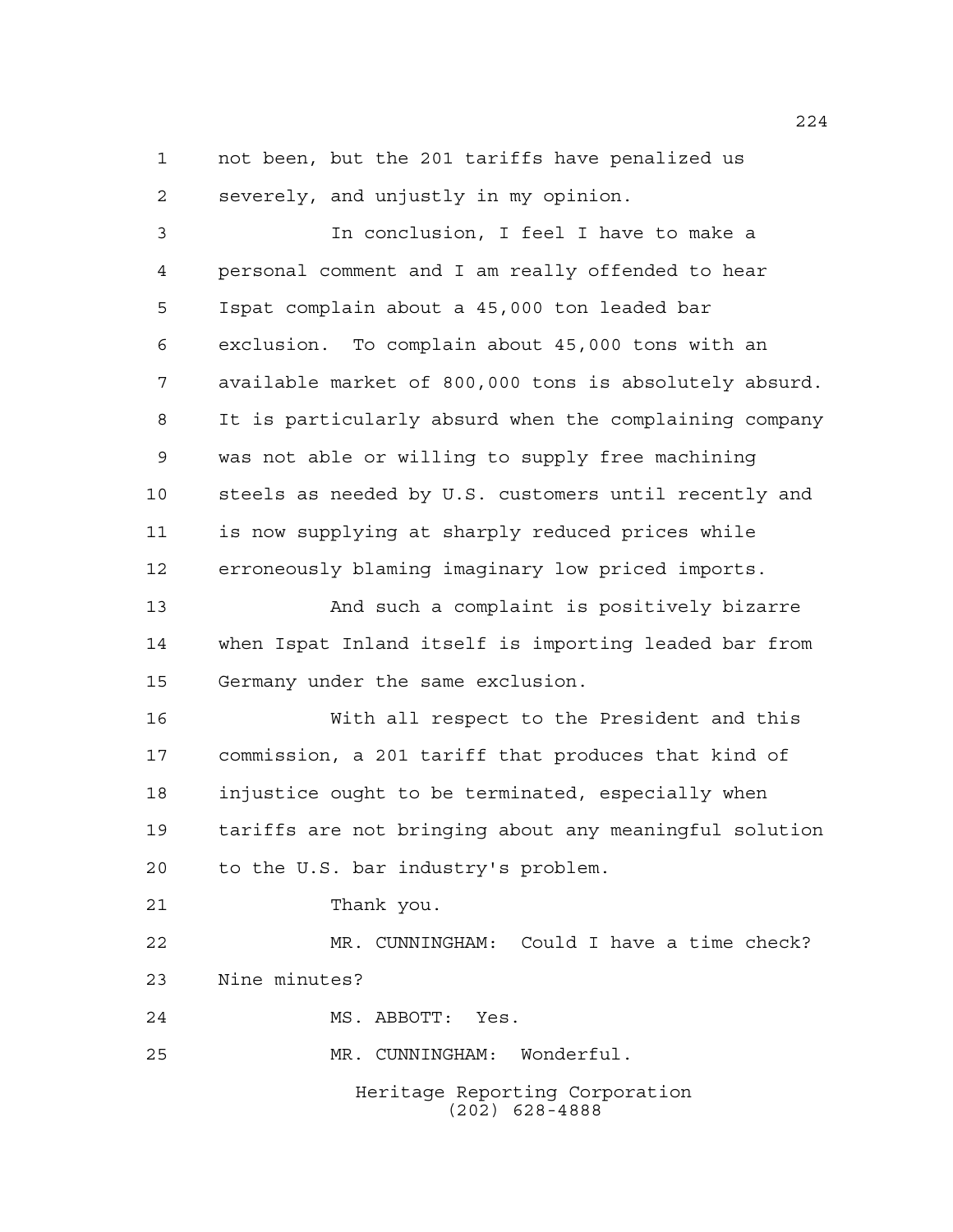not been, but the 201 tariffs have penalized us severely, and unjustly in my opinion.

In conclusion, I feel I have to make a personal comment and I am really offended to hear Ispat complain about a 45,000 ton leaded bar exclusion. To complain about 45,000 tons with an available market of 800,000 tons is absolutely absurd. It is particularly absurd when the complaining company was not able or willing to supply free machining steels as needed by U.S. customers until recently and is now supplying at sharply reduced prices while erroneously blaming imaginary low priced imports.

And such a complaint is positively bizarre when Ispat Inland itself is importing leaded bar from Germany under the same exclusion.

With all respect to the President and this commission, a 201 tariff that produces that kind of injustice ought to be terminated, especially when tariffs are not bringing about any meaningful solution to the U.S. bar industry's problem.

Thank you.

MR. CUNNINGHAM: Could I have a time check? Nine minutes?

MS. ABBOTT: Yes.

MR. CUNNINGHAM: Wonderful.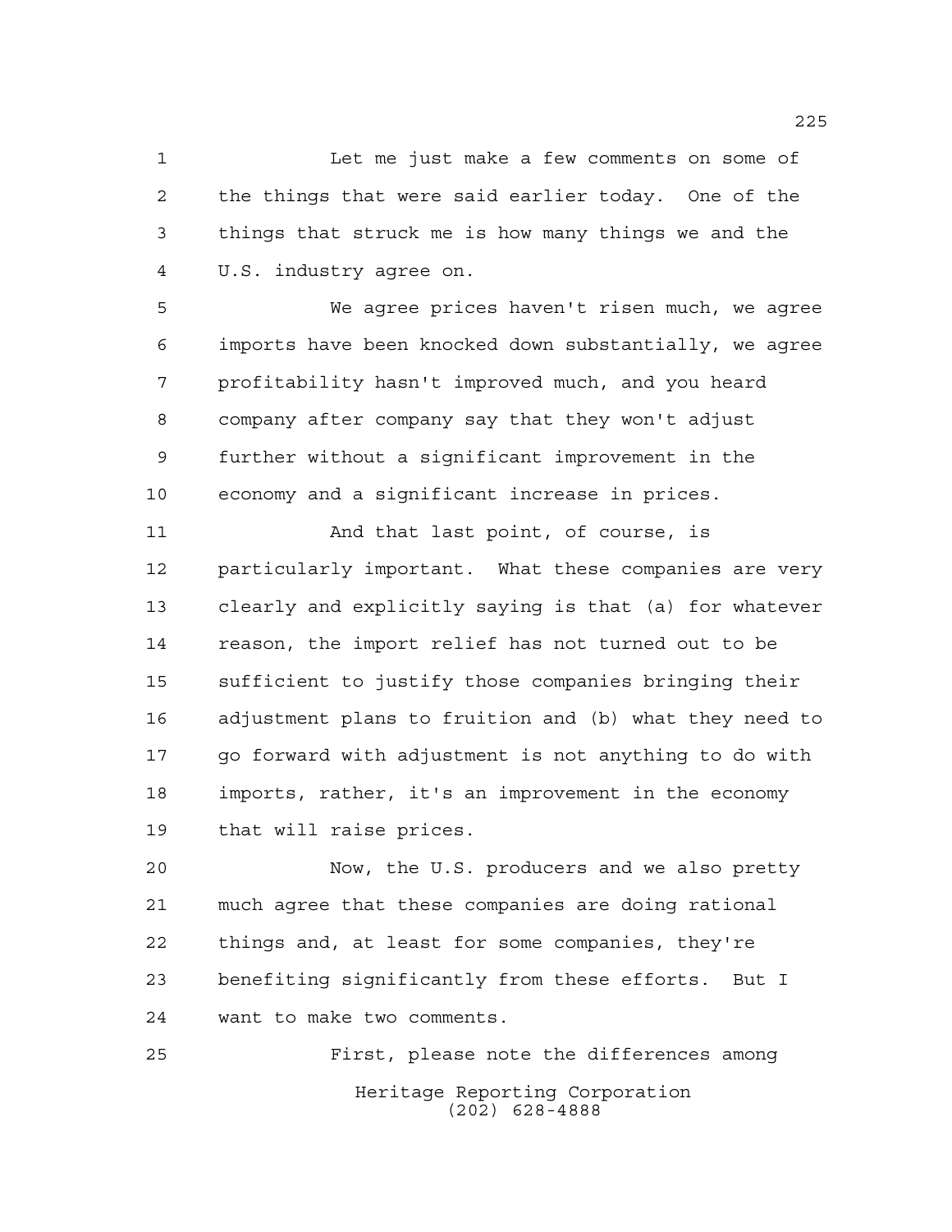Let me just make a few comments on some of the things that were said earlier today. One of the things that struck me is how many things we and the U.S. industry agree on.

We agree prices haven't risen much, we agree imports have been knocked down substantially, we agree profitability hasn't improved much, and you heard company after company say that they won't adjust further without a significant improvement in the economy and a significant increase in prices.

And that last point, of course, is particularly important. What these companies are very clearly and explicitly saying is that (a) for whatever reason, the import relief has not turned out to be sufficient to justify those companies bringing their adjustment plans to fruition and (b) what they need to go forward with adjustment is not anything to do with imports, rather, it's an improvement in the economy that will raise prices.

Now, the U.S. producers and we also pretty much agree that these companies are doing rational things and, at least for some companies, they're benefiting significantly from these efforts. But I want to make two comments.

First, please note the differences among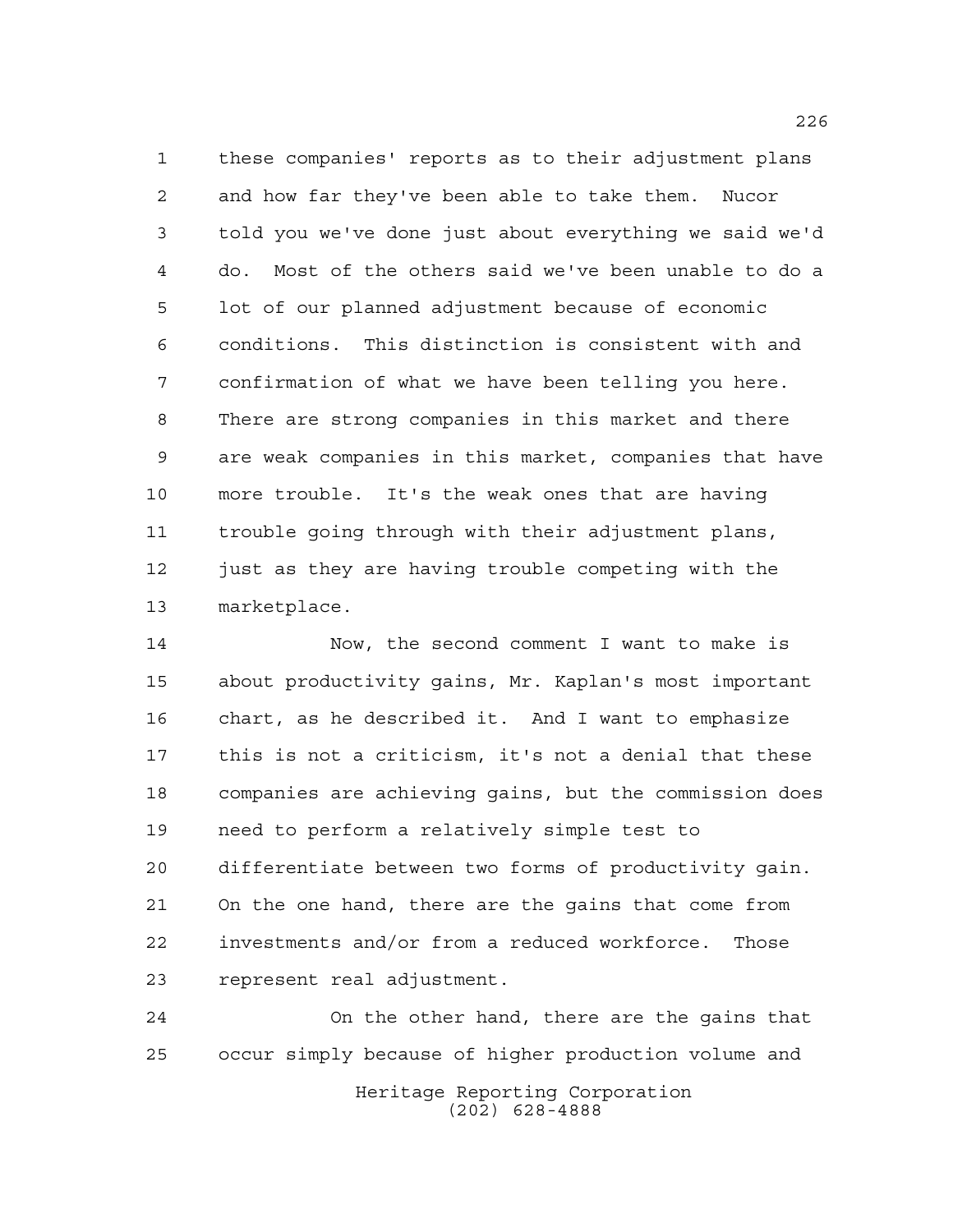these companies' reports as to their adjustment plans and how far they've been able to take them. Nucor told you we've done just about everything we said we'd do. Most of the others said we've been unable to do a lot of our planned adjustment because of economic conditions. This distinction is consistent with and confirmation of what we have been telling you here. There are strong companies in this market and there are weak companies in this market, companies that have more trouble. It's the weak ones that are having trouble going through with their adjustment plans, just as they are having trouble competing with the marketplace.

Now, the second comment I want to make is about productivity gains, Mr. Kaplan's most important chart, as he described it. And I want to emphasize this is not a criticism, it's not a denial that these companies are achieving gains, but the commission does need to perform a relatively simple test to differentiate between two forms of productivity gain. On the one hand, there are the gains that come from investments and/or from a reduced workforce. Those represent real adjustment.

On the other hand, there are the gains that occur simply because of higher production volume and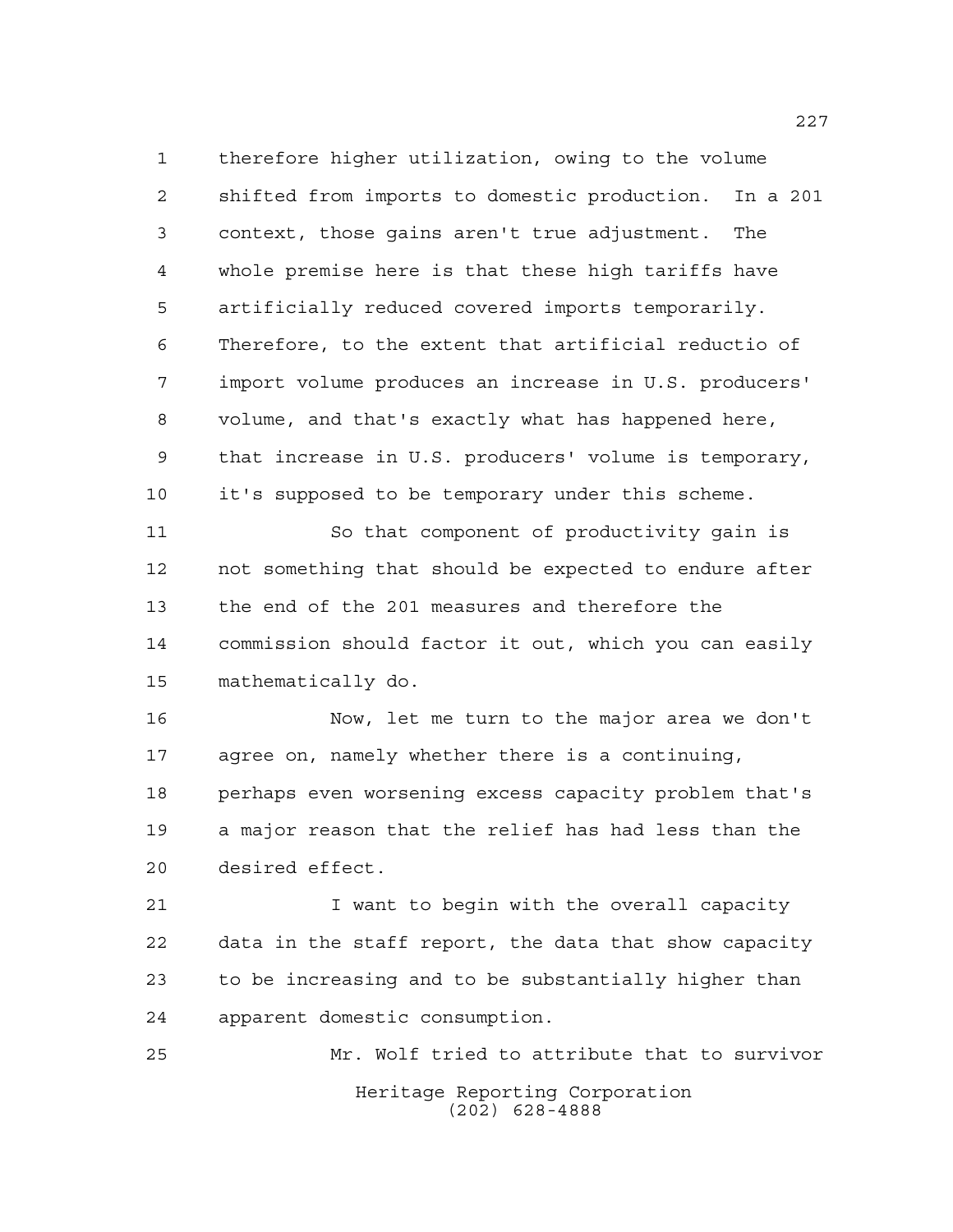therefore higher utilization, owing to the volume shifted from imports to domestic production. In a 201 context, those gains aren't true adjustment. The whole premise here is that these high tariffs have artificially reduced covered imports temporarily. Therefore, to the extent that artificial reductio of import volume produces an increase in U.S. producers' volume, and that's exactly what has happened here, that increase in U.S. producers' volume is temporary, it's supposed to be temporary under this scheme.

So that component of productivity gain is not something that should be expected to endure after the end of the 201 measures and therefore the commission should factor it out, which you can easily mathematically do.

Now, let me turn to the major area we don't agree on, namely whether there is a continuing, perhaps even worsening excess capacity problem that's a major reason that the relief has had less than the desired effect.

I want to begin with the overall capacity data in the staff report, the data that show capacity to be increasing and to be substantially higher than apparent domestic consumption.

Mr. Wolf tried to attribute that to survivor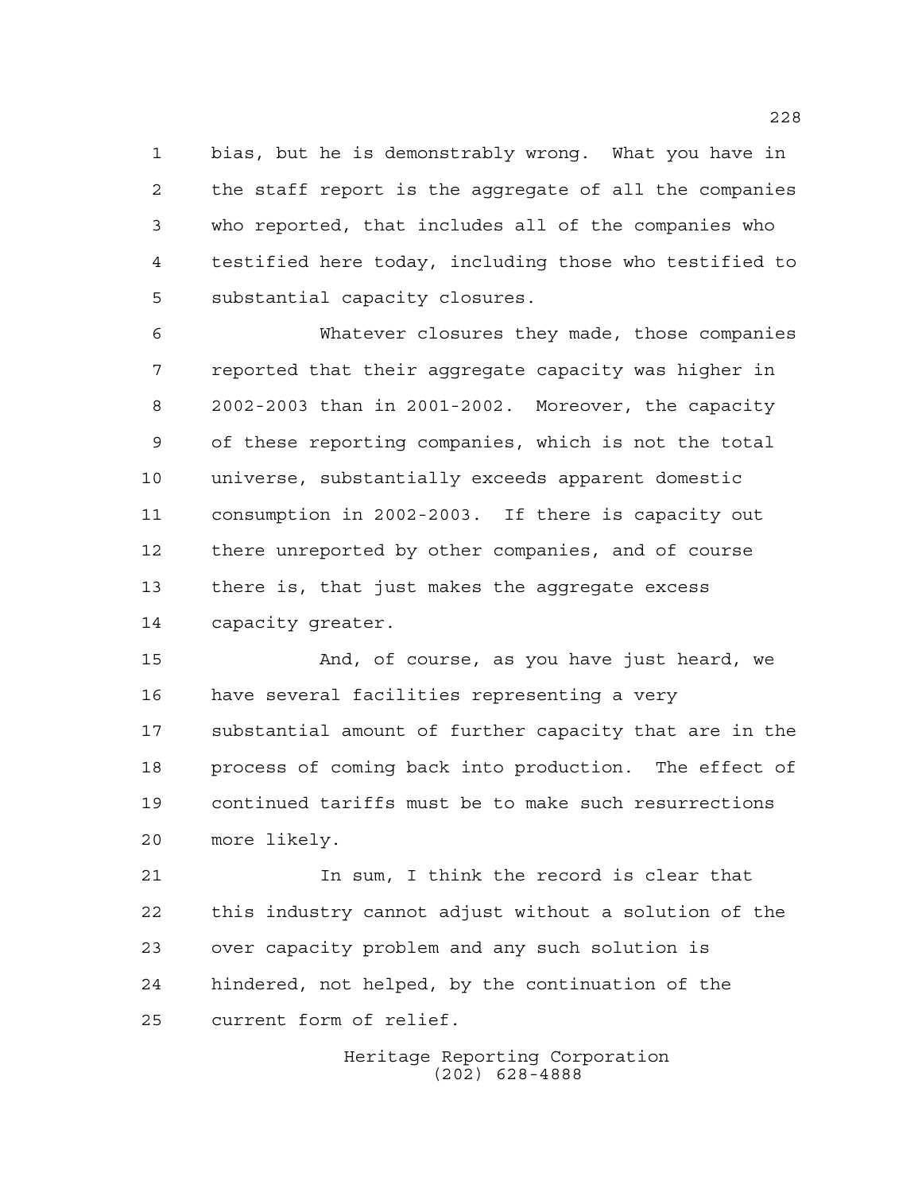bias, but he is demonstrably wrong. What you have in the staff report is the aggregate of all the companies who reported, that includes all of the companies who testified here today, including those who testified to substantial capacity closures.

Whatever closures they made, those companies reported that their aggregate capacity was higher in 2002-2003 than in 2001-2002. Moreover, the capacity of these reporting companies, which is not the total universe, substantially exceeds apparent domestic consumption in 2002-2003. If there is capacity out there unreported by other companies, and of course there is, that just makes the aggregate excess capacity greater.

And, of course, as you have just heard, we have several facilities representing a very substantial amount of further capacity that are in the process of coming back into production. The effect of continued tariffs must be to make such resurrections more likely.

In sum, I think the record is clear that this industry cannot adjust without a solution of the over capacity problem and any such solution is hindered, not helped, by the continuation of the current form of relief.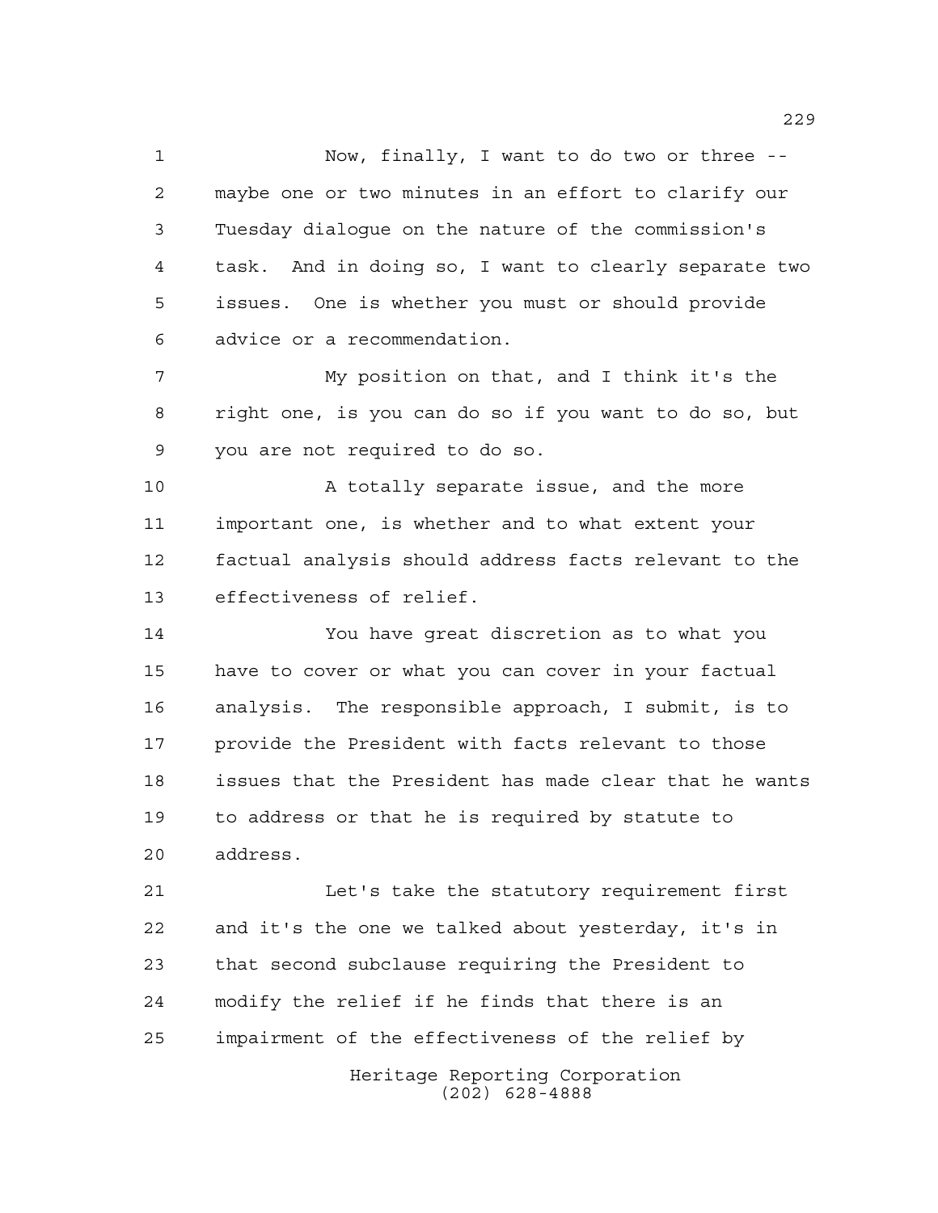Now, finally, I want to do two or three -- maybe one or two minutes in an effort to clarify our Tuesday dialogue on the nature of the commission's task. And in doing so, I want to clearly separate two issues. One is whether you must or should provide advice or a recommendation.

My position on that, and I think it's the right one, is you can do so if you want to do so, but you are not required to do so.

A totally separate issue, and the more important one, is whether and to what extent your factual analysis should address facts relevant to the effectiveness of relief.

You have great discretion as to what you have to cover or what you can cover in your factual analysis. The responsible approach, I submit, is to provide the President with facts relevant to those issues that the President has made clear that he wants to address or that he is required by statute to address.

Let's take the statutory requirement first and it's the one we talked about yesterday, it's in that second subclause requiring the President to modify the relief if he finds that there is an impairment of the effectiveness of the relief by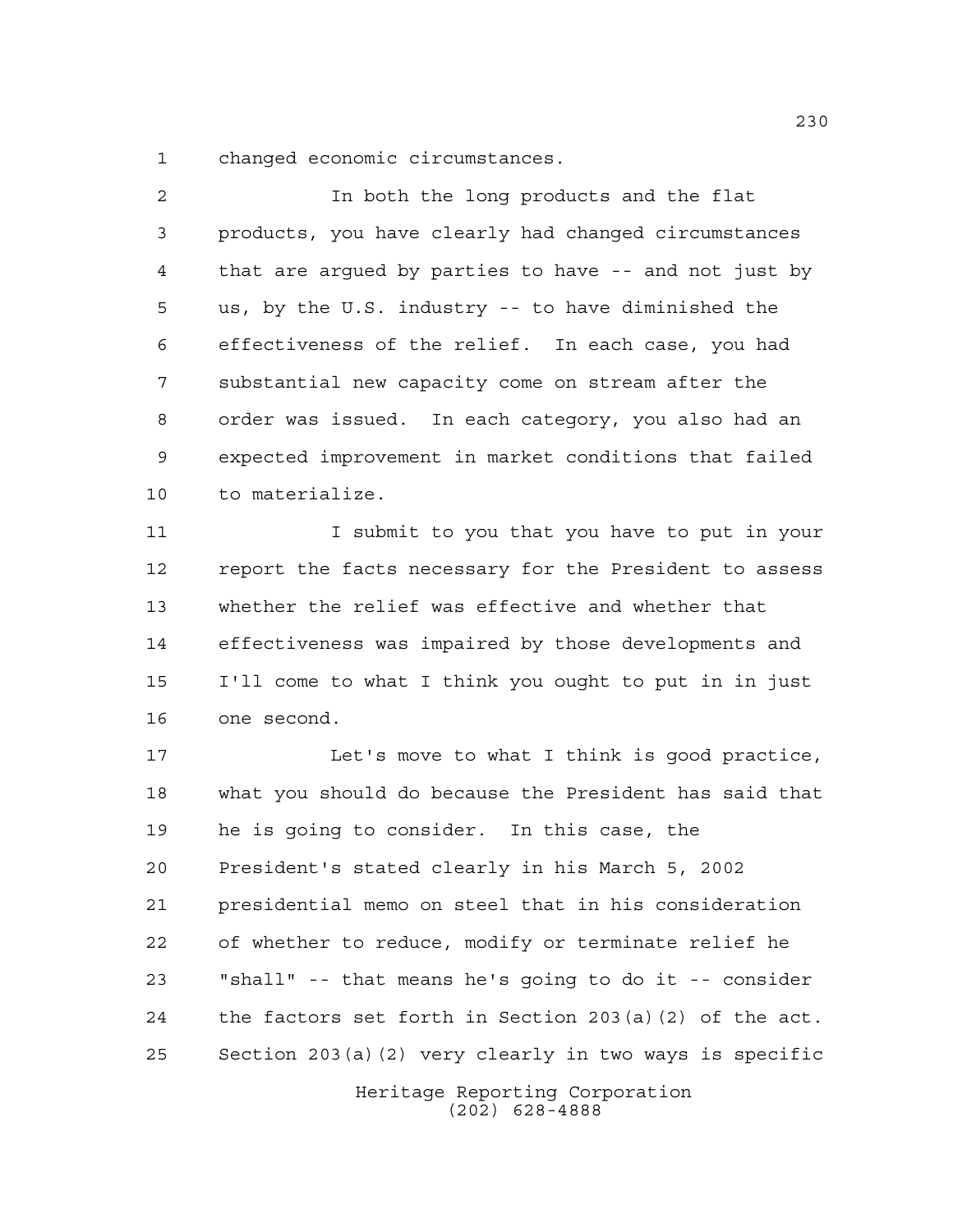changed economic circumstances.

In both the long products and the flat products, you have clearly had changed circumstances that are argued by parties to have -- and not just by us, by the U.S. industry -- to have diminished the effectiveness of the relief. In each case, you had substantial new capacity come on stream after the order was issued. In each category, you also had an expected improvement in market conditions that failed to materialize.

I submit to you that you have to put in your report the facts necessary for the President to assess whether the relief was effective and whether that effectiveness was impaired by those developments and I'll come to what I think you ought to put in in just one second.

Let's move to what I think is good practice, what you should do because the President has said that he is going to consider. In this case, the President's stated clearly in his March 5, 2002 presidential memo on steel that in his consideration of whether to reduce, modify or terminate relief he "shall" -- that means he's going to do it -- consider the factors set forth in Section 203(a)(2) of the act. Section 203(a)(2) very clearly in two ways is specific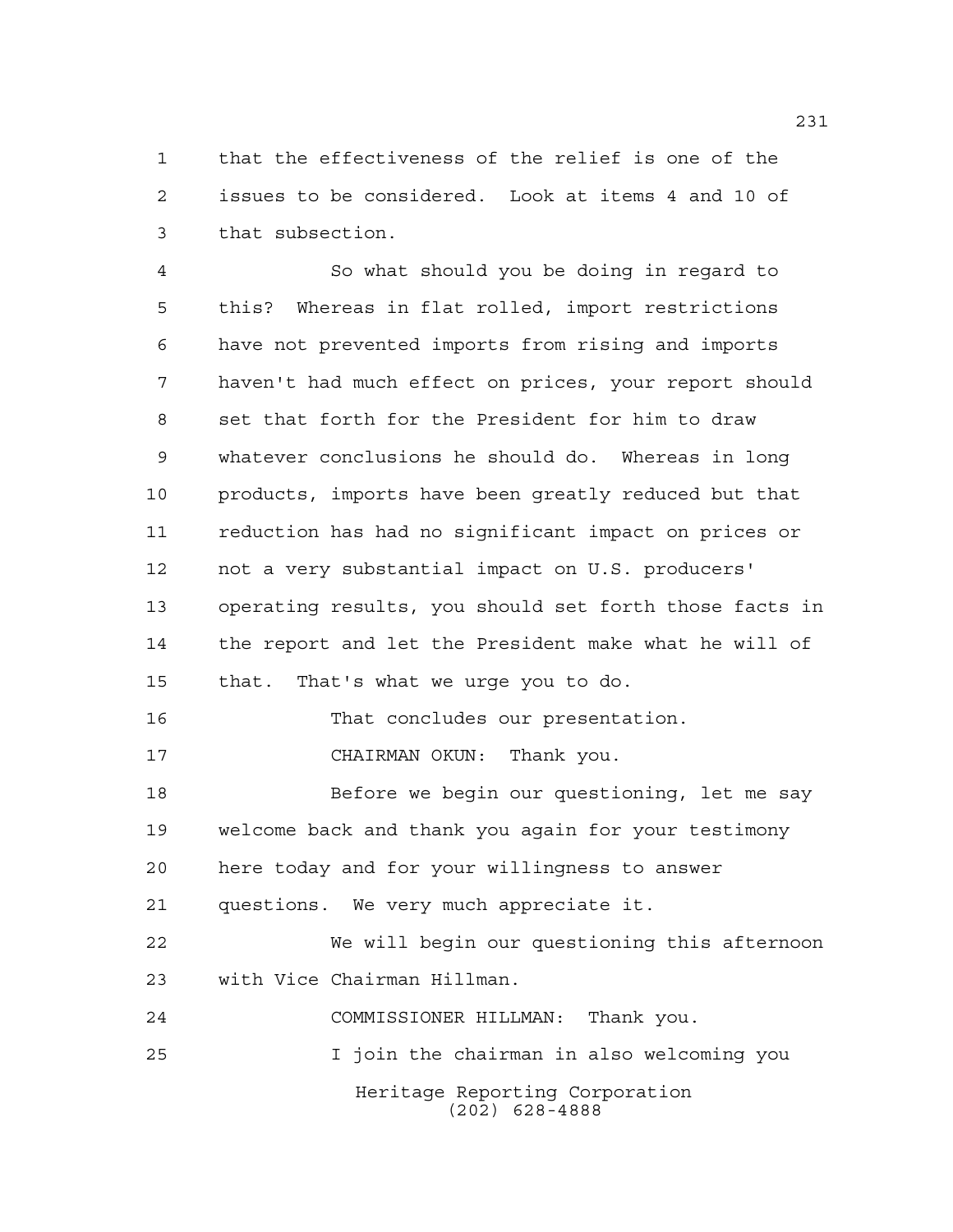that the effectiveness of the relief is one of the issues to be considered. Look at items 4 and 10 of that subsection.

So what should you be doing in regard to this? Whereas in flat rolled, import restrictions have not prevented imports from rising and imports haven't had much effect on prices, your report should set that forth for the President for him to draw whatever conclusions he should do. Whereas in long products, imports have been greatly reduced but that reduction has had no significant impact on prices or not a very substantial impact on U.S. producers' operating results, you should set forth those facts in the report and let the President make what he will of that. That's what we urge you to do.

That concludes our presentation.

CHAIRMAN OKUN: Thank you.

Before we begin our questioning, let me say welcome back and thank you again for your testimony here today and for your willingness to answer questions. We very much appreciate it.

We will begin our questioning this afternoon with Vice Chairman Hillman.

COMMISSIONER HILLMAN: Thank you.

I join the chairman in also welcoming you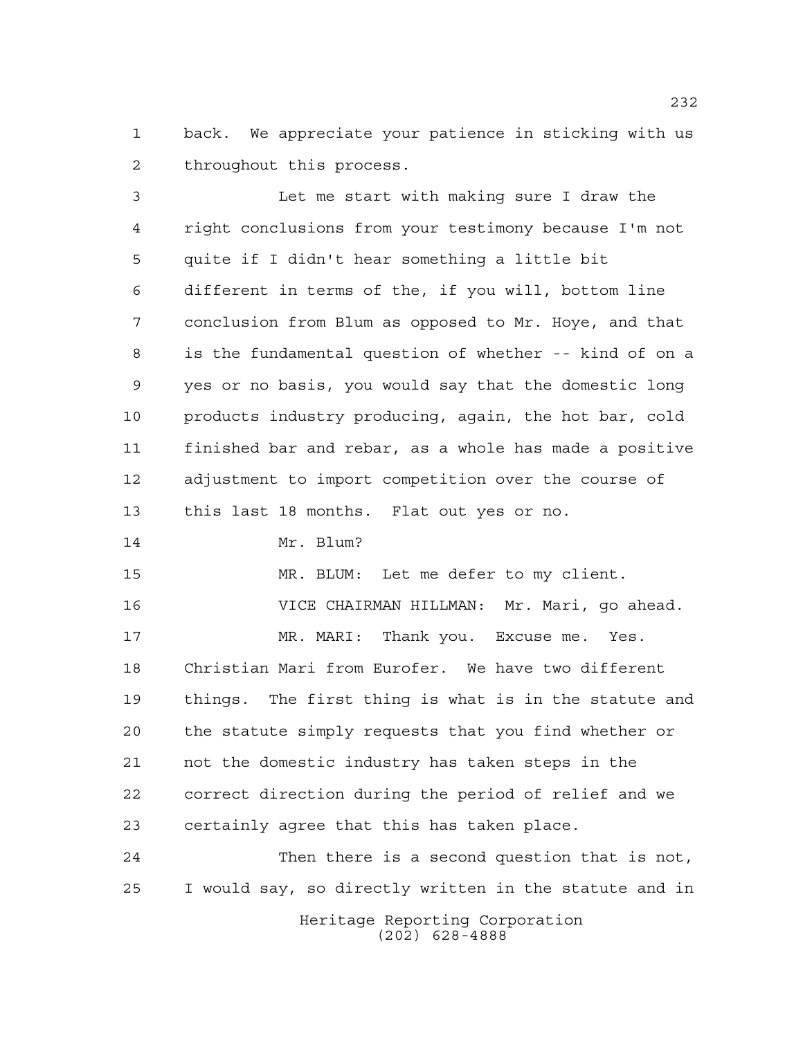back. We appreciate your patience in sticking with us throughout this process.

Let me start with making sure I draw the right conclusions from your testimony because I'm not quite if I didn't hear something a little bit different in terms of the, if you will, bottom line conclusion from Blum as opposed to Mr. Hoye, and that is the fundamental question of whether -- kind of on a yes or no basis, you would say that the domestic long products industry producing, again, the hot bar, cold finished bar and rebar, as a whole has made a positive adjustment to import competition over the course of this last 18 months. Flat out yes or no.

Mr. Blum?

MR. BLUM: Let me defer to my client.

VICE CHAIRMAN HILLMAN: Mr. Mari, go ahead.

MR. MARI: Thank you. Excuse me. Yes. Christian Mari from Eurofer. We have two different things. The first thing is what is in the statute and the statute simply requests that you find whether or not the domestic industry has taken steps in the correct direction during the period of relief and we certainly agree that this has taken place.

Then there is a second question that is not, I would say, so directly written in the statute and in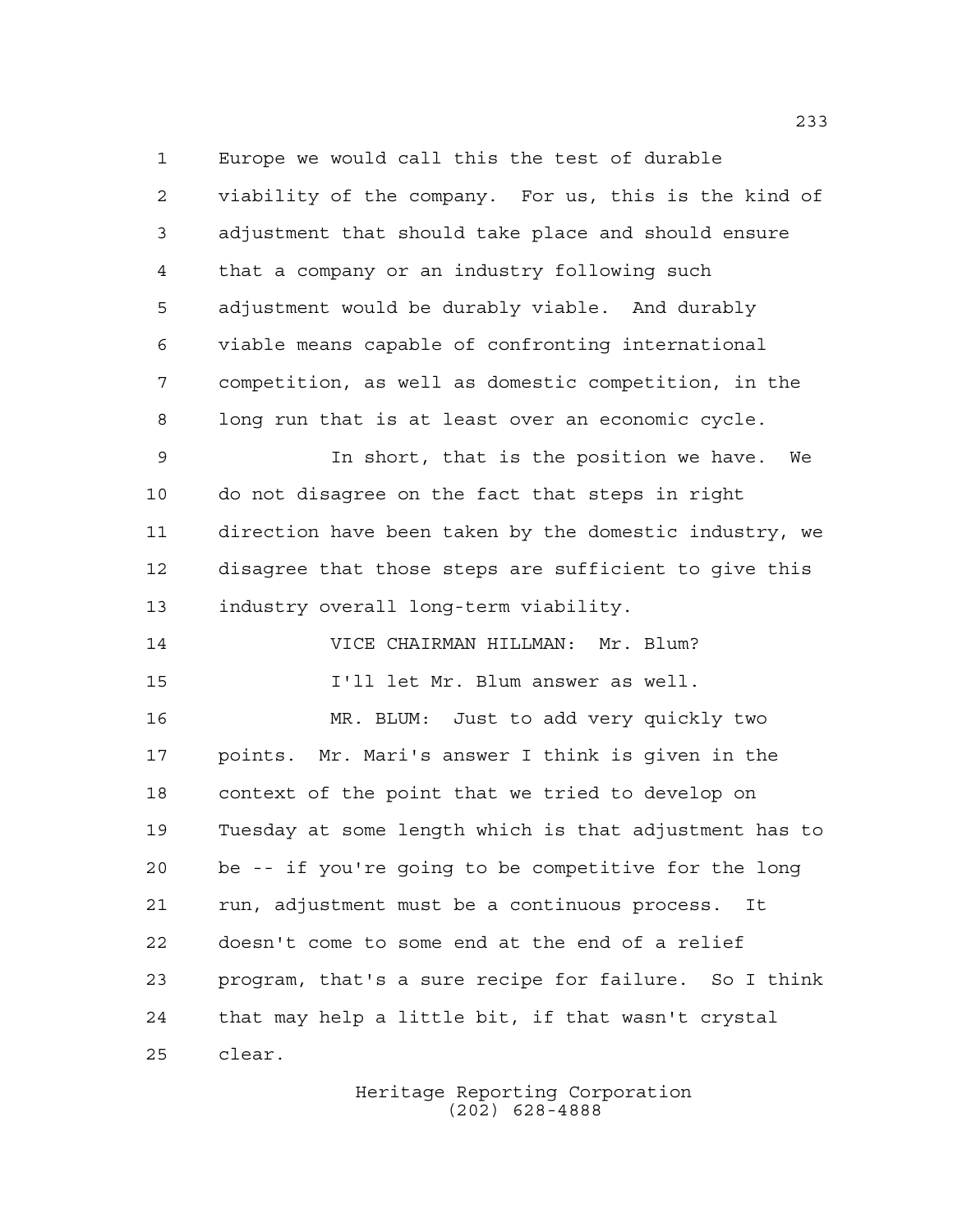Europe we would call this the test of durable viability of the company. For us, this is the kind of adjustment that should take place and should ensure that a company or an industry following such adjustment would be durably viable. And durably viable means capable of confronting international competition, as well as domestic competition, in the long run that is at least over an economic cycle.

In short, that is the position we have. We do not disagree on the fact that steps in right direction have been taken by the domestic industry, we disagree that those steps are sufficient to give this industry overall long-term viability.

VICE CHAIRMAN HILLMAN: Mr. Blum?

I'll let Mr. Blum answer as well.

MR. BLUM: Just to add very quickly two points. Mr. Mari's answer I think is given in the context of the point that we tried to develop on Tuesday at some length which is that adjustment has to be -- if you're going to be competitive for the long run, adjustment must be a continuous process. It doesn't come to some end at the end of a relief program, that's a sure recipe for failure. So I think that may help a little bit, if that wasn't crystal clear.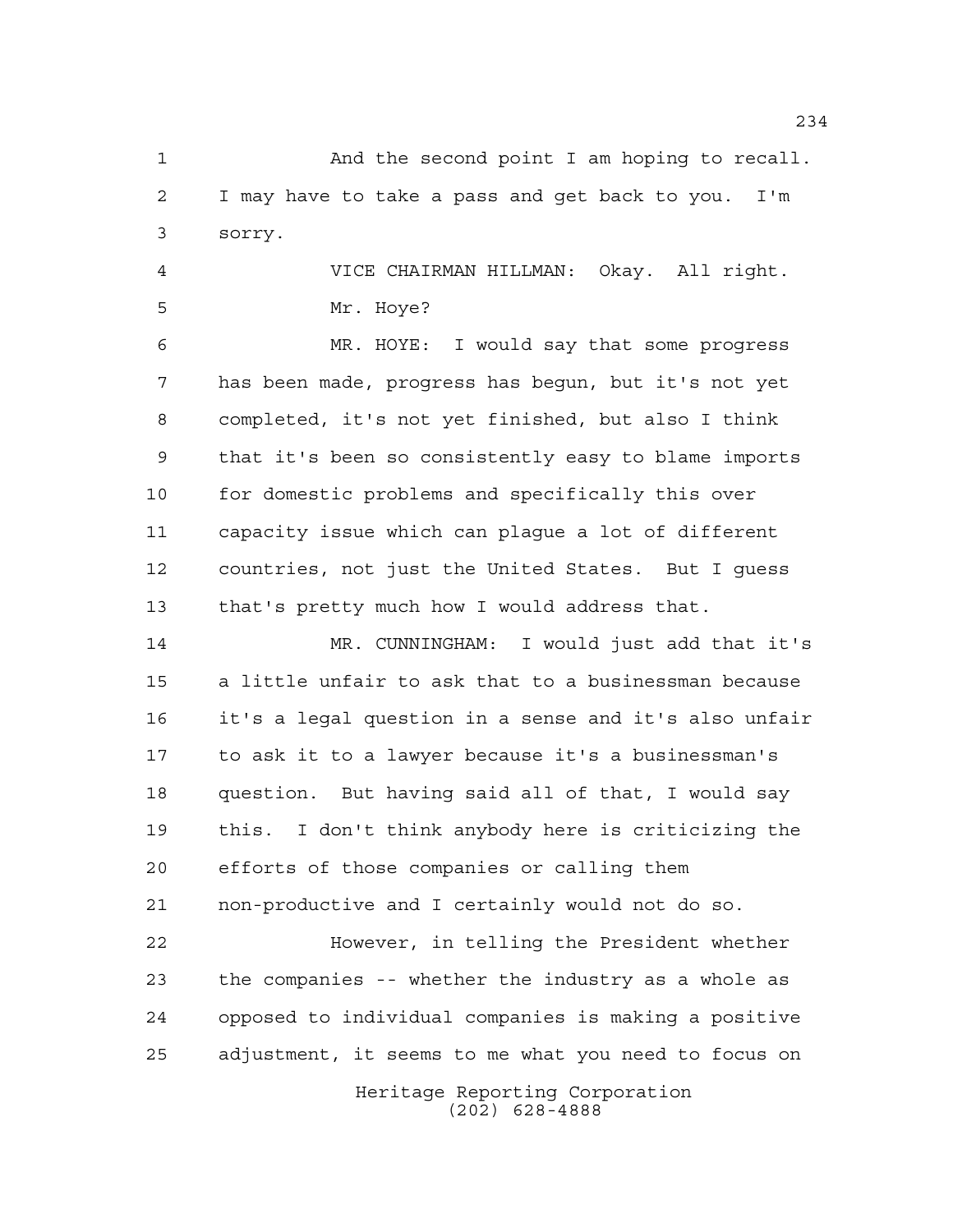And the second point I am hoping to recall. I may have to take a pass and get back to you. I'm sorry.

VICE CHAIRMAN HILLMAN: Okay. All right. Mr. Hoye?

MR. HOYE: I would say that some progress has been made, progress has begun, but it's not yet completed, it's not yet finished, but also I think that it's been so consistently easy to blame imports for domestic problems and specifically this over capacity issue which can plague a lot of different countries, not just the United States. But I guess that's pretty much how I would address that.

MR. CUNNINGHAM: I would just add that it's a little unfair to ask that to a businessman because it's a legal question in a sense and it's also unfair to ask it to a lawyer because it's a businessman's question. But having said all of that, I would say this. I don't think anybody here is criticizing the efforts of those companies or calling them non-productive and I certainly would not do so.

However, in telling the President whether the companies -- whether the industry as a whole as opposed to individual companies is making a positive adjustment, it seems to me what you need to focus on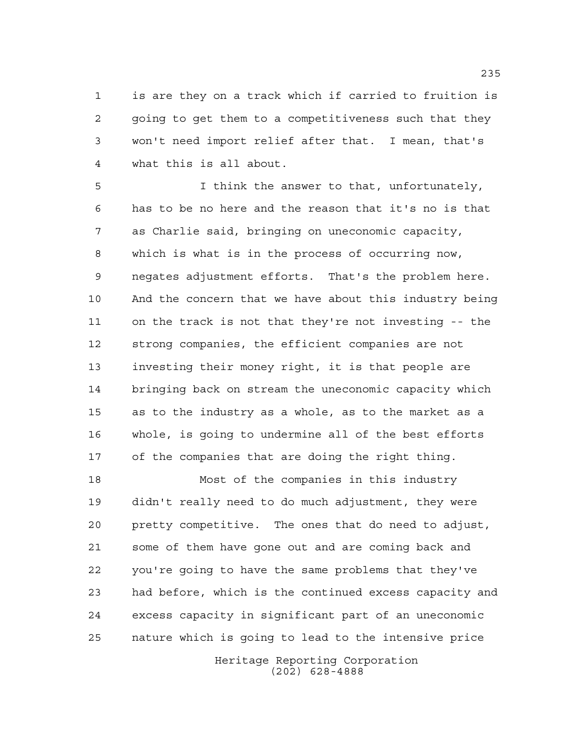is are they on a track which if carried to fruition is going to get them to a competitiveness such that they won't need import relief after that. I mean, that's what this is all about.

I think the answer to that, unfortunately, has to be no here and the reason that it's no is that as Charlie said, bringing on uneconomic capacity, which is what is in the process of occurring now, negates adjustment efforts. That's the problem here. And the concern that we have about this industry being on the track is not that they're not investing -- the strong companies, the efficient companies are not investing their money right, it is that people are bringing back on stream the uneconomic capacity which as to the industry as a whole, as to the market as a whole, is going to undermine all of the best efforts of the companies that are doing the right thing.

Most of the companies in this industry didn't really need to do much adjustment, they were pretty competitive. The ones that do need to adjust, some of them have gone out and are coming back and you're going to have the same problems that they've had before, which is the continued excess capacity and excess capacity in significant part of an uneconomic nature which is going to lead to the intensive price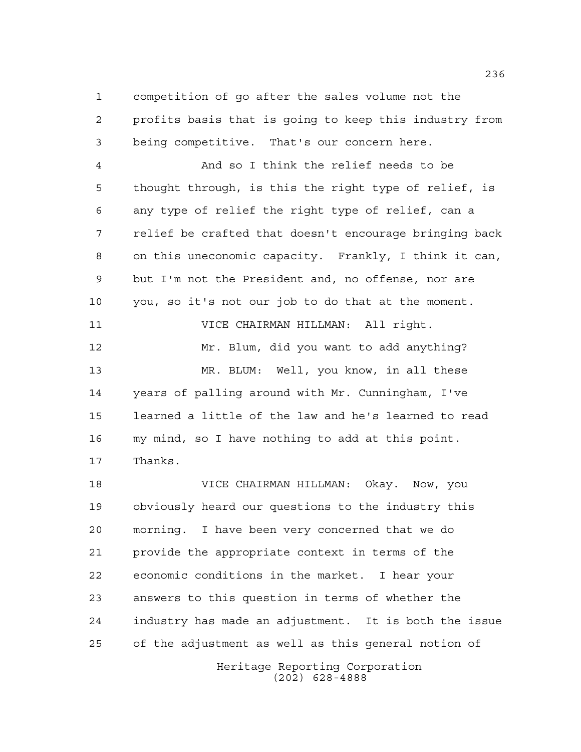competition of go after the sales volume not the profits basis that is going to keep this industry from being competitive. That's our concern here.

And so I think the relief needs to be thought through, is this the right type of relief, is any type of relief the right type of relief, can a relief be crafted that doesn't encourage bringing back on this uneconomic capacity. Frankly, I think it can, but I'm not the President and, no offense, nor are you, so it's not our job to do that at the moment.

VICE CHAIRMAN HILLMAN: All right.

Mr. Blum, did you want to add anything?

MR. BLUM: Well, you know, in all these years of palling around with Mr. Cunningham, I've learned a little of the law and he's learned to read my mind, so I have nothing to add at this point. Thanks.

VICE CHAIRMAN HILLMAN: Okay. Now, you obviously heard our questions to the industry this morning. I have been very concerned that we do provide the appropriate context in terms of the economic conditions in the market. I hear your answers to this question in terms of whether the industry has made an adjustment. It is both the issue of the adjustment as well as this general notion of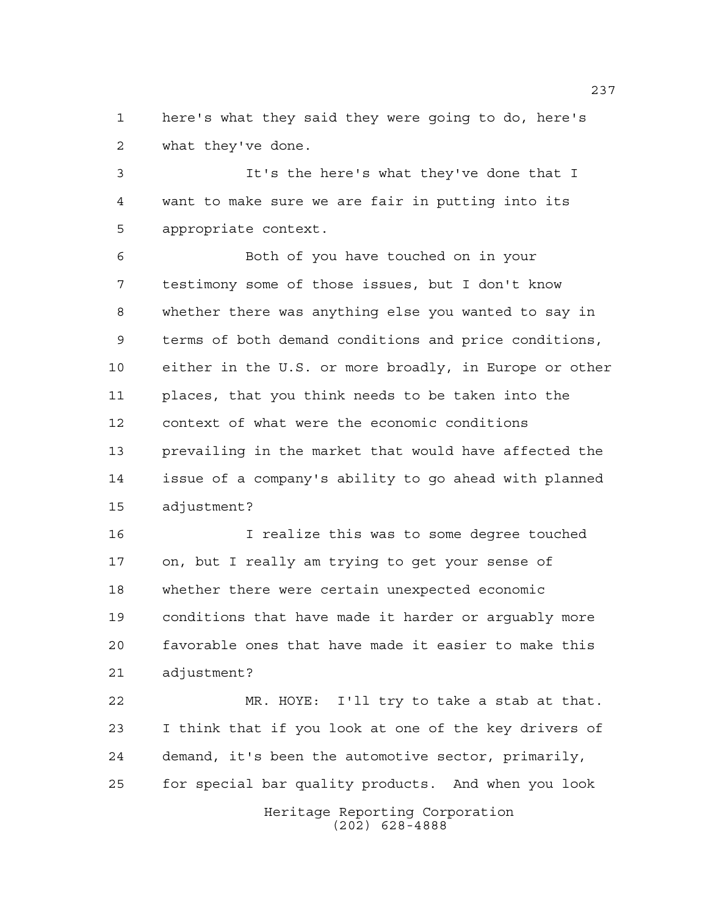here's what they said they were going to do, here's what they've done.

It's the here's what they've done that I want to make sure we are fair in putting into its appropriate context.

Both of you have touched on in your testimony some of those issues, but I don't know whether there was anything else you wanted to say in terms of both demand conditions and price conditions, either in the U.S. or more broadly, in Europe or other places, that you think needs to be taken into the context of what were the economic conditions prevailing in the market that would have affected the issue of a company's ability to go ahead with planned adjustment?

I realize this was to some degree touched on, but I really am trying to get your sense of whether there were certain unexpected economic conditions that have made it harder or arguably more favorable ones that have made it easier to make this adjustment?

MR. HOYE: I'll try to take a stab at that. I think that if you look at one of the key drivers of demand, it's been the automotive sector, primarily, for special bar quality products. And when you look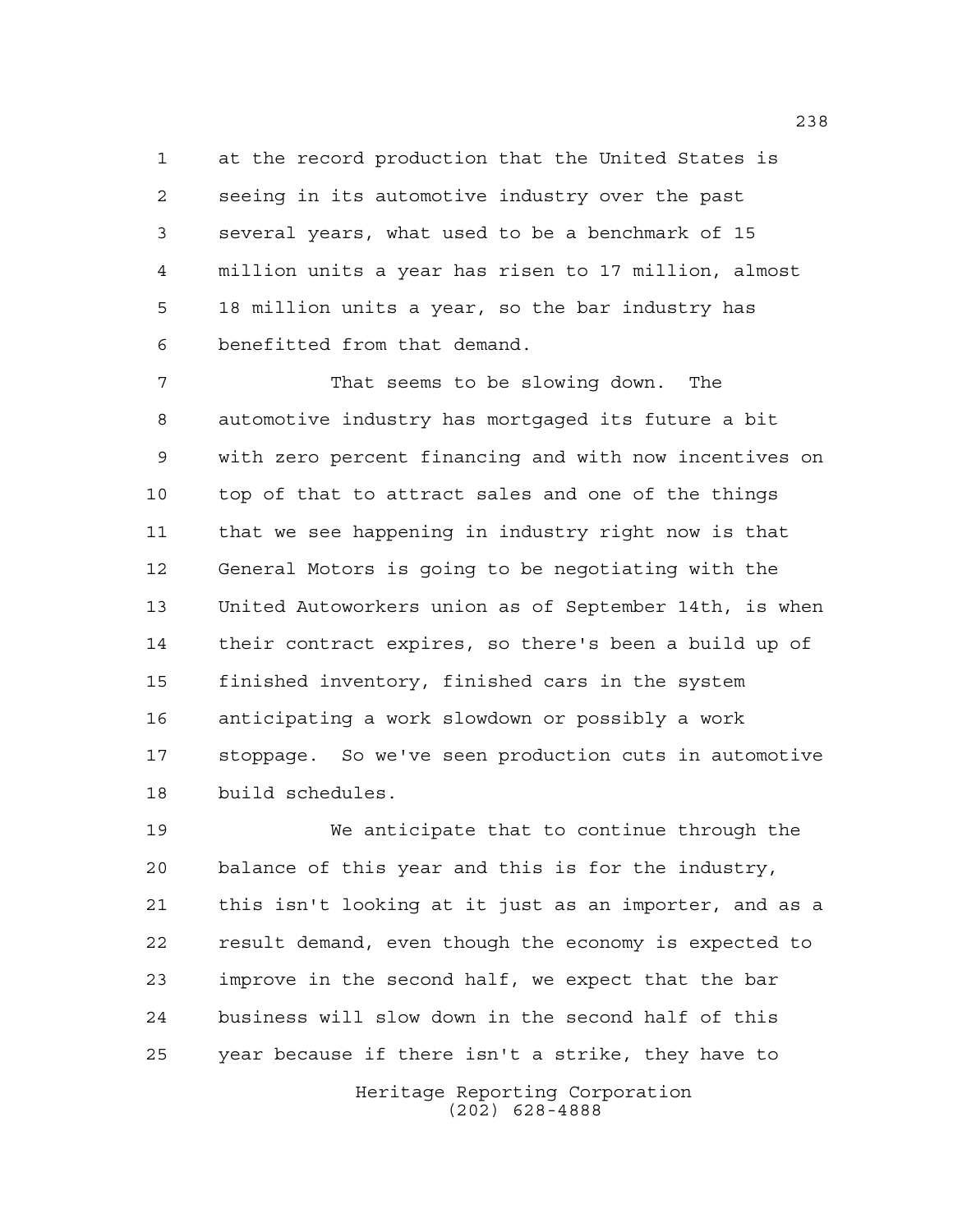at the record production that the United States is seeing in its automotive industry over the past several years, what used to be a benchmark of 15 million units a year has risen to 17 million, almost 18 million units a year, so the bar industry has benefitted from that demand.

That seems to be slowing down. The automotive industry has mortgaged its future a bit with zero percent financing and with now incentives on top of that to attract sales and one of the things that we see happening in industry right now is that General Motors is going to be negotiating with the United Autoworkers union as of September 14th, is when their contract expires, so there's been a build up of finished inventory, finished cars in the system anticipating a work slowdown or possibly a work stoppage. So we've seen production cuts in automotive build schedules.

We anticipate that to continue through the balance of this year and this is for the industry, this isn't looking at it just as an importer, and as a result demand, even though the economy is expected to improve in the second half, we expect that the bar business will slow down in the second half of this year because if there isn't a strike, they have to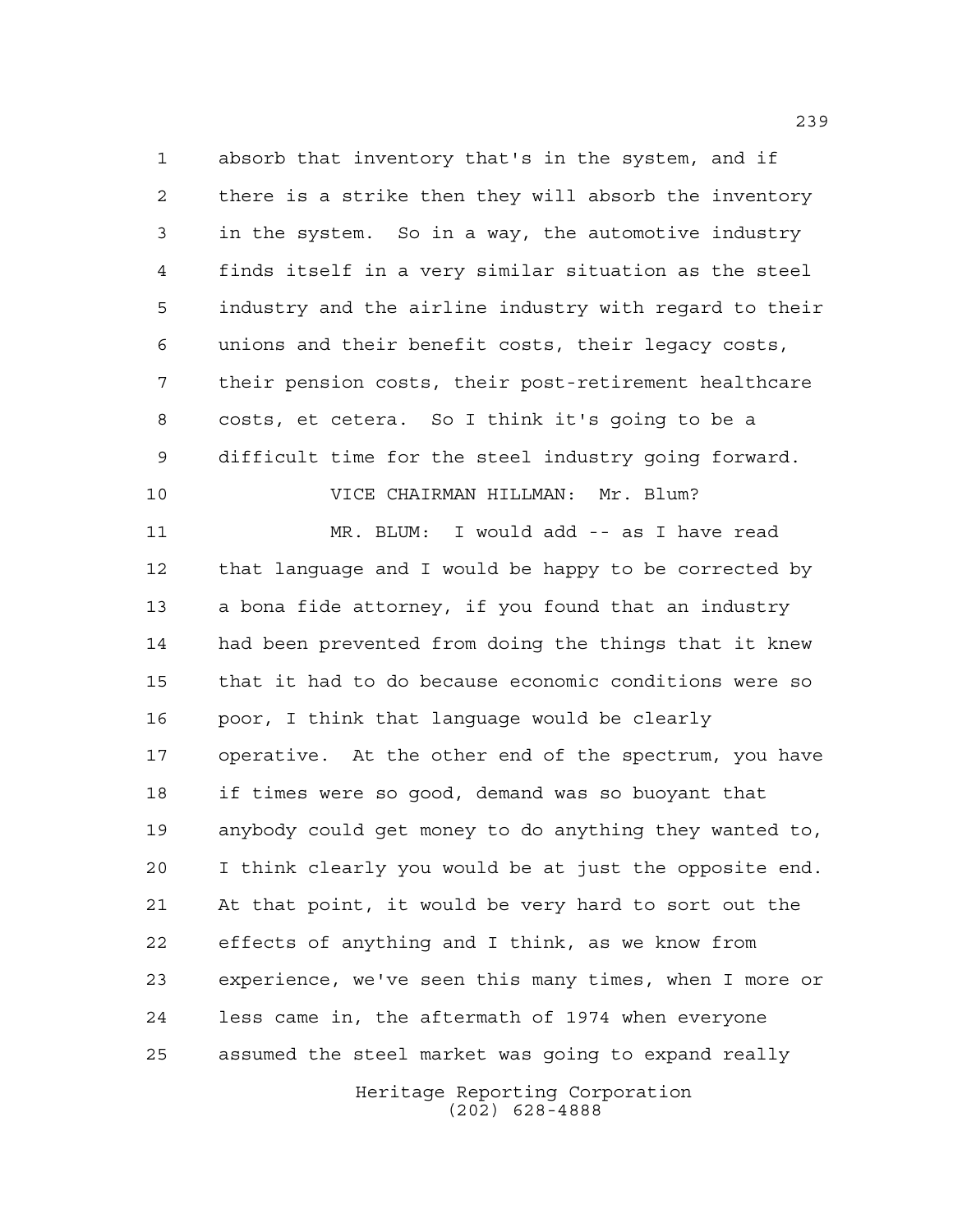absorb that inventory that's in the system, and if there is a strike then they will absorb the inventory in the system. So in a way, the automotive industry finds itself in a very similar situation as the steel industry and the airline industry with regard to their unions and their benefit costs, their legacy costs, their pension costs, their post-retirement healthcare costs, et cetera. So I think it's going to be a difficult time for the steel industry going forward.

VICE CHAIRMAN HILLMAN: Mr. Blum?

MR. BLUM: I would add -- as I have read that language and I would be happy to be corrected by a bona fide attorney, if you found that an industry had been prevented from doing the things that it knew that it had to do because economic conditions were so poor, I think that language would be clearly operative. At the other end of the spectrum, you have if times were so good, demand was so buoyant that anybody could get money to do anything they wanted to, I think clearly you would be at just the opposite end. At that point, it would be very hard to sort out the effects of anything and I think, as we know from experience, we've seen this many times, when I more or less came in, the aftermath of 1974 when everyone assumed the steel market was going to expand really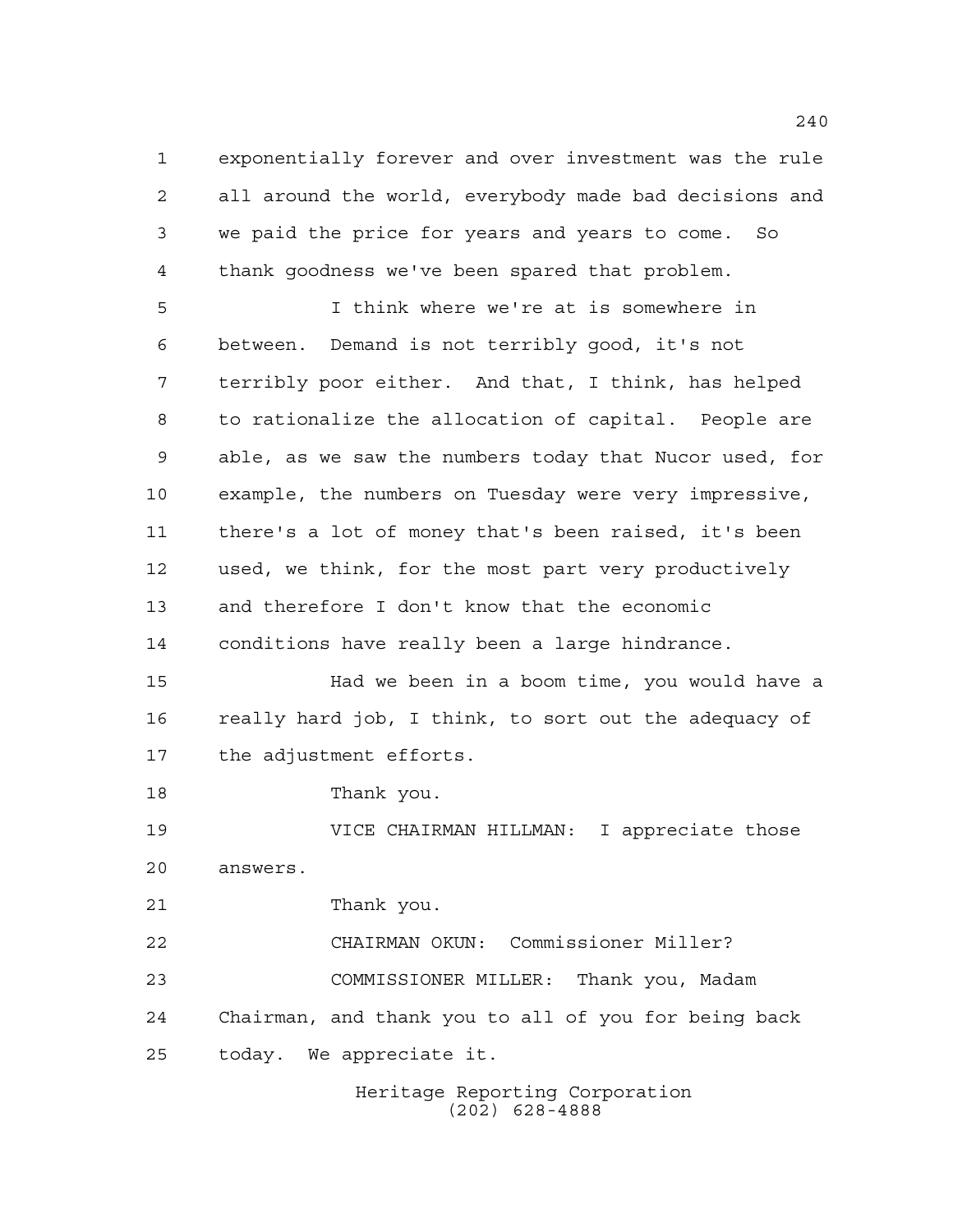exponentially forever and over investment was the rule all around the world, everybody made bad decisions and we paid the price for years and years to come. So thank goodness we've been spared that problem.

I think where we're at is somewhere in between. Demand is not terribly good, it's not terribly poor either. And that, I think, has helped to rationalize the allocation of capital. People are able, as we saw the numbers today that Nucor used, for example, the numbers on Tuesday were very impressive, there's a lot of money that's been raised, it's been used, we think, for the most part very productively and therefore I don't know that the economic conditions have really been a large hindrance.

Had we been in a boom time, you would have a really hard job, I think, to sort out the adequacy of the adjustment efforts.

Thank you.

VICE CHAIRMAN HILLMAN: I appreciate those answers.

Thank you.

CHAIRMAN OKUN: Commissioner Miller?

COMMISSIONER MILLER: Thank you, Madam Chairman, and thank you to all of you for being back today. We appreciate it.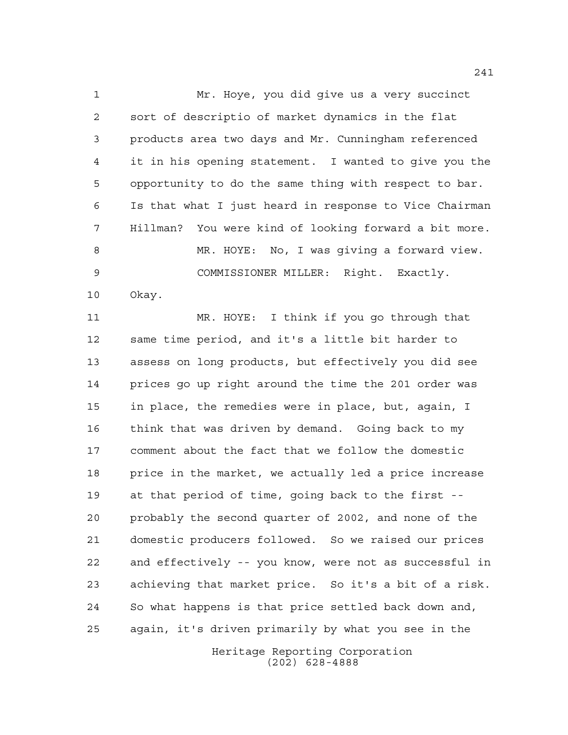Mr. Hoye, you did give us a very succinct sort of descriptio of market dynamics in the flat products area two days and Mr. Cunningham referenced it in his opening statement. I wanted to give you the opportunity to do the same thing with respect to bar. Is that what I just heard in response to Vice Chairman Hillman? You were kind of looking forward a bit more.

MR. HOYE: No, I was giving a forward view.

COMMISSIONER MILLER: Right. Exactly. Okay.

MR. HOYE: I think if you go through that same time period, and it's a little bit harder to assess on long products, but effectively you did see prices go up right around the time the 201 order was in place, the remedies were in place, but, again, I think that was driven by demand. Going back to my comment about the fact that we follow the domestic price in the market, we actually led a price increase at that period of time, going back to the first -- probably the second quarter of 2002, and none of the domestic producers followed. So we raised our prices and effectively -- you know, were not as successful in achieving that market price. So it's a bit of a risk. So what happens is that price settled back down and, again, it's driven primarily by what you see in the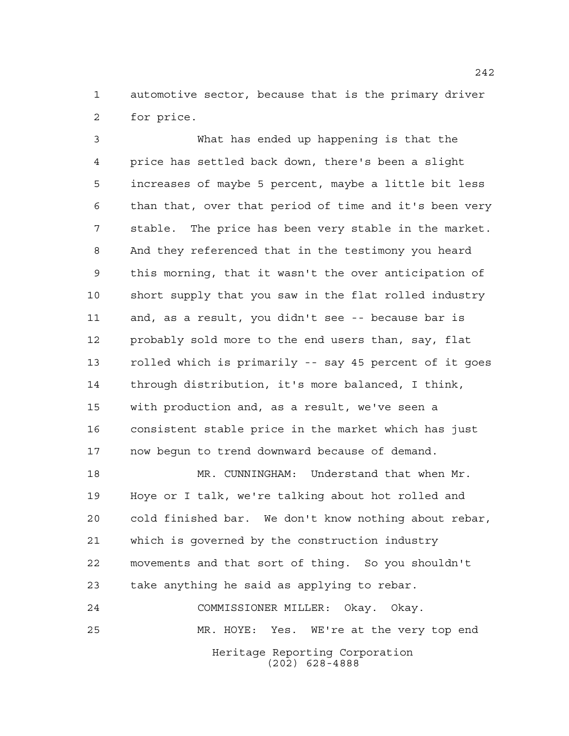automotive sector, because that is the primary driver for price.

What has ended up happening is that the price has settled back down, there's been a slight increases of maybe 5 percent, maybe a little bit less than that, over that period of time and it's been very stable. The price has been very stable in the market. And they referenced that in the testimony you heard this morning, that it wasn't the over anticipation of short supply that you saw in the flat rolled industry and, as a result, you didn't see -- because bar is probably sold more to the end users than, say, flat rolled which is primarily -- say 45 percent of it goes through distribution, it's more balanced, I think, with production and, as a result, we've seen a consistent stable price in the market which has just now begun to trend downward because of demand.

MR. CUNNINGHAM: Understand that when Mr. Hoye or I talk, we're talking about hot rolled and cold finished bar. We don't know nothing about rebar, which is governed by the construction industry movements and that sort of thing. So you shouldn't take anything he said as applying to rebar.

COMMISSIONER MILLER: Okay. Okay.

MR. HOYE: Yes. WE're at the very top end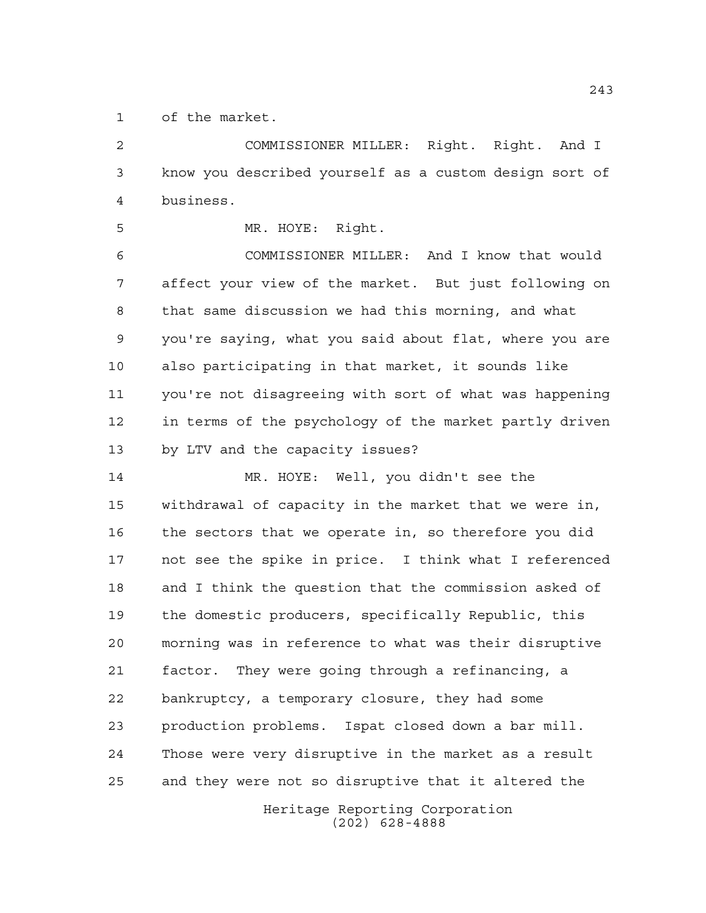of the market.

COMMISSIONER MILLER: Right. Right. And I know you described yourself as a custom design sort of business.

MR. HOYE: Right.

COMMISSIONER MILLER: And I know that would affect your view of the market. But just following on that same discussion we had this morning, and what you're saying, what you said about flat, where you are also participating in that market, it sounds like you're not disagreeing with sort of what was happening in terms of the psychology of the market partly driven by LTV and the capacity issues?

MR. HOYE: Well, you didn't see the withdrawal of capacity in the market that we were in, the sectors that we operate in, so therefore you did not see the spike in price. I think what I referenced and I think the question that the commission asked of the domestic producers, specifically Republic, this morning was in reference to what was their disruptive factor. They were going through a refinancing, a bankruptcy, a temporary closure, they had some production problems. Ispat closed down a bar mill. Those were very disruptive in the market as a result and they were not so disruptive that it altered the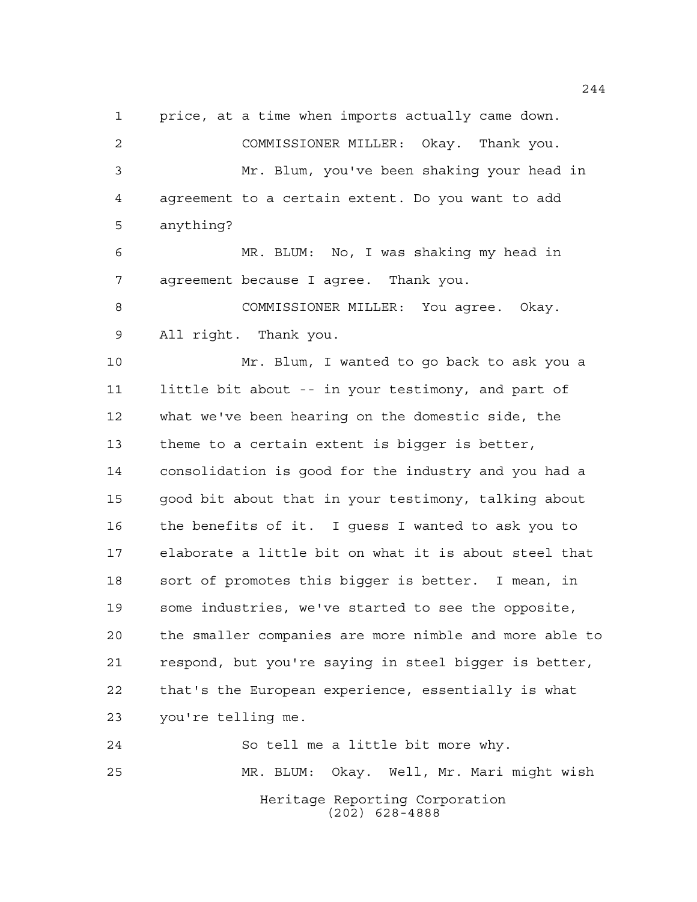price, at a time when imports actually came down.

COMMISSIONER MILLER: Okay. Thank you.

Mr. Blum, you've been shaking your head in agreement to a certain extent. Do you want to add anything?

MR. BLUM: No, I was shaking my head in agreement because I agree. Thank you.

COMMISSIONER MILLER: You agree. Okay. All right. Thank you.

Mr. Blum, I wanted to go back to ask you a little bit about -- in your testimony, and part of what we've been hearing on the domestic side, the theme to a certain extent is bigger is better, consolidation is good for the industry and you had a good bit about that in your testimony, talking about the benefits of it. I guess I wanted to ask you to elaborate a little bit on what it is about steel that sort of promotes this bigger is better. I mean, in some industries, we've started to see the opposite, the smaller companies are more nimble and more able to respond, but you're saying in steel bigger is better, that's the European experience, essentially is what you're telling me.

So tell me a little bit more why.

MR. BLUM: Okay. Well, Mr. Mari might wish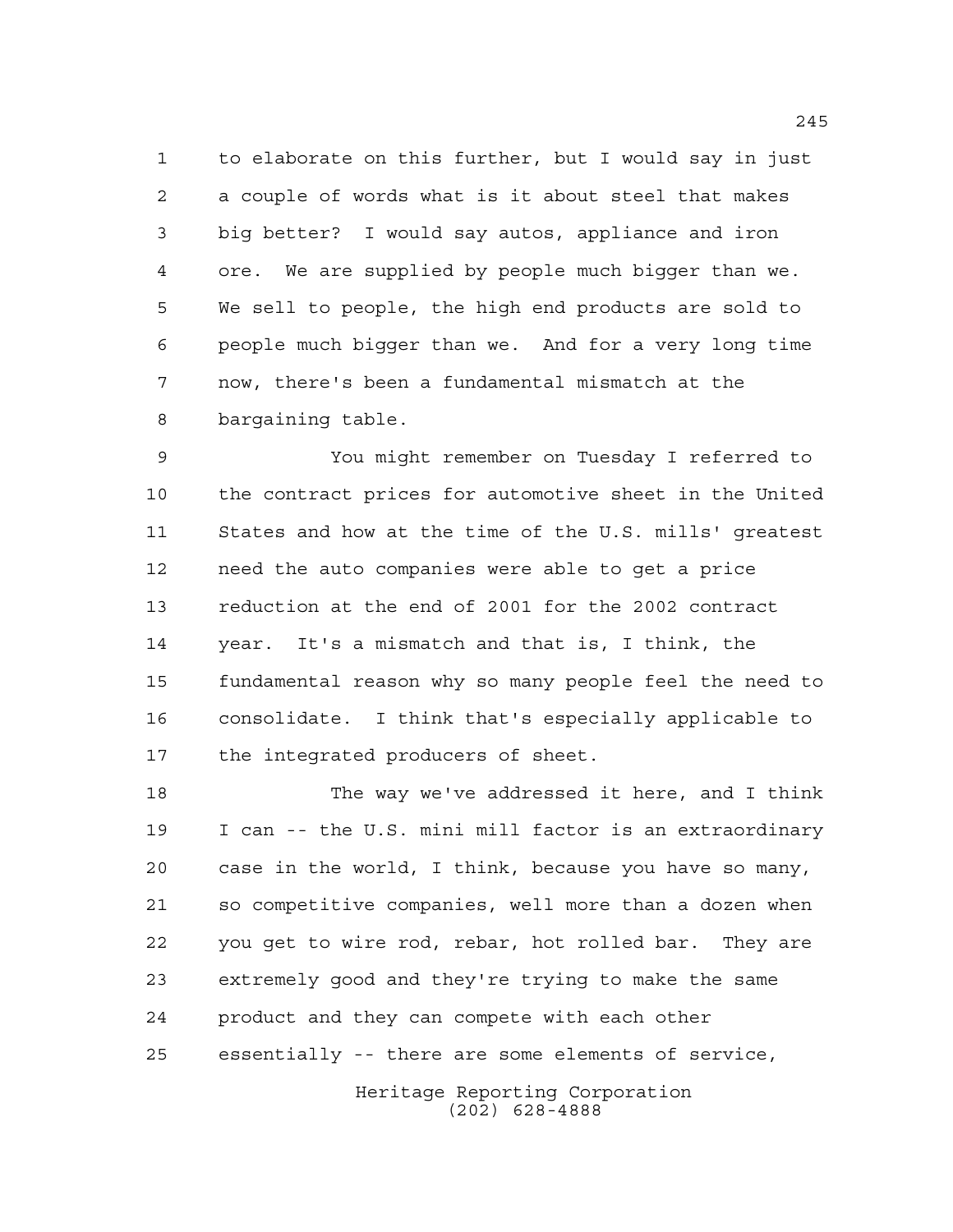to elaborate on this further, but I would say in just a couple of words what is it about steel that makes big better? I would say autos, appliance and iron ore. We are supplied by people much bigger than we. We sell to people, the high end products are sold to people much bigger than we. And for a very long time now, there's been a fundamental mismatch at the bargaining table.

You might remember on Tuesday I referred to the contract prices for automotive sheet in the United States and how at the time of the U.S. mills' greatest need the auto companies were able to get a price reduction at the end of 2001 for the 2002 contract year. It's a mismatch and that is, I think, the fundamental reason why so many people feel the need to consolidate. I think that's especially applicable to the integrated producers of sheet.

The way we've addressed it here, and I think I can -- the U.S. mini mill factor is an extraordinary case in the world, I think, because you have so many, so competitive companies, well more than a dozen when you get to wire rod, rebar, hot rolled bar. They are extremely good and they're trying to make the same product and they can compete with each other essentially -- there are some elements of service,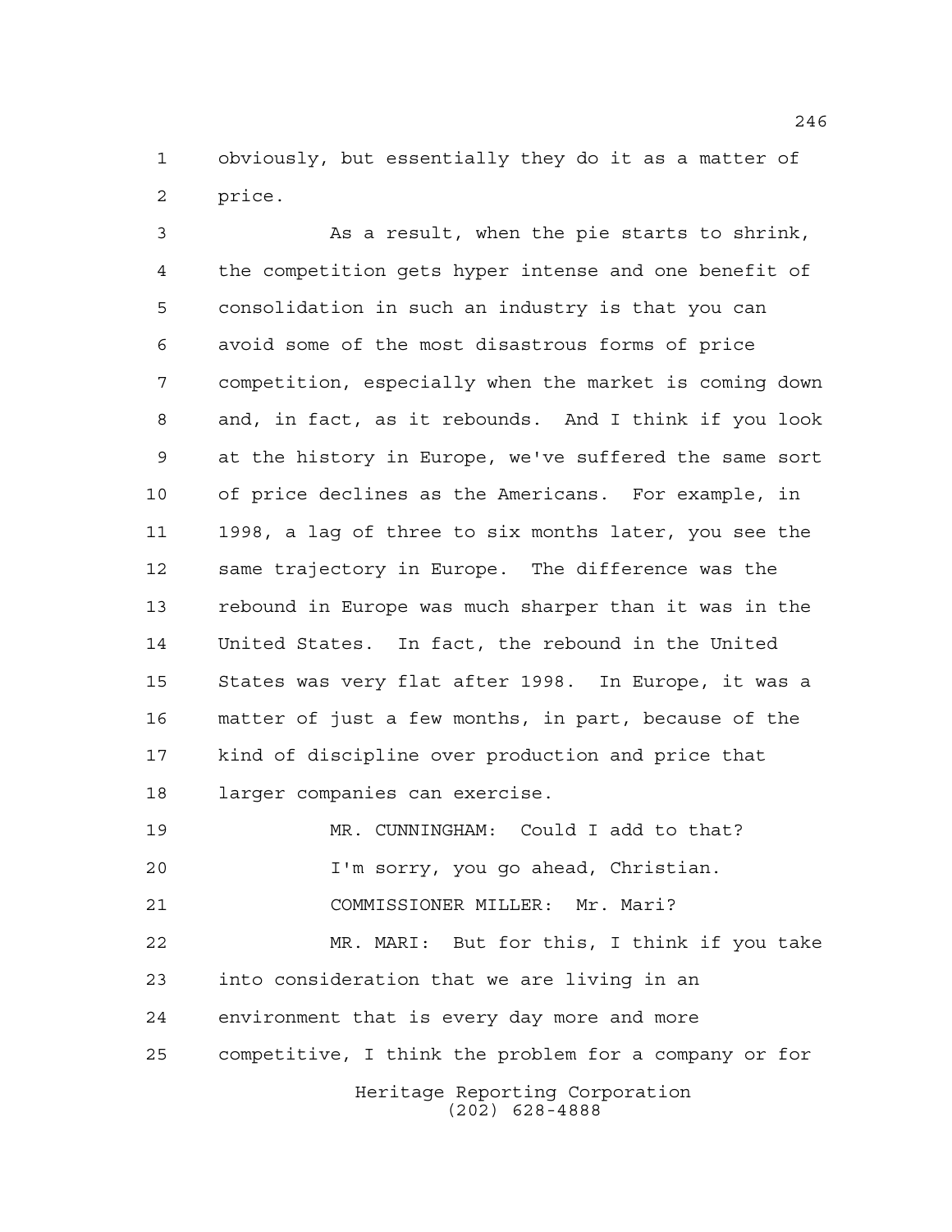obviously, but essentially they do it as a matter of price.

As a result, when the pie starts to shrink, the competition gets hyper intense and one benefit of consolidation in such an industry is that you can avoid some of the most disastrous forms of price competition, especially when the market is coming down and, in fact, as it rebounds. And I think if you look at the history in Europe, we've suffered the same sort of price declines as the Americans. For example, in 1998, a lag of three to six months later, you see the same trajectory in Europe. The difference was the rebound in Europe was much sharper than it was in the United States. In fact, the rebound in the United States was very flat after 1998. In Europe, it was a matter of just a few months, in part, because of the kind of discipline over production and price that larger companies can exercise.

MR. CUNNINGHAM: Could I add to that?

I'm sorry, you go ahead, Christian.

COMMISSIONER MILLER: Mr. Mari?

MR. MARI: But for this, I think if you take into consideration that we are living in an environment that is every day more and more competitive, I think the problem for a company or for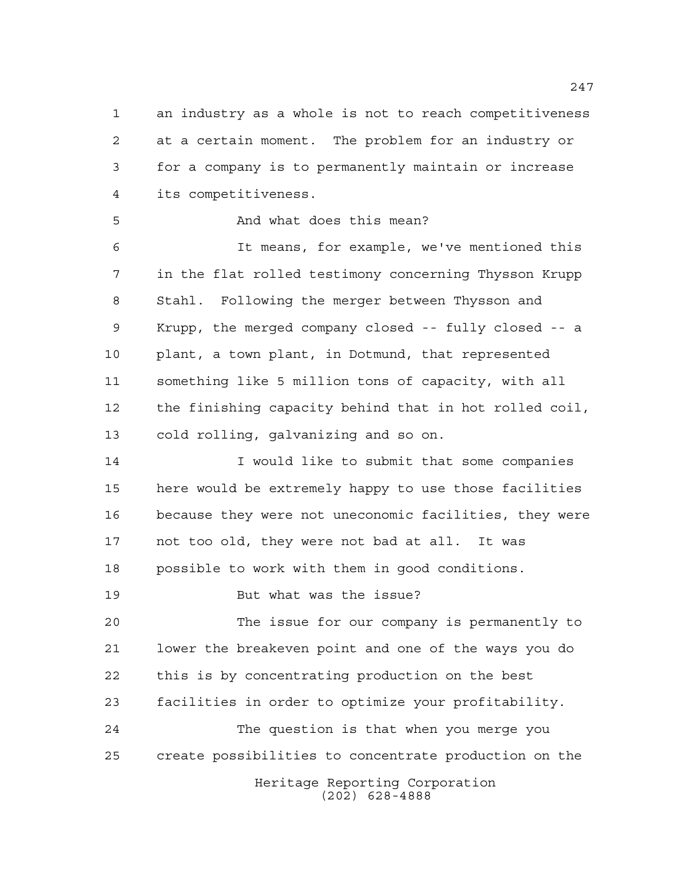an industry as a whole is not to reach competitiveness at a certain moment. The problem for an industry or for a company is to permanently maintain or increase its competitiveness.

And what does this mean?

It means, for example, we've mentioned this in the flat rolled testimony concerning Thysson Krupp Stahl. Following the merger between Thysson and Krupp, the merged company closed -- fully closed -- a plant, a town plant, in Dotmund, that represented something like 5 million tons of capacity, with all the finishing capacity behind that in hot rolled coil, cold rolling, galvanizing and so on.

I would like to submit that some companies here would be extremely happy to use those facilities because they were not uneconomic facilities, they were not too old, they were not bad at all. It was possible to work with them in good conditions.

But what was the issue?

The issue for our company is permanently to lower the breakeven point and one of the ways you do this is by concentrating production on the best facilities in order to optimize your profitability.

The question is that when you merge you create possibilities to concentrate production on the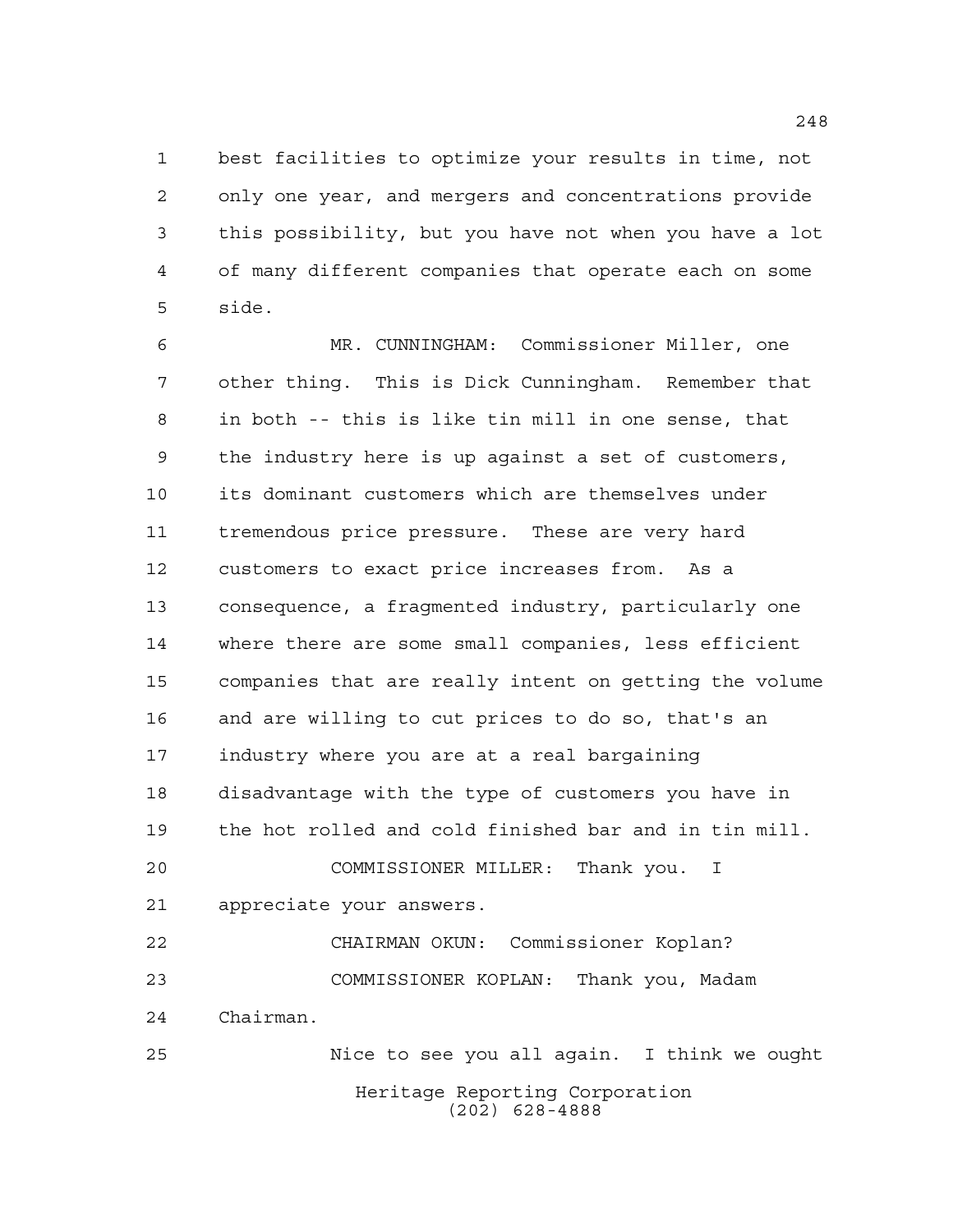best facilities to optimize your results in time, not only one year, and mergers and concentrations provide this possibility, but you have not when you have a lot of many different companies that operate each on some side.

MR. CUNNINGHAM: Commissioner Miller, one other thing. This is Dick Cunningham. Remember that in both -- this is like tin mill in one sense, that the industry here is up against a set of customers, its dominant customers which are themselves under tremendous price pressure. These are very hard customers to exact price increases from. As a consequence, a fragmented industry, particularly one where there are some small companies, less efficient companies that are really intent on getting the volume and are willing to cut prices to do so, that's an industry where you are at a real bargaining disadvantage with the type of customers you have in the hot rolled and cold finished bar and in tin mill.

COMMISSIONER MILLER: Thank you. I appreciate your answers.

CHAIRMAN OKUN: Commissioner Koplan?

COMMISSIONER KOPLAN: Thank you, Madam Chairman.

Nice to see you all again. I think we ought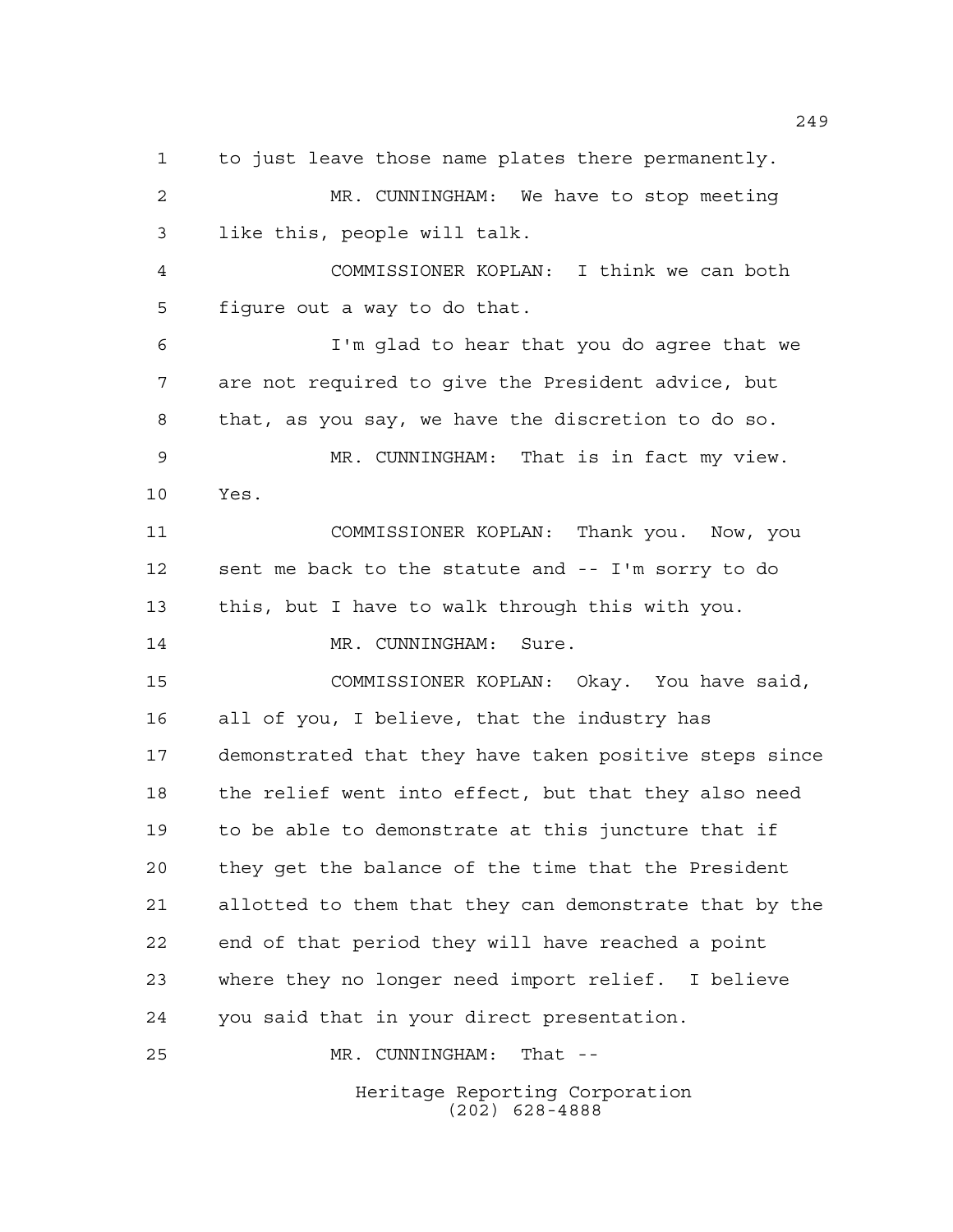to just leave those name plates there permanently.

MR. CUNNINGHAM: We have to stop meeting like this, people will talk.

COMMISSIONER KOPLAN: I think we can both figure out a way to do that.

I'm glad to hear that you do agree that we are not required to give the President advice, but that, as you say, we have the discretion to do so.

MR. CUNNINGHAM: That is in fact my view. Yes.

COMMISSIONER KOPLAN: Thank you. Now, you sent me back to the statute and -- I'm sorry to do this, but I have to walk through this with you.

MR. CUNNINGHAM: Sure.

COMMISSIONER KOPLAN: Okay. You have said, all of you, I believe, that the industry has demonstrated that they have taken positive steps since the relief went into effect, but that they also need to be able to demonstrate at this juncture that if they get the balance of the time that the President allotted to them that they can demonstrate that by the end of that period they will have reached a point where they no longer need import relief. I believe you said that in your direct presentation.

MR. CUNNINGHAM: That --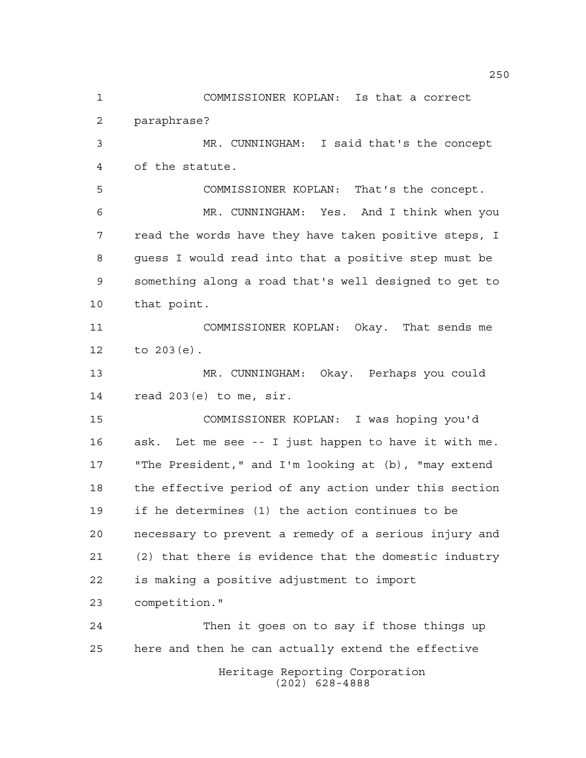COMMISSIONER KOPLAN: Is that a correct paraphrase?

MR. CUNNINGHAM: I said that's the concept of the statute.

COMMISSIONER KOPLAN: That's the concept.

MR. CUNNINGHAM: Yes. And I think when you read the words have they have taken positive steps, I guess I would read into that a positive step must be something along a road that's well designed to get to that point.

COMMISSIONER KOPLAN: Okay. That sends me to 203(e).

MR. CUNNINGHAM: Okay. Perhaps you could read 203(e) to me, sir.

COMMISSIONER KOPLAN: I was hoping you'd ask. Let me see -- I just happen to have it with me. "The President," and I'm looking at (b), "may extend the effective period of any action under this section if he determines (1) the action continues to be necessary to prevent a remedy of a serious injury and (2) that there is evidence that the domestic industry is making a positive adjustment to import competition."

Then it goes on to say if those things up here and then he can actually extend the effective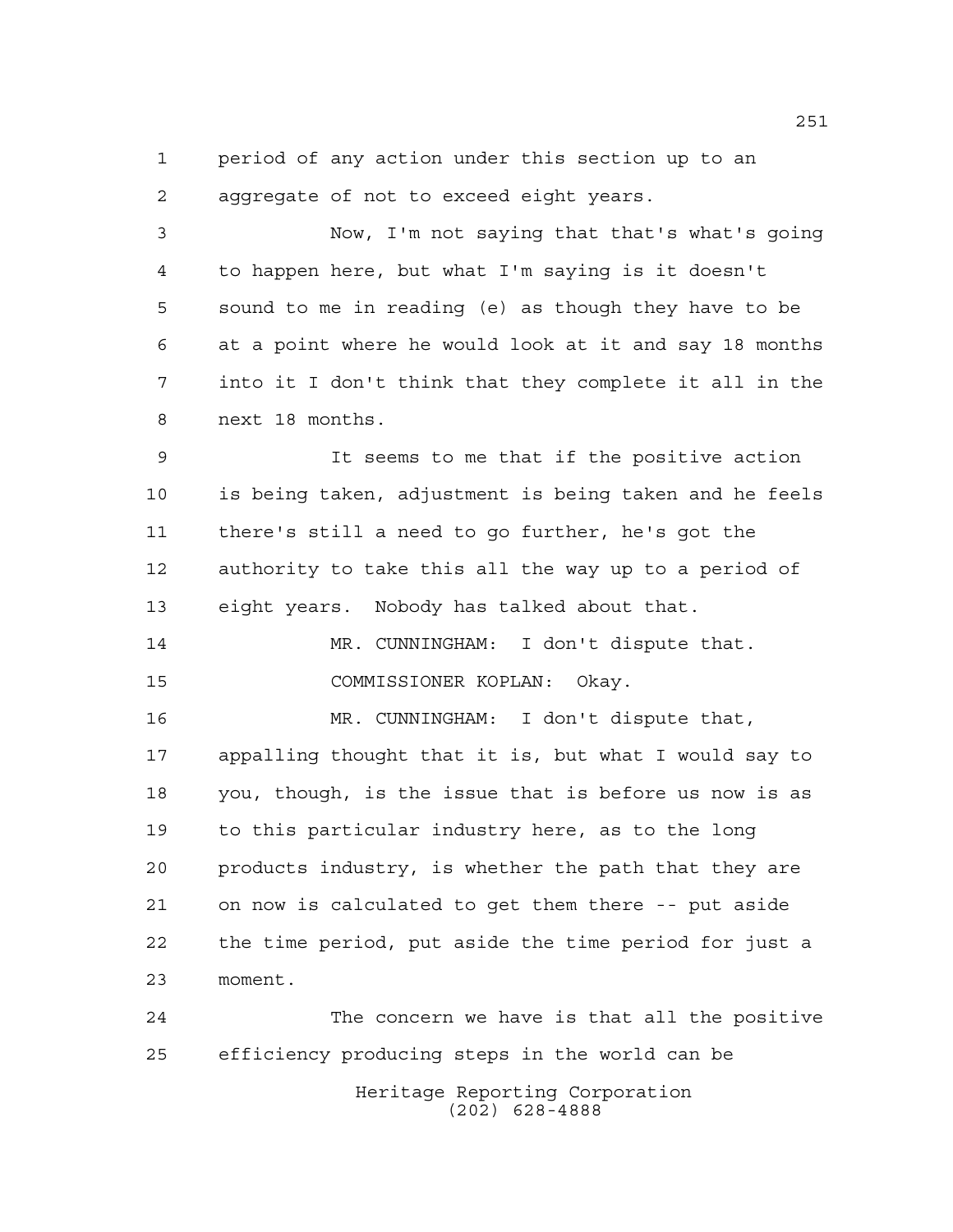period of any action under this section up to an aggregate of not to exceed eight years.

Now, I'm not saying that that's what's going to happen here, but what I'm saying is it doesn't sound to me in reading (e) as though they have to be at a point where he would look at it and say 18 months into it I don't think that they complete it all in the next 18 months.

It seems to me that if the positive action is being taken, adjustment is being taken and he feels there's still a need to go further, he's got the authority to take this all the way up to a period of eight years. Nobody has talked about that.

MR. CUNNINGHAM: I don't dispute that.

COMMISSIONER KOPLAN: Okay.

MR. CUNNINGHAM: I don't dispute that, appalling thought that it is, but what I would say to you, though, is the issue that is before us now is as to this particular industry here, as to the long products industry, is whether the path that they are on now is calculated to get them there -- put aside the time period, put aside the time period for just a moment.

The concern we have is that all the positive efficiency producing steps in the world can be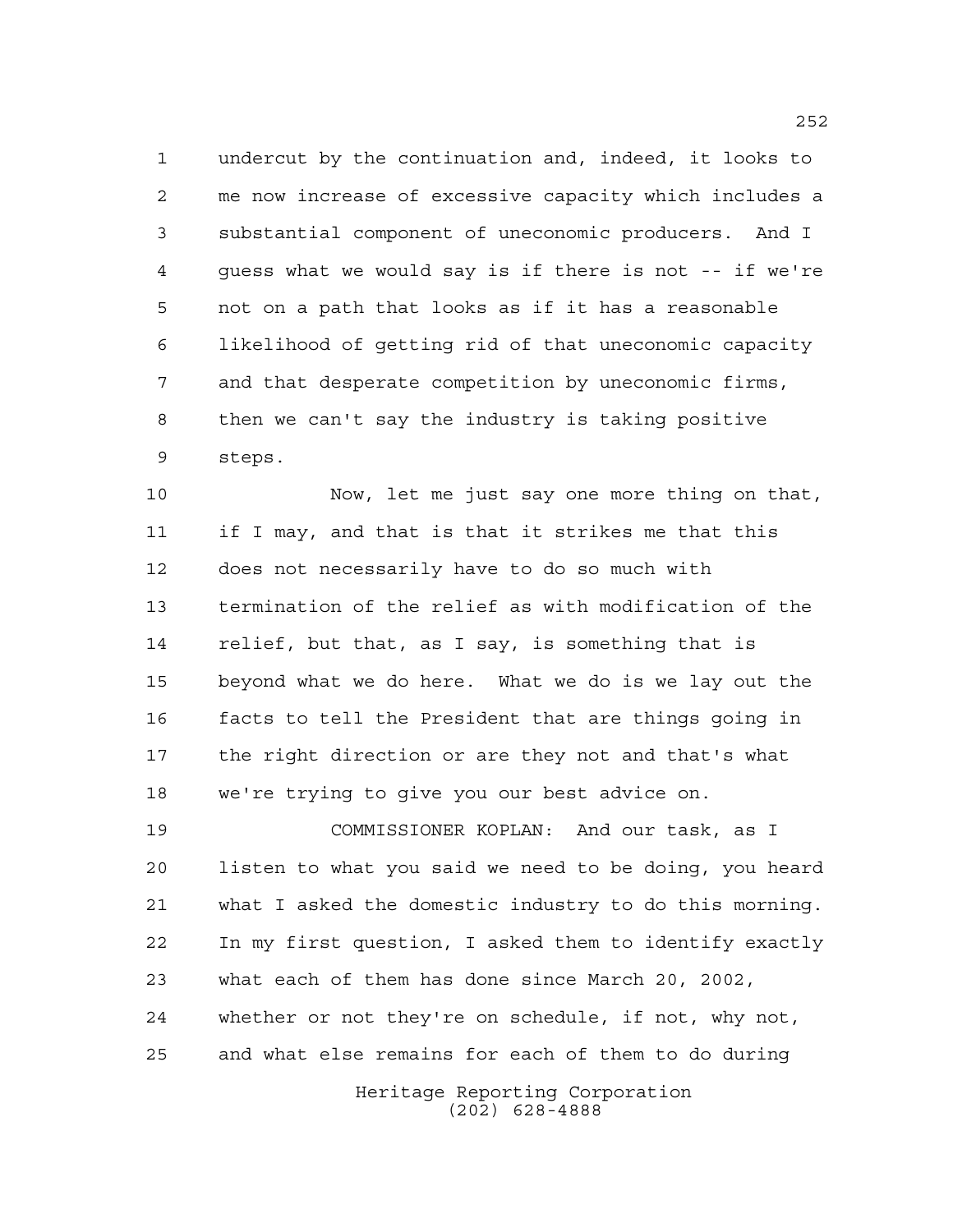undercut by the continuation and, indeed, it looks to me now increase of excessive capacity which includes a substantial component of uneconomic producers. And I guess what we would say is if there is not -- if we're not on a path that looks as if it has a reasonable likelihood of getting rid of that uneconomic capacity and that desperate competition by uneconomic firms, then we can't say the industry is taking positive steps.

Now, let me just say one more thing on that, if I may, and that is that it strikes me that this does not necessarily have to do so much with termination of the relief as with modification of the relief, but that, as I say, is something that is beyond what we do here. What we do is we lay out the facts to tell the President that are things going in the right direction or are they not and that's what we're trying to give you our best advice on.

COMMISSIONER KOPLAN: And our task, as I listen to what you said we need to be doing, you heard what I asked the domestic industry to do this morning. In my first question, I asked them to identify exactly what each of them has done since March 20, 2002, whether or not they're on schedule, if not, why not, and what else remains for each of them to do during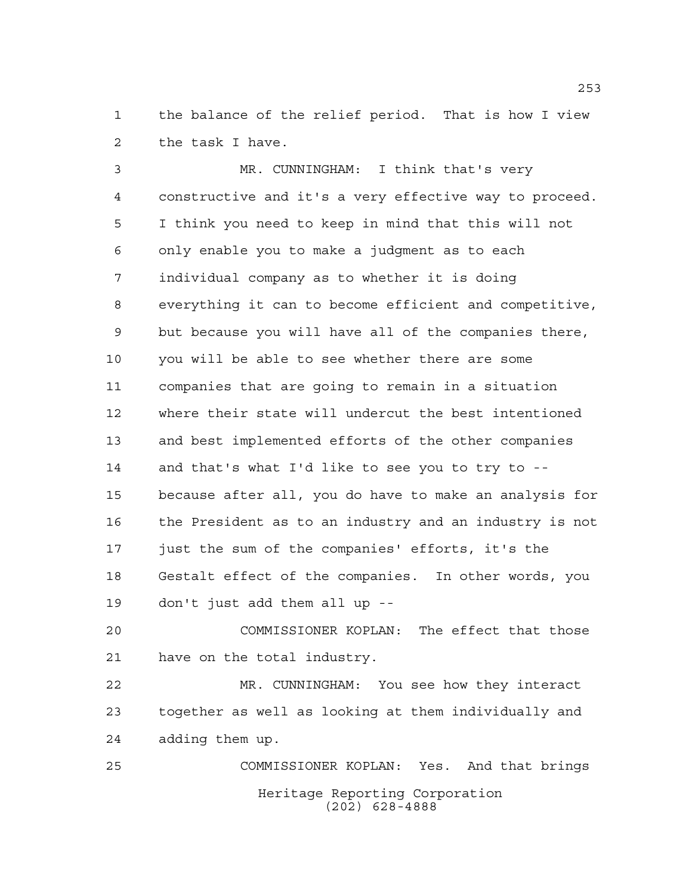the balance of the relief period. That is how I view the task I have.

MR. CUNNINGHAM: I think that's very constructive and it's a very effective way to proceed. I think you need to keep in mind that this will not only enable you to make a judgment as to each individual company as to whether it is doing everything it can to become efficient and competitive, but because you will have all of the companies there, you will be able to see whether there are some companies that are going to remain in a situation where their state will undercut the best intentioned and best implemented efforts of the other companies and that's what I'd like to see you to try to -- because after all, you do have to make an analysis for the President as to an industry and an industry is not just the sum of the companies' efforts, it's the Gestalt effect of the companies. In other words, you don't just add them all up --

COMMISSIONER KOPLAN: The effect that those have on the total industry.

MR. CUNNINGHAM: You see how they interact together as well as looking at them individually and adding them up.

COMMISSIONER KOPLAN: Yes. And that brings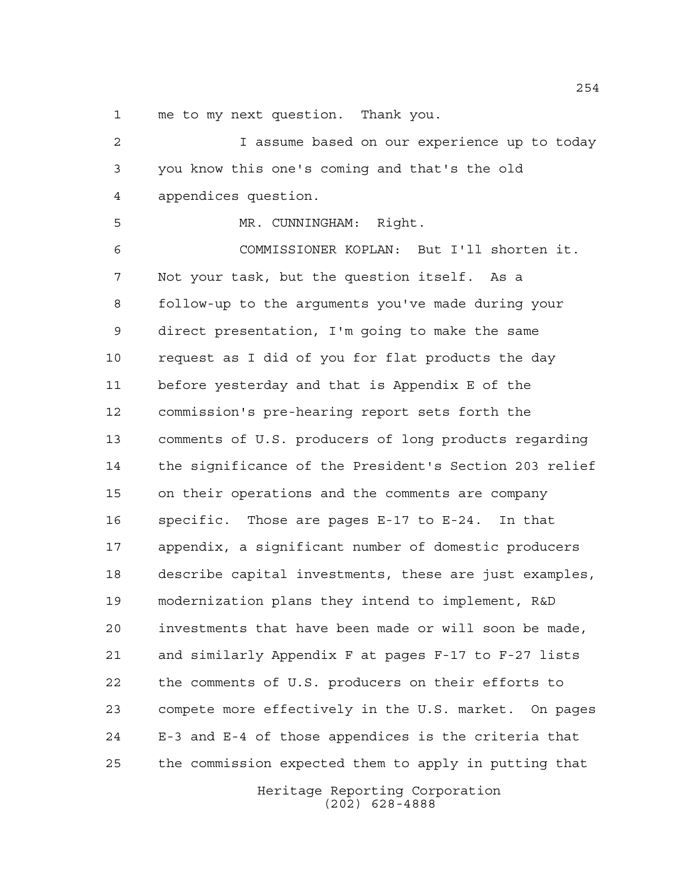me to my next question. Thank you.

I assume based on our experience up to today you know this one's coming and that's the old appendices question.

MR. CUNNINGHAM: Right.

COMMISSIONER KOPLAN: But I'll shorten it. Not your task, but the question itself. As a follow-up to the arguments you've made during your direct presentation, I'm going to make the same request as I did of you for flat products the day before yesterday and that is Appendix E of the commission's pre-hearing report sets forth the comments of U.S. producers of long products regarding the significance of the President's Section 203 relief on their operations and the comments are company specific. Those are pages E-17 to E-24. In that appendix, a significant number of domestic producers describe capital investments, these are just examples, modernization plans they intend to implement, R&D investments that have been made or will soon be made, and similarly Appendix F at pages F-17 to F-27 lists the comments of U.S. producers on their efforts to compete more effectively in the U.S. market. On pages E-3 and E-4 of those appendices is the criteria that the commission expected them to apply in putting that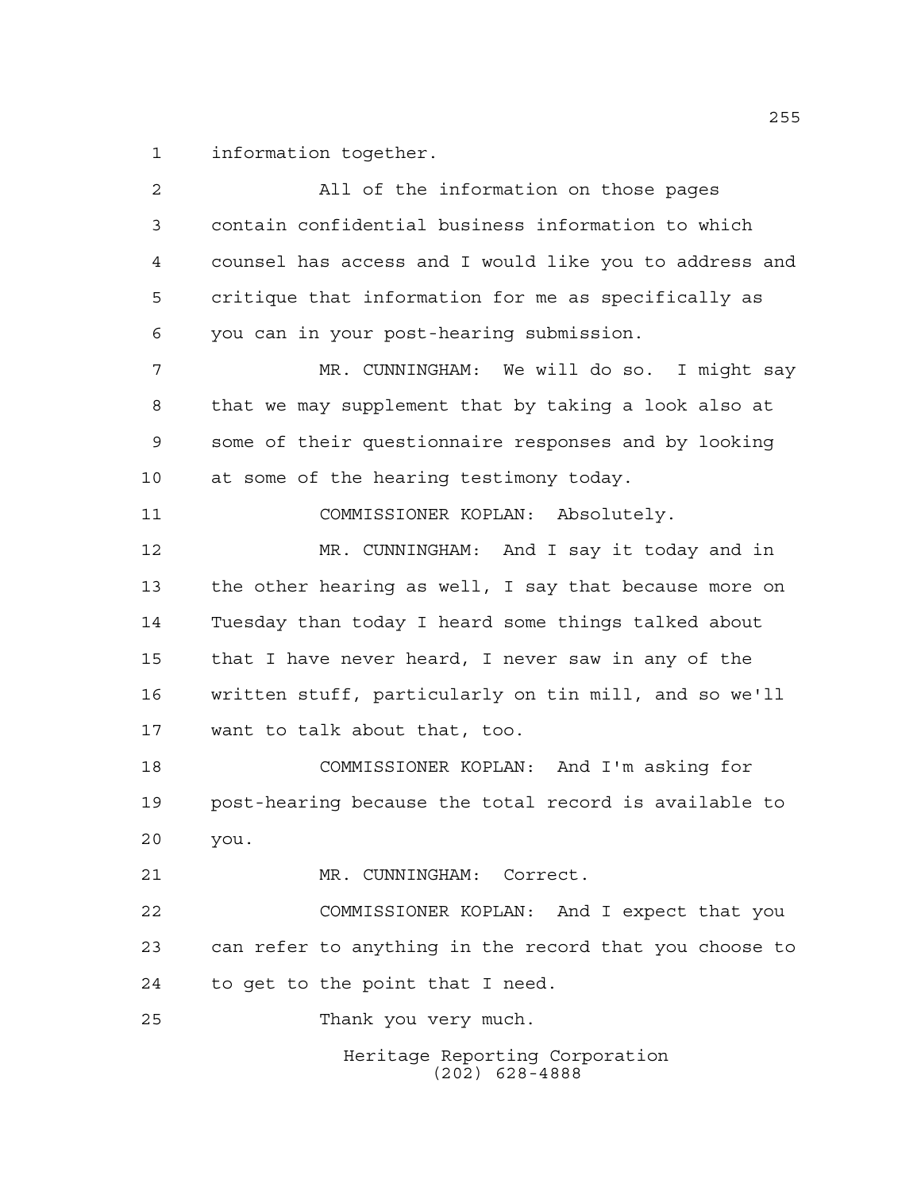information together.

All of the information on those pages contain confidential business information to which counsel has access and I would like you to address and critique that information for me as specifically as you can in your post-hearing submission.

MR. CUNNINGHAM: We will do so. I might say that we may supplement that by taking a look also at some of their questionnaire responses and by looking at some of the hearing testimony today.

COMMISSIONER KOPLAN: Absolutely.

MR. CUNNINGHAM: And I say it today and in the other hearing as well, I say that because more on Tuesday than today I heard some things talked about that I have never heard, I never saw in any of the written stuff, particularly on tin mill, and so we'll want to talk about that, too.

COMMISSIONER KOPLAN: And I'm asking for post-hearing because the total record is available to you.

MR. CUNNINGHAM: Correct.

COMMISSIONER KOPLAN: And I expect that you can refer to anything in the record that you choose to to get to the point that I need.

Thank you very much.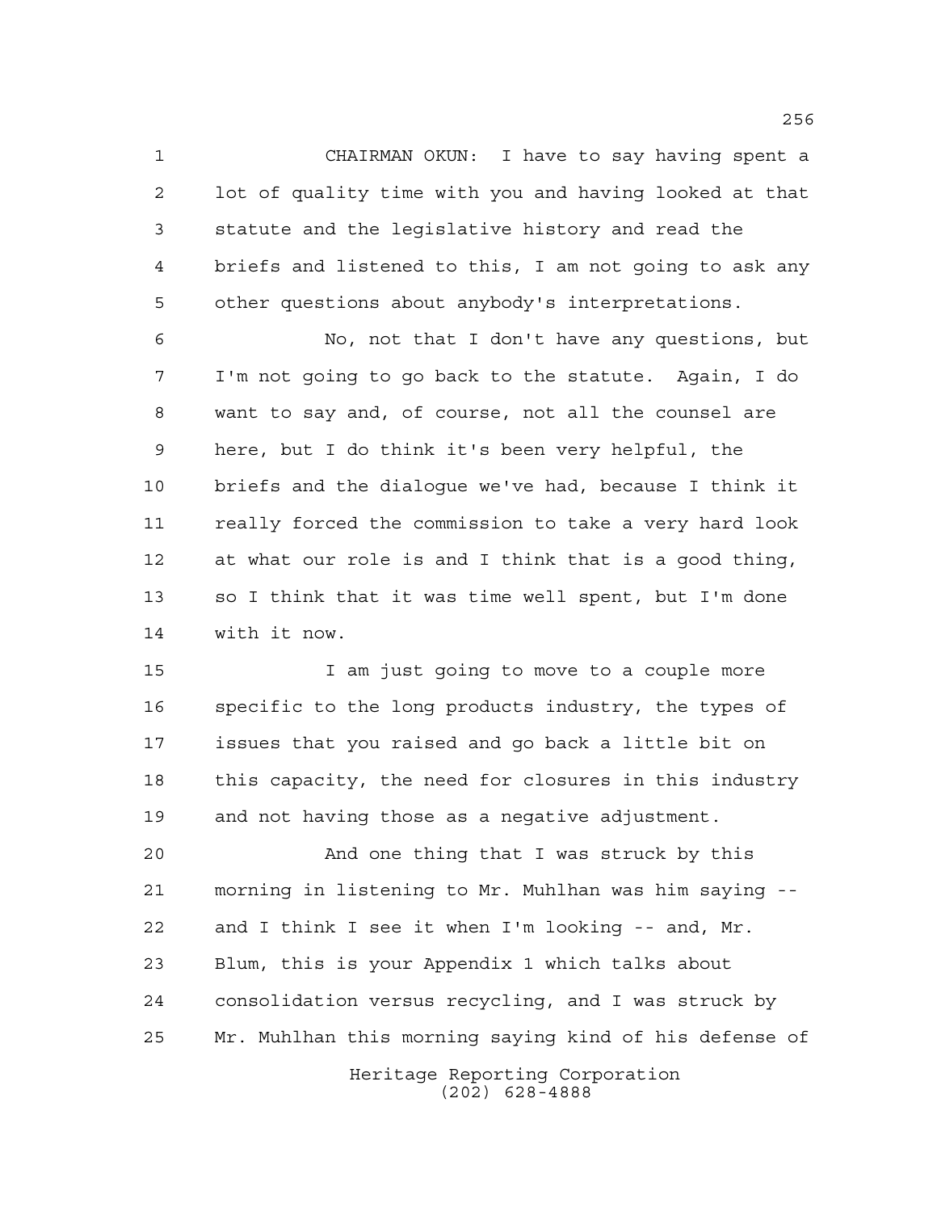CHAIRMAN OKUN: I have to say having spent a lot of quality time with you and having looked at that statute and the legislative history and read the briefs and listened to this, I am not going to ask any other questions about anybody's interpretations.

No, not that I don't have any questions, but I'm not going to go back to the statute. Again, I do want to say and, of course, not all the counsel are here, but I do think it's been very helpful, the briefs and the dialogue we've had, because I think it really forced the commission to take a very hard look at what our role is and I think that is a good thing, so I think that it was time well spent, but I'm done with it now.

I am just going to move to a couple more specific to the long products industry, the types of issues that you raised and go back a little bit on this capacity, the need for closures in this industry and not having those as a negative adjustment.

And one thing that I was struck by this morning in listening to Mr. Muhlhan was him saying -- and I think I see it when I'm looking -- and, Mr. Blum, this is your Appendix 1 which talks about consolidation versus recycling, and I was struck by Mr. Muhlhan this morning saying kind of his defense of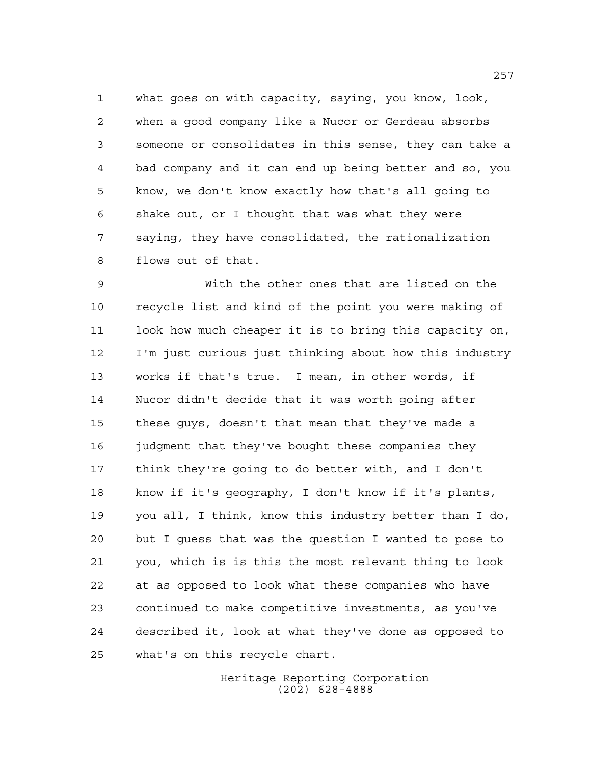what goes on with capacity, saying, you know, look, when a good company like a Nucor or Gerdeau absorbs someone or consolidates in this sense, they can take a bad company and it can end up being better and so, you know, we don't know exactly how that's all going to shake out, or I thought that was what they were saying, they have consolidated, the rationalization flows out of that.

With the other ones that are listed on the recycle list and kind of the point you were making of look how much cheaper it is to bring this capacity on, I'm just curious just thinking about how this industry works if that's true. I mean, in other words, if Nucor didn't decide that it was worth going after these guys, doesn't that mean that they've made a judgment that they've bought these companies they think they're going to do better with, and I don't know if it's geography, I don't know if it's plants, you all, I think, know this industry better than I do, but I guess that was the question I wanted to pose to you, which is is this the most relevant thing to look at as opposed to look what these companies who have continued to make competitive investments, as you've described it, look at what they've done as opposed to what's on this recycle chart.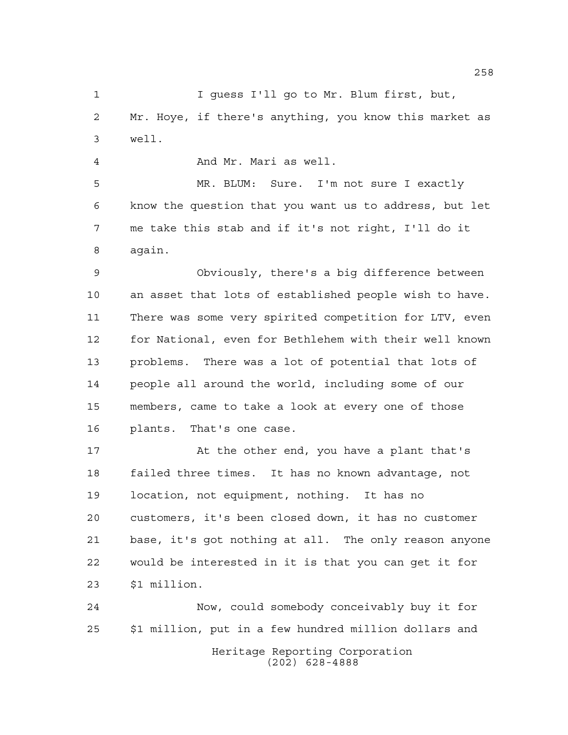I guess I'll go to Mr. Blum first, but, Mr. Hoye, if there's anything, you know this market as well.

And Mr. Mari as well.

MR. BLUM: Sure. I'm not sure I exactly know the question that you want us to address, but let me take this stab and if it's not right, I'll do it again.

Obviously, there's a big difference between an asset that lots of established people wish to have. There was some very spirited competition for LTV, even for National, even for Bethlehem with their well known problems. There was a lot of potential that lots of people all around the world, including some of our members, came to take a look at every one of those plants. That's one case.

At the other end, you have a plant that's failed three times. It has no known advantage, not location, not equipment, nothing. It has no customers, it's been closed down, it has no customer base, it's got nothing at all. The only reason anyone would be interested in it is that you can get it for $1 million.

Now, could somebody conceivably buy it for $1 million, put in a few hundred million dollars and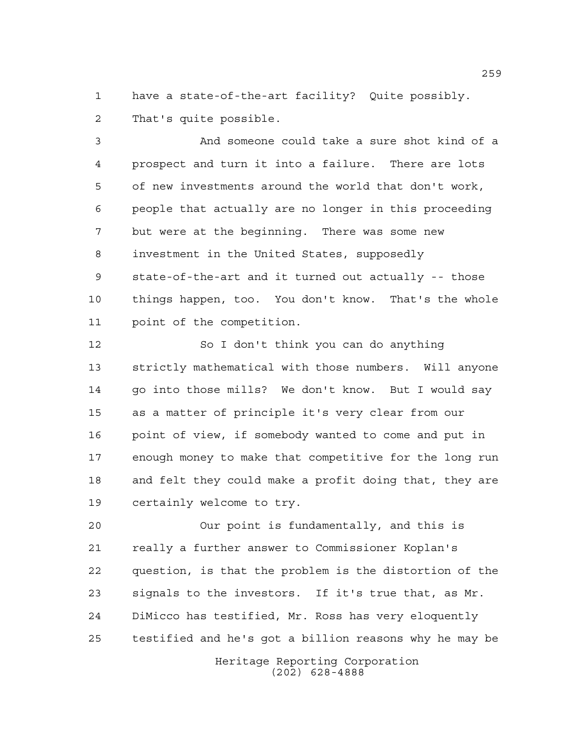have a state-of-the-art facility? Quite possibly. That's quite possible.

And someone could take a sure shot kind of a prospect and turn it into a failure. There are lots of new investments around the world that don't work, people that actually are no longer in this proceeding but were at the beginning. There was some new investment in the United States, supposedly state-of-the-art and it turned out actually -- those things happen, too. You don't know. That's the whole point of the competition.

So I don't think you can do anything strictly mathematical with those numbers. Will anyone go into those mills? We don't know. But I would say as a matter of principle it's very clear from our point of view, if somebody wanted to come and put in enough money to make that competitive for the long run and felt they could make a profit doing that, they are certainly welcome to try.

Our point is fundamentally, and this is really a further answer to Commissioner Koplan's question, is that the problem is the distortion of the signals to the investors. If it's true that, as Mr. DiMicco has testified, Mr. Ross has very eloquently testified and he's got a billion reasons why he may be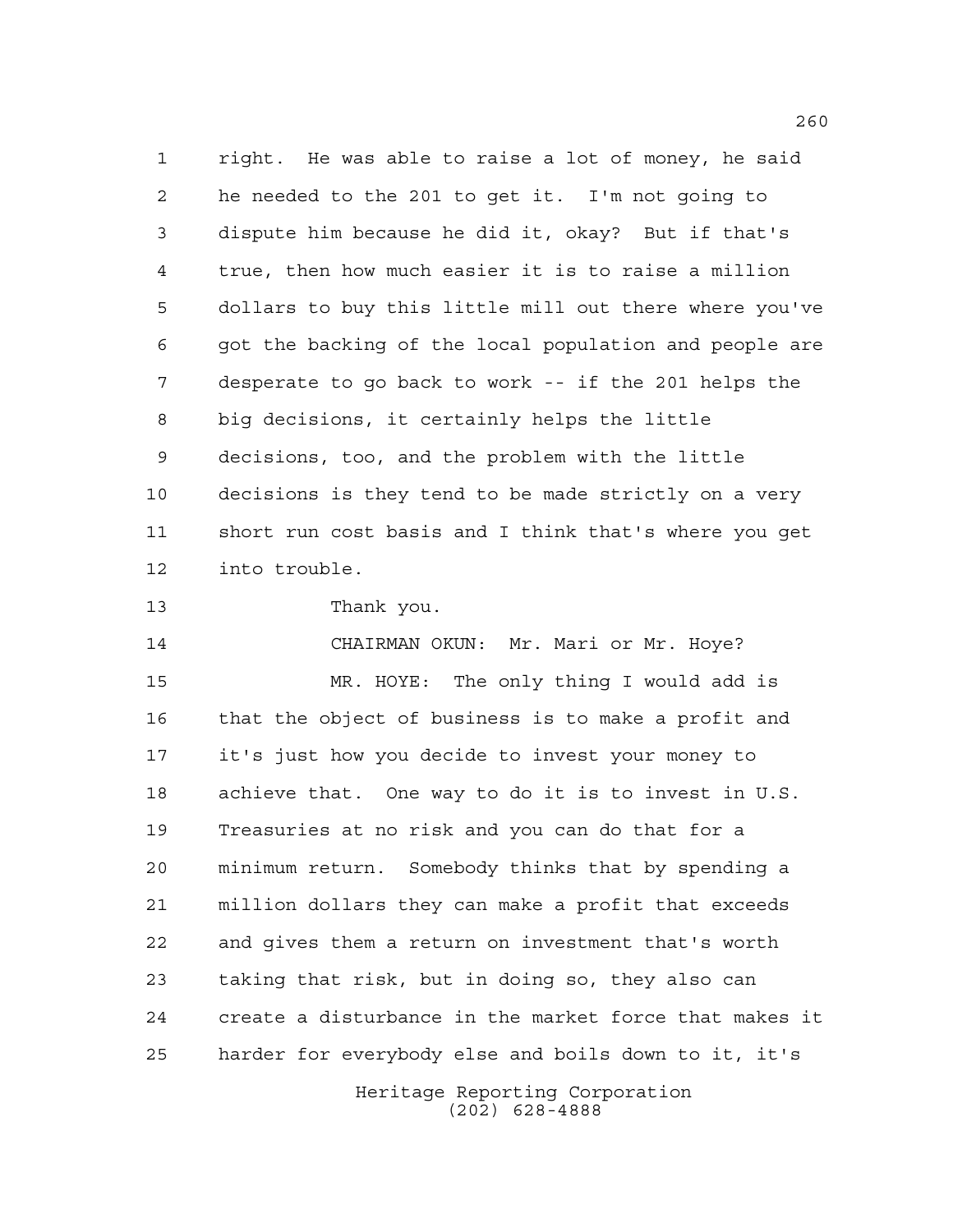right. He was able to raise a lot of money, he said he needed to the 201 to get it. I'm not going to dispute him because he did it, okay? But if that's true, then how much easier it is to raise a million dollars to buy this little mill out there where you've got the backing of the local population and people are desperate to go back to work -- if the 201 helps the big decisions, it certainly helps the little decisions, too, and the problem with the little decisions is they tend to be made strictly on a very short run cost basis and I think that's where you get into trouble.

Thank you.

CHAIRMAN OKUN: Mr. Mari or Mr. Hoye?

MR. HOYE: The only thing I would add is that the object of business is to make a profit and it's just how you decide to invest your money to achieve that. One way to do it is to invest in U.S. Treasuries at no risk and you can do that for a minimum return. Somebody thinks that by spending a million dollars they can make a profit that exceeds and gives them a return on investment that's worth taking that risk, but in doing so, they also can create a disturbance in the market force that makes it harder for everybody else and boils down to it, it's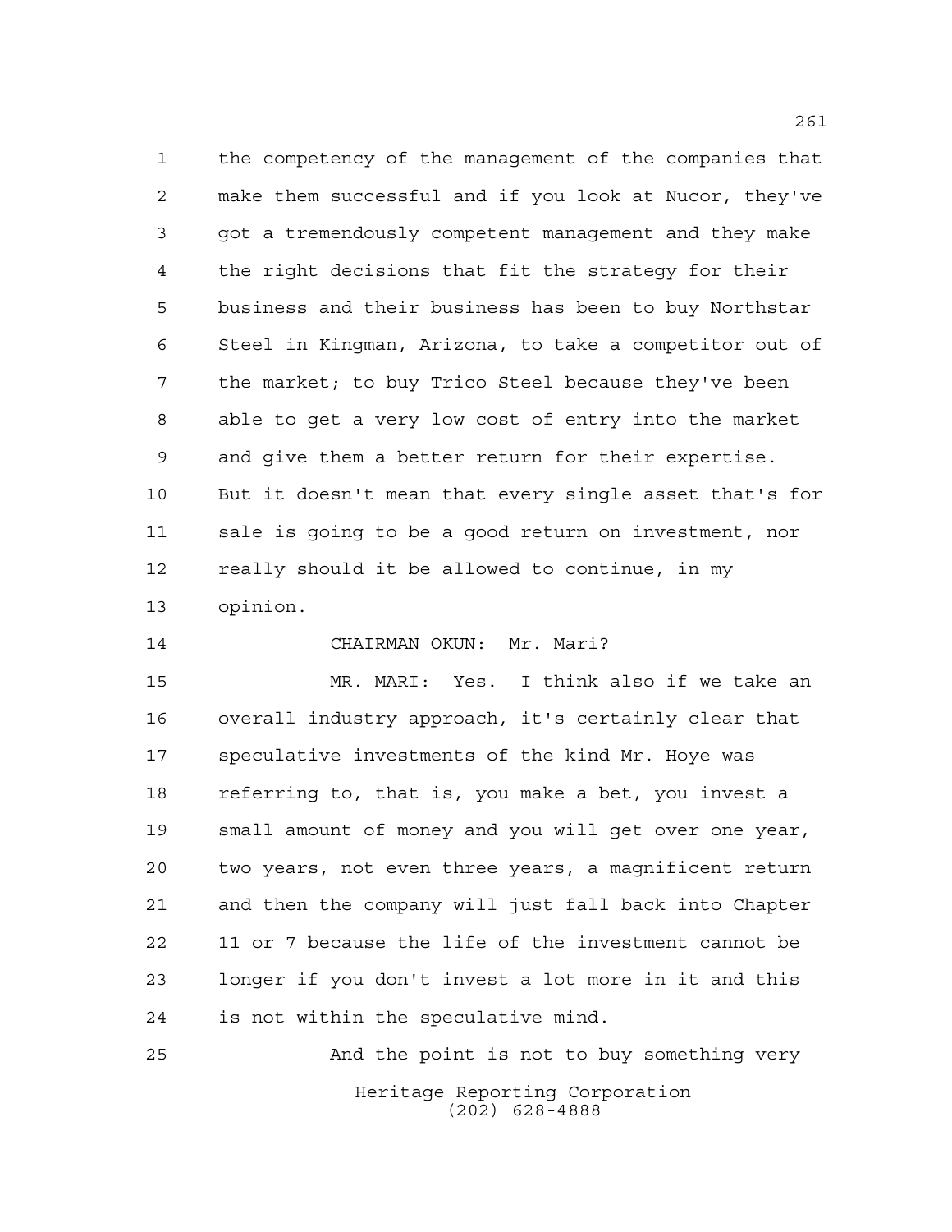the competency of the management of the companies that make them successful and if you look at Nucor, they've got a tremendously competent management and they make the right decisions that fit the strategy for their business and their business has been to buy Northstar Steel in Kingman, Arizona, to take a competitor out of the market; to buy Trico Steel because they've been able to get a very low cost of entry into the market and give them a better return for their expertise. But it doesn't mean that every single asset that's for sale is going to be a good return on investment, nor really should it be allowed to continue, in my opinion.

CHAIRMAN OKUN: Mr. Mari?

MR. MARI: Yes. I think also if we take an overall industry approach, it's certainly clear that speculative investments of the kind Mr. Hoye was referring to, that is, you make a bet, you invest a small amount of money and you will get over one year, two years, not even three years, a magnificent return and then the company will just fall back into Chapter 11 or 7 because the life of the investment cannot be longer if you don't invest a lot more in it and this is not within the speculative mind.

And the point is not to buy something very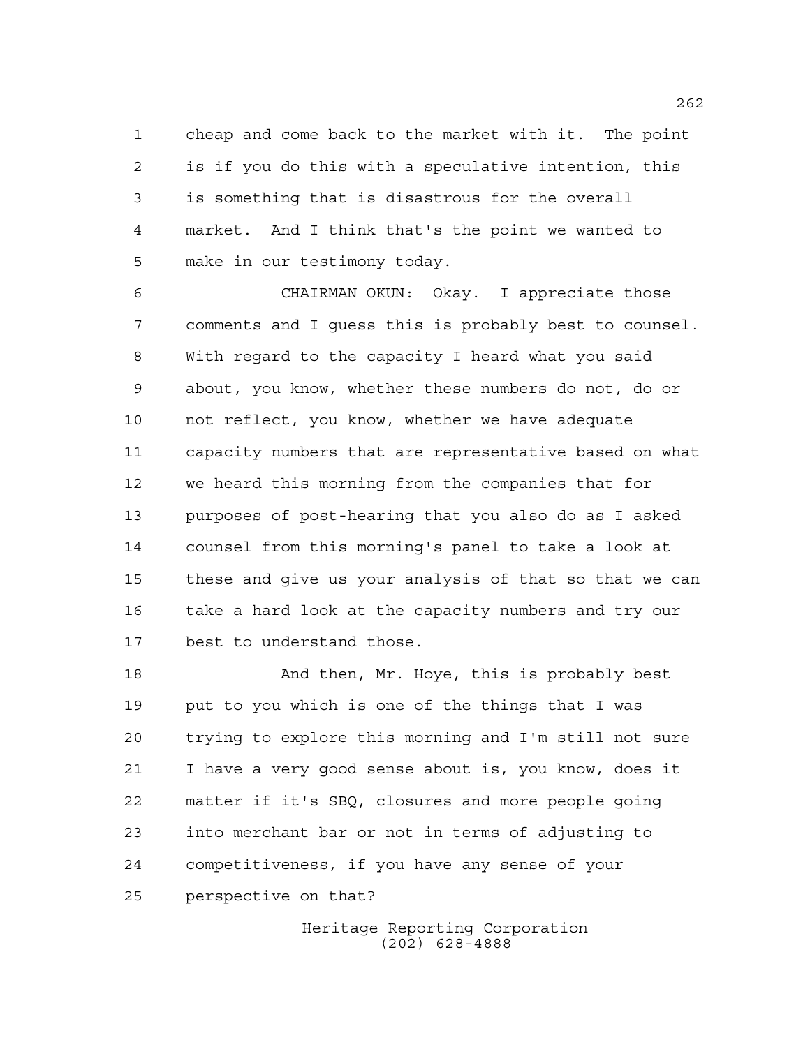cheap and come back to the market with it. The point is if you do this with a speculative intention, this is something that is disastrous for the overall market. And I think that's the point we wanted to make in our testimony today.

CHAIRMAN OKUN: Okay. I appreciate those comments and I guess this is probably best to counsel. With regard to the capacity I heard what you said about, you know, whether these numbers do not, do or not reflect, you know, whether we have adequate capacity numbers that are representative based on what we heard this morning from the companies that for purposes of post-hearing that you also do as I asked counsel from this morning's panel to take a look at these and give us your analysis of that so that we can take a hard look at the capacity numbers and try our best to understand those.

And then, Mr. Hoye, this is probably best put to you which is one of the things that I was trying to explore this morning and I'm still not sure I have a very good sense about is, you know, does it matter if it's SBQ, closures and more people going into merchant bar or not in terms of adjusting to competitiveness, if you have any sense of your perspective on that?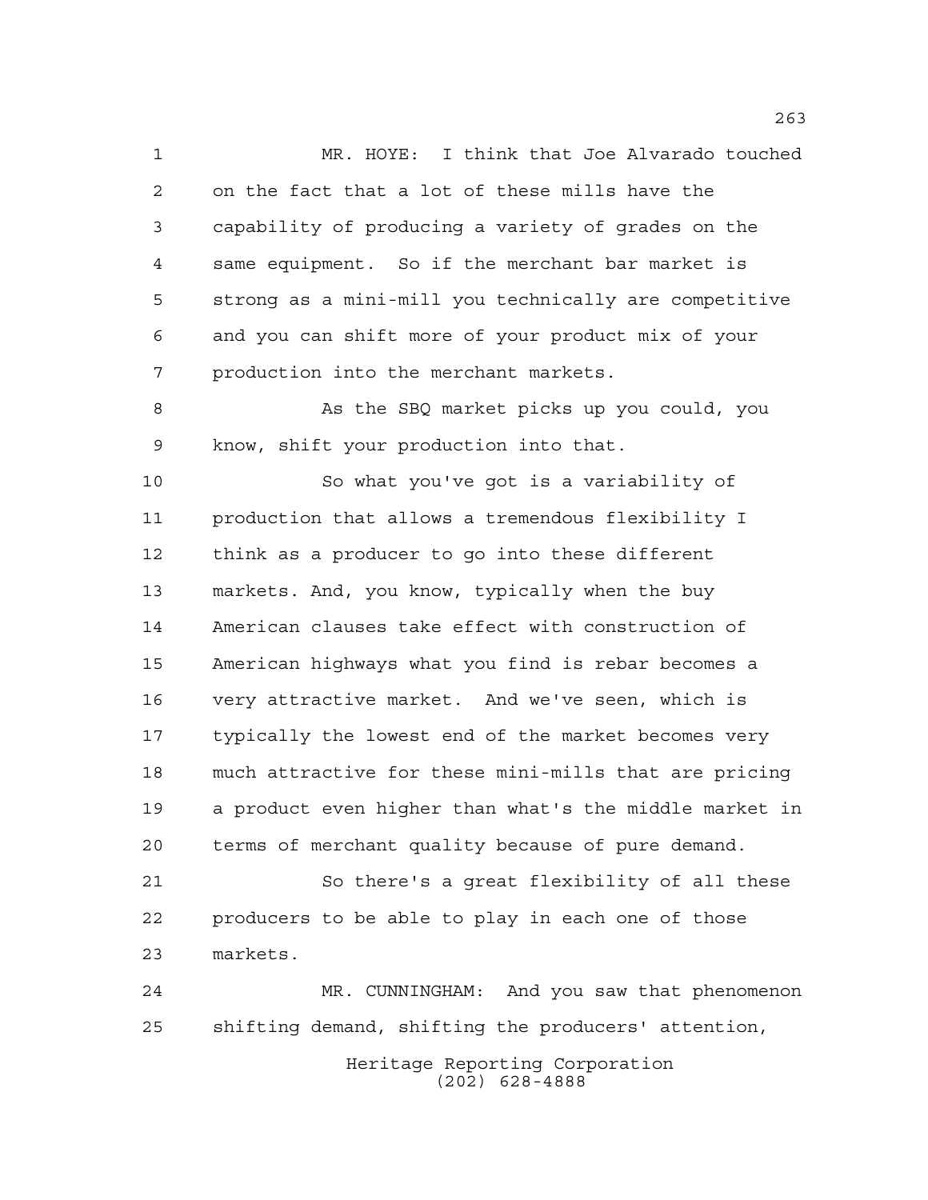MR. HOYE: I think that Joe Alvarado touched on the fact that a lot of these mills have the capability of producing a variety of grades on the same equipment. So if the merchant bar market is strong as a mini-mill you technically are competitive and you can shift more of your product mix of your production into the merchant markets.

As the SBQ market picks up you could, you know, shift your production into that.

So what you've got is a variability of production that allows a tremendous flexibility I think as a producer to go into these different markets. And, you know, typically when the buy American clauses take effect with construction of American highways what you find is rebar becomes a very attractive market. And we've seen, which is typically the lowest end of the market becomes very much attractive for these mini-mills that are pricing a product even higher than what's the middle market in terms of merchant quality because of pure demand.

So there's a great flexibility of all these producers to be able to play in each one of those markets.

MR. CUNNINGHAM: And you saw that phenomenon shifting demand, shifting the producers' attention,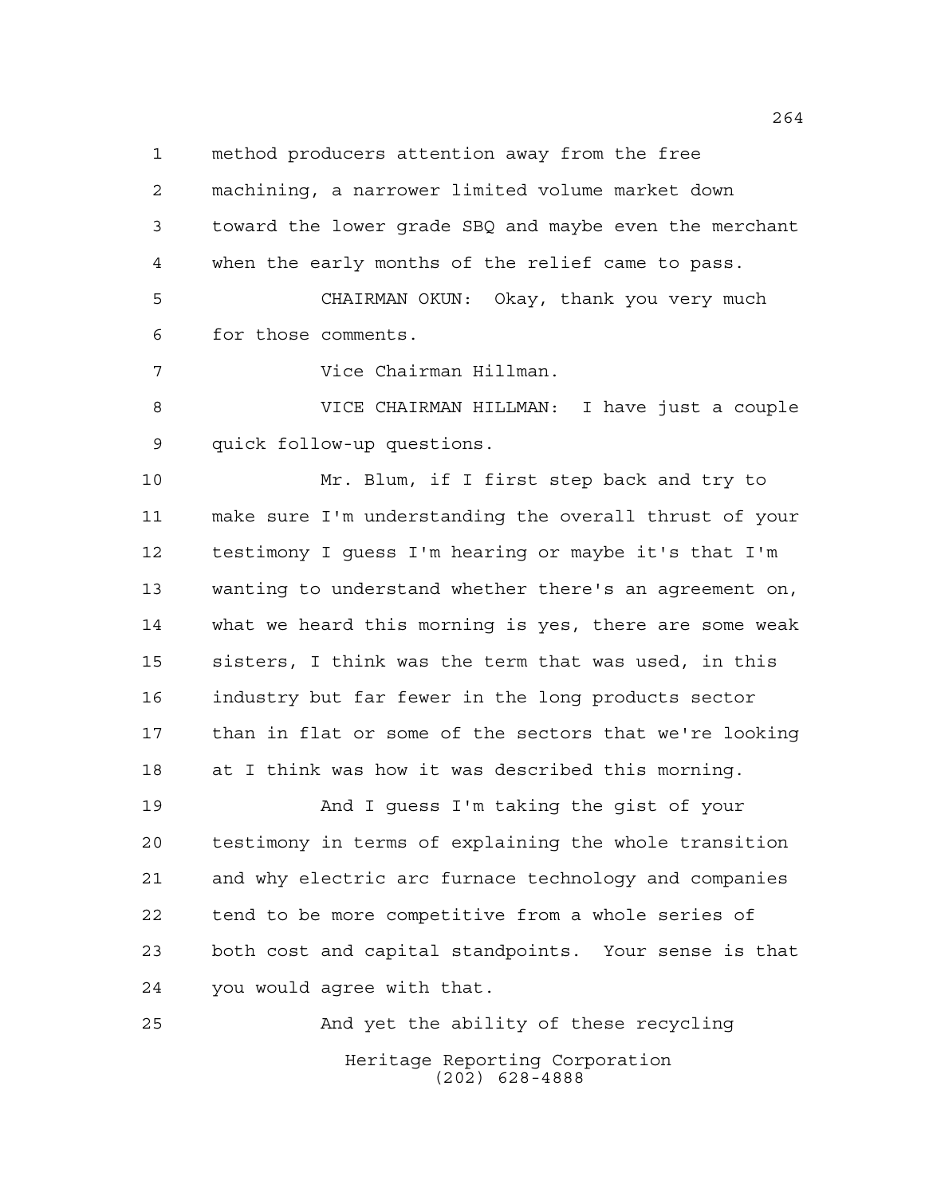method producers attention away from the free machining, a narrower limited volume market down toward the lower grade SBQ and maybe even the merchant when the early months of the relief came to pass.

CHAIRMAN OKUN: Okay, thank you very much for those comments.

Vice Chairman Hillman.

VICE CHAIRMAN HILLMAN: I have just a couple quick follow-up questions.

Mr. Blum, if I first step back and try to make sure I'm understanding the overall thrust of your testimony I guess I'm hearing or maybe it's that I'm wanting to understand whether there's an agreement on, what we heard this morning is yes, there are some weak sisters, I think was the term that was used, in this industry but far fewer in the long products sector than in flat or some of the sectors that we're looking at I think was how it was described this morning.

And I guess I'm taking the gist of your testimony in terms of explaining the whole transition and why electric arc furnace technology and companies tend to be more competitive from a whole series of both cost and capital standpoints. Your sense is that you would agree with that.

And yet the ability of these recycling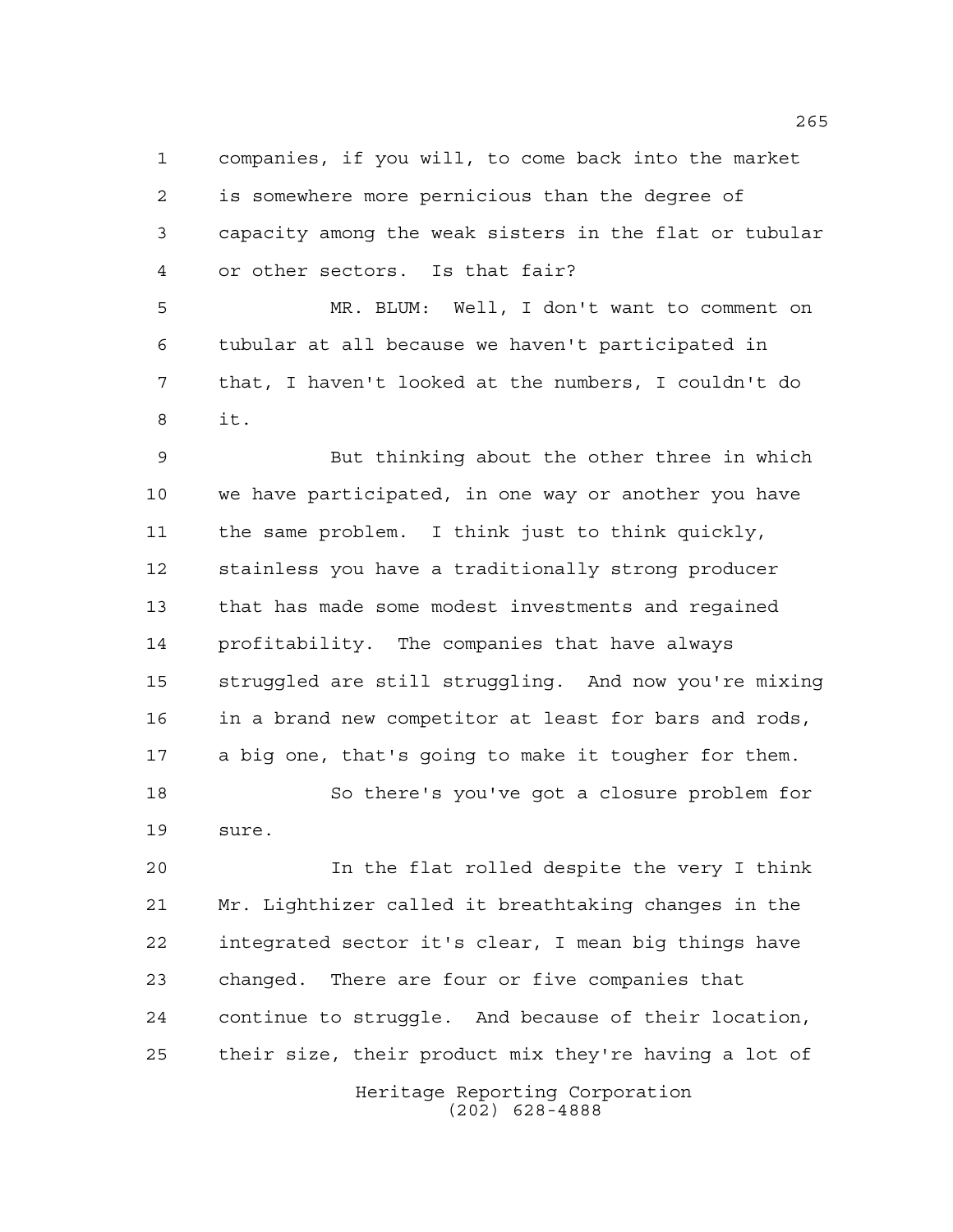companies, if you will, to come back into the market is somewhere more pernicious than the degree of capacity among the weak sisters in the flat or tubular or other sectors. Is that fair?

MR. BLUM: Well, I don't want to comment on tubular at all because we haven't participated in that, I haven't looked at the numbers, I couldn't do it.

But thinking about the other three in which we have participated, in one way or another you have the same problem. I think just to think quickly, stainless you have a traditionally strong producer that has made some modest investments and regained profitability. The companies that have always struggled are still struggling. And now you're mixing in a brand new competitor at least for bars and rods, a big one, that's going to make it tougher for them.

So there's you've got a closure problem for sure.

In the flat rolled despite the very I think Mr. Lighthizer called it breathtaking changes in the integrated sector it's clear, I mean big things have changed. There are four or five companies that continue to struggle. And because of their location, their size, their product mix they're having a lot of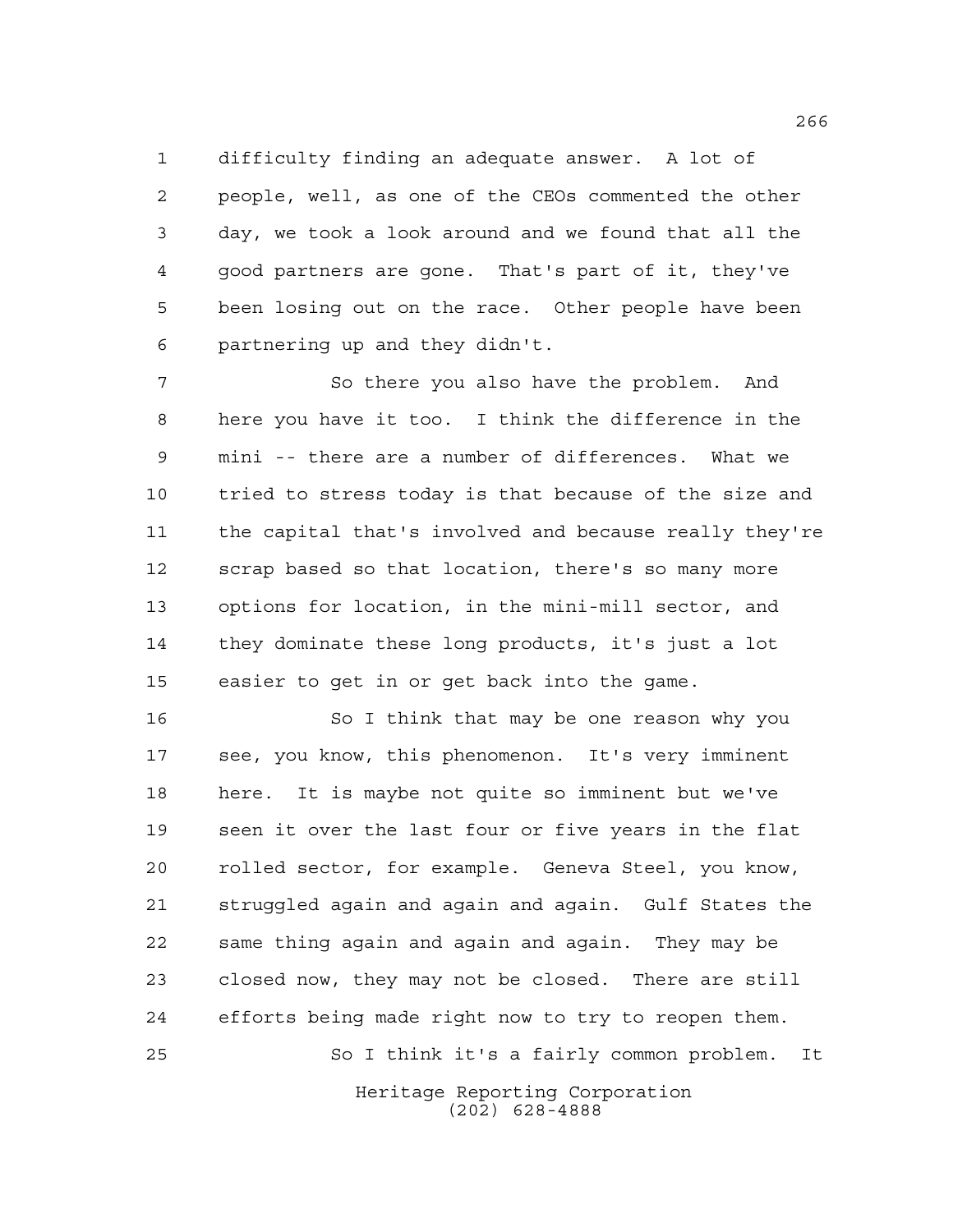difficulty finding an adequate answer. A lot of people, well, as one of the CEOs commented the other day, we took a look around and we found that all the good partners are gone. That's part of it, they've been losing out on the race. Other people have been partnering up and they didn't.

So there you also have the problem. And here you have it too. I think the difference in the mini -- there are a number of differences. What we tried to stress today is that because of the size and the capital that's involved and because really they're scrap based so that location, there's so many more options for location, in the mini-mill sector, and they dominate these long products, it's just a lot easier to get in or get back into the game.

So I think that may be one reason why you see, you know, this phenomenon. It's very imminent here. It is maybe not quite so imminent but we've seen it over the last four or five years in the flat rolled sector, for example. Geneva Steel, you know, struggled again and again and again. Gulf States the same thing again and again and again. They may be closed now, they may not be closed. There are still efforts being made right now to try to reopen them.

So I think it's a fairly common problem. It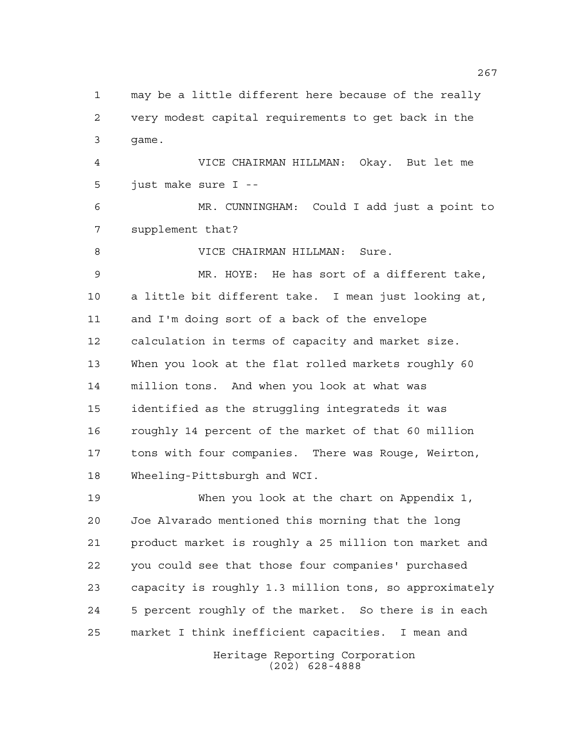may be a little different here because of the really very modest capital requirements to get back in the game.

VICE CHAIRMAN HILLMAN: Okay. But let me just make sure I --

MR. CUNNINGHAM: Could I add just a point to supplement that?

VICE CHAIRMAN HILLMAN: Sure.

MR. HOYE: He has sort of a different take, a little bit different take. I mean just looking at, and I'm doing sort of a back of the envelope calculation in terms of capacity and market size. When you look at the flat rolled markets roughly 60 million tons. And when you look at what was identified as the struggling integrateds it was roughly 14 percent of the market of that 60 million tons with four companies. There was Rouge, Weirton, Wheeling-Pittsburgh and WCI.

When you look at the chart on Appendix 1, Joe Alvarado mentioned this morning that the long product market is roughly a 25 million ton market and you could see that those four companies' purchased capacity is roughly 1.3 million tons, so approximately 5 percent roughly of the market. So there is in each market I think inefficient capacities. I mean and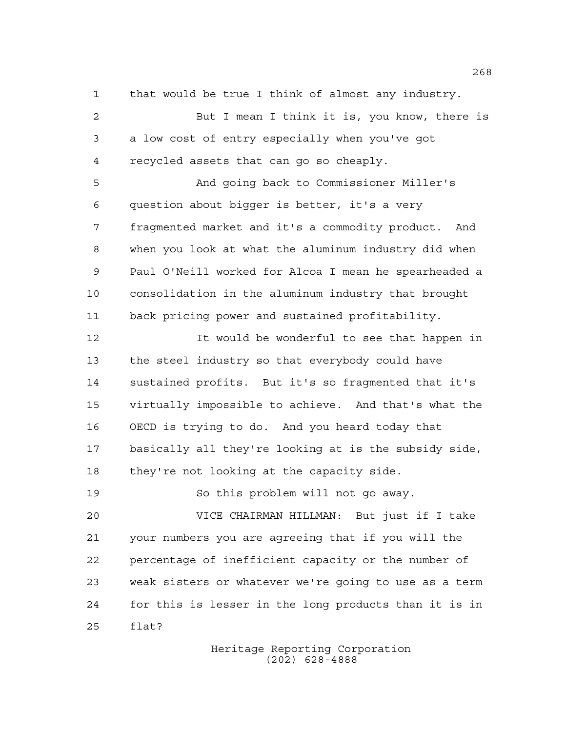that would be true I think of almost any industry.

But I mean I think it is, you know, there is a low cost of entry especially when you've got recycled assets that can go so cheaply.

And going back to Commissioner Miller's question about bigger is better, it's a very fragmented market and it's a commodity product. And when you look at what the aluminum industry did when Paul O'Neill worked for Alcoa I mean he spearheaded a consolidation in the aluminum industry that brought back pricing power and sustained profitability.

It would be wonderful to see that happen in the steel industry so that everybody could have sustained profits. But it's so fragmented that it's virtually impossible to achieve. And that's what the OECD is trying to do. And you heard today that basically all they're looking at is the subsidy side, they're not looking at the capacity side.

So this problem will not go away.

VICE CHAIRMAN HILLMAN: But just if I take your numbers you are agreeing that if you will the percentage of inefficient capacity or the number of weak sisters or whatever we're going to use as a term for this is lesser in the long products than it is in flat?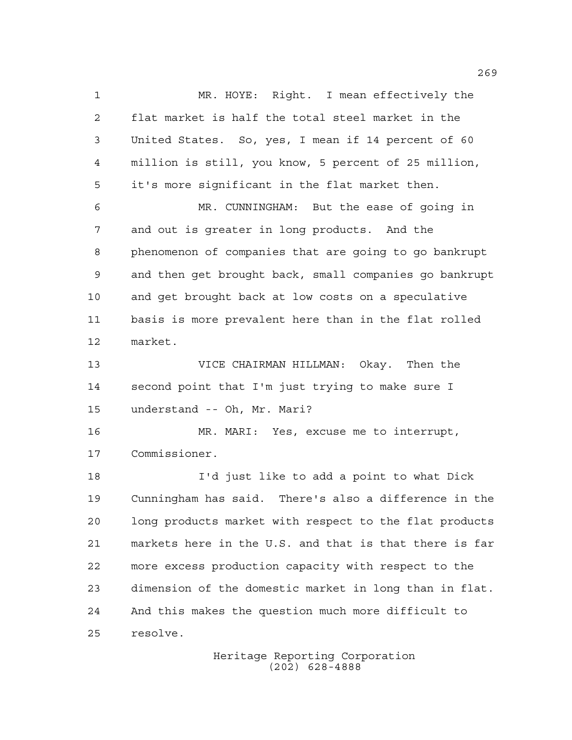MR. HOYE: Right. I mean effectively the flat market is half the total steel market in the United States. So, yes, I mean if 14 percent of 60 million is still, you know, 5 percent of 25 million, it's more significant in the flat market then.

MR. CUNNINGHAM: But the ease of going in and out is greater in long products. And the phenomenon of companies that are going to go bankrupt and then get brought back, small companies go bankrupt and get brought back at low costs on a speculative basis is more prevalent here than in the flat rolled market.

VICE CHAIRMAN HILLMAN: Okay. Then the second point that I'm just trying to make sure I understand -- Oh, Mr. Mari?

MR. MARI: Yes, excuse me to interrupt, Commissioner.

I'd just like to add a point to what Dick Cunningham has said. There's also a difference in the long products market with respect to the flat products markets here in the U.S. and that is that there is far more excess production capacity with respect to the dimension of the domestic market in long than in flat. And this makes the question much more difficult to resolve.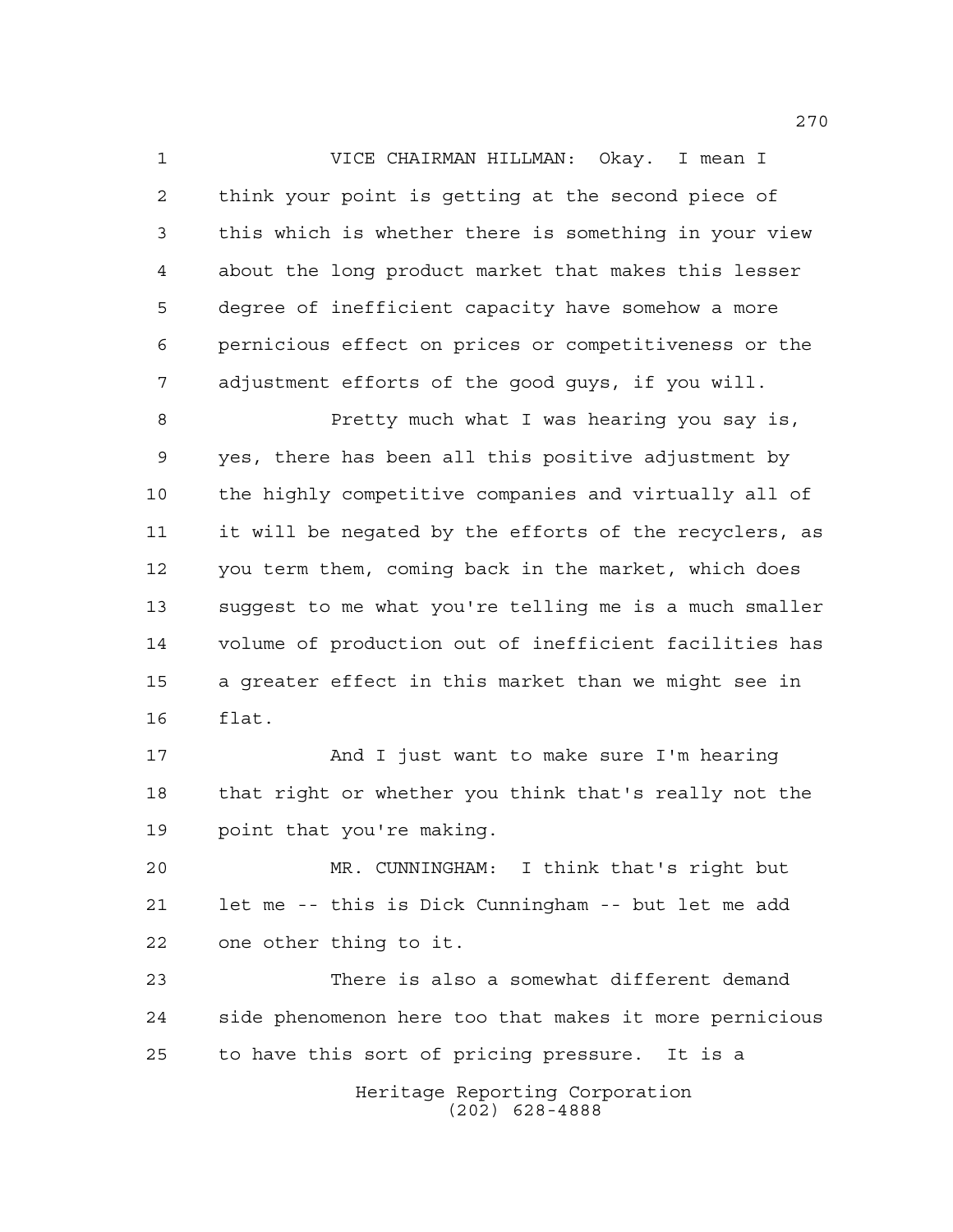VICE CHAIRMAN HILLMAN: Okay. I mean I think your point is getting at the second piece of this which is whether there is something in your view about the long product market that makes this lesser degree of inefficient capacity have somehow a more pernicious effect on prices or competitiveness or the adjustment efforts of the good guys, if you will.

Pretty much what I was hearing you say is, yes, there has been all this positive adjustment by the highly competitive companies and virtually all of it will be negated by the efforts of the recyclers, as you term them, coming back in the market, which does suggest to me what you're telling me is a much smaller volume of production out of inefficient facilities has a greater effect in this market than we might see in flat.

And I just want to make sure I'm hearing that right or whether you think that's really not the point that you're making.

MR. CUNNINGHAM: I think that's right but let me -- this is Dick Cunningham -- but let me add one other thing to it.

There is also a somewhat different demand side phenomenon here too that makes it more pernicious to have this sort of pricing pressure. It is a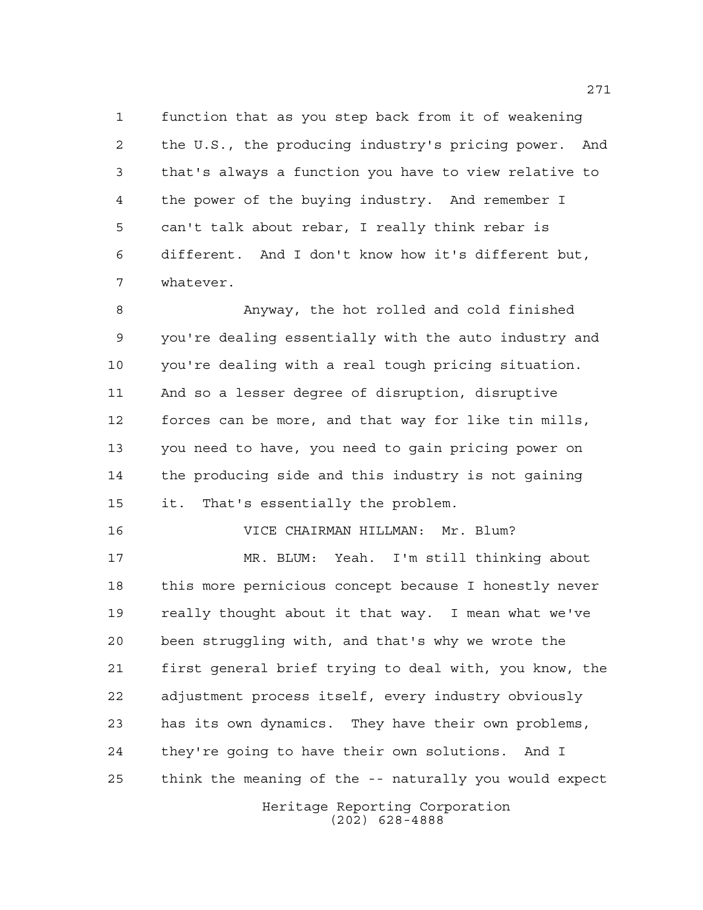function that as you step back from it of weakening the U.S., the producing industry's pricing power. And that's always a function you have to view relative to the power of the buying industry. And remember I can't talk about rebar, I really think rebar is different. And I don't know how it's different but, whatever.

Anyway, the hot rolled and cold finished you're dealing essentially with the auto industry and you're dealing with a real tough pricing situation. And so a lesser degree of disruption, disruptive forces can be more, and that way for like tin mills, you need to have, you need to gain pricing power on the producing side and this industry is not gaining it. That's essentially the problem.

VICE CHAIRMAN HILLMAN: Mr. Blum?

MR. BLUM: Yeah. I'm still thinking about this more pernicious concept because I honestly never really thought about it that way. I mean what we've been struggling with, and that's why we wrote the first general brief trying to deal with, you know, the adjustment process itself, every industry obviously has its own dynamics. They have their own problems, they're going to have their own solutions. And I think the meaning of the -- naturally you would expect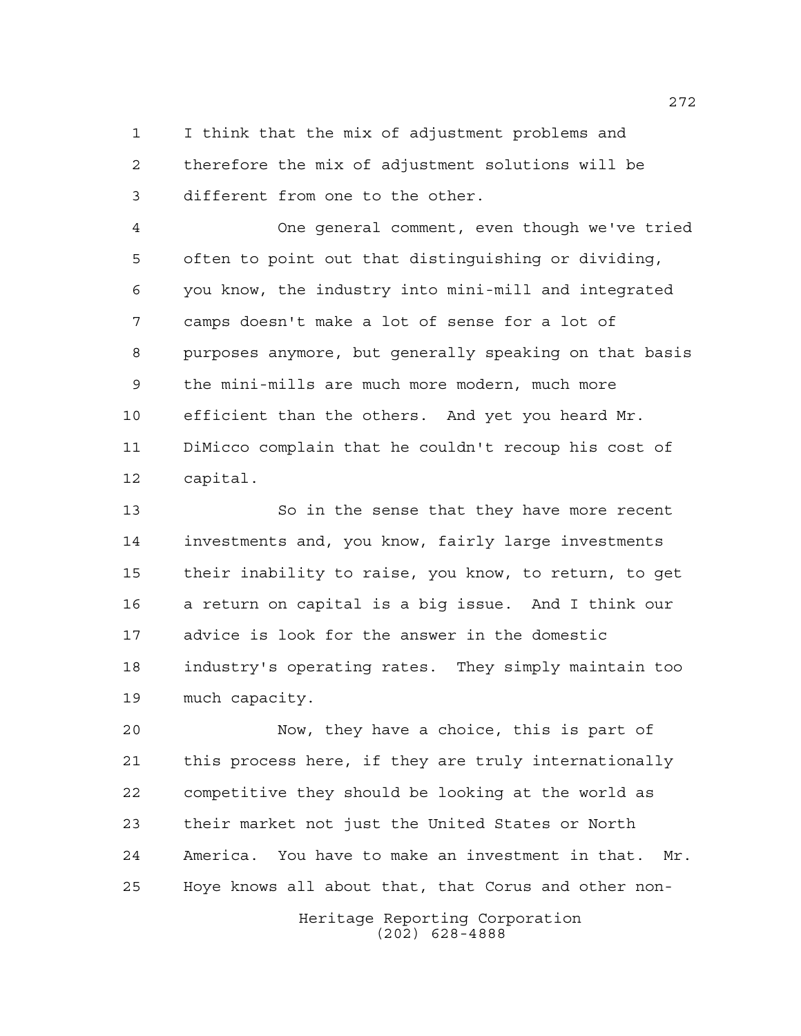I think that the mix of adjustment problems and therefore the mix of adjustment solutions will be different from one to the other.

One general comment, even though we've tried often to point out that distinguishing or dividing, you know, the industry into mini-mill and integrated camps doesn't make a lot of sense for a lot of purposes anymore, but generally speaking on that basis the mini-mills are much more modern, much more efficient than the others. And yet you heard Mr. DiMicco complain that he couldn't recoup his cost of capital.

So in the sense that they have more recent investments and, you know, fairly large investments their inability to raise, you know, to return, to get a return on capital is a big issue. And I think our advice is look for the answer in the domestic industry's operating rates. They simply maintain too much capacity.

Now, they have a choice, this is part of this process here, if they are truly internationally competitive they should be looking at the world as their market not just the United States or North America. You have to make an investment in that. Mr. Hoye knows all about that, that Corus and other non-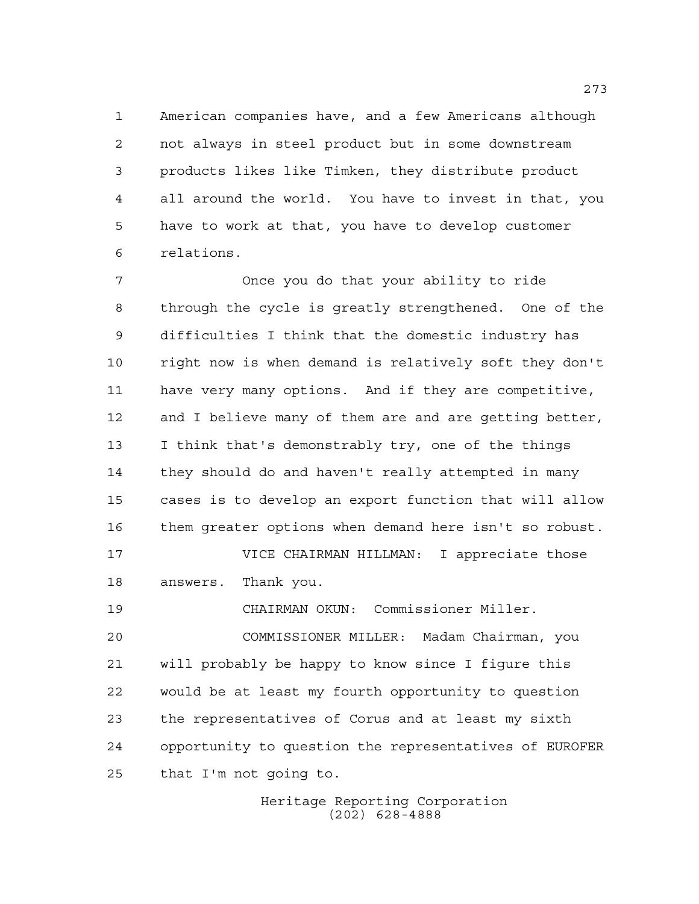American companies have, and a few Americans although not always in steel product but in some downstream products likes like Timken, they distribute product all around the world. You have to invest in that, you have to work at that, you have to develop customer relations.

Once you do that your ability to ride through the cycle is greatly strengthened. One of the difficulties I think that the domestic industry has right now is when demand is relatively soft they don't have very many options. And if they are competitive, and I believe many of them are and are getting better, I think that's demonstrably try, one of the things they should do and haven't really attempted in many cases is to develop an export function that will allow them greater options when demand here isn't so robust.

VICE CHAIRMAN HILLMAN: I appreciate those answers. Thank you.

CHAIRMAN OKUN: Commissioner Miller.

COMMISSIONER MILLER: Madam Chairman, you will probably be happy to know since I figure this would be at least my fourth opportunity to question the representatives of Corus and at least my sixth opportunity to question the representatives of EUROFER that I'm not going to.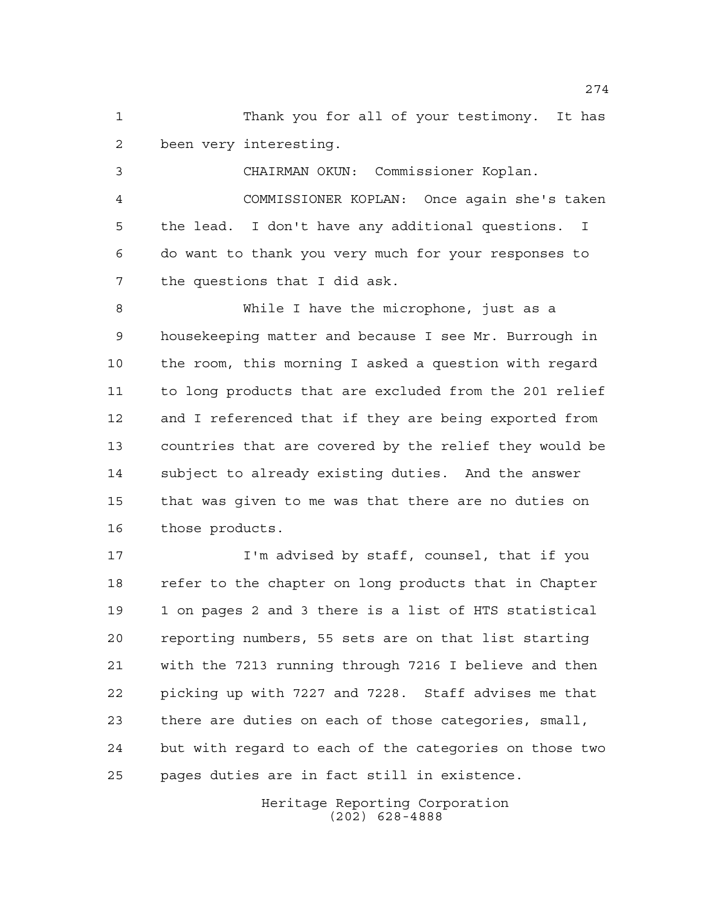Thank you for all of your testimony. It has been very interesting.

CHAIRMAN OKUN: Commissioner Koplan.

COMMISSIONER KOPLAN: Once again she's taken the lead. I don't have any additional questions. I do want to thank you very much for your responses to the questions that I did ask.

While I have the microphone, just as a housekeeping matter and because I see Mr. Burrough in the room, this morning I asked a question with regard to long products that are excluded from the 201 relief and I referenced that if they are being exported from countries that are covered by the relief they would be subject to already existing duties. And the answer that was given to me was that there are no duties on those products.

I'm advised by staff, counsel, that if you refer to the chapter on long products that in Chapter 1 on pages 2 and 3 there is a list of HTS statistical reporting numbers, 55 sets are on that list starting with the 7213 running through 7216 I believe and then picking up with 7227 and 7228. Staff advises me that there are duties on each of those categories, small, but with regard to each of the categories on those two pages duties are in fact still in existence.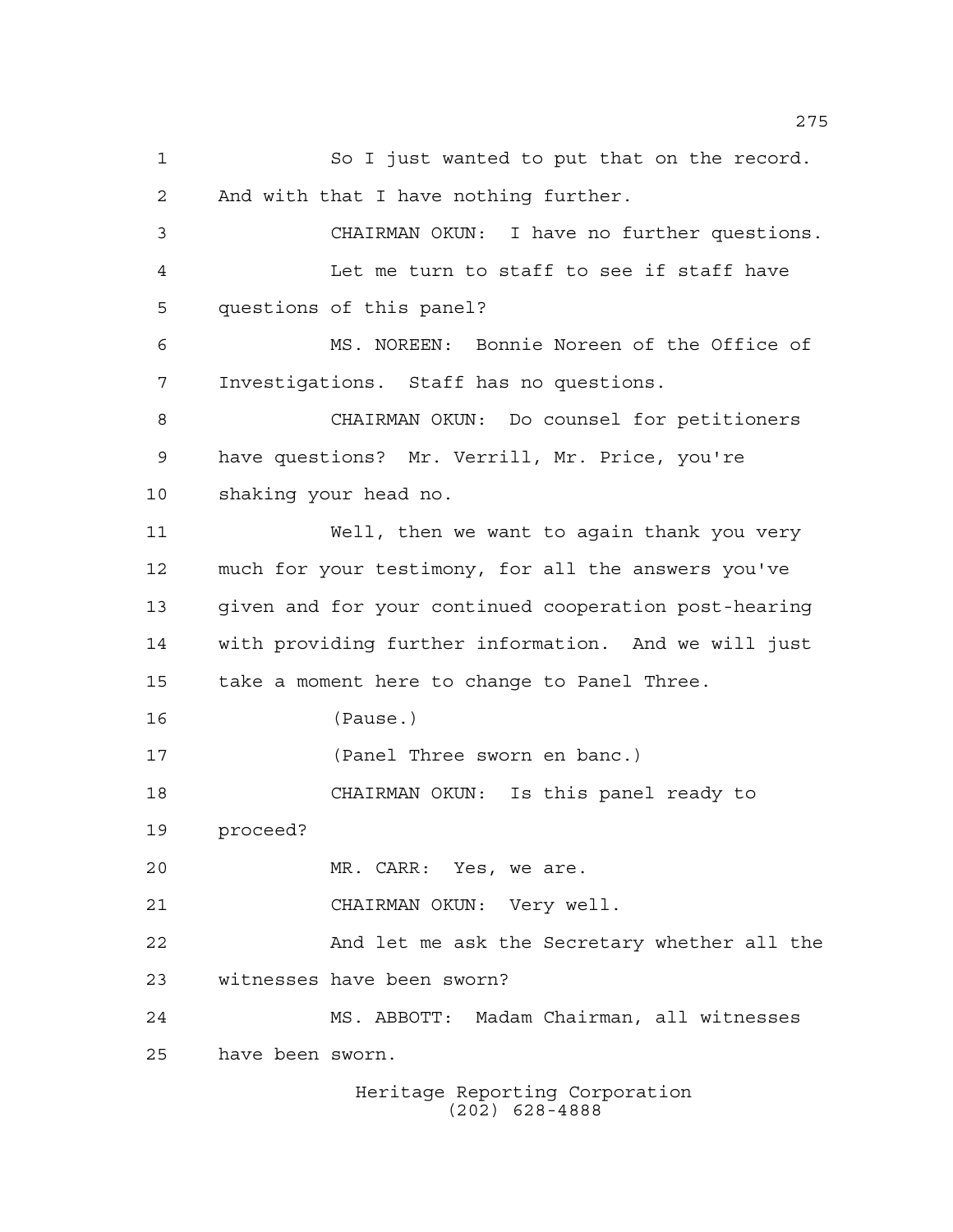So I just wanted to put that on the record. And with that I have nothing further.

CHAIRMAN OKUN: I have no further questions.

Let me turn to staff to see if staff have questions of this panel?

MS. NOREEN: Bonnie Noreen of the Office of Investigations. Staff has no questions.

CHAIRMAN OKUN: Do counsel for petitioners have questions? Mr. Verrill, Mr. Price, you're shaking your head no.

Well, then we want to again thank you very much for your testimony, for all the answers you've given and for your continued cooperation post-hearing with providing further information. And we will just take a moment here to change to Panel Three.

(Pause.)

(Panel Three sworn en banc.)

CHAIRMAN OKUN: Is this panel ready to proceed?

MR. CARR: Yes, we are.

CHAIRMAN OKUN: Very well.

And let me ask the Secretary whether all the witnesses have been sworn?

MS. ABBOTT: Madam Chairman, all witnesses have been sworn.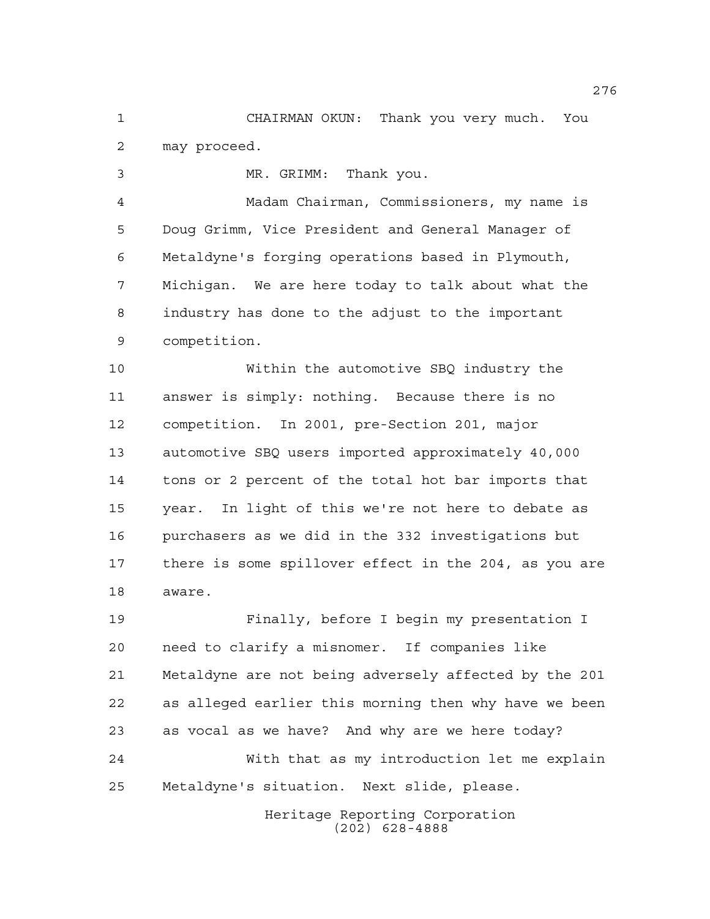CHAIRMAN OKUN: Thank you very much. You may proceed.

MR. GRIMM: Thank you.

Madam Chairman, Commissioners, my name is Doug Grimm, Vice President and General Manager of Metaldyne's forging operations based in Plymouth, Michigan. We are here today to talk about what the industry has done to the adjust to the important competition.

Within the automotive SBQ industry the answer is simply: nothing. Because there is no competition. In 2001, pre-Section 201, major automotive SBQ users imported approximately 40,000 tons or 2 percent of the total hot bar imports that year. In light of this we're not here to debate as purchasers as we did in the 332 investigations but there is some spillover effect in the 204, as you are aware.

Finally, before I begin my presentation I need to clarify a misnomer. If companies like Metaldyne are not being adversely affected by the 201 as alleged earlier this morning then why have we been as vocal as we have? And why are we here today?

With that as my introduction let me explain Metaldyne's situation. Next slide, please.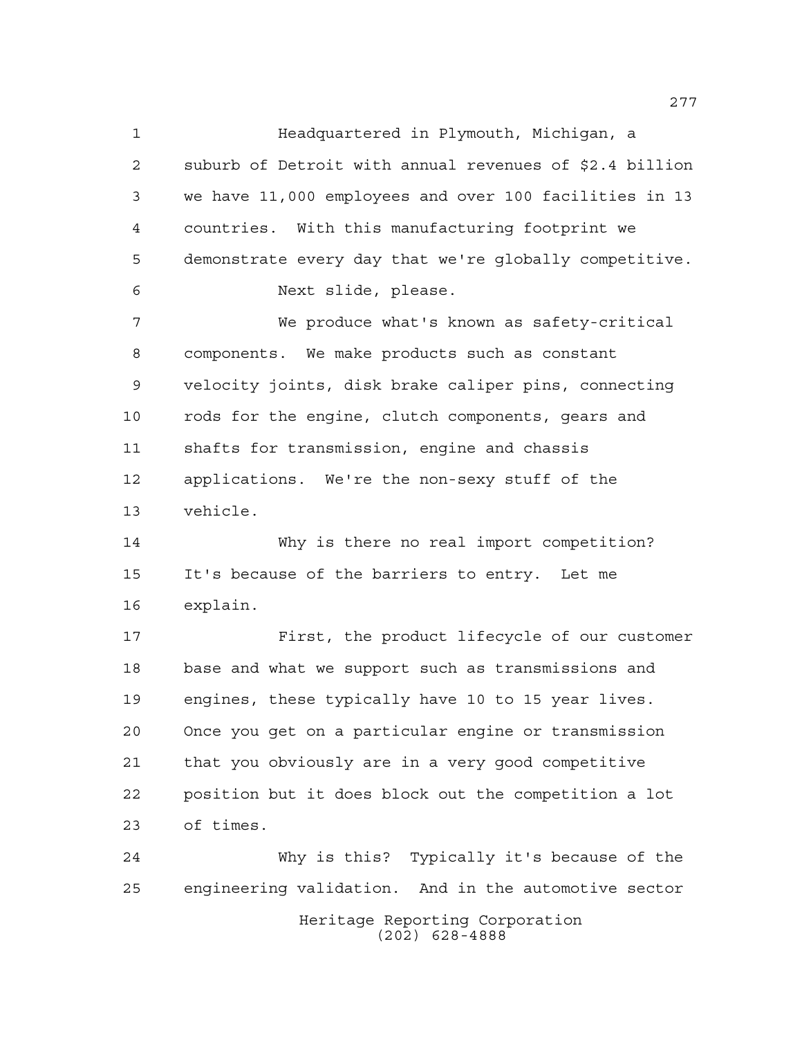Headquartered in Plymouth, Michigan, a suburb of Detroit with annual revenues of $2.4 billion we have 11,000 employees and over 100 facilities in 13 countries. With this manufacturing footprint we demonstrate every day that we're globally competitive.

Next slide, please.

We produce what's known as safety-critical components. We make products such as constant velocity joints, disk brake caliper pins, connecting rods for the engine, clutch components, gears and shafts for transmission, engine and chassis applications. We're the non-sexy stuff of the vehicle.

Why is there no real import competition? It's because of the barriers to entry. Let me explain.

First, the product lifecycle of our customer base and what we support such as transmissions and engines, these typically have 10 to 15 year lives. Once you get on a particular engine or transmission that you obviously are in a very good competitive position but it does block out the competition a lot of times.

Why is this? Typically it's because of the engineering validation. And in the automotive sector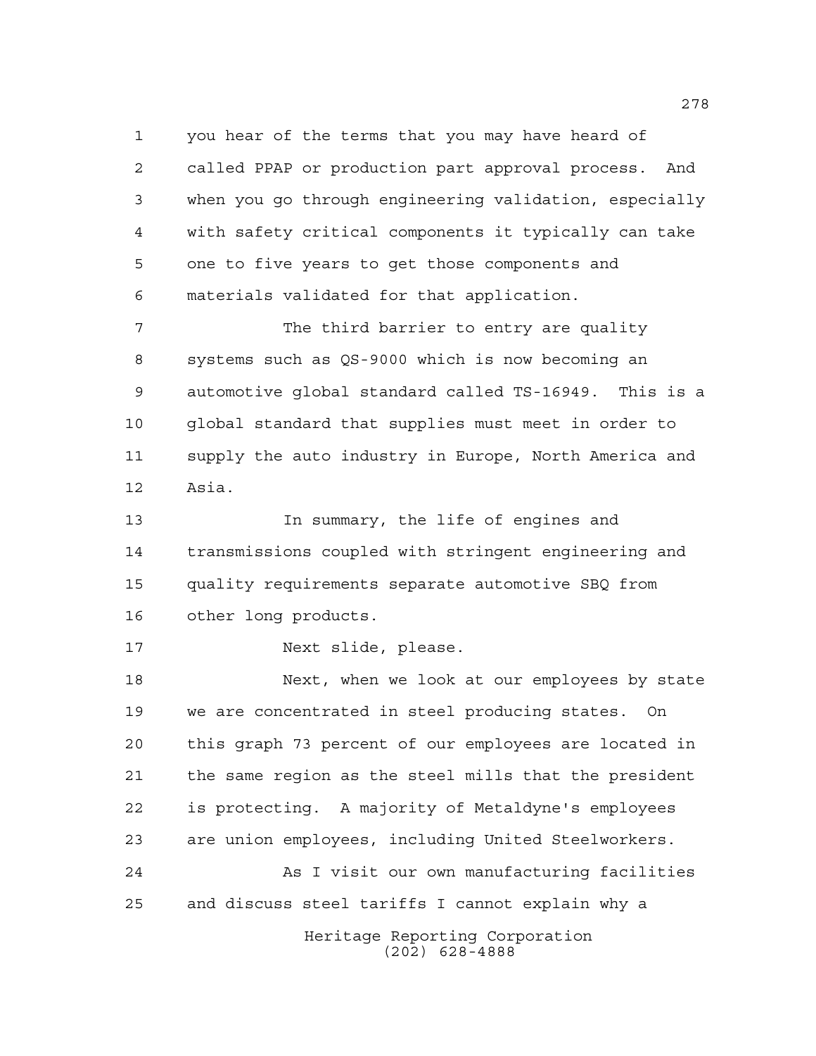you hear of the terms that you may have heard of called PPAP or production part approval process. And when you go through engineering validation, especially with safety critical components it typically can take one to five years to get those components and materials validated for that application.

The third barrier to entry are quality systems such as QS-9000 which is now becoming an automotive global standard called TS-16949. This is a global standard that supplies must meet in order to supply the auto industry in Europe, North America and Asia.

In summary, the life of engines and transmissions coupled with stringent engineering and quality requirements separate automotive SBQ from other long products.

Next slide, please.

Next, when we look at our employees by state we are concentrated in steel producing states. On this graph 73 percent of our employees are located in the same region as the steel mills that the president is protecting. A majority of Metaldyne's employees are union employees, including United Steelworkers.

As I visit our own manufacturing facilities and discuss steel tariffs I cannot explain why a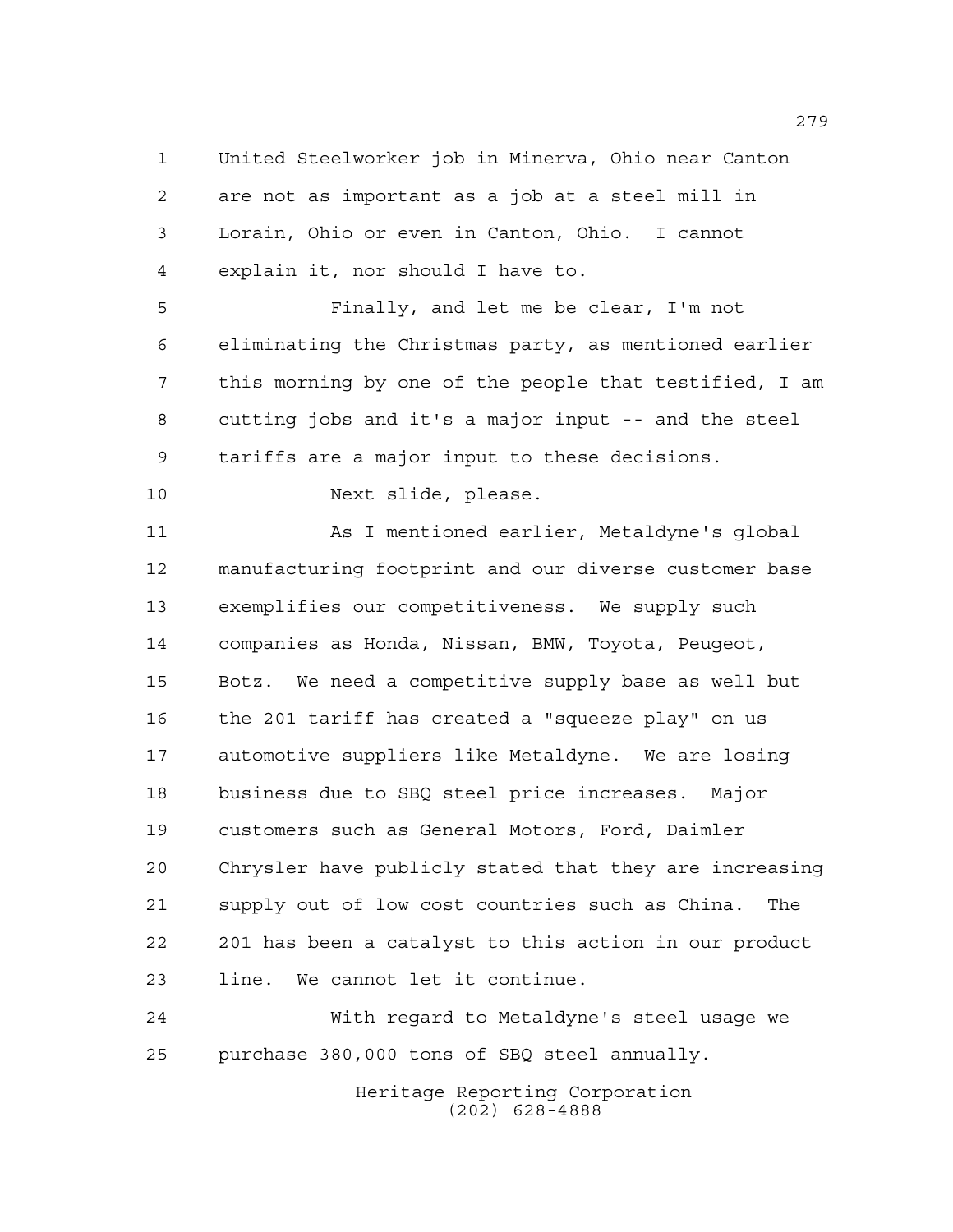United Steelworker job in Minerva, Ohio near Canton are not as important as a job at a steel mill in Lorain, Ohio or even in Canton, Ohio. I cannot explain it, nor should I have to.

Finally, and let me be clear, I'm not eliminating the Christmas party, as mentioned earlier this morning by one of the people that testified, I am cutting jobs and it's a major input -- and the steel tariffs are a major input to these decisions.

Next slide, please.

As I mentioned earlier, Metaldyne's global manufacturing footprint and our diverse customer base exemplifies our competitiveness. We supply such companies as Honda, Nissan, BMW, Toyota, Peugeot, Botz. We need a competitive supply base as well but the 201 tariff has created a "squeeze play" on us automotive suppliers like Metaldyne. We are losing business due to SBQ steel price increases. Major customers such as General Motors, Ford, Daimler Chrysler have publicly stated that they are increasing supply out of low cost countries such as China. The 201 has been a catalyst to this action in our product line. We cannot let it continue.

With regard to Metaldyne's steel usage we purchase 380,000 tons of SBQ steel annually.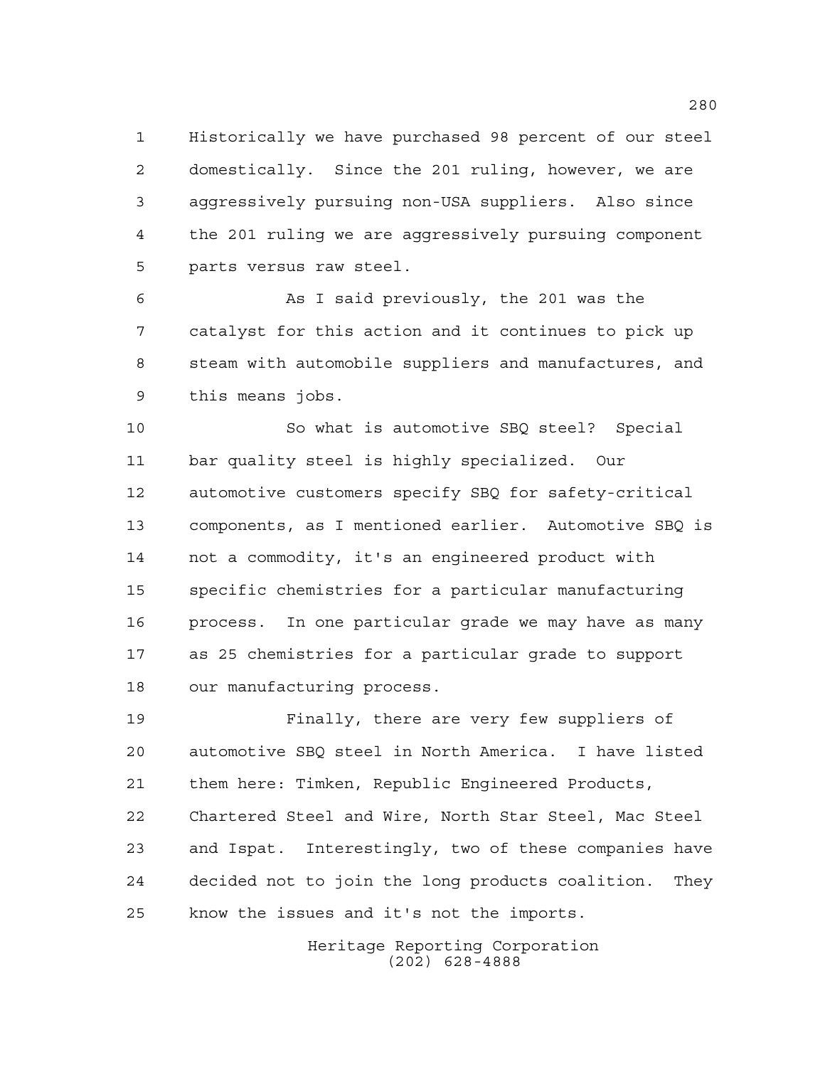Historically we have purchased 98 percent of our steel domestically. Since the 201 ruling, however, we are aggressively pursuing non-USA suppliers. Also since the 201 ruling we are aggressively pursuing component parts versus raw steel.

As I said previously, the 201 was the catalyst for this action and it continues to pick up steam with automobile suppliers and manufactures, and this means jobs.

So what is automotive SBQ steel? Special bar quality steel is highly specialized. Our automotive customers specify SBQ for safety-critical components, as I mentioned earlier. Automotive SBQ is not a commodity, it's an engineered product with specific chemistries for a particular manufacturing process. In one particular grade we may have as many as 25 chemistries for a particular grade to support our manufacturing process.

Finally, there are very few suppliers of automotive SBQ steel in North America. I have listed them here: Timken, Republic Engineered Products, Chartered Steel and Wire, North Star Steel, Mac Steel and Ispat. Interestingly, two of these companies have decided not to join the long products coalition. They know the issues and it's not the imports.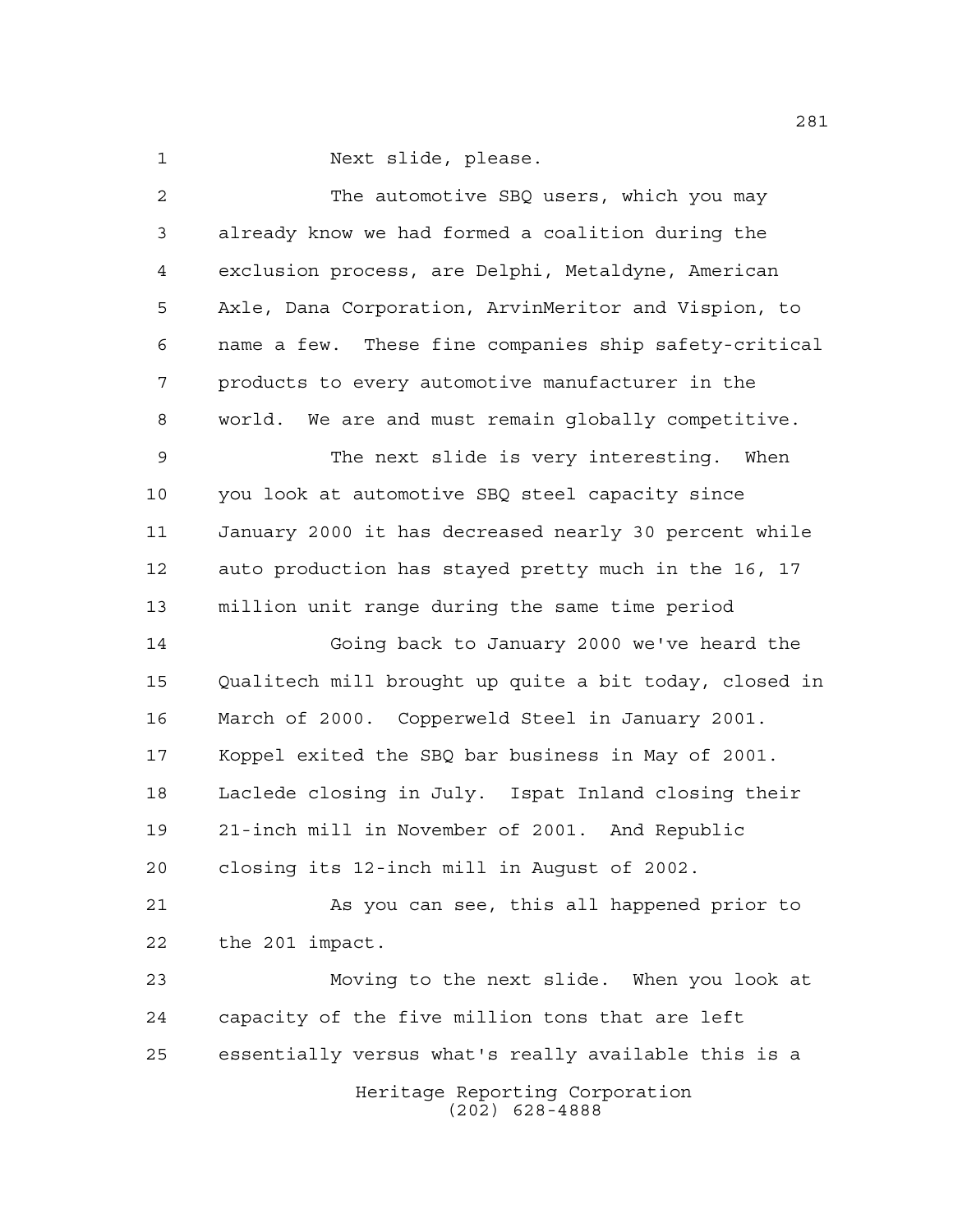Next slide, please.

The automotive SBQ users, which you may already know we had formed a coalition during the exclusion process, are Delphi, Metaldyne, American Axle, Dana Corporation, ArvinMeritor and Vispion, to name a few. These fine companies ship safety-critical products to every automotive manufacturer in the world. We are and must remain globally competitive.

The next slide is very interesting. When you look at automotive SBQ steel capacity since January 2000 it has decreased nearly 30 percent while auto production has stayed pretty much in the 16, 17 million unit range during the same time period

Going back to January 2000 we've heard the Qualitech mill brought up quite a bit today, closed in March of 2000. Copperweld Steel in January 2001. Koppel exited the SBQ bar business in May of 2001. Laclede closing in July. Ispat Inland closing their 21-inch mill in November of 2001. And Republic closing its 12-inch mill in August of 2002.

As you can see, this all happened prior to the 201 impact.

Moving to the next slide. When you look at capacity of the five million tons that are left essentially versus what's really available this is a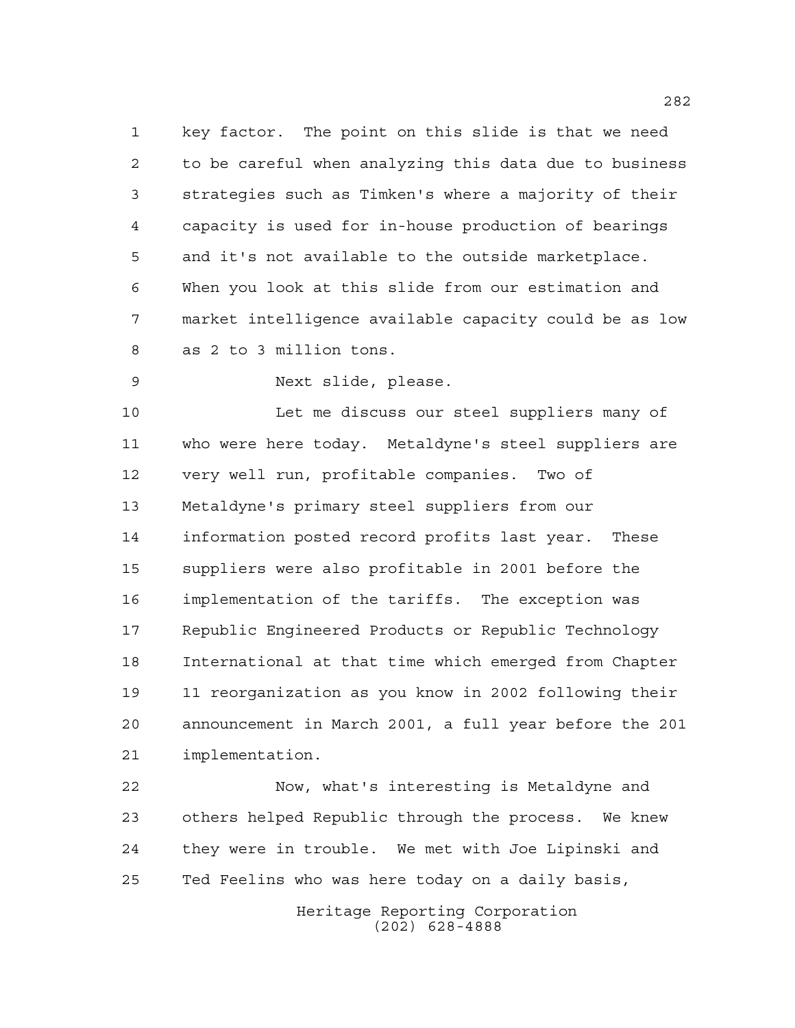key factor. The point on this slide is that we need to be careful when analyzing this data due to business strategies such as Timken's where a majority of their capacity is used for in-house production of bearings and it's not available to the outside marketplace. When you look at this slide from our estimation and market intelligence available capacity could be as low as 2 to 3 million tons.

Next slide, please.

Let me discuss our steel suppliers many of who were here today. Metaldyne's steel suppliers are very well run, profitable companies. Two of Metaldyne's primary steel suppliers from our information posted record profits last year. These suppliers were also profitable in 2001 before the implementation of the tariffs. The exception was Republic Engineered Products or Republic Technology International at that time which emerged from Chapter 11 reorganization as you know in 2002 following their announcement in March 2001, a full year before the 201 implementation.

Now, what's interesting is Metaldyne and others helped Republic through the process. We knew they were in trouble. We met with Joe Lipinski and Ted Feelins who was here today on a daily basis,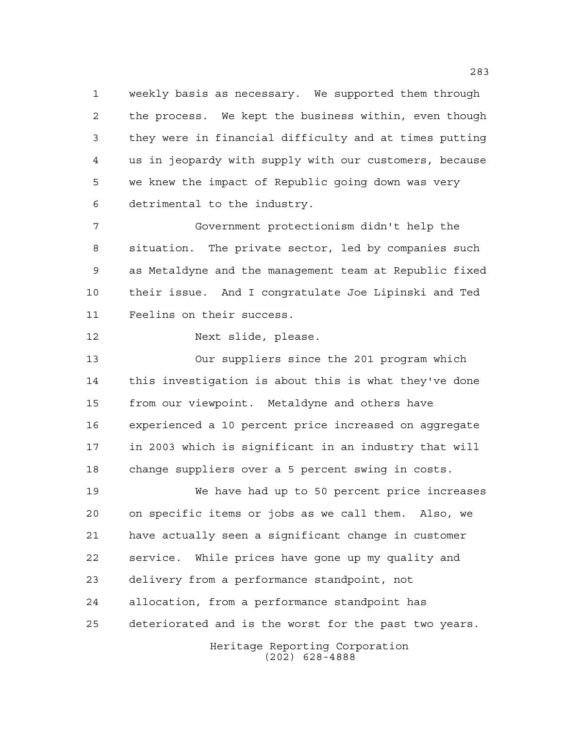weekly basis as necessary. We supported them through the process. We kept the business within, even though they were in financial difficulty and at times putting us in jeopardy with supply with our customers, because we knew the impact of Republic going down was very detrimental to the industry.

Government protectionism didn't help the situation. The private sector, led by companies such as Metaldyne and the management team at Republic fixed their issue. And I congratulate Joe Lipinski and Ted Feelins on their success.

Next slide, please.

Our suppliers since the 201 program which this investigation is about this is what they've done from our viewpoint. Metaldyne and others have experienced a 10 percent price increased on aggregate in 2003 which is significant in an industry that will change suppliers over a 5 percent swing in costs.

We have had up to 50 percent price increases on specific items or jobs as we call them. Also, we have actually seen a significant change in customer service. While prices have gone up my quality and delivery from a performance standpoint, not allocation, from a performance standpoint has deteriorated and is the worst for the past two years.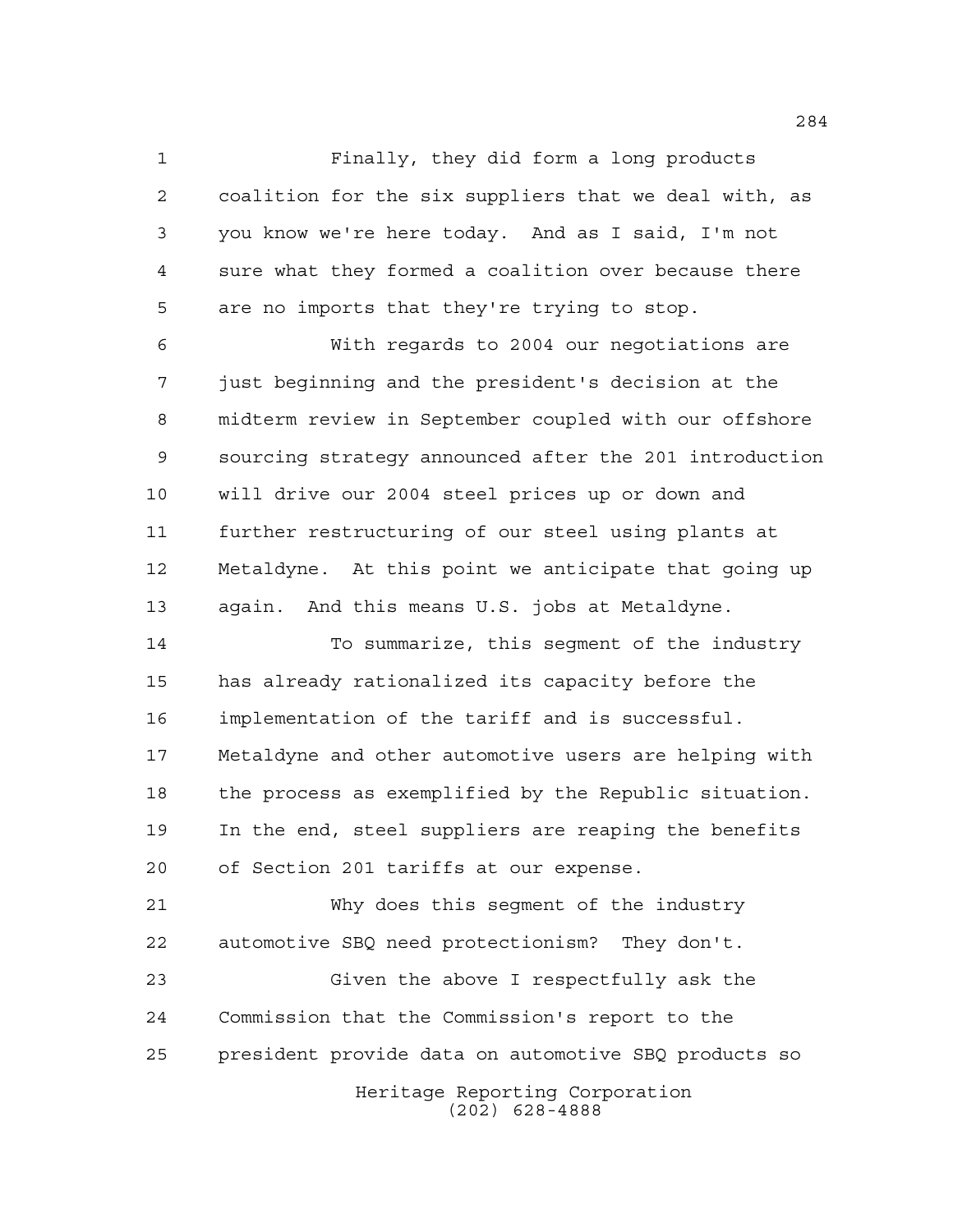Finally, they did form a long products coalition for the six suppliers that we deal with, as you know we're here today. And as I said, I'm not sure what they formed a coalition over because there are no imports that they're trying to stop.

With regards to 2004 our negotiations are just beginning and the president's decision at the midterm review in September coupled with our offshore sourcing strategy announced after the 201 introduction will drive our 2004 steel prices up or down and further restructuring of our steel using plants at Metaldyne. At this point we anticipate that going up again. And this means U.S. jobs at Metaldyne.

To summarize, this segment of the industry has already rationalized its capacity before the implementation of the tariff and is successful. Metaldyne and other automotive users are helping with the process as exemplified by the Republic situation. In the end, steel suppliers are reaping the benefits of Section 201 tariffs at our expense.

Why does this segment of the industry automotive SBQ need protectionism? They don't.

Given the above I respectfully ask the Commission that the Commission's report to the president provide data on automotive SBQ products so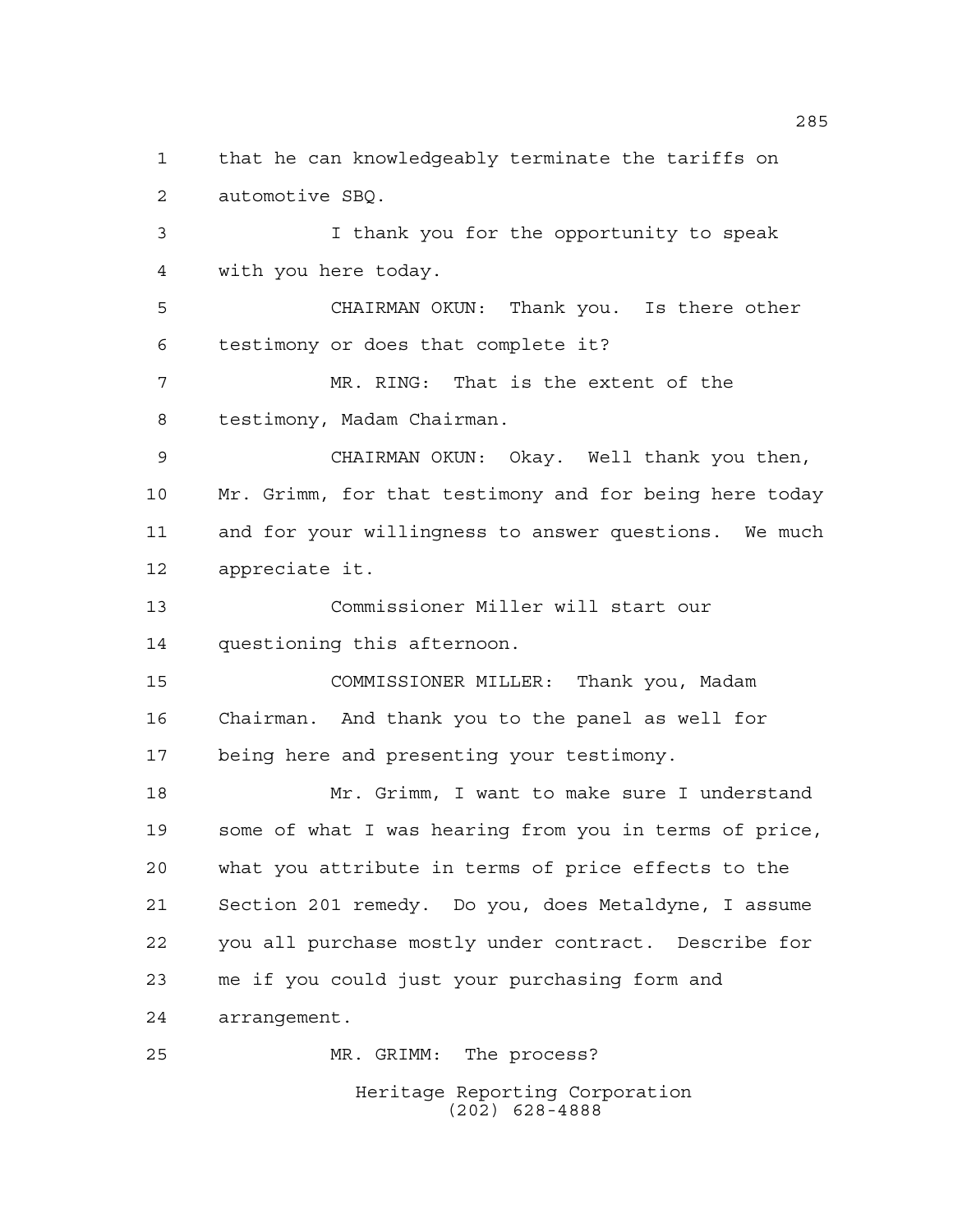that he can knowledgeably terminate the tariffs on automotive SBQ.

I thank you for the opportunity to speak with you here today.

CHAIRMAN OKUN: Thank you. Is there other testimony or does that complete it?

MR. RING: That is the extent of the testimony, Madam Chairman.

CHAIRMAN OKUN: Okay. Well thank you then, Mr. Grimm, for that testimony and for being here today and for your willingness to answer questions. We much appreciate it.

Commissioner Miller will start our questioning this afternoon.

COMMISSIONER MILLER: Thank you, Madam Chairman. And thank you to the panel as well for being here and presenting your testimony.

Mr. Grimm, I want to make sure I understand some of what I was hearing from you in terms of price, what you attribute in terms of price effects to the Section 201 remedy. Do you, does Metaldyne, I assume you all purchase mostly under contract. Describe for me if you could just your purchasing form and arrangement.

MR. GRIMM: The process?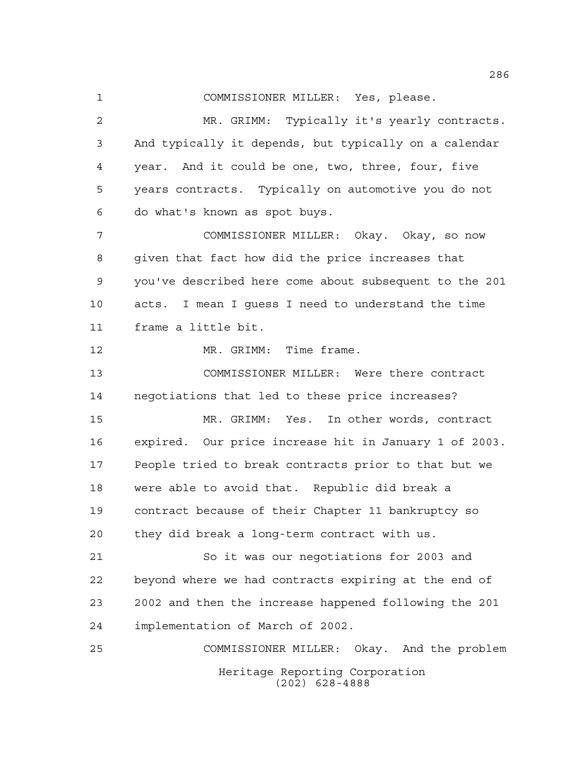COMMISSIONER MILLER: Yes, please.

MR. GRIMM: Typically it's yearly contracts. And typically it depends, but typically on a calendar year. And it could be one, two, three, four, five years contracts. Typically on automotive you do not do what's known as spot buys.

COMMISSIONER MILLER: Okay. Okay, so now given that fact how did the price increases that you've described here come about subsequent to the 201 acts. I mean I guess I need to understand the time frame a little bit.

MR. GRIMM: Time frame.

COMMISSIONER MILLER: Were there contract negotiations that led to these price increases?

MR. GRIMM: Yes. In other words, contract expired. Our price increase hit in January 1 of 2003. People tried to break contracts prior to that but we were able to avoid that. Republic did break a contract because of their Chapter 11 bankruptcy so they did break a long-term contract with us.

So it was our negotiations for 2003 and beyond where we had contracts expiring at the end of 2002 and then the increase happened following the 201 implementation of March of 2002.

COMMISSIONER MILLER: Okay. And the problem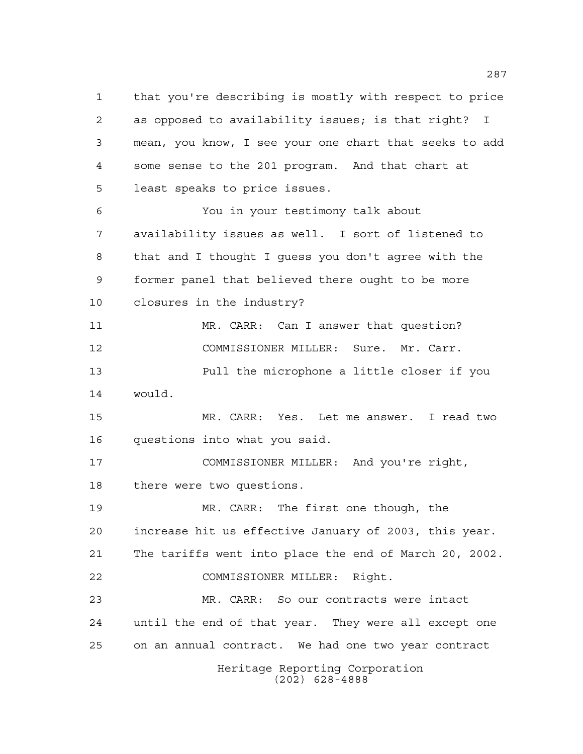that you're describing is mostly with respect to price as opposed to availability issues; is that right? I mean, you know, I see your one chart that seeks to add some sense to the 201 program. And that chart at least speaks to price issues.

You in your testimony talk about availability issues as well. I sort of listened to that and I thought I guess you don't agree with the former panel that believed there ought to be more closures in the industry?

MR. CARR: Can I answer that question?

COMMISSIONER MILLER: Sure. Mr. Carr.

Pull the microphone a little closer if you would.

MR. CARR: Yes. Let me answer. I read two questions into what you said.

COMMISSIONER MILLER: And you're right, there were two questions.

MR. CARR: The first one though, the increase hit us effective January of 2003, this year. The tariffs went into place the end of March 20, 2002.

COMMISSIONER MILLER: Right.

MR. CARR: So our contracts were intact until the end of that year. They were all except one on an annual contract. We had one two year contract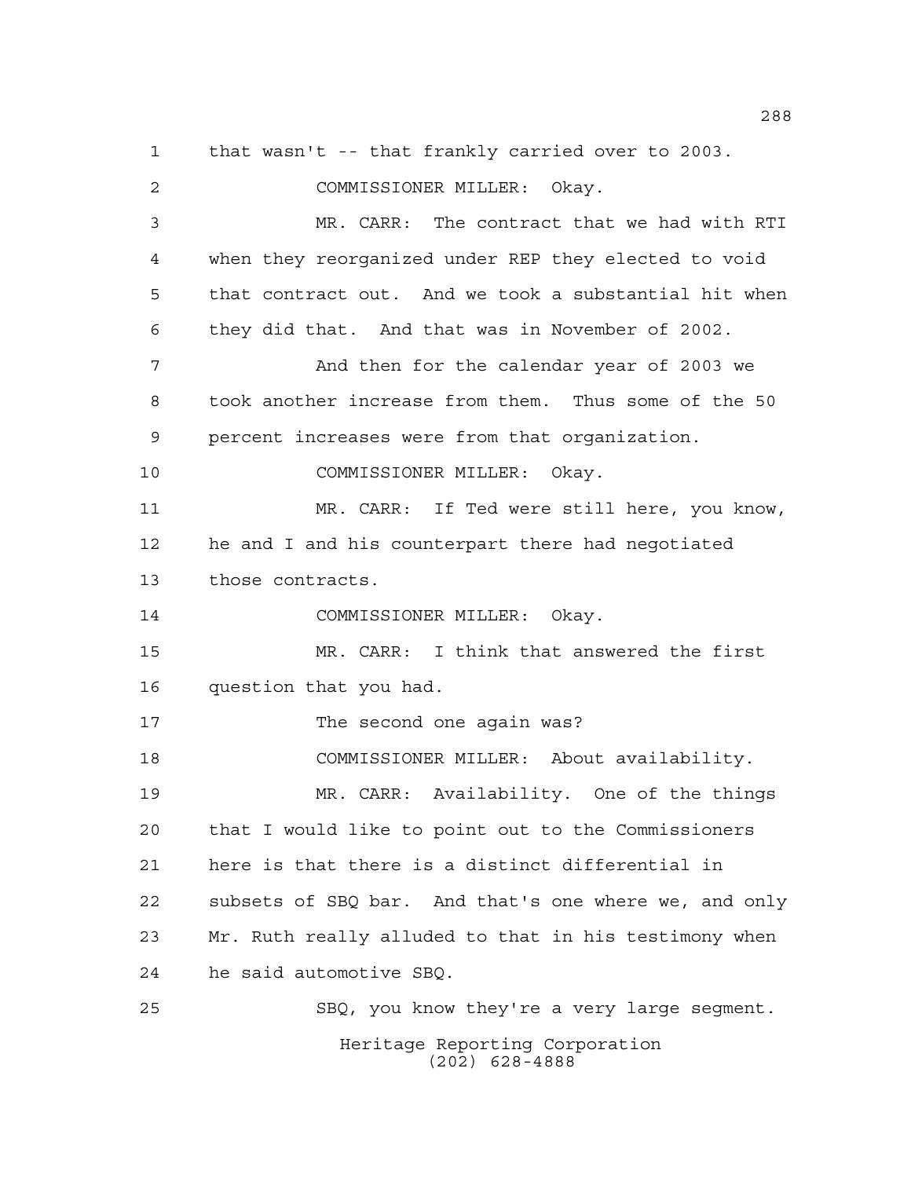that wasn't -- that frankly carried over to 2003.

COMMISSIONER MILLER: Okay.

MR. CARR: The contract that we had with RTI when they reorganized under REP they elected to void that contract out. And we took a substantial hit when they did that. And that was in November of 2002.

And then for the calendar year of 2003 we took another increase from them. Thus some of the 50 percent increases were from that organization.

COMMISSIONER MILLER: Okay.

MR. CARR: If Ted were still here, you know, he and I and his counterpart there had negotiated those contracts.

COMMISSIONER MILLER: Okay.

MR. CARR: I think that answered the first question that you had.

The second one again was?

COMMISSIONER MILLER: About availability.

MR. CARR: Availability. One of the things that I would like to point out to the Commissioners here is that there is a distinct differential in subsets of SBQ bar. And that's one where we, and only Mr. Ruth really alluded to that in his testimony when he said automotive SBQ.

SBQ, you know they're a very large segment.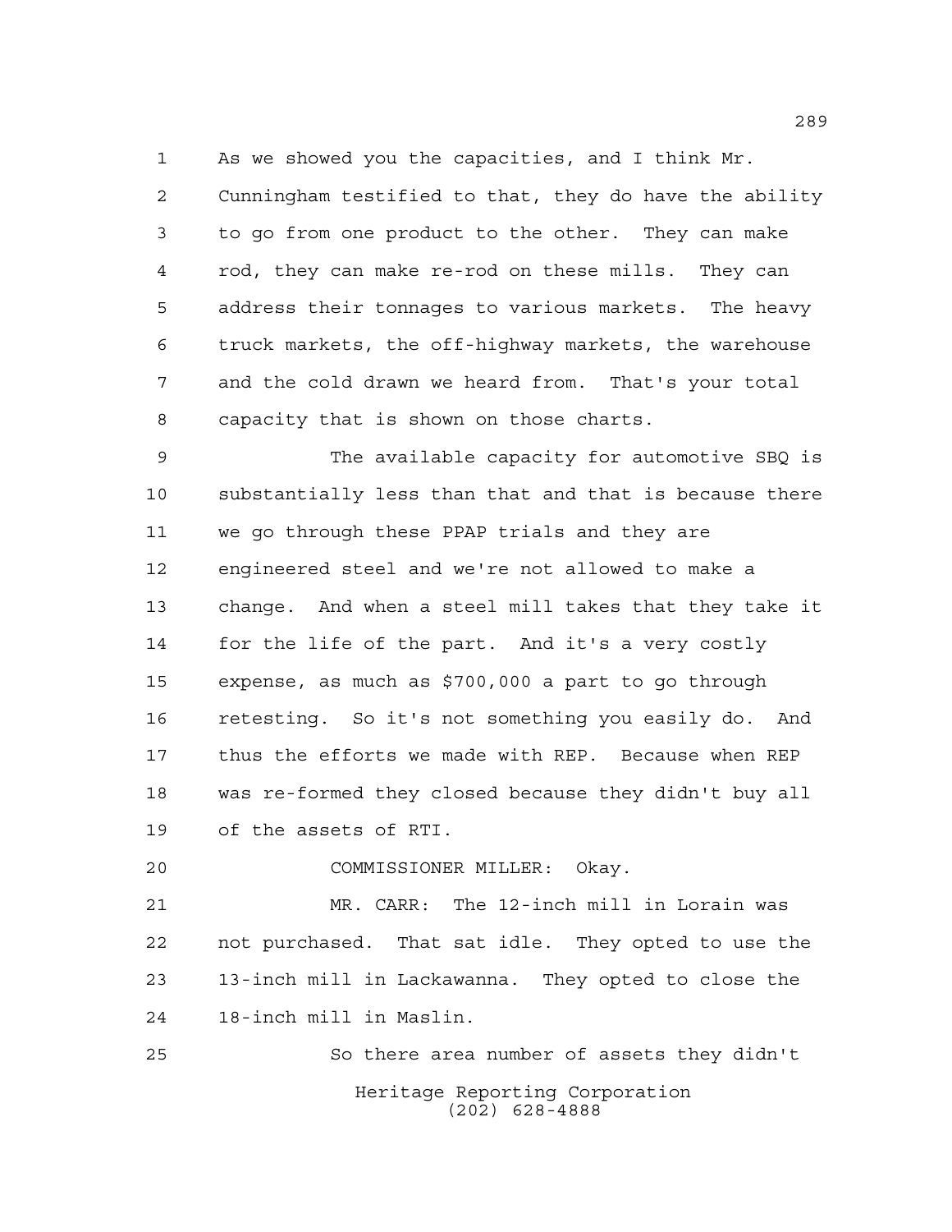As we showed you the capacities, and I think Mr. Cunningham testified to that, they do have the ability to go from one product to the other. They can make rod, they can make re-rod on these mills. They can address their tonnages to various markets. The heavy truck markets, the off-highway markets, the warehouse and the cold drawn we heard from. That's your total capacity that is shown on those charts.

The available capacity for automotive SBQ is substantially less than that and that is because there we go through these PPAP trials and they are engineered steel and we're not allowed to make a change. And when a steel mill takes that they take it for the life of the part. And it's a very costly expense, as much as $700,000 a part to go through retesting. So it's not something you easily do. And thus the efforts we made with REP. Because when REP was re-formed they closed because they didn't buy all of the assets of RTI.

COMMISSIONER MILLER: Okay.

MR. CARR: The 12-inch mill in Lorain was not purchased. That sat idle. They opted to use the 13-inch mill in Lackawanna. They opted to close the 18-inch mill in Maslin.

So there area number of assets they didn't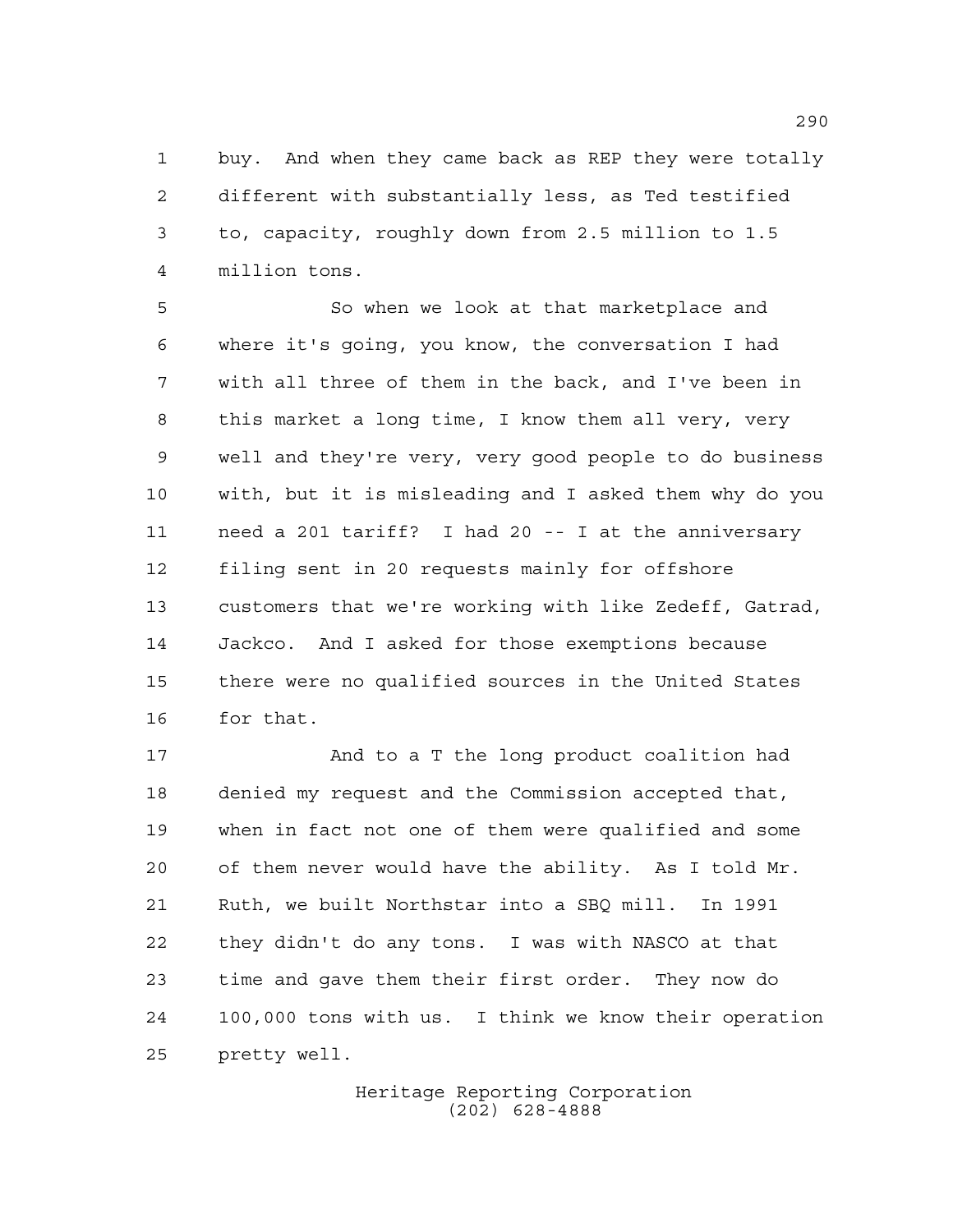buy. And when they came back as REP they were totally different with substantially less, as Ted testified to, capacity, roughly down from 2.5 million to 1.5 million tons.

So when we look at that marketplace and where it's going, you know, the conversation I had with all three of them in the back, and I've been in this market a long time, I know them all very, very well and they're very, very good people to do business with, but it is misleading and I asked them why do you need a 201 tariff? I had 20 -- I at the anniversary filing sent in 20 requests mainly for offshore customers that we're working with like Zedeff, Gatrad, Jackco. And I asked for those exemptions because there were no qualified sources in the United States for that.

And to a T the long product coalition had denied my request and the Commission accepted that, when in fact not one of them were qualified and some of them never would have the ability. As I told Mr. Ruth, we built Northstar into a SBQ mill. In 1991 they didn't do any tons. I was with NASCO at that time and gave them their first order. They now do 100,000 tons with us. I think we know their operation pretty well.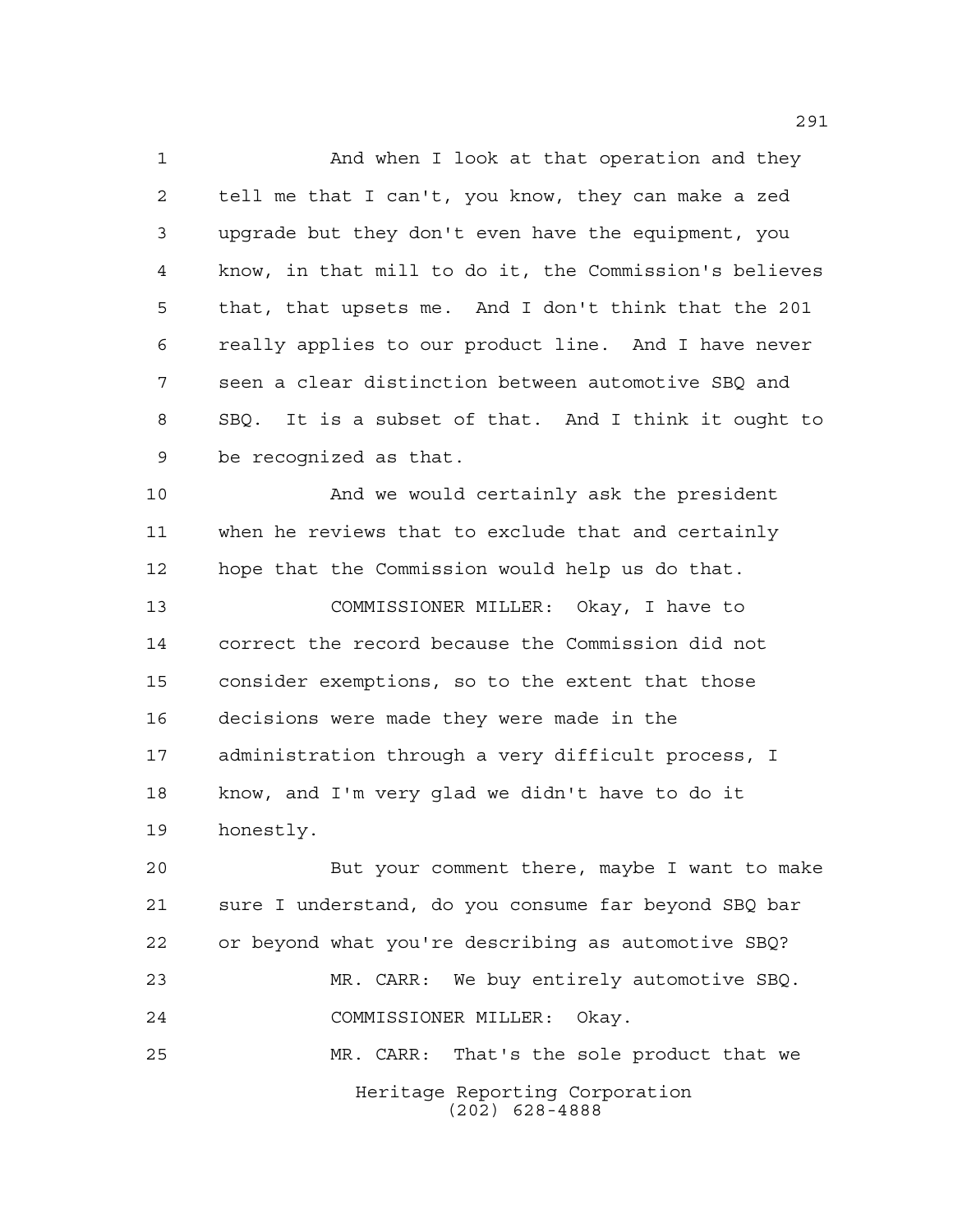And when I look at that operation and they tell me that I can't, you know, they can make a zed upgrade but they don't even have the equipment, you know, in that mill to do it, the Commission's believes that, that upsets me. And I don't think that the 201 really applies to our product line. And I have never seen a clear distinction between automotive SBQ and SBQ. It is a subset of that. And I think it ought to be recognized as that.

And we would certainly ask the president when he reviews that to exclude that and certainly hope that the Commission would help us do that.

COMMISSIONER MILLER: Okay, I have to correct the record because the Commission did not consider exemptions, so to the extent that those decisions were made they were made in the administration through a very difficult process, I know, and I'm very glad we didn't have to do it honestly.

But your comment there, maybe I want to make sure I understand, do you consume far beyond SBQ bar or beyond what you're describing as automotive SBQ?

MR. CARR: We buy entirely automotive SBQ.

COMMISSIONER MILLER: Okay.

MR. CARR: That's the sole product that we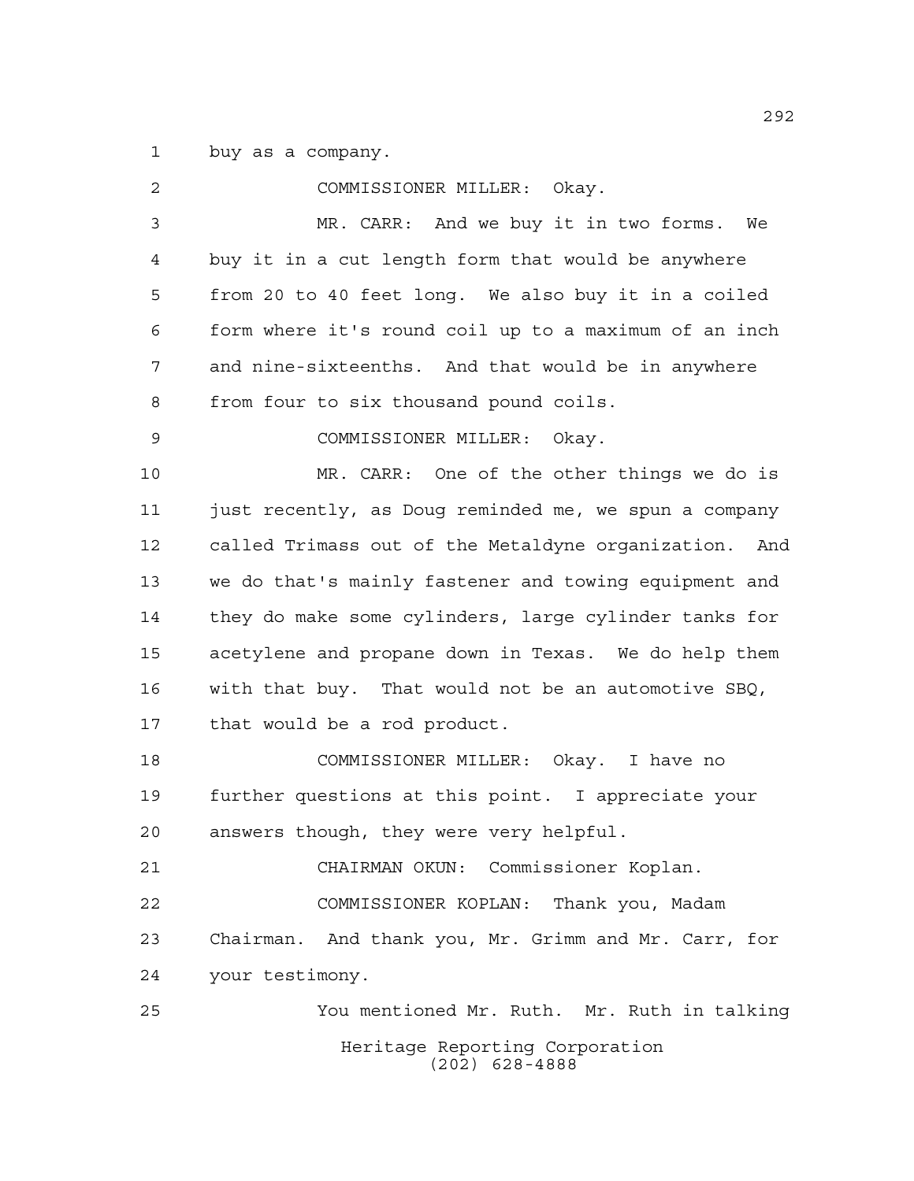buy as a company.

COMMISSIONER MILLER: Okay.

MR. CARR: And we buy it in two forms. We buy it in a cut length form that would be anywhere from 20 to 40 feet long. We also buy it in a coiled form where it's round coil up to a maximum of an inch and nine-sixteenths. And that would be in anywhere from four to six thousand pound coils.

COMMISSIONER MILLER: Okay.

MR. CARR: One of the other things we do is just recently, as Doug reminded me, we spun a company called Trimass out of the Metaldyne organization. And we do that's mainly fastener and towing equipment and they do make some cylinders, large cylinder tanks for acetylene and propane down in Texas. We do help them with that buy. That would not be an automotive SBQ, that would be a rod product.

COMMISSIONER MILLER: Okay. I have no further questions at this point. I appreciate your answers though, they were very helpful.

CHAIRMAN OKUN: Commissioner Koplan.

COMMISSIONER KOPLAN: Thank you, Madam Chairman. And thank you, Mr. Grimm and Mr. Carr, for your testimony.

You mentioned Mr. Ruth. Mr. Ruth in talking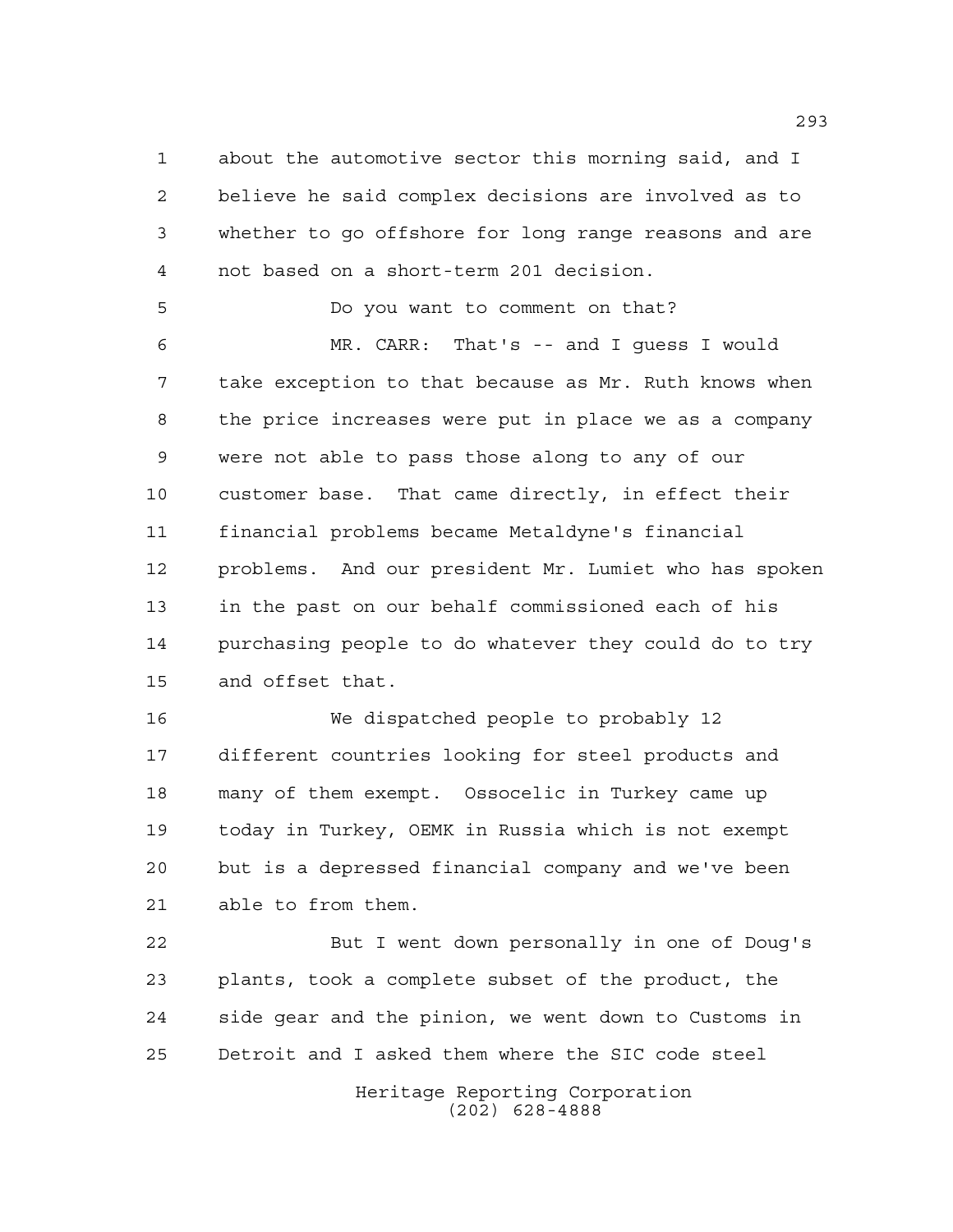about the automotive sector this morning said, and I believe he said complex decisions are involved as to whether to go offshore for long range reasons and are not based on a short-term 201 decision.

Do you want to comment on that?

MR. CARR: That's -- and I guess I would take exception to that because as Mr. Ruth knows when the price increases were put in place we as a company were not able to pass those along to any of our customer base. That came directly, in effect their financial problems became Metaldyne's financial problems. And our president Mr. Lumiet who has spoken in the past on our behalf commissioned each of his purchasing people to do whatever they could do to try and offset that.

We dispatched people to probably 12 different countries looking for steel products and many of them exempt. Ossocelic in Turkey came up today in Turkey, OEMK in Russia which is not exempt but is a depressed financial company and we've been able to from them.

But I went down personally in one of Doug's plants, took a complete subset of the product, the side gear and the pinion, we went down to Customs in Detroit and I asked them where the SIC code steel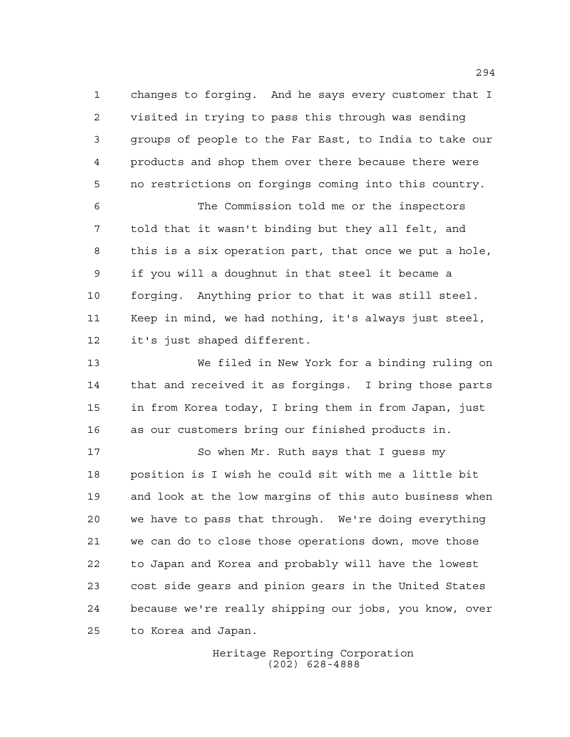changes to forging. And he says every customer that I visited in trying to pass this through was sending groups of people to the Far East, to India to take our products and shop them over there because there were no restrictions on forgings coming into this country.

The Commission told me or the inspectors told that it wasn't binding but they all felt, and this is a six operation part, that once we put a hole, if you will a doughnut in that steel it became a forging. Anything prior to that it was still steel. Keep in mind, we had nothing, it's always just steel, it's just shaped different.

We filed in New York for a binding ruling on that and received it as forgings. I bring those parts in from Korea today, I bring them in from Japan, just as our customers bring our finished products in.

So when Mr. Ruth says that I guess my position is I wish he could sit with me a little bit and look at the low margins of this auto business when we have to pass that through. We're doing everything we can do to close those operations down, move those to Japan and Korea and probably will have the lowest cost side gears and pinion gears in the United States because we're really shipping our jobs, you know, over to Korea and Japan.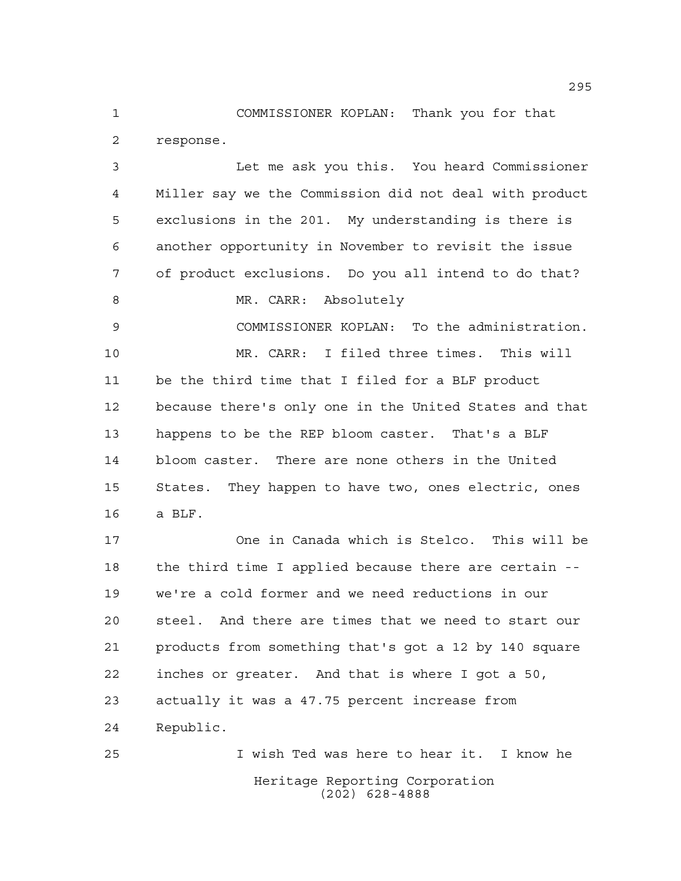COMMISSIONER KOPLAN: Thank you for that response.

Let me ask you this. You heard Commissioner Miller say we the Commission did not deal with product exclusions in the 201. My understanding is there is another opportunity in November to revisit the issue of product exclusions. Do you all intend to do that?

MR. CARR: Absolutely

COMMISSIONER KOPLAN: To the administration.

MR. CARR: I filed three times. This will be the third time that I filed for a BLF product because there's only one in the United States and that happens to be the REP bloom caster. That's a BLF bloom caster. There are none others in the United States. They happen to have two, ones electric, ones a BLF.

One in Canada which is Stelco. This will be the third time I applied because there are certain -- we're a cold former and we need reductions in our steel. And there are times that we need to start our products from something that's got a 12 by 140 square inches or greater. And that is where I got a 50, actually it was a 47.75 percent increase from Republic.

I wish Ted was here to hear it. I know he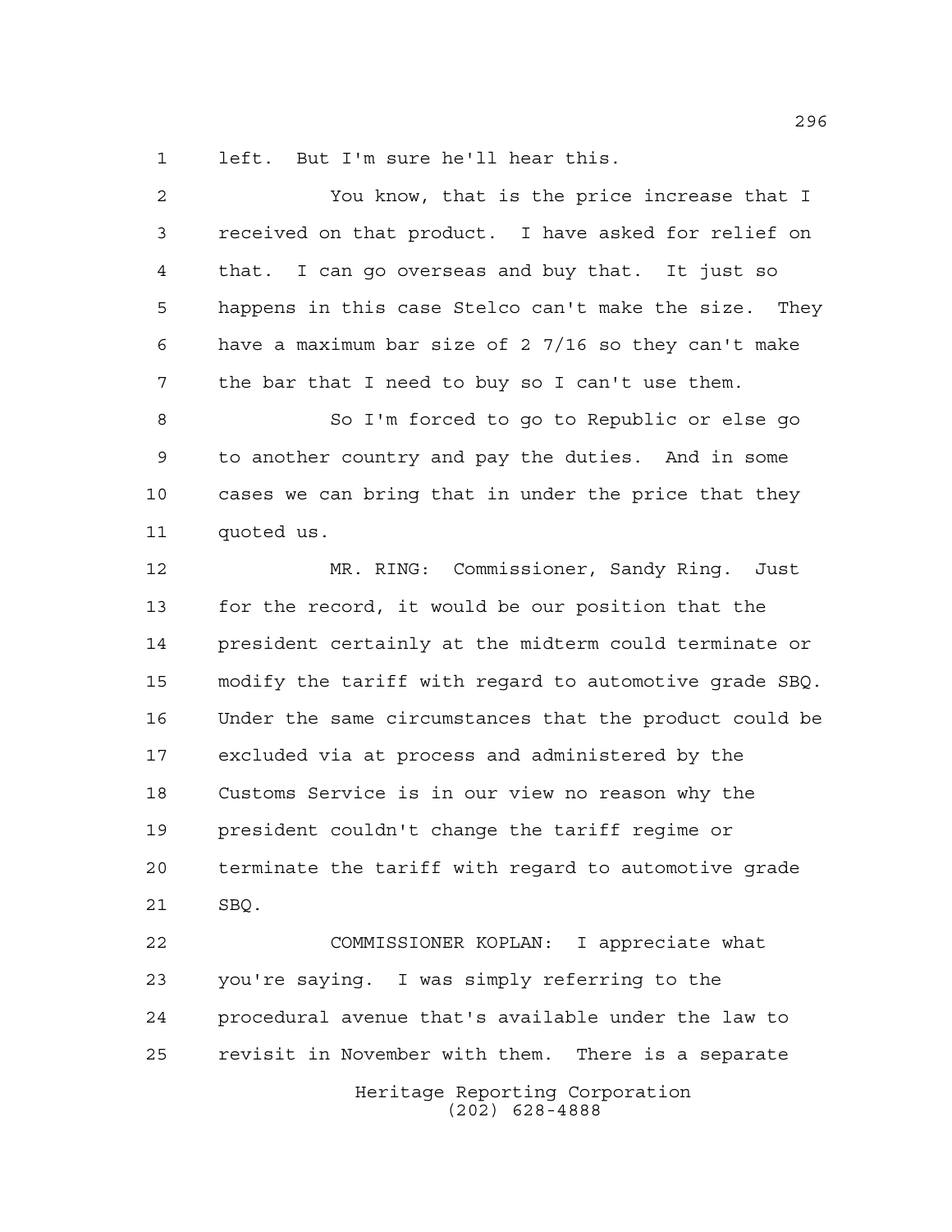left. But I'm sure he'll hear this.

You know, that is the price increase that I received on that product. I have asked for relief on that. I can go overseas and buy that. It just so happens in this case Stelco can't make the size. They have a maximum bar size of 2 7/16 so they can't make the bar that I need to buy so I can't use them.

So I'm forced to go to Republic or else go to another country and pay the duties. And in some cases we can bring that in under the price that they quoted us.

MR. RING: Commissioner, Sandy Ring. Just for the record, it would be our position that the president certainly at the midterm could terminate or modify the tariff with regard to automotive grade SBQ. Under the same circumstances that the product could be excluded via at process and administered by the Customs Service is in our view no reason why the president couldn't change the tariff regime or terminate the tariff with regard to automotive grade SBQ.

COMMISSIONER KOPLAN: I appreciate what you're saying. I was simply referring to the procedural avenue that's available under the law to revisit in November with them. There is a separate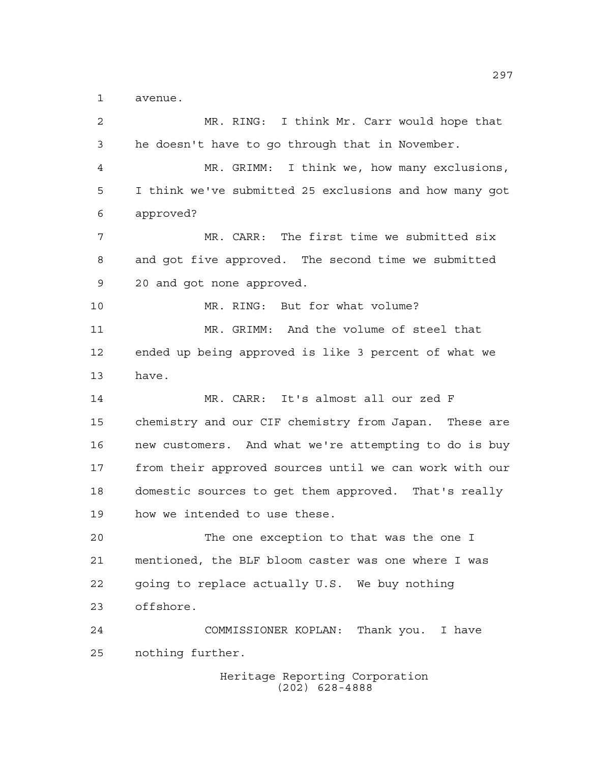avenue.

MR. RING: I think Mr. Carr would hope that he doesn't have to go through that in November.

MR. GRIMM: I think we, how many exclusions, I think we've submitted 25 exclusions and how many got approved?

MR. CARR: The first time we submitted six and got five approved. The second time we submitted 20 and got none approved.

MR. RING: But for what volume?

MR. GRIMM: And the volume of steel that ended up being approved is like 3 percent of what we have.

MR. CARR: It's almost all our zed F chemistry and our CIF chemistry from Japan. These are new customers. And what we're attempting to do is buy from their approved sources until we can work with our domestic sources to get them approved. That's really how we intended to use these.

The one exception to that was the one I mentioned, the BLF bloom caster was one where I was going to replace actually U.S. We buy nothing offshore.

COMMISSIONER KOPLAN: Thank you. I have nothing further.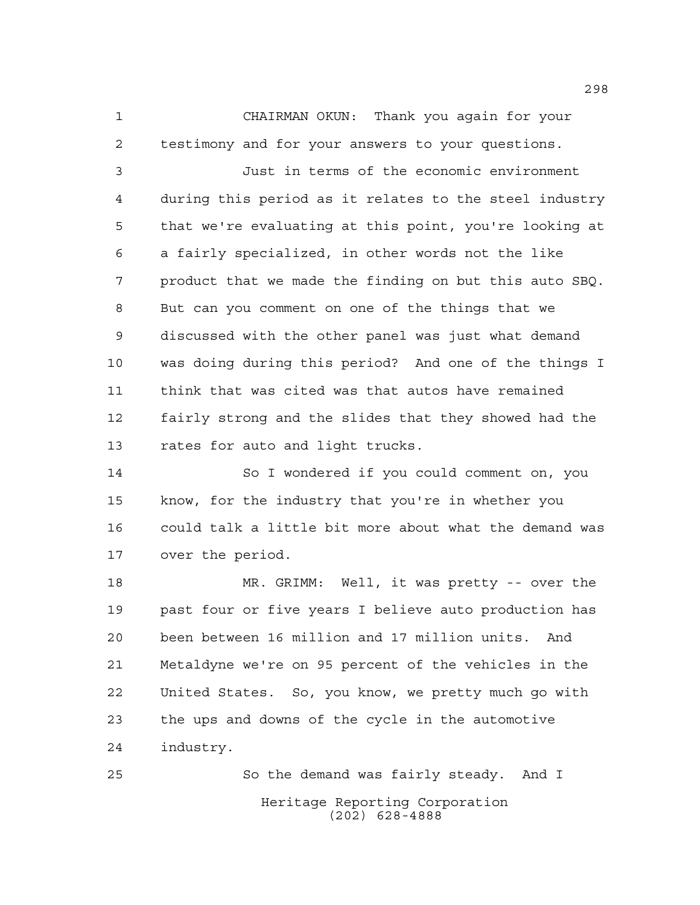CHAIRMAN OKUN: Thank you again for your testimony and for your answers to your questions.

Just in terms of the economic environment during this period as it relates to the steel industry that we're evaluating at this point, you're looking at a fairly specialized, in other words not the like product that we made the finding on but this auto SBQ. But can you comment on one of the things that we discussed with the other panel was just what demand was doing during this period? And one of the things I think that was cited was that autos have remained fairly strong and the slides that they showed had the rates for auto and light trucks.

So I wondered if you could comment on, you know, for the industry that you're in whether you could talk a little bit more about what the demand was over the period.

MR. GRIMM: Well, it was pretty -- over the past four or five years I believe auto production has been between 16 million and 17 million units. And Metaldyne we're on 95 percent of the vehicles in the United States. So, you know, we pretty much go with the ups and downs of the cycle in the automotive industry.

So the demand was fairly steady. And I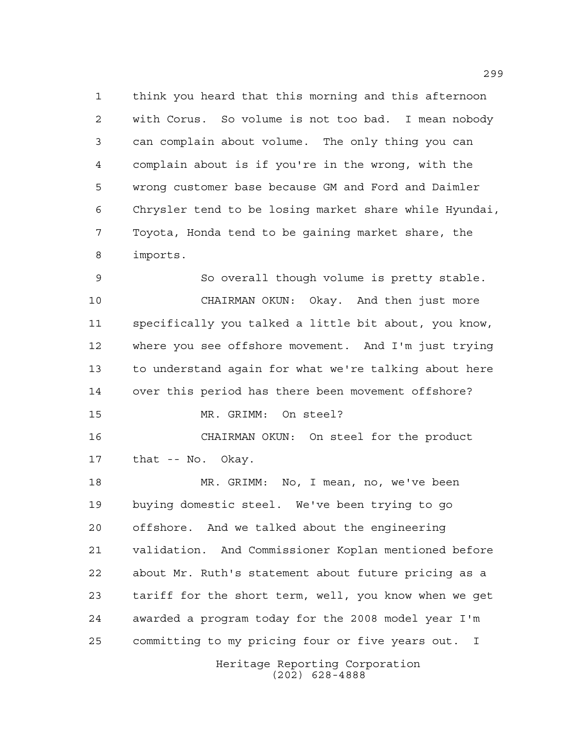think you heard that this morning and this afternoon with Corus. So volume is not too bad. I mean nobody can complain about volume. The only thing you can complain about is if you're in the wrong, with the wrong customer base because GM and Ford and Daimler Chrysler tend to be losing market share while Hyundai, Toyota, Honda tend to be gaining market share, the imports.

So overall though volume is pretty stable.

CHAIRMAN OKUN: Okay. And then just more specifically you talked a little bit about, you know, where you see offshore movement. And I'm just trying to understand again for what we're talking about here over this period has there been movement offshore?

MR. GRIMM: On steel?

CHAIRMAN OKUN: On steel for the product that -- No. Okay.

MR. GRIMM: No, I mean, no, we've been buying domestic steel. We've been trying to go offshore. And we talked about the engineering validation. And Commissioner Koplan mentioned before about Mr. Ruth's statement about future pricing as a tariff for the short term, well, you know when we get awarded a program today for the 2008 model year I'm committing to my pricing four or five years out. I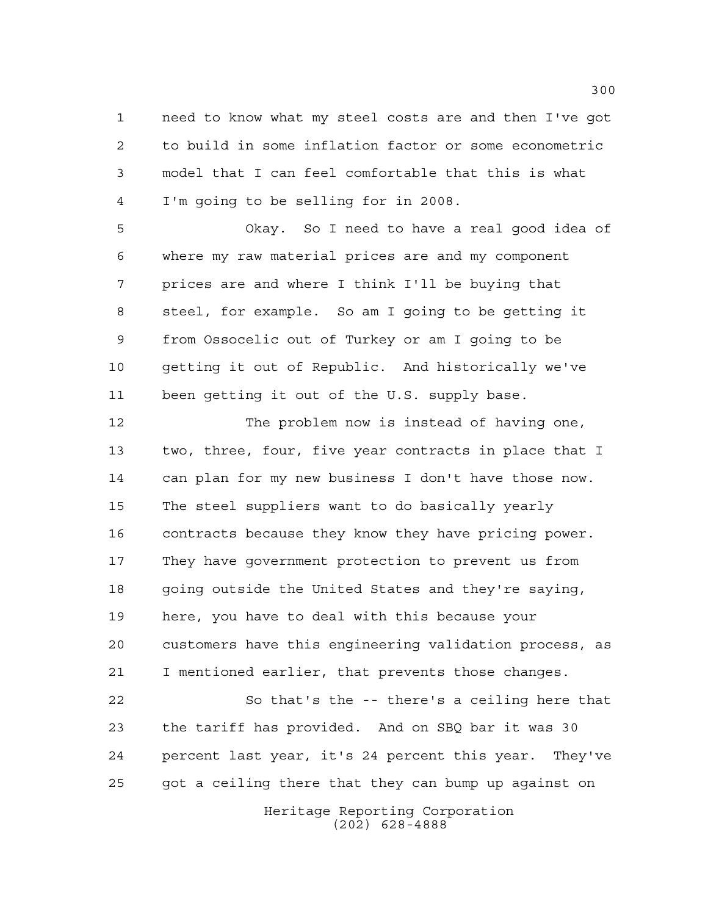need to know what my steel costs are and then I've got to build in some inflation factor or some econometric model that I can feel comfortable that this is what I'm going to be selling for in 2008.

Okay. So I need to have a real good idea of where my raw material prices are and my component prices are and where I think I'll be buying that steel, for example. So am I going to be getting it from Ossocelic out of Turkey or am I going to be getting it out of Republic. And historically we've been getting it out of the U.S. supply base.

The problem now is instead of having one, two, three, four, five year contracts in place that I can plan for my new business I don't have those now. The steel suppliers want to do basically yearly contracts because they know they have pricing power. They have government protection to prevent us from going outside the United States and they're saying, here, you have to deal with this because your customers have this engineering validation process, as I mentioned earlier, that prevents those changes.

So that's the -- there's a ceiling here that the tariff has provided. And on SBQ bar it was 30 percent last year, it's 24 percent this year. They've got a ceiling there that they can bump up against on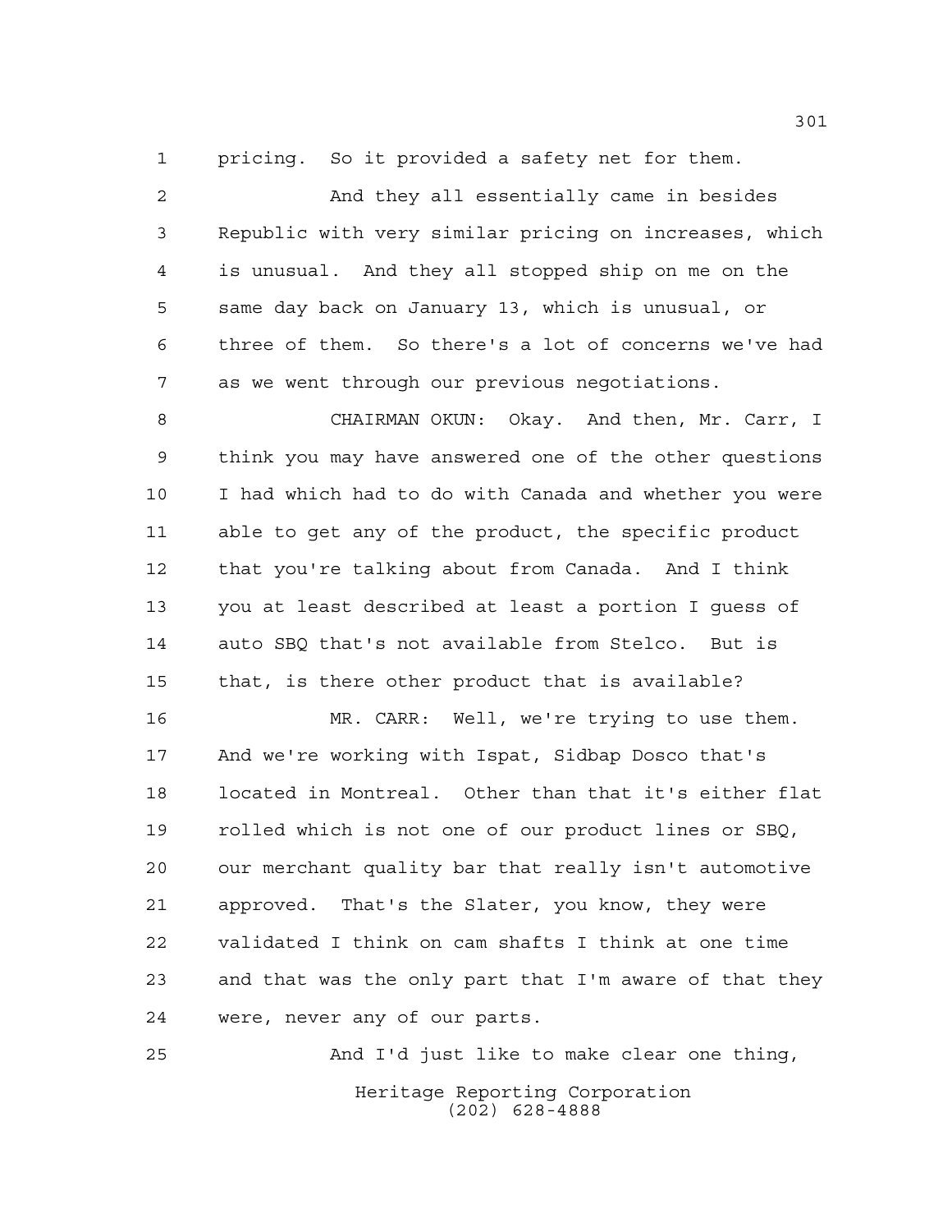pricing. So it provided a safety net for them.

And they all essentially came in besides Republic with very similar pricing on increases, which is unusual. And they all stopped ship on me on the same day back on January 13, which is unusual, or three of them. So there's a lot of concerns we've had as we went through our previous negotiations.

CHAIRMAN OKUN: Okay. And then, Mr. Carr, I think you may have answered one of the other questions I had which had to do with Canada and whether you were able to get any of the product, the specific product that you're talking about from Canada. And I think you at least described at least a portion I guess of auto SBQ that's not available from Stelco. But is that, is there other product that is available?

MR. CARR: Well, we're trying to use them. And we're working with Ispat, Sidbap Dosco that's located in Montreal. Other than that it's either flat rolled which is not one of our product lines or SBQ, our merchant quality bar that really isn't automotive approved. That's the Slater, you know, they were validated I think on cam shafts I think at one time and that was the only part that I'm aware of that they were, never any of our parts.

And I'd just like to make clear one thing,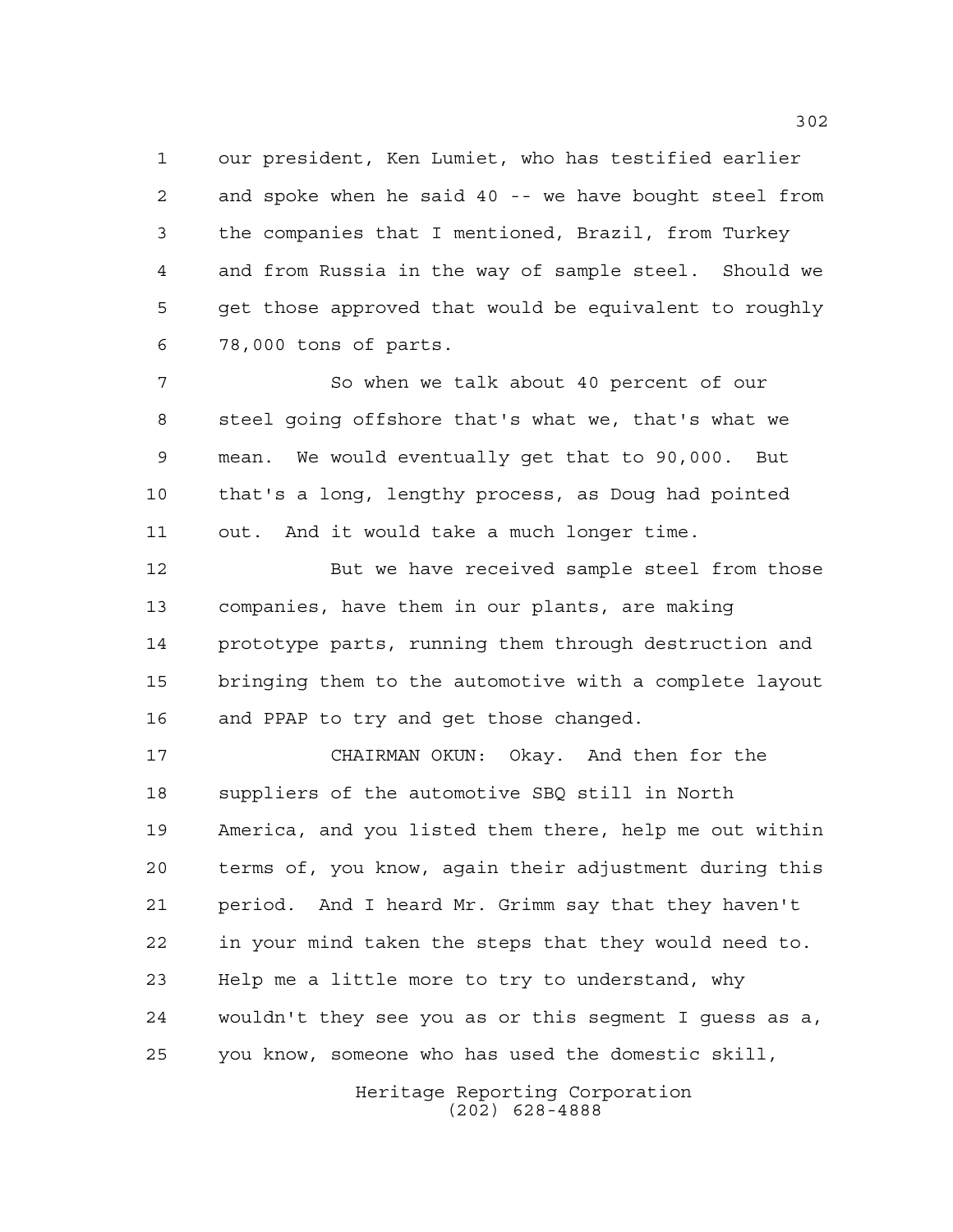our president, Ken Lumiet, who has testified earlier and spoke when he said 40 -- we have bought steel from the companies that I mentioned, Brazil, from Turkey and from Russia in the way of sample steel. Should we get those approved that would be equivalent to roughly 78,000 tons of parts.

So when we talk about 40 percent of our steel going offshore that's what we, that's what we mean. We would eventually get that to 90,000. But that's a long, lengthy process, as Doug had pointed out. And it would take a much longer time.

But we have received sample steel from those companies, have them in our plants, are making prototype parts, running them through destruction and bringing them to the automotive with a complete layout and PPAP to try and get those changed.

CHAIRMAN OKUN: Okay. And then for the suppliers of the automotive SBQ still in North America, and you listed them there, help me out within terms of, you know, again their adjustment during this period. And I heard Mr. Grimm say that they haven't in your mind taken the steps that they would need to. Help me a little more to try to understand, why wouldn't they see you as or this segment I guess as a, you know, someone who has used the domestic skill,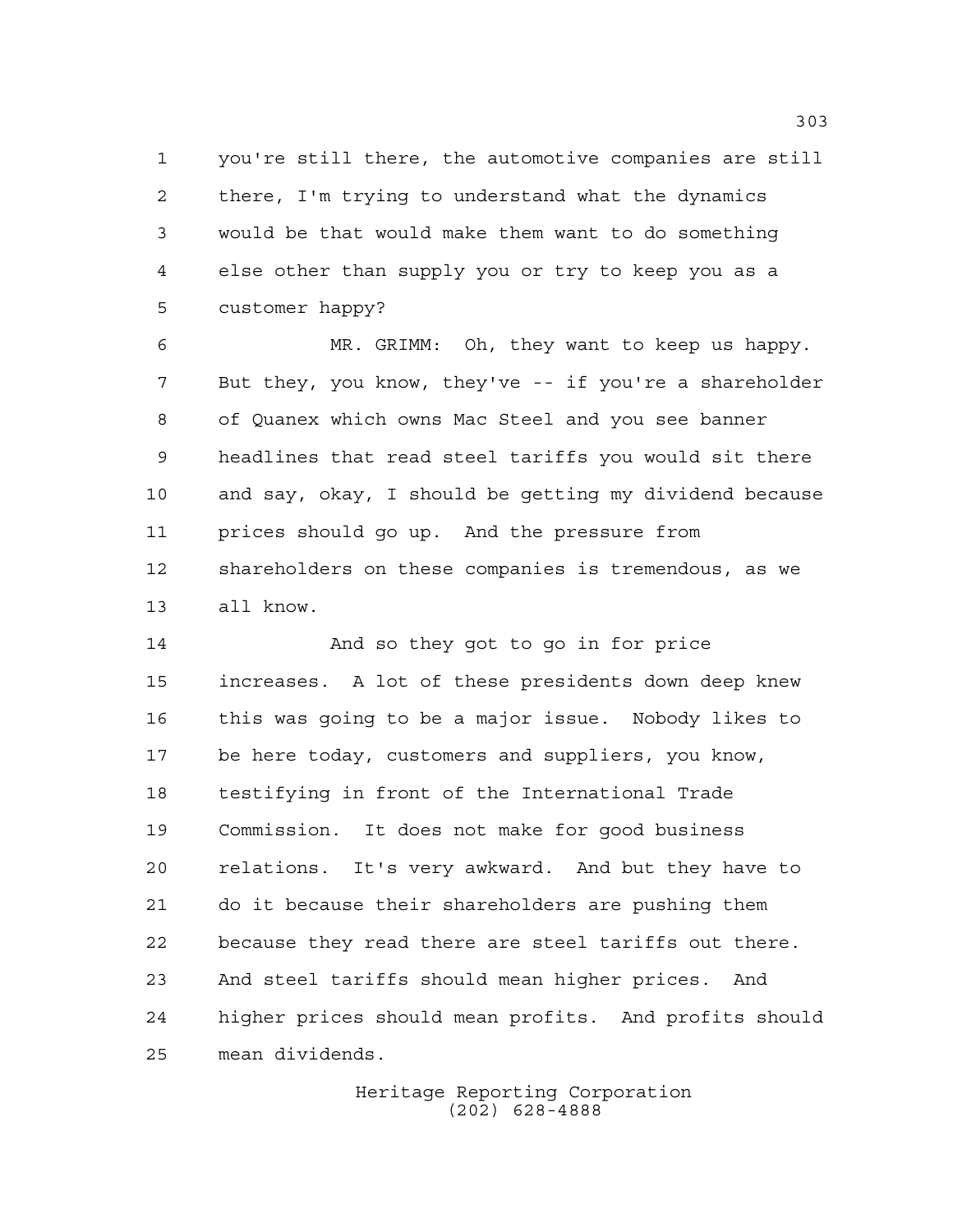you're still there, the automotive companies are still there, I'm trying to understand what the dynamics would be that would make them want to do something else other than supply you or try to keep you as a customer happy?

MR. GRIMM: Oh, they want to keep us happy. But they, you know, they've -- if you're a shareholder of Quanex which owns Mac Steel and you see banner headlines that read steel tariffs you would sit there and say, okay, I should be getting my dividend because prices should go up. And the pressure from shareholders on these companies is tremendous, as we all know.

And so they got to go in for price increases. A lot of these presidents down deep knew this was going to be a major issue. Nobody likes to be here today, customers and suppliers, you know, testifying in front of the International Trade Commission. It does not make for good business relations. It's very awkward. And but they have to do it because their shareholders are pushing them because they read there are steel tariffs out there. And steel tariffs should mean higher prices. And higher prices should mean profits. And profits should mean dividends.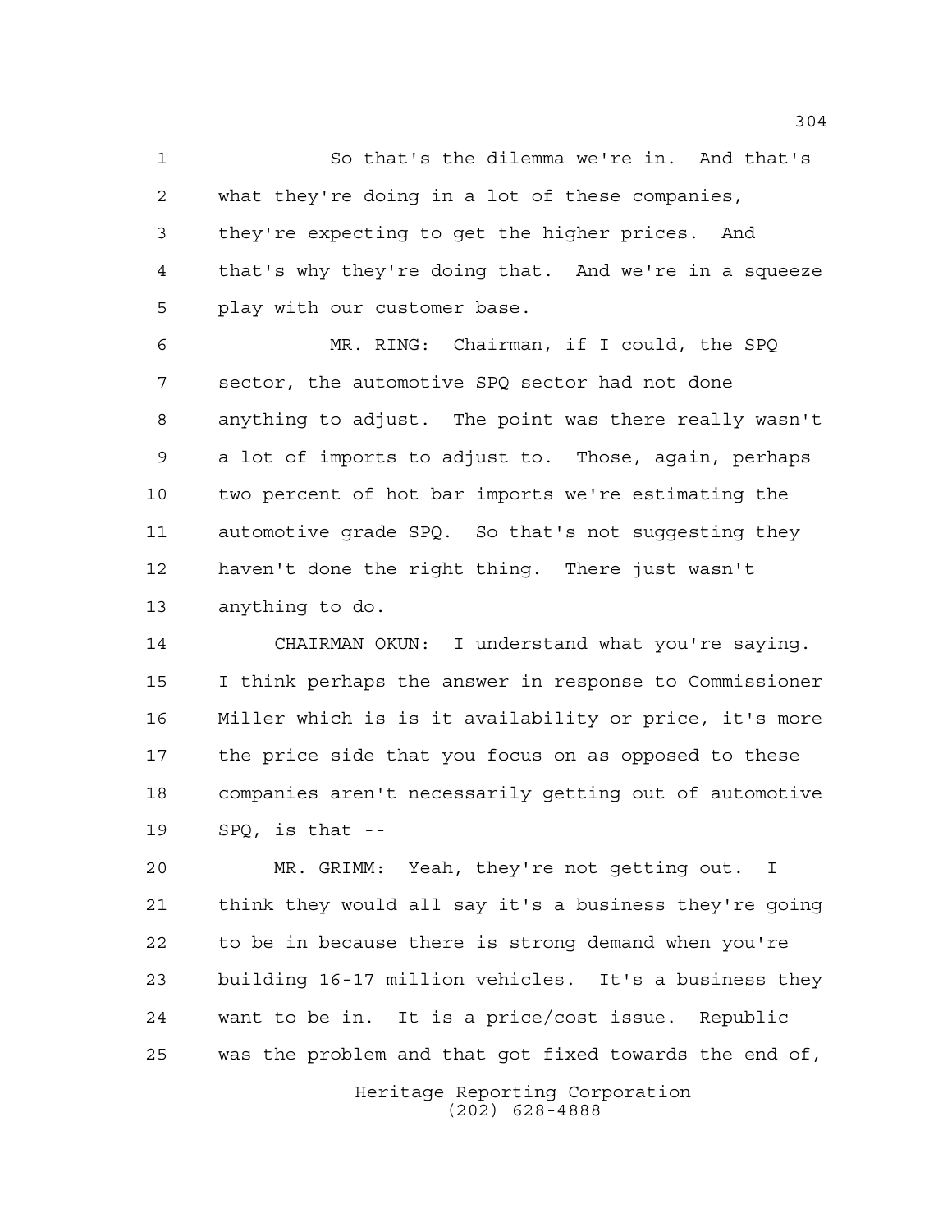So that's the dilemma we're in. And that's what they're doing in a lot of these companies, they're expecting to get the higher prices. And that's why they're doing that. And we're in a squeeze play with our customer base.

MR. RING: Chairman, if I could, the SPQ sector, the automotive SPQ sector had not done anything to adjust. The point was there really wasn't a lot of imports to adjust to. Those, again, perhaps two percent of hot bar imports we're estimating the automotive grade SPQ. So that's not suggesting they haven't done the right thing. There just wasn't anything to do.

CHAIRMAN OKUN: I understand what you're saying. I think perhaps the answer in response to Commissioner Miller which is is it availability or price, it's more the price side that you focus on as opposed to these companies aren't necessarily getting out of automotive SPQ, is that --

MR. GRIMM: Yeah, they're not getting out. I think they would all say it's a business they're going to be in because there is strong demand when you're building 16-17 million vehicles. It's a business they want to be in. It is a price/cost issue. Republic was the problem and that got fixed towards the end of,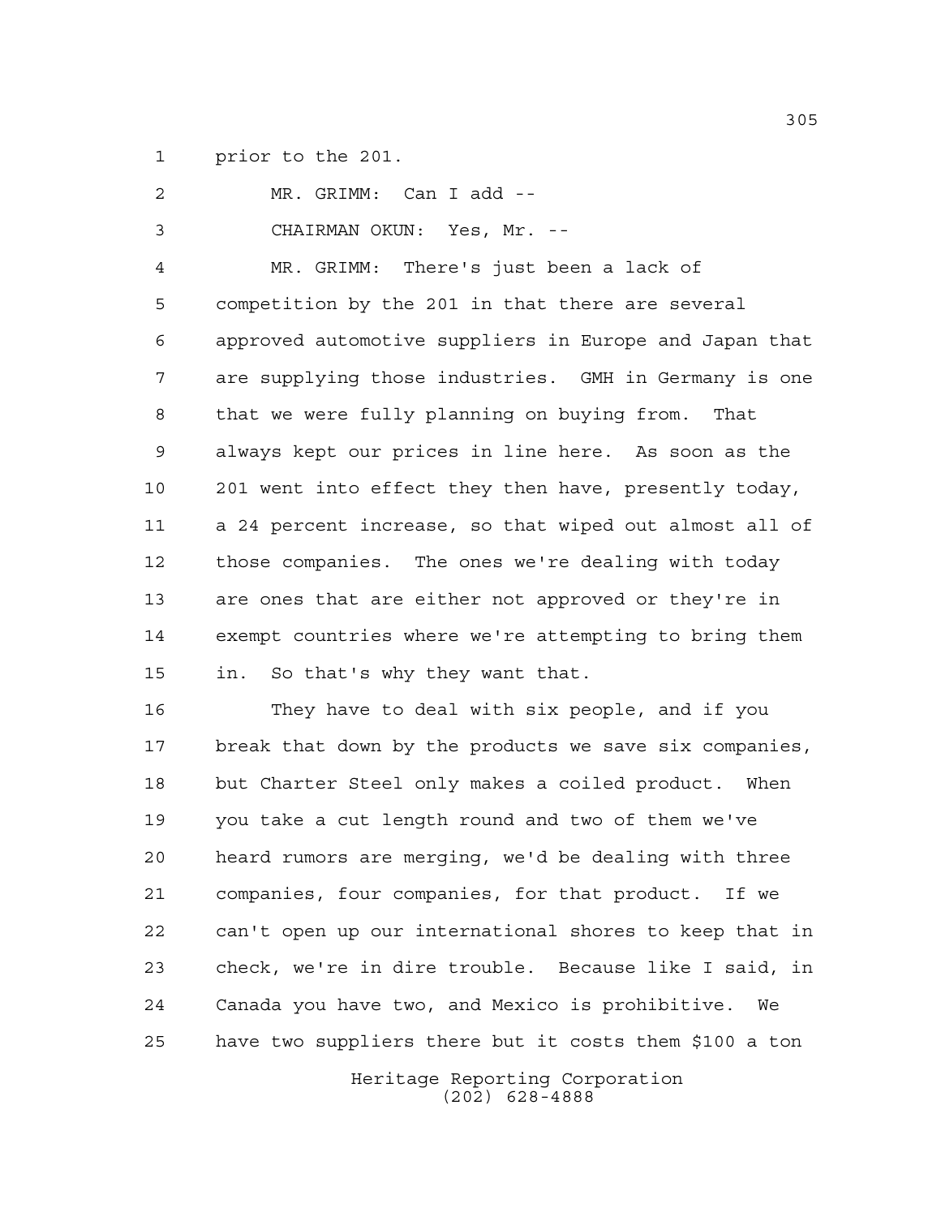prior to the 201.

MR. GRIMM: Can I add --

CHAIRMAN OKUN: Yes, Mr. --

MR. GRIMM: There's just been a lack of competition by the 201 in that there are several approved automotive suppliers in Europe and Japan that are supplying those industries. GMH in Germany is one that we were fully planning on buying from. That always kept our prices in line here. As soon as the 201 went into effect they then have, presently today, a 24 percent increase, so that wiped out almost all of those companies. The ones we're dealing with today are ones that are either not approved or they're in exempt countries where we're attempting to bring them in. So that's why they want that.

They have to deal with six people, and if you break that down by the products we save six companies, but Charter Steel only makes a coiled product. When you take a cut length round and two of them we've heard rumors are merging, we'd be dealing with three companies, four companies, for that product. If we can't open up our international shores to keep that in check, we're in dire trouble. Because like I said, in Canada you have two, and Mexico is prohibitive. We have two suppliers there but it costs them $100 a ton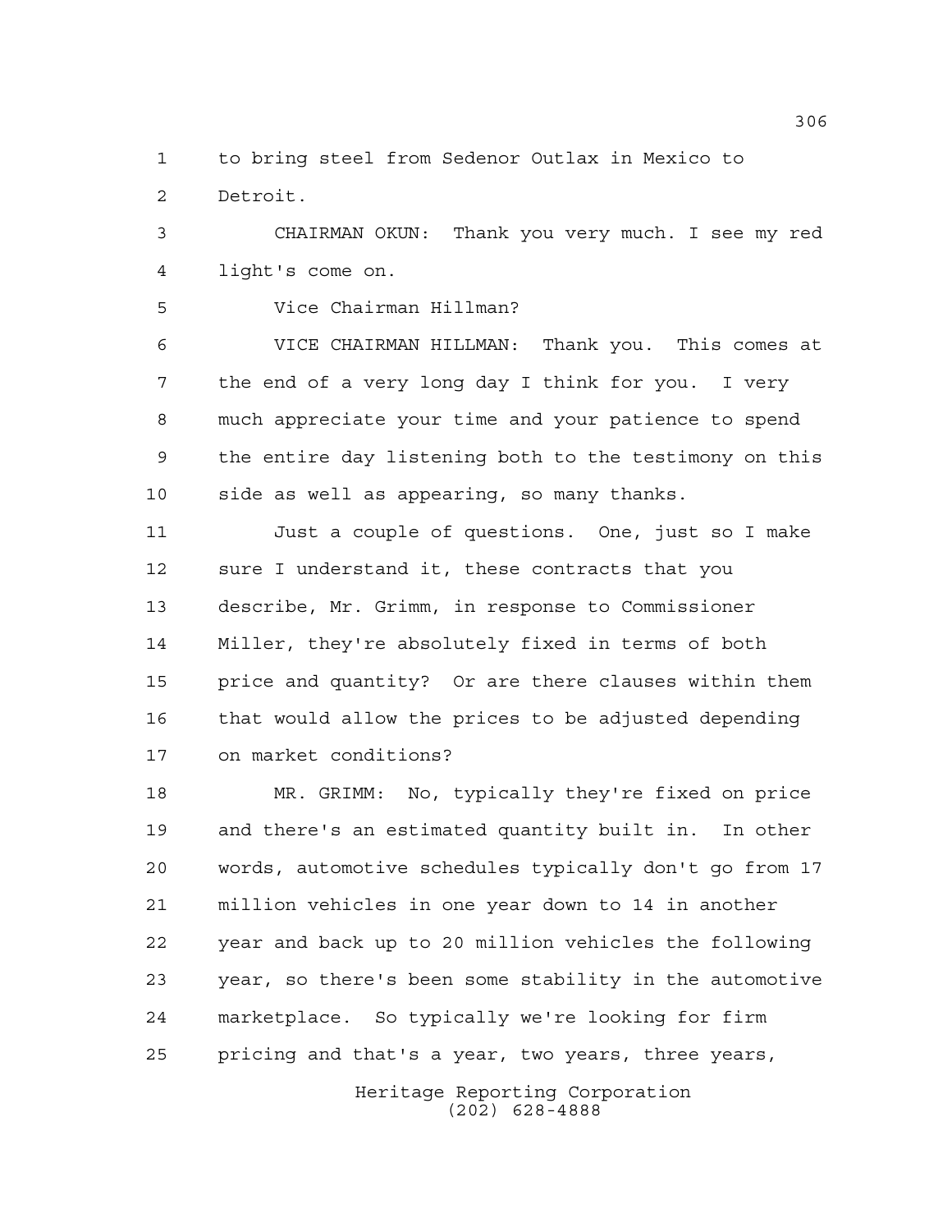to bring steel from Sedenor Outlax in Mexico to Detroit.

CHAIRMAN OKUN: Thank you very much. I see my red light's come on.

Vice Chairman Hillman?

VICE CHAIRMAN HILLMAN: Thank you. This comes at the end of a very long day I think for you. I very much appreciate your time and your patience to spend the entire day listening both to the testimony on this side as well as appearing, so many thanks.

Just a couple of questions. One, just so I make sure I understand it, these contracts that you describe, Mr. Grimm, in response to Commissioner Miller, they're absolutely fixed in terms of both price and quantity? Or are there clauses within them that would allow the prices to be adjusted depending on market conditions?

MR. GRIMM: No, typically they're fixed on price and there's an estimated quantity built in. In other words, automotive schedules typically don't go from 17 million vehicles in one year down to 14 in another year and back up to 20 million vehicles the following year, so there's been some stability in the automotive marketplace. So typically we're looking for firm pricing and that's a year, two years, three years,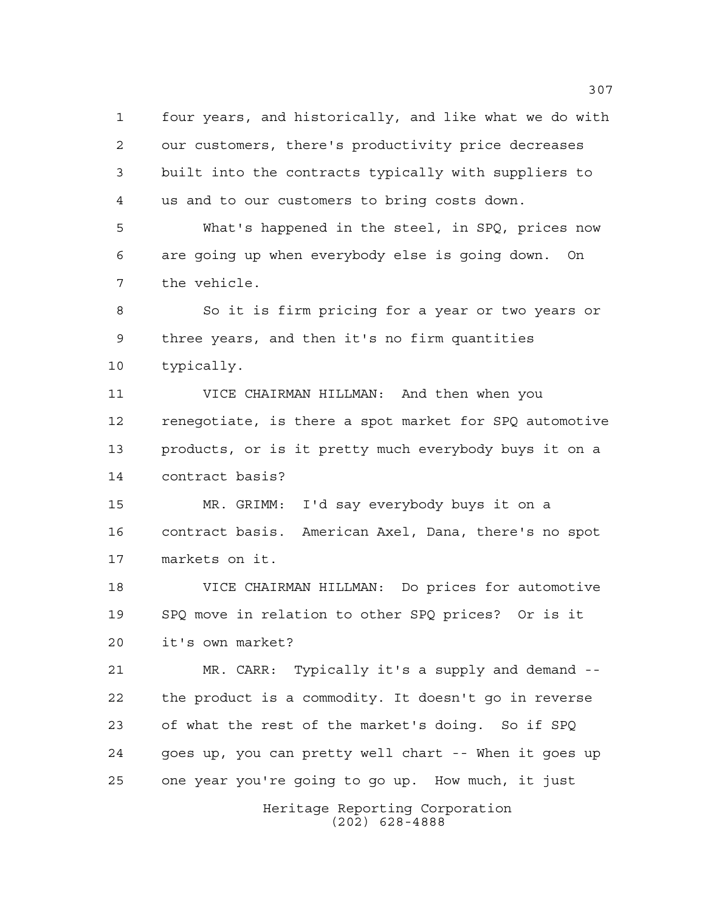four years, and historically, and like what we do with our customers, there's productivity price decreases built into the contracts typically with suppliers to us and to our customers to bring costs down.

What's happened in the steel, in SPQ, prices now are going up when everybody else is going down. On the vehicle.

So it is firm pricing for a year or two years or three years, and then it's no firm quantities typically.

VICE CHAIRMAN HILLMAN: And then when you renegotiate, is there a spot market for SPQ automotive products, or is it pretty much everybody buys it on a contract basis?

MR. GRIMM: I'd say everybody buys it on a contract basis. American Axel, Dana, there's no spot markets on it.

VICE CHAIRMAN HILLMAN: Do prices for automotive SPQ move in relation to other SPQ prices? Or is it it's own market?

MR. CARR: Typically it's a supply and demand -- the product is a commodity. It doesn't go in reverse of what the rest of the market's doing. So if SPQ goes up, you can pretty well chart -- When it goes up one year you're going to go up. How much, it just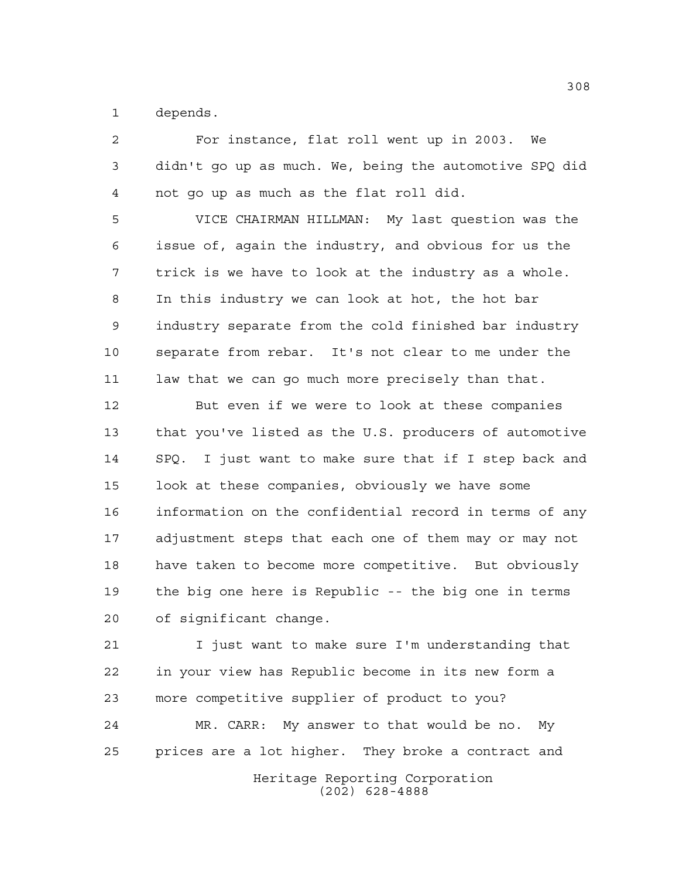depends.

For instance, flat roll went up in 2003. We didn't go up as much. We, being the automotive SPQ did not go up as much as the flat roll did.

VICE CHAIRMAN HILLMAN: My last question was the issue of, again the industry, and obvious for us the trick is we have to look at the industry as a whole. In this industry we can look at hot, the hot bar industry separate from the cold finished bar industry separate from rebar. It's not clear to me under the law that we can go much more precisely than that.

But even if we were to look at these companies that you've listed as the U.S. producers of automotive SPQ. I just want to make sure that if I step back and look at these companies, obviously we have some information on the confidential record in terms of any adjustment steps that each one of them may or may not have taken to become more competitive. But obviously the big one here is Republic -- the big one in terms of significant change.

I just want to make sure I'm understanding that in your view has Republic become in its new form a more competitive supplier of product to you?

MR. CARR: My answer to that would be no. My prices are a lot higher. They broke a contract and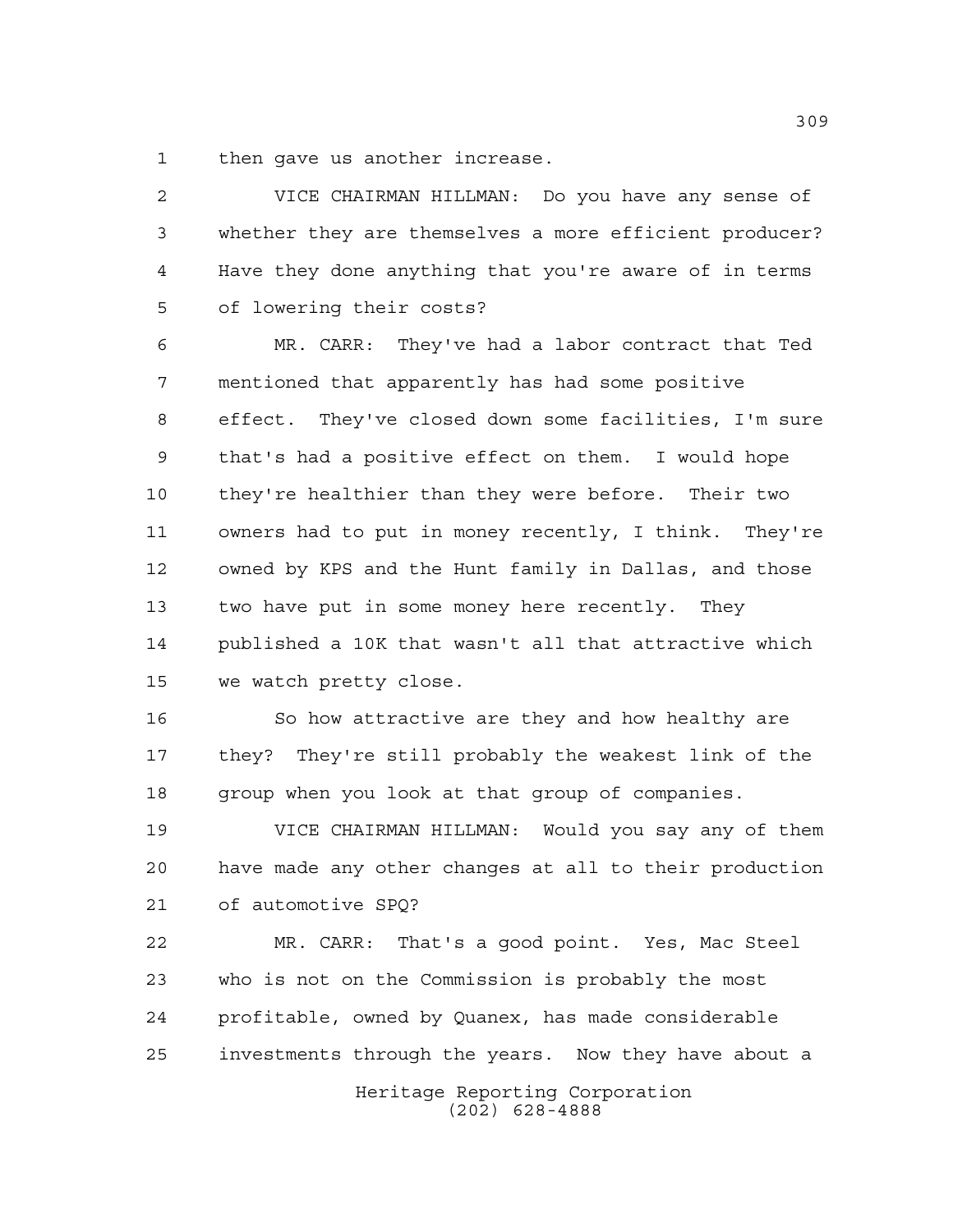then gave us another increase.

VICE CHAIRMAN HILLMAN: Do you have any sense of whether they are themselves a more efficient producer? Have they done anything that you're aware of in terms of lowering their costs?

MR. CARR: They've had a labor contract that Ted mentioned that apparently has had some positive effect. They've closed down some facilities, I'm sure that's had a positive effect on them. I would hope they're healthier than they were before. Their two owners had to put in money recently, I think. They're owned by KPS and the Hunt family in Dallas, and those two have put in some money here recently. They published a 10K that wasn't all that attractive which we watch pretty close.

So how attractive are they and how healthy are they? They're still probably the weakest link of the group when you look at that group of companies.

VICE CHAIRMAN HILLMAN: Would you say any of them have made any other changes at all to their production of automotive SPQ?

MR. CARR: That's a good point. Yes, Mac Steel who is not on the Commission is probably the most profitable, owned by Quanex, has made considerable investments through the years. Now they have about a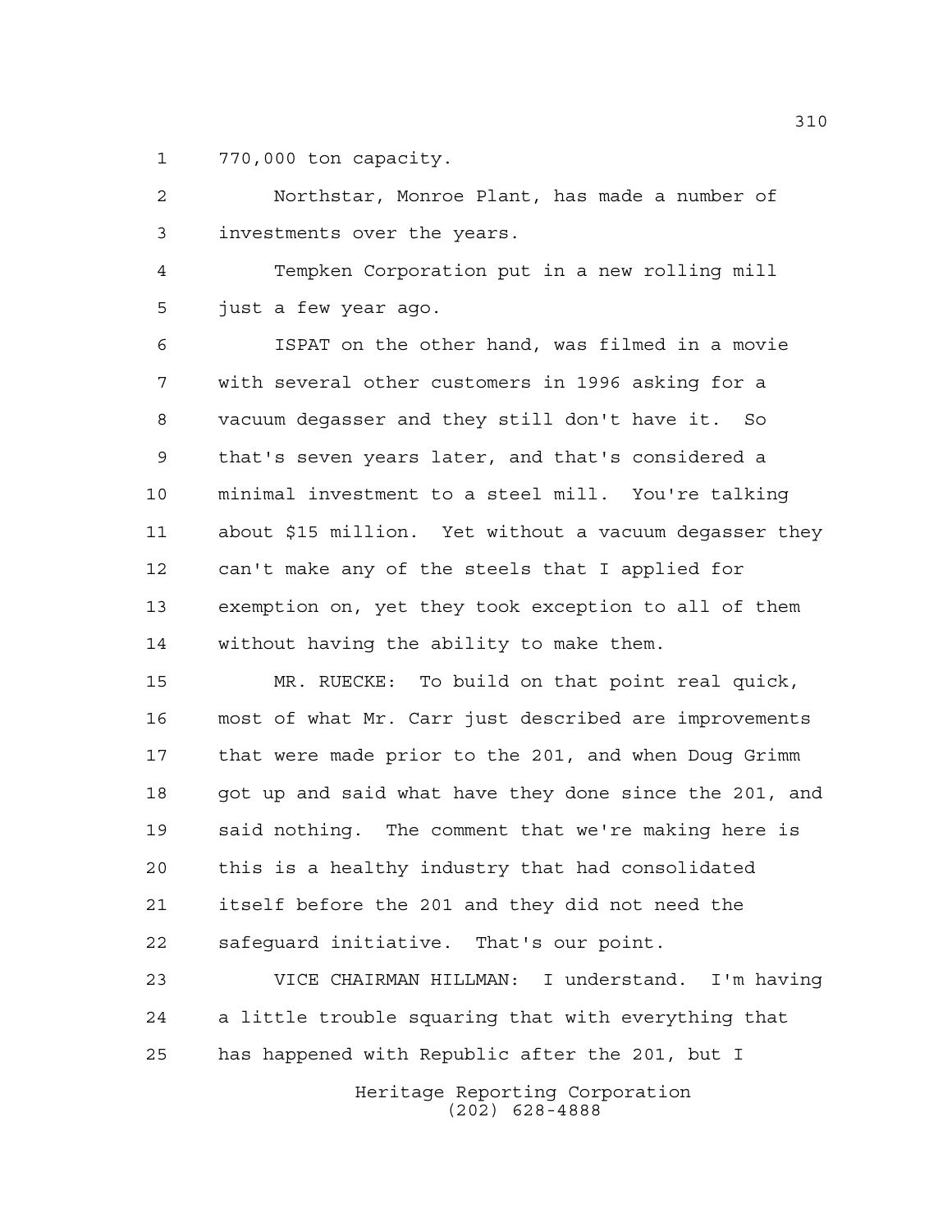770,000 ton capacity.

Northstar, Monroe Plant, has made a number of investments over the years.

Tempken Corporation put in a new rolling mill just a few year ago.

ISPAT on the other hand, was filmed in a movie with several other customers in 1996 asking for a vacuum degasser and they still don't have it. So that's seven years later, and that's considered a minimal investment to a steel mill. You're talking about $15 million. Yet without a vacuum degasser they can't make any of the steels that I applied for exemption on, yet they took exception to all of them without having the ability to make them.

MR. RUECKE: To build on that point real quick, most of what Mr. Carr just described are improvements that were made prior to the 201, and when Doug Grimm got up and said what have they done since the 201, and said nothing. The comment that we're making here is this is a healthy industry that had consolidated itself before the 201 and they did not need the safeguard initiative. That's our point.

VICE CHAIRMAN HILLMAN: I understand. I'm having a little trouble squaring that with everything that has happened with Republic after the 201, but I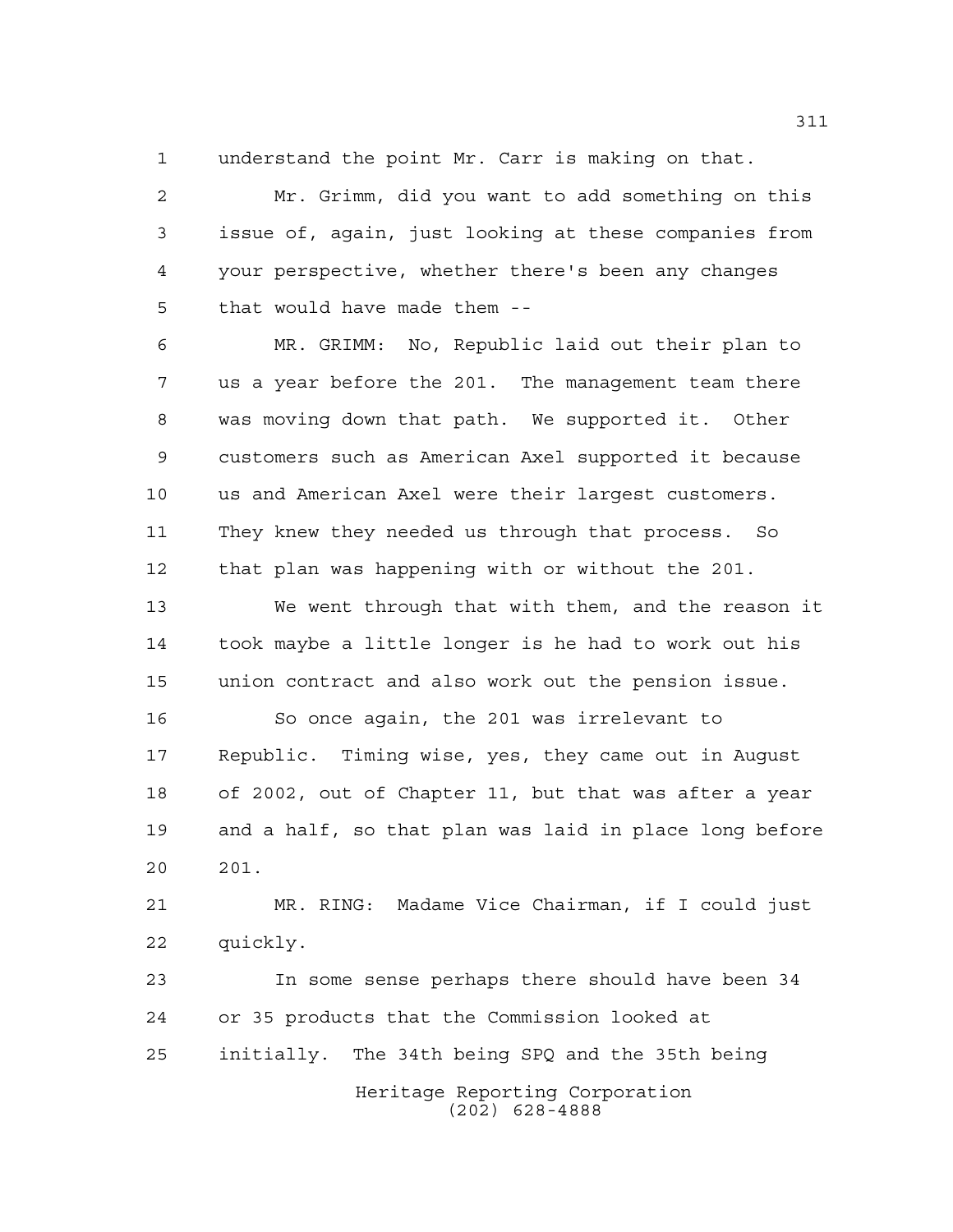understand the point Mr. Carr is making on that.

Mr. Grimm, did you want to add something on this issue of, again, just looking at these companies from your perspective, whether there's been any changes that would have made them --

MR. GRIMM: No, Republic laid out their plan to us a year before the 201. The management team there was moving down that path. We supported it. Other customers such as American Axel supported it because us and American Axel were their largest customers. They knew they needed us through that process. So that plan was happening with or without the 201.

We went through that with them, and the reason it took maybe a little longer is he had to work out his union contract and also work out the pension issue.

So once again, the 201 was irrelevant to Republic. Timing wise, yes, they came out in August of 2002, out of Chapter 11, but that was after a year and a half, so that plan was laid in place long before 201.

MR. RING: Madame Vice Chairman, if I could just quickly.

In some sense perhaps there should have been 34 or 35 products that the Commission looked at initially. The 34th being SPQ and the 35th being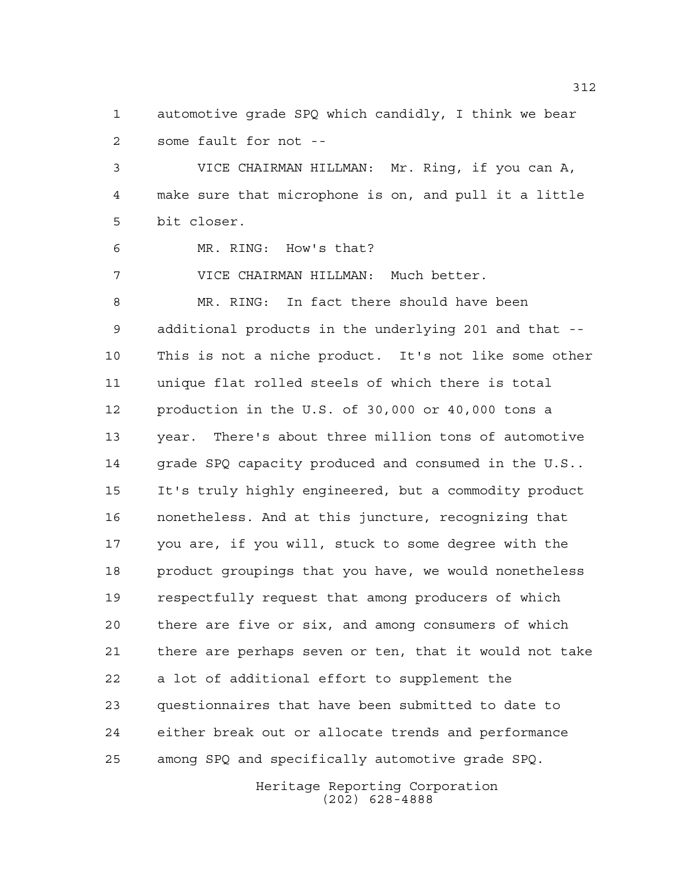automotive grade SPQ which candidly, I think we bear some fault for not --

VICE CHAIRMAN HILLMAN: Mr. Ring, if you can A, make sure that microphone is on, and pull it a little bit closer.

MR. RING: How's that?

VICE CHAIRMAN HILLMAN: Much better.

MR. RING: In fact there should have been additional products in the underlying 201 and that -- This is not a niche product. It's not like some other unique flat rolled steels of which there is total production in the U.S. of 30,000 or 40,000 tons a year. There's about three million tons of automotive grade SPQ capacity produced and consumed in the U.S.. It's truly highly engineered, but a commodity product nonetheless. And at this juncture, recognizing that you are, if you will, stuck to some degree with the product groupings that you have, we would nonetheless respectfully request that among producers of which there are five or six, and among consumers of which there are perhaps seven or ten, that it would not take a lot of additional effort to supplement the questionnaires that have been submitted to date to either break out or allocate trends and performance among SPQ and specifically automotive grade SPQ.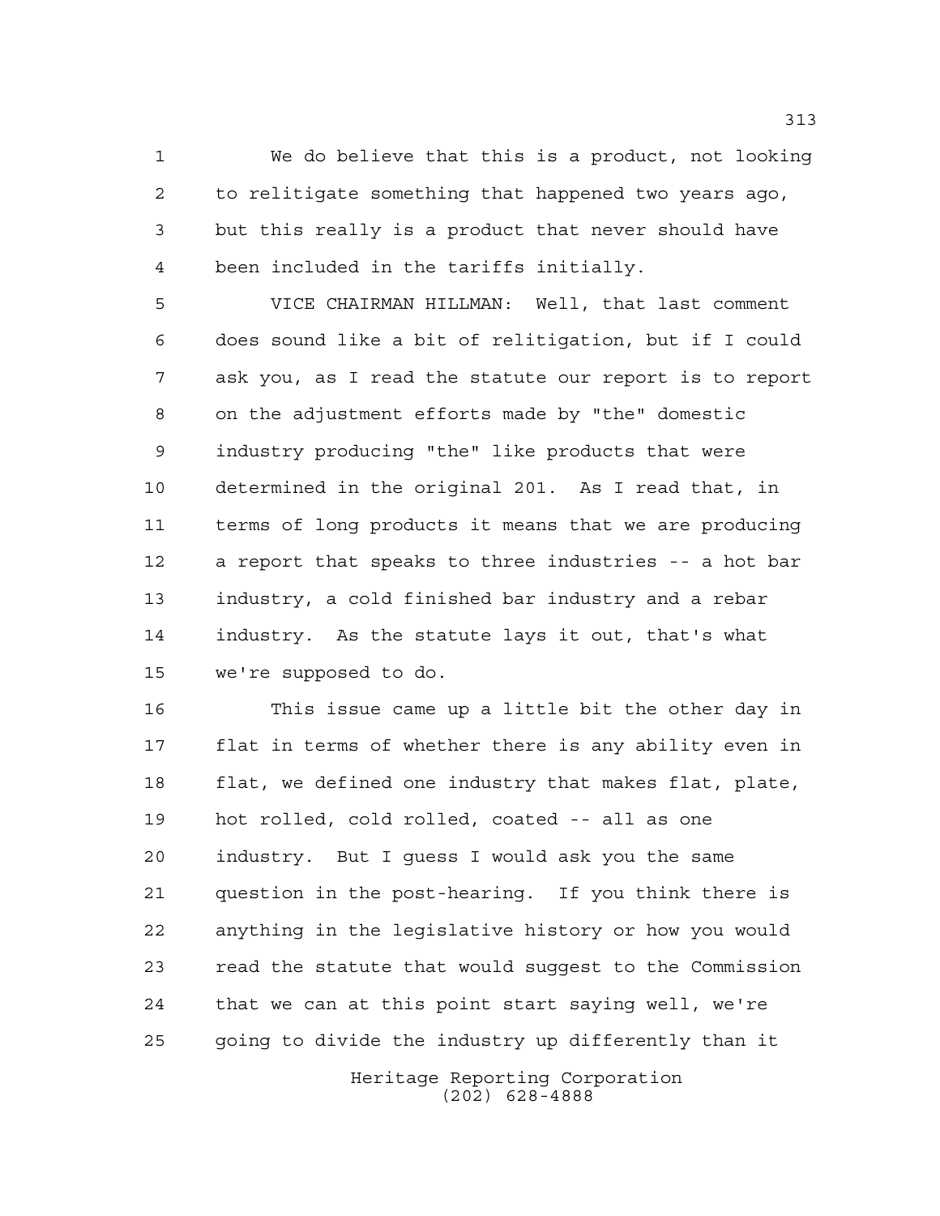We do believe that this is a product, not looking to relitigate something that happened two years ago, but this really is a product that never should have been included in the tariffs initially.

VICE CHAIRMAN HILLMAN: Well, that last comment does sound like a bit of relitigation, but if I could ask you, as I read the statute our report is to report on the adjustment efforts made by "the" domestic industry producing "the" like products that were determined in the original 201. As I read that, in terms of long products it means that we are producing a report that speaks to three industries -- a hot bar industry, a cold finished bar industry and a rebar industry. As the statute lays it out, that's what we're supposed to do.

This issue came up a little bit the other day in flat in terms of whether there is any ability even in flat, we defined one industry that makes flat, plate, hot rolled, cold rolled, coated -- all as one industry. But I guess I would ask you the same question in the post-hearing. If you think there is anything in the legislative history or how you would read the statute that would suggest to the Commission that we can at this point start saying well, we're going to divide the industry up differently than it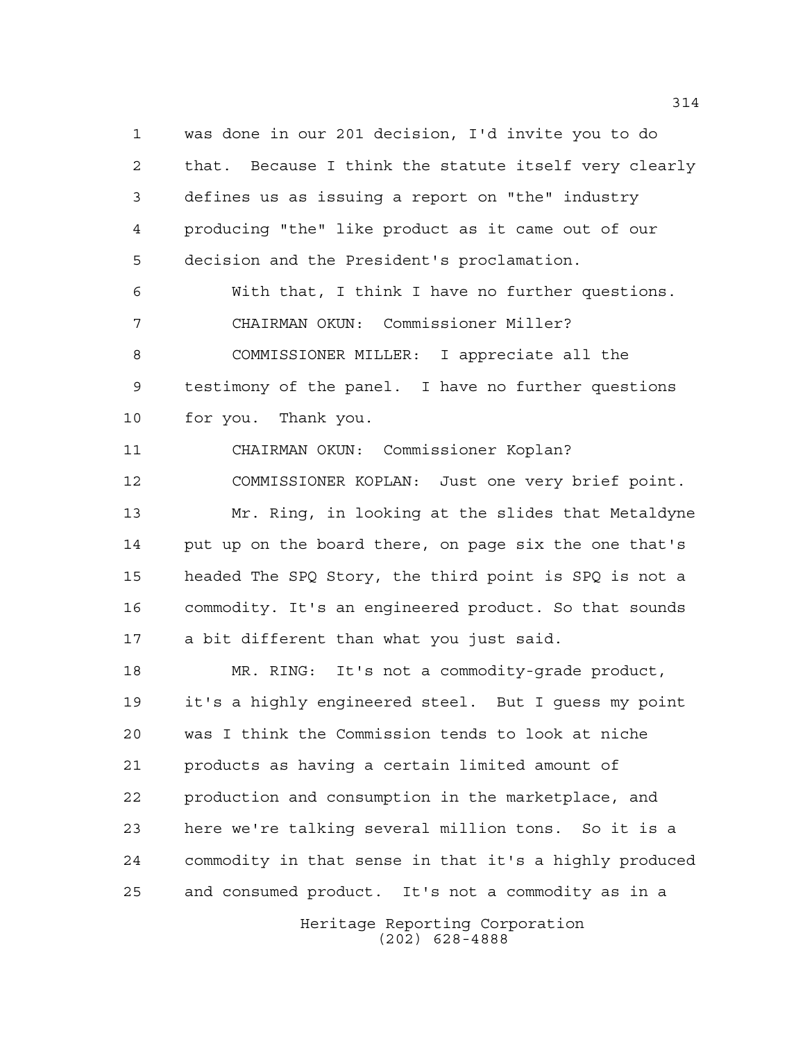was done in our 201 decision, I'd invite you to do that. Because I think the statute itself very clearly defines us as issuing a report on "the" industry producing "the" like product as it came out of our decision and the President's proclamation.

With that, I think I have no further questions.

CHAIRMAN OKUN: Commissioner Miller?

COMMISSIONER MILLER: I appreciate all the testimony of the panel. I have no further questions for you. Thank you.

CHAIRMAN OKUN: Commissioner Koplan?

COMMISSIONER KOPLAN: Just one very brief point. Mr. Ring, in looking at the slides that Metaldyne put up on the board there, on page six the one that's headed The SPQ Story, the third point is SPQ is not a commodity. It's an engineered product. So that sounds a bit different than what you just said.

MR. RING: It's not a commodity-grade product, it's a highly engineered steel. But I guess my point was I think the Commission tends to look at niche products as having a certain limited amount of production and consumption in the marketplace, and here we're talking several million tons. So it is a commodity in that sense in that it's a highly produced and consumed product. It's not a commodity as in a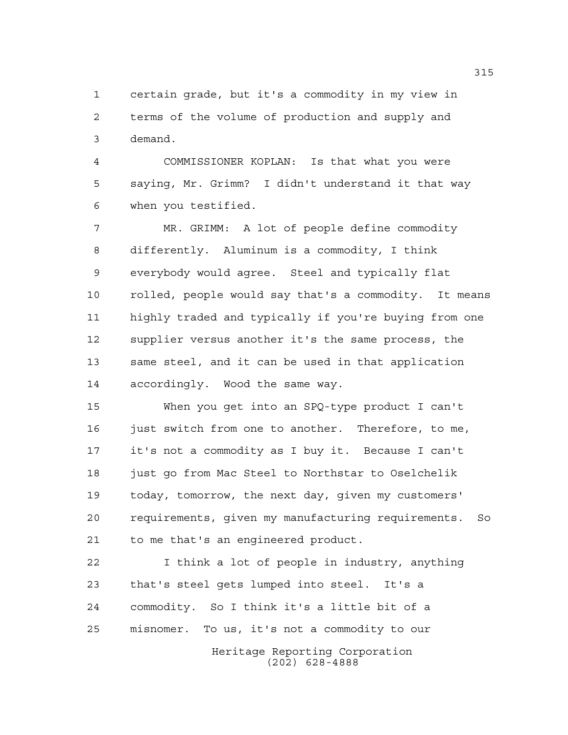certain grade, but it's a commodity in my view in terms of the volume of production and supply and demand.

COMMISSIONER KOPLAN: Is that what you were saying, Mr. Grimm? I didn't understand it that way when you testified.

MR. GRIMM: A lot of people define commodity differently. Aluminum is a commodity, I think everybody would agree. Steel and typically flat rolled, people would say that's a commodity. It means highly traded and typically if you're buying from one supplier versus another it's the same process, the same steel, and it can be used in that application accordingly. Wood the same way.

When you get into an SPQ-type product I can't just switch from one to another. Therefore, to me, it's not a commodity as I buy it. Because I can't just go from Mac Steel to Northstar to Oselchelik today, tomorrow, the next day, given my customers' requirements, given my manufacturing requirements. So to me that's an engineered product.

I think a lot of people in industry, anything that's steel gets lumped into steel. It's a commodity. So I think it's a little bit of a misnomer. To us, it's not a commodity to our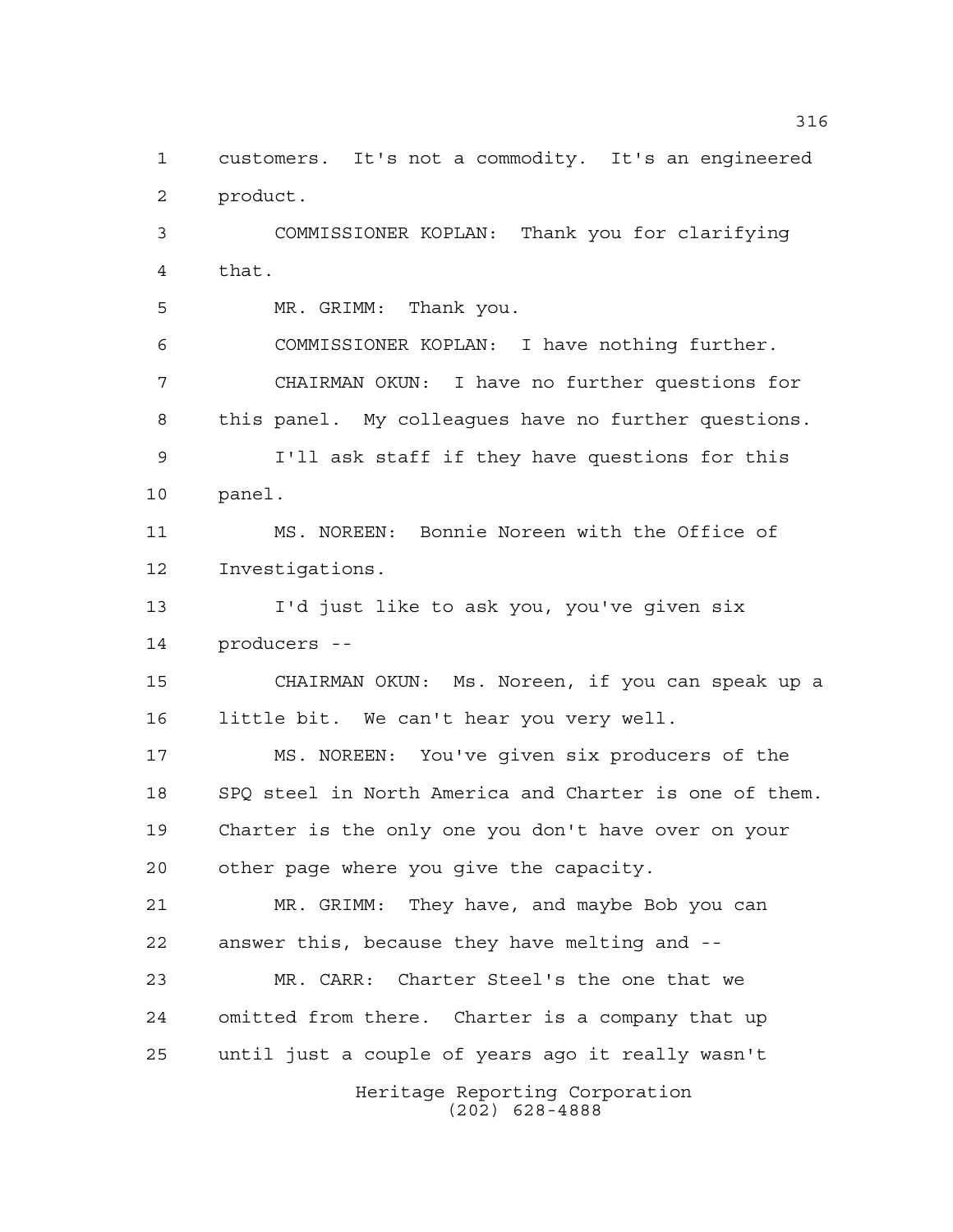customers. It's not a commodity. It's an engineered product.

COMMISSIONER KOPLAN: Thank you for clarifying that.

MR. GRIMM: Thank you.

COMMISSIONER KOPLAN: I have nothing further.

CHAIRMAN OKUN: I have no further questions for this panel. My colleagues have no further questions.

I'll ask staff if they have questions for this panel.

MS. NOREEN: Bonnie Noreen with the Office of Investigations.

I'd just like to ask you, you've given six producers --

CHAIRMAN OKUN: Ms. Noreen, if you can speak up a little bit. We can't hear you very well.

MS. NOREEN: You've given six producers of the SPQ steel in North America and Charter is one of them. Charter is the only one you don't have over on your other page where you give the capacity.

MR. GRIMM: They have, and maybe Bob you can answer this, because they have melting and --

MR. CARR: Charter Steel's the one that we omitted from there. Charter is a company that up until just a couple of years ago it really wasn't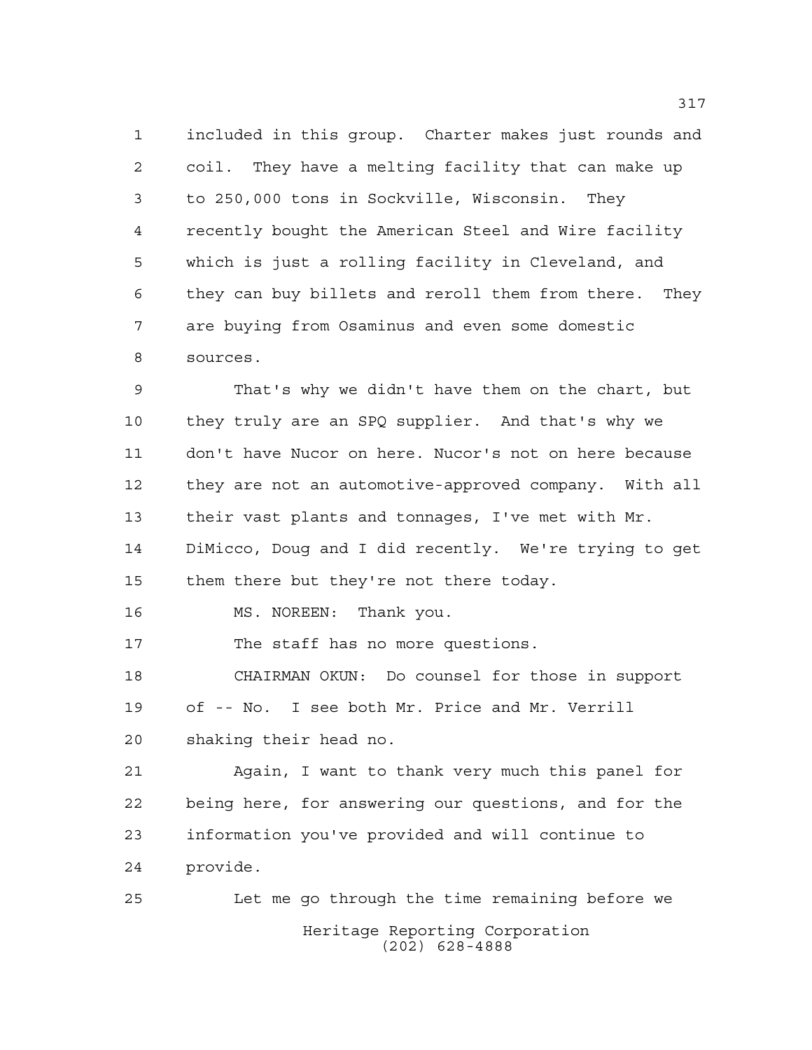included in this group. Charter makes just rounds and coil. They have a melting facility that can make up to 250,000 tons in Sockville, Wisconsin. They recently bought the American Steel and Wire facility which is just a rolling facility in Cleveland, and they can buy billets and reroll them from there. They are buying from Osaminus and even some domestic sources.

That's why we didn't have them on the chart, but they truly are an SPQ supplier. And that's why we don't have Nucor on here. Nucor's not on here because they are not an automotive-approved company. With all their vast plants and tonnages, I've met with Mr. DiMicco, Doug and I did recently. We're trying to get them there but they're not there today.

MS. NOREEN: Thank you.

The staff has no more questions.

CHAIRMAN OKUN: Do counsel for those in support of -- No. I see both Mr. Price and Mr. Verrill shaking their head no.

Again, I want to thank very much this panel for being here, for answering our questions, and for the information you've provided and will continue to provide.

Let me go through the time remaining before we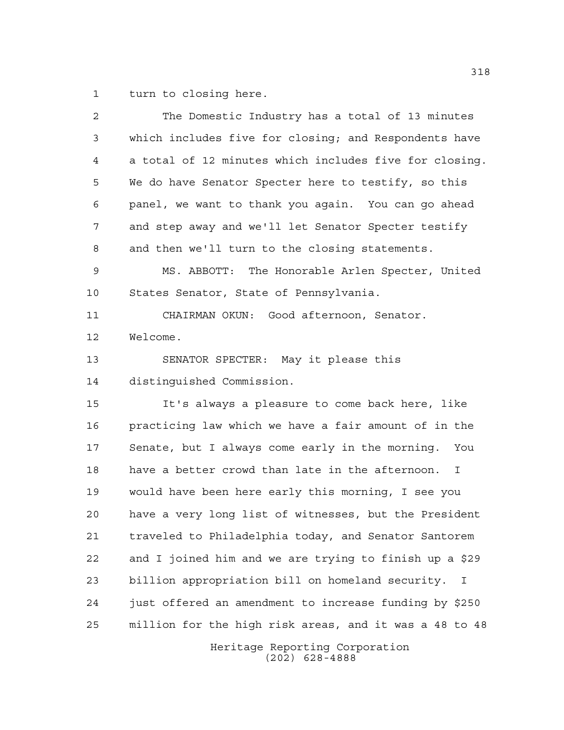turn to closing here.

The Domestic Industry has a total of 13 minutes which includes five for closing; and Respondents have a total of 12 minutes which includes five for closing. We do have Senator Specter here to testify, so this panel, we want to thank you again. You can go ahead and step away and we'll let Senator Specter testify and then we'll turn to the closing statements.

MS. ABBOTT: The Honorable Arlen Specter, United States Senator, State of Pennsylvania.

CHAIRMAN OKUN: Good afternoon, Senator. Welcome.

SENATOR SPECTER: May it please this distinguished Commission.

It's always a pleasure to come back here, like practicing law which we have a fair amount of in the Senate, but I always come early in the morning. You have a better crowd than late in the afternoon. I would have been here early this morning, I see you have a very long list of witnesses, but the President traveled to Philadelphia today, and Senator Santorem and I joined him and we are trying to finish up a $29 billion appropriation bill on homeland security. I just offered an amendment to increase funding by $250 million for the high risk areas, and it was a 48 to 48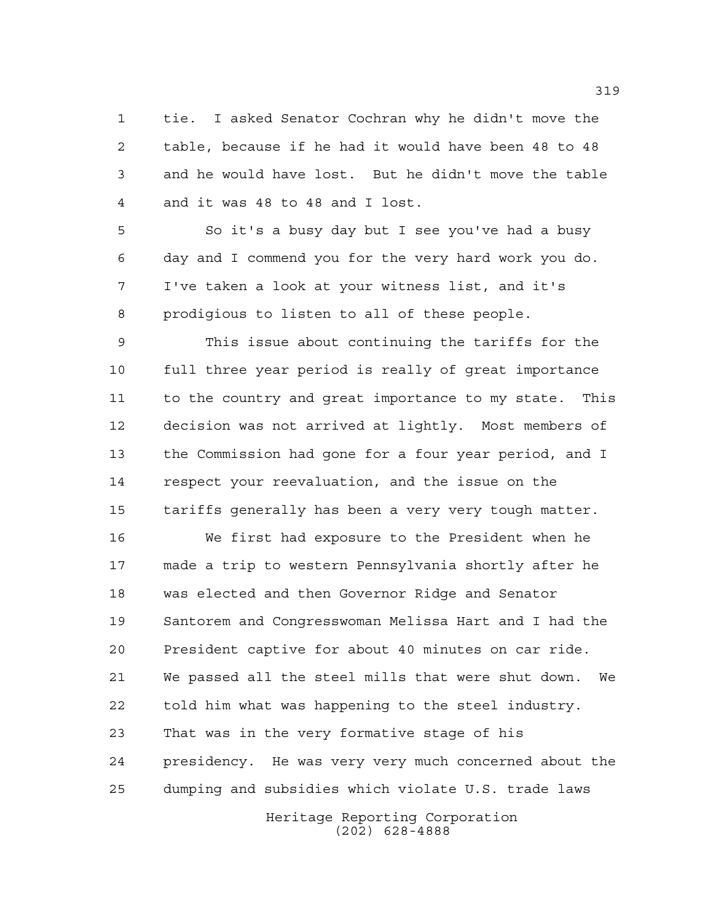tie. I asked Senator Cochran why he didn't move the table, because if he had it would have been 48 to 48 and he would have lost. But he didn't move the table and it was 48 to 48 and I lost.

So it's a busy day but I see you've had a busy day and I commend you for the very hard work you do. I've taken a look at your witness list, and it's prodigious to listen to all of these people.

This issue about continuing the tariffs for the full three year period is really of great importance to the country and great importance to my state. This decision was not arrived at lightly. Most members of the Commission had gone for a four year period, and I respect your reevaluation, and the issue on the tariffs generally has been a very very tough matter.

We first had exposure to the President when he made a trip to western Pennsylvania shortly after he was elected and then Governor Ridge and Senator Santorem and Congresswoman Melissa Hart and I had the President captive for about 40 minutes on car ride. We passed all the steel mills that were shut down. We told him what was happening to the steel industry. That was in the very formative stage of his presidency. He was very very much concerned about the dumping and subsidies which violate U.S. trade laws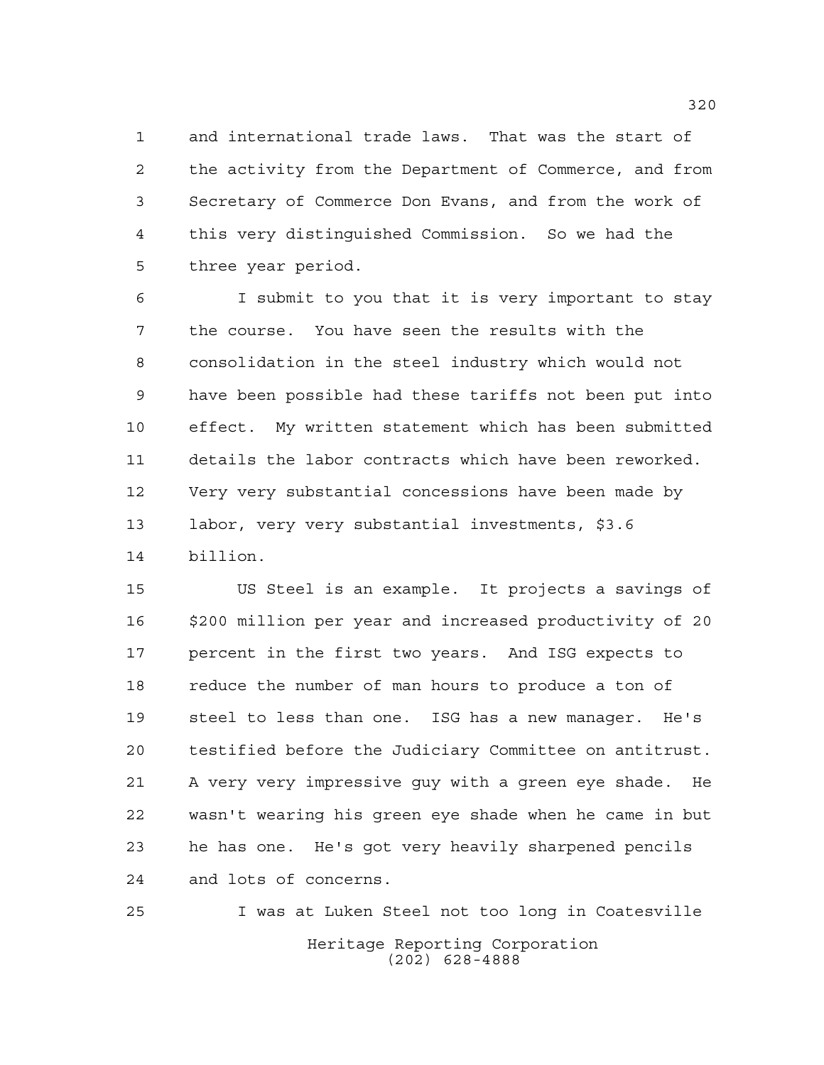and international trade laws. That was the start of the activity from the Department of Commerce, and from Secretary of Commerce Don Evans, and from the work of this very distinguished Commission. So we had the three year period.

I submit to you that it is very important to stay the course. You have seen the results with the consolidation in the steel industry which would not have been possible had these tariffs not been put into effect. My written statement which has been submitted details the labor contracts which have been reworked. Very very substantial concessions have been made by labor, very very substantial investments, $3.6 billion.

US Steel is an example. It projects a savings of $200 million per year and increased productivity of 20 percent in the first two years. And ISG expects to reduce the number of man hours to produce a ton of steel to less than one. ISG has a new manager. He's testified before the Judiciary Committee on antitrust. A very very impressive guy with a green eye shade. He wasn't wearing his green eye shade when he came in but he has one. He's got very heavily sharpened pencils and lots of concerns.

I was at Luken Steel not too long in Coatesville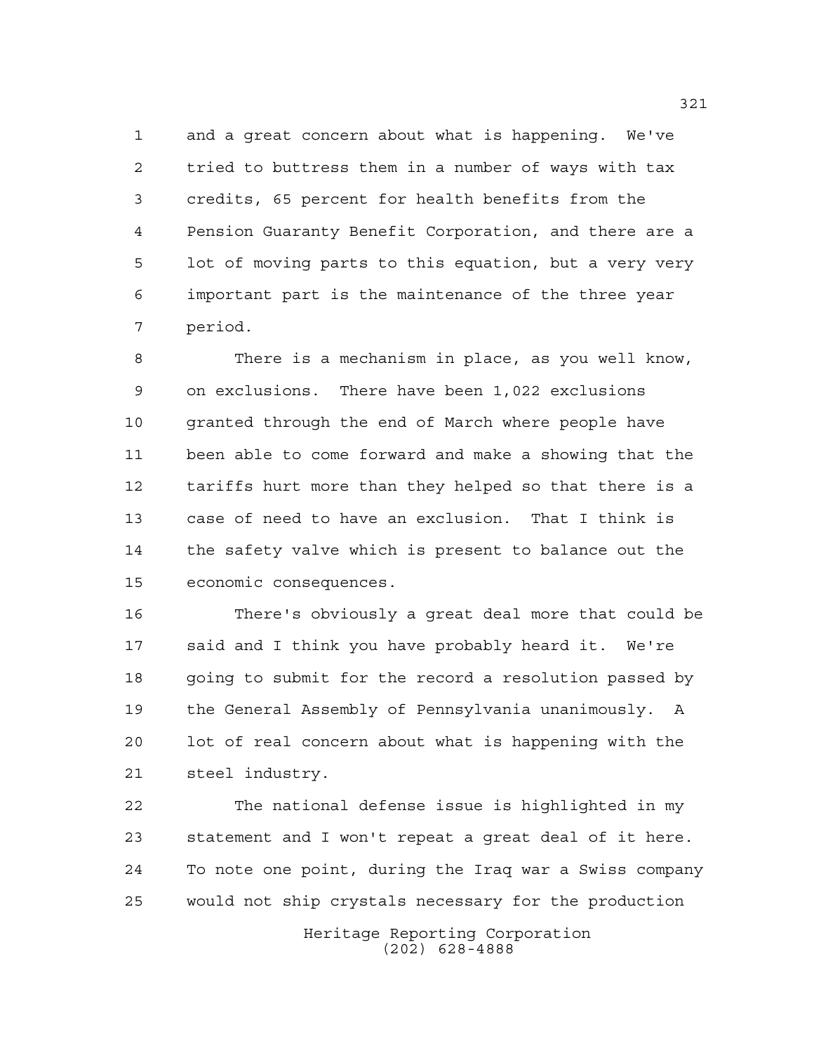and a great concern about what is happening. We've tried to buttress them in a number of ways with tax credits, 65 percent for health benefits from the Pension Guaranty Benefit Corporation, and there are a lot of moving parts to this equation, but a very very important part is the maintenance of the three year period.

There is a mechanism in place, as you well know, on exclusions. There have been 1,022 exclusions granted through the end of March where people have been able to come forward and make a showing that the tariffs hurt more than they helped so that there is a case of need to have an exclusion. That I think is the safety valve which is present to balance out the economic consequences.

There's obviously a great deal more that could be said and I think you have probably heard it. We're going to submit for the record a resolution passed by the General Assembly of Pennsylvania unanimously. A lot of real concern about what is happening with the steel industry.

The national defense issue is highlighted in my statement and I won't repeat a great deal of it here. To note one point, during the Iraq war a Swiss company would not ship crystals necessary for the production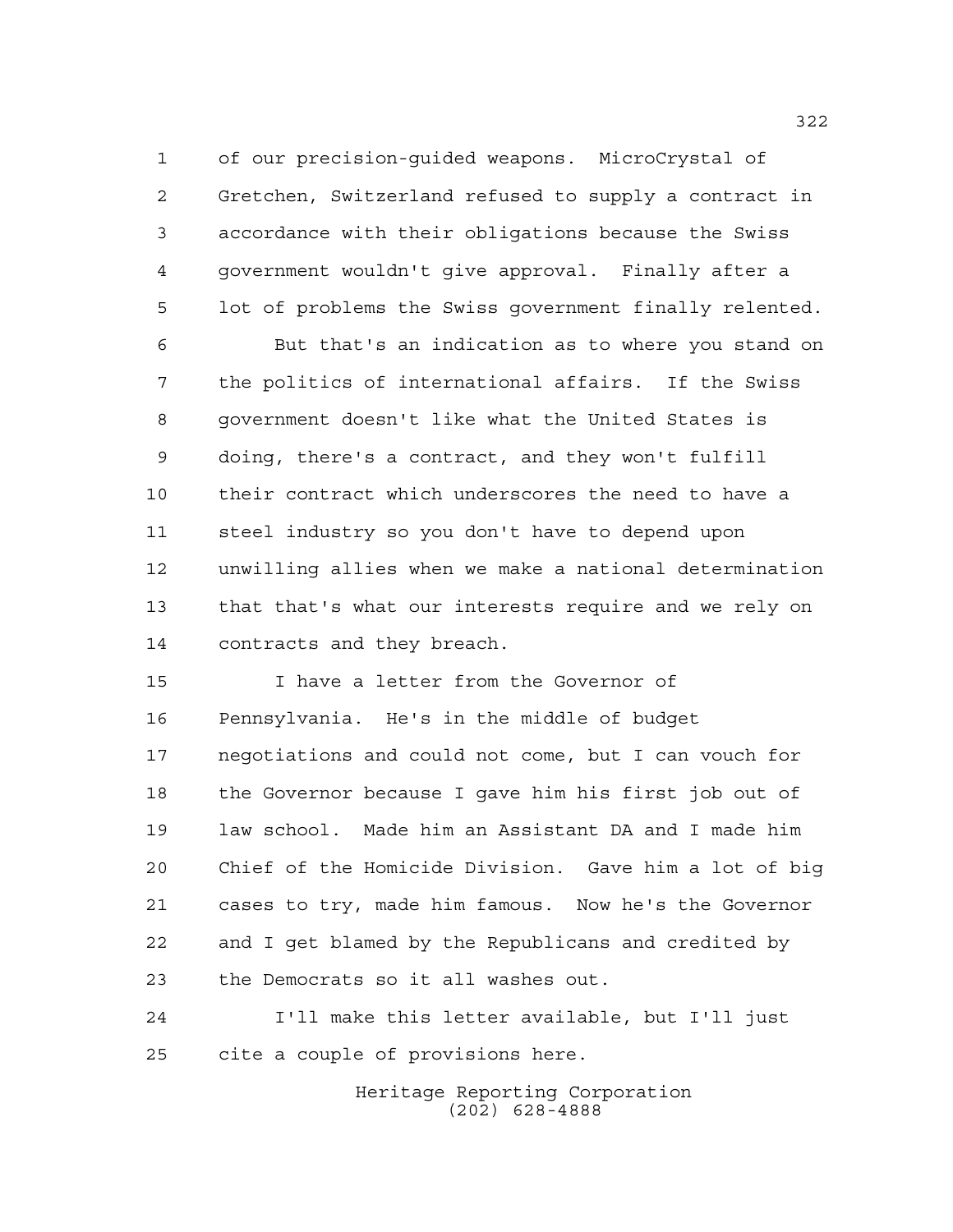of our precision-guided weapons. MicroCrystal of Gretchen, Switzerland refused to supply a contract in accordance with their obligations because the Swiss government wouldn't give approval. Finally after a lot of problems the Swiss government finally relented.

But that's an indication as to where you stand on the politics of international affairs. If the Swiss government doesn't like what the United States is doing, there's a contract, and they won't fulfill their contract which underscores the need to have a steel industry so you don't have to depend upon unwilling allies when we make a national determination that that's what our interests require and we rely on contracts and they breach.

I have a letter from the Governor of Pennsylvania. He's in the middle of budget negotiations and could not come, but I can vouch for the Governor because I gave him his first job out of law school. Made him an Assistant DA and I made him Chief of the Homicide Division. Gave him a lot of big cases to try, made him famous. Now he's the Governor and I get blamed by the Republicans and credited by the Democrats so it all washes out.

I'll make this letter available, but I'll just cite a couple of provisions here.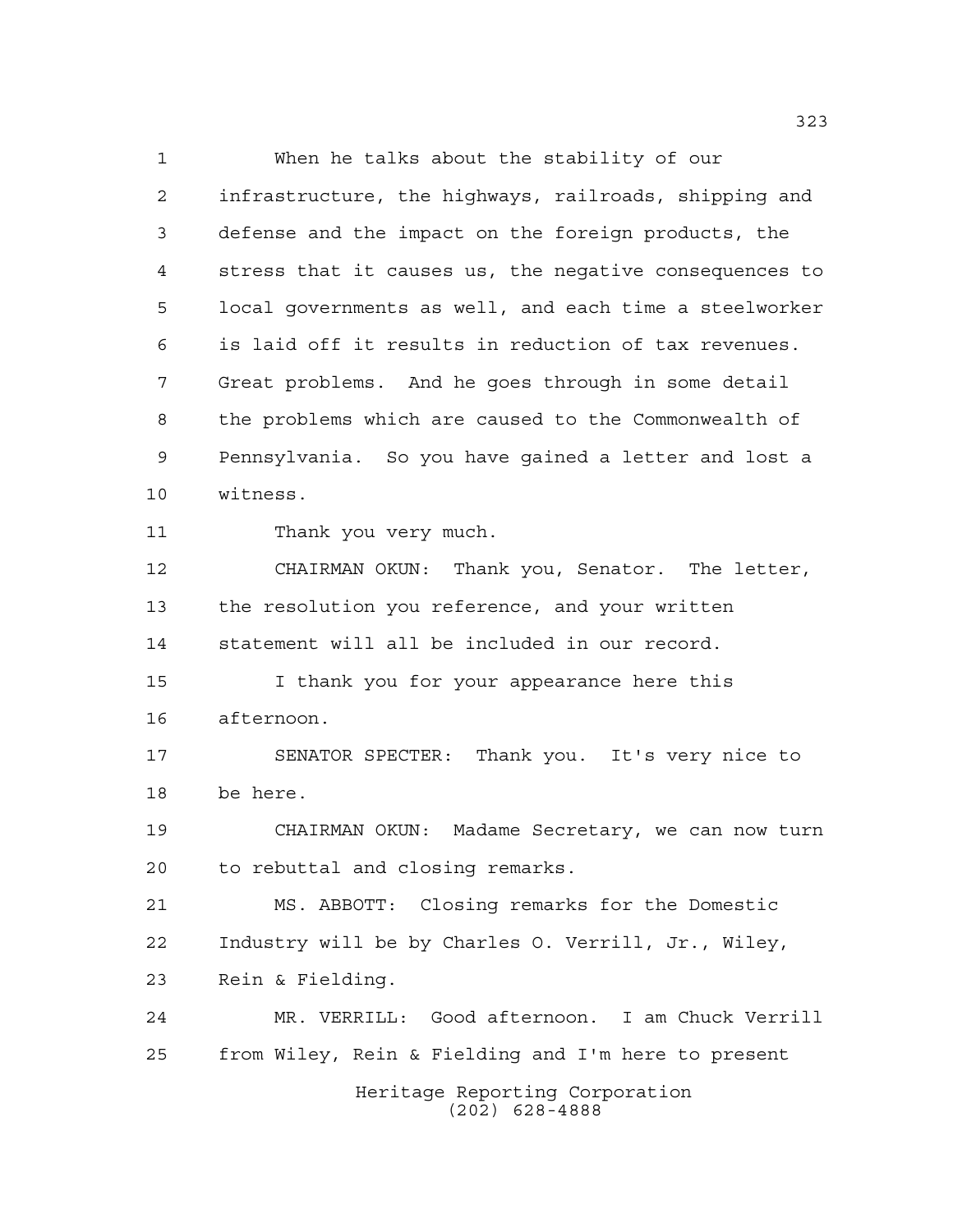When he talks about the stability of our infrastructure, the highways, railroads, shipping and defense and the impact on the foreign products, the stress that it causes us, the negative consequences to local governments as well, and each time a steelworker is laid off it results in reduction of tax revenues. Great problems. And he goes through in some detail the problems which are caused to the Commonwealth of Pennsylvania. So you have gained a letter and lost a witness.

Thank you very much.

CHAIRMAN OKUN: Thank you, Senator. The letter, the resolution you reference, and your written statement will all be included in our record.

I thank you for your appearance here this afternoon.

SENATOR SPECTER: Thank you. It's very nice to be here.

CHAIRMAN OKUN: Madame Secretary, we can now turn to rebuttal and closing remarks.

MS. ABBOTT: Closing remarks for the Domestic Industry will be by Charles O. Verrill, Jr., Wiley, Rein & Fielding.

MR. VERRILL: Good afternoon. I am Chuck Verrill from Wiley, Rein & Fielding and I'm here to present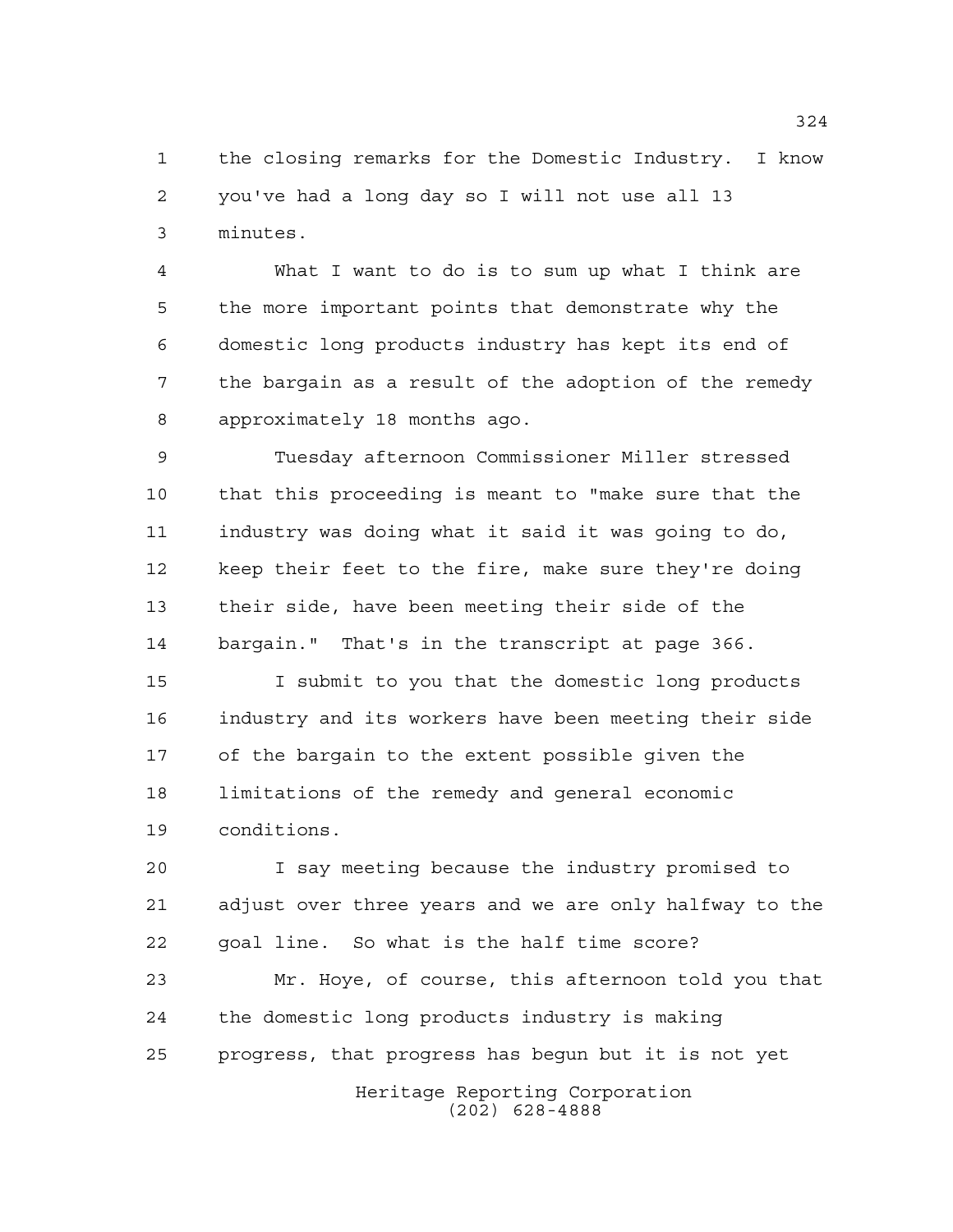the closing remarks for the Domestic Industry. I know you've had a long day so I will not use all 13 minutes.

What I want to do is to sum up what I think are the more important points that demonstrate why the domestic long products industry has kept its end of the bargain as a result of the adoption of the remedy approximately 18 months ago.

Tuesday afternoon Commissioner Miller stressed that this proceeding is meant to "make sure that the industry was doing what it said it was going to do, keep their feet to the fire, make sure they're doing their side, have been meeting their side of the bargain." That's in the transcript at page 366.

I submit to you that the domestic long products industry and its workers have been meeting their side of the bargain to the extent possible given the limitations of the remedy and general economic conditions.

I say meeting because the industry promised to adjust over three years and we are only halfway to the goal line. So what is the half time score?

Mr. Hoye, of course, this afternoon told you that the domestic long products industry is making progress, that progress has begun but it is not yet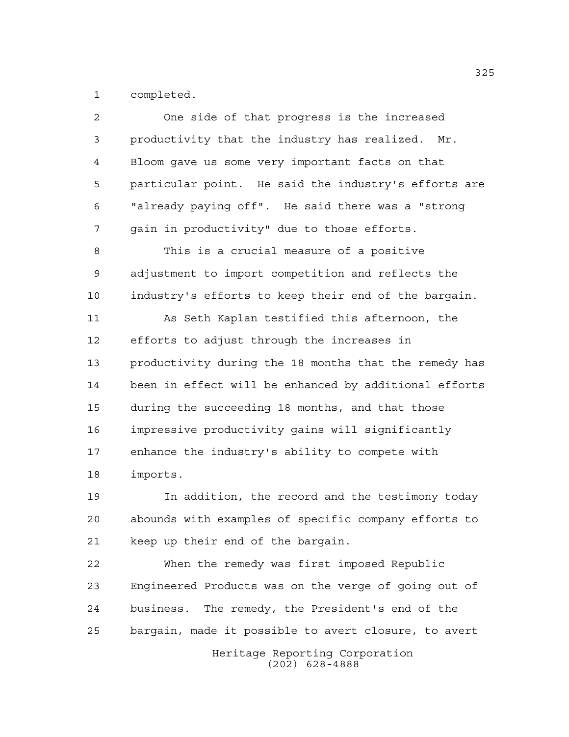completed.

One side of that progress is the increased productivity that the industry has realized. Mr. Bloom gave us some very important facts on that particular point. He said the industry's efforts are "already paying off". He said there was a "strong gain in productivity" due to those efforts.

This is a crucial measure of a positive adjustment to import competition and reflects the industry's efforts to keep their end of the bargain.

As Seth Kaplan testified this afternoon, the efforts to adjust through the increases in productivity during the 18 months that the remedy has been in effect will be enhanced by additional efforts during the succeeding 18 months, and that those impressive productivity gains will significantly enhance the industry's ability to compete with imports.

In addition, the record and the testimony today abounds with examples of specific company efforts to keep up their end of the bargain.

When the remedy was first imposed Republic Engineered Products was on the verge of going out of business. The remedy, the President's end of the bargain, made it possible to avert closure, to avert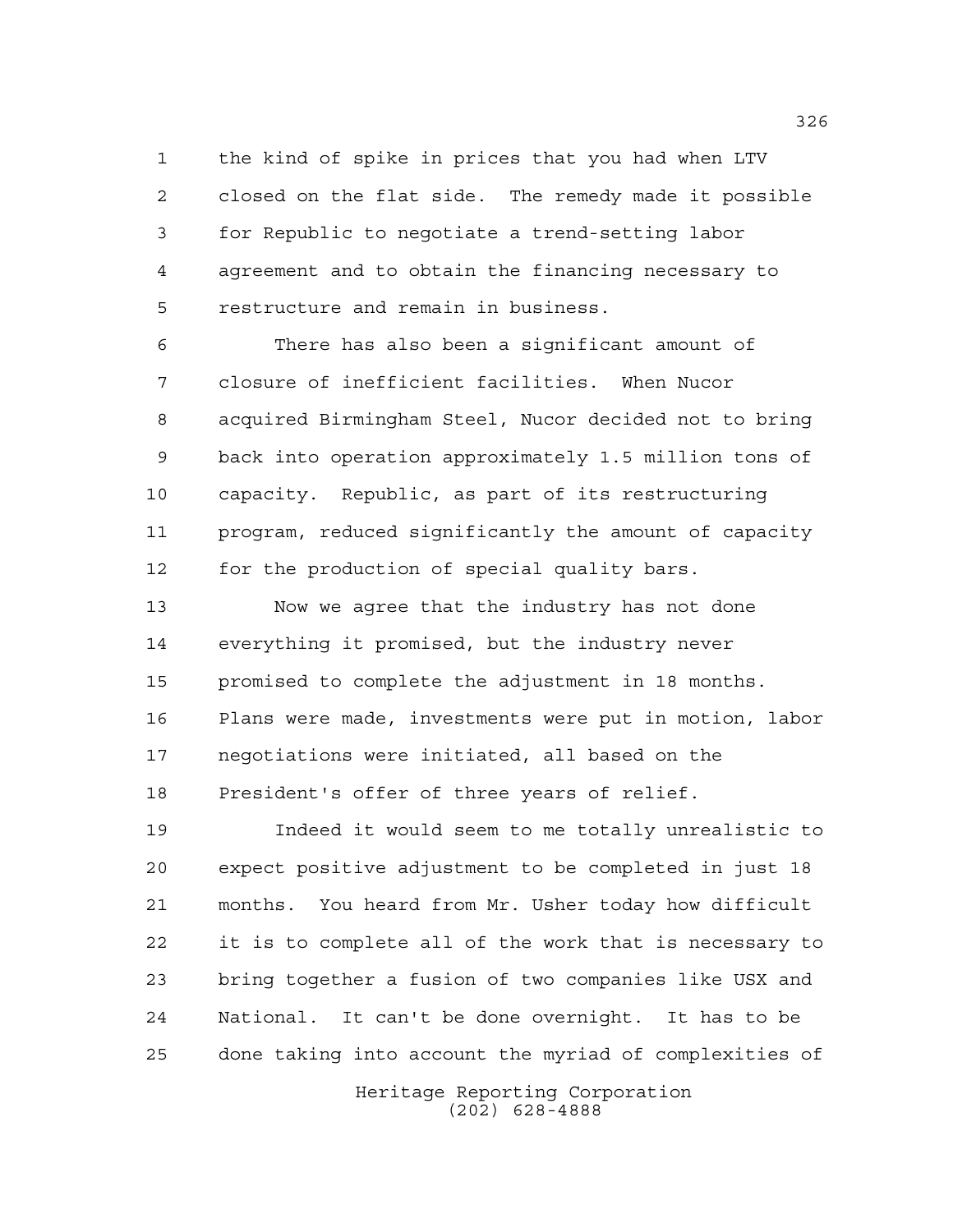the kind of spike in prices that you had when LTV closed on the flat side. The remedy made it possible for Republic to negotiate a trend-setting labor agreement and to obtain the financing necessary to restructure and remain in business.

There has also been a significant amount of closure of inefficient facilities. When Nucor acquired Birmingham Steel, Nucor decided not to bring back into operation approximately 1.5 million tons of capacity. Republic, as part of its restructuring program, reduced significantly the amount of capacity for the production of special quality bars.

Now we agree that the industry has not done everything it promised, but the industry never promised to complete the adjustment in 18 months. Plans were made, investments were put in motion, labor negotiations were initiated, all based on the President's offer of three years of relief.

Indeed it would seem to me totally unrealistic to expect positive adjustment to be completed in just 18 months. You heard from Mr. Usher today how difficult it is to complete all of the work that is necessary to bring together a fusion of two companies like USX and National. It can't be done overnight. It has to be done taking into account the myriad of complexities of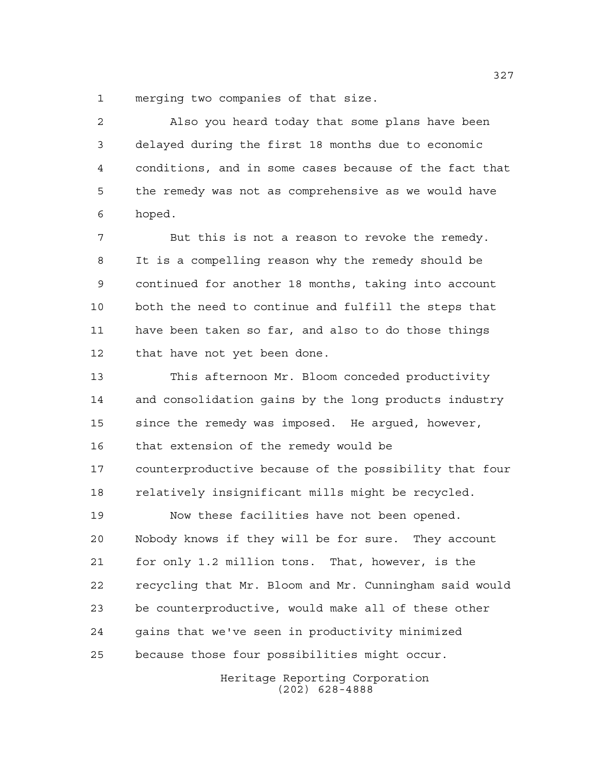merging two companies of that size.

Also you heard today that some plans have been delayed during the first 18 months due to economic conditions, and in some cases because of the fact that the remedy was not as comprehensive as we would have hoped.

But this is not a reason to revoke the remedy. It is a compelling reason why the remedy should be continued for another 18 months, taking into account both the need to continue and fulfill the steps that have been taken so far, and also to do those things that have not yet been done.

This afternoon Mr. Bloom conceded productivity and consolidation gains by the long products industry since the remedy was imposed. He argued, however, that extension of the remedy would be counterproductive because of the possibility that four relatively insignificant mills might be recycled.

Now these facilities have not been opened. Nobody knows if they will be for sure. They account for only 1.2 million tons. That, however, is the recycling that Mr. Bloom and Mr. Cunningham said would be counterproductive, would make all of these other gains that we've seen in productivity minimized because those four possibilities might occur.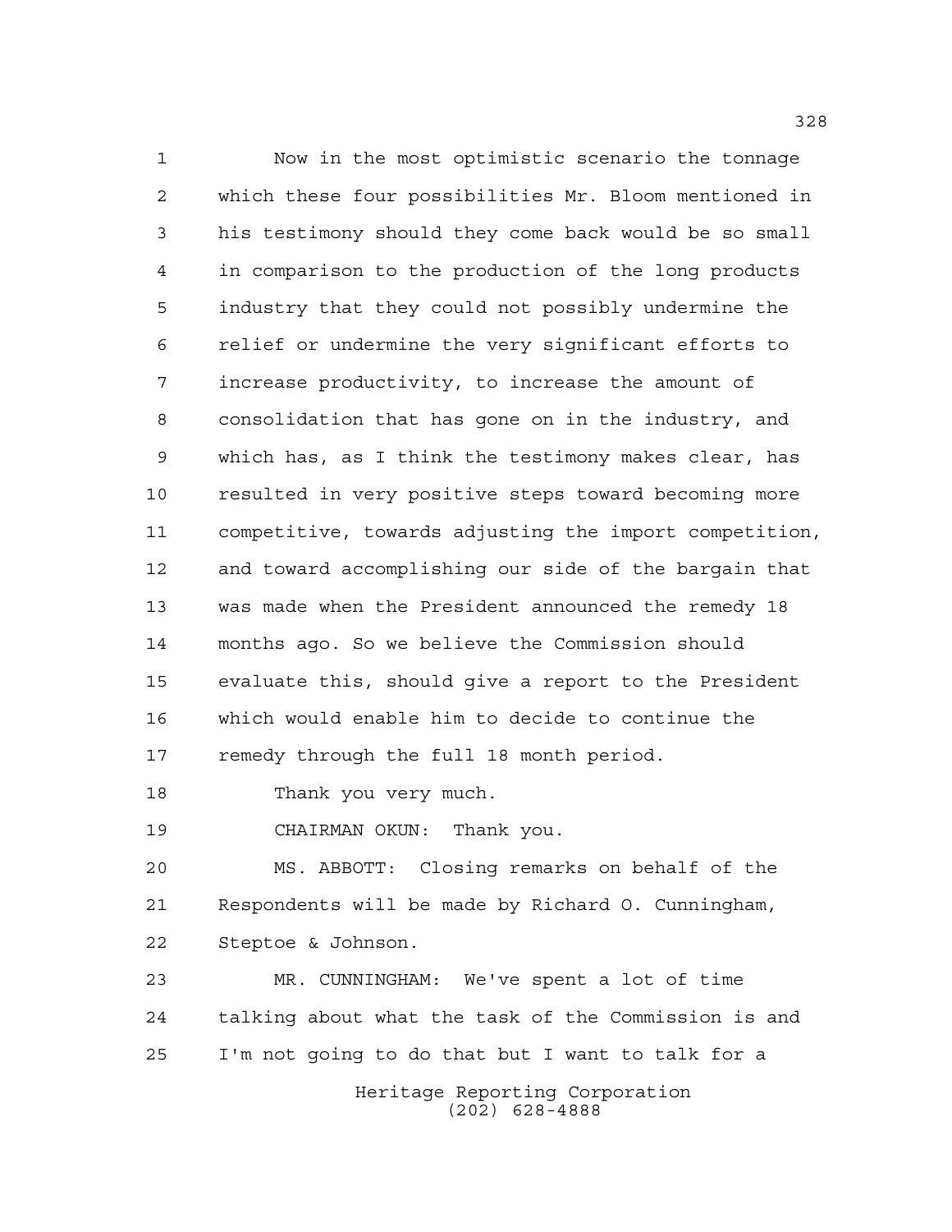Now in the most optimistic scenario the tonnage which these four possibilities Mr. Bloom mentioned in his testimony should they come back would be so small in comparison to the production of the long products industry that they could not possibly undermine the relief or undermine the very significant efforts to increase productivity, to increase the amount of consolidation that has gone on in the industry, and which has, as I think the testimony makes clear, has resulted in very positive steps toward becoming more competitive, towards adjusting the import competition, and toward accomplishing our side of the bargain that was made when the President announced the remedy 18 months ago. So we believe the Commission should evaluate this, should give a report to the President which would enable him to decide to continue the remedy through the full 18 month period.

Thank you very much.

CHAIRMAN OKUN: Thank you.

MS. ABBOTT: Closing remarks on behalf of the Respondents will be made by Richard O. Cunningham, Steptoe & Johnson.

MR. CUNNINGHAM: We've spent a lot of time talking about what the task of the Commission is and I'm not going to do that but I want to talk for a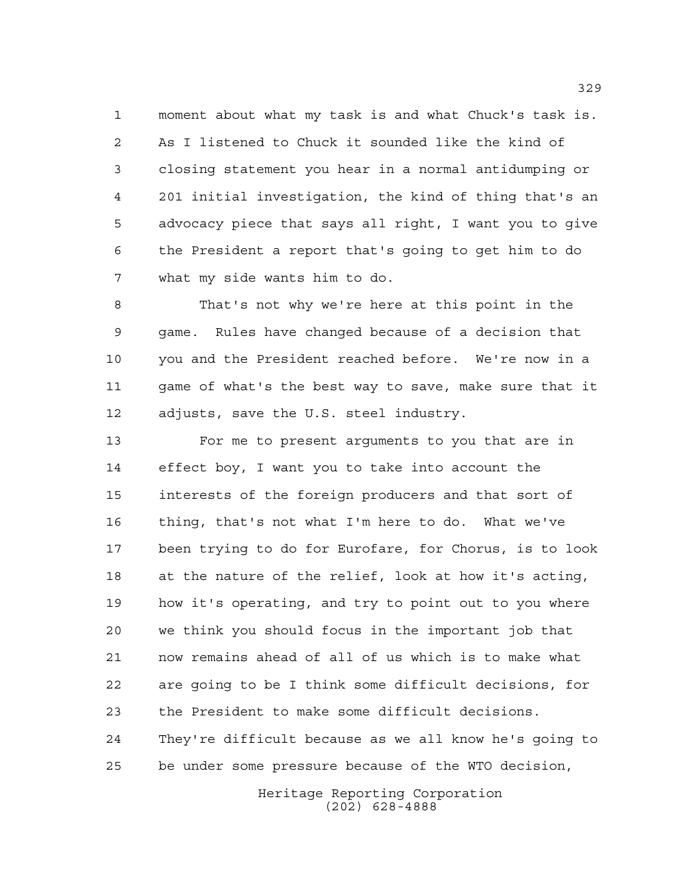moment about what my task is and what Chuck's task is. As I listened to Chuck it sounded like the kind of closing statement you hear in a normal antidumping or 201 initial investigation, the kind of thing that's an advocacy piece that says all right, I want you to give the President a report that's going to get him to do what my side wants him to do.

That's not why we're here at this point in the game. Rules have changed because of a decision that you and the President reached before. We're now in a game of what's the best way to save, make sure that it adjusts, save the U.S. steel industry.

For me to present arguments to you that are in effect boy, I want you to take into account the interests of the foreign producers and that sort of thing, that's not what I'm here to do. What we've been trying to do for Eurofare, for Chorus, is to look at the nature of the relief, look at how it's acting, how it's operating, and try to point out to you where we think you should focus in the important job that now remains ahead of all of us which is to make what are going to be I think some difficult decisions, for the President to make some difficult decisions. They're difficult because as we all know he's going to be under some pressure because of the WTO decision,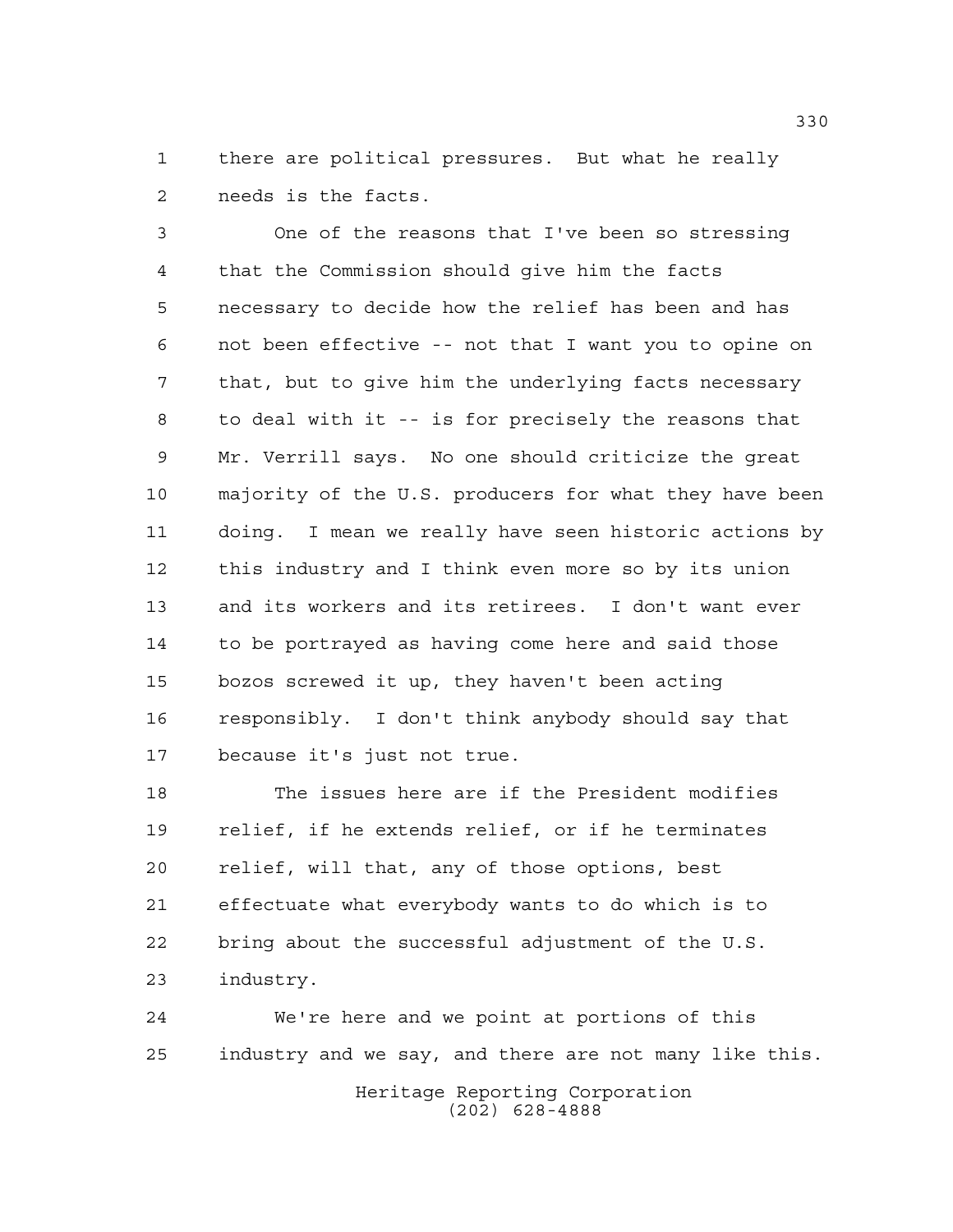there are political pressures. But what he really needs is the facts.

One of the reasons that I've been so stressing that the Commission should give him the facts necessary to decide how the relief has been and has not been effective -- not that I want you to opine on that, but to give him the underlying facts necessary to deal with it -- is for precisely the reasons that Mr. Verrill says. No one should criticize the great majority of the U.S. producers for what they have been doing. I mean we really have seen historic actions by this industry and I think even more so by its union and its workers and its retirees. I don't want ever to be portrayed as having come here and said those bozos screwed it up, they haven't been acting responsibly. I don't think anybody should say that because it's just not true.

The issues here are if the President modifies relief, if he extends relief, or if he terminates relief, will that, any of those options, best effectuate what everybody wants to do which is to bring about the successful adjustment of the U.S. industry.

We're here and we point at portions of this industry and we say, and there are not many like this.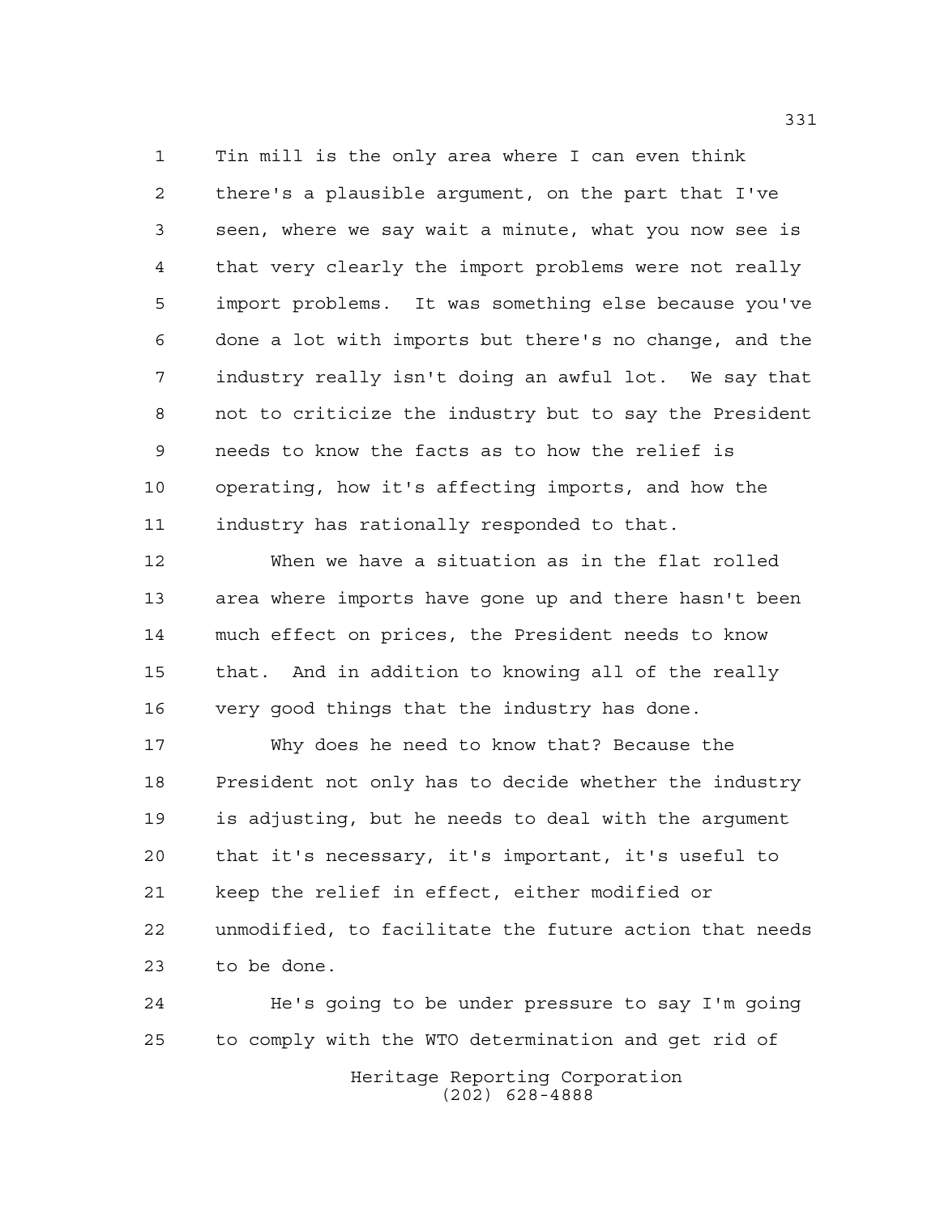Tin mill is the only area where I can even think there's a plausible argument, on the part that I've seen, where we say wait a minute, what you now see is that very clearly the import problems were not really import problems. It was something else because you've done a lot with imports but there's no change, and the industry really isn't doing an awful lot. We say that not to criticize the industry but to say the President needs to know the facts as to how the relief is operating, how it's affecting imports, and how the industry has rationally responded to that.

When we have a situation as in the flat rolled area where imports have gone up and there hasn't been much effect on prices, the President needs to know that. And in addition to knowing all of the really very good things that the industry has done.

Why does he need to know that? Because the President not only has to decide whether the industry is adjusting, but he needs to deal with the argument that it's necessary, it's important, it's useful to keep the relief in effect, either modified or unmodified, to facilitate the future action that needs to be done.

He's going to be under pressure to say I'm going to comply with the WTO determination and get rid of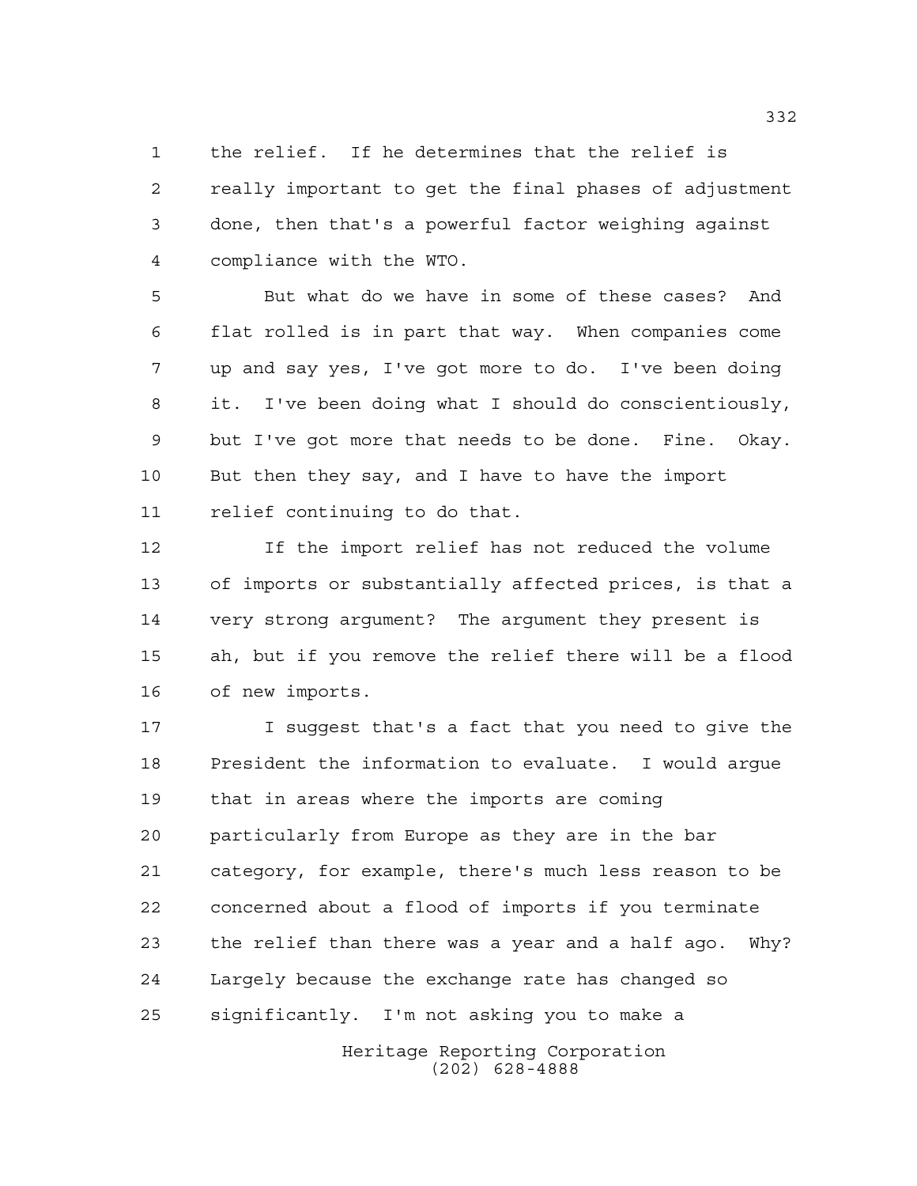the relief. If he determines that the relief is really important to get the final phases of adjustment done, then that's a powerful factor weighing against compliance with the WTO.

But what do we have in some of these cases? And flat rolled is in part that way. When companies come up and say yes, I've got more to do. I've been doing it. I've been doing what I should do conscientiously, but I've got more that needs to be done. Fine. Okay. But then they say, and I have to have the import relief continuing to do that.

If the import relief has not reduced the volume of imports or substantially affected prices, is that a very strong argument? The argument they present is ah, but if you remove the relief there will be a flood of new imports.

I suggest that's a fact that you need to give the President the information to evaluate. I would argue that in areas where the imports are coming particularly from Europe as they are in the bar category, for example, there's much less reason to be concerned about a flood of imports if you terminate the relief than there was a year and a half ago. Why? Largely because the exchange rate has changed so significantly. I'm not asking you to make a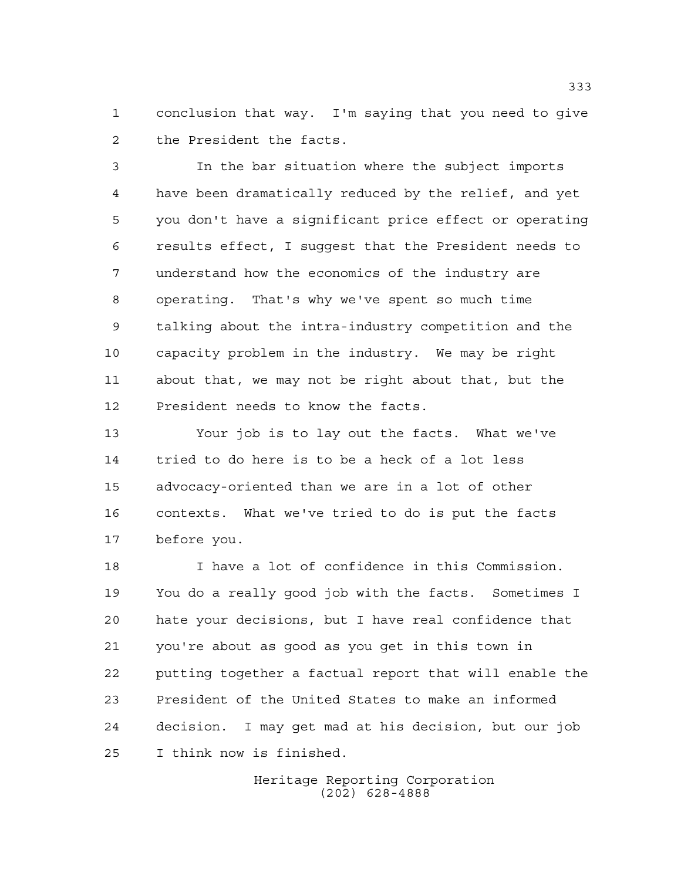conclusion that way. I'm saying that you need to give the President the facts.

In the bar situation where the subject imports have been dramatically reduced by the relief, and yet you don't have a significant price effect or operating results effect, I suggest that the President needs to understand how the economics of the industry are operating. That's why we've spent so much time talking about the intra-industry competition and the capacity problem in the industry. We may be right about that, we may not be right about that, but the President needs to know the facts.

Your job is to lay out the facts. What we've tried to do here is to be a heck of a lot less advocacy-oriented than we are in a lot of other contexts. What we've tried to do is put the facts before you.

I have a lot of confidence in this Commission. You do a really good job with the facts. Sometimes I hate your decisions, but I have real confidence that you're about as good as you get in this town in putting together a factual report that will enable the President of the United States to make an informed decision. I may get mad at his decision, but our job I think now is finished.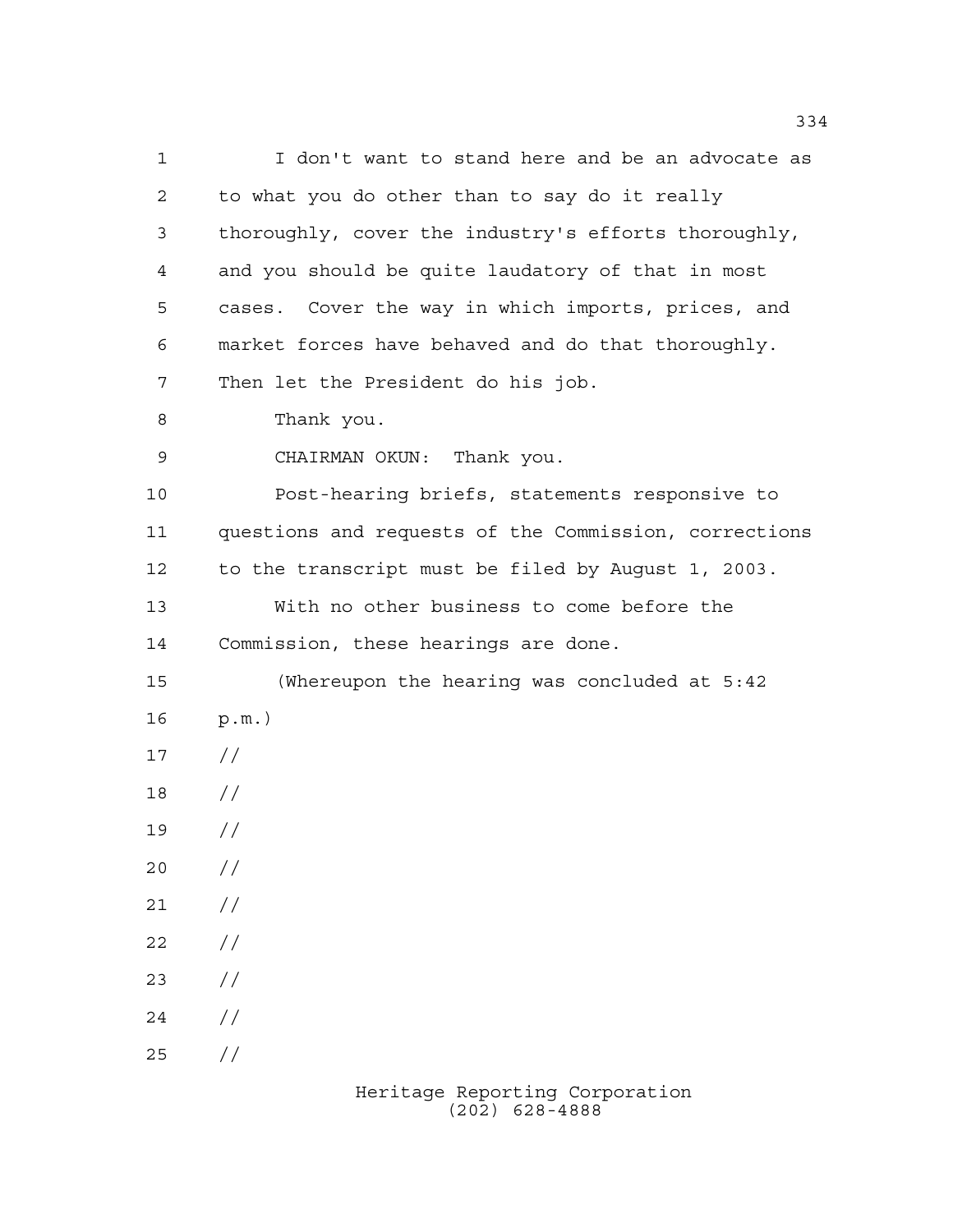I don't want to stand here and be an advocate as to what you do other than to say do it really thoroughly, cover the industry's efforts thoroughly, and you should be quite laudatory of that in most cases. Cover the way in which imports, prices, and market forces have behaved and do that thoroughly. Then let the President do his job.

Thank you.

CHAIRMAN OKUN: Thank you.

Post-hearing briefs, statements responsive to questions and requests of the Commission, corrections to the transcript must be filed by August 1, 2003.

With no other business to come before the Commission, these hearings are done.

(Whereupon the hearing was concluded at 5:42 p.m.)

//

//

//

//

//

//

//

//

//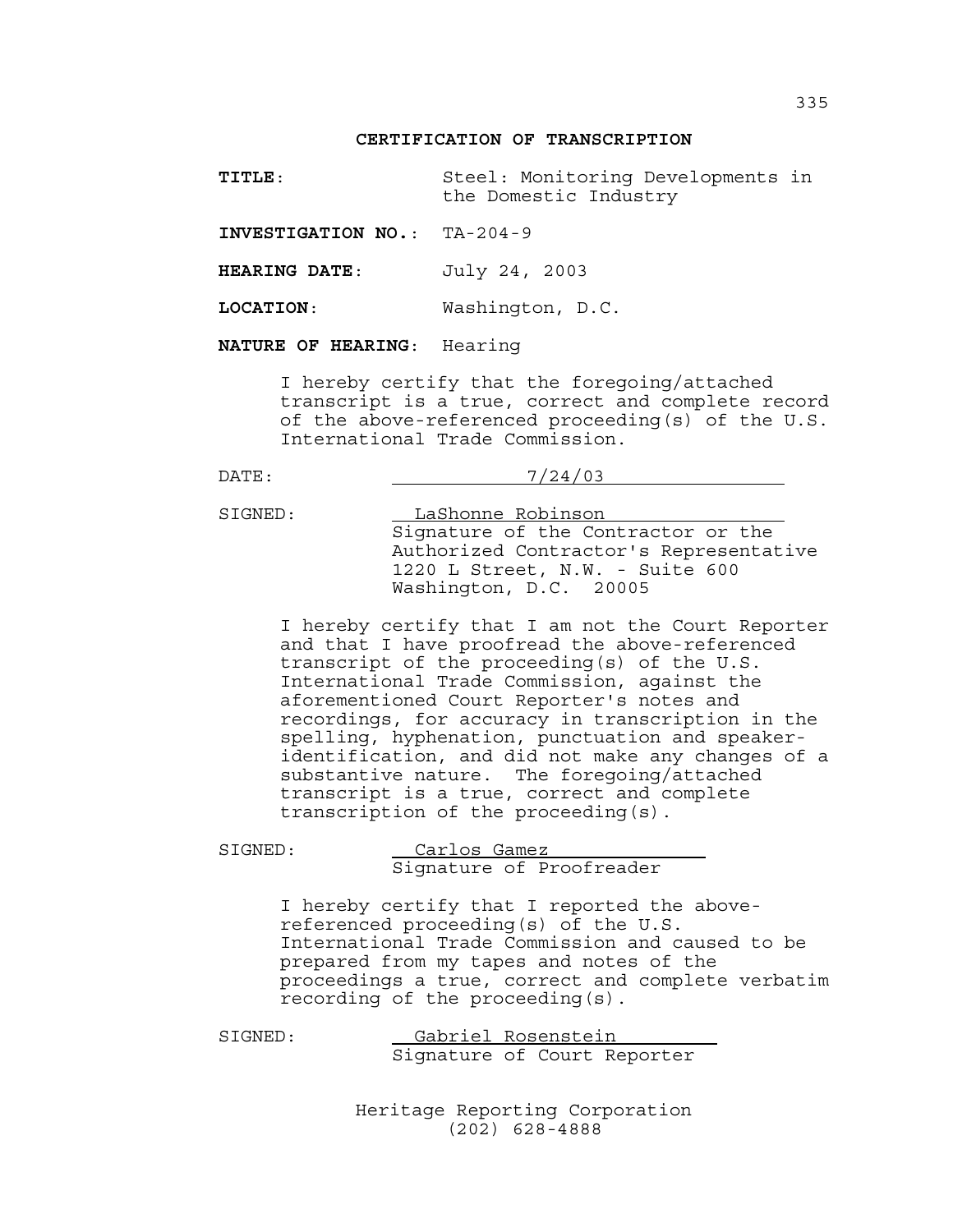## CERTIFICATION OF TRANSCRIPTION

**TITLE**: Steel: Monitoring Developments in the Domestic Industry

**INVESTIGATION NO.**: TA-204-9

**HEARING DATE**: July 24, 2003

**LOCATION**: Washington, D.C.

**NATURE OF HEARING**: Hearing

I hereby certify that the foregoing/attached transcript is a true, correct and complete record of the above-referenced proceeding(s) of the U.S. International Trade Commission.

DATE: 7/24/03

SIGNED: LaShonne Robinson
Signature of the Contractor or the Authorized Contractor's Representative
1220 L Street, N.W. - Suite 600
Washington, D.C. 20005

I hereby certify that I am not the Court Reporter and that I have proofread the above-referenced transcript of the proceeding(s) of the U.S. International Trade Commission, against the aforementioned Court Reporter's notes and recordings, for accuracy in transcription in the spelling, hyphenation, punctuation and speaker-identification, and did not make any changes of a substantive nature. The foregoing/attached transcript is a true, correct and complete transcription of the proceeding(s).

SIGNED: Carlos Gamez
Signature of Proofreader

I hereby certify that I reported the above-referenced proceeding(s) of the U.S. International Trade Commission and caused to be prepared from my tapes and notes of the proceedings a true, correct and complete verbatim recording of the proceeding(s).

SIGNED: Gabriel Rosenstein
Signature of Court Reporter